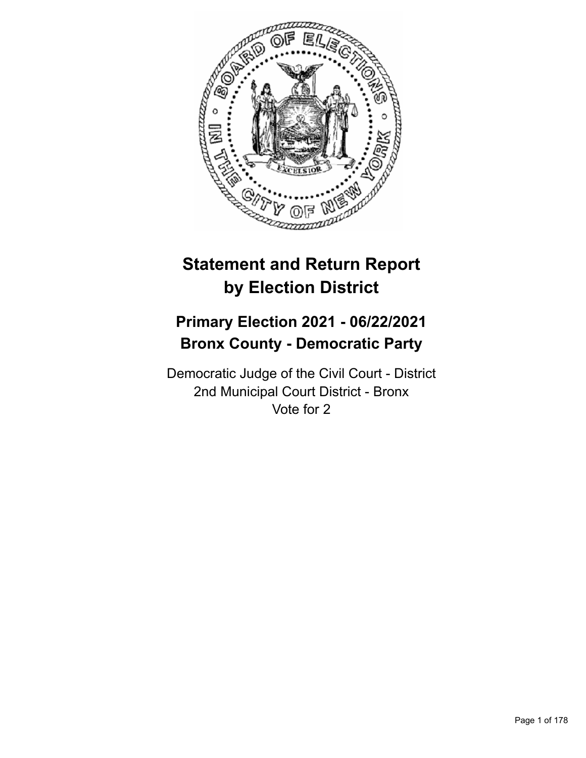# Statement and Return Report by Election District

## Primary Election 2021 - 06/22/2021
## Bronx County - Democratic Party

Democratic Judge of the Civil Court - District
2nd Municipal Court District - Bronx
Vote for 2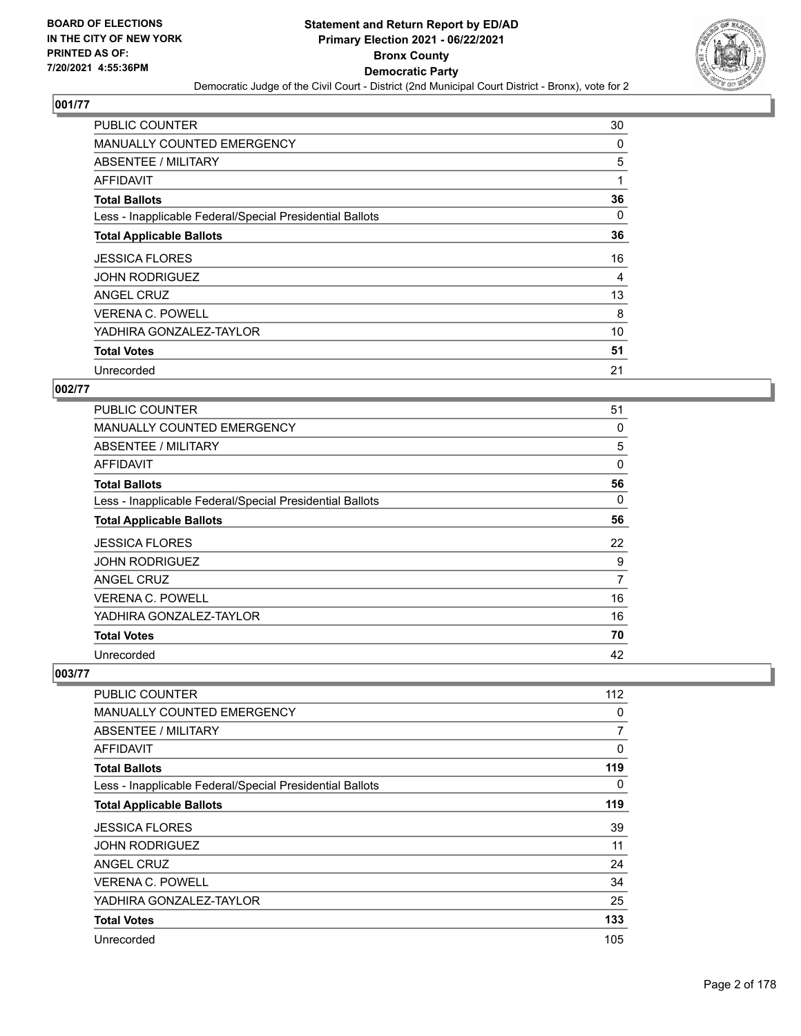BOARD OF ELECTIONS
IN THE CITY OF NEW YORK
PRINTED AS OF:
7/20/2021 4:55:36PM

# Statement and Return Report by ED/AD
## Primary Election 2021 - 06/22/2021
## Bronx County
## Democratic Party
### Democratic Judge of the Civil Court - District (2nd Municipal Court District - Bronx), vote for 2

**001/77**

| | |
|---|---|
| PUBLIC COUNTER | 30 |
| MANUALLY COUNTED EMERGENCY | 0 |
| ABSENTEE / MILITARY | 5 |
| AFFIDAVIT | 1 |
| **Total Ballots** | **36** |
| Less - Inapplicable Federal/Special Presidential Ballots | 0 |
| **Total Applicable Ballots** | **36** |
| JESSICA FLORES | 16 |
| JOHN RODRIGUEZ | 4 |
| ANGEL CRUZ | 13 |
| VERENA C. POWELL | 8 |
| YADHIRA GONZALEZ-TAYLOR | 10 |
| **Total Votes** | **51** |
| Unrecorded | 21 |

**002/77**

| | |
|---|---|
| PUBLIC COUNTER | 51 |
| MANUALLY COUNTED EMERGENCY | 0 |
| ABSENTEE / MILITARY | 5 |
| AFFIDAVIT | 0 |
| **Total Ballots** | **56** |
| Less - Inapplicable Federal/Special Presidential Ballots | 0 |
| **Total Applicable Ballots** | **56** |
| JESSICA FLORES | 22 |
| JOHN RODRIGUEZ | 9 |
| ANGEL CRUZ | 7 |
| VERENA C. POWELL | 16 |
| YADHIRA GONZALEZ-TAYLOR | 16 |
| **Total Votes** | **70** |
| Unrecorded | 42 |

**003/77**

| | |
|---|---|
| PUBLIC COUNTER | 112 |
| MANUALLY COUNTED EMERGENCY | 0 |
| ABSENTEE / MILITARY | 7 |
| AFFIDAVIT | 0 |
| **Total Ballots** | **119** |
| Less - Inapplicable Federal/Special Presidential Ballots | 0 |
| **Total Applicable Ballots** | **119** |
| JESSICA FLORES | 39 |
| JOHN RODRIGUEZ | 11 |
| ANGEL CRUZ | 24 |
| VERENA C. POWELL | 34 |
| YADHIRA GONZALEZ-TAYLOR | 25 |
| **Total Votes** | **133** |
| Unrecorded | 105 |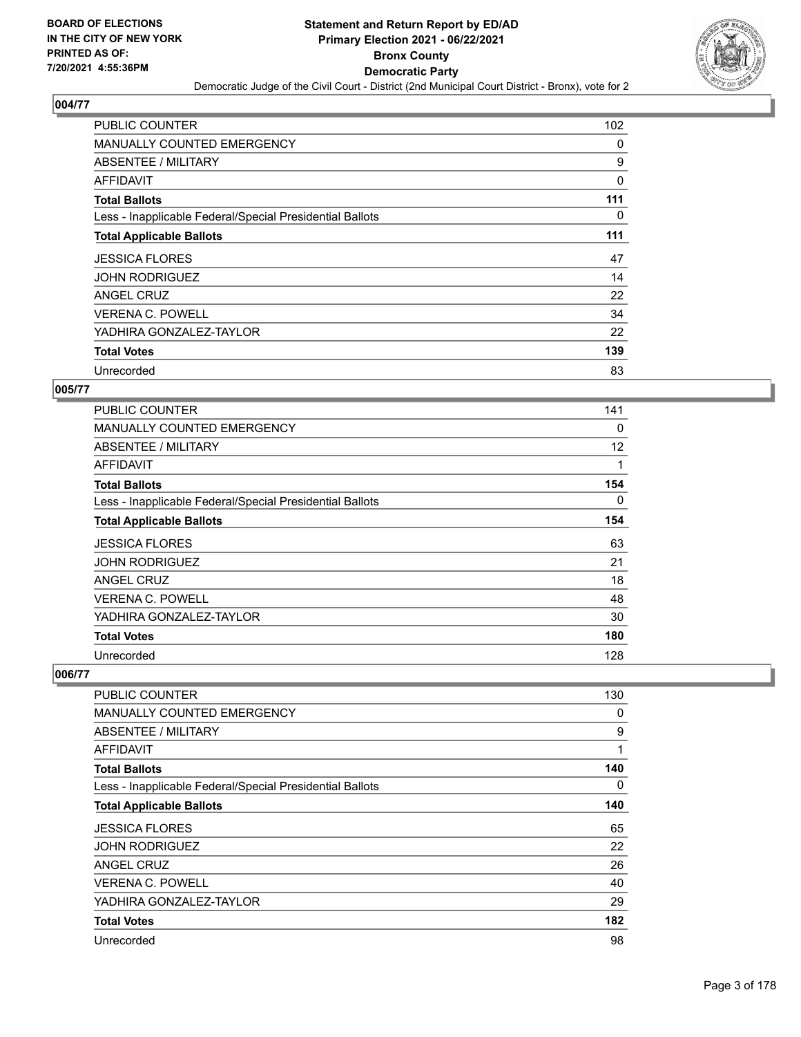## 004/77

| | |
|---|---|
| PUBLIC COUNTER | 102 |
| MANUALLY COUNTED EMERGENCY | 0 |
| ABSENTEE / MILITARY | 9 |
| AFFIDAVIT | 0 |
| **Total Ballots** | **111** |
| Less - Inapplicable Federal/Special Presidential Ballots | 0 |
| **Total Applicable Ballots** | **111** |
| JESSICA FLORES | 47 |
| JOHN RODRIGUEZ | 14 |
| ANGEL CRUZ | 22 |
| VERENA C. POWELL | 34 |
| YADHIRA GONZALEZ-TAYLOR | 22 |
| **Total Votes** | **139** |
| Unrecorded | 83 |

## 005/77

| | |
|---|---|
| PUBLIC COUNTER | 141 |
| MANUALLY COUNTED EMERGENCY | 0 |
| ABSENTEE / MILITARY | 12 |
| AFFIDAVIT | 1 |
| **Total Ballots** | **154** |
| Less - Inapplicable Federal/Special Presidential Ballots | 0 |
| **Total Applicable Ballots** | **154** |
| JESSICA FLORES | 63 |
| JOHN RODRIGUEZ | 21 |
| ANGEL CRUZ | 18 |
| VERENA C. POWELL | 48 |
| YADHIRA GONZALEZ-TAYLOR | 30 |
| **Total Votes** | **180** |
| Unrecorded | 128 |

## 006/77

| | |
|---|---|
| PUBLIC COUNTER | 130 |
| MANUALLY COUNTED EMERGENCY | 0 |
| ABSENTEE / MILITARY | 9 |
| AFFIDAVIT | 1 |
| **Total Ballots** | **140** |
| Less - Inapplicable Federal/Special Presidential Ballots | 0 |
| **Total Applicable Ballots** | **140** |
| JESSICA FLORES | 65 |
| JOHN RODRIGUEZ | 22 |
| ANGEL CRUZ | 26 |
| VERENA C. POWELL | 40 |
| YADHIRA GONZALEZ-TAYLOR | 29 |
| **Total Votes** | **182** |
| Unrecorded | 98 |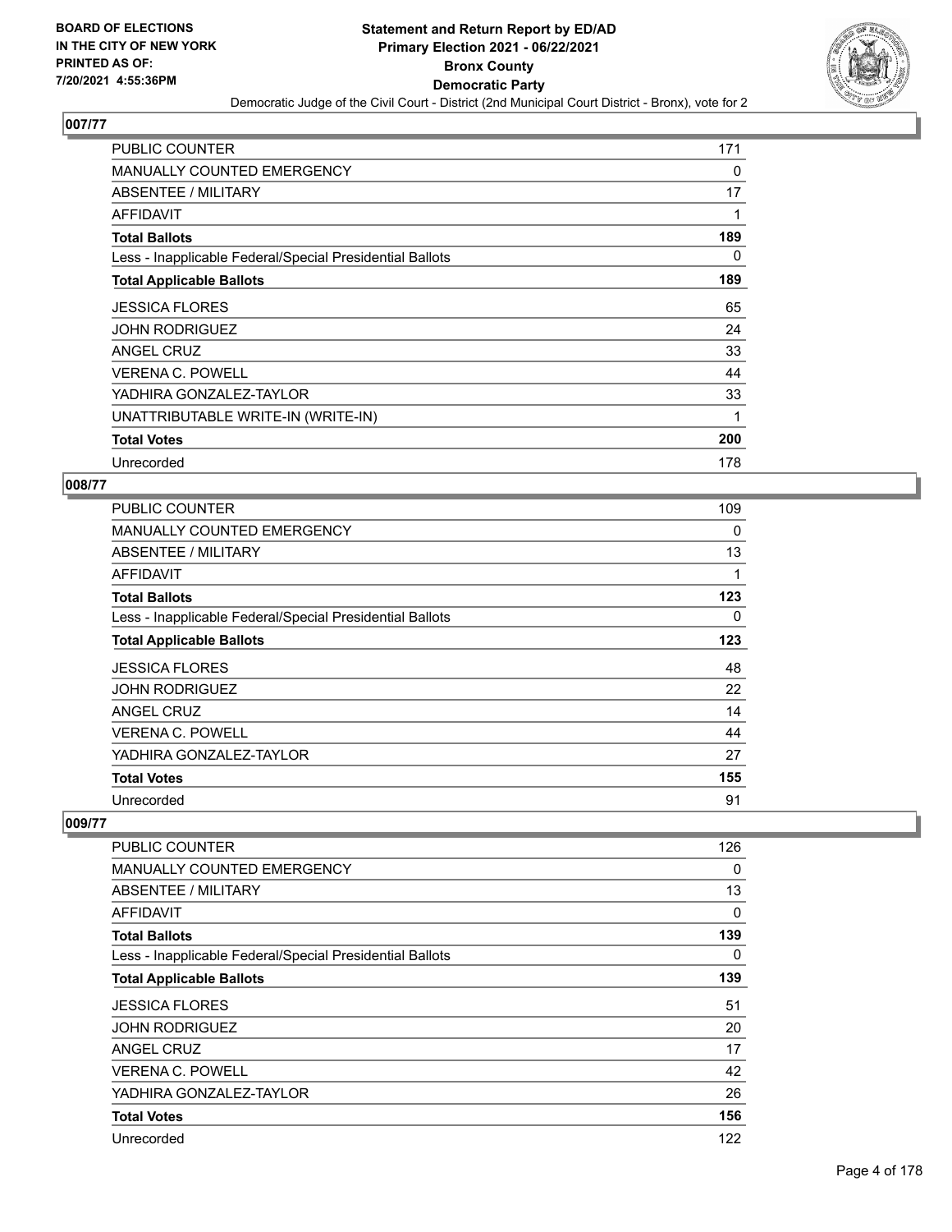# Statement and Return Report by ED/AD
## Primary Election 2021 - 06/22/2021
## Bronx County
## Democratic Party
### Democratic Judge of the Civil Court - District (2nd Municipal Court District - Bronx), vote for 2

BOARD OF ELECTIONS IN THE CITY OF NEW YORK PRINTED AS OF: 7/20/2021 4:55:36PM

### 007/77

| | |
|---|---|
| PUBLIC COUNTER | 171 |
| MANUALLY COUNTED EMERGENCY | 0 |
| ABSENTEE / MILITARY | 17 |
| AFFIDAVIT | 1 |
| **Total Ballots** | **189** |
| Less - Inapplicable Federal/Special Presidential Ballots | 0 |
| **Total Applicable Ballots** | **189** |
| JESSICA FLORES | 65 |
| JOHN RODRIGUEZ | 24 |
| ANGEL CRUZ | 33 |
| VERENA C. POWELL | 44 |
| YADHIRA GONZALEZ-TAYLOR | 33 |
| UNATTRIBUTABLE WRITE-IN (WRITE-IN) | 1 |
| **Total Votes** | **200** |
| Unrecorded | 178 |

### 008/77

| | |
|---|---|
| PUBLIC COUNTER | 109 |
| MANUALLY COUNTED EMERGENCY | 0 |
| ABSENTEE / MILITARY | 13 |
| AFFIDAVIT | 1 |
| **Total Ballots** | **123** |
| Less - Inapplicable Federal/Special Presidential Ballots | 0 |
| **Total Applicable Ballots** | **123** |
| JESSICA FLORES | 48 |
| JOHN RODRIGUEZ | 22 |
| ANGEL CRUZ | 14 |
| VERENA C. POWELL | 44 |
| YADHIRA GONZALEZ-TAYLOR | 27 |
| **Total Votes** | **155** |
| Unrecorded | 91 |

### 009/77

| | |
|---|---|
| PUBLIC COUNTER | 126 |
| MANUALLY COUNTED EMERGENCY | 0 |
| ABSENTEE / MILITARY | 13 |
| AFFIDAVIT | 0 |
| **Total Ballots** | **139** |
| Less - Inapplicable Federal/Special Presidential Ballots | 0 |
| **Total Applicable Ballots** | **139** |
| JESSICA FLORES | 51 |
| JOHN RODRIGUEZ | 20 |
| ANGEL CRUZ | 17 |
| VERENA C. POWELL | 42 |
| YADHIRA GONZALEZ-TAYLOR | 26 |
| **Total Votes** | **156** |
| Unrecorded | 122 |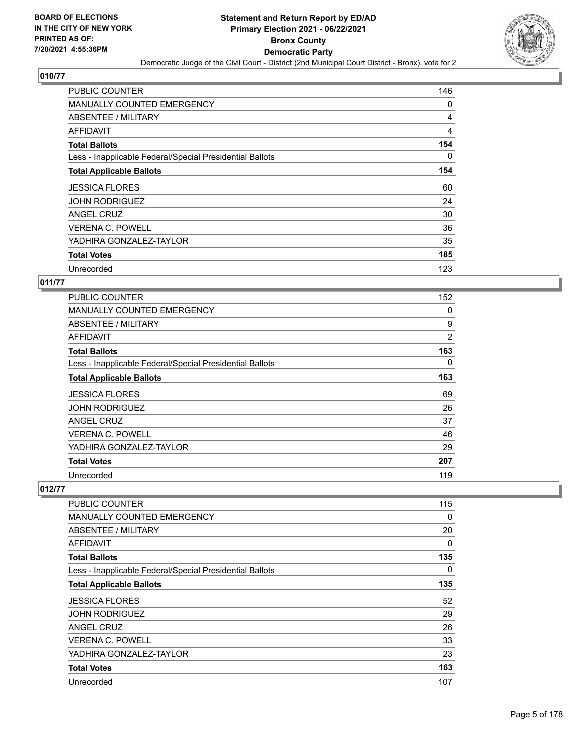BOARD OF ELECTIONS
IN THE CITY OF NEW YORK
PRINTED AS OF:
7/20/2021 4:55:36PM

# Statement and Return Report by ED/AD
## Primary Election 2021 - 06/22/2021
## Bronx County
## Democratic Party

Democratic Judge of the Civil Court - District (2nd Municipal Court District - Bronx), vote for 2

### 010/77

| | |
|---|---|
| PUBLIC COUNTER | 146 |
| MANUALLY COUNTED EMERGENCY | 0 |
| ABSENTEE / MILITARY | 4 |
| AFFIDAVIT | 4 |
| **Total Ballots** | **154** |
| Less - Inapplicable Federal/Special Presidential Ballots | 0 |
| **Total Applicable Ballots** | **154** |
| JESSICA FLORES | 60 |
| JOHN RODRIGUEZ | 24 |
| ANGEL CRUZ | 30 |
| VERENA C. POWELL | 36 |
| YADHIRA GONZALEZ-TAYLOR | 35 |
| **Total Votes** | **185** |
| Unrecorded | 123 |

### 011/77

| | |
|---|---|
| PUBLIC COUNTER | 152 |
| MANUALLY COUNTED EMERGENCY | 0 |
| ABSENTEE / MILITARY | 9 |
| AFFIDAVIT | 2 |
| **Total Ballots** | **163** |
| Less - Inapplicable Federal/Special Presidential Ballots | 0 |
| **Total Applicable Ballots** | **163** |
| JESSICA FLORES | 69 |
| JOHN RODRIGUEZ | 26 |
| ANGEL CRUZ | 37 |
| VERENA C. POWELL | 46 |
| YADHIRA GONZALEZ-TAYLOR | 29 |
| **Total Votes** | **207** |
| Unrecorded | 119 |

### 012/77

| | |
|---|---|
| PUBLIC COUNTER | 115 |
| MANUALLY COUNTED EMERGENCY | 0 |
| ABSENTEE / MILITARY | 20 |
| AFFIDAVIT | 0 |
| **Total Ballots** | **135** |
| Less - Inapplicable Federal/Special Presidential Ballots | 0 |
| **Total Applicable Ballots** | **135** |
| JESSICA FLORES | 52 |
| JOHN RODRIGUEZ | 29 |
| ANGEL CRUZ | 26 |
| VERENA C. POWELL | 33 |
| YADHIRA GONZALEZ-TAYLOR | 23 |
| **Total Votes** | **163** |
| Unrecorded | 107 |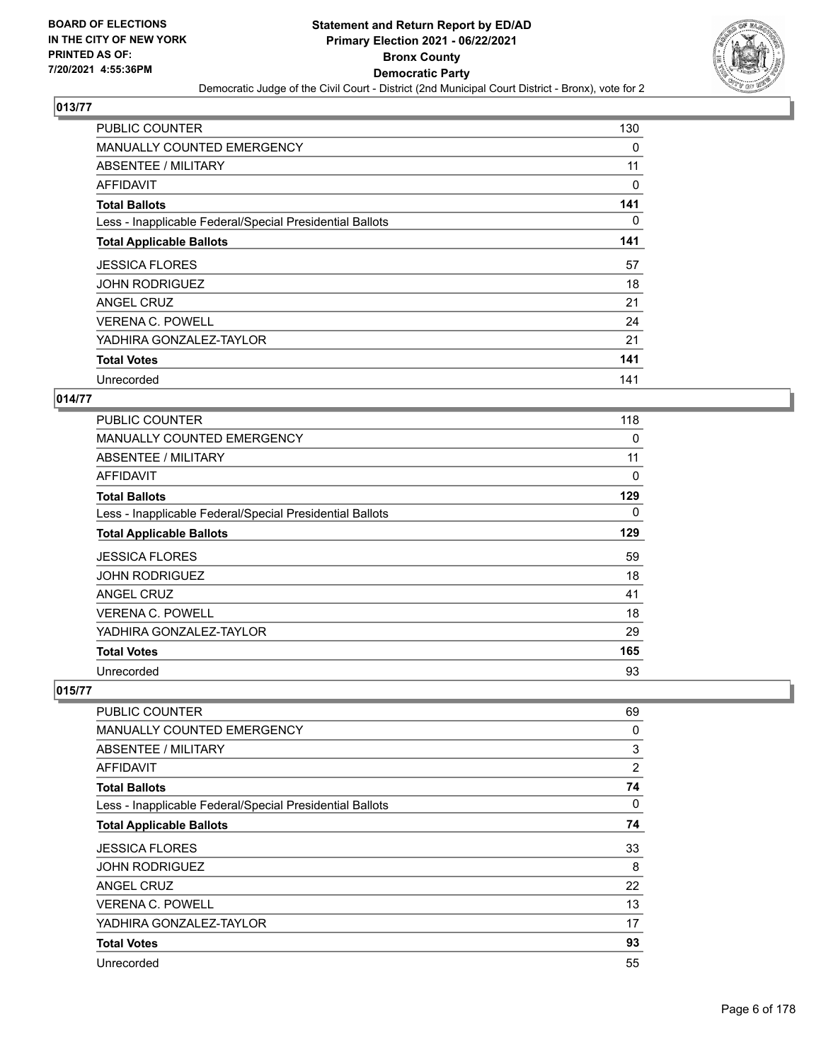## 013/77

| | |
|---|---|
| PUBLIC COUNTER | 130 |
| MANUALLY COUNTED EMERGENCY | 0 |
| ABSENTEE / MILITARY | 11 |
| AFFIDAVIT | 0 |
| **Total Ballots** | **141** |
| Less - Inapplicable Federal/Special Presidential Ballots | 0 |
| **Total Applicable Ballots** | **141** |
| JESSICA FLORES | 57 |
| JOHN RODRIGUEZ | 18 |
| ANGEL CRUZ | 21 |
| VERENA C. POWELL | 24 |
| YADHIRA GONZALEZ-TAYLOR | 21 |
| **Total Votes** | **141** |
| Unrecorded | 141 |

## 014/77

| | |
|---|---|
| PUBLIC COUNTER | 118 |
| MANUALLY COUNTED EMERGENCY | 0 |
| ABSENTEE / MILITARY | 11 |
| AFFIDAVIT | 0 |
| **Total Ballots** | **129** |
| Less - Inapplicable Federal/Special Presidential Ballots | 0 |
| **Total Applicable Ballots** | **129** |
| JESSICA FLORES | 59 |
| JOHN RODRIGUEZ | 18 |
| ANGEL CRUZ | 41 |
| VERENA C. POWELL | 18 |
| YADHIRA GONZALEZ-TAYLOR | 29 |
| **Total Votes** | **165** |
| Unrecorded | 93 |

## 015/77

| | |
|---|---|
| PUBLIC COUNTER | 69 |
| MANUALLY COUNTED EMERGENCY | 0 |
| ABSENTEE / MILITARY | 3 |
| AFFIDAVIT | 2 |
| **Total Ballots** | **74** |
| Less - Inapplicable Federal/Special Presidential Ballots | 0 |
| **Total Applicable Ballots** | **74** |
| JESSICA FLORES | 33 |
| JOHN RODRIGUEZ | 8 |
| ANGEL CRUZ | 22 |
| VERENA C. POWELL | 13 |
| YADHIRA GONZALEZ-TAYLOR | 17 |
| **Total Votes** | **93** |
| Unrecorded | 55 |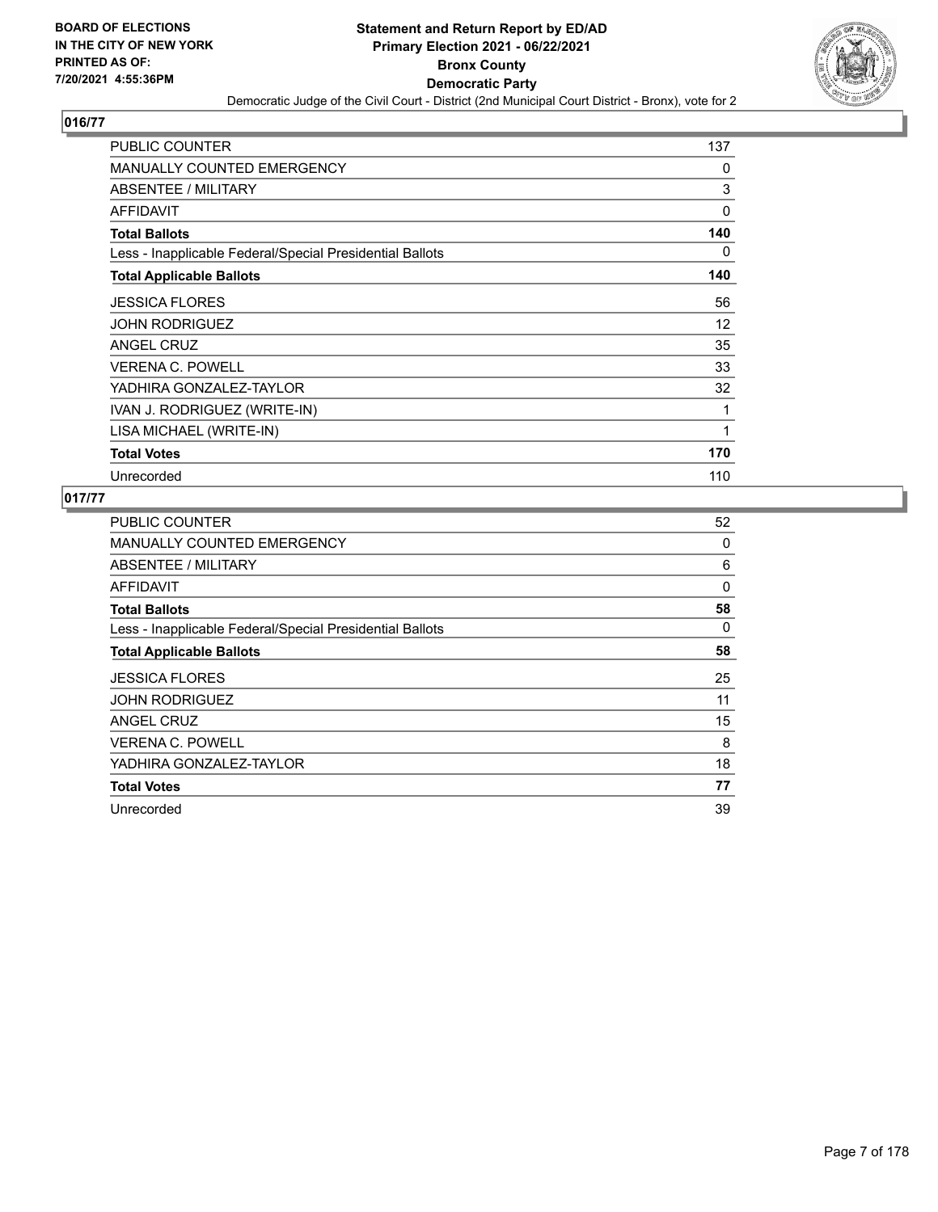**Statement and Return Report by ED/AD**
**Primary Election 2021 - 06/22/2021**
**Bronx County**
**Democratic Party**
Democratic Judge of the Civil Court - District (2nd Municipal Court District - Bronx), vote for 2

BOARD OF ELECTIONS IN THE CITY OF NEW YORK PRINTED AS OF: 7/20/2021 4:55:36PM

## 016/77

| | |
|---|---|
| PUBLIC COUNTER | 137 |
| MANUALLY COUNTED EMERGENCY | 0 |
| ABSENTEE / MILITARY | 3 |
| AFFIDAVIT | 0 |
| **Total Ballots** | **140** |
| Less - Inapplicable Federal/Special Presidential Ballots | 0 |
| **Total Applicable Ballots** | **140** |
| JESSICA FLORES | 56 |
| JOHN RODRIGUEZ | 12 |
| ANGEL CRUZ | 35 |
| VERENA C. POWELL | 33 |
| YADHIRA GONZALEZ-TAYLOR | 32 |
| IVAN J. RODRIGUEZ (WRITE-IN) | 1 |
| LISA MICHAEL (WRITE-IN) | 1 |
| **Total Votes** | **170** |
| Unrecorded | 110 |

## 017/77

| | |
|---|---|
| PUBLIC COUNTER | 52 |
| MANUALLY COUNTED EMERGENCY | 0 |
| ABSENTEE / MILITARY | 6 |
| AFFIDAVIT | 0 |
| **Total Ballots** | **58** |
| Less - Inapplicable Federal/Special Presidential Ballots | 0 |
| **Total Applicable Ballots** | **58** |
| JESSICA FLORES | 25 |
| JOHN RODRIGUEZ | 11 |
| ANGEL CRUZ | 15 |
| VERENA C. POWELL | 8 |
| YADHIRA GONZALEZ-TAYLOR | 18 |
| **Total Votes** | **77** |
| Unrecorded | 39 |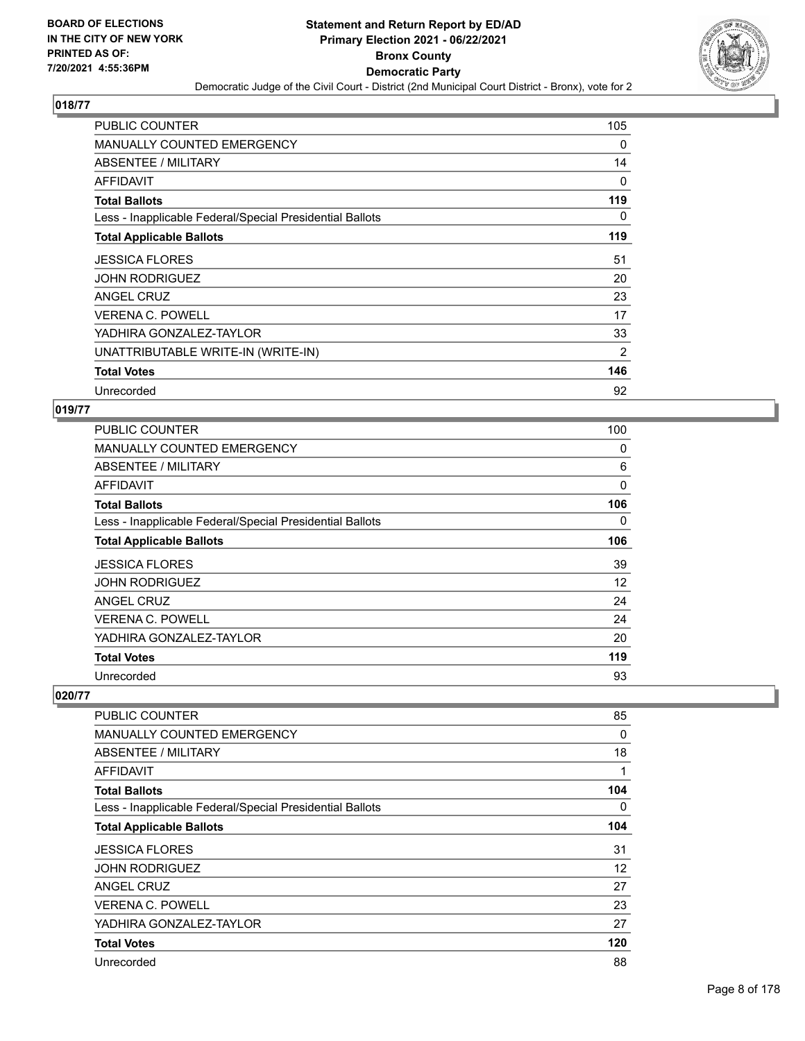**BOARD OF ELECTIONS IN THE CITY OF NEW YORK PRINTED AS OF: 7/20/2021 4:55:36PM**

# Statement and Return Report by ED/AD
## Primary Election 2021 - 06/22/2021
## Bronx County
## Democratic Party
### Democratic Judge of the Civil Court - District (2nd Municipal Court District - Bronx), vote for 2

### 018/77

| | |
|---|---|
| PUBLIC COUNTER | 105 |
| MANUALLY COUNTED EMERGENCY | 0 |
| ABSENTEE / MILITARY | 14 |
| AFFIDAVIT | 0 |
| **Total Ballots** | **119** |
| Less - Inapplicable Federal/Special Presidential Ballots | 0 |
| **Total Applicable Ballots** | **119** |
| JESSICA FLORES | 51 |
| JOHN RODRIGUEZ | 20 |
| ANGEL CRUZ | 23 |
| VERENA C. POWELL | 17 |
| YADHIRA GONZALEZ-TAYLOR | 33 |
| UNATTRIBUTABLE WRITE-IN (WRITE-IN) | 2 |
| **Total Votes** | **146** |
| Unrecorded | 92 |

### 019/77

| | |
|---|---|
| PUBLIC COUNTER | 100 |
| MANUALLY COUNTED EMERGENCY | 0 |
| ABSENTEE / MILITARY | 6 |
| AFFIDAVIT | 0 |
| **Total Ballots** | **106** |
| Less - Inapplicable Federal/Special Presidential Ballots | 0 |
| **Total Applicable Ballots** | **106** |
| JESSICA FLORES | 39 |
| JOHN RODRIGUEZ | 12 |
| ANGEL CRUZ | 24 |
| VERENA C. POWELL | 24 |
| YADHIRA GONZALEZ-TAYLOR | 20 |
| **Total Votes** | **119** |
| Unrecorded | 93 |

### 020/77

| | |
|---|---|
| PUBLIC COUNTER | 85 |
| MANUALLY COUNTED EMERGENCY | 0 |
| ABSENTEE / MILITARY | 18 |
| AFFIDAVIT | 1 |
| **Total Ballots** | **104** |
| Less - Inapplicable Federal/Special Presidential Ballots | 0 |
| **Total Applicable Ballots** | **104** |
| JESSICA FLORES | 31 |
| JOHN RODRIGUEZ | 12 |
| ANGEL CRUZ | 27 |
| VERENA C. POWELL | 23 |
| YADHIRA GONZALEZ-TAYLOR | 27 |
| **Total Votes** | **120** |
| Unrecorded | 88 |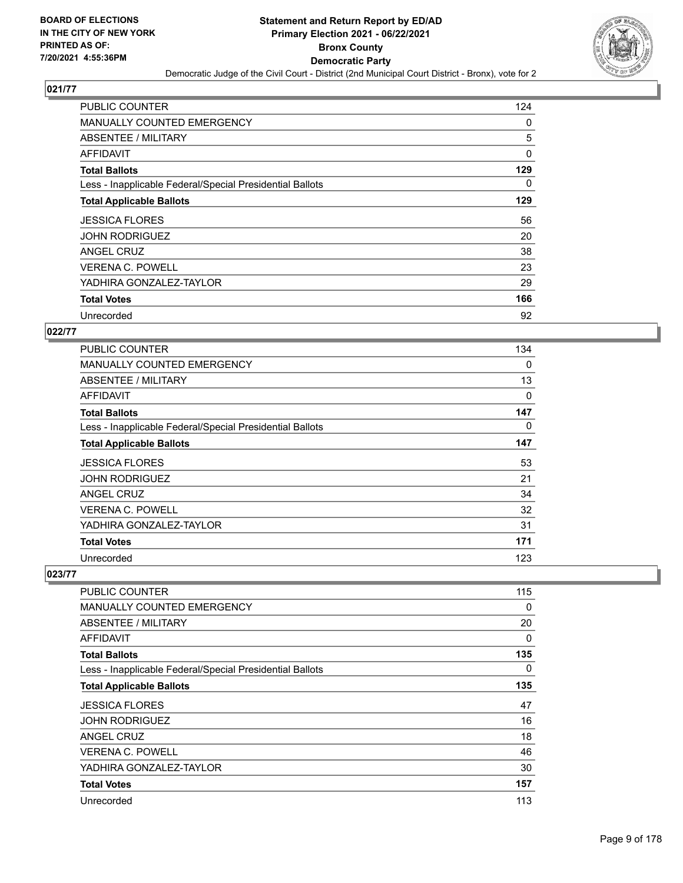## 021/77

| | |
|---|---|
| PUBLIC COUNTER | 124 |
| MANUALLY COUNTED EMERGENCY | 0 |
| ABSENTEE / MILITARY | 5 |
| AFFIDAVIT | 0 |
| **Total Ballots** | **129** |
| Less - Inapplicable Federal/Special Presidential Ballots | 0 |
| **Total Applicable Ballots** | **129** |
| JESSICA FLORES | 56 |
| JOHN RODRIGUEZ | 20 |
| ANGEL CRUZ | 38 |
| VERENA C. POWELL | 23 |
| YADHIRA GONZALEZ-TAYLOR | 29 |
| **Total Votes** | **166** |
| Unrecorded | 92 |

## 022/77

| | |
|---|---|
| PUBLIC COUNTER | 134 |
| MANUALLY COUNTED EMERGENCY | 0 |
| ABSENTEE / MILITARY | 13 |
| AFFIDAVIT | 0 |
| **Total Ballots** | **147** |
| Less - Inapplicable Federal/Special Presidential Ballots | 0 |
| **Total Applicable Ballots** | **147** |
| JESSICA FLORES | 53 |
| JOHN RODRIGUEZ | 21 |
| ANGEL CRUZ | 34 |
| VERENA C. POWELL | 32 |
| YADHIRA GONZALEZ-TAYLOR | 31 |
| **Total Votes** | **171** |
| Unrecorded | 123 |

## 023/77

| | |
|---|---|
| PUBLIC COUNTER | 115 |
| MANUALLY COUNTED EMERGENCY | 0 |
| ABSENTEE / MILITARY | 20 |
| AFFIDAVIT | 0 |
| **Total Ballots** | **135** |
| Less - Inapplicable Federal/Special Presidential Ballots | 0 |
| **Total Applicable Ballots** | **135** |
| JESSICA FLORES | 47 |
| JOHN RODRIGUEZ | 16 |
| ANGEL CRUZ | 18 |
| VERENA C. POWELL | 46 |
| YADHIRA GONZALEZ-TAYLOR | 30 |
| **Total Votes** | **157** |
| Unrecorded | 113 |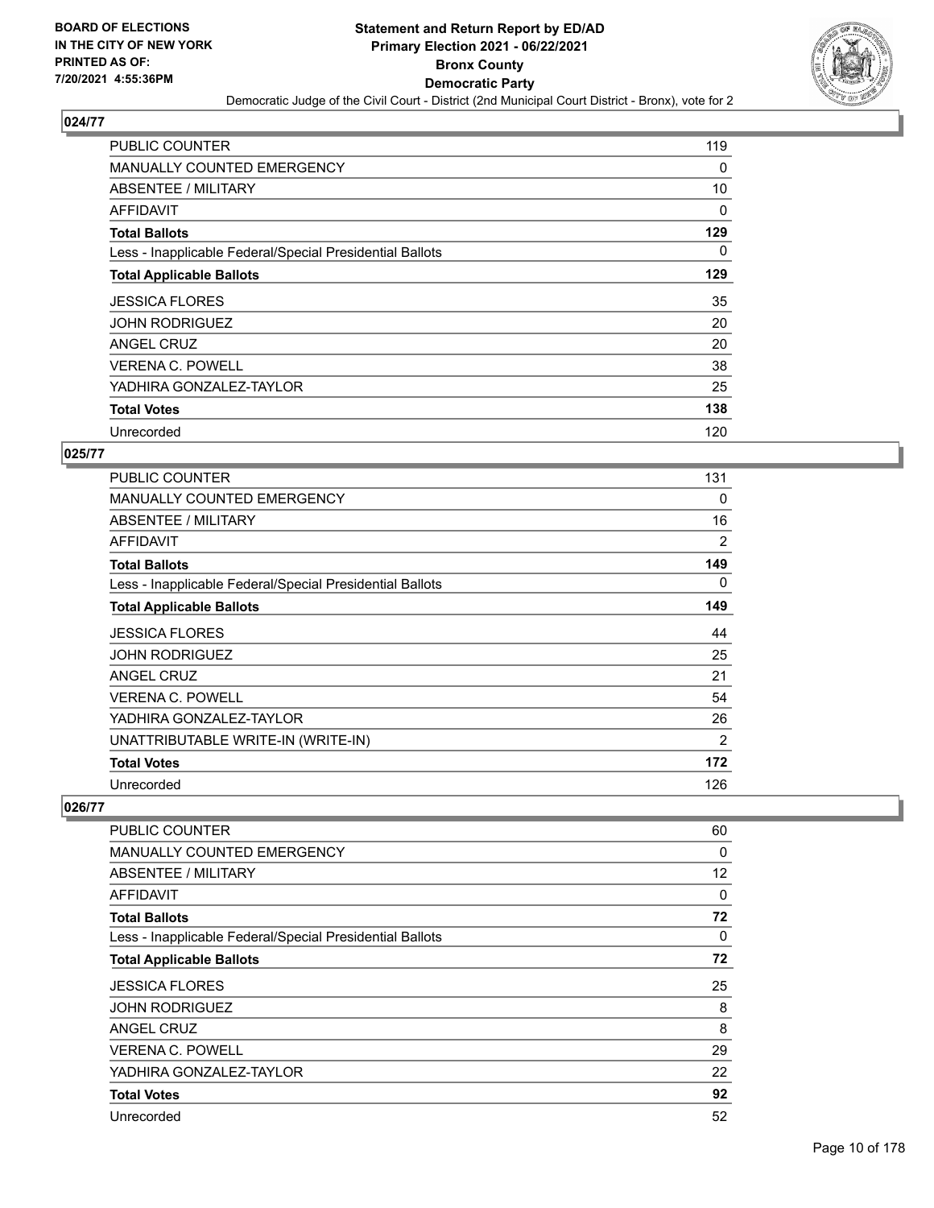**BOARD OF ELECTIONS IN THE CITY OF NEW YORK PRINTED AS OF: 7/20/2021 4:55:36PM**

# Statement and Return Report by ED/AD
## Primary Election 2021 - 06/22/2021
## Bronx County
## Democratic Party
### Democratic Judge of the Civil Court - District (2nd Municipal Court District - Bronx), vote for 2

**024/77**

| | |
|---|---|
| PUBLIC COUNTER | 119 |
| MANUALLY COUNTED EMERGENCY | 0 |
| ABSENTEE / MILITARY | 10 |
| AFFIDAVIT | 0 |
| **Total Ballots** | **129** |
| Less - Inapplicable Federal/Special Presidential Ballots | 0 |
| **Total Applicable Ballots** | **129** |
| JESSICA FLORES | 35 |
| JOHN RODRIGUEZ | 20 |
| ANGEL CRUZ | 20 |
| VERENA C. POWELL | 38 |
| YADHIRA GONZALEZ-TAYLOR | 25 |
| **Total Votes** | **138** |
| Unrecorded | 120 |

**025/77**

| | |
|---|---|
| PUBLIC COUNTER | 131 |
| MANUALLY COUNTED EMERGENCY | 0 |
| ABSENTEE / MILITARY | 16 |
| AFFIDAVIT | 2 |
| **Total Ballots** | **149** |
| Less - Inapplicable Federal/Special Presidential Ballots | 0 |
| **Total Applicable Ballots** | **149** |
| JESSICA FLORES | 44 |
| JOHN RODRIGUEZ | 25 |
| ANGEL CRUZ | 21 |
| VERENA C. POWELL | 54 |
| YADHIRA GONZALEZ-TAYLOR | 26 |
| UNATTRIBUTABLE WRITE-IN (WRITE-IN) | 2 |
| **Total Votes** | **172** |
| Unrecorded | 126 |

**026/77**

| | |
|---|---|
| PUBLIC COUNTER | 60 |
| MANUALLY COUNTED EMERGENCY | 0 |
| ABSENTEE / MILITARY | 12 |
| AFFIDAVIT | 0 |
| **Total Ballots** | **72** |
| Less - Inapplicable Federal/Special Presidential Ballots | 0 |
| **Total Applicable Ballots** | **72** |
| JESSICA FLORES | 25 |
| JOHN RODRIGUEZ | 8 |
| ANGEL CRUZ | 8 |
| VERENA C. POWELL | 29 |
| YADHIRA GONZALEZ-TAYLOR | 22 |
| **Total Votes** | **92** |
| Unrecorded | 52 |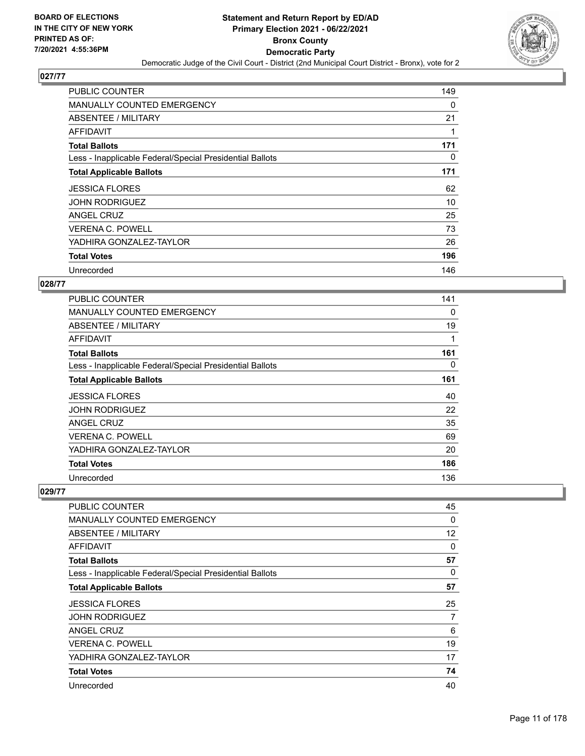# Statement and Return Report by ED/AD
## Primary Election 2021 - 06/22/2021
## Bronx County
## Democratic Party
### Democratic Judge of the Civil Court - District (2nd Municipal Court District - Bronx), vote for 2

BOARD OF ELECTIONS IN THE CITY OF NEW YORK
PRINTED AS OF: 7/20/2021 4:55:36PM

### 027/77

| | |
|---|---|
| PUBLIC COUNTER | 149 |
| MANUALLY COUNTED EMERGENCY | 0 |
| ABSENTEE / MILITARY | 21 |
| AFFIDAVIT | 1 |
| **Total Ballots** | **171** |
| Less - Inapplicable Federal/Special Presidential Ballots | 0 |
| **Total Applicable Ballots** | **171** |
| JESSICA FLORES | 62 |
| JOHN RODRIGUEZ | 10 |
| ANGEL CRUZ | 25 |
| VERENA C. POWELL | 73 |
| YADHIRA GONZALEZ-TAYLOR | 26 |
| **Total Votes** | **196** |
| Unrecorded | 146 |

### 028/77

| | |
|---|---|
| PUBLIC COUNTER | 141 |
| MANUALLY COUNTED EMERGENCY | 0 |
| ABSENTEE / MILITARY | 19 |
| AFFIDAVIT | 1 |
| **Total Ballots** | **161** |
| Less - Inapplicable Federal/Special Presidential Ballots | 0 |
| **Total Applicable Ballots** | **161** |
| JESSICA FLORES | 40 |
| JOHN RODRIGUEZ | 22 |
| ANGEL CRUZ | 35 |
| VERENA C. POWELL | 69 |
| YADHIRA GONZALEZ-TAYLOR | 20 |
| **Total Votes** | **186** |
| Unrecorded | 136 |

### 029/77

| | |
|---|---|
| PUBLIC COUNTER | 45 |
| MANUALLY COUNTED EMERGENCY | 0 |
| ABSENTEE / MILITARY | 12 |
| AFFIDAVIT | 0 |
| **Total Ballots** | **57** |
| Less - Inapplicable Federal/Special Presidential Ballots | 0 |
| **Total Applicable Ballots** | **57** |
| JESSICA FLORES | 25 |
| JOHN RODRIGUEZ | 7 |
| ANGEL CRUZ | 6 |
| VERENA C. POWELL | 19 |
| YADHIRA GONZALEZ-TAYLOR | 17 |
| **Total Votes** | **74** |
| Unrecorded | 40 |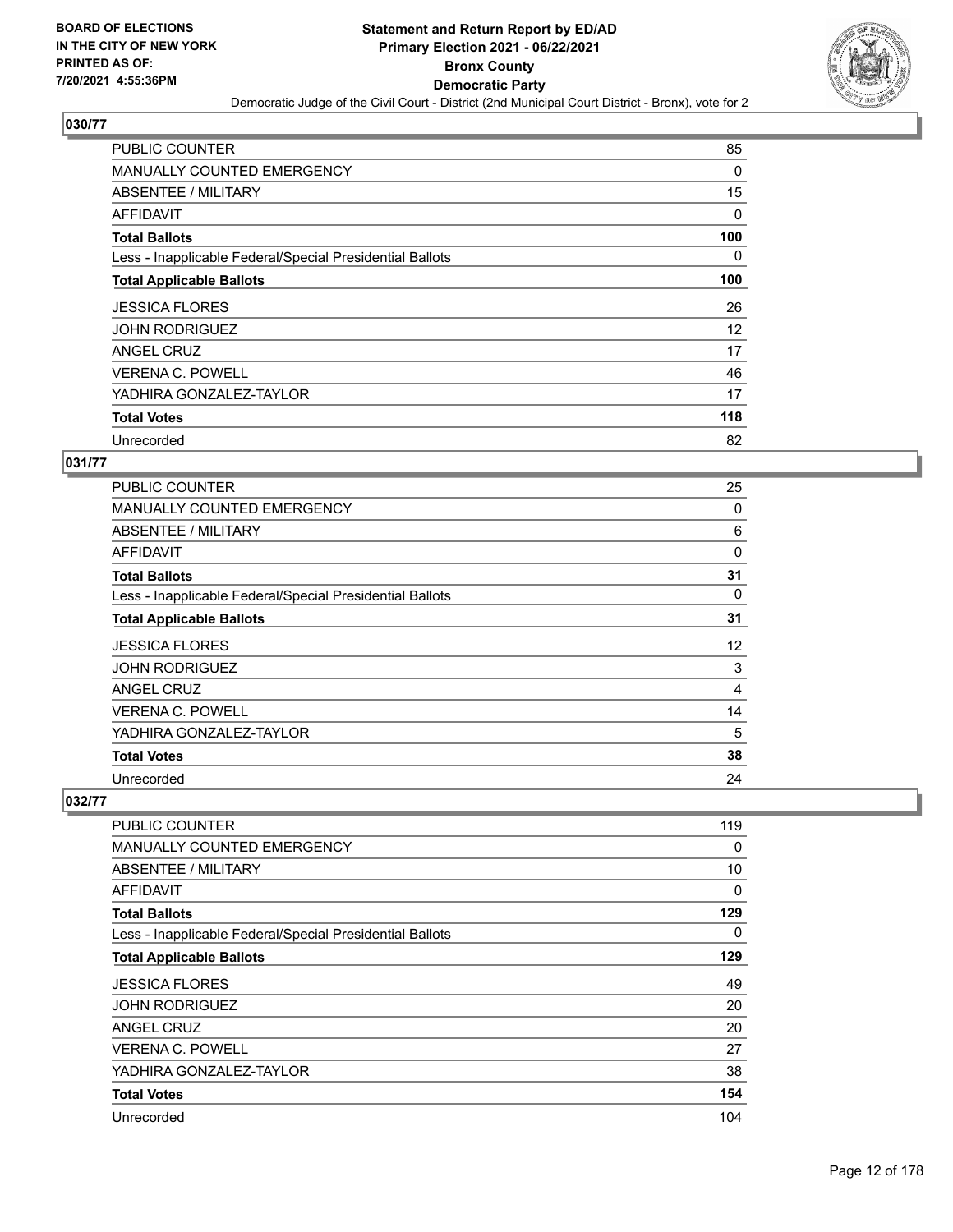## 030/77

| | |
|---|---|
| PUBLIC COUNTER | 85 |
| MANUALLY COUNTED EMERGENCY | 0 |
| ABSENTEE / MILITARY | 15 |
| AFFIDAVIT | 0 |
| **Total Ballots** | **100** |
| Less - Inapplicable Federal/Special Presidential Ballots | 0 |
| **Total Applicable Ballots** | **100** |
| JESSICA FLORES | 26 |
| JOHN RODRIGUEZ | 12 |
| ANGEL CRUZ | 17 |
| VERENA C. POWELL | 46 |
| YADHIRA GONZALEZ-TAYLOR | 17 |
| **Total Votes** | **118** |
| Unrecorded | 82 |

## 031/77

| | |
|---|---|
| PUBLIC COUNTER | 25 |
| MANUALLY COUNTED EMERGENCY | 0 |
| ABSENTEE / MILITARY | 6 |
| AFFIDAVIT | 0 |
| **Total Ballots** | **31** |
| Less - Inapplicable Federal/Special Presidential Ballots | 0 |
| **Total Applicable Ballots** | **31** |
| JESSICA FLORES | 12 |
| JOHN RODRIGUEZ | 3 |
| ANGEL CRUZ | 4 |
| VERENA C. POWELL | 14 |
| YADHIRA GONZALEZ-TAYLOR | 5 |
| **Total Votes** | **38** |
| Unrecorded | 24 |

## 032/77

| | |
|---|---|
| PUBLIC COUNTER | 119 |
| MANUALLY COUNTED EMERGENCY | 0 |
| ABSENTEE / MILITARY | 10 |
| AFFIDAVIT | 0 |
| **Total Ballots** | **129** |
| Less - Inapplicable Federal/Special Presidential Ballots | 0 |
| **Total Applicable Ballots** | **129** |
| JESSICA FLORES | 49 |
| JOHN RODRIGUEZ | 20 |
| ANGEL CRUZ | 20 |
| VERENA C. POWELL | 27 |
| YADHIRA GONZALEZ-TAYLOR | 38 |
| **Total Votes** | **154** |
| Unrecorded | 104 |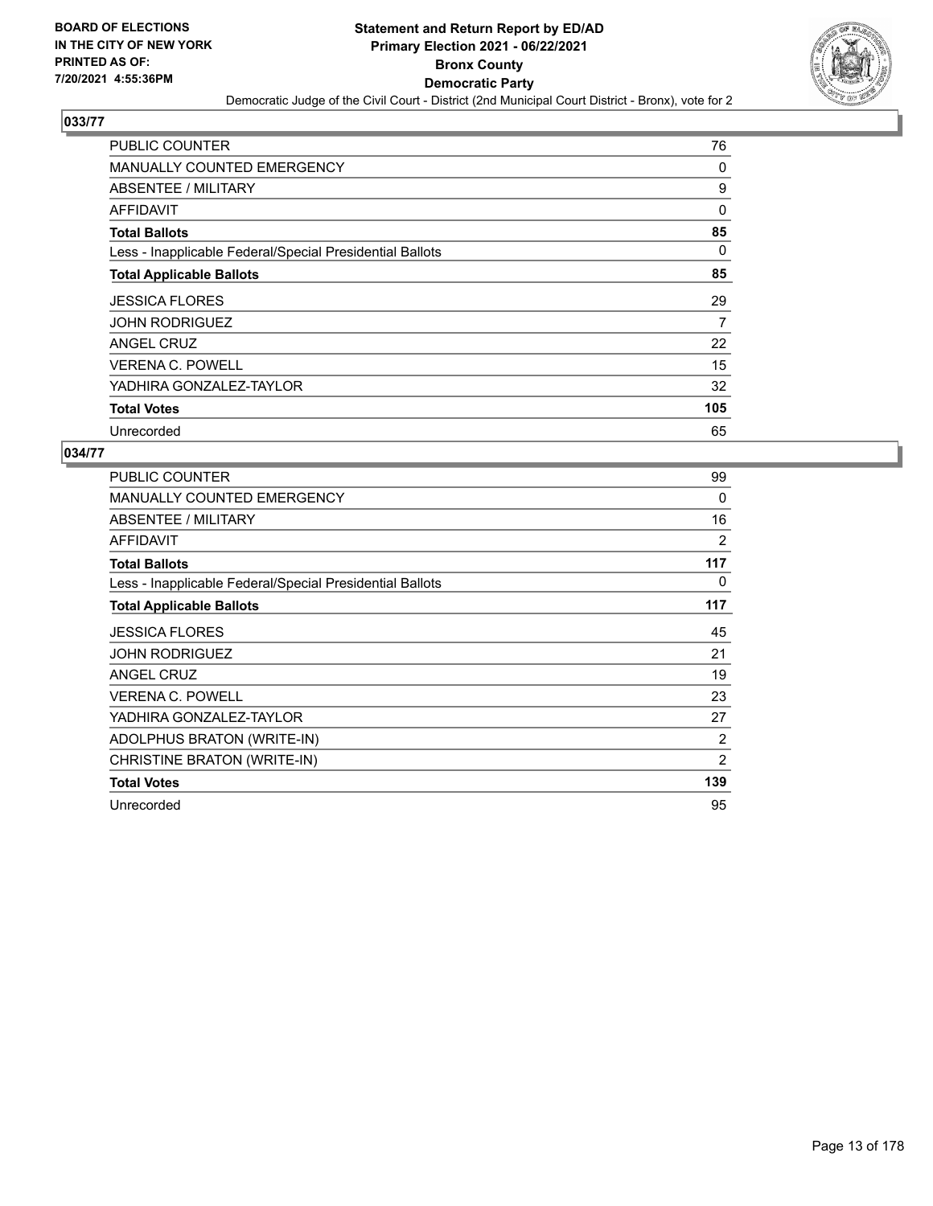## 033/77

| | |
|---|---|
| PUBLIC COUNTER | 76 |
| MANUALLY COUNTED EMERGENCY | 0 |
| ABSENTEE / MILITARY | 9 |
| AFFIDAVIT | 0 |
| **Total Ballots** | **85** |
| Less - Inapplicable Federal/Special Presidential Ballots | 0 |
| **Total Applicable Ballots** | **85** |
| JESSICA FLORES | 29 |
| JOHN RODRIGUEZ | 7 |
| ANGEL CRUZ | 22 |
| VERENA C. POWELL | 15 |
| YADHIRA GONZALEZ-TAYLOR | 32 |
| **Total Votes** | **105** |
| Unrecorded | 65 |

## 034/77

| | |
|---|---|
| PUBLIC COUNTER | 99 |
| MANUALLY COUNTED EMERGENCY | 0 |
| ABSENTEE / MILITARY | 16 |
| AFFIDAVIT | 2 |
| **Total Ballots** | **117** |
| Less - Inapplicable Federal/Special Presidential Ballots | 0 |
| **Total Applicable Ballots** | **117** |
| JESSICA FLORES | 45 |
| JOHN RODRIGUEZ | 21 |
| ANGEL CRUZ | 19 |
| VERENA C. POWELL | 23 |
| YADHIRA GONZALEZ-TAYLOR | 27 |
| ADOLPHUS BRATON (WRITE-IN) | 2 |
| CHRISTINE BRATON (WRITE-IN) | 2 |
| **Total Votes** | **139** |
| Unrecorded | 95 |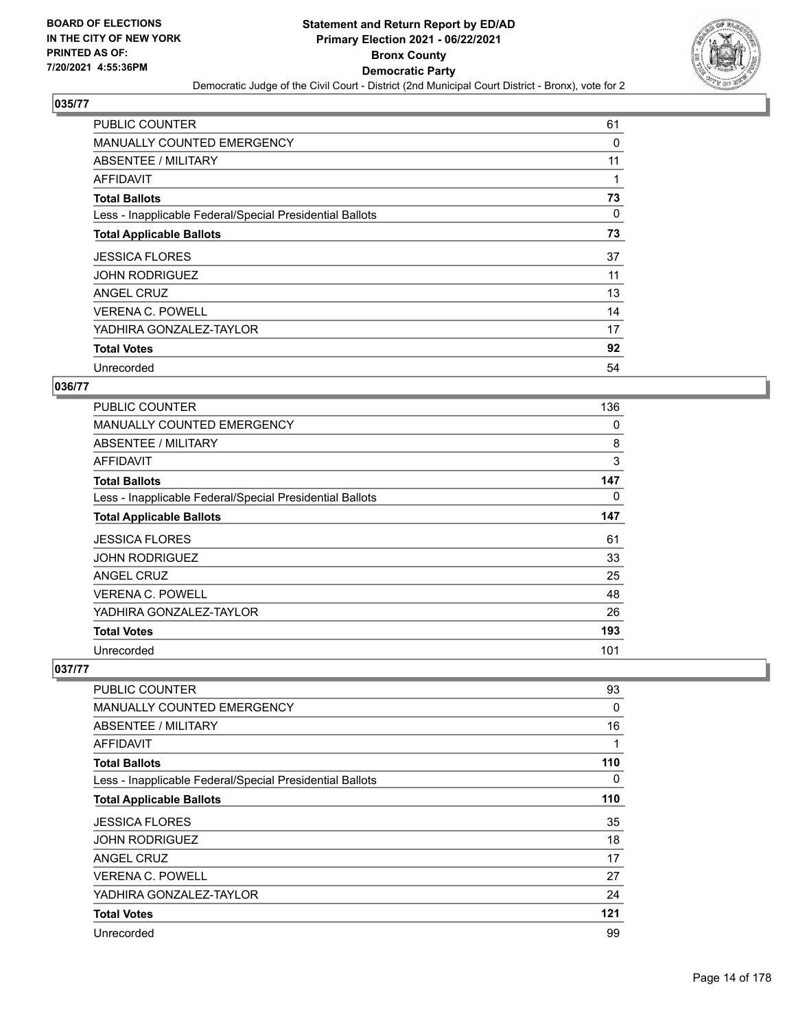## 035/77

| | |
|---|---|
| PUBLIC COUNTER | 61 |
| MANUALLY COUNTED EMERGENCY | 0 |
| ABSENTEE / MILITARY | 11 |
| AFFIDAVIT | 1 |
| **Total Ballots** | **73** |
| Less - Inapplicable Federal/Special Presidential Ballots | 0 |
| **Total Applicable Ballots** | **73** |
| JESSICA FLORES | 37 |
| JOHN RODRIGUEZ | 11 |
| ANGEL CRUZ | 13 |
| VERENA C. POWELL | 14 |
| YADHIRA GONZALEZ-TAYLOR | 17 |
| **Total Votes** | **92** |
| Unrecorded | 54 |

## 036/77

| | |
|---|---|
| PUBLIC COUNTER | 136 |
| MANUALLY COUNTED EMERGENCY | 0 |
| ABSENTEE / MILITARY | 8 |
| AFFIDAVIT | 3 |
| **Total Ballots** | **147** |
| Less - Inapplicable Federal/Special Presidential Ballots | 0 |
| **Total Applicable Ballots** | **147** |
| JESSICA FLORES | 61 |
| JOHN RODRIGUEZ | 33 |
| ANGEL CRUZ | 25 |
| VERENA C. POWELL | 48 |
| YADHIRA GONZALEZ-TAYLOR | 26 |
| **Total Votes** | **193** |
| Unrecorded | 101 |

## 037/77

| | |
|---|---|
| PUBLIC COUNTER | 93 |
| MANUALLY COUNTED EMERGENCY | 0 |
| ABSENTEE / MILITARY | 16 |
| AFFIDAVIT | 1 |
| **Total Ballots** | **110** |
| Less - Inapplicable Federal/Special Presidential Ballots | 0 |
| **Total Applicable Ballots** | **110** |
| JESSICA FLORES | 35 |
| JOHN RODRIGUEZ | 18 |
| ANGEL CRUZ | 17 |
| VERENA C. POWELL | 27 |
| YADHIRA GONZALEZ-TAYLOR | 24 |
| **Total Votes** | **121** |
| Unrecorded | 99 |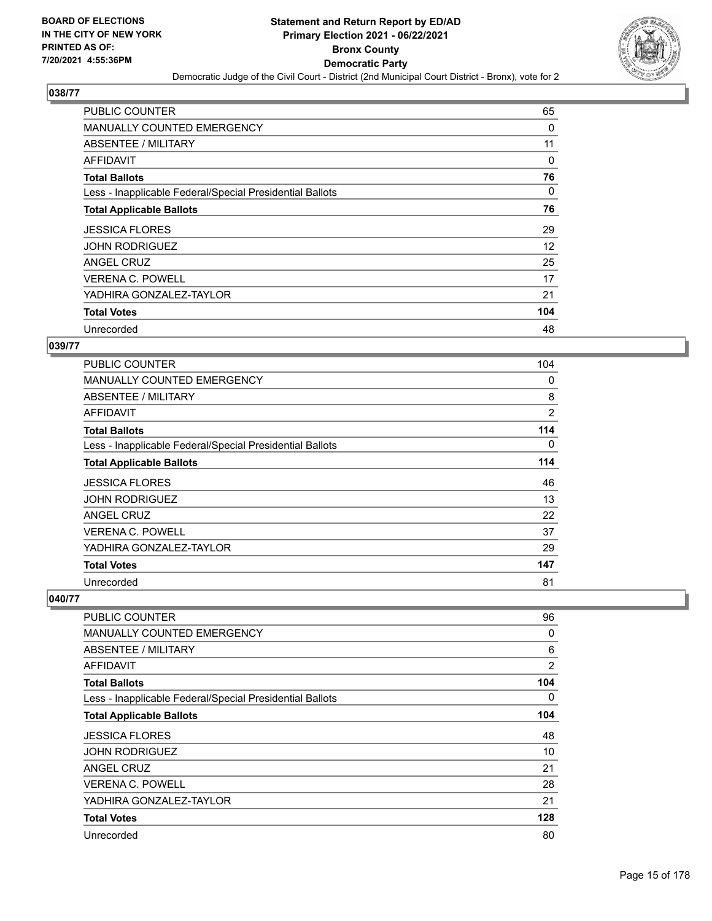## 038/77

| | |
|---|---|
| PUBLIC COUNTER | 65 |
| MANUALLY COUNTED EMERGENCY | 0 |
| ABSENTEE / MILITARY | 11 |
| AFFIDAVIT | 0 |
| **Total Ballots** | **76** |
| Less - Inapplicable Federal/Special Presidential Ballots | 0 |
| **Total Applicable Ballots** | **76** |
| JESSICA FLORES | 29 |
| JOHN RODRIGUEZ | 12 |
| ANGEL CRUZ | 25 |
| VERENA C. POWELL | 17 |
| YADHIRA GONZALEZ-TAYLOR | 21 |
| **Total Votes** | **104** |
| Unrecorded | 48 |

## 039/77

| | |
|---|---|
| PUBLIC COUNTER | 104 |
| MANUALLY COUNTED EMERGENCY | 0 |
| ABSENTEE / MILITARY | 8 |
| AFFIDAVIT | 2 |
| **Total Ballots** | **114** |
| Less - Inapplicable Federal/Special Presidential Ballots | 0 |
| **Total Applicable Ballots** | **114** |
| JESSICA FLORES | 46 |
| JOHN RODRIGUEZ | 13 |
| ANGEL CRUZ | 22 |
| VERENA C. POWELL | 37 |
| YADHIRA GONZALEZ-TAYLOR | 29 |
| **Total Votes** | **147** |
| Unrecorded | 81 |

## 040/77

| | |
|---|---|
| PUBLIC COUNTER | 96 |
| MANUALLY COUNTED EMERGENCY | 0 |
| ABSENTEE / MILITARY | 6 |
| AFFIDAVIT | 2 |
| **Total Ballots** | **104** |
| Less - Inapplicable Federal/Special Presidential Ballots | 0 |
| **Total Applicable Ballots** | **104** |
| JESSICA FLORES | 48 |
| JOHN RODRIGUEZ | 10 |
| ANGEL CRUZ | 21 |
| VERENA C. POWELL | 28 |
| YADHIRA GONZALEZ-TAYLOR | 21 |
| **Total Votes** | **128** |
| Unrecorded | 80 |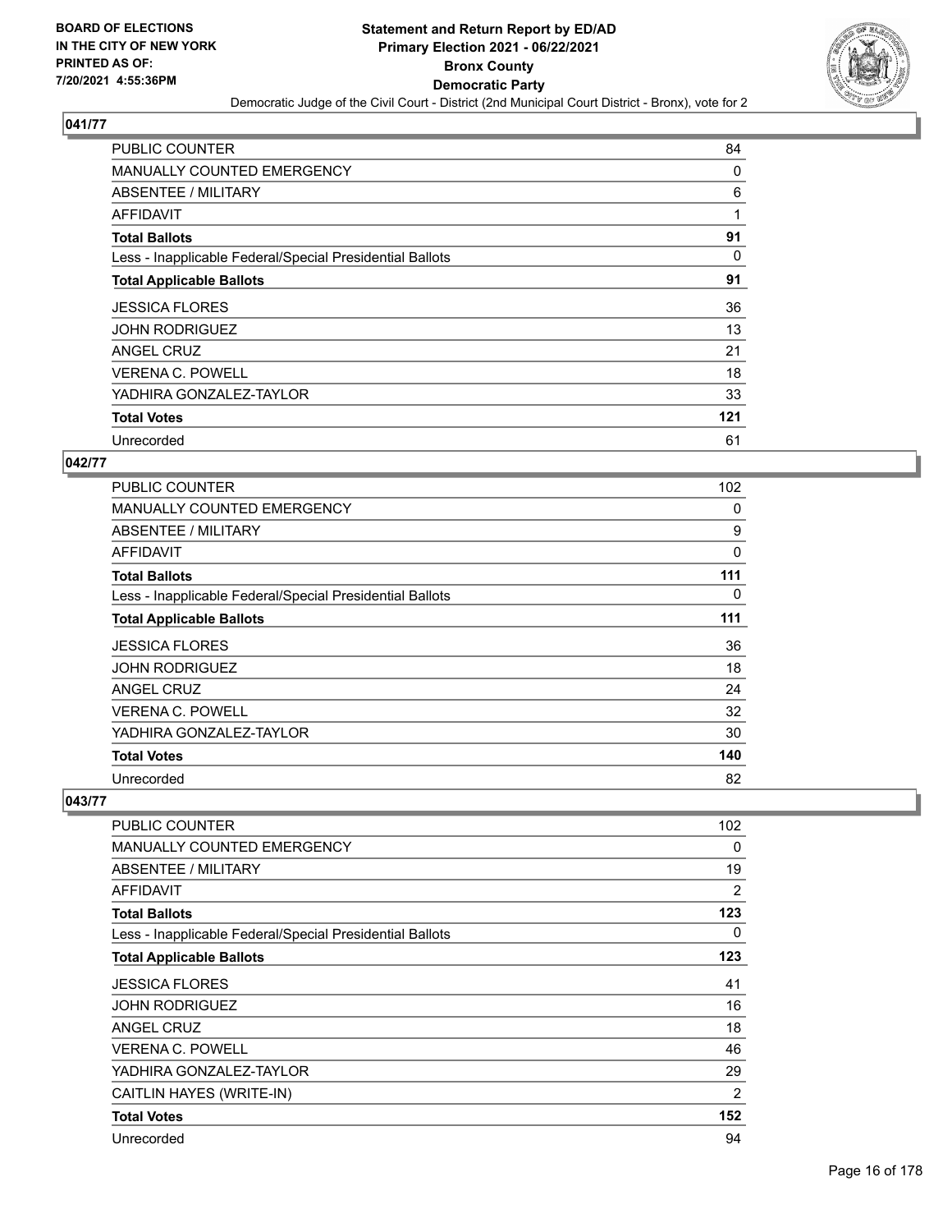## 041/77

| | |
|---|---|
| PUBLIC COUNTER | 84 |
| MANUALLY COUNTED EMERGENCY | 0 |
| ABSENTEE / MILITARY | 6 |
| AFFIDAVIT | 1 |
| **Total Ballots** | **91** |
| Less - Inapplicable Federal/Special Presidential Ballots | 0 |
| **Total Applicable Ballots** | **91** |
| JESSICA FLORES | 36 |
| JOHN RODRIGUEZ | 13 |
| ANGEL CRUZ | 21 |
| VERENA C. POWELL | 18 |
| YADHIRA GONZALEZ-TAYLOR | 33 |
| **Total Votes** | **121** |
| Unrecorded | 61 |

## 042/77

| | |
|---|---|
| PUBLIC COUNTER | 102 |
| MANUALLY COUNTED EMERGENCY | 0 |
| ABSENTEE / MILITARY | 9 |
| AFFIDAVIT | 0 |
| **Total Ballots** | **111** |
| Less - Inapplicable Federal/Special Presidential Ballots | 0 |
| **Total Applicable Ballots** | **111** |
| JESSICA FLORES | 36 |
| JOHN RODRIGUEZ | 18 |
| ANGEL CRUZ | 24 |
| VERENA C. POWELL | 32 |
| YADHIRA GONZALEZ-TAYLOR | 30 |
| **Total Votes** | **140** |
| Unrecorded | 82 |

## 043/77

| | |
|---|---|
| PUBLIC COUNTER | 102 |
| MANUALLY COUNTED EMERGENCY | 0 |
| ABSENTEE / MILITARY | 19 |
| AFFIDAVIT | 2 |
| **Total Ballots** | **123** |
| Less - Inapplicable Federal/Special Presidential Ballots | 0 |
| **Total Applicable Ballots** | **123** |
| JESSICA FLORES | 41 |
| JOHN RODRIGUEZ | 16 |
| ANGEL CRUZ | 18 |
| VERENA C. POWELL | 46 |
| YADHIRA GONZALEZ-TAYLOR | 29 |
| CAITLIN HAYES (WRITE-IN) | 2 |
| **Total Votes** | **152** |
| Unrecorded | 94 |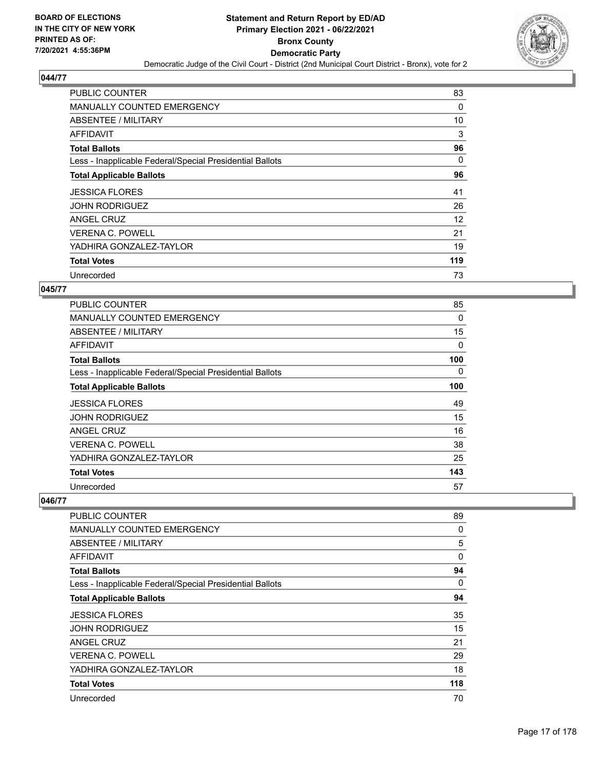## 044/77

| | |
|---|---|
| PUBLIC COUNTER | 83 |
| MANUALLY COUNTED EMERGENCY | 0 |
| ABSENTEE / MILITARY | 10 |
| AFFIDAVIT | 3 |
| **Total Ballots** | **96** |
| Less - Inapplicable Federal/Special Presidential Ballots | 0 |
| **Total Applicable Ballots** | **96** |
| JESSICA FLORES | 41 |
| JOHN RODRIGUEZ | 26 |
| ANGEL CRUZ | 12 |
| VERENA C. POWELL | 21 |
| YADHIRA GONZALEZ-TAYLOR | 19 |
| **Total Votes** | **119** |
| Unrecorded | 73 |

## 045/77

| | |
|---|---|
| PUBLIC COUNTER | 85 |
| MANUALLY COUNTED EMERGENCY | 0 |
| ABSENTEE / MILITARY | 15 |
| AFFIDAVIT | 0 |
| **Total Ballots** | **100** |
| Less - Inapplicable Federal/Special Presidential Ballots | 0 |
| **Total Applicable Ballots** | **100** |
| JESSICA FLORES | 49 |
| JOHN RODRIGUEZ | 15 |
| ANGEL CRUZ | 16 |
| VERENA C. POWELL | 38 |
| YADHIRA GONZALEZ-TAYLOR | 25 |
| **Total Votes** | **143** |
| Unrecorded | 57 |

## 046/77

| | |
|---|---|
| PUBLIC COUNTER | 89 |
| MANUALLY COUNTED EMERGENCY | 0 |
| ABSENTEE / MILITARY | 5 |
| AFFIDAVIT | 0 |
| **Total Ballots** | **94** |
| Less - Inapplicable Federal/Special Presidential Ballots | 0 |
| **Total Applicable Ballots** | **94** |
| JESSICA FLORES | 35 |
| JOHN RODRIGUEZ | 15 |
| ANGEL CRUZ | 21 |
| VERENA C. POWELL | 29 |
| YADHIRA GONZALEZ-TAYLOR | 18 |
| **Total Votes** | **118** |
| Unrecorded | 70 |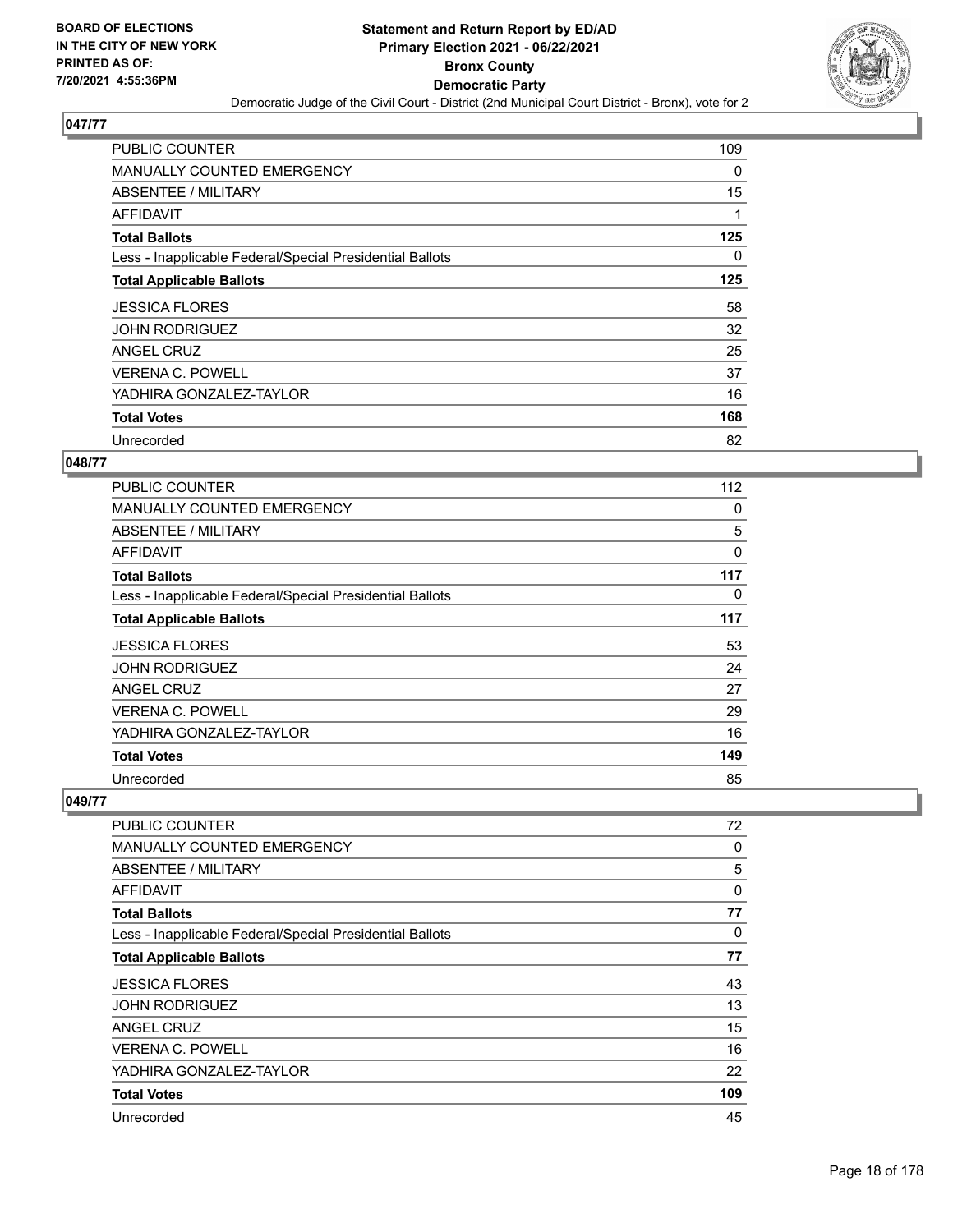## 047/77

| | |
|---|---|
| PUBLIC COUNTER | 109 |
| MANUALLY COUNTED EMERGENCY | 0 |
| ABSENTEE / MILITARY | 15 |
| AFFIDAVIT | 1 |
| **Total Ballots** | **125** |
| Less - Inapplicable Federal/Special Presidential Ballots | 0 |
| **Total Applicable Ballots** | **125** |
| JESSICA FLORES | 58 |
| JOHN RODRIGUEZ | 32 |
| ANGEL CRUZ | 25 |
| VERENA C. POWELL | 37 |
| YADHIRA GONZALEZ-TAYLOR | 16 |
| **Total Votes** | **168** |
| Unrecorded | 82 |

## 048/77

| | |
|---|---|
| PUBLIC COUNTER | 112 |
| MANUALLY COUNTED EMERGENCY | 0 |
| ABSENTEE / MILITARY | 5 |
| AFFIDAVIT | 0 |
| **Total Ballots** | **117** |
| Less - Inapplicable Federal/Special Presidential Ballots | 0 |
| **Total Applicable Ballots** | **117** |
| JESSICA FLORES | 53 |
| JOHN RODRIGUEZ | 24 |
| ANGEL CRUZ | 27 |
| VERENA C. POWELL | 29 |
| YADHIRA GONZALEZ-TAYLOR | 16 |
| **Total Votes** | **149** |
| Unrecorded | 85 |

## 049/77

| | |
|---|---|
| PUBLIC COUNTER | 72 |
| MANUALLY COUNTED EMERGENCY | 0 |
| ABSENTEE / MILITARY | 5 |
| AFFIDAVIT | 0 |
| **Total Ballots** | **77** |
| Less - Inapplicable Federal/Special Presidential Ballots | 0 |
| **Total Applicable Ballots** | **77** |
| JESSICA FLORES | 43 |
| JOHN RODRIGUEZ | 13 |
| ANGEL CRUZ | 15 |
| VERENA C. POWELL | 16 |
| YADHIRA GONZALEZ-TAYLOR | 22 |
| **Total Votes** | **109** |
| Unrecorded | 45 |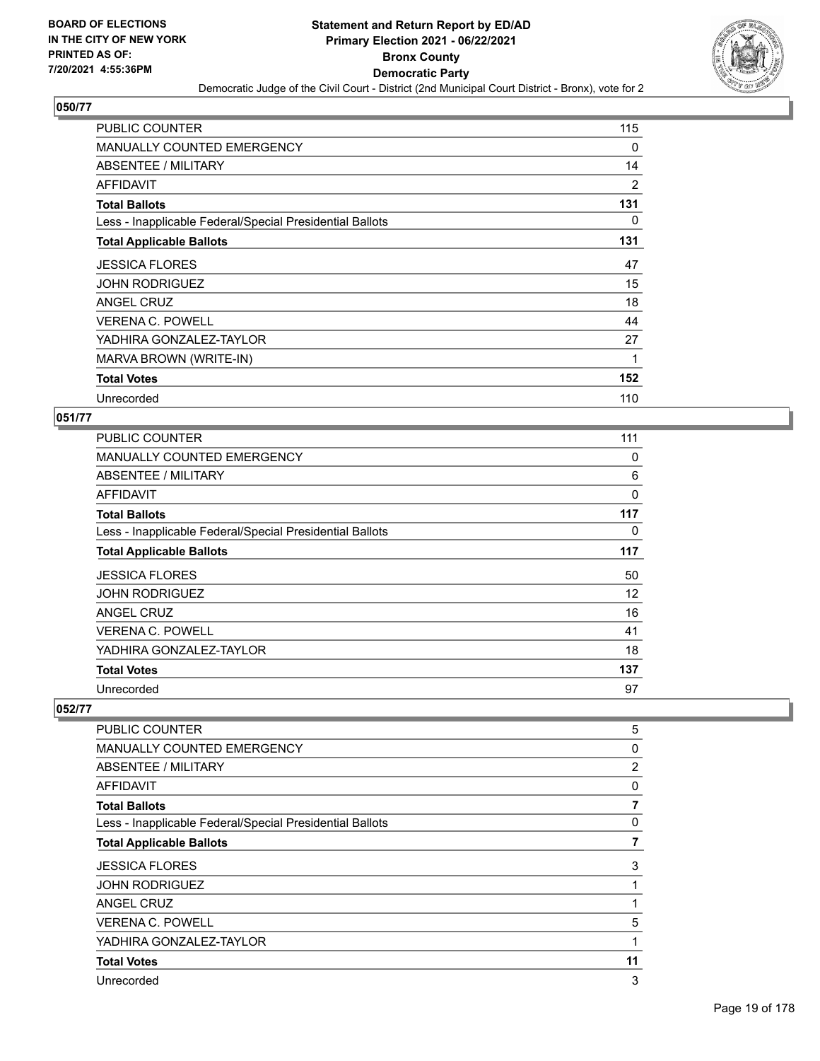## 050/77

| | |
|---|---|
| PUBLIC COUNTER | 115 |
| MANUALLY COUNTED EMERGENCY | 0 |
| ABSENTEE / MILITARY | 14 |
| AFFIDAVIT | 2 |
| **Total Ballots** | **131** |
| Less - Inapplicable Federal/Special Presidential Ballots | 0 |
| **Total Applicable Ballots** | **131** |
| JESSICA FLORES | 47 |
| JOHN RODRIGUEZ | 15 |
| ANGEL CRUZ | 18 |
| VERENA C. POWELL | 44 |
| YADHIRA GONZALEZ-TAYLOR | 27 |
| MARVA BROWN (WRITE-IN) | 1 |
| **Total Votes** | **152** |
| Unrecorded | 110 |

## 051/77

| | |
|---|---|
| PUBLIC COUNTER | 111 |
| MANUALLY COUNTED EMERGENCY | 0 |
| ABSENTEE / MILITARY | 6 |
| AFFIDAVIT | 0 |
| **Total Ballots** | **117** |
| Less - Inapplicable Federal/Special Presidential Ballots | 0 |
| **Total Applicable Ballots** | **117** |
| JESSICA FLORES | 50 |
| JOHN RODRIGUEZ | 12 |
| ANGEL CRUZ | 16 |
| VERENA C. POWELL | 41 |
| YADHIRA GONZALEZ-TAYLOR | 18 |
| **Total Votes** | **137** |
| Unrecorded | 97 |

## 052/77

| | |
|---|---|
| PUBLIC COUNTER | 5 |
| MANUALLY COUNTED EMERGENCY | 0 |
| ABSENTEE / MILITARY | 2 |
| AFFIDAVIT | 0 |
| **Total Ballots** | **7** |
| Less - Inapplicable Federal/Special Presidential Ballots | 0 |
| **Total Applicable Ballots** | **7** |
| JESSICA FLORES | 3 |
| JOHN RODRIGUEZ | 1 |
| ANGEL CRUZ | 1 |
| VERENA C. POWELL | 5 |
| YADHIRA GONZALEZ-TAYLOR | 1 |
| **Total Votes** | **11** |
| Unrecorded | 3 |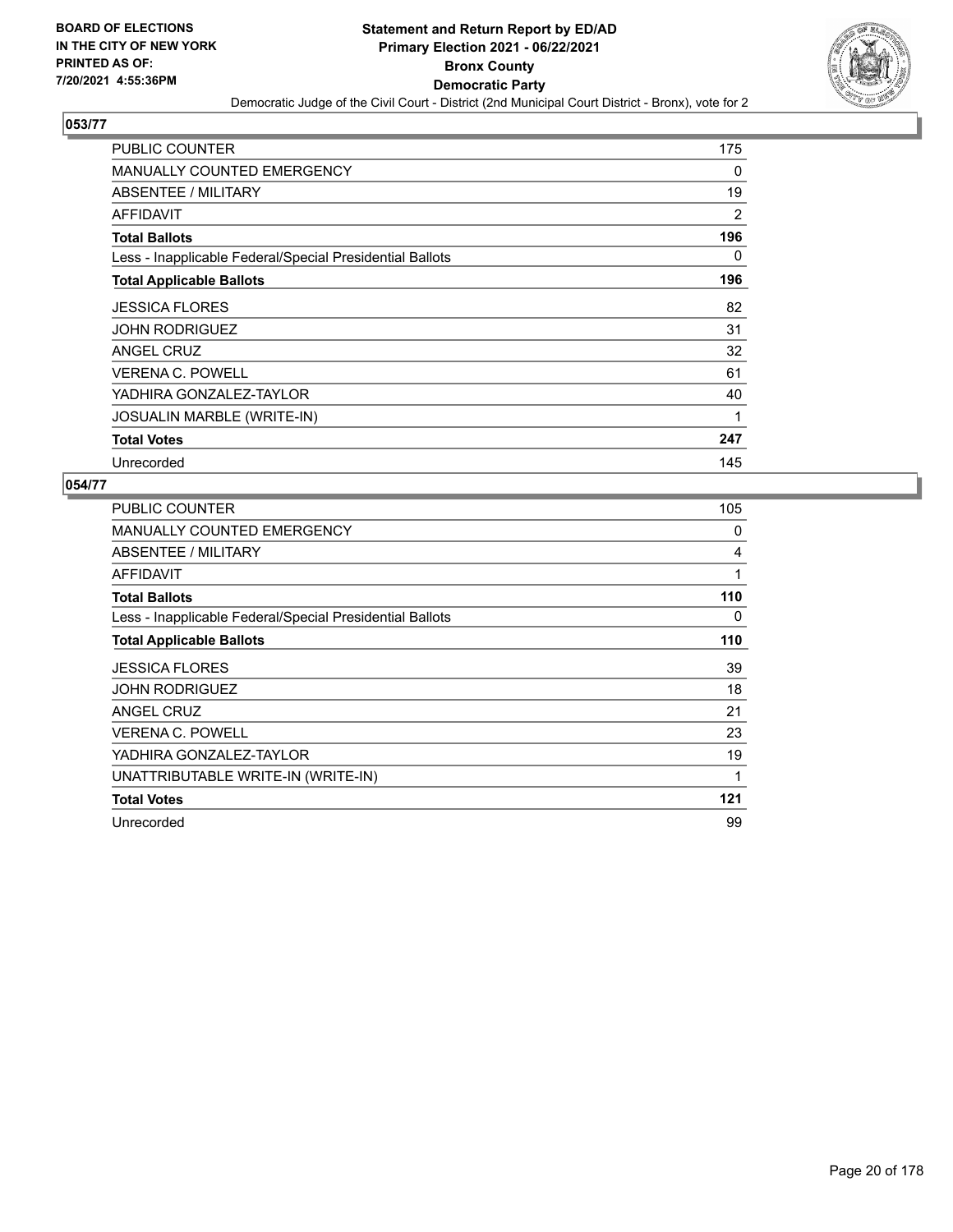# Statement and Return Report by ED/AD
## Primary Election 2021 - 06/22/2021
## Bronx County
## Democratic Party
### Democratic Judge of the Civil Court - District (2nd Municipal Court District - Bronx), vote for 2

BOARD OF ELECTIONS IN THE CITY OF NEW YORK PRINTED AS OF: 7/20/2021 4:55:36PM

**053/77**

| | |
|---|---|
| PUBLIC COUNTER | 175 |
| MANUALLY COUNTED EMERGENCY | 0 |
| ABSENTEE / MILITARY | 19 |
| AFFIDAVIT | 2 |
| **Total Ballots** | **196** |
| Less - Inapplicable Federal/Special Presidential Ballots | 0 |
| **Total Applicable Ballots** | **196** |
| JESSICA FLORES | 82 |
| JOHN RODRIGUEZ | 31 |
| ANGEL CRUZ | 32 |
| VERENA C. POWELL | 61 |
| YADHIRA GONZALEZ-TAYLOR | 40 |
| JOSUALIN MARBLE (WRITE-IN) | 1 |
| **Total Votes** | **247** |
| Unrecorded | 145 |

**054/77**

| | |
|---|---|
| PUBLIC COUNTER | 105 |
| MANUALLY COUNTED EMERGENCY | 0 |
| ABSENTEE / MILITARY | 4 |
| AFFIDAVIT | 1 |
| **Total Ballots** | **110** |
| Less - Inapplicable Federal/Special Presidential Ballots | 0 |
| **Total Applicable Ballots** | **110** |
| JESSICA FLORES | 39 |
| JOHN RODRIGUEZ | 18 |
| ANGEL CRUZ | 21 |
| VERENA C. POWELL | 23 |
| YADHIRA GONZALEZ-TAYLOR | 19 |
| UNATTRIBUTABLE WRITE-IN (WRITE-IN) | 1 |
| **Total Votes** | **121** |
| Unrecorded | 99 |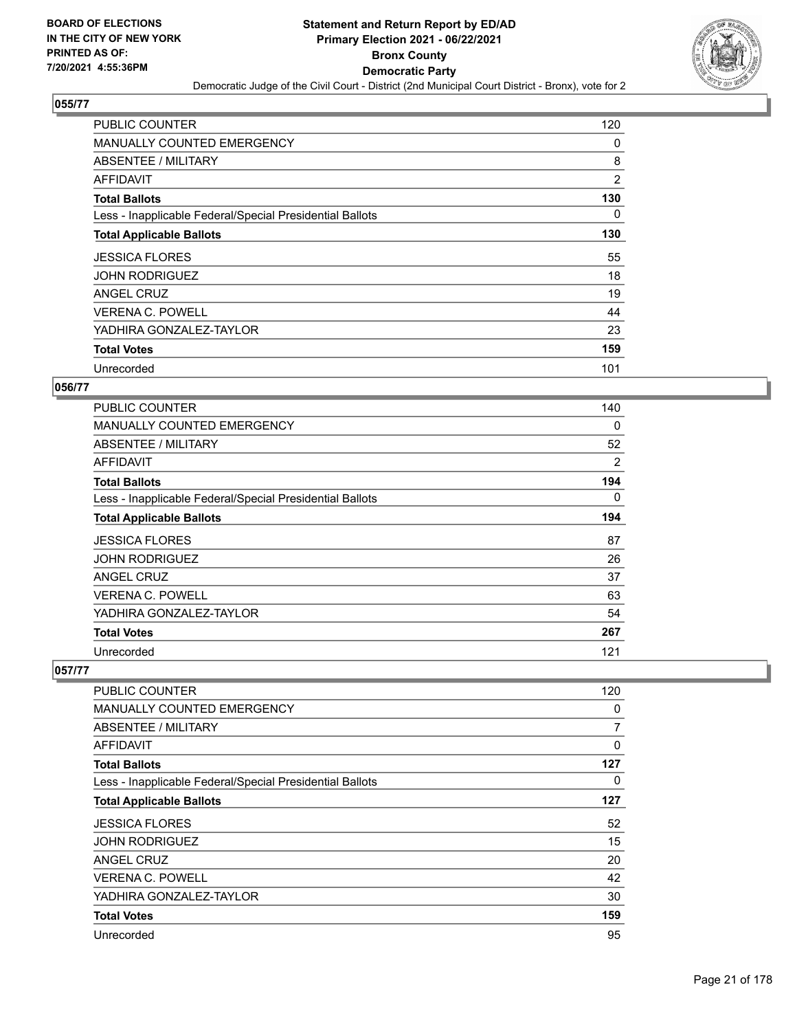# Statement and Return Report by ED/AD
## Primary Election 2021 - 06/22/2021
## Bronx County
## Democratic Party
### Democratic Judge of the Civil Court - District (2nd Municipal Court District - Bronx), vote for 2

BOARD OF ELECTIONS IN THE CITY OF NEW YORK PRINTED AS OF: 7/20/2021 4:55:36PM

**055/77**

| | |
|---|---|
| PUBLIC COUNTER | 120 |
| MANUALLY COUNTED EMERGENCY | 0 |
| ABSENTEE / MILITARY | 8 |
| AFFIDAVIT | 2 |
| **Total Ballots** | **130** |
| Less - Inapplicable Federal/Special Presidential Ballots | 0 |
| **Total Applicable Ballots** | **130** |
| JESSICA FLORES | 55 |
| JOHN RODRIGUEZ | 18 |
| ANGEL CRUZ | 19 |
| VERENA C. POWELL | 44 |
| YADHIRA GONZALEZ-TAYLOR | 23 |
| **Total Votes** | **159** |
| Unrecorded | 101 |

**056/77**

| | |
|---|---|
| PUBLIC COUNTER | 140 |
| MANUALLY COUNTED EMERGENCY | 0 |
| ABSENTEE / MILITARY | 52 |
| AFFIDAVIT | 2 |
| **Total Ballots** | **194** |
| Less - Inapplicable Federal/Special Presidential Ballots | 0 |
| **Total Applicable Ballots** | **194** |
| JESSICA FLORES | 87 |
| JOHN RODRIGUEZ | 26 |
| ANGEL CRUZ | 37 |
| VERENA C. POWELL | 63 |
| YADHIRA GONZALEZ-TAYLOR | 54 |
| **Total Votes** | **267** |
| Unrecorded | 121 |

**057/77**

| | |
|---|---|
| PUBLIC COUNTER | 120 |
| MANUALLY COUNTED EMERGENCY | 0 |
| ABSENTEE / MILITARY | 7 |
| AFFIDAVIT | 0 |
| **Total Ballots** | **127** |
| Less - Inapplicable Federal/Special Presidential Ballots | 0 |
| **Total Applicable Ballots** | **127** |
| JESSICA FLORES | 52 |
| JOHN RODRIGUEZ | 15 |
| ANGEL CRUZ | 20 |
| VERENA C. POWELL | 42 |
| YADHIRA GONZALEZ-TAYLOR | 30 |
| **Total Votes** | **159** |
| Unrecorded | 95 |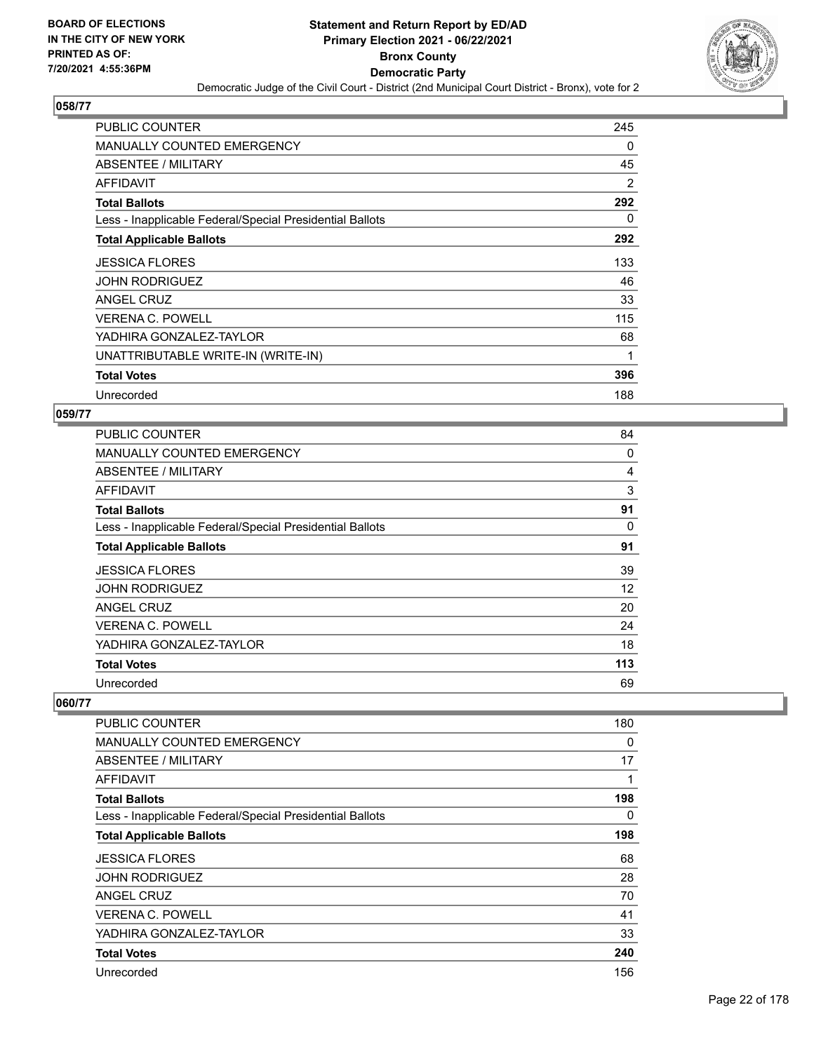## 058/77

| | |
|---|---|
| PUBLIC COUNTER | 245 |
| MANUALLY COUNTED EMERGENCY | 0 |
| ABSENTEE / MILITARY | 45 |
| AFFIDAVIT | 2 |
| **Total Ballots** | **292** |
| Less - Inapplicable Federal/Special Presidential Ballots | 0 |
| **Total Applicable Ballots** | **292** |
| JESSICA FLORES | 133 |
| JOHN RODRIGUEZ | 46 |
| ANGEL CRUZ | 33 |
| VERENA C. POWELL | 115 |
| YADHIRA GONZALEZ-TAYLOR | 68 |
| UNATTRIBUTABLE WRITE-IN (WRITE-IN) | 1 |
| **Total Votes** | **396** |
| Unrecorded | 188 |

## 059/77

| | |
|---|---|
| PUBLIC COUNTER | 84 |
| MANUALLY COUNTED EMERGENCY | 0 |
| ABSENTEE / MILITARY | 4 |
| AFFIDAVIT | 3 |
| **Total Ballots** | **91** |
| Less - Inapplicable Federal/Special Presidential Ballots | 0 |
| **Total Applicable Ballots** | **91** |
| JESSICA FLORES | 39 |
| JOHN RODRIGUEZ | 12 |
| ANGEL CRUZ | 20 |
| VERENA C. POWELL | 24 |
| YADHIRA GONZALEZ-TAYLOR | 18 |
| **Total Votes** | **113** |
| Unrecorded | 69 |

## 060/77

| | |
|---|---|
| PUBLIC COUNTER | 180 |
| MANUALLY COUNTED EMERGENCY | 0 |
| ABSENTEE / MILITARY | 17 |
| AFFIDAVIT | 1 |
| **Total Ballots** | **198** |
| Less - Inapplicable Federal/Special Presidential Ballots | 0 |
| **Total Applicable Ballots** | **198** |
| JESSICA FLORES | 68 |
| JOHN RODRIGUEZ | 28 |
| ANGEL CRUZ | 70 |
| VERENA C. POWELL | 41 |
| YADHIRA GONZALEZ-TAYLOR | 33 |
| **Total Votes** | **240** |
| Unrecorded | 156 |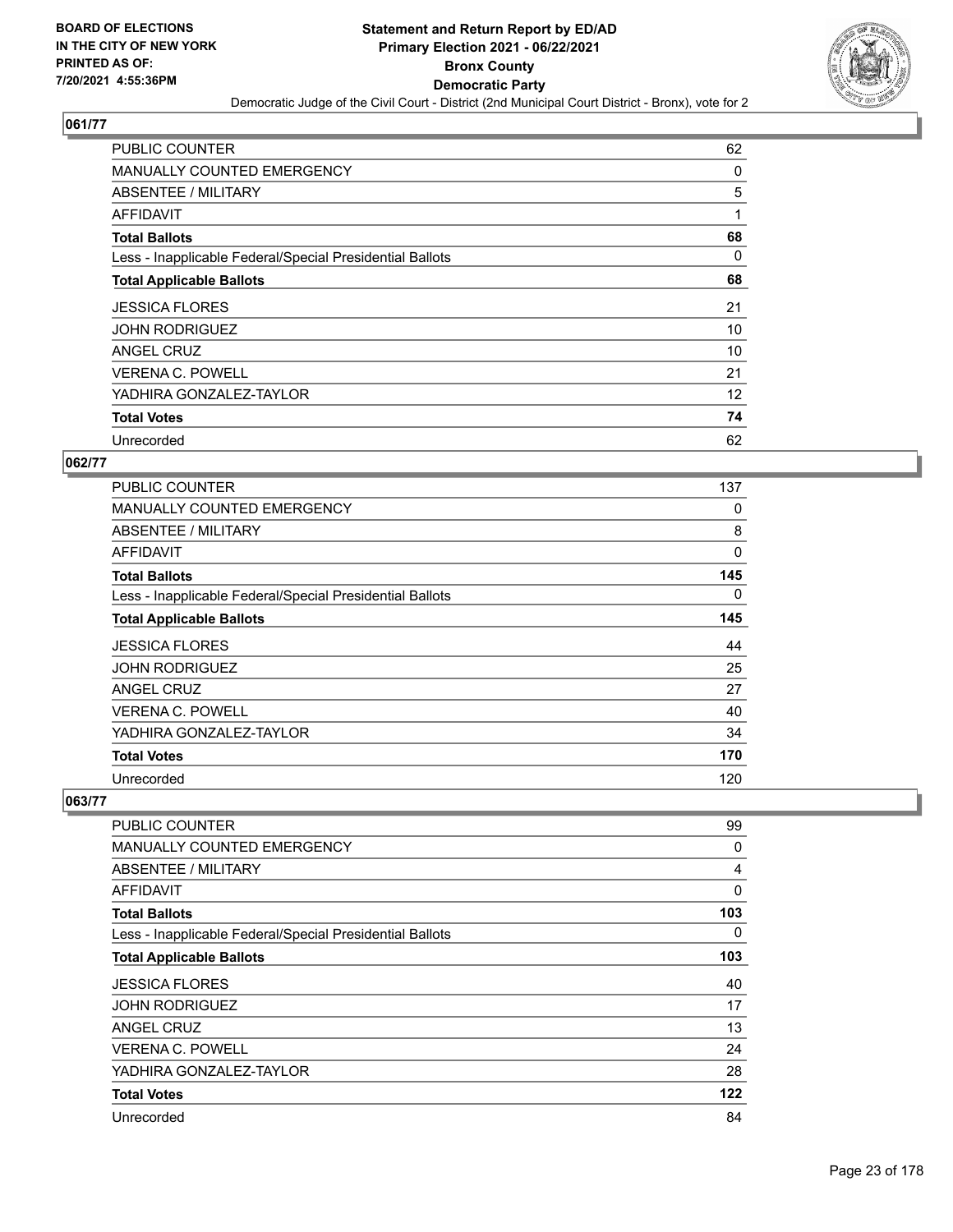## 061/77

| | |
|---|---|
| PUBLIC COUNTER | 62 |
| MANUALLY COUNTED EMERGENCY | 0 |
| ABSENTEE / MILITARY | 5 |
| AFFIDAVIT | 1 |
| **Total Ballots** | **68** |
| Less - Inapplicable Federal/Special Presidential Ballots | 0 |
| **Total Applicable Ballots** | **68** |
| JESSICA FLORES | 21 |
| JOHN RODRIGUEZ | 10 |
| ANGEL CRUZ | 10 |
| VERENA C. POWELL | 21 |
| YADHIRA GONZALEZ-TAYLOR | 12 |
| **Total Votes** | **74** |
| Unrecorded | 62 |

## 062/77

| | |
|---|---|
| PUBLIC COUNTER | 137 |
| MANUALLY COUNTED EMERGENCY | 0 |
| ABSENTEE / MILITARY | 8 |
| AFFIDAVIT | 0 |
| **Total Ballots** | **145** |
| Less - Inapplicable Federal/Special Presidential Ballots | 0 |
| **Total Applicable Ballots** | **145** |
| JESSICA FLORES | 44 |
| JOHN RODRIGUEZ | 25 |
| ANGEL CRUZ | 27 |
| VERENA C. POWELL | 40 |
| YADHIRA GONZALEZ-TAYLOR | 34 |
| **Total Votes** | **170** |
| Unrecorded | 120 |

## 063/77

| | |
|---|---|
| PUBLIC COUNTER | 99 |
| MANUALLY COUNTED EMERGENCY | 0 |
| ABSENTEE / MILITARY | 4 |
| AFFIDAVIT | 0 |
| **Total Ballots** | **103** |
| Less - Inapplicable Federal/Special Presidential Ballots | 0 |
| **Total Applicable Ballots** | **103** |
| JESSICA FLORES | 40 |
| JOHN RODRIGUEZ | 17 |
| ANGEL CRUZ | 13 |
| VERENA C. POWELL | 24 |
| YADHIRA GONZALEZ-TAYLOR | 28 |
| **Total Votes** | **122** |
| Unrecorded | 84 |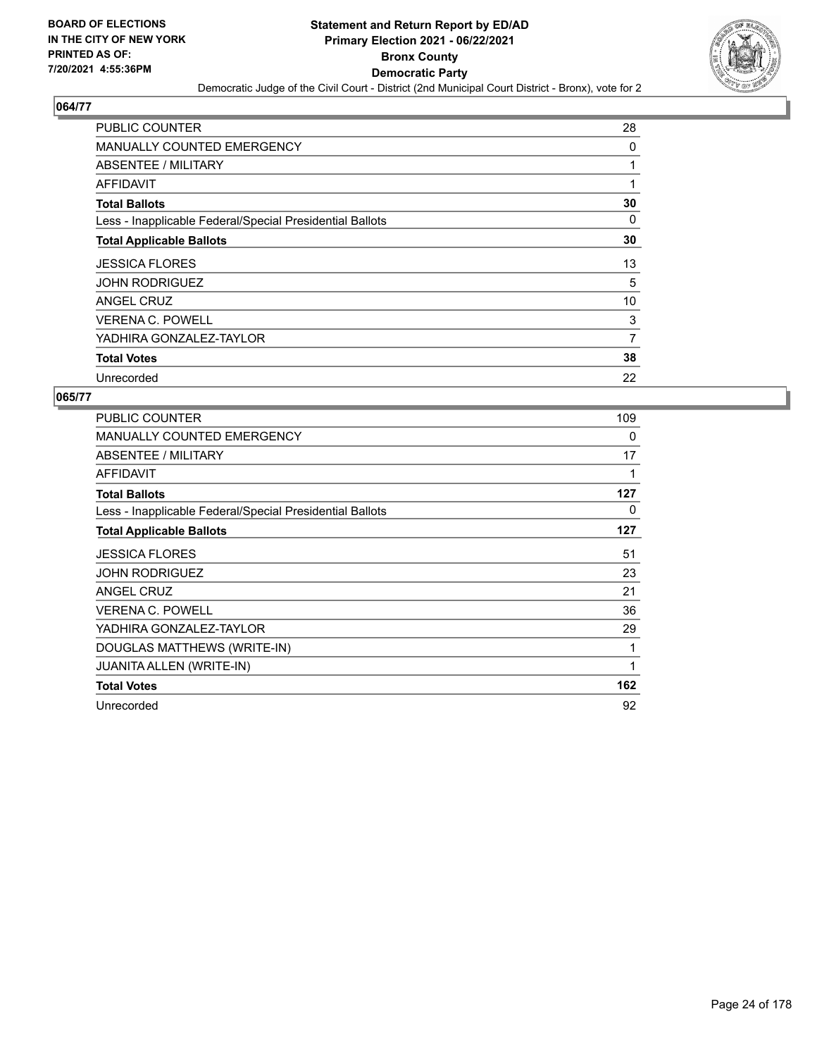# Statement and Return Report by ED/AD
## Primary Election 2021 - 06/22/2021
## Bronx County
## Democratic Party

Democratic Judge of the Civil Court - District (2nd Municipal Court District - Bronx), vote for 2

BOARD OF ELECTIONS IN THE CITY OF NEW YORK PRINTED AS OF: 7/20/2021 4:55:36PM

### 064/77

| | |
|---|---|
| PUBLIC COUNTER | 28 |
| MANUALLY COUNTED EMERGENCY | 0 |
| ABSENTEE / MILITARY | 1 |
| AFFIDAVIT | 1 |
| **Total Ballots** | **30** |
| Less - Inapplicable Federal/Special Presidential Ballots | 0 |
| **Total Applicable Ballots** | **30** |
| JESSICA FLORES | 13 |
| JOHN RODRIGUEZ | 5 |
| ANGEL CRUZ | 10 |
| VERENA C. POWELL | 3 |
| YADHIRA GONZALEZ-TAYLOR | 7 |
| **Total Votes** | **38** |
| Unrecorded | 22 |

### 065/77

| | |
|---|---|
| PUBLIC COUNTER | 109 |
| MANUALLY COUNTED EMERGENCY | 0 |
| ABSENTEE / MILITARY | 17 |
| AFFIDAVIT | 1 |
| **Total Ballots** | **127** |
| Less - Inapplicable Federal/Special Presidential Ballots | 0 |
| **Total Applicable Ballots** | **127** |
| JESSICA FLORES | 51 |
| JOHN RODRIGUEZ | 23 |
| ANGEL CRUZ | 21 |
| VERENA C. POWELL | 36 |
| YADHIRA GONZALEZ-TAYLOR | 29 |
| DOUGLAS MATTHEWS (WRITE-IN) | 1 |
| JUANITA ALLEN (WRITE-IN) | 1 |
| **Total Votes** | **162** |
| Unrecorded | 92 |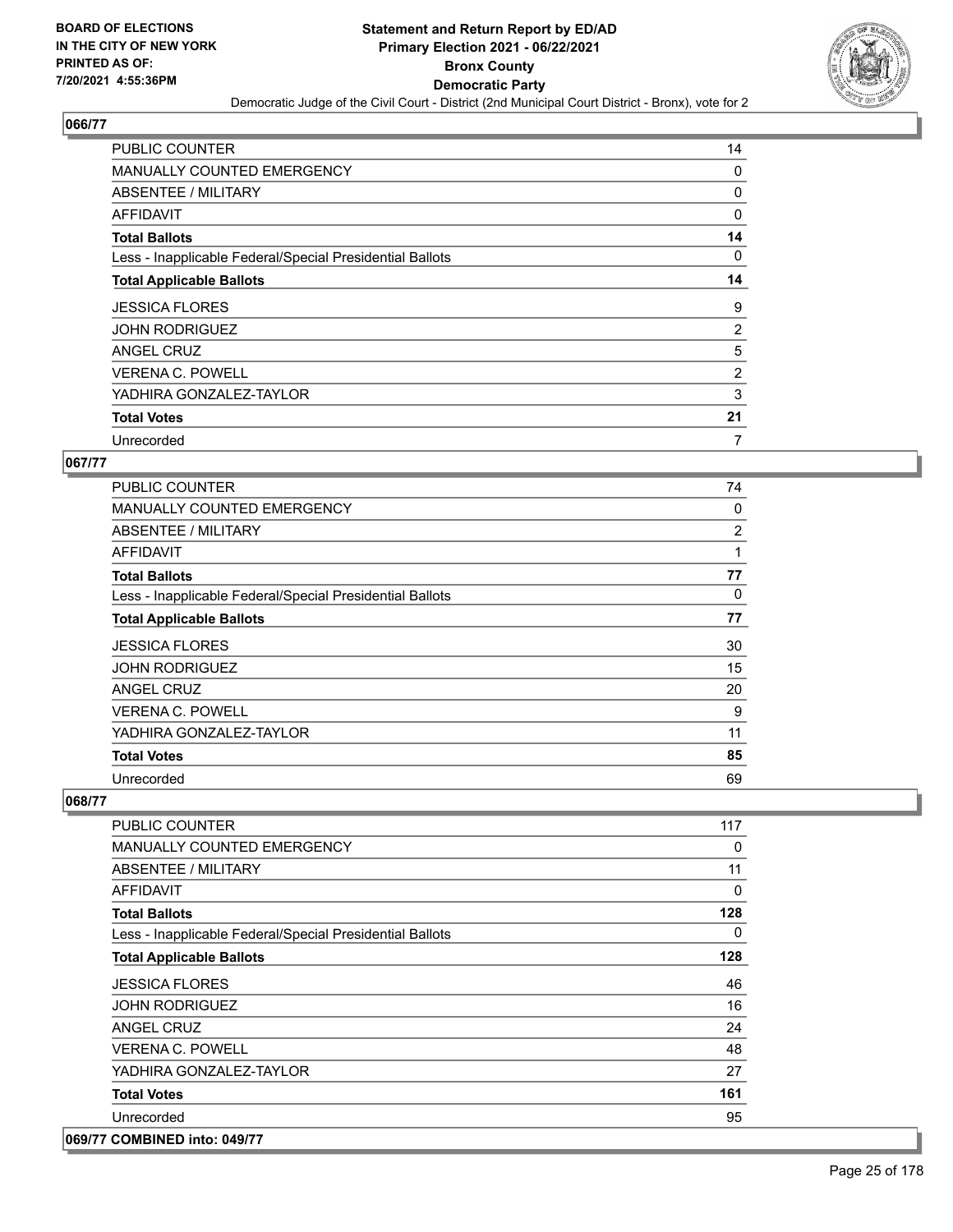## 066/77

| | |
|---|---|
| PUBLIC COUNTER | 14 |
| MANUALLY COUNTED EMERGENCY | 0 |
| ABSENTEE / MILITARY | 0 |
| AFFIDAVIT | 0 |
| **Total Ballots** | **14** |
| Less - Inapplicable Federal/Special Presidential Ballots | 0 |
| **Total Applicable Ballots** | **14** |
| JESSICA FLORES | 9 |
| JOHN RODRIGUEZ | 2 |
| ANGEL CRUZ | 5 |
| VERENA C. POWELL | 2 |
| YADHIRA GONZALEZ-TAYLOR | 3 |
| **Total Votes** | **21** |
| Unrecorded | 7 |

## 067/77

| | |
|---|---|
| PUBLIC COUNTER | 74 |
| MANUALLY COUNTED EMERGENCY | 0 |
| ABSENTEE / MILITARY | 2 |
| AFFIDAVIT | 1 |
| **Total Ballots** | **77** |
| Less - Inapplicable Federal/Special Presidential Ballots | 0 |
| **Total Applicable Ballots** | **77** |
| JESSICA FLORES | 30 |
| JOHN RODRIGUEZ | 15 |
| ANGEL CRUZ | 20 |
| VERENA C. POWELL | 9 |
| YADHIRA GONZALEZ-TAYLOR | 11 |
| **Total Votes** | **85** |
| Unrecorded | 69 |

## 068/77

| | |
|---|---|
| PUBLIC COUNTER | 117 |
| MANUALLY COUNTED EMERGENCY | 0 |
| ABSENTEE / MILITARY | 11 |
| AFFIDAVIT | 0 |
| **Total Ballots** | **128** |
| Less - Inapplicable Federal/Special Presidential Ballots | 0 |
| **Total Applicable Ballots** | **128** |
| JESSICA FLORES | 46 |
| JOHN RODRIGUEZ | 16 |
| ANGEL CRUZ | 24 |
| VERENA C. POWELL | 48 |
| YADHIRA GONZALEZ-TAYLOR | 27 |
| **Total Votes** | **161** |
| Unrecorded | 95 |

## 069/77 COMBINED into: 049/77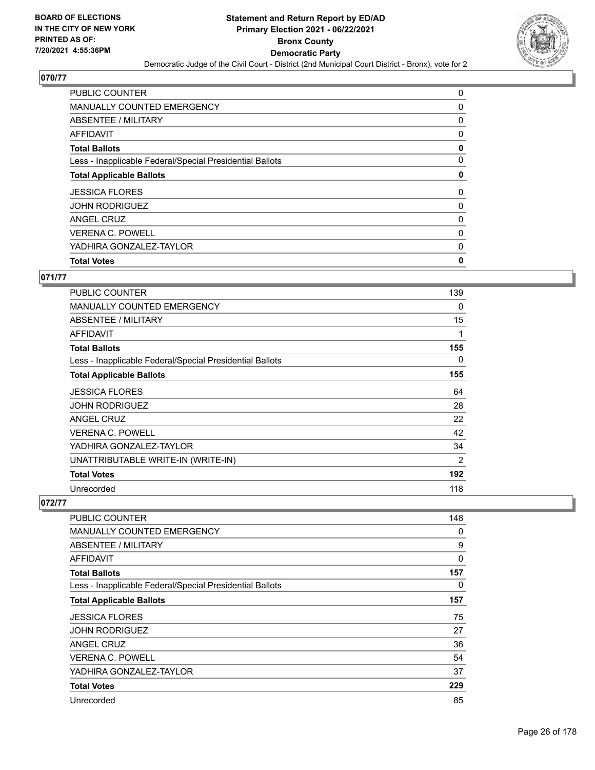BOARD OF ELECTIONS
IN THE CITY OF NEW YORK
PRINTED AS OF:
7/20/2021 4:55:36PM

# Statement and Return Report by ED/AD
## Primary Election 2021 - 06/22/2021
## Bronx County
## Democratic Party
### Democratic Judge of the Civil Court - District (2nd Municipal Court District - Bronx), vote for 2

**070/77**

| | |
|---|---|
| PUBLIC COUNTER | 0 |
| MANUALLY COUNTED EMERGENCY | 0 |
| ABSENTEE / MILITARY | 0 |
| AFFIDAVIT | 0 |
| **Total Ballots** | **0** |
| Less - Inapplicable Federal/Special Presidential Ballots | 0 |
| **Total Applicable Ballots** | **0** |
| JESSICA FLORES | 0 |
| JOHN RODRIGUEZ | 0 |
| ANGEL CRUZ | 0 |
| VERENA C. POWELL | 0 |
| YADHIRA GONZALEZ-TAYLOR | 0 |
| **Total Votes** | **0** |

**071/77**

| | |
|---|---|
| PUBLIC COUNTER | 139 |
| MANUALLY COUNTED EMERGENCY | 0 |
| ABSENTEE / MILITARY | 15 |
| AFFIDAVIT | 1 |
| **Total Ballots** | **155** |
| Less - Inapplicable Federal/Special Presidential Ballots | 0 |
| **Total Applicable Ballots** | **155** |
| JESSICA FLORES | 64 |
| JOHN RODRIGUEZ | 28 |
| ANGEL CRUZ | 22 |
| VERENA C. POWELL | 42 |
| YADHIRA GONZALEZ-TAYLOR | 34 |
| UNATTRIBUTABLE WRITE-IN (WRITE-IN) | 2 |
| **Total Votes** | **192** |
| Unrecorded | 118 |

**072/77**

| | |
|---|---|
| PUBLIC COUNTER | 148 |
| MANUALLY COUNTED EMERGENCY | 0 |
| ABSENTEE / MILITARY | 9 |
| AFFIDAVIT | 0 |
| **Total Ballots** | **157** |
| Less - Inapplicable Federal/Special Presidential Ballots | 0 |
| **Total Applicable Ballots** | **157** |
| JESSICA FLORES | 75 |
| JOHN RODRIGUEZ | 27 |
| ANGEL CRUZ | 36 |
| VERENA C. POWELL | 54 |
| YADHIRA GONZALEZ-TAYLOR | 37 |
| **Total Votes** | **229** |
| Unrecorded | 85 |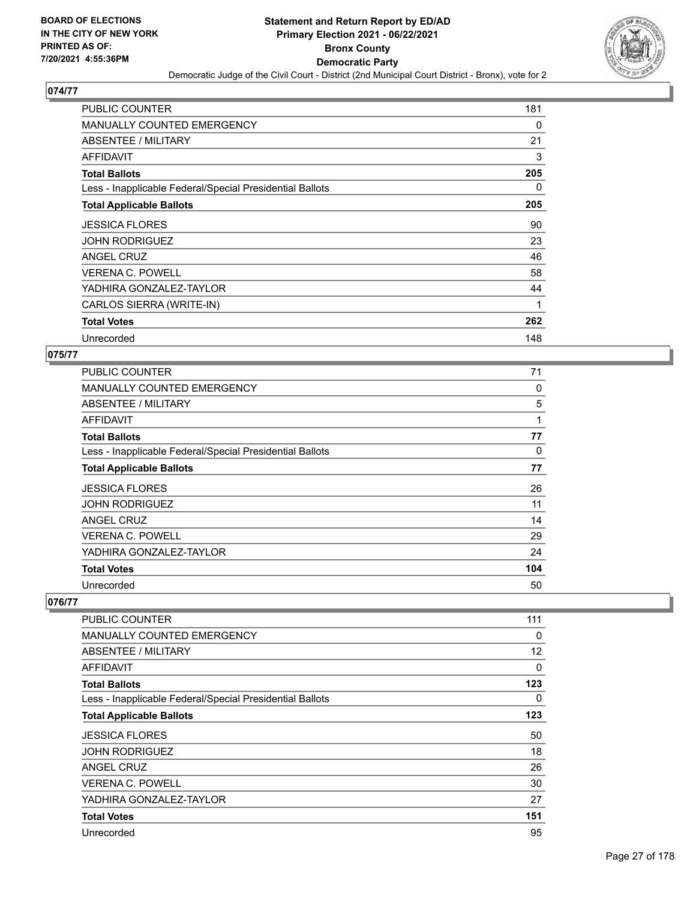## 074/77

| | |
|---|---|
| PUBLIC COUNTER | 181 |
| MANUALLY COUNTED EMERGENCY | 0 |
| ABSENTEE / MILITARY | 21 |
| AFFIDAVIT | 3 |
| **Total Ballots** | **205** |
| Less - Inapplicable Federal/Special Presidential Ballots | 0 |
| **Total Applicable Ballots** | **205** |
| JESSICA FLORES | 90 |
| JOHN RODRIGUEZ | 23 |
| ANGEL CRUZ | 46 |
| VERENA C. POWELL | 58 |
| YADHIRA GONZALEZ-TAYLOR | 44 |
| CARLOS SIERRA (WRITE-IN) | 1 |
| **Total Votes** | **262** |
| Unrecorded | 148 |

## 075/77

| | |
|---|---|
| PUBLIC COUNTER | 71 |
| MANUALLY COUNTED EMERGENCY | 0 |
| ABSENTEE / MILITARY | 5 |
| AFFIDAVIT | 1 |
| **Total Ballots** | **77** |
| Less - Inapplicable Federal/Special Presidential Ballots | 0 |
| **Total Applicable Ballots** | **77** |
| JESSICA FLORES | 26 |
| JOHN RODRIGUEZ | 11 |
| ANGEL CRUZ | 14 |
| VERENA C. POWELL | 29 |
| YADHIRA GONZALEZ-TAYLOR | 24 |
| **Total Votes** | **104** |
| Unrecorded | 50 |

## 076/77

| | |
|---|---|
| PUBLIC COUNTER | 111 |
| MANUALLY COUNTED EMERGENCY | 0 |
| ABSENTEE / MILITARY | 12 |
| AFFIDAVIT | 0 |
| **Total Ballots** | **123** |
| Less - Inapplicable Federal/Special Presidential Ballots | 0 |
| **Total Applicable Ballots** | **123** |
| JESSICA FLORES | 50 |
| JOHN RODRIGUEZ | 18 |
| ANGEL CRUZ | 26 |
| VERENA C. POWELL | 30 |
| YADHIRA GONZALEZ-TAYLOR | 27 |
| **Total Votes** | **151** |
| Unrecorded | 95 |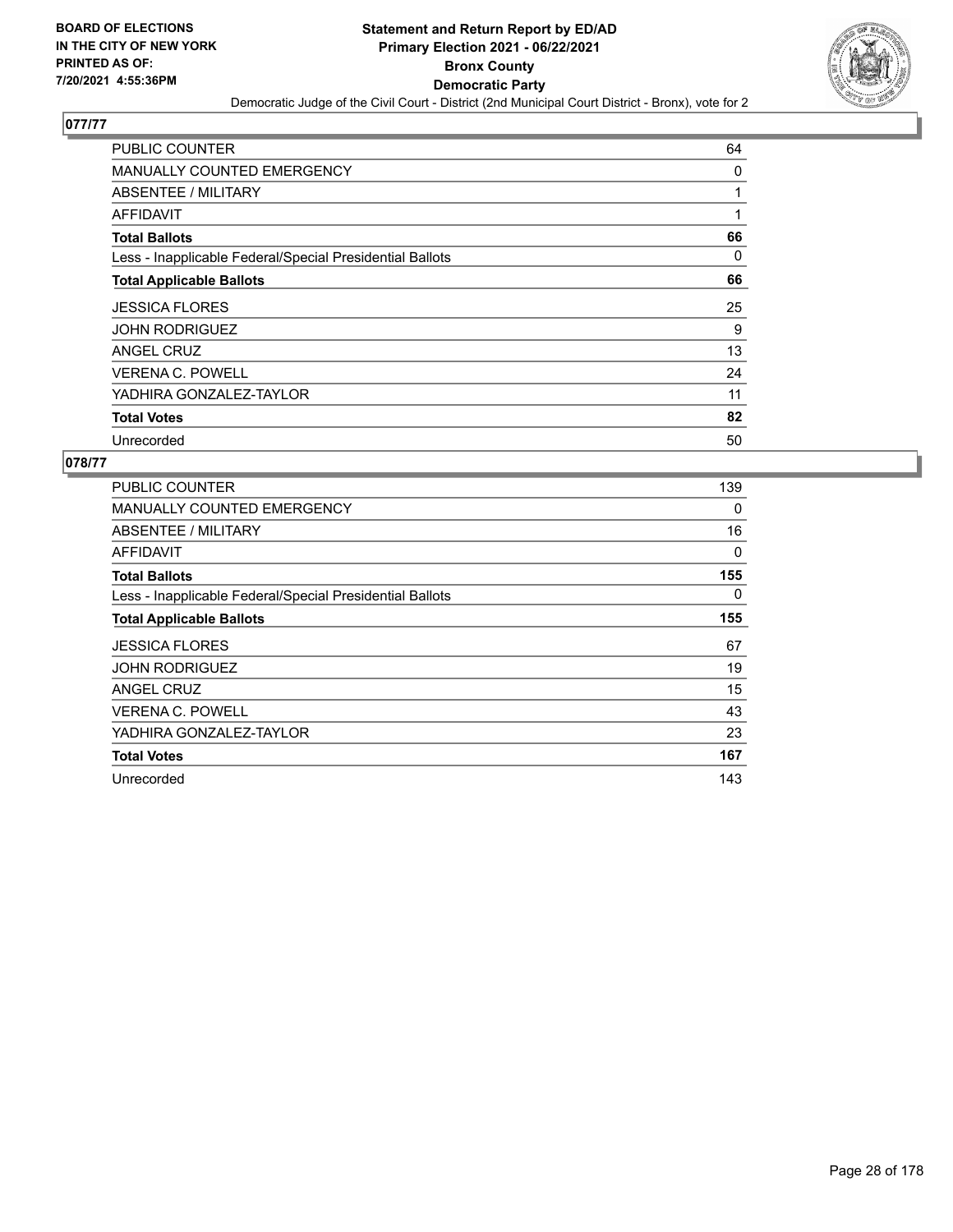**BOARD OF ELECTIONS IN THE CITY OF NEW YORK PRINTED AS OF: 7/20/2021 4:55:36PM**

# Statement and Return Report by ED/AD
## Primary Election 2021 - 06/22/2021
## Bronx County
## Democratic Party
### Democratic Judge of the Civil Court - District (2nd Municipal Court District - Bronx), vote for 2

### 077/77

| | |
|---|---|
| PUBLIC COUNTER | 64 |
| MANUALLY COUNTED EMERGENCY | 0 |
| ABSENTEE / MILITARY | 1 |
| AFFIDAVIT | 1 |
| **Total Ballots** | **66** |
| Less - Inapplicable Federal/Special Presidential Ballots | 0 |
| **Total Applicable Ballots** | **66** |
| JESSICA FLORES | 25 |
| JOHN RODRIGUEZ | 9 |
| ANGEL CRUZ | 13 |
| VERENA C. POWELL | 24 |
| YADHIRA GONZALEZ-TAYLOR | 11 |
| **Total Votes** | **82** |
| Unrecorded | 50 |

### 078/77

| | |
|---|---|
| PUBLIC COUNTER | 139 |
| MANUALLY COUNTED EMERGENCY | 0 |
| ABSENTEE / MILITARY | 16 |
| AFFIDAVIT | 0 |
| **Total Ballots** | **155** |
| Less - Inapplicable Federal/Special Presidential Ballots | 0 |
| **Total Applicable Ballots** | **155** |
| JESSICA FLORES | 67 |
| JOHN RODRIGUEZ | 19 |
| ANGEL CRUZ | 15 |
| VERENA C. POWELL | 43 |
| YADHIRA GONZALEZ-TAYLOR | 23 |
| **Total Votes** | **167** |
| Unrecorded | 143 |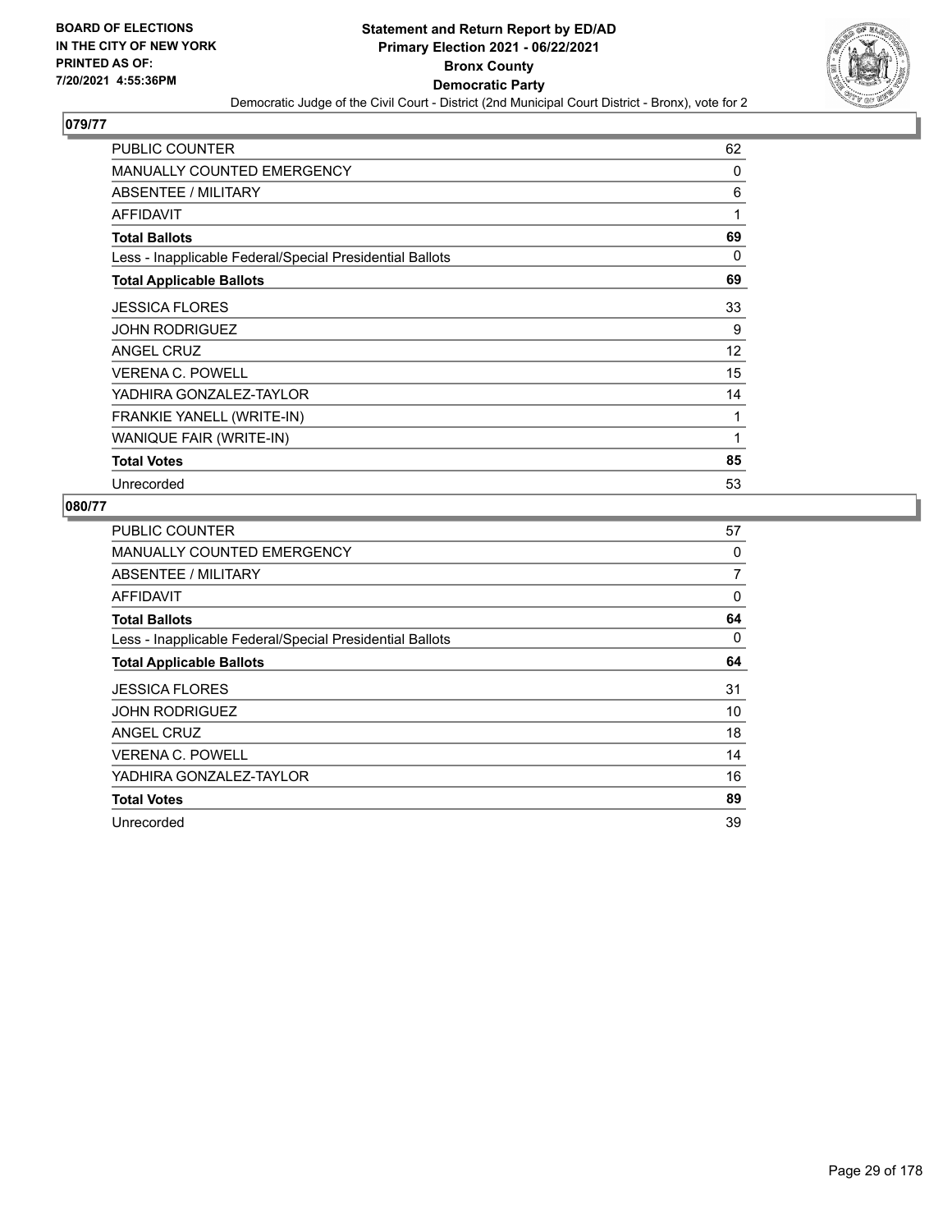**BOARD OF ELECTIONS IN THE CITY OF NEW YORK PRINTED AS OF: 7/20/2021 4:55:36PM**

# Statement and Return Report by ED/AD
## Primary Election 2021 - 06/22/2021
## Bronx County
## Democratic Party
### Democratic Judge of the Civil Court - District (2nd Municipal Court District - Bronx), vote for 2

**079/77**

| | |
|---|---|
| PUBLIC COUNTER | 62 |
| MANUALLY COUNTED EMERGENCY | 0 |
| ABSENTEE / MILITARY | 6 |
| AFFIDAVIT | 1 |
| **Total Ballots** | **69** |
| Less - Inapplicable Federal/Special Presidential Ballots | 0 |
| **Total Applicable Ballots** | **69** |
| JESSICA FLORES | 33 |
| JOHN RODRIGUEZ | 9 |
| ANGEL CRUZ | 12 |
| VERENA C. POWELL | 15 |
| YADHIRA GONZALEZ-TAYLOR | 14 |
| FRANKIE YANELL (WRITE-IN) | 1 |
| WANIQUE FAIR (WRITE-IN) | 1 |
| **Total Votes** | **85** |
| Unrecorded | 53 |

**080/77**

| | |
|---|---|
| PUBLIC COUNTER | 57 |
| MANUALLY COUNTED EMERGENCY | 0 |
| ABSENTEE / MILITARY | 7 |
| AFFIDAVIT | 0 |
| **Total Ballots** | **64** |
| Less - Inapplicable Federal/Special Presidential Ballots | 0 |
| **Total Applicable Ballots** | **64** |
| JESSICA FLORES | 31 |
| JOHN RODRIGUEZ | 10 |
| ANGEL CRUZ | 18 |
| VERENA C. POWELL | 14 |
| YADHIRA GONZALEZ-TAYLOR | 16 |
| **Total Votes** | **89** |
| Unrecorded | 39 |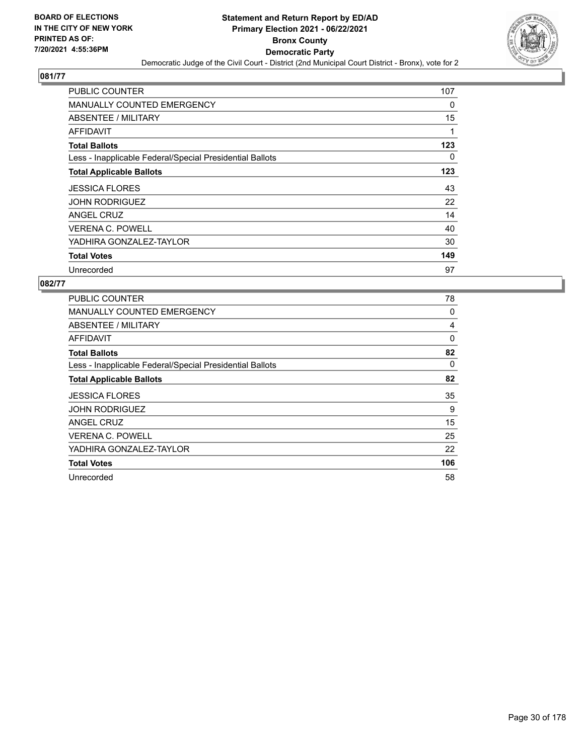BOARD OF ELECTIONS
IN THE CITY OF NEW YORK
PRINTED AS OF:
7/20/2021 4:55:36PM

**Statement and Return Report by ED/AD**
**Primary Election 2021 - 06/22/2021**
**Bronx County**
**Democratic Party**
Democratic Judge of the Civil Court - District (2nd Municipal Court District - Bronx), vote for 2

## 081/77

| | |
|---|---|
| PUBLIC COUNTER | 107 |
| MANUALLY COUNTED EMERGENCY | 0 |
| ABSENTEE / MILITARY | 15 |
| AFFIDAVIT | 1 |
| **Total Ballots** | **123** |
| Less - Inapplicable Federal/Special Presidential Ballots | 0 |
| **Total Applicable Ballots** | **123** |
| JESSICA FLORES | 43 |
| JOHN RODRIGUEZ | 22 |
| ANGEL CRUZ | 14 |
| VERENA C. POWELL | 40 |
| YADHIRA GONZALEZ-TAYLOR | 30 |
| **Total Votes** | **149** |
| Unrecorded | 97 |

## 082/77

| | |
|---|---|
| PUBLIC COUNTER | 78 |
| MANUALLY COUNTED EMERGENCY | 0 |
| ABSENTEE / MILITARY | 4 |
| AFFIDAVIT | 0 |
| **Total Ballots** | **82** |
| Less - Inapplicable Federal/Special Presidential Ballots | 0 |
| **Total Applicable Ballots** | **82** |
| JESSICA FLORES | 35 |
| JOHN RODRIGUEZ | 9 |
| ANGEL CRUZ | 15 |
| VERENA C. POWELL | 25 |
| YADHIRA GONZALEZ-TAYLOR | 22 |
| **Total Votes** | **106** |
| Unrecorded | 58 |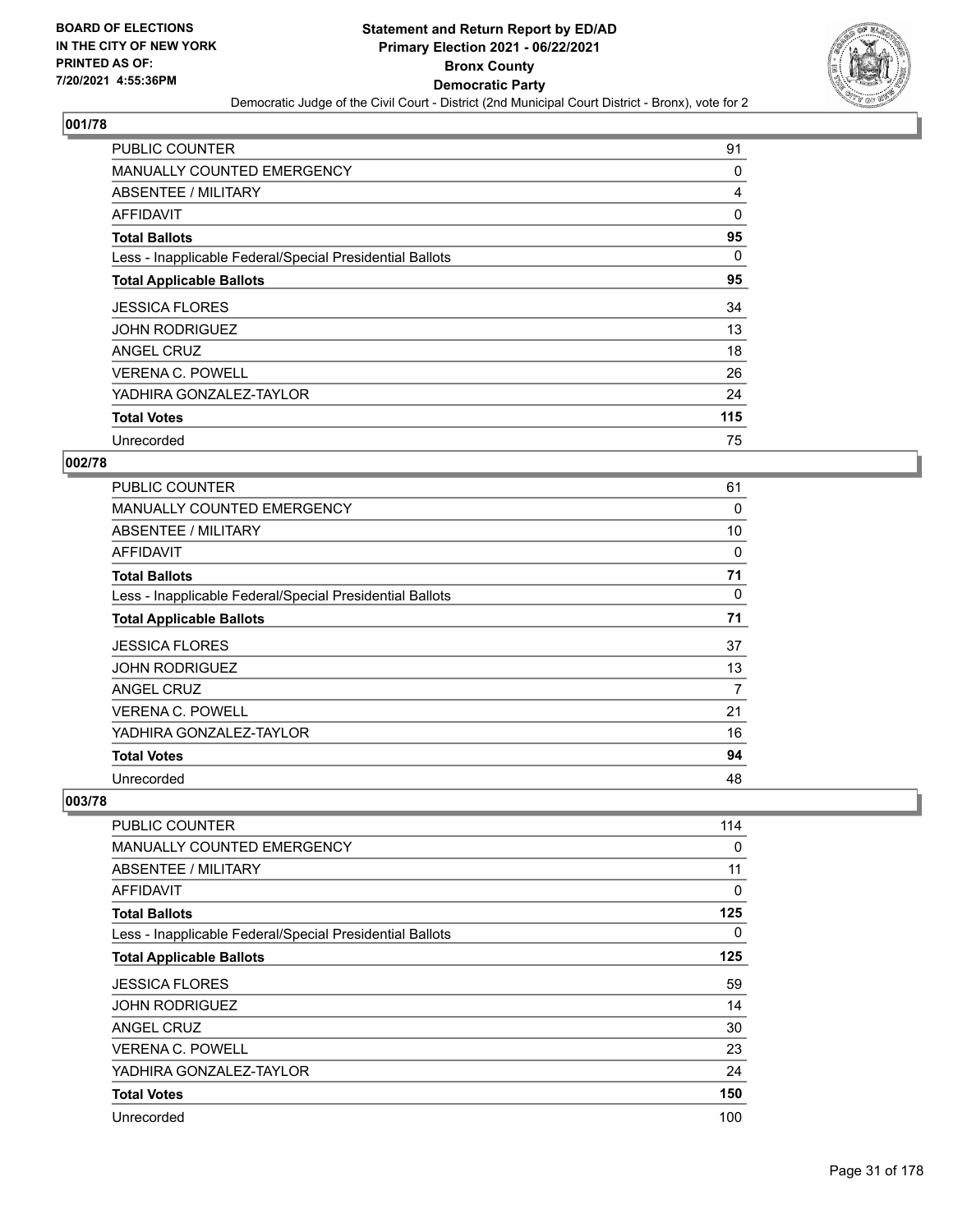**BOARD OF ELECTIONS IN THE CITY OF NEW YORK PRINTED AS OF: 7/20/2021 4:55:36PM**

# Statement and Return Report by ED/AD
## Primary Election 2021 - 06/22/2021
## Bronx County
## Democratic Party
### Democratic Judge of the Civil Court - District (2nd Municipal Court District - Bronx), vote for 2

## 001/78

| | |
|---|---|
| PUBLIC COUNTER | 91 |
| MANUALLY COUNTED EMERGENCY | 0 |
| ABSENTEE / MILITARY | 4 |
| AFFIDAVIT | 0 |
| **Total Ballots** | **95** |
| Less - Inapplicable Federal/Special Presidential Ballots | 0 |
| **Total Applicable Ballots** | **95** |
| JESSICA FLORES | 34 |
| JOHN RODRIGUEZ | 13 |
| ANGEL CRUZ | 18 |
| VERENA C. POWELL | 26 |
| YADHIRA GONZALEZ-TAYLOR | 24 |
| **Total Votes** | **115** |
| Unrecorded | 75 |

## 002/78

| | |
|---|---|
| PUBLIC COUNTER | 61 |
| MANUALLY COUNTED EMERGENCY | 0 |
| ABSENTEE / MILITARY | 10 |
| AFFIDAVIT | 0 |
| **Total Ballots** | **71** |
| Less - Inapplicable Federal/Special Presidential Ballots | 0 |
| **Total Applicable Ballots** | **71** |
| JESSICA FLORES | 37 |
| JOHN RODRIGUEZ | 13 |
| ANGEL CRUZ | 7 |
| VERENA C. POWELL | 21 |
| YADHIRA GONZALEZ-TAYLOR | 16 |
| **Total Votes** | **94** |
| Unrecorded | 48 |

## 003/78

| | |
|---|---|
| PUBLIC COUNTER | 114 |
| MANUALLY COUNTED EMERGENCY | 0 |
| ABSENTEE / MILITARY | 11 |
| AFFIDAVIT | 0 |
| **Total Ballots** | **125** |
| Less - Inapplicable Federal/Special Presidential Ballots | 0 |
| **Total Applicable Ballots** | **125** |
| JESSICA FLORES | 59 |
| JOHN RODRIGUEZ | 14 |
| ANGEL CRUZ | 30 |
| VERENA C. POWELL | 23 |
| YADHIRA GONZALEZ-TAYLOR | 24 |
| **Total Votes** | **150** |
| Unrecorded | 100 |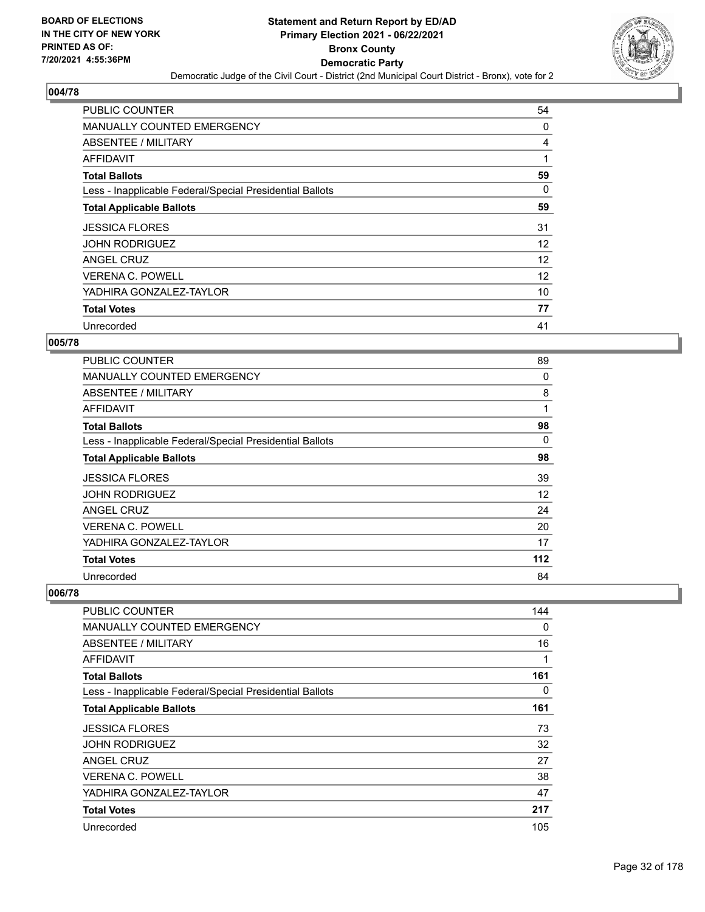## 004/78

| | |
|---|---|
| PUBLIC COUNTER | 54 |
| MANUALLY COUNTED EMERGENCY | 0 |
| ABSENTEE / MILITARY | 4 |
| AFFIDAVIT | 1 |
| **Total Ballots** | **59** |
| Less - Inapplicable Federal/Special Presidential Ballots | 0 |
| **Total Applicable Ballots** | **59** |
| JESSICA FLORES | 31 |
| JOHN RODRIGUEZ | 12 |
| ANGEL CRUZ | 12 |
| VERENA C. POWELL | 12 |
| YADHIRA GONZALEZ-TAYLOR | 10 |
| **Total Votes** | **77** |
| Unrecorded | 41 |

## 005/78

| | |
|---|---|
| PUBLIC COUNTER | 89 |
| MANUALLY COUNTED EMERGENCY | 0 |
| ABSENTEE / MILITARY | 8 |
| AFFIDAVIT | 1 |
| **Total Ballots** | **98** |
| Less - Inapplicable Federal/Special Presidential Ballots | 0 |
| **Total Applicable Ballots** | **98** |
| JESSICA FLORES | 39 |
| JOHN RODRIGUEZ | 12 |
| ANGEL CRUZ | 24 |
| VERENA C. POWELL | 20 |
| YADHIRA GONZALEZ-TAYLOR | 17 |
| **Total Votes** | **112** |
| Unrecorded | 84 |

## 006/78

| | |
|---|---|
| PUBLIC COUNTER | 144 |
| MANUALLY COUNTED EMERGENCY | 0 |
| ABSENTEE / MILITARY | 16 |
| AFFIDAVIT | 1 |
| **Total Ballots** | **161** |
| Less - Inapplicable Federal/Special Presidential Ballots | 0 |
| **Total Applicable Ballots** | **161** |
| JESSICA FLORES | 73 |
| JOHN RODRIGUEZ | 32 |
| ANGEL CRUZ | 27 |
| VERENA C. POWELL | 38 |
| YADHIRA GONZALEZ-TAYLOR | 47 |
| **Total Votes** | **217** |
| Unrecorded | 105 |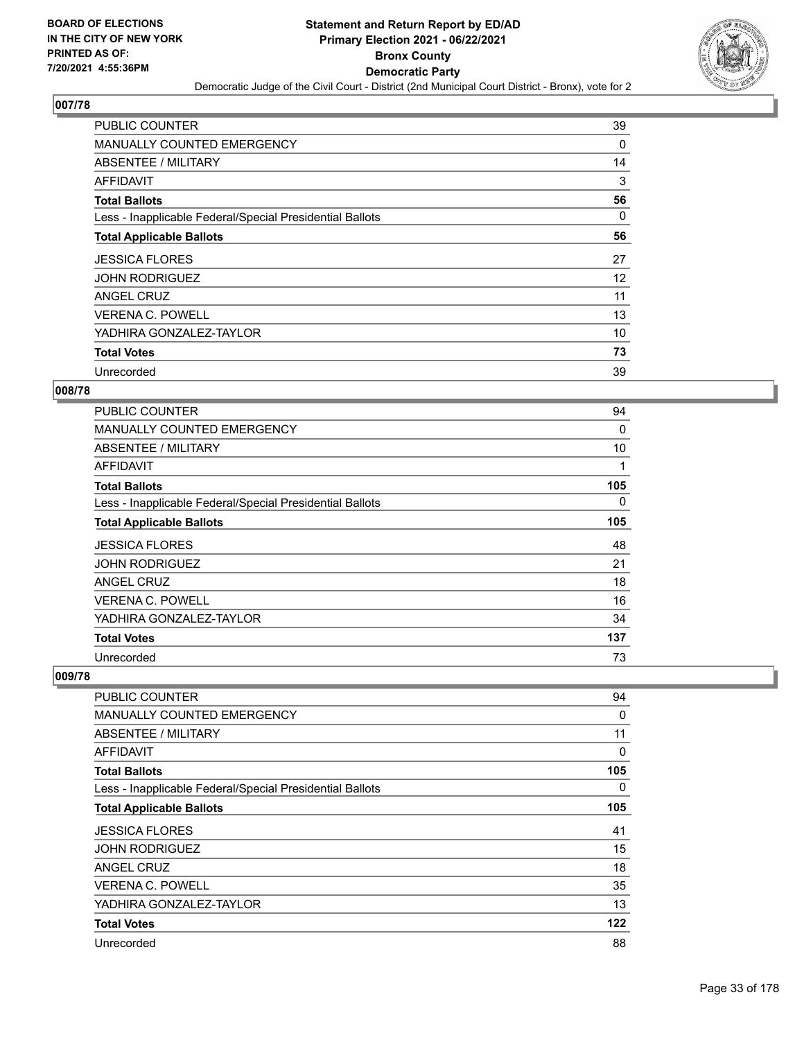**BOARD OF ELECTIONS IN THE CITY OF NEW YORK PRINTED AS OF: 7/20/2021 4:55:36PM**

# Statement and Return Report by ED/AD
## Primary Election 2021 - 06/22/2021
## Bronx County
## Democratic Party
### Democratic Judge of the Civil Court - District (2nd Municipal Court District - Bronx), vote for 2

### 007/78

| | |
|---|---|
| PUBLIC COUNTER | 39 |
| MANUALLY COUNTED EMERGENCY | 0 |
| ABSENTEE / MILITARY | 14 |
| AFFIDAVIT | 3 |
| **Total Ballots** | **56** |
| Less - Inapplicable Federal/Special Presidential Ballots | 0 |
| **Total Applicable Ballots** | **56** |
| JESSICA FLORES | 27 |
| JOHN RODRIGUEZ | 12 |
| ANGEL CRUZ | 11 |
| VERENA C. POWELL | 13 |
| YADHIRA GONZALEZ-TAYLOR | 10 |
| **Total Votes** | **73** |
| Unrecorded | 39 |

### 008/78

| | |
|---|---|
| PUBLIC COUNTER | 94 |
| MANUALLY COUNTED EMERGENCY | 0 |
| ABSENTEE / MILITARY | 10 |
| AFFIDAVIT | 1 |
| **Total Ballots** | **105** |
| Less - Inapplicable Federal/Special Presidential Ballots | 0 |
| **Total Applicable Ballots** | **105** |
| JESSICA FLORES | 48 |
| JOHN RODRIGUEZ | 21 |
| ANGEL CRUZ | 18 |
| VERENA C. POWELL | 16 |
| YADHIRA GONZALEZ-TAYLOR | 34 |
| **Total Votes** | **137** |
| Unrecorded | 73 |

### 009/78

| | |
|---|---|
| PUBLIC COUNTER | 94 |
| MANUALLY COUNTED EMERGENCY | 0 |
| ABSENTEE / MILITARY | 11 |
| AFFIDAVIT | 0 |
| **Total Ballots** | **105** |
| Less - Inapplicable Federal/Special Presidential Ballots | 0 |
| **Total Applicable Ballots** | **105** |
| JESSICA FLORES | 41 |
| JOHN RODRIGUEZ | 15 |
| ANGEL CRUZ | 18 |
| VERENA C. POWELL | 35 |
| YADHIRA GONZALEZ-TAYLOR | 13 |
| **Total Votes** | **122** |
| Unrecorded | 88 |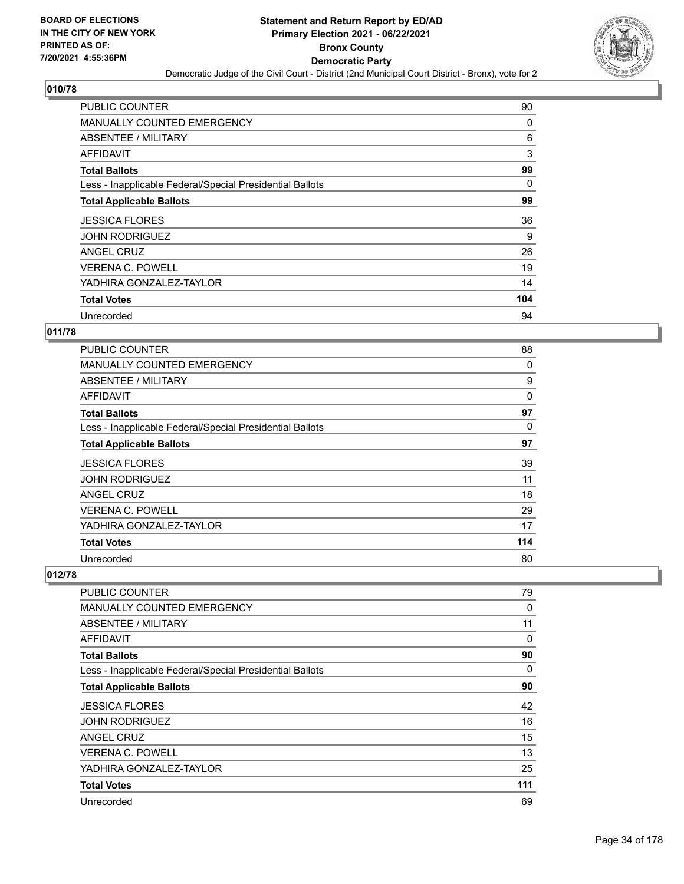## 010/78

| | |
|---|---|
| PUBLIC COUNTER | 90 |
| MANUALLY COUNTED EMERGENCY | 0 |
| ABSENTEE / MILITARY | 6 |
| AFFIDAVIT | 3 |
| **Total Ballots** | **99** |
| Less - Inapplicable Federal/Special Presidential Ballots | 0 |
| **Total Applicable Ballots** | **99** |
| JESSICA FLORES | 36 |
| JOHN RODRIGUEZ | 9 |
| ANGEL CRUZ | 26 |
| VERENA C. POWELL | 19 |
| YADHIRA GONZALEZ-TAYLOR | 14 |
| **Total Votes** | **104** |
| Unrecorded | 94 |

## 011/78

| | |
|---|---|
| PUBLIC COUNTER | 88 |
| MANUALLY COUNTED EMERGENCY | 0 |
| ABSENTEE / MILITARY | 9 |
| AFFIDAVIT | 0 |
| **Total Ballots** | **97** |
| Less - Inapplicable Federal/Special Presidential Ballots | 0 |
| **Total Applicable Ballots** | **97** |
| JESSICA FLORES | 39 |
| JOHN RODRIGUEZ | 11 |
| ANGEL CRUZ | 18 |
| VERENA C. POWELL | 29 |
| YADHIRA GONZALEZ-TAYLOR | 17 |
| **Total Votes** | **114** |
| Unrecorded | 80 |

## 012/78

| | |
|---|---|
| PUBLIC COUNTER | 79 |
| MANUALLY COUNTED EMERGENCY | 0 |
| ABSENTEE / MILITARY | 11 |
| AFFIDAVIT | 0 |
| **Total Ballots** | **90** |
| Less - Inapplicable Federal/Special Presidential Ballots | 0 |
| **Total Applicable Ballots** | **90** |
| JESSICA FLORES | 42 |
| JOHN RODRIGUEZ | 16 |
| ANGEL CRUZ | 15 |
| VERENA C. POWELL | 13 |
| YADHIRA GONZALEZ-TAYLOR | 25 |
| **Total Votes** | **111** |
| Unrecorded | 69 |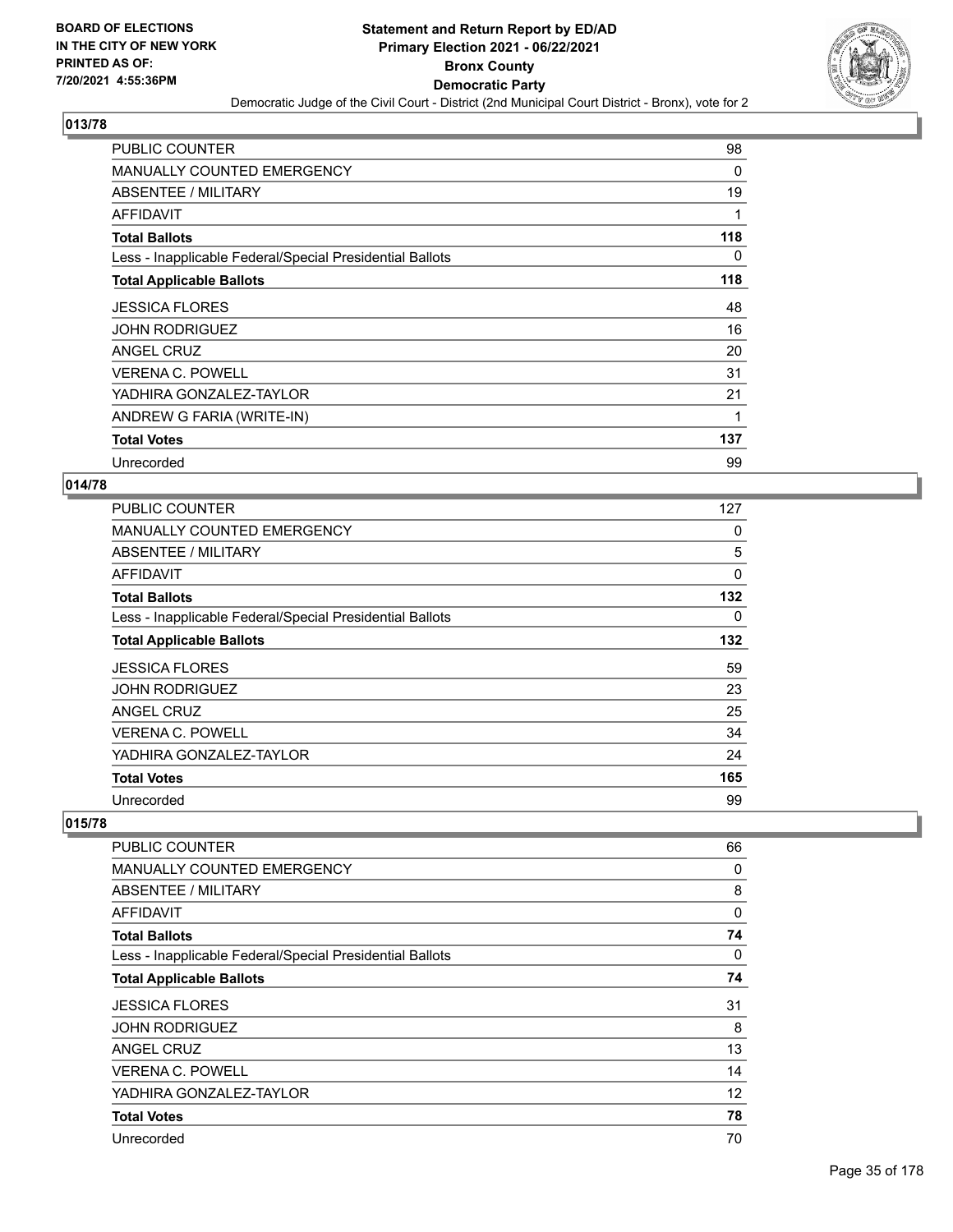## 013/78

| | |
|---|---|
| PUBLIC COUNTER | 98 |
| MANUALLY COUNTED EMERGENCY | 0 |
| ABSENTEE / MILITARY | 19 |
| AFFIDAVIT | 1 |
| **Total Ballots** | **118** |
| Less - Inapplicable Federal/Special Presidential Ballots | 0 |
| **Total Applicable Ballots** | **118** |
| JESSICA FLORES | 48 |
| JOHN RODRIGUEZ | 16 |
| ANGEL CRUZ | 20 |
| VERENA C. POWELL | 31 |
| YADHIRA GONZALEZ-TAYLOR | 21 |
| ANDREW G FARIA (WRITE-IN) | 1 |
| **Total Votes** | **137** |
| Unrecorded | 99 |

## 014/78

| | |
|---|---|
| PUBLIC COUNTER | 127 |
| MANUALLY COUNTED EMERGENCY | 0 |
| ABSENTEE / MILITARY | 5 |
| AFFIDAVIT | 0 |
| **Total Ballots** | **132** |
| Less - Inapplicable Federal/Special Presidential Ballots | 0 |
| **Total Applicable Ballots** | **132** |
| JESSICA FLORES | 59 |
| JOHN RODRIGUEZ | 23 |
| ANGEL CRUZ | 25 |
| VERENA C. POWELL | 34 |
| YADHIRA GONZALEZ-TAYLOR | 24 |
| **Total Votes** | **165** |
| Unrecorded | 99 |

## 015/78

| | |
|---|---|
| PUBLIC COUNTER | 66 |
| MANUALLY COUNTED EMERGENCY | 0 |
| ABSENTEE / MILITARY | 8 |
| AFFIDAVIT | 0 |
| **Total Ballots** | **74** |
| Less - Inapplicable Federal/Special Presidential Ballots | 0 |
| **Total Applicable Ballots** | **74** |
| JESSICA FLORES | 31 |
| JOHN RODRIGUEZ | 8 |
| ANGEL CRUZ | 13 |
| VERENA C. POWELL | 14 |
| YADHIRA GONZALEZ-TAYLOR | 12 |
| **Total Votes** | **78** |
| Unrecorded | 70 |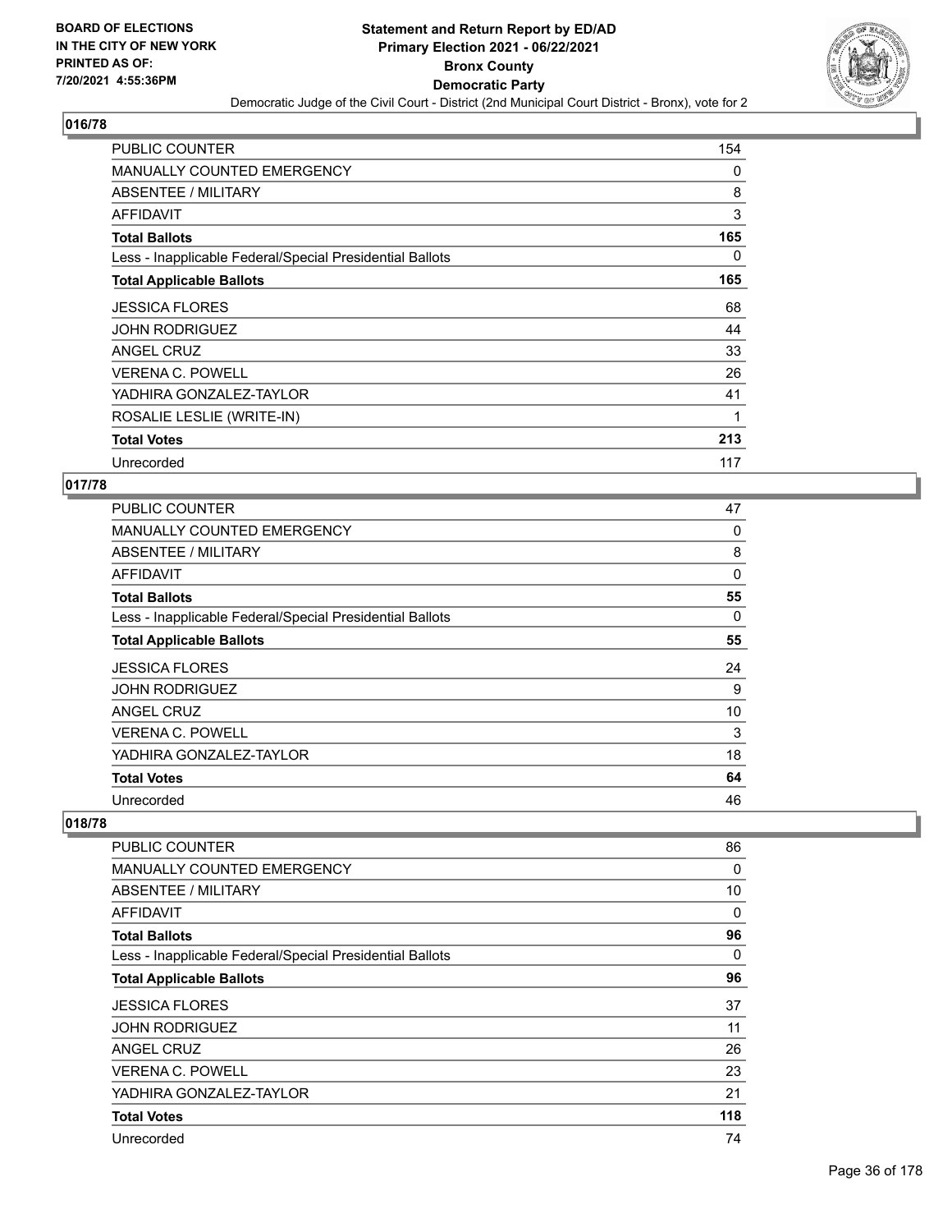## 016/78

| | |
|---|---|
| PUBLIC COUNTER | 154 |
| MANUALLY COUNTED EMERGENCY | 0 |
| ABSENTEE / MILITARY | 8 |
| AFFIDAVIT | 3 |
| **Total Ballots** | **165** |
| Less - Inapplicable Federal/Special Presidential Ballots | 0 |
| **Total Applicable Ballots** | **165** |
| JESSICA FLORES | 68 |
| JOHN RODRIGUEZ | 44 |
| ANGEL CRUZ | 33 |
| VERENA C. POWELL | 26 |
| YADHIRA GONZALEZ-TAYLOR | 41 |
| ROSALIE LESLIE (WRITE-IN) | 1 |
| **Total Votes** | **213** |
| Unrecorded | 117 |

## 017/78

| | |
|---|---|
| PUBLIC COUNTER | 47 |
| MANUALLY COUNTED EMERGENCY | 0 |
| ABSENTEE / MILITARY | 8 |
| AFFIDAVIT | 0 |
| **Total Ballots** | **55** |
| Less - Inapplicable Federal/Special Presidential Ballots | 0 |
| **Total Applicable Ballots** | **55** |
| JESSICA FLORES | 24 |
| JOHN RODRIGUEZ | 9 |
| ANGEL CRUZ | 10 |
| VERENA C. POWELL | 3 |
| YADHIRA GONZALEZ-TAYLOR | 18 |
| **Total Votes** | **64** |
| Unrecorded | 46 |

## 018/78

| | |
|---|---|
| PUBLIC COUNTER | 86 |
| MANUALLY COUNTED EMERGENCY | 0 |
| ABSENTEE / MILITARY | 10 |
| AFFIDAVIT | 0 |
| **Total Ballots** | **96** |
| Less - Inapplicable Federal/Special Presidential Ballots | 0 |
| **Total Applicable Ballots** | **96** |
| JESSICA FLORES | 37 |
| JOHN RODRIGUEZ | 11 |
| ANGEL CRUZ | 26 |
| VERENA C. POWELL | 23 |
| YADHIRA GONZALEZ-TAYLOR | 21 |
| **Total Votes** | **118** |
| Unrecorded | 74 |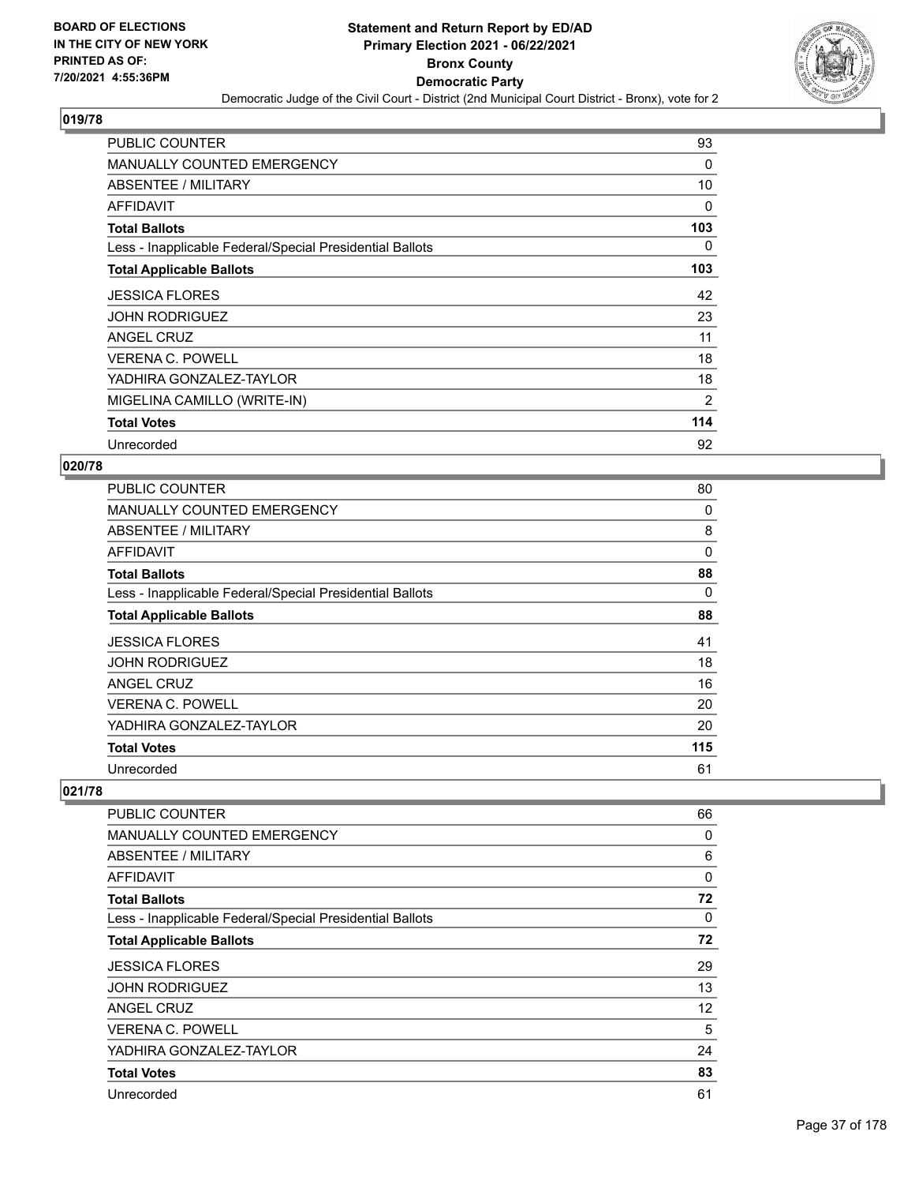# Statement and Return Report by ED/AD
## Primary Election 2021 - 06/22/2021
## Bronx County
## Democratic Party
### Democratic Judge of the Civil Court - District (2nd Municipal Court District - Bronx), vote for 2

BOARD OF ELECTIONS IN THE CITY OF NEW YORK PRINTED AS OF: 7/20/2021 4:55:36PM

## 019/78

| | |
|---|---|
| PUBLIC COUNTER | 93 |
| MANUALLY COUNTED EMERGENCY | 0 |
| ABSENTEE / MILITARY | 10 |
| AFFIDAVIT | 0 |
| **Total Ballots** | **103** |
| Less - Inapplicable Federal/Special Presidential Ballots | 0 |
| **Total Applicable Ballots** | **103** |
| JESSICA FLORES | 42 |
| JOHN RODRIGUEZ | 23 |
| ANGEL CRUZ | 11 |
| VERENA C. POWELL | 18 |
| YADHIRA GONZALEZ-TAYLOR | 18 |
| MIGELINA CAMILLO (WRITE-IN) | 2 |
| **Total Votes** | **114** |
| Unrecorded | 92 |

## 020/78

| | |
|---|---|
| PUBLIC COUNTER | 80 |
| MANUALLY COUNTED EMERGENCY | 0 |
| ABSENTEE / MILITARY | 8 |
| AFFIDAVIT | 0 |
| **Total Ballots** | **88** |
| Less - Inapplicable Federal/Special Presidential Ballots | 0 |
| **Total Applicable Ballots** | **88** |
| JESSICA FLORES | 41 |
| JOHN RODRIGUEZ | 18 |
| ANGEL CRUZ | 16 |
| VERENA C. POWELL | 20 |
| YADHIRA GONZALEZ-TAYLOR | 20 |
| **Total Votes** | **115** |
| Unrecorded | 61 |

## 021/78

| | |
|---|---|
| PUBLIC COUNTER | 66 |
| MANUALLY COUNTED EMERGENCY | 0 |
| ABSENTEE / MILITARY | 6 |
| AFFIDAVIT | 0 |
| **Total Ballots** | **72** |
| Less - Inapplicable Federal/Special Presidential Ballots | 0 |
| **Total Applicable Ballots** | **72** |
| JESSICA FLORES | 29 |
| JOHN RODRIGUEZ | 13 |
| ANGEL CRUZ | 12 |
| VERENA C. POWELL | 5 |
| YADHIRA GONZALEZ-TAYLOR | 24 |
| **Total Votes** | **83** |
| Unrecorded | 61 |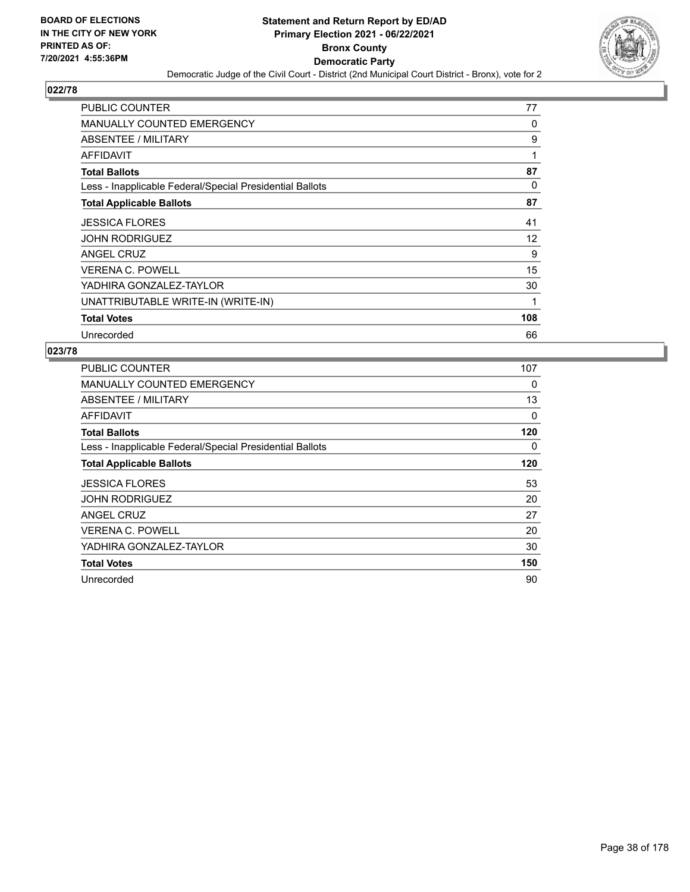**Statement and Return Report by ED/AD**
**Primary Election 2021 - 06/22/2021**
**Bronx County**
**Democratic Party**
Democratic Judge of the Civil Court - District (2nd Municipal Court District - Bronx), vote for 2

BOARD OF ELECTIONS
IN THE CITY OF NEW YORK
PRINTED AS OF:
7/20/2021 4:55:36PM

## 022/78

| | |
|---|---|
| PUBLIC COUNTER | 77 |
| MANUALLY COUNTED EMERGENCY | 0 |
| ABSENTEE / MILITARY | 9 |
| AFFIDAVIT | 1 |
| **Total Ballots** | **87** |
| Less - Inapplicable Federal/Special Presidential Ballots | 0 |
| **Total Applicable Ballots** | **87** |
| JESSICA FLORES | 41 |
| JOHN RODRIGUEZ | 12 |
| ANGEL CRUZ | 9 |
| VERENA C. POWELL | 15 |
| YADHIRA GONZALEZ-TAYLOR | 30 |
| UNATTRIBUTABLE WRITE-IN (WRITE-IN) | 1 |
| **Total Votes** | **108** |
| Unrecorded | 66 |

## 023/78

| | |
|---|---|
| PUBLIC COUNTER | 107 |
| MANUALLY COUNTED EMERGENCY | 0 |
| ABSENTEE / MILITARY | 13 |
| AFFIDAVIT | 0 |
| **Total Ballots** | **120** |
| Less - Inapplicable Federal/Special Presidential Ballots | 0 |
| **Total Applicable Ballots** | **120** |
| JESSICA FLORES | 53 |
| JOHN RODRIGUEZ | 20 |
| ANGEL CRUZ | 27 |
| VERENA C. POWELL | 20 |
| YADHIRA GONZALEZ-TAYLOR | 30 |
| **Total Votes** | **150** |
| Unrecorded | 90 |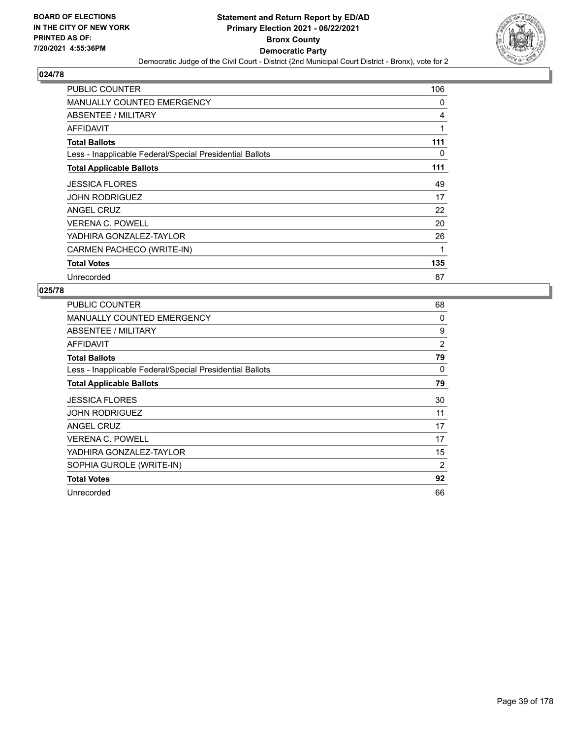BOARD OF ELECTIONS
IN THE CITY OF NEW YORK
PRINTED AS OF:
7/20/2021 4:55:36PM

**Statement and Return Report by ED/AD**
**Primary Election 2021 - 06/22/2021**
**Bronx County**
**Democratic Party**
Democratic Judge of the Civil Court - District (2nd Municipal Court District - Bronx), vote for 2

## 024/78

| | |
|---|---|
| PUBLIC COUNTER | 106 |
| MANUALLY COUNTED EMERGENCY | 0 |
| ABSENTEE / MILITARY | 4 |
| AFFIDAVIT | 1 |
| **Total Ballots** | **111** |
| Less - Inapplicable Federal/Special Presidential Ballots | 0 |
| **Total Applicable Ballots** | **111** |
| JESSICA FLORES | 49 |
| JOHN RODRIGUEZ | 17 |
| ANGEL CRUZ | 22 |
| VERENA C. POWELL | 20 |
| YADHIRA GONZALEZ-TAYLOR | 26 |
| CARMEN PACHECO (WRITE-IN) | 1 |
| **Total Votes** | **135** |
| Unrecorded | 87 |

## 025/78

| | |
|---|---|
| PUBLIC COUNTER | 68 |
| MANUALLY COUNTED EMERGENCY | 0 |
| ABSENTEE / MILITARY | 9 |
| AFFIDAVIT | 2 |
| **Total Ballots** | **79** |
| Less - Inapplicable Federal/Special Presidential Ballots | 0 |
| **Total Applicable Ballots** | **79** |
| JESSICA FLORES | 30 |
| JOHN RODRIGUEZ | 11 |
| ANGEL CRUZ | 17 |
| VERENA C. POWELL | 17 |
| YADHIRA GONZALEZ-TAYLOR | 15 |
| SOPHIA GUROLE (WRITE-IN) | 2 |
| **Total Votes** | **92** |
| Unrecorded | 66 |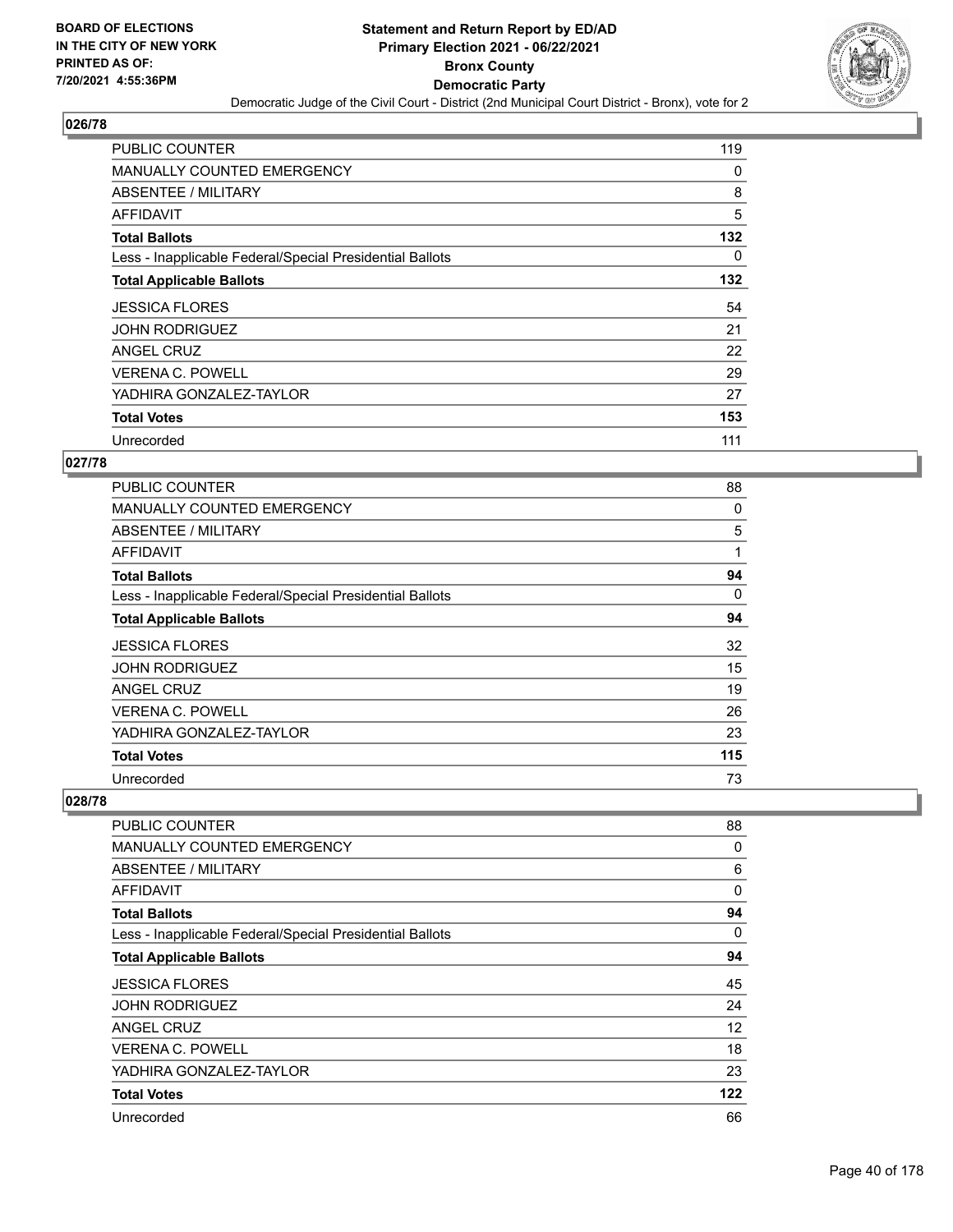BOARD OF ELECTIONS
IN THE CITY OF NEW YORK
PRINTED AS OF:
7/20/2021 4:55:36PM

**Statement and Return Report by ED/AD**
**Primary Election 2021 - 06/22/2021**
**Bronx County**
**Democratic Party**
Democratic Judge of the Civil Court - District (2nd Municipal Court District - Bronx), vote for 2

## 026/78

| | |
|---|---|
| PUBLIC COUNTER | 119 |
| MANUALLY COUNTED EMERGENCY | 0 |
| ABSENTEE / MILITARY | 8 |
| AFFIDAVIT | 5 |
| **Total Ballots** | **132** |
| Less - Inapplicable Federal/Special Presidential Ballots | 0 |
| **Total Applicable Ballots** | **132** |
| JESSICA FLORES | 54 |
| JOHN RODRIGUEZ | 21 |
| ANGEL CRUZ | 22 |
| VERENA C. POWELL | 29 |
| YADHIRA GONZALEZ-TAYLOR | 27 |
| **Total Votes** | **153** |
| Unrecorded | 111 |

## 027/78

| | |
|---|---|
| PUBLIC COUNTER | 88 |
| MANUALLY COUNTED EMERGENCY | 0 |
| ABSENTEE / MILITARY | 5 |
| AFFIDAVIT | 1 |
| **Total Ballots** | **94** |
| Less - Inapplicable Federal/Special Presidential Ballots | 0 |
| **Total Applicable Ballots** | **94** |
| JESSICA FLORES | 32 |
| JOHN RODRIGUEZ | 15 |
| ANGEL CRUZ | 19 |
| VERENA C. POWELL | 26 |
| YADHIRA GONZALEZ-TAYLOR | 23 |
| **Total Votes** | **115** |
| Unrecorded | 73 |

## 028/78

| | |
|---|---|
| PUBLIC COUNTER | 88 |
| MANUALLY COUNTED EMERGENCY | 0 |
| ABSENTEE / MILITARY | 6 |
| AFFIDAVIT | 0 |
| **Total Ballots** | **94** |
| Less - Inapplicable Federal/Special Presidential Ballots | 0 |
| **Total Applicable Ballots** | **94** |
| JESSICA FLORES | 45 |
| JOHN RODRIGUEZ | 24 |
| ANGEL CRUZ | 12 |
| VERENA C. POWELL | 18 |
| YADHIRA GONZALEZ-TAYLOR | 23 |
| **Total Votes** | **122** |
| Unrecorded | 66 |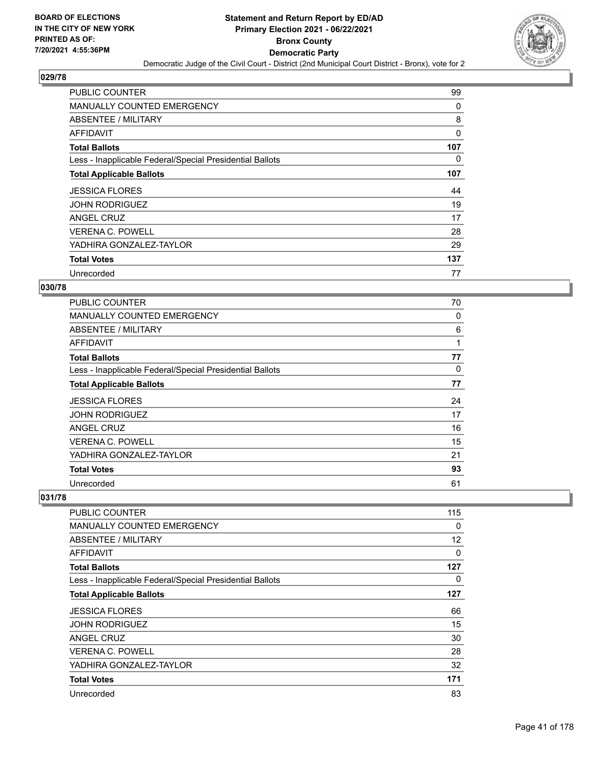## Statement and Return Report by ED/AD
## Primary Election 2021 - 06/22/2021
## Bronx County
## Democratic Party

Democratic Judge of the Civil Court - District (2nd Municipal Court District - Bronx), vote for 2

BOARD OF ELECTIONS
IN THE CITY OF NEW YORK
PRINTED AS OF:
7/20/2021 4:55:36PM

### 029/78

| | |
|---|---|
| PUBLIC COUNTER | 99 |
| MANUALLY COUNTED EMERGENCY | 0 |
| ABSENTEE / MILITARY | 8 |
| AFFIDAVIT | 0 |
| **Total Ballots** | **107** |
| Less - Inapplicable Federal/Special Presidential Ballots | 0 |
| **Total Applicable Ballots** | **107** |
| JESSICA FLORES | 44 |
| JOHN RODRIGUEZ | 19 |
| ANGEL CRUZ | 17 |
| VERENA C. POWELL | 28 |
| YADHIRA GONZALEZ-TAYLOR | 29 |
| **Total Votes** | **137** |
| Unrecorded | 77 |

### 030/78

| | |
|---|---|
| PUBLIC COUNTER | 70 |
| MANUALLY COUNTED EMERGENCY | 0 |
| ABSENTEE / MILITARY | 6 |
| AFFIDAVIT | 1 |
| **Total Ballots** | **77** |
| Less - Inapplicable Federal/Special Presidential Ballots | 0 |
| **Total Applicable Ballots** | **77** |
| JESSICA FLORES | 24 |
| JOHN RODRIGUEZ | 17 |
| ANGEL CRUZ | 16 |
| VERENA C. POWELL | 15 |
| YADHIRA GONZALEZ-TAYLOR | 21 |
| **Total Votes** | **93** |
| Unrecorded | 61 |

### 031/78

| | |
|---|---|
| PUBLIC COUNTER | 115 |
| MANUALLY COUNTED EMERGENCY | 0 |
| ABSENTEE / MILITARY | 12 |
| AFFIDAVIT | 0 |
| **Total Ballots** | **127** |
| Less - Inapplicable Federal/Special Presidential Ballots | 0 |
| **Total Applicable Ballots** | **127** |
| JESSICA FLORES | 66 |
| JOHN RODRIGUEZ | 15 |
| ANGEL CRUZ | 30 |
| VERENA C. POWELL | 28 |
| YADHIRA GONZALEZ-TAYLOR | 32 |
| **Total Votes** | **171** |
| Unrecorded | 83 |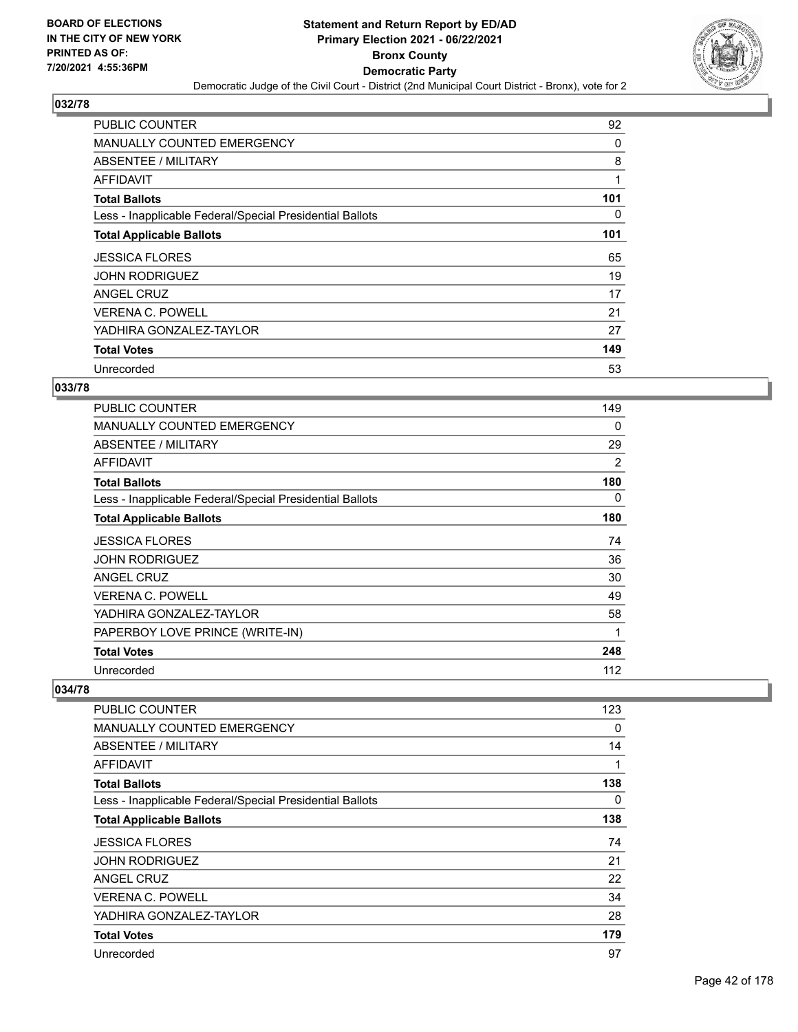BOARD OF ELECTIONS
IN THE CITY OF NEW YORK
PRINTED AS OF:
7/20/2021 4:55:36PM

# Statement and Return Report by ED/AD
## Primary Election 2021 - 06/22/2021
## Bronx County
## Democratic Party

Democratic Judge of the Civil Court - District (2nd Municipal Court District - Bronx), vote for 2

### 032/78

| | |
|---|---|
| PUBLIC COUNTER | 92 |
| MANUALLY COUNTED EMERGENCY | 0 |
| ABSENTEE / MILITARY | 8 |
| AFFIDAVIT | 1 |
| **Total Ballots** | **101** |
| Less - Inapplicable Federal/Special Presidential Ballots | 0 |
| **Total Applicable Ballots** | **101** |
| JESSICA FLORES | 65 |
| JOHN RODRIGUEZ | 19 |
| ANGEL CRUZ | 17 |
| VERENA C. POWELL | 21 |
| YADHIRA GONZALEZ-TAYLOR | 27 |
| **Total Votes** | **149** |
| Unrecorded | 53 |

### 033/78

| | |
|---|---|
| PUBLIC COUNTER | 149 |
| MANUALLY COUNTED EMERGENCY | 0 |
| ABSENTEE / MILITARY | 29 |
| AFFIDAVIT | 2 |
| **Total Ballots** | **180** |
| Less - Inapplicable Federal/Special Presidential Ballots | 0 |
| **Total Applicable Ballots** | **180** |
| JESSICA FLORES | 74 |
| JOHN RODRIGUEZ | 36 |
| ANGEL CRUZ | 30 |
| VERENA C. POWELL | 49 |
| YADHIRA GONZALEZ-TAYLOR | 58 |
| PAPERBOY LOVE PRINCE (WRITE-IN) | 1 |
| **Total Votes** | **248** |
| Unrecorded | 112 |

### 034/78

| | |
|---|---|
| PUBLIC COUNTER | 123 |
| MANUALLY COUNTED EMERGENCY | 0 |
| ABSENTEE / MILITARY | 14 |
| AFFIDAVIT | 1 |
| **Total Ballots** | **138** |
| Less - Inapplicable Federal/Special Presidential Ballots | 0 |
| **Total Applicable Ballots** | **138** |
| JESSICA FLORES | 74 |
| JOHN RODRIGUEZ | 21 |
| ANGEL CRUZ | 22 |
| VERENA C. POWELL | 34 |
| YADHIRA GONZALEZ-TAYLOR | 28 |
| **Total Votes** | **179** |
| Unrecorded | 97 |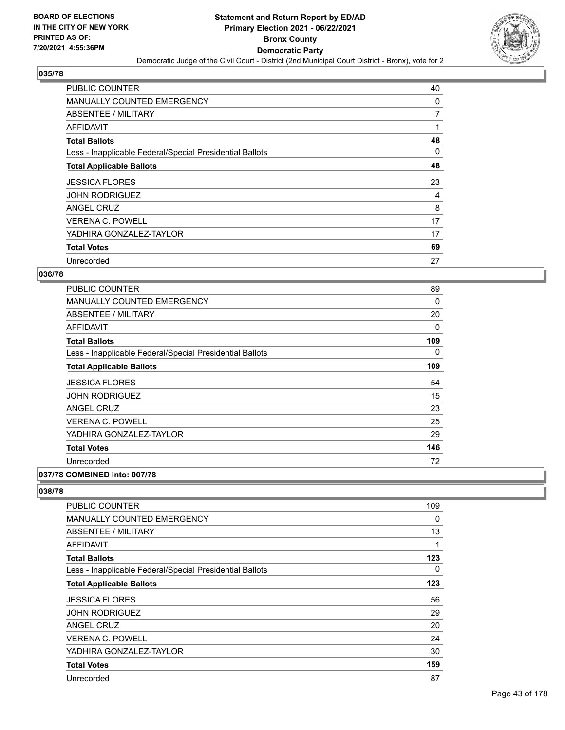## 035/78

| | |
|---|---|
| PUBLIC COUNTER | 40 |
| MANUALLY COUNTED EMERGENCY | 0 |
| ABSENTEE / MILITARY | 7 |
| AFFIDAVIT | 1 |
| **Total Ballots** | **48** |
| Less - Inapplicable Federal/Special Presidential Ballots | 0 |
| **Total Applicable Ballots** | **48** |
| JESSICA FLORES | 23 |
| JOHN RODRIGUEZ | 4 |
| ANGEL CRUZ | 8 |
| VERENA C. POWELL | 17 |
| YADHIRA GONZALEZ-TAYLOR | 17 |
| **Total Votes** | **69** |
| Unrecorded | 27 |

## 036/78

| | |
|---|---|
| PUBLIC COUNTER | 89 |
| MANUALLY COUNTED EMERGENCY | 0 |
| ABSENTEE / MILITARY | 20 |
| AFFIDAVIT | 0 |
| **Total Ballots** | **109** |
| Less - Inapplicable Federal/Special Presidential Ballots | 0 |
| **Total Applicable Ballots** | **109** |
| JESSICA FLORES | 54 |
| JOHN RODRIGUEZ | 15 |
| ANGEL CRUZ | 23 |
| VERENA C. POWELL | 25 |
| YADHIRA GONZALEZ-TAYLOR | 29 |
| **Total Votes** | **146** |
| Unrecorded | 72 |

## 037/78 COMBINED into: 007/78

## 038/78

| | |
|---|---|
| PUBLIC COUNTER | 109 |
| MANUALLY COUNTED EMERGENCY | 0 |
| ABSENTEE / MILITARY | 13 |
| AFFIDAVIT | 1 |
| **Total Ballots** | **123** |
| Less - Inapplicable Federal/Special Presidential Ballots | 0 |
| **Total Applicable Ballots** | **123** |
| JESSICA FLORES | 56 |
| JOHN RODRIGUEZ | 29 |
| ANGEL CRUZ | 20 |
| VERENA C. POWELL | 24 |
| YADHIRA GONZALEZ-TAYLOR | 30 |
| **Total Votes** | **159** |
| Unrecorded | 87 |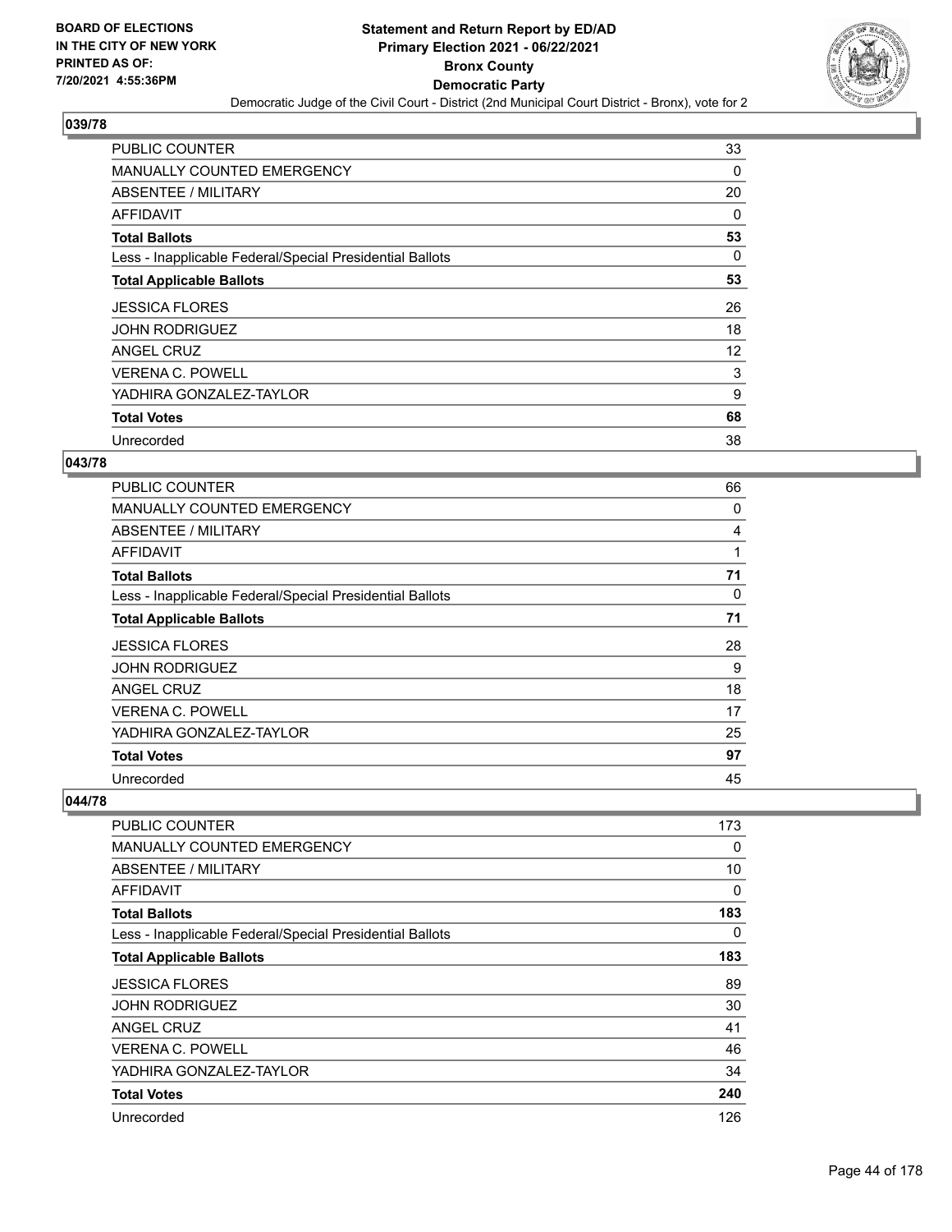# Statement and Return Report by ED/AD
## Primary Election 2021 - 06/22/2021
## Bronx County
## Democratic Party

Democratic Judge of the Civil Court - District (2nd Municipal Court District - Bronx), vote for 2

BOARD OF ELECTIONS IN THE CITY OF NEW YORK PRINTED AS OF: 7/20/2021 4:55:36PM

### 039/78

| | |
|---|---|
| PUBLIC COUNTER | 33 |
| MANUALLY COUNTED EMERGENCY | 0 |
| ABSENTEE / MILITARY | 20 |
| AFFIDAVIT | 0 |
| **Total Ballots** | **53** |
| Less - Inapplicable Federal/Special Presidential Ballots | 0 |
| **Total Applicable Ballots** | **53** |
| JESSICA FLORES | 26 |
| JOHN RODRIGUEZ | 18 |
| ANGEL CRUZ | 12 |
| VERENA C. POWELL | 3 |
| YADHIRA GONZALEZ-TAYLOR | 9 |
| **Total Votes** | **68** |
| Unrecorded | 38 |

### 043/78

| | |
|---|---|
| PUBLIC COUNTER | 66 |
| MANUALLY COUNTED EMERGENCY | 0 |
| ABSENTEE / MILITARY | 4 |
| AFFIDAVIT | 1 |
| **Total Ballots** | **71** |
| Less - Inapplicable Federal/Special Presidential Ballots | 0 |
| **Total Applicable Ballots** | **71** |
| JESSICA FLORES | 28 |
| JOHN RODRIGUEZ | 9 |
| ANGEL CRUZ | 18 |
| VERENA C. POWELL | 17 |
| YADHIRA GONZALEZ-TAYLOR | 25 |
| **Total Votes** | **97** |
| Unrecorded | 45 |

### 044/78

| | |
|---|---|
| PUBLIC COUNTER | 173 |
| MANUALLY COUNTED EMERGENCY | 0 |
| ABSENTEE / MILITARY | 10 |
| AFFIDAVIT | 0 |
| **Total Ballots** | **183** |
| Less - Inapplicable Federal/Special Presidential Ballots | 0 |
| **Total Applicable Ballots** | **183** |
| JESSICA FLORES | 89 |
| JOHN RODRIGUEZ | 30 |
| ANGEL CRUZ | 41 |
| VERENA C. POWELL | 46 |
| YADHIRA GONZALEZ-TAYLOR | 34 |
| **Total Votes** | **240** |
| Unrecorded | 126 |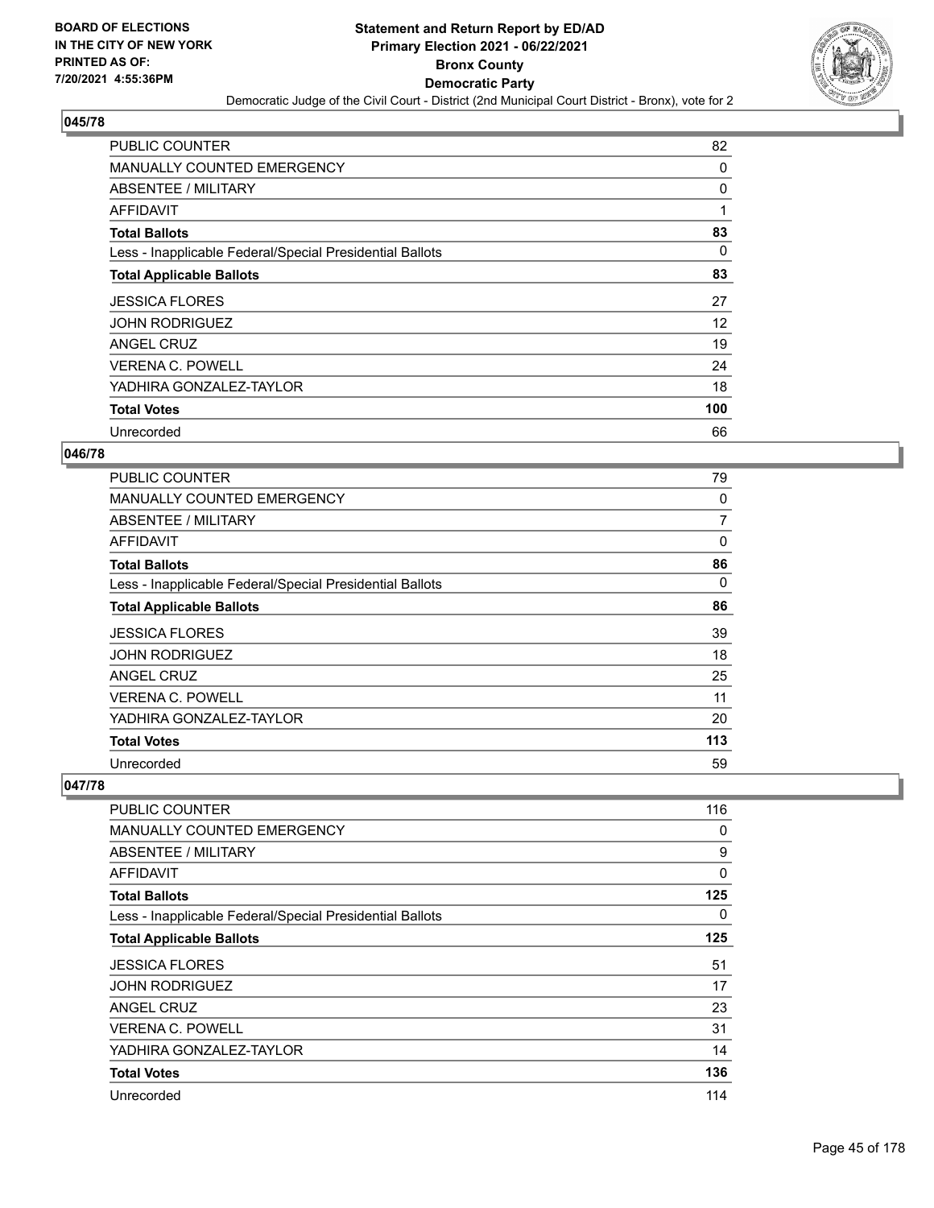## 045/78

| | |
|---|---|
| PUBLIC COUNTER | 82 |
| MANUALLY COUNTED EMERGENCY | 0 |
| ABSENTEE / MILITARY | 0 |
| AFFIDAVIT | 1 |
| **Total Ballots** | **83** |
| Less - Inapplicable Federal/Special Presidential Ballots | 0 |
| **Total Applicable Ballots** | **83** |
| JESSICA FLORES | 27 |
| JOHN RODRIGUEZ | 12 |
| ANGEL CRUZ | 19 |
| VERENA C. POWELL | 24 |
| YADHIRA GONZALEZ-TAYLOR | 18 |
| **Total Votes** | **100** |
| Unrecorded | 66 |

## 046/78

| | |
|---|---|
| PUBLIC COUNTER | 79 |
| MANUALLY COUNTED EMERGENCY | 0 |
| ABSENTEE / MILITARY | 7 |
| AFFIDAVIT | 0 |
| **Total Ballots** | **86** |
| Less - Inapplicable Federal/Special Presidential Ballots | 0 |
| **Total Applicable Ballots** | **86** |
| JESSICA FLORES | 39 |
| JOHN RODRIGUEZ | 18 |
| ANGEL CRUZ | 25 |
| VERENA C. POWELL | 11 |
| YADHIRA GONZALEZ-TAYLOR | 20 |
| **Total Votes** | **113** |
| Unrecorded | 59 |

## 047/78

| | |
|---|---|
| PUBLIC COUNTER | 116 |
| MANUALLY COUNTED EMERGENCY | 0 |
| ABSENTEE / MILITARY | 9 |
| AFFIDAVIT | 0 |
| **Total Ballots** | **125** |
| Less - Inapplicable Federal/Special Presidential Ballots | 0 |
| **Total Applicable Ballots** | **125** |
| JESSICA FLORES | 51 |
| JOHN RODRIGUEZ | 17 |
| ANGEL CRUZ | 23 |
| VERENA C. POWELL | 31 |
| YADHIRA GONZALEZ-TAYLOR | 14 |
| **Total Votes** | **136** |
| Unrecorded | 114 |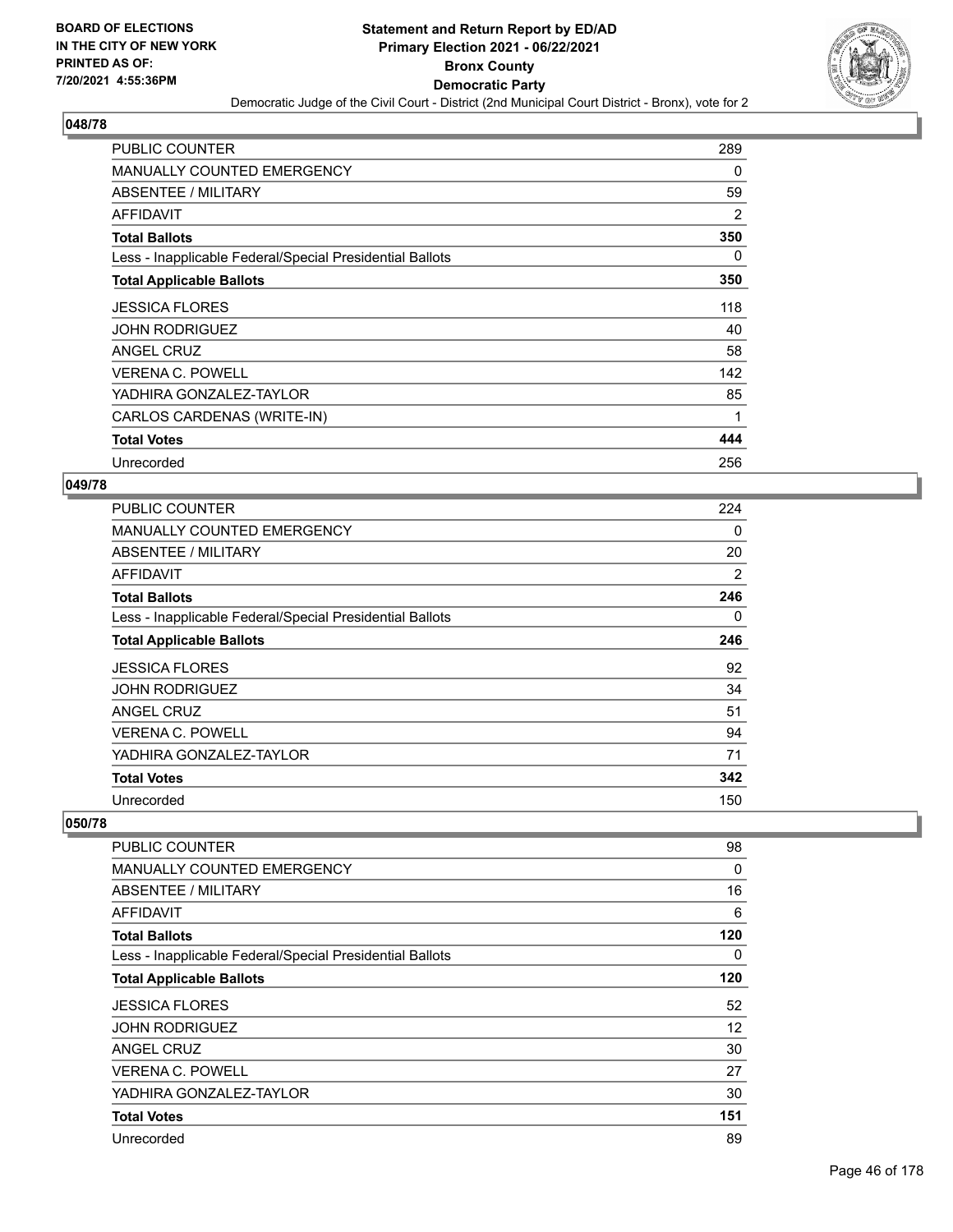# Statement and Return Report by ED/AD
## Primary Election 2021 - 06/22/2021
## Bronx County
## Democratic Party
### Democratic Judge of the Civil Court - District (2nd Municipal Court District - Bronx), vote for 2

BOARD OF ELECTIONS IN THE CITY OF NEW YORK PRINTED AS OF: 7/20/2021 4:55:36PM

### 048/78

| | |
|---|---|
| PUBLIC COUNTER | 289 |
| MANUALLY COUNTED EMERGENCY | 0 |
| ABSENTEE / MILITARY | 59 |
| AFFIDAVIT | 2 |
| **Total Ballots** | **350** |
| Less - Inapplicable Federal/Special Presidential Ballots | 0 |
| **Total Applicable Ballots** | **350** |
| JESSICA FLORES | 118 |
| JOHN RODRIGUEZ | 40 |
| ANGEL CRUZ | 58 |
| VERENA C. POWELL | 142 |
| YADHIRA GONZALEZ-TAYLOR | 85 |
| CARLOS CARDENAS (WRITE-IN) | 1 |
| **Total Votes** | **444** |
| Unrecorded | 256 |

### 049/78

| | |
|---|---|
| PUBLIC COUNTER | 224 |
| MANUALLY COUNTED EMERGENCY | 0 |
| ABSENTEE / MILITARY | 20 |
| AFFIDAVIT | 2 |
| **Total Ballots** | **246** |
| Less - Inapplicable Federal/Special Presidential Ballots | 0 |
| **Total Applicable Ballots** | **246** |
| JESSICA FLORES | 92 |
| JOHN RODRIGUEZ | 34 |
| ANGEL CRUZ | 51 |
| VERENA C. POWELL | 94 |
| YADHIRA GONZALEZ-TAYLOR | 71 |
| **Total Votes** | **342** |
| Unrecorded | 150 |

### 050/78

| | |
|---|---|
| PUBLIC COUNTER | 98 |
| MANUALLY COUNTED EMERGENCY | 0 |
| ABSENTEE / MILITARY | 16 |
| AFFIDAVIT | 6 |
| **Total Ballots** | **120** |
| Less - Inapplicable Federal/Special Presidential Ballots | 0 |
| **Total Applicable Ballots** | **120** |
| JESSICA FLORES | 52 |
| JOHN RODRIGUEZ | 12 |
| ANGEL CRUZ | 30 |
| VERENA C. POWELL | 27 |
| YADHIRA GONZALEZ-TAYLOR | 30 |
| **Total Votes** | **151** |
| Unrecorded | 89 |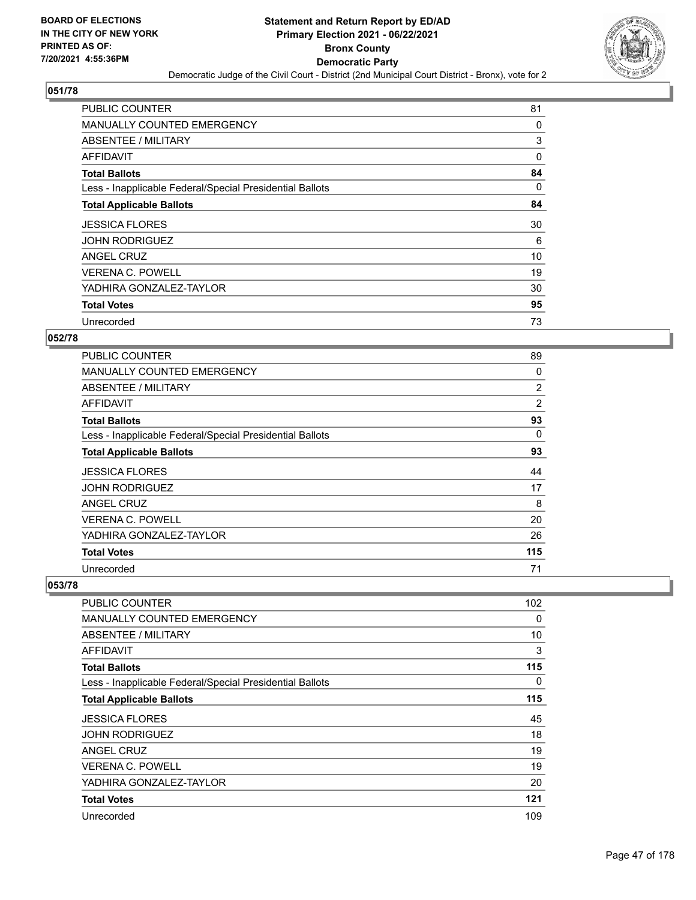## 051/78

| | |
|---|---|
| PUBLIC COUNTER | 81 |
| MANUALLY COUNTED EMERGENCY | 0 |
| ABSENTEE / MILITARY | 3 |
| AFFIDAVIT | 0 |
| **Total Ballots** | **84** |
| Less - Inapplicable Federal/Special Presidential Ballots | 0 |
| **Total Applicable Ballots** | **84** |
| JESSICA FLORES | 30 |
| JOHN RODRIGUEZ | 6 |
| ANGEL CRUZ | 10 |
| VERENA C. POWELL | 19 |
| YADHIRA GONZALEZ-TAYLOR | 30 |
| **Total Votes** | **95** |
| Unrecorded | 73 |

## 052/78

| | |
|---|---|
| PUBLIC COUNTER | 89 |
| MANUALLY COUNTED EMERGENCY | 0 |
| ABSENTEE / MILITARY | 2 |
| AFFIDAVIT | 2 |
| **Total Ballots** | **93** |
| Less - Inapplicable Federal/Special Presidential Ballots | 0 |
| **Total Applicable Ballots** | **93** |
| JESSICA FLORES | 44 |
| JOHN RODRIGUEZ | 17 |
| ANGEL CRUZ | 8 |
| VERENA C. POWELL | 20 |
| YADHIRA GONZALEZ-TAYLOR | 26 |
| **Total Votes** | **115** |
| Unrecorded | 71 |

## 053/78

| | |
|---|---|
| PUBLIC COUNTER | 102 |
| MANUALLY COUNTED EMERGENCY | 0 |
| ABSENTEE / MILITARY | 10 |
| AFFIDAVIT | 3 |
| **Total Ballots** | **115** |
| Less - Inapplicable Federal/Special Presidential Ballots | 0 |
| **Total Applicable Ballots** | **115** |
| JESSICA FLORES | 45 |
| JOHN RODRIGUEZ | 18 |
| ANGEL CRUZ | 19 |
| VERENA C. POWELL | 19 |
| YADHIRA GONZALEZ-TAYLOR | 20 |
| **Total Votes** | **121** |
| Unrecorded | 109 |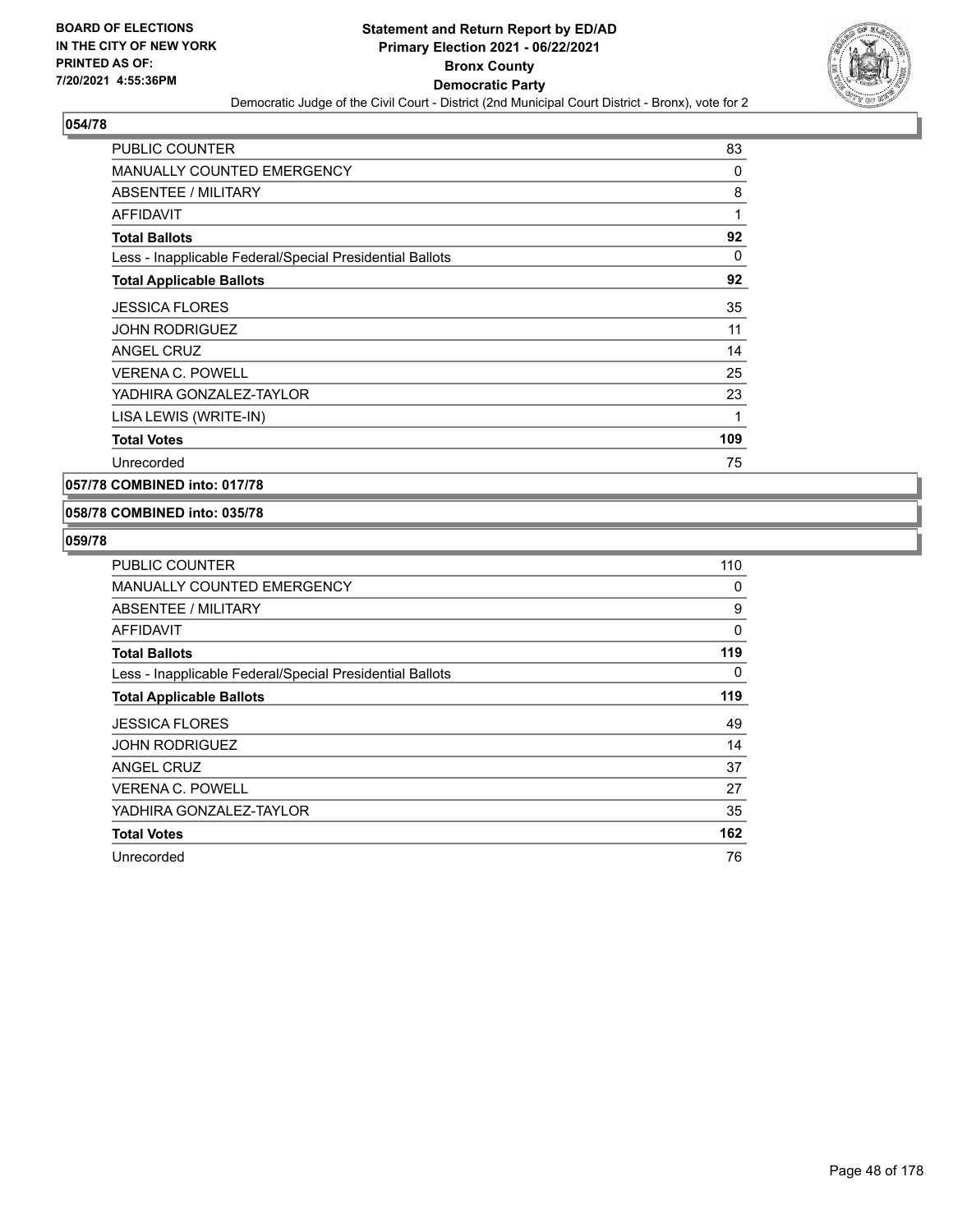**BOARD OF ELECTIONS IN THE CITY OF NEW YORK PRINTED AS OF: 7/20/2021 4:55:36PM**

# Statement and Return Report by ED/AD
## Primary Election 2021 - 06/22/2021
## Bronx County
## Democratic Party
### Democratic Judge of the Civil Court - District (2nd Municipal Court District - Bronx), vote for 2

**054/78**

| | |
|---|---|
| PUBLIC COUNTER | 83 |
| MANUALLY COUNTED EMERGENCY | 0 |
| ABSENTEE / MILITARY | 8 |
| AFFIDAVIT | 1 |
| **Total Ballots** | **92** |
| Less - Inapplicable Federal/Special Presidential Ballots | 0 |
| **Total Applicable Ballots** | **92** |
| JESSICA FLORES | 35 |
| JOHN RODRIGUEZ | 11 |
| ANGEL CRUZ | 14 |
| VERENA C. POWELL | 25 |
| YADHIRA GONZALEZ-TAYLOR | 23 |
| LISA LEWIS (WRITE-IN) | 1 |
| **Total Votes** | **109** |
| Unrecorded | 75 |

**057/78 COMBINED into: 017/78**

**058/78 COMBINED into: 035/78**

**059/78**

| | |
|---|---|
| PUBLIC COUNTER | 110 |
| MANUALLY COUNTED EMERGENCY | 0 |
| ABSENTEE / MILITARY | 9 |
| AFFIDAVIT | 0 |
| **Total Ballots** | **119** |
| Less - Inapplicable Federal/Special Presidential Ballots | 0 |
| **Total Applicable Ballots** | **119** |
| JESSICA FLORES | 49 |
| JOHN RODRIGUEZ | 14 |
| ANGEL CRUZ | 37 |
| VERENA C. POWELL | 27 |
| YADHIRA GONZALEZ-TAYLOR | 35 |
| **Total Votes** | **162** |
| Unrecorded | 76 |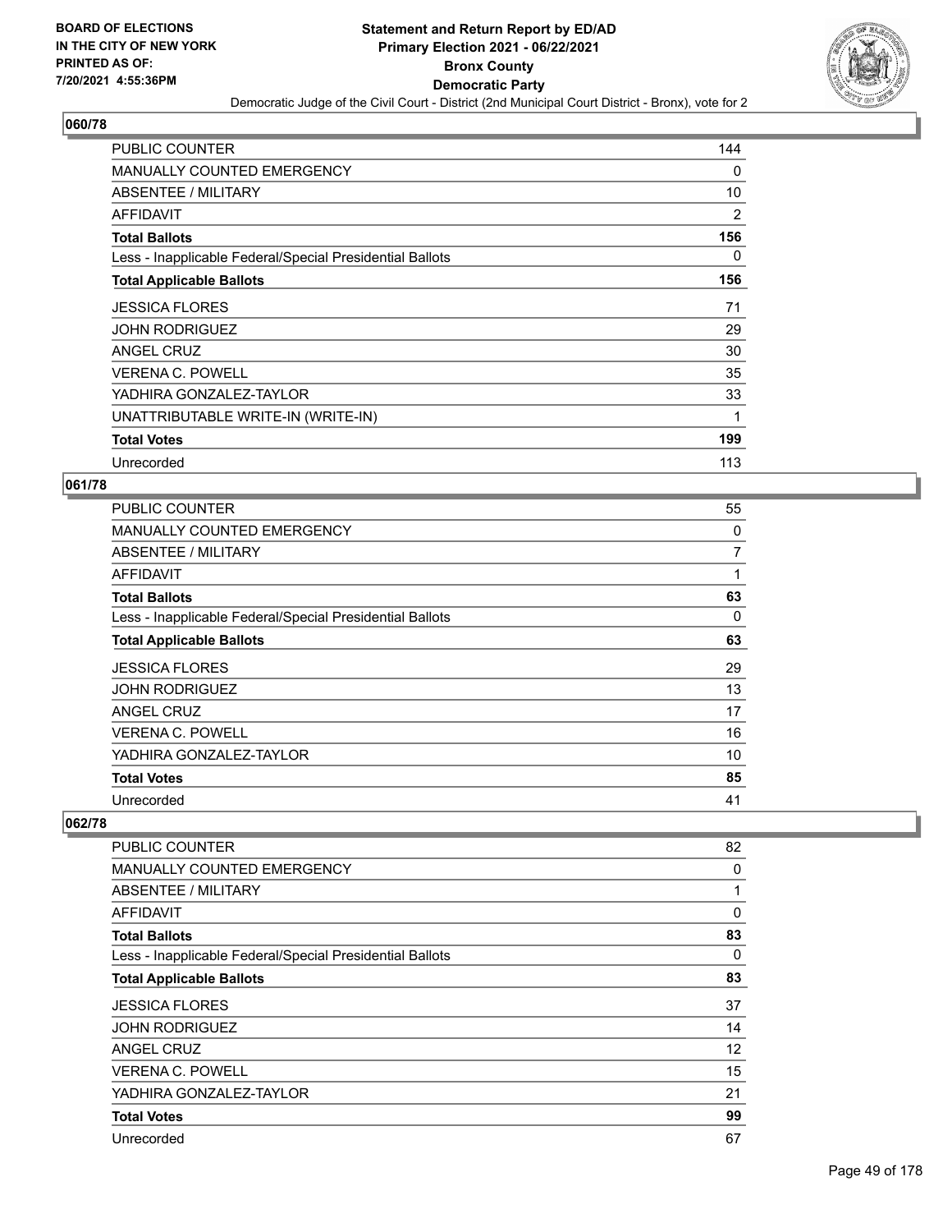**BOARD OF ELECTIONS IN THE CITY OF NEW YORK PRINTED AS OF: 7/20/2021 4:55:36PM**

# Statement and Return Report by ED/AD
## Primary Election 2021 - 06/22/2021
## Bronx County
## Democratic Party
### Democratic Judge of the Civil Court - District (2nd Municipal Court District - Bronx), vote for 2

**060/78**

| | |
|---|---|
| PUBLIC COUNTER | 144 |
| MANUALLY COUNTED EMERGENCY | 0 |
| ABSENTEE / MILITARY | 10 |
| AFFIDAVIT | 2 |
| **Total Ballots** | **156** |
| Less - Inapplicable Federal/Special Presidential Ballots | 0 |
| **Total Applicable Ballots** | **156** |
| JESSICA FLORES | 71 |
| JOHN RODRIGUEZ | 29 |
| ANGEL CRUZ | 30 |
| VERENA C. POWELL | 35 |
| YADHIRA GONZALEZ-TAYLOR | 33 |
| UNATTRIBUTABLE WRITE-IN (WRITE-IN) | 1 |
| **Total Votes** | **199** |
| Unrecorded | 113 |

**061/78**

| | |
|---|---|
| PUBLIC COUNTER | 55 |
| MANUALLY COUNTED EMERGENCY | 0 |
| ABSENTEE / MILITARY | 7 |
| AFFIDAVIT | 1 |
| **Total Ballots** | **63** |
| Less - Inapplicable Federal/Special Presidential Ballots | 0 |
| **Total Applicable Ballots** | **63** |
| JESSICA FLORES | 29 |
| JOHN RODRIGUEZ | 13 |
| ANGEL CRUZ | 17 |
| VERENA C. POWELL | 16 |
| YADHIRA GONZALEZ-TAYLOR | 10 |
| **Total Votes** | **85** |
| Unrecorded | 41 |

**062/78**

| | |
|---|---|
| PUBLIC COUNTER | 82 |
| MANUALLY COUNTED EMERGENCY | 0 |
| ABSENTEE / MILITARY | 1 |
| AFFIDAVIT | 0 |
| **Total Ballots** | **83** |
| Less - Inapplicable Federal/Special Presidential Ballots | 0 |
| **Total Applicable Ballots** | **83** |
| JESSICA FLORES | 37 |
| JOHN RODRIGUEZ | 14 |
| ANGEL CRUZ | 12 |
| VERENA C. POWELL | 15 |
| YADHIRA GONZALEZ-TAYLOR | 21 |
| **Total Votes** | **99** |
| Unrecorded | 67 |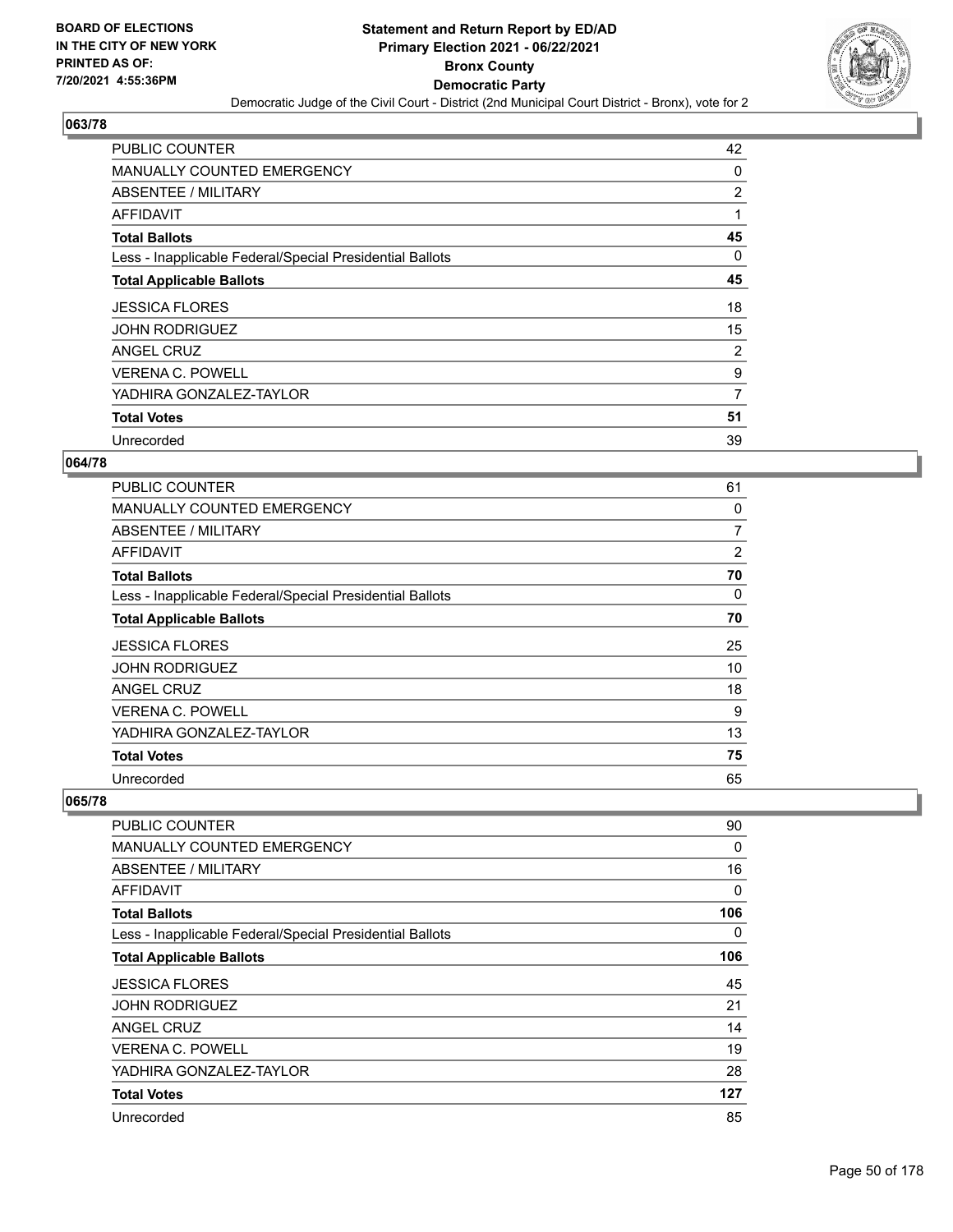**BOARD OF ELECTIONS IN THE CITY OF NEW YORK PRINTED AS OF: 7/20/2021 4:55:36PM**

# Statement and Return Report by ED/AD
## Primary Election 2021 - 06/22/2021
## Bronx County
## Democratic Party

Democratic Judge of the Civil Court - District (2nd Municipal Court District - Bronx), vote for 2

### 063/78

| | |
|---|---|
| PUBLIC COUNTER | 42 |
| MANUALLY COUNTED EMERGENCY | 0 |
| ABSENTEE / MILITARY | 2 |
| AFFIDAVIT | 1 |
| **Total Ballots** | **45** |
| Less - Inapplicable Federal/Special Presidential Ballots | 0 |
| **Total Applicable Ballots** | **45** |
| JESSICA FLORES | 18 |
| JOHN RODRIGUEZ | 15 |
| ANGEL CRUZ | 2 |
| VERENA C. POWELL | 9 |
| YADHIRA GONZALEZ-TAYLOR | 7 |
| **Total Votes** | **51** |
| Unrecorded | 39 |

### 064/78

| | |
|---|---|
| PUBLIC COUNTER | 61 |
| MANUALLY COUNTED EMERGENCY | 0 |
| ABSENTEE / MILITARY | 7 |
| AFFIDAVIT | 2 |
| **Total Ballots** | **70** |
| Less - Inapplicable Federal/Special Presidential Ballots | 0 |
| **Total Applicable Ballots** | **70** |
| JESSICA FLORES | 25 |
| JOHN RODRIGUEZ | 10 |
| ANGEL CRUZ | 18 |
| VERENA C. POWELL | 9 |
| YADHIRA GONZALEZ-TAYLOR | 13 |
| **Total Votes** | **75** |
| Unrecorded | 65 |

### 065/78

| | |
|---|---|
| PUBLIC COUNTER | 90 |
| MANUALLY COUNTED EMERGENCY | 0 |
| ABSENTEE / MILITARY | 16 |
| AFFIDAVIT | 0 |
| **Total Ballots** | **106** |
| Less - Inapplicable Federal/Special Presidential Ballots | 0 |
| **Total Applicable Ballots** | **106** |
| JESSICA FLORES | 45 |
| JOHN RODRIGUEZ | 21 |
| ANGEL CRUZ | 14 |
| VERENA C. POWELL | 19 |
| YADHIRA GONZALEZ-TAYLOR | 28 |
| **Total Votes** | **127** |
| Unrecorded | 85 |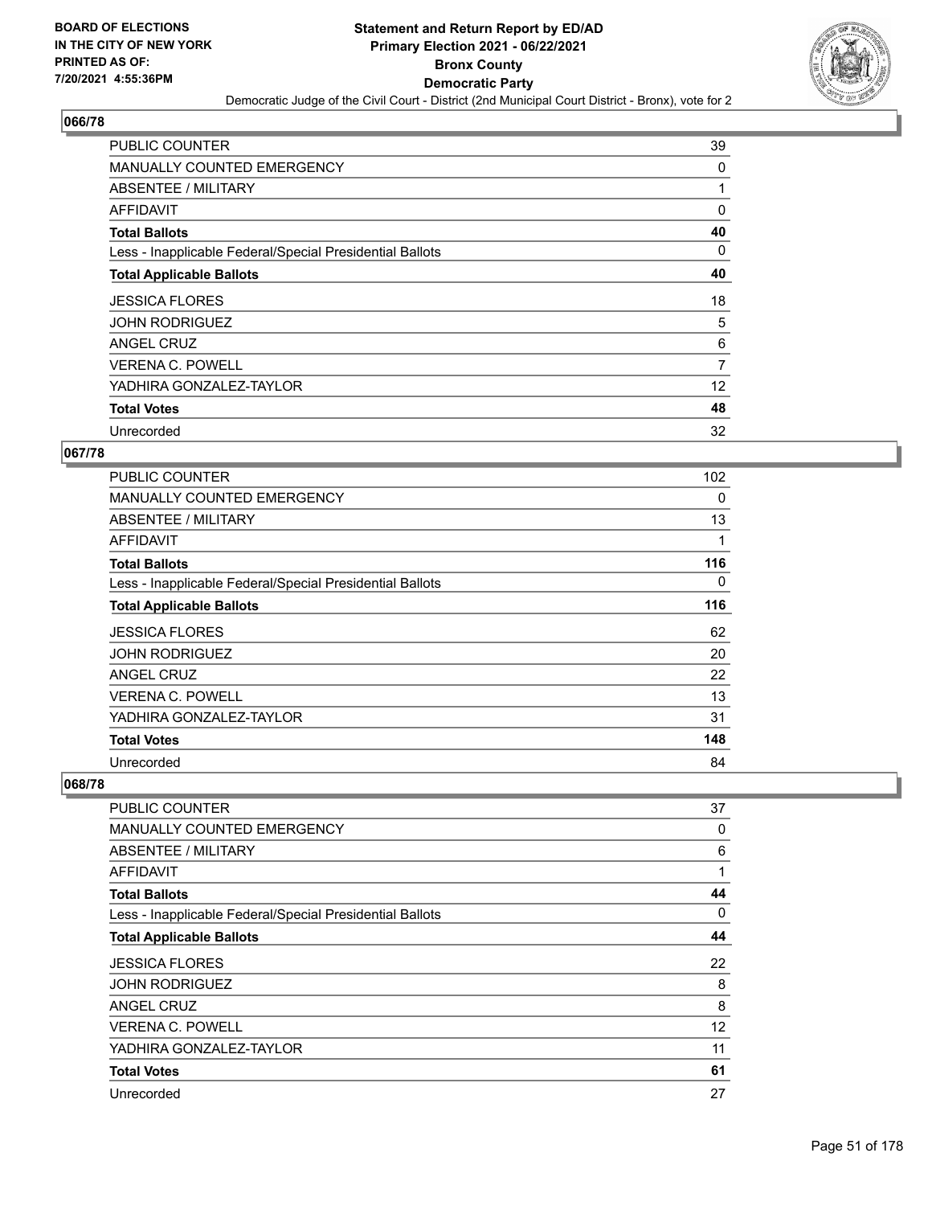## 066/78

| | |
|---|---|
| PUBLIC COUNTER | 39 |
| MANUALLY COUNTED EMERGENCY | 0 |
| ABSENTEE / MILITARY | 1 |
| AFFIDAVIT | 0 |
| **Total Ballots** | **40** |
| Less - Inapplicable Federal/Special Presidential Ballots | 0 |
| **Total Applicable Ballots** | **40** |
| JESSICA FLORES | 18 |
| JOHN RODRIGUEZ | 5 |
| ANGEL CRUZ | 6 |
| VERENA C. POWELL | 7 |
| YADHIRA GONZALEZ-TAYLOR | 12 |
| **Total Votes** | **48** |
| Unrecorded | 32 |

## 067/78

| | |
|---|---|
| PUBLIC COUNTER | 102 |
| MANUALLY COUNTED EMERGENCY | 0 |
| ABSENTEE / MILITARY | 13 |
| AFFIDAVIT | 1 |
| **Total Ballots** | **116** |
| Less - Inapplicable Federal/Special Presidential Ballots | 0 |
| **Total Applicable Ballots** | **116** |
| JESSICA FLORES | 62 |
| JOHN RODRIGUEZ | 20 |
| ANGEL CRUZ | 22 |
| VERENA C. POWELL | 13 |
| YADHIRA GONZALEZ-TAYLOR | 31 |
| **Total Votes** | **148** |
| Unrecorded | 84 |

## 068/78

| | |
|---|---|
| PUBLIC COUNTER | 37 |
| MANUALLY COUNTED EMERGENCY | 0 |
| ABSENTEE / MILITARY | 6 |
| AFFIDAVIT | 1 |
| **Total Ballots** | **44** |
| Less - Inapplicable Federal/Special Presidential Ballots | 0 |
| **Total Applicable Ballots** | **44** |
| JESSICA FLORES | 22 |
| JOHN RODRIGUEZ | 8 |
| ANGEL CRUZ | 8 |
| VERENA C. POWELL | 12 |
| YADHIRA GONZALEZ-TAYLOR | 11 |
| **Total Votes** | **61** |
| Unrecorded | 27 |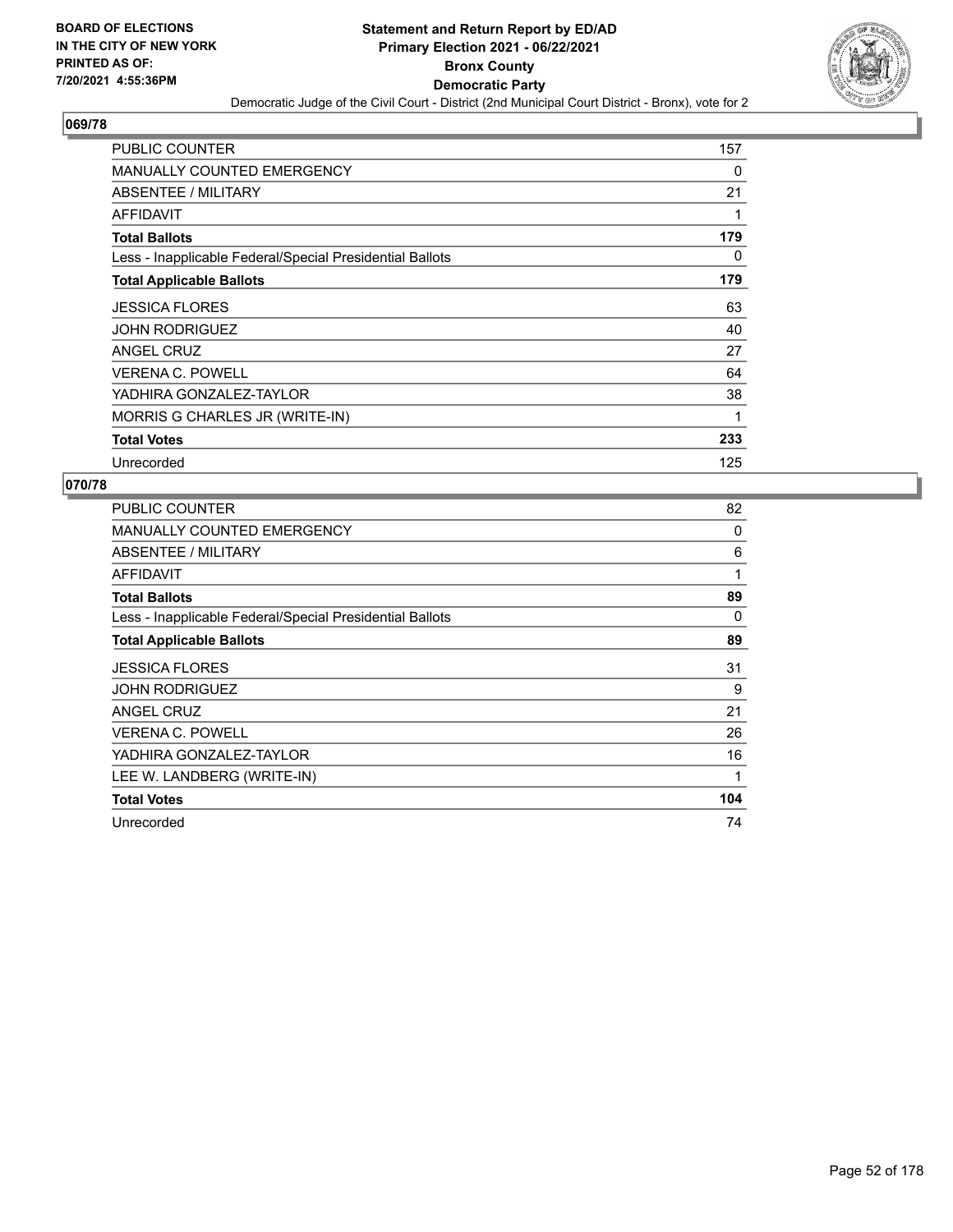BOARD OF ELECTIONS
IN THE CITY OF NEW YORK
PRINTED AS OF:
7/20/2021 4:55:36PM

# Statement and Return Report by ED/AD
## Primary Election 2021 - 06/22/2021
## Bronx County
## Democratic Party

Democratic Judge of the Civil Court - District (2nd Municipal Court District - Bronx), vote for 2

### 069/78

| | |
|---|---|
| PUBLIC COUNTER | 157 |
| MANUALLY COUNTED EMERGENCY | 0 |
| ABSENTEE / MILITARY | 21 |
| AFFIDAVIT | 1 |
| **Total Ballots** | **179** |
| Less - Inapplicable Federal/Special Presidential Ballots | 0 |
| **Total Applicable Ballots** | **179** |
| JESSICA FLORES | 63 |
| JOHN RODRIGUEZ | 40 |
| ANGEL CRUZ | 27 |
| VERENA C. POWELL | 64 |
| YADHIRA GONZALEZ-TAYLOR | 38 |
| MORRIS G CHARLES JR (WRITE-IN) | 1 |
| **Total Votes** | **233** |
| Unrecorded | 125 |

### 070/78

| | |
|---|---|
| PUBLIC COUNTER | 82 |
| MANUALLY COUNTED EMERGENCY | 0 |
| ABSENTEE / MILITARY | 6 |
| AFFIDAVIT | 1 |
| **Total Ballots** | **89** |
| Less - Inapplicable Federal/Special Presidential Ballots | 0 |
| **Total Applicable Ballots** | **89** |
| JESSICA FLORES | 31 |
| JOHN RODRIGUEZ | 9 |
| ANGEL CRUZ | 21 |
| VERENA C. POWELL | 26 |
| YADHIRA GONZALEZ-TAYLOR | 16 |
| LEE W. LANDBERG (WRITE-IN) | 1 |
| **Total Votes** | **104** |
| Unrecorded | 74 |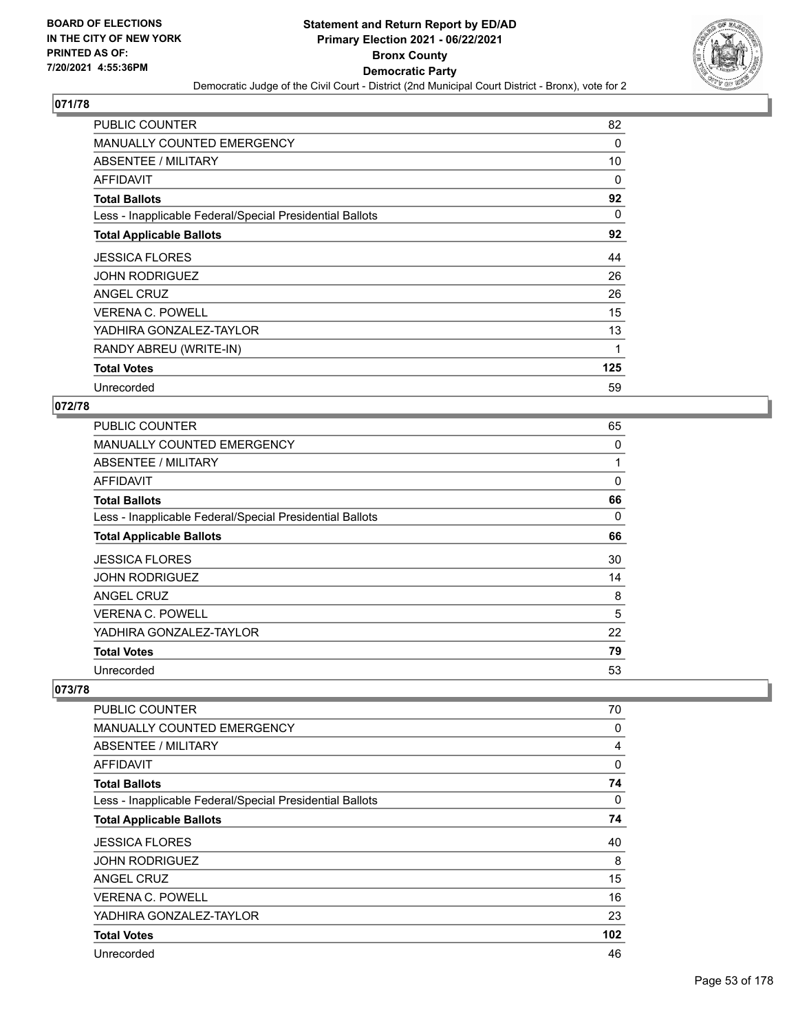## 071/78

| | |
|---|---|
| PUBLIC COUNTER | 82 |
| MANUALLY COUNTED EMERGENCY | 0 |
| ABSENTEE / MILITARY | 10 |
| AFFIDAVIT | 0 |
| **Total Ballots** | **92** |
| Less - Inapplicable Federal/Special Presidential Ballots | 0 |
| **Total Applicable Ballots** | **92** |
| JESSICA FLORES | 44 |
| JOHN RODRIGUEZ | 26 |
| ANGEL CRUZ | 26 |
| VERENA C. POWELL | 15 |
| YADHIRA GONZALEZ-TAYLOR | 13 |
| RANDY ABREU (WRITE-IN) | 1 |
| **Total Votes** | **125** |
| Unrecorded | 59 |

## 072/78

| | |
|---|---|
| PUBLIC COUNTER | 65 |
| MANUALLY COUNTED EMERGENCY | 0 |
| ABSENTEE / MILITARY | 1 |
| AFFIDAVIT | 0 |
| **Total Ballots** | **66** |
| Less - Inapplicable Federal/Special Presidential Ballots | 0 |
| **Total Applicable Ballots** | **66** |
| JESSICA FLORES | 30 |
| JOHN RODRIGUEZ | 14 |
| ANGEL CRUZ | 8 |
| VERENA C. POWELL | 5 |
| YADHIRA GONZALEZ-TAYLOR | 22 |
| **Total Votes** | **79** |
| Unrecorded | 53 |

## 073/78

| | |
|---|---|
| PUBLIC COUNTER | 70 |
| MANUALLY COUNTED EMERGENCY | 0 |
| ABSENTEE / MILITARY | 4 |
| AFFIDAVIT | 0 |
| **Total Ballots** | **74** |
| Less - Inapplicable Federal/Special Presidential Ballots | 0 |
| **Total Applicable Ballots** | **74** |
| JESSICA FLORES | 40 |
| JOHN RODRIGUEZ | 8 |
| ANGEL CRUZ | 15 |
| VERENA C. POWELL | 16 |
| YADHIRA GONZALEZ-TAYLOR | 23 |
| **Total Votes** | **102** |
| Unrecorded | 46 |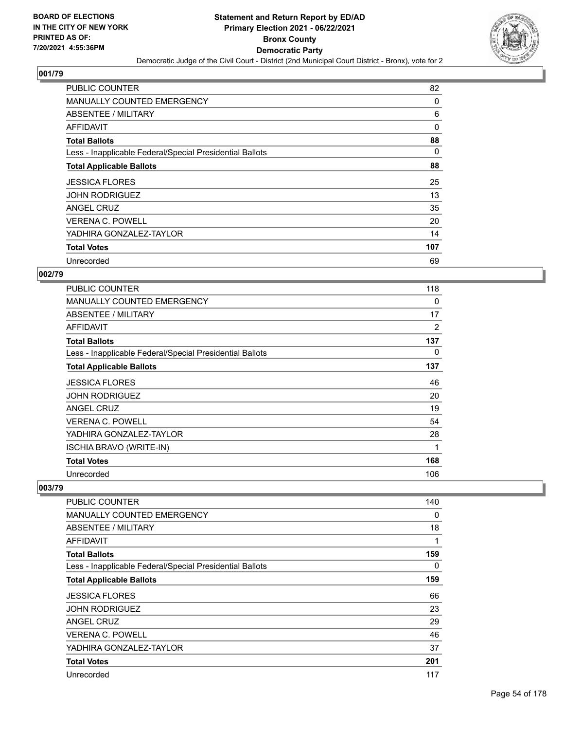# Statement and Return Report by ED/AD
## Primary Election 2021 - 06/22/2021
## Bronx County
## Democratic Party
### Democratic Judge of the Civil Court - District (2nd Municipal Court District - Bronx), vote for 2

BOARD OF ELECTIONS IN THE CITY OF NEW YORK PRINTED AS OF: 7/20/2021 4:55:36PM

### 001/79

| | |
|---|---|
| PUBLIC COUNTER | 82 |
| MANUALLY COUNTED EMERGENCY | 0 |
| ABSENTEE / MILITARY | 6 |
| AFFIDAVIT | 0 |
| **Total Ballots** | **88** |
| Less - Inapplicable Federal/Special Presidential Ballots | 0 |
| **Total Applicable Ballots** | **88** |
| JESSICA FLORES | 25 |
| JOHN RODRIGUEZ | 13 |
| ANGEL CRUZ | 35 |
| VERENA C. POWELL | 20 |
| YADHIRA GONZALEZ-TAYLOR | 14 |
| **Total Votes** | **107** |
| Unrecorded | 69 |

### 002/79

| | |
|---|---|
| PUBLIC COUNTER | 118 |
| MANUALLY COUNTED EMERGENCY | 0 |
| ABSENTEE / MILITARY | 17 |
| AFFIDAVIT | 2 |
| **Total Ballots** | **137** |
| Less - Inapplicable Federal/Special Presidential Ballots | 0 |
| **Total Applicable Ballots** | **137** |
| JESSICA FLORES | 46 |
| JOHN RODRIGUEZ | 20 |
| ANGEL CRUZ | 19 |
| VERENA C. POWELL | 54 |
| YADHIRA GONZALEZ-TAYLOR | 28 |
| ISCHIA BRAVO (WRITE-IN) | 1 |
| **Total Votes** | **168** |
| Unrecorded | 106 |

### 003/79

| | |
|---|---|
| PUBLIC COUNTER | 140 |
| MANUALLY COUNTED EMERGENCY | 0 |
| ABSENTEE / MILITARY | 18 |
| AFFIDAVIT | 1 |
| **Total Ballots** | **159** |
| Less - Inapplicable Federal/Special Presidential Ballots | 0 |
| **Total Applicable Ballots** | **159** |
| JESSICA FLORES | 66 |
| JOHN RODRIGUEZ | 23 |
| ANGEL CRUZ | 29 |
| VERENA C. POWELL | 46 |
| YADHIRA GONZALEZ-TAYLOR | 37 |
| **Total Votes** | **201** |
| Unrecorded | 117 |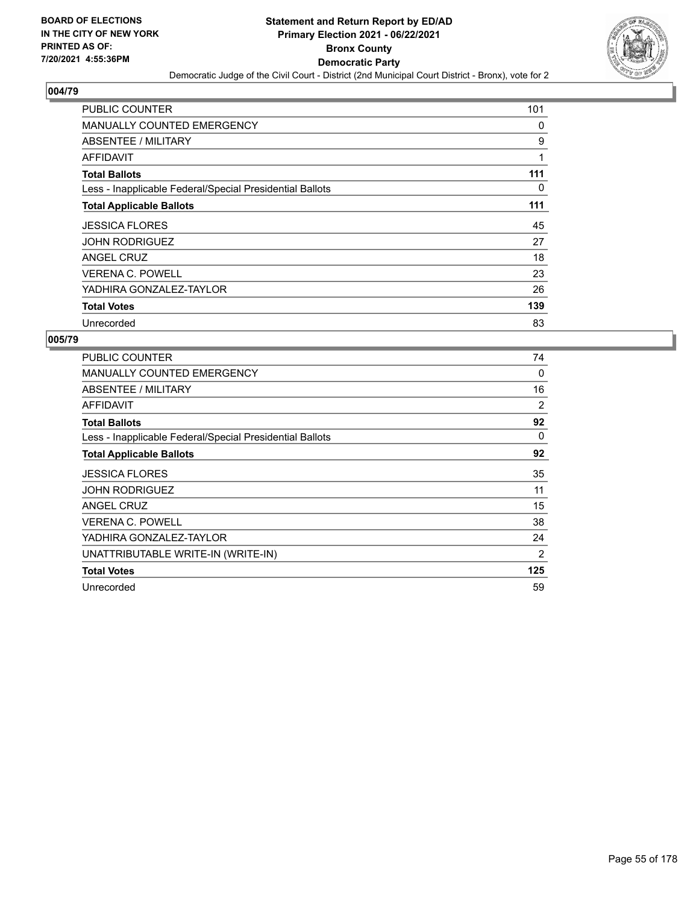**BOARD OF ELECTIONS IN THE CITY OF NEW YORK PRINTED AS OF: 7/20/2021 4:55:36PM**

**Statement and Return Report by ED/AD**
**Primary Election 2021 - 06/22/2021**
**Bronx County**
**Democratic Party**
Democratic Judge of the Civil Court - District (2nd Municipal Court District - Bronx), vote for 2

## 004/79

| | |
|---|---|
| PUBLIC COUNTER | 101 |
| MANUALLY COUNTED EMERGENCY | 0 |
| ABSENTEE / MILITARY | 9 |
| AFFIDAVIT | 1 |
| **Total Ballots** | **111** |
| Less - Inapplicable Federal/Special Presidential Ballots | 0 |
| **Total Applicable Ballots** | **111** |
| JESSICA FLORES | 45 |
| JOHN RODRIGUEZ | 27 |
| ANGEL CRUZ | 18 |
| VERENA C. POWELL | 23 |
| YADHIRA GONZALEZ-TAYLOR | 26 |
| **Total Votes** | **139** |
| Unrecorded | 83 |

## 005/79

| | |
|---|---|
| PUBLIC COUNTER | 74 |
| MANUALLY COUNTED EMERGENCY | 0 |
| ABSENTEE / MILITARY | 16 |
| AFFIDAVIT | 2 |
| **Total Ballots** | **92** |
| Less - Inapplicable Federal/Special Presidential Ballots | 0 |
| **Total Applicable Ballots** | **92** |
| JESSICA FLORES | 35 |
| JOHN RODRIGUEZ | 11 |
| ANGEL CRUZ | 15 |
| VERENA C. POWELL | 38 |
| YADHIRA GONZALEZ-TAYLOR | 24 |
| UNATTRIBUTABLE WRITE-IN (WRITE-IN) | 2 |
| **Total Votes** | **125** |
| Unrecorded | 59 |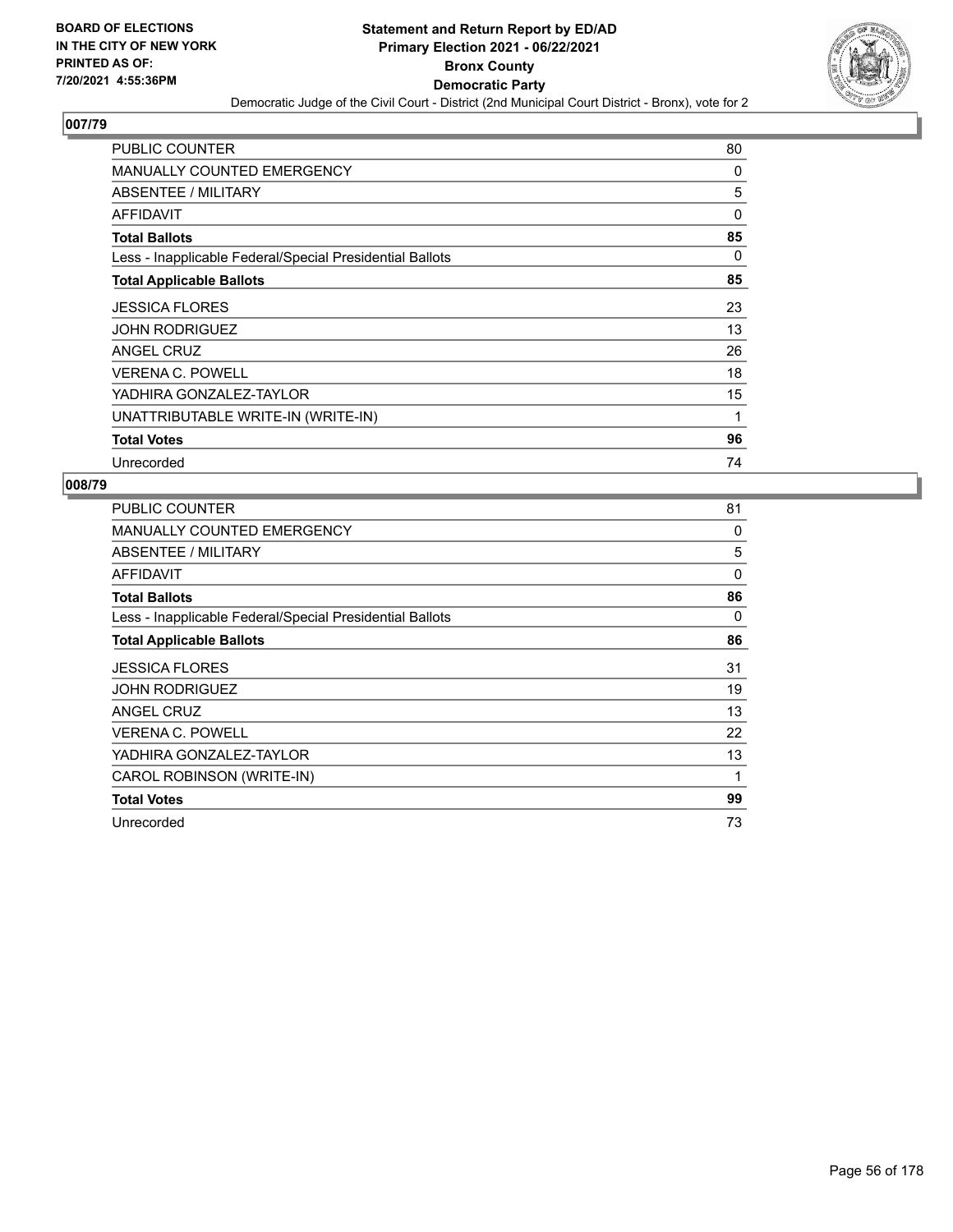**BOARD OF ELECTIONS IN THE CITY OF NEW YORK PRINTED AS OF: 7/20/2021 4:55:36PM**

# Statement and Return Report by ED/AD
## Primary Election 2021 - 06/22/2021
## Bronx County
## Democratic Party
### Democratic Judge of the Civil Court - District (2nd Municipal Court District - Bronx), vote for 2

## 007/79

| | |
|---|---|
| PUBLIC COUNTER | 80 |
| MANUALLY COUNTED EMERGENCY | 0 |
| ABSENTEE / MILITARY | 5 |
| AFFIDAVIT | 0 |
| **Total Ballots** | **85** |
| Less - Inapplicable Federal/Special Presidential Ballots | 0 |
| **Total Applicable Ballots** | **85** |
| JESSICA FLORES | 23 |
| JOHN RODRIGUEZ | 13 |
| ANGEL CRUZ | 26 |
| VERENA C. POWELL | 18 |
| YADHIRA GONZALEZ-TAYLOR | 15 |
| UNATTRIBUTABLE WRITE-IN (WRITE-IN) | 1 |
| **Total Votes** | **96** |
| Unrecorded | 74 |

## 008/79

| | |
|---|---|
| PUBLIC COUNTER | 81 |
| MANUALLY COUNTED EMERGENCY | 0 |
| ABSENTEE / MILITARY | 5 |
| AFFIDAVIT | 0 |
| **Total Ballots** | **86** |
| Less - Inapplicable Federal/Special Presidential Ballots | 0 |
| **Total Applicable Ballots** | **86** |
| JESSICA FLORES | 31 |
| JOHN RODRIGUEZ | 19 |
| ANGEL CRUZ | 13 |
| VERENA C. POWELL | 22 |
| YADHIRA GONZALEZ-TAYLOR | 13 |
| CAROL ROBINSON (WRITE-IN) | 1 |
| **Total Votes** | **99** |
| Unrecorded | 73 |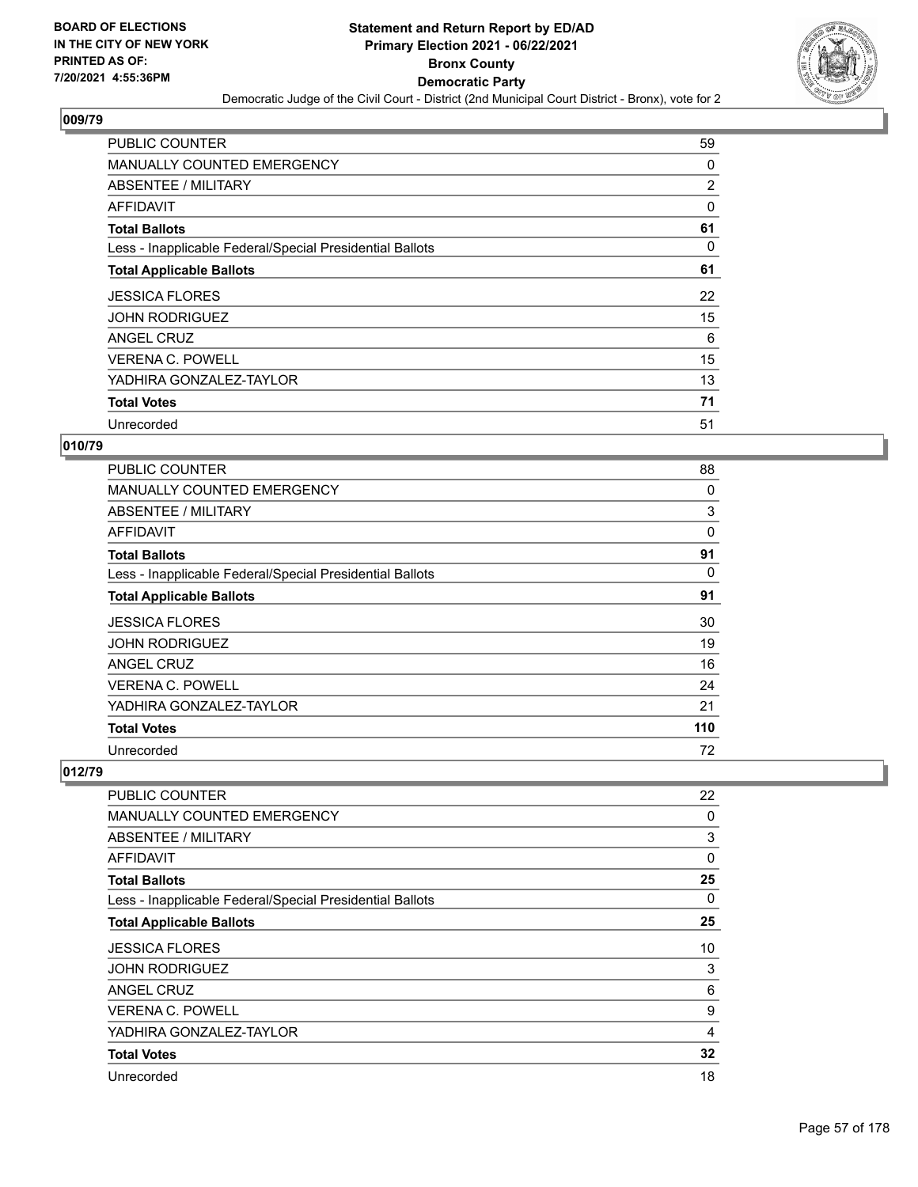## 009/79

| | |
|---|---|
| PUBLIC COUNTER | 59 |
| MANUALLY COUNTED EMERGENCY | 0 |
| ABSENTEE / MILITARY | 2 |
| AFFIDAVIT | 0 |
| **Total Ballots** | **61** |
| Less - Inapplicable Federal/Special Presidential Ballots | 0 |
| **Total Applicable Ballots** | **61** |
| JESSICA FLORES | 22 |
| JOHN RODRIGUEZ | 15 |
| ANGEL CRUZ | 6 |
| VERENA C. POWELL | 15 |
| YADHIRA GONZALEZ-TAYLOR | 13 |
| **Total Votes** | **71** |
| Unrecorded | 51 |

## 010/79

| | |
|---|---|
| PUBLIC COUNTER | 88 |
| MANUALLY COUNTED EMERGENCY | 0 |
| ABSENTEE / MILITARY | 3 |
| AFFIDAVIT | 0 |
| **Total Ballots** | **91** |
| Less - Inapplicable Federal/Special Presidential Ballots | 0 |
| **Total Applicable Ballots** | **91** |
| JESSICA FLORES | 30 |
| JOHN RODRIGUEZ | 19 |
| ANGEL CRUZ | 16 |
| VERENA C. POWELL | 24 |
| YADHIRA GONZALEZ-TAYLOR | 21 |
| **Total Votes** | **110** |
| Unrecorded | 72 |

## 012/79

| | |
|---|---|
| PUBLIC COUNTER | 22 |
| MANUALLY COUNTED EMERGENCY | 0 |
| ABSENTEE / MILITARY | 3 |
| AFFIDAVIT | 0 |
| **Total Ballots** | **25** |
| Less - Inapplicable Federal/Special Presidential Ballots | 0 |
| **Total Applicable Ballots** | **25** |
| JESSICA FLORES | 10 |
| JOHN RODRIGUEZ | 3 |
| ANGEL CRUZ | 6 |
| VERENA C. POWELL | 9 |
| YADHIRA GONZALEZ-TAYLOR | 4 |
| **Total Votes** | **32** |
| Unrecorded | 18 |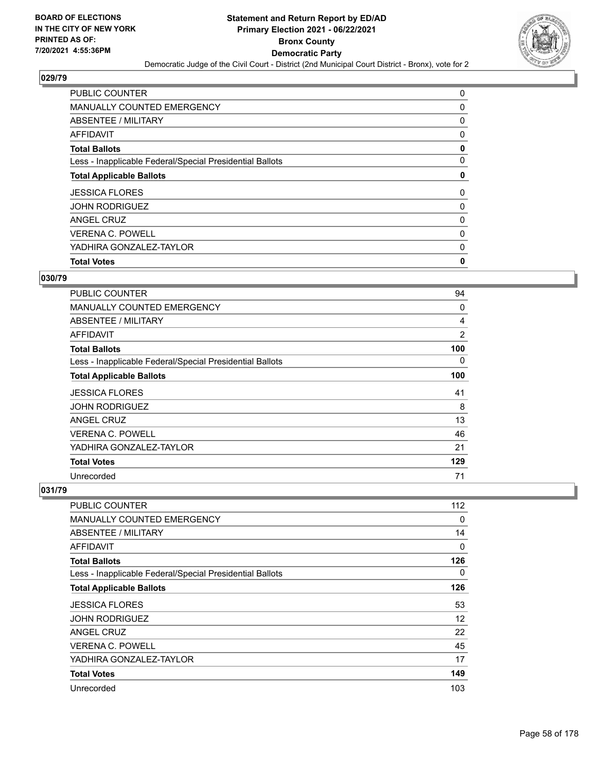## 029/79

| | |
|---|---|
| PUBLIC COUNTER | 0 |
| MANUALLY COUNTED EMERGENCY | 0 |
| ABSENTEE / MILITARY | 0 |
| AFFIDAVIT | 0 |
| **Total Ballots** | **0** |
| Less - Inapplicable Federal/Special Presidential Ballots | 0 |
| **Total Applicable Ballots** | **0** |
| JESSICA FLORES | 0 |
| JOHN RODRIGUEZ | 0 |
| ANGEL CRUZ | 0 |
| VERENA C. POWELL | 0 |
| YADHIRA GONZALEZ-TAYLOR | 0 |
| **Total Votes** | **0** |

## 030/79

| | |
|---|---|
| PUBLIC COUNTER | 94 |
| MANUALLY COUNTED EMERGENCY | 0 |
| ABSENTEE / MILITARY | 4 |
| AFFIDAVIT | 2 |
| **Total Ballots** | **100** |
| Less - Inapplicable Federal/Special Presidential Ballots | 0 |
| **Total Applicable Ballots** | **100** |
| JESSICA FLORES | 41 |
| JOHN RODRIGUEZ | 8 |
| ANGEL CRUZ | 13 |
| VERENA C. POWELL | 46 |
| YADHIRA GONZALEZ-TAYLOR | 21 |
| **Total Votes** | **129** |
| Unrecorded | 71 |

## 031/79

| | |
|---|---|
| PUBLIC COUNTER | 112 |
| MANUALLY COUNTED EMERGENCY | 0 |
| ABSENTEE / MILITARY | 14 |
| AFFIDAVIT | 0 |
| **Total Ballots** | **126** |
| Less - Inapplicable Federal/Special Presidential Ballots | 0 |
| **Total Applicable Ballots** | **126** |
| JESSICA FLORES | 53 |
| JOHN RODRIGUEZ | 12 |
| ANGEL CRUZ | 22 |
| VERENA C. POWELL | 45 |
| YADHIRA GONZALEZ-TAYLOR | 17 |
| **Total Votes** | **149** |
| Unrecorded | 103 |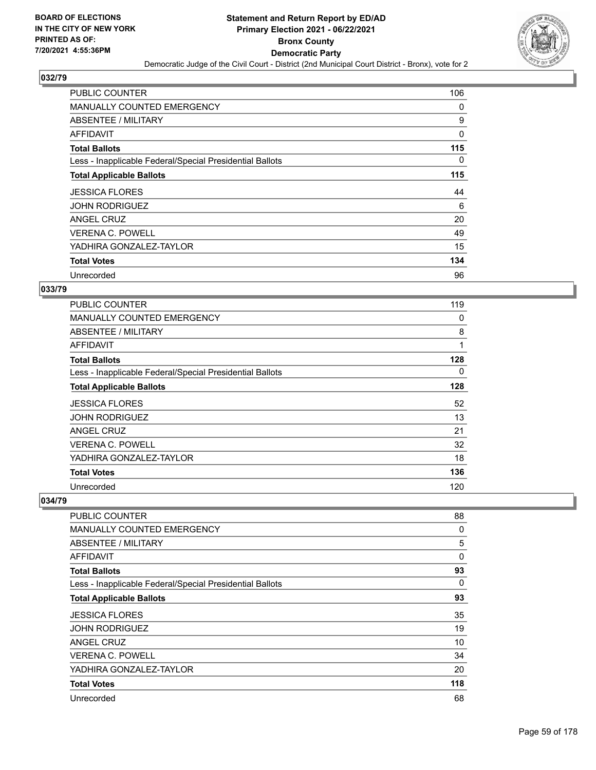## 032/79

| | |
|---|---|
| PUBLIC COUNTER | 106 |
| MANUALLY COUNTED EMERGENCY | 0 |
| ABSENTEE / MILITARY | 9 |
| AFFIDAVIT | 0 |
| **Total Ballots** | **115** |
| Less - Inapplicable Federal/Special Presidential Ballots | 0 |
| **Total Applicable Ballots** | **115** |
| JESSICA FLORES | 44 |
| JOHN RODRIGUEZ | 6 |
| ANGEL CRUZ | 20 |
| VERENA C. POWELL | 49 |
| YADHIRA GONZALEZ-TAYLOR | 15 |
| **Total Votes** | **134** |
| Unrecorded | 96 |

## 033/79

| | |
|---|---|
| PUBLIC COUNTER | 119 |
| MANUALLY COUNTED EMERGENCY | 0 |
| ABSENTEE / MILITARY | 8 |
| AFFIDAVIT | 1 |
| **Total Ballots** | **128** |
| Less - Inapplicable Federal/Special Presidential Ballots | 0 |
| **Total Applicable Ballots** | **128** |
| JESSICA FLORES | 52 |
| JOHN RODRIGUEZ | 13 |
| ANGEL CRUZ | 21 |
| VERENA C. POWELL | 32 |
| YADHIRA GONZALEZ-TAYLOR | 18 |
| **Total Votes** | **136** |
| Unrecorded | 120 |

## 034/79

| | |
|---|---|
| PUBLIC COUNTER | 88 |
| MANUALLY COUNTED EMERGENCY | 0 |
| ABSENTEE / MILITARY | 5 |
| AFFIDAVIT | 0 |
| **Total Ballots** | **93** |
| Less - Inapplicable Federal/Special Presidential Ballots | 0 |
| **Total Applicable Ballots** | **93** |
| JESSICA FLORES | 35 |
| JOHN RODRIGUEZ | 19 |
| ANGEL CRUZ | 10 |
| VERENA C. POWELL | 34 |
| YADHIRA GONZALEZ-TAYLOR | 20 |
| **Total Votes** | **118** |
| Unrecorded | 68 |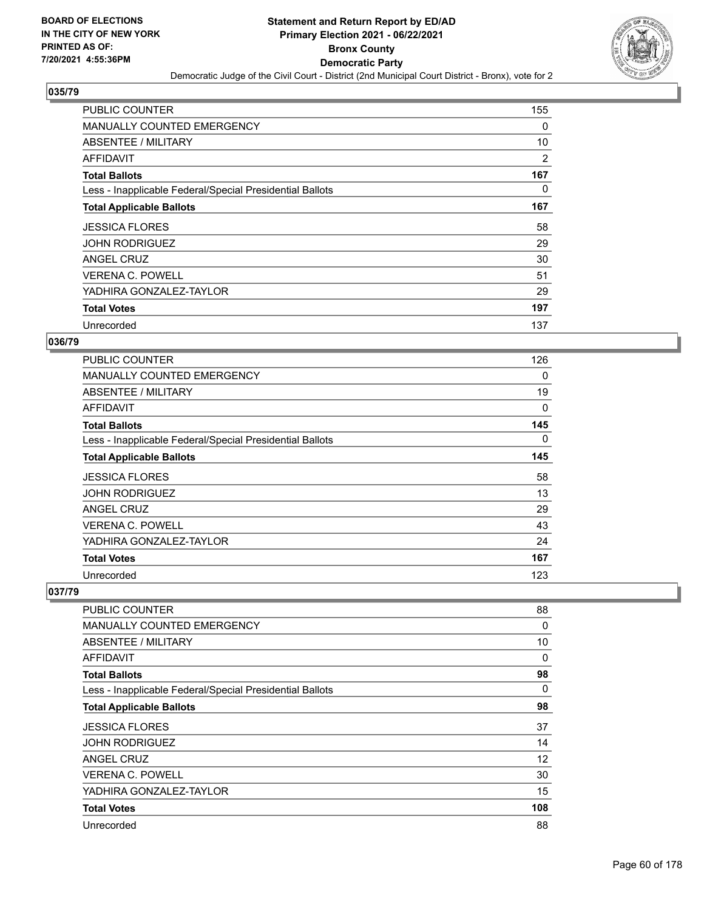## 035/79

| | |
|---|---|
| PUBLIC COUNTER | 155 |
| MANUALLY COUNTED EMERGENCY | 0 |
| ABSENTEE / MILITARY | 10 |
| AFFIDAVIT | 2 |
| **Total Ballots** | **167** |
| Less - Inapplicable Federal/Special Presidential Ballots | 0 |
| **Total Applicable Ballots** | **167** |
| JESSICA FLORES | 58 |
| JOHN RODRIGUEZ | 29 |
| ANGEL CRUZ | 30 |
| VERENA C. POWELL | 51 |
| YADHIRA GONZALEZ-TAYLOR | 29 |
| **Total Votes** | **197** |
| Unrecorded | 137 |

## 036/79

| | |
|---|---|
| PUBLIC COUNTER | 126 |
| MANUALLY COUNTED EMERGENCY | 0 |
| ABSENTEE / MILITARY | 19 |
| AFFIDAVIT | 0 |
| **Total Ballots** | **145** |
| Less - Inapplicable Federal/Special Presidential Ballots | 0 |
| **Total Applicable Ballots** | **145** |
| JESSICA FLORES | 58 |
| JOHN RODRIGUEZ | 13 |
| ANGEL CRUZ | 29 |
| VERENA C. POWELL | 43 |
| YADHIRA GONZALEZ-TAYLOR | 24 |
| **Total Votes** | **167** |
| Unrecorded | 123 |

## 037/79

| | |
|---|---|
| PUBLIC COUNTER | 88 |
| MANUALLY COUNTED EMERGENCY | 0 |
| ABSENTEE / MILITARY | 10 |
| AFFIDAVIT | 0 |
| **Total Ballots** | **98** |
| Less - Inapplicable Federal/Special Presidential Ballots | 0 |
| **Total Applicable Ballots** | **98** |
| JESSICA FLORES | 37 |
| JOHN RODRIGUEZ | 14 |
| ANGEL CRUZ | 12 |
| VERENA C. POWELL | 30 |
| YADHIRA GONZALEZ-TAYLOR | 15 |
| **Total Votes** | **108** |
| Unrecorded | 88 |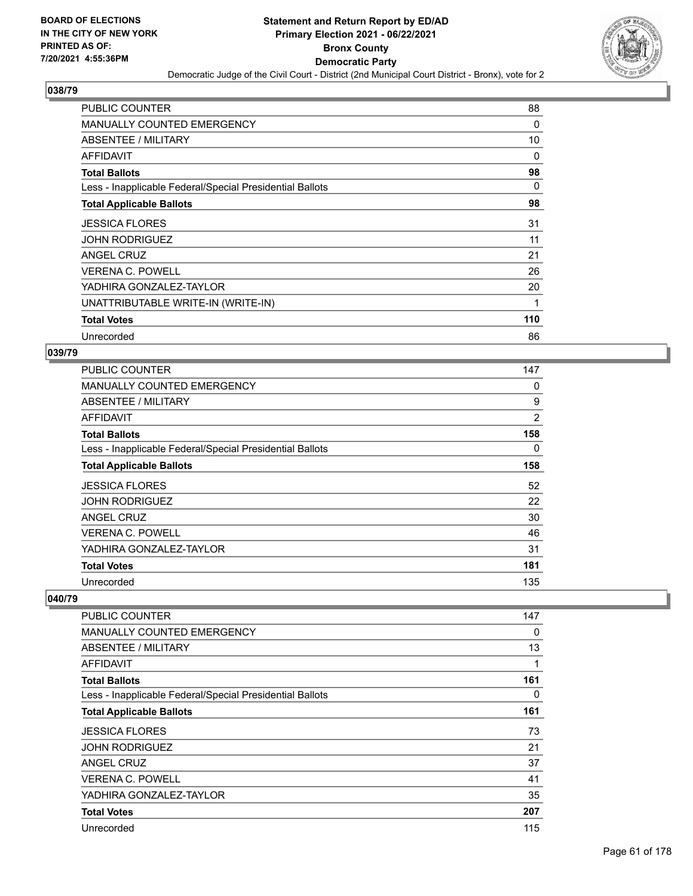**Statement and Return Report by ED/AD**
**Primary Election 2021 - 06/22/2021**
**Bronx County**
**Democratic Party**
Democratic Judge of the Civil Court - District (2nd Municipal Court District - Bronx), vote for 2

BOARD OF ELECTIONS IN THE CITY OF NEW YORK PRINTED AS OF: 7/20/2021 4:55:36PM

## 038/79

| | |
|---|---|
| PUBLIC COUNTER | 88 |
| MANUALLY COUNTED EMERGENCY | 0 |
| ABSENTEE / MILITARY | 10 |
| AFFIDAVIT | 0 |
| **Total Ballots** | **98** |
| Less - Inapplicable Federal/Special Presidential Ballots | 0 |
| **Total Applicable Ballots** | **98** |
| JESSICA FLORES | 31 |
| JOHN RODRIGUEZ | 11 |
| ANGEL CRUZ | 21 |
| VERENA C. POWELL | 26 |
| YADHIRA GONZALEZ-TAYLOR | 20 |
| UNATTRIBUTABLE WRITE-IN (WRITE-IN) | 1 |
| **Total Votes** | **110** |
| Unrecorded | 86 |

## 039/79

| | |
|---|---|
| PUBLIC COUNTER | 147 |
| MANUALLY COUNTED EMERGENCY | 0 |
| ABSENTEE / MILITARY | 9 |
| AFFIDAVIT | 2 |
| **Total Ballots** | **158** |
| Less - Inapplicable Federal/Special Presidential Ballots | 0 |
| **Total Applicable Ballots** | **158** |
| JESSICA FLORES | 52 |
| JOHN RODRIGUEZ | 22 |
| ANGEL CRUZ | 30 |
| VERENA C. POWELL | 46 |
| YADHIRA GONZALEZ-TAYLOR | 31 |
| **Total Votes** | **181** |
| Unrecorded | 135 |

## 040/79

| | |
|---|---|
| PUBLIC COUNTER | 147 |
| MANUALLY COUNTED EMERGENCY | 0 |
| ABSENTEE / MILITARY | 13 |
| AFFIDAVIT | 1 |
| **Total Ballots** | **161** |
| Less - Inapplicable Federal/Special Presidential Ballots | 0 |
| **Total Applicable Ballots** | **161** |
| JESSICA FLORES | 73 |
| JOHN RODRIGUEZ | 21 |
| ANGEL CRUZ | 37 |
| VERENA C. POWELL | 41 |
| YADHIRA GONZALEZ-TAYLOR | 35 |
| **Total Votes** | **207** |
| Unrecorded | 115 |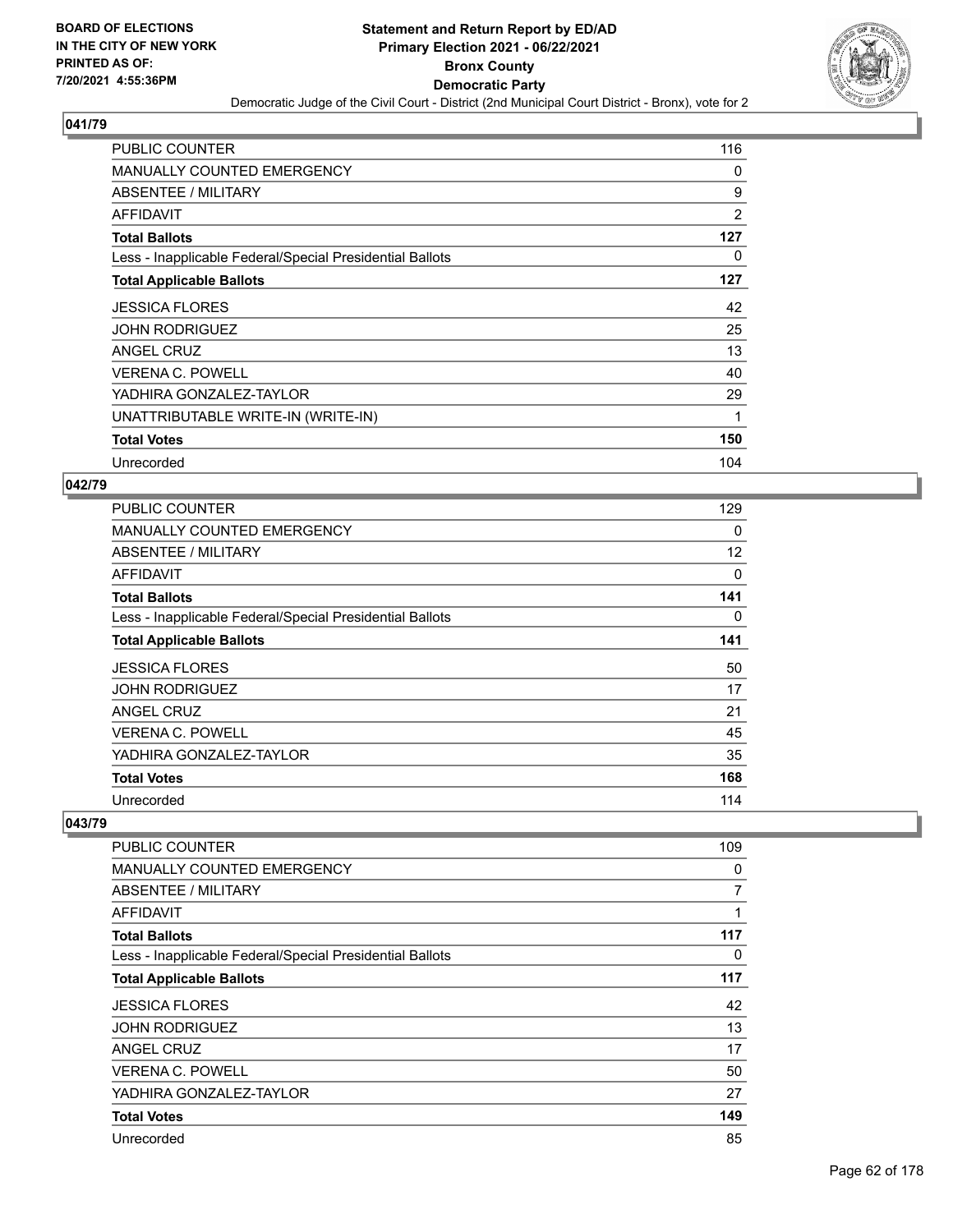**BOARD OF ELECTIONS IN THE CITY OF NEW YORK PRINTED AS OF: 7/20/2021 4:55:36PM**

# Statement and Return Report by ED/AD
## Primary Election 2021 - 06/22/2021
## Bronx County
## Democratic Party
### Democratic Judge of the Civil Court - District (2nd Municipal Court District - Bronx), vote for 2

**041/79**

| | |
|---|---|
| PUBLIC COUNTER | 116 |
| MANUALLY COUNTED EMERGENCY | 0 |
| ABSENTEE / MILITARY | 9 |
| AFFIDAVIT | 2 |
| **Total Ballots** | **127** |
| Less - Inapplicable Federal/Special Presidential Ballots | 0 |
| **Total Applicable Ballots** | **127** |
| JESSICA FLORES | 42 |
| JOHN RODRIGUEZ | 25 |
| ANGEL CRUZ | 13 |
| VERENA C. POWELL | 40 |
| YADHIRA GONZALEZ-TAYLOR | 29 |
| UNATTRIBUTABLE WRITE-IN (WRITE-IN) | 1 |
| **Total Votes** | **150** |
| Unrecorded | 104 |

**042/79**

| | |
|---|---|
| PUBLIC COUNTER | 129 |
| MANUALLY COUNTED EMERGENCY | 0 |
| ABSENTEE / MILITARY | 12 |
| AFFIDAVIT | 0 |
| **Total Ballots** | **141** |
| Less - Inapplicable Federal/Special Presidential Ballots | 0 |
| **Total Applicable Ballots** | **141** |
| JESSICA FLORES | 50 |
| JOHN RODRIGUEZ | 17 |
| ANGEL CRUZ | 21 |
| VERENA C. POWELL | 45 |
| YADHIRA GONZALEZ-TAYLOR | 35 |
| **Total Votes** | **168** |
| Unrecorded | 114 |

**043/79**

| | |
|---|---|
| PUBLIC COUNTER | 109 |
| MANUALLY COUNTED EMERGENCY | 0 |
| ABSENTEE / MILITARY | 7 |
| AFFIDAVIT | 1 |
| **Total Ballots** | **117** |
| Less - Inapplicable Federal/Special Presidential Ballots | 0 |
| **Total Applicable Ballots** | **117** |
| JESSICA FLORES | 42 |
| JOHN RODRIGUEZ | 13 |
| ANGEL CRUZ | 17 |
| VERENA C. POWELL | 50 |
| YADHIRA GONZALEZ-TAYLOR | 27 |
| **Total Votes** | **149** |
| Unrecorded | 85 |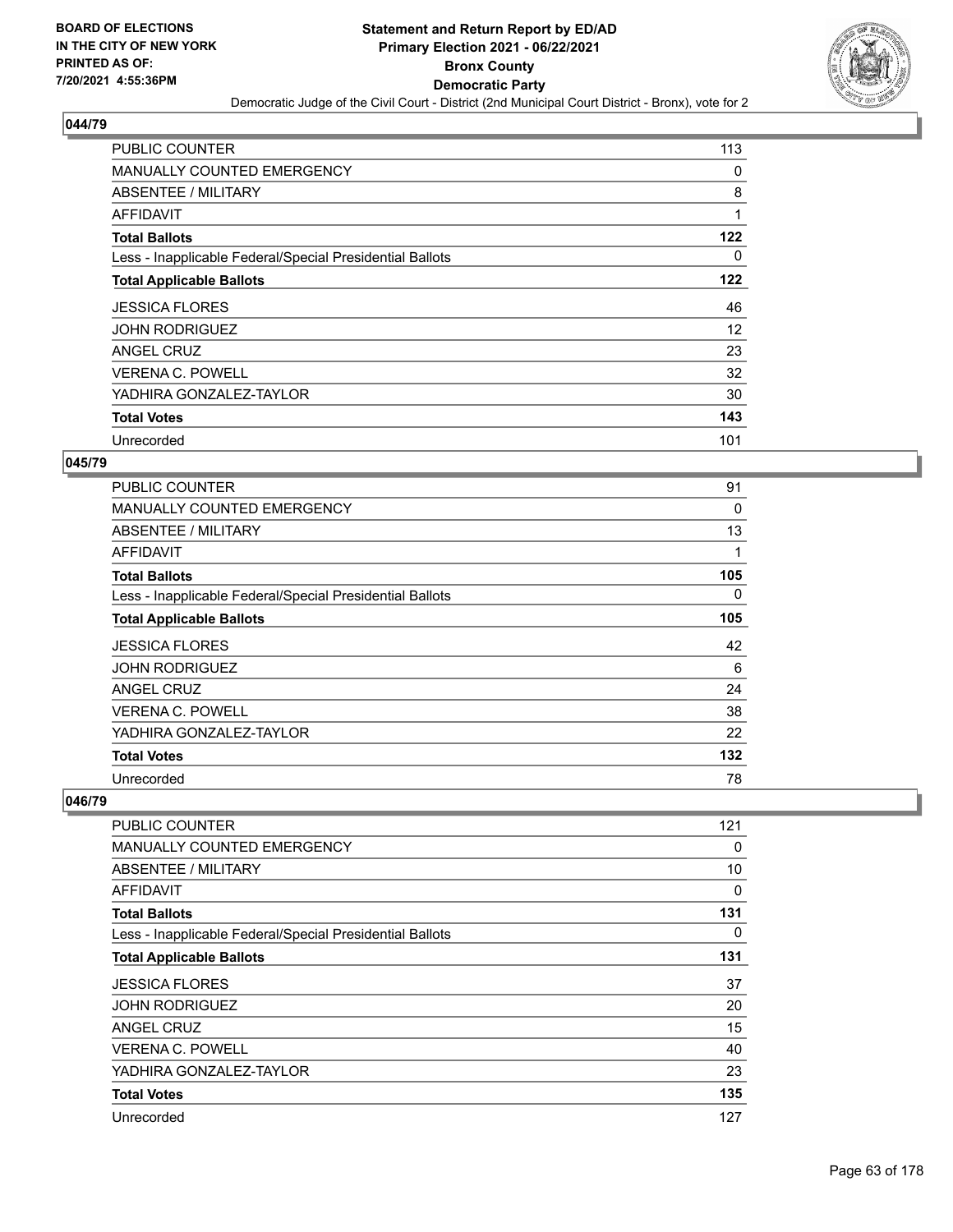**BOARD OF ELECTIONS IN THE CITY OF NEW YORK PRINTED AS OF: 7/20/2021 4:55:36PM**

# Statement and Return Report by ED/AD
## Primary Election 2021 - 06/22/2021
## Bronx County
## Democratic Party
### Democratic Judge of the Civil Court - District (2nd Municipal Court District - Bronx), vote for 2

### 044/79

| | |
|---|---|
| PUBLIC COUNTER | 113 |
| MANUALLY COUNTED EMERGENCY | 0 |
| ABSENTEE / MILITARY | 8 |
| AFFIDAVIT | 1 |
| **Total Ballots** | **122** |
| Less - Inapplicable Federal/Special Presidential Ballots | 0 |
| **Total Applicable Ballots** | **122** |
| JESSICA FLORES | 46 |
| JOHN RODRIGUEZ | 12 |
| ANGEL CRUZ | 23 |
| VERENA C. POWELL | 32 |
| YADHIRA GONZALEZ-TAYLOR | 30 |
| **Total Votes** | **143** |
| Unrecorded | 101 |

### 045/79

| | |
|---|---|
| PUBLIC COUNTER | 91 |
| MANUALLY COUNTED EMERGENCY | 0 |
| ABSENTEE / MILITARY | 13 |
| AFFIDAVIT | 1 |
| **Total Ballots** | **105** |
| Less - Inapplicable Federal/Special Presidential Ballots | 0 |
| **Total Applicable Ballots** | **105** |
| JESSICA FLORES | 42 |
| JOHN RODRIGUEZ | 6 |
| ANGEL CRUZ | 24 |
| VERENA C. POWELL | 38 |
| YADHIRA GONZALEZ-TAYLOR | 22 |
| **Total Votes** | **132** |
| Unrecorded | 78 |

### 046/79

| | |
|---|---|
| PUBLIC COUNTER | 121 |
| MANUALLY COUNTED EMERGENCY | 0 |
| ABSENTEE / MILITARY | 10 |
| AFFIDAVIT | 0 |
| **Total Ballots** | **131** |
| Less - Inapplicable Federal/Special Presidential Ballots | 0 |
| **Total Applicable Ballots** | **131** |
| JESSICA FLORES | 37 |
| JOHN RODRIGUEZ | 20 |
| ANGEL CRUZ | 15 |
| VERENA C. POWELL | 40 |
| YADHIRA GONZALEZ-TAYLOR | 23 |
| **Total Votes** | **135** |
| Unrecorded | 127 |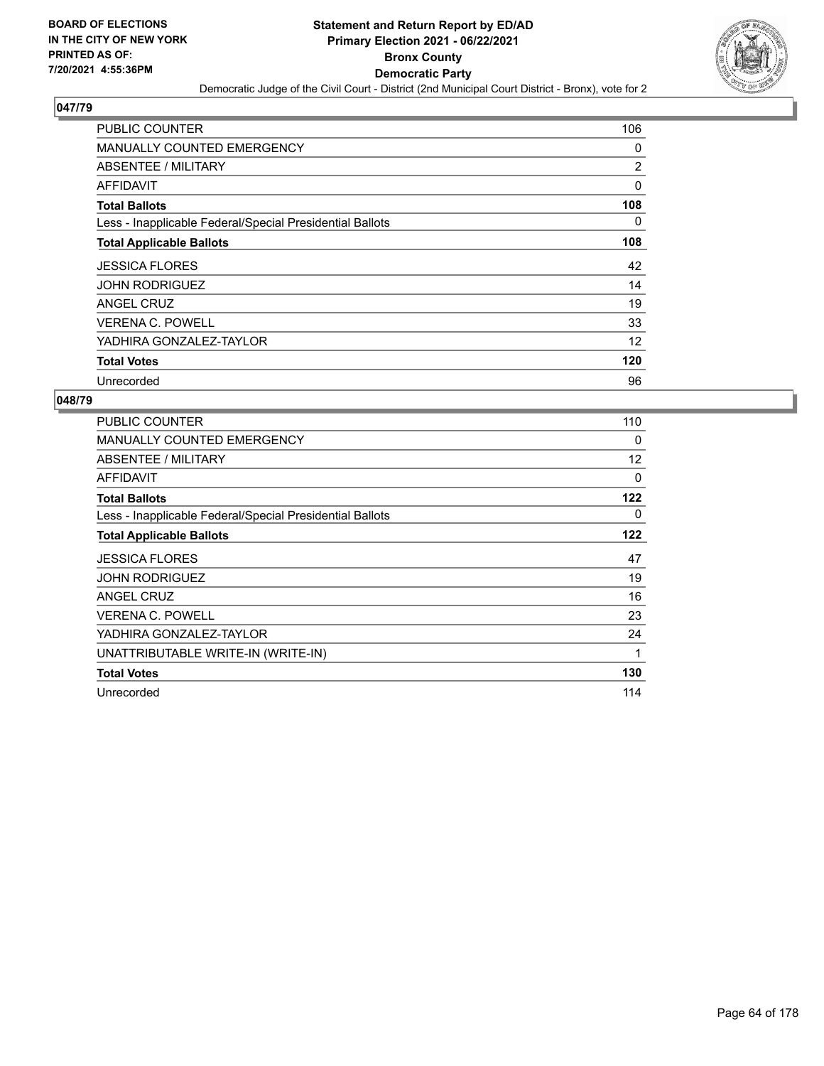**BOARD OF ELECTIONS IN THE CITY OF NEW YORK PRINTED AS OF: 7/20/2021 4:55:36PM**

# Statement and Return Report by ED/AD
## Primary Election 2021 - 06/22/2021
## Bronx County
## Democratic Party
### Democratic Judge of the Civil Court - District (2nd Municipal Court District - Bronx), vote for 2

## 047/79

| | |
|---|---|
| PUBLIC COUNTER | 106 |
| MANUALLY COUNTED EMERGENCY | 0 |
| ABSENTEE / MILITARY | 2 |
| AFFIDAVIT | 0 |
| **Total Ballots** | **108** |
| Less - Inapplicable Federal/Special Presidential Ballots | 0 |
| **Total Applicable Ballots** | **108** |
| JESSICA FLORES | 42 |
| JOHN RODRIGUEZ | 14 |
| ANGEL CRUZ | 19 |
| VERENA C. POWELL | 33 |
| YADHIRA GONZALEZ-TAYLOR | 12 |
| **Total Votes** | **120** |
| Unrecorded | 96 |

## 048/79

| | |
|---|---|
| PUBLIC COUNTER | 110 |
| MANUALLY COUNTED EMERGENCY | 0 |
| ABSENTEE / MILITARY | 12 |
| AFFIDAVIT | 0 |
| **Total Ballots** | **122** |
| Less - Inapplicable Federal/Special Presidential Ballots | 0 |
| **Total Applicable Ballots** | **122** |
| JESSICA FLORES | 47 |
| JOHN RODRIGUEZ | 19 |
| ANGEL CRUZ | 16 |
| VERENA C. POWELL | 23 |
| YADHIRA GONZALEZ-TAYLOR | 24 |
| UNATTRIBUTABLE WRITE-IN (WRITE-IN) | 1 |
| **Total Votes** | **130** |
| Unrecorded | 114 |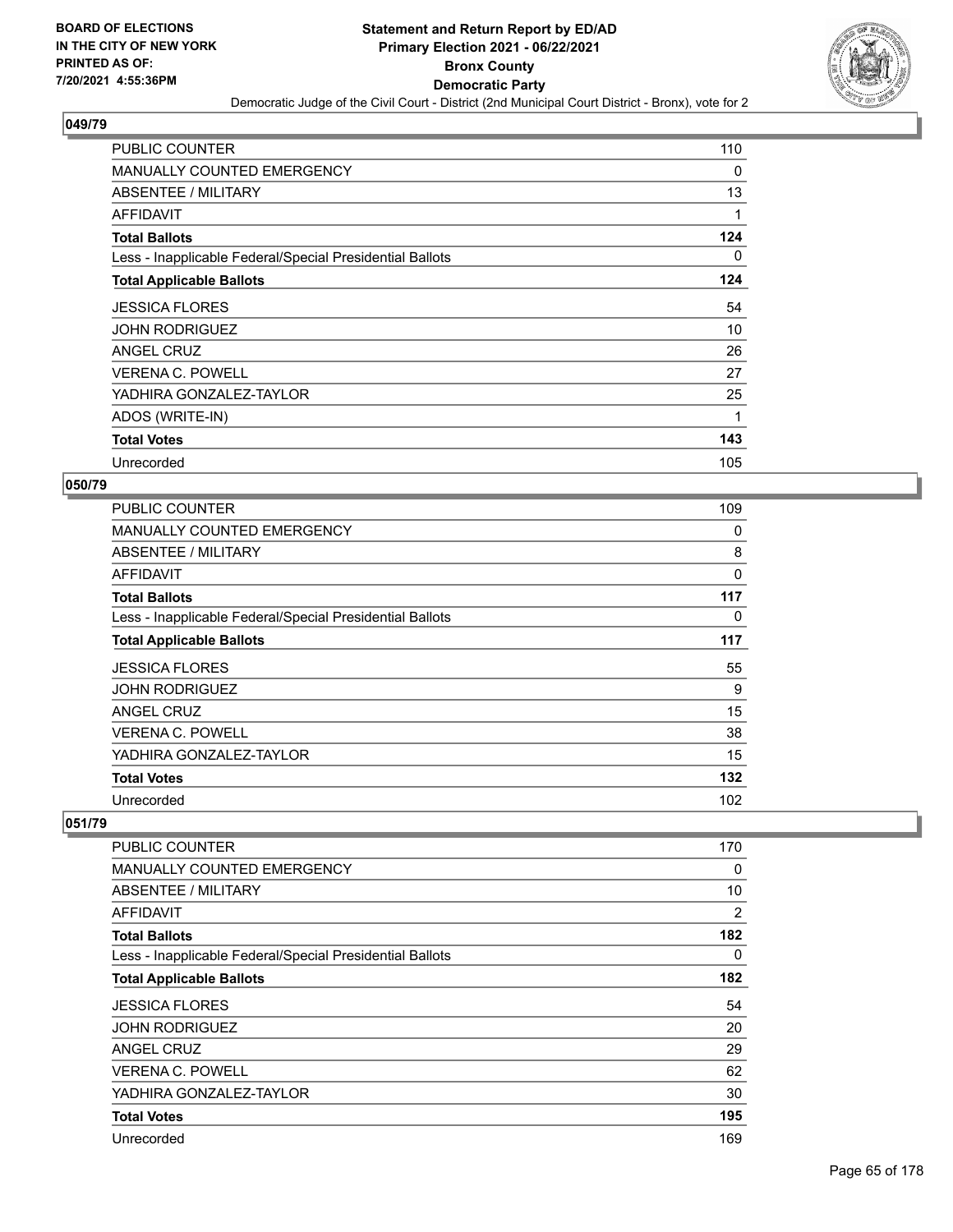**BOARD OF ELECTIONS IN THE CITY OF NEW YORK PRINTED AS OF: 7/20/2021 4:55:36PM**

# Statement and Return Report by ED/AD
## Primary Election 2021 - 06/22/2021
## Bronx County
## Democratic Party
### Democratic Judge of the Civil Court - District (2nd Municipal Court District - Bronx), vote for 2

### 049/79

| | |
|---|---|
| PUBLIC COUNTER | 110 |
| MANUALLY COUNTED EMERGENCY | 0 |
| ABSENTEE / MILITARY | 13 |
| AFFIDAVIT | 1 |
| **Total Ballots** | **124** |
| Less - Inapplicable Federal/Special Presidential Ballots | 0 |
| **Total Applicable Ballots** | **124** |
| JESSICA FLORES | 54 |
| JOHN RODRIGUEZ | 10 |
| ANGEL CRUZ | 26 |
| VERENA C. POWELL | 27 |
| YADHIRA GONZALEZ-TAYLOR | 25 |
| ADOS (WRITE-IN) | 1 |
| **Total Votes** | **143** |
| Unrecorded | 105 |

### 050/79

| | |
|---|---|
| PUBLIC COUNTER | 109 |
| MANUALLY COUNTED EMERGENCY | 0 |
| ABSENTEE / MILITARY | 8 |
| AFFIDAVIT | 0 |
| **Total Ballots** | **117** |
| Less - Inapplicable Federal/Special Presidential Ballots | 0 |
| **Total Applicable Ballots** | **117** |
| JESSICA FLORES | 55 |
| JOHN RODRIGUEZ | 9 |
| ANGEL CRUZ | 15 |
| VERENA C. POWELL | 38 |
| YADHIRA GONZALEZ-TAYLOR | 15 |
| **Total Votes** | **132** |
| Unrecorded | 102 |

### 051/79

| | |
|---|---|
| PUBLIC COUNTER | 170 |
| MANUALLY COUNTED EMERGENCY | 0 |
| ABSENTEE / MILITARY | 10 |
| AFFIDAVIT | 2 |
| **Total Ballots** | **182** |
| Less - Inapplicable Federal/Special Presidential Ballots | 0 |
| **Total Applicable Ballots** | **182** |
| JESSICA FLORES | 54 |
| JOHN RODRIGUEZ | 20 |
| ANGEL CRUZ | 29 |
| VERENA C. POWELL | 62 |
| YADHIRA GONZALEZ-TAYLOR | 30 |
| **Total Votes** | **195** |
| Unrecorded | 169 |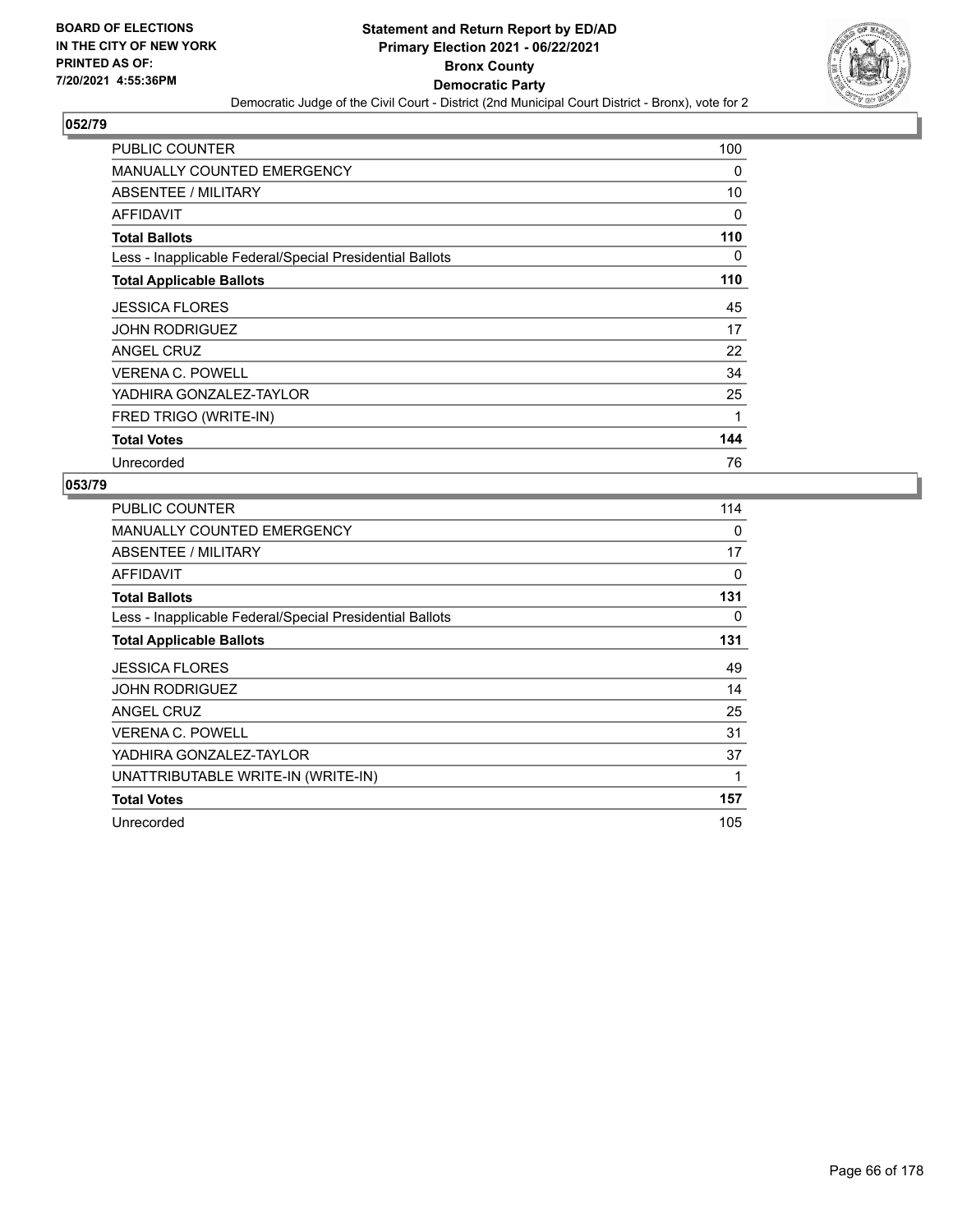# Statement and Return Report by ED/AD
## Primary Election 2021 - 06/22/2021
## Bronx County
## Democratic Party

BOARD OF ELECTIONS IN THE CITY OF NEW YORK PRINTED AS OF: 7/20/2021 4:55:36PM

Democratic Judge of the Civil Court - District (2nd Municipal Court District - Bronx), vote for 2

### 052/79

| | |
|---|---|
| PUBLIC COUNTER | 100 |
| MANUALLY COUNTED EMERGENCY | 0 |
| ABSENTEE / MILITARY | 10 |
| AFFIDAVIT | 0 |
| **Total Ballots** | **110** |
| Less - Inapplicable Federal/Special Presidential Ballots | 0 |
| **Total Applicable Ballots** | **110** |
| JESSICA FLORES | 45 |
| JOHN RODRIGUEZ | 17 |
| ANGEL CRUZ | 22 |
| VERENA C. POWELL | 34 |
| YADHIRA GONZALEZ-TAYLOR | 25 |
| FRED TRIGO (WRITE-IN) | 1 |
| **Total Votes** | **144** |
| Unrecorded | 76 |

### 053/79

| | |
|---|---|
| PUBLIC COUNTER | 114 |
| MANUALLY COUNTED EMERGENCY | 0 |
| ABSENTEE / MILITARY | 17 |
| AFFIDAVIT | 0 |
| **Total Ballots** | **131** |
| Less - Inapplicable Federal/Special Presidential Ballots | 0 |
| **Total Applicable Ballots** | **131** |
| JESSICA FLORES | 49 |
| JOHN RODRIGUEZ | 14 |
| ANGEL CRUZ | 25 |
| VERENA C. POWELL | 31 |
| YADHIRA GONZALEZ-TAYLOR | 37 |
| UNATTRIBUTABLE WRITE-IN (WRITE-IN) | 1 |
| **Total Votes** | **157** |
| Unrecorded | 105 |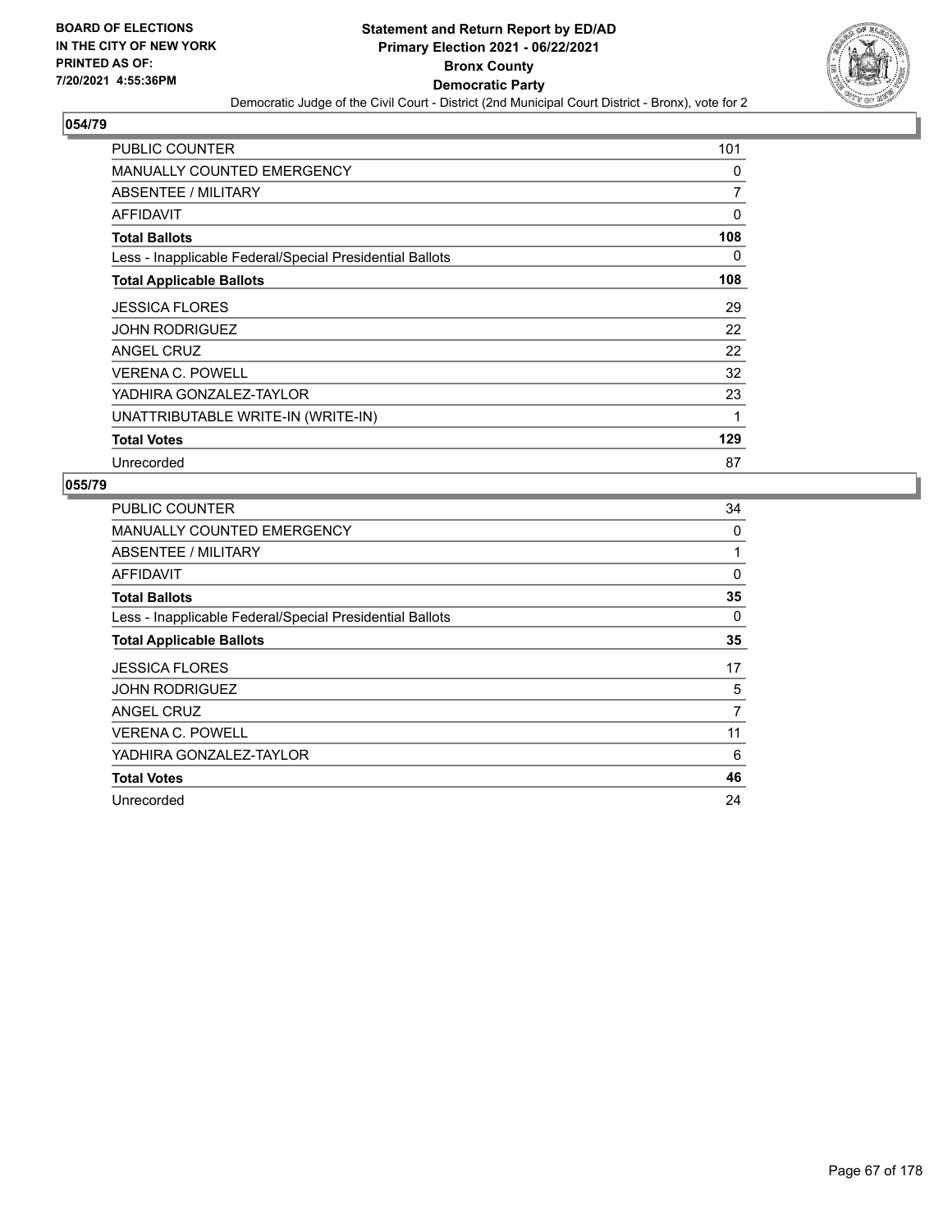**BOARD OF ELECTIONS IN THE CITY OF NEW YORK PRINTED AS OF: 7/20/2021 4:55:36PM**

# Statement and Return Report by ED/AD
## Primary Election 2021 - 06/22/2021
## Bronx County
## Democratic Party
### Democratic Judge of the Civil Court - District (2nd Municipal Court District - Bronx), vote for 2

## 054/79

| | |
|---|---|
| PUBLIC COUNTER | 101 |
| MANUALLY COUNTED EMERGENCY | 0 |
| ABSENTEE / MILITARY | 7 |
| AFFIDAVIT | 0 |
| **Total Ballots** | **108** |
| Less - Inapplicable Federal/Special Presidential Ballots | 0 |
| **Total Applicable Ballots** | **108** |
| JESSICA FLORES | 29 |
| JOHN RODRIGUEZ | 22 |
| ANGEL CRUZ | 22 |
| VERENA C. POWELL | 32 |
| YADHIRA GONZALEZ-TAYLOR | 23 |
| UNATTRIBUTABLE WRITE-IN (WRITE-IN) | 1 |
| **Total Votes** | **129** |
| Unrecorded | 87 |

## 055/79

| | |
|---|---|
| PUBLIC COUNTER | 34 |
| MANUALLY COUNTED EMERGENCY | 0 |
| ABSENTEE / MILITARY | 1 |
| AFFIDAVIT | 0 |
| **Total Ballots** | **35** |
| Less - Inapplicable Federal/Special Presidential Ballots | 0 |
| **Total Applicable Ballots** | **35** |
| JESSICA FLORES | 17 |
| JOHN RODRIGUEZ | 5 |
| ANGEL CRUZ | 7 |
| VERENA C. POWELL | 11 |
| YADHIRA GONZALEZ-TAYLOR | 6 |
| **Total Votes** | **46** |
| Unrecorded | 24 |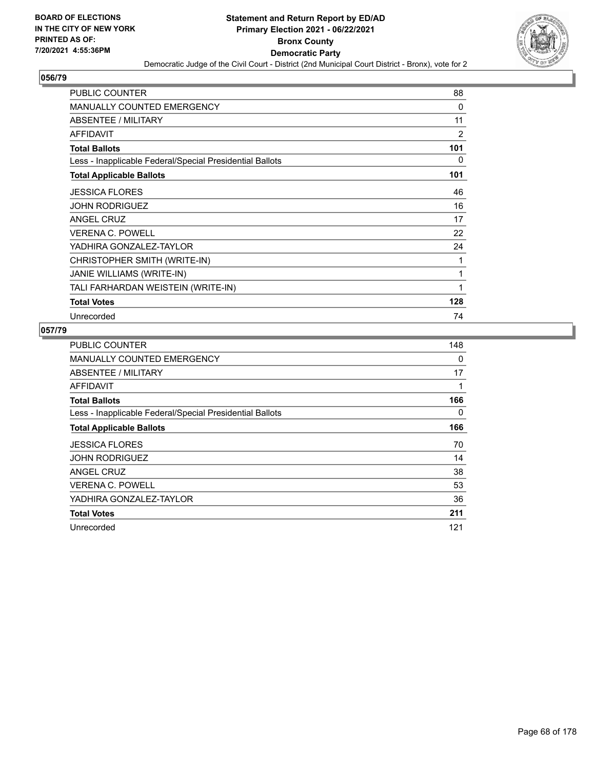**BOARD OF ELECTIONS IN THE CITY OF NEW YORK PRINTED AS OF: 7/20/2021 4:55:36PM**

# Statement and Return Report by ED/AD
## Primary Election 2021 - 06/22/2021
## Bronx County
## Democratic Party
### Democratic Judge of the Civil Court - District (2nd Municipal Court District - Bronx), vote for 2

### 056/79

| | |
|---|---|
| PUBLIC COUNTER | 88 |
| MANUALLY COUNTED EMERGENCY | 0 |
| ABSENTEE / MILITARY | 11 |
| AFFIDAVIT | 2 |
| **Total Ballots** | **101** |
| Less - Inapplicable Federal/Special Presidential Ballots | 0 |
| **Total Applicable Ballots** | **101** |
| JESSICA FLORES | 46 |
| JOHN RODRIGUEZ | 16 |
| ANGEL CRUZ | 17 |
| VERENA C. POWELL | 22 |
| YADHIRA GONZALEZ-TAYLOR | 24 |
| CHRISTOPHER SMITH (WRITE-IN) | 1 |
| JANIE WILLIAMS (WRITE-IN) | 1 |
| TALI FARHARDAN WEISTEIN (WRITE-IN) | 1 |
| **Total Votes** | **128** |
| Unrecorded | 74 |

### 057/79

| | |
|---|---|
| PUBLIC COUNTER | 148 |
| MANUALLY COUNTED EMERGENCY | 0 |
| ABSENTEE / MILITARY | 17 |
| AFFIDAVIT | 1 |
| **Total Ballots** | **166** |
| Less - Inapplicable Federal/Special Presidential Ballots | 0 |
| **Total Applicable Ballots** | **166** |
| JESSICA FLORES | 70 |
| JOHN RODRIGUEZ | 14 |
| ANGEL CRUZ | 38 |
| VERENA C. POWELL | 53 |
| YADHIRA GONZALEZ-TAYLOR | 36 |
| **Total Votes** | **211** |
| Unrecorded | 121 |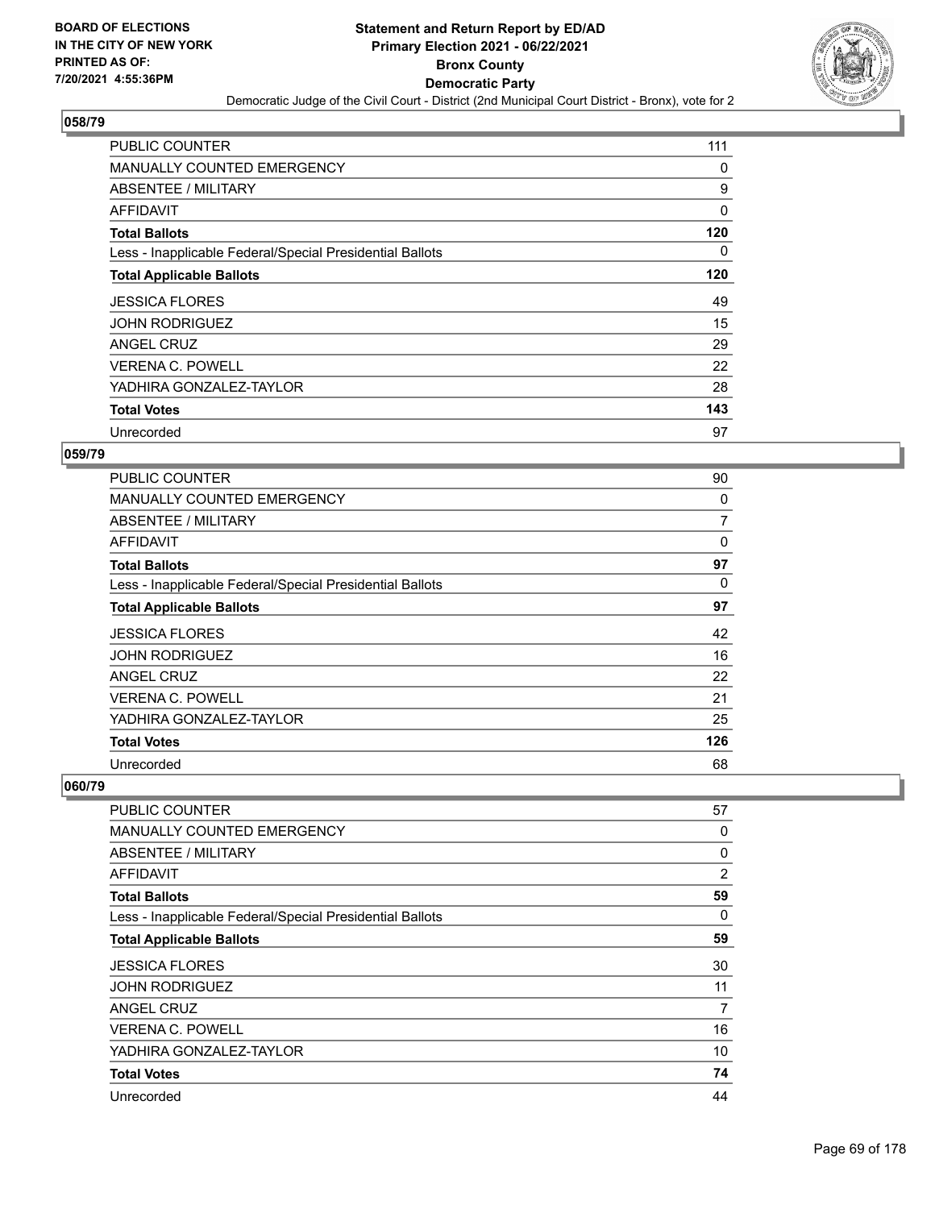## 058/79

| | |
|---|---|
| PUBLIC COUNTER | 111 |
| MANUALLY COUNTED EMERGENCY | 0 |
| ABSENTEE / MILITARY | 9 |
| AFFIDAVIT | 0 |
| **Total Ballots** | **120** |
| Less - Inapplicable Federal/Special Presidential Ballots | 0 |
| **Total Applicable Ballots** | **120** |
| JESSICA FLORES | 49 |
| JOHN RODRIGUEZ | 15 |
| ANGEL CRUZ | 29 |
| VERENA C. POWELL | 22 |
| YADHIRA GONZALEZ-TAYLOR | 28 |
| **Total Votes** | **143** |
| Unrecorded | 97 |

## 059/79

| | |
|---|---|
| PUBLIC COUNTER | 90 |
| MANUALLY COUNTED EMERGENCY | 0 |
| ABSENTEE / MILITARY | 7 |
| AFFIDAVIT | 0 |
| **Total Ballots** | **97** |
| Less - Inapplicable Federal/Special Presidential Ballots | 0 |
| **Total Applicable Ballots** | **97** |
| JESSICA FLORES | 42 |
| JOHN RODRIGUEZ | 16 |
| ANGEL CRUZ | 22 |
| VERENA C. POWELL | 21 |
| YADHIRA GONZALEZ-TAYLOR | 25 |
| **Total Votes** | **126** |
| Unrecorded | 68 |

## 060/79

| | |
|---|---|
| PUBLIC COUNTER | 57 |
| MANUALLY COUNTED EMERGENCY | 0 |
| ABSENTEE / MILITARY | 0 |
| AFFIDAVIT | 2 |
| **Total Ballots** | **59** |
| Less - Inapplicable Federal/Special Presidential Ballots | 0 |
| **Total Applicable Ballots** | **59** |
| JESSICA FLORES | 30 |
| JOHN RODRIGUEZ | 11 |
| ANGEL CRUZ | 7 |
| VERENA C. POWELL | 16 |
| YADHIRA GONZALEZ-TAYLOR | 10 |
| **Total Votes** | **74** |
| Unrecorded | 44 |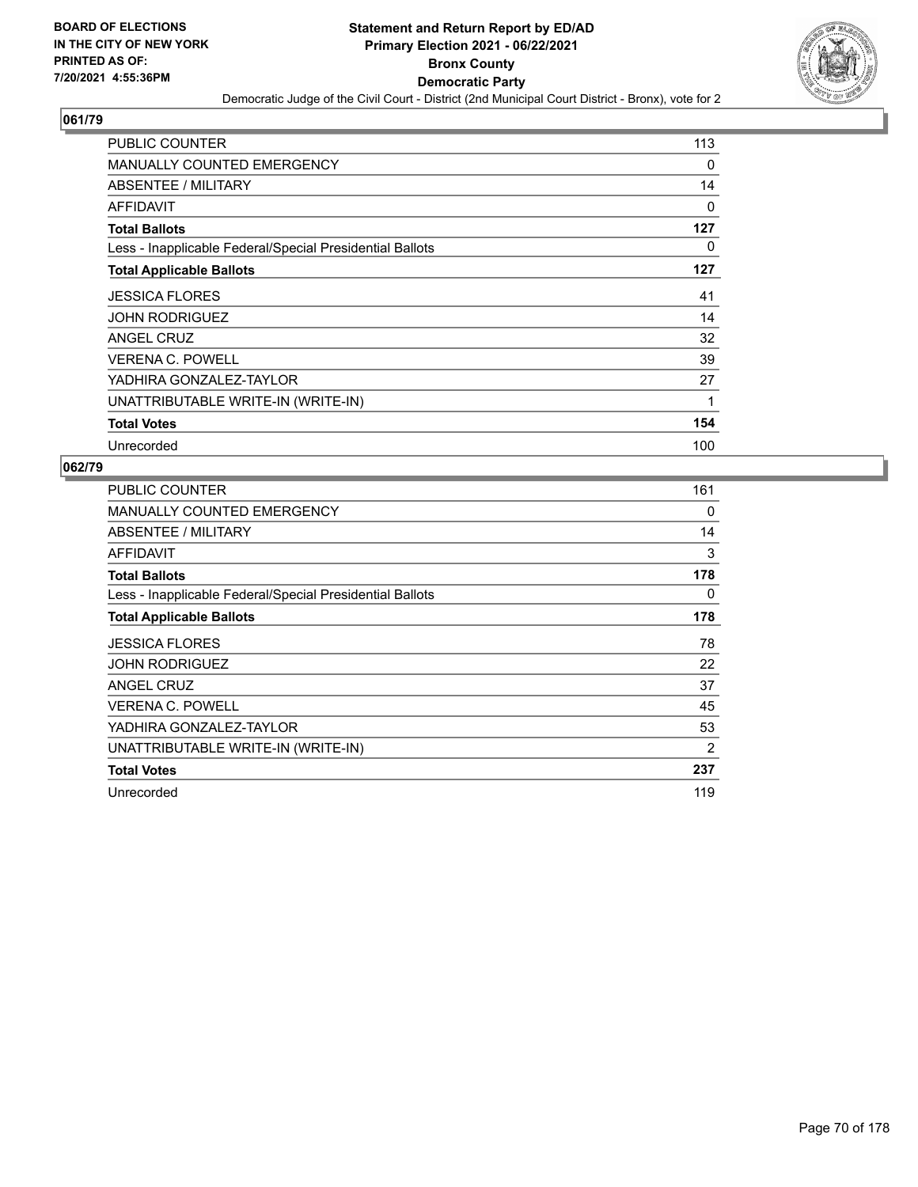# Statement and Return Report by ED/AD
## Primary Election 2021 - 06/22/2021
## Bronx County
## Democratic Party
### Democratic Judge of the Civil Court - District (2nd Municipal Court District - Bronx), vote for 2

BOARD OF ELECTIONS IN THE CITY OF NEW YORK
PRINTED AS OF: 7/20/2021 4:55:36PM

**061/79**

| | |
|---|---|
| PUBLIC COUNTER | 113 |
| MANUALLY COUNTED EMERGENCY | 0 |
| ABSENTEE / MILITARY | 14 |
| AFFIDAVIT | 0 |
| **Total Ballots** | **127** |
| Less - Inapplicable Federal/Special Presidential Ballots | 0 |
| **Total Applicable Ballots** | **127** |
| JESSICA FLORES | 41 |
| JOHN RODRIGUEZ | 14 |
| ANGEL CRUZ | 32 |
| VERENA C. POWELL | 39 |
| YADHIRA GONZALEZ-TAYLOR | 27 |
| UNATTRIBUTABLE WRITE-IN (WRITE-IN) | 1 |
| **Total Votes** | **154** |
| Unrecorded | 100 |

**062/79**

| | |
|---|---|
| PUBLIC COUNTER | 161 |
| MANUALLY COUNTED EMERGENCY | 0 |
| ABSENTEE / MILITARY | 14 |
| AFFIDAVIT | 3 |
| **Total Ballots** | **178** |
| Less - Inapplicable Federal/Special Presidential Ballots | 0 |
| **Total Applicable Ballots** | **178** |
| JESSICA FLORES | 78 |
| JOHN RODRIGUEZ | 22 |
| ANGEL CRUZ | 37 |
| VERENA C. POWELL | 45 |
| YADHIRA GONZALEZ-TAYLOR | 53 |
| UNATTRIBUTABLE WRITE-IN (WRITE-IN) | 2 |
| **Total Votes** | **237** |
| Unrecorded | 119 |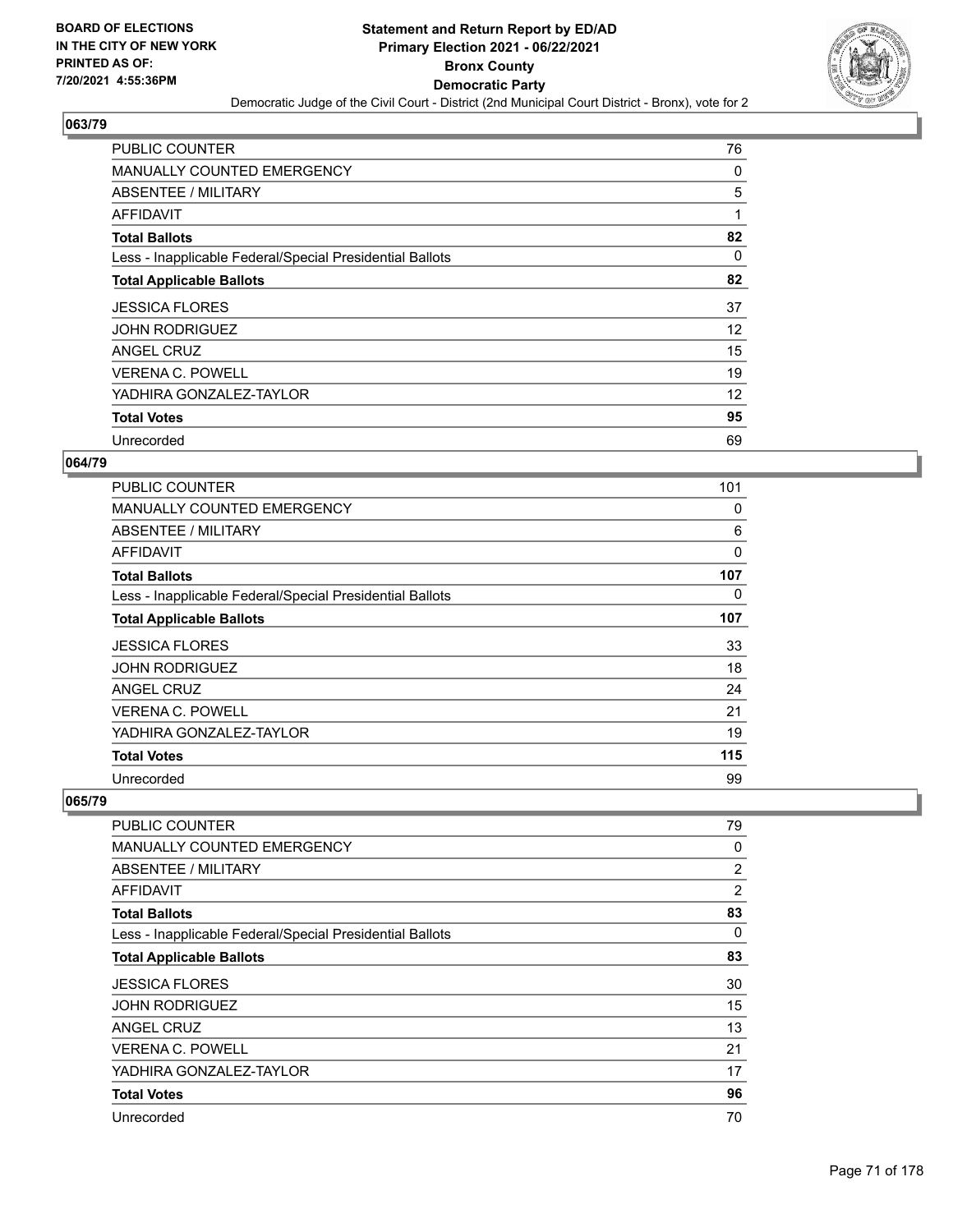**BOARD OF ELECTIONS IN THE CITY OF NEW YORK PRINTED AS OF: 7/20/2021 4:55:36PM**

**Statement and Return Report by ED/AD Primary Election 2021 - 06/22/2021 Bronx County Democratic Party**

Democratic Judge of the Civil Court - District (2nd Municipal Court District - Bronx), vote for 2

## 063/79

| | |
|---|---|
| PUBLIC COUNTER | 76 |
| MANUALLY COUNTED EMERGENCY | 0 |
| ABSENTEE / MILITARY | 5 |
| AFFIDAVIT | 1 |
| **Total Ballots** | **82** |
| Less - Inapplicable Federal/Special Presidential Ballots | 0 |
| **Total Applicable Ballots** | **82** |
| JESSICA FLORES | 37 |
| JOHN RODRIGUEZ | 12 |
| ANGEL CRUZ | 15 |
| VERENA C. POWELL | 19 |
| YADHIRA GONZALEZ-TAYLOR | 12 |
| **Total Votes** | **95** |
| Unrecorded | 69 |

## 064/79

| | |
|---|---|
| PUBLIC COUNTER | 101 |
| MANUALLY COUNTED EMERGENCY | 0 |
| ABSENTEE / MILITARY | 6 |
| AFFIDAVIT | 0 |
| **Total Ballots** | **107** |
| Less - Inapplicable Federal/Special Presidential Ballots | 0 |
| **Total Applicable Ballots** | **107** |
| JESSICA FLORES | 33 |
| JOHN RODRIGUEZ | 18 |
| ANGEL CRUZ | 24 |
| VERENA C. POWELL | 21 |
| YADHIRA GONZALEZ-TAYLOR | 19 |
| **Total Votes** | **115** |
| Unrecorded | 99 |

## 065/79

| | |
|---|---|
| PUBLIC COUNTER | 79 |
| MANUALLY COUNTED EMERGENCY | 0 |
| ABSENTEE / MILITARY | 2 |
| AFFIDAVIT | 2 |
| **Total Ballots** | **83** |
| Less - Inapplicable Federal/Special Presidential Ballots | 0 |
| **Total Applicable Ballots** | **83** |
| JESSICA FLORES | 30 |
| JOHN RODRIGUEZ | 15 |
| ANGEL CRUZ | 13 |
| VERENA C. POWELL | 21 |
| YADHIRA GONZALEZ-TAYLOR | 17 |
| **Total Votes** | **96** |
| Unrecorded | 70 |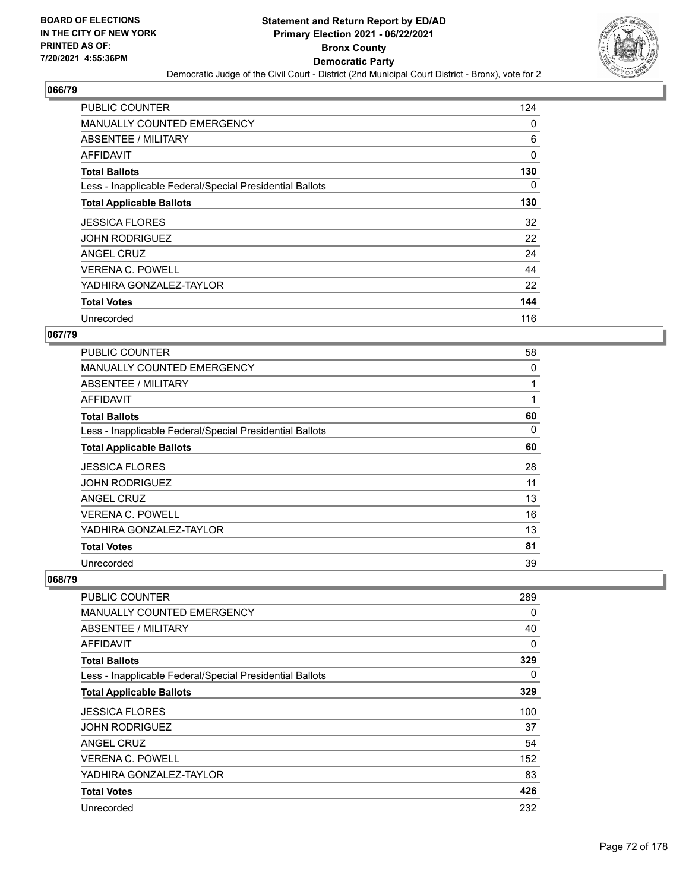**BOARD OF ELECTIONS IN THE CITY OF NEW YORK PRINTED AS OF: 7/20/2021 4:55:36PM**

# Statement and Return Report by ED/AD
## Primary Election 2021 - 06/22/2021
## Bronx County
## Democratic Party
### Democratic Judge of the Civil Court - District (2nd Municipal Court District - Bronx), vote for 2

### 066/79

| | |
|---|---|
| PUBLIC COUNTER | 124 |
| MANUALLY COUNTED EMERGENCY | 0 |
| ABSENTEE / MILITARY | 6 |
| AFFIDAVIT | 0 |
| **Total Ballots** | **130** |
| Less - Inapplicable Federal/Special Presidential Ballots | 0 |
| **Total Applicable Ballots** | **130** |
| JESSICA FLORES | 32 |
| JOHN RODRIGUEZ | 22 |
| ANGEL CRUZ | 24 |
| VERENA C. POWELL | 44 |
| YADHIRA GONZALEZ-TAYLOR | 22 |
| **Total Votes** | **144** |
| Unrecorded | 116 |

### 067/79

| | |
|---|---|
| PUBLIC COUNTER | 58 |
| MANUALLY COUNTED EMERGENCY | 0 |
| ABSENTEE / MILITARY | 1 |
| AFFIDAVIT | 1 |
| **Total Ballots** | **60** |
| Less - Inapplicable Federal/Special Presidential Ballots | 0 |
| **Total Applicable Ballots** | **60** |
| JESSICA FLORES | 28 |
| JOHN RODRIGUEZ | 11 |
| ANGEL CRUZ | 13 |
| VERENA C. POWELL | 16 |
| YADHIRA GONZALEZ-TAYLOR | 13 |
| **Total Votes** | **81** |
| Unrecorded | 39 |

### 068/79

| | |
|---|---|
| PUBLIC COUNTER | 289 |
| MANUALLY COUNTED EMERGENCY | 0 |
| ABSENTEE / MILITARY | 40 |
| AFFIDAVIT | 0 |
| **Total Ballots** | **329** |
| Less - Inapplicable Federal/Special Presidential Ballots | 0 |
| **Total Applicable Ballots** | **329** |
| JESSICA FLORES | 100 |
| JOHN RODRIGUEZ | 37 |
| ANGEL CRUZ | 54 |
| VERENA C. POWELL | 152 |
| YADHIRA GONZALEZ-TAYLOR | 83 |
| **Total Votes** | **426** |
| Unrecorded | 232 |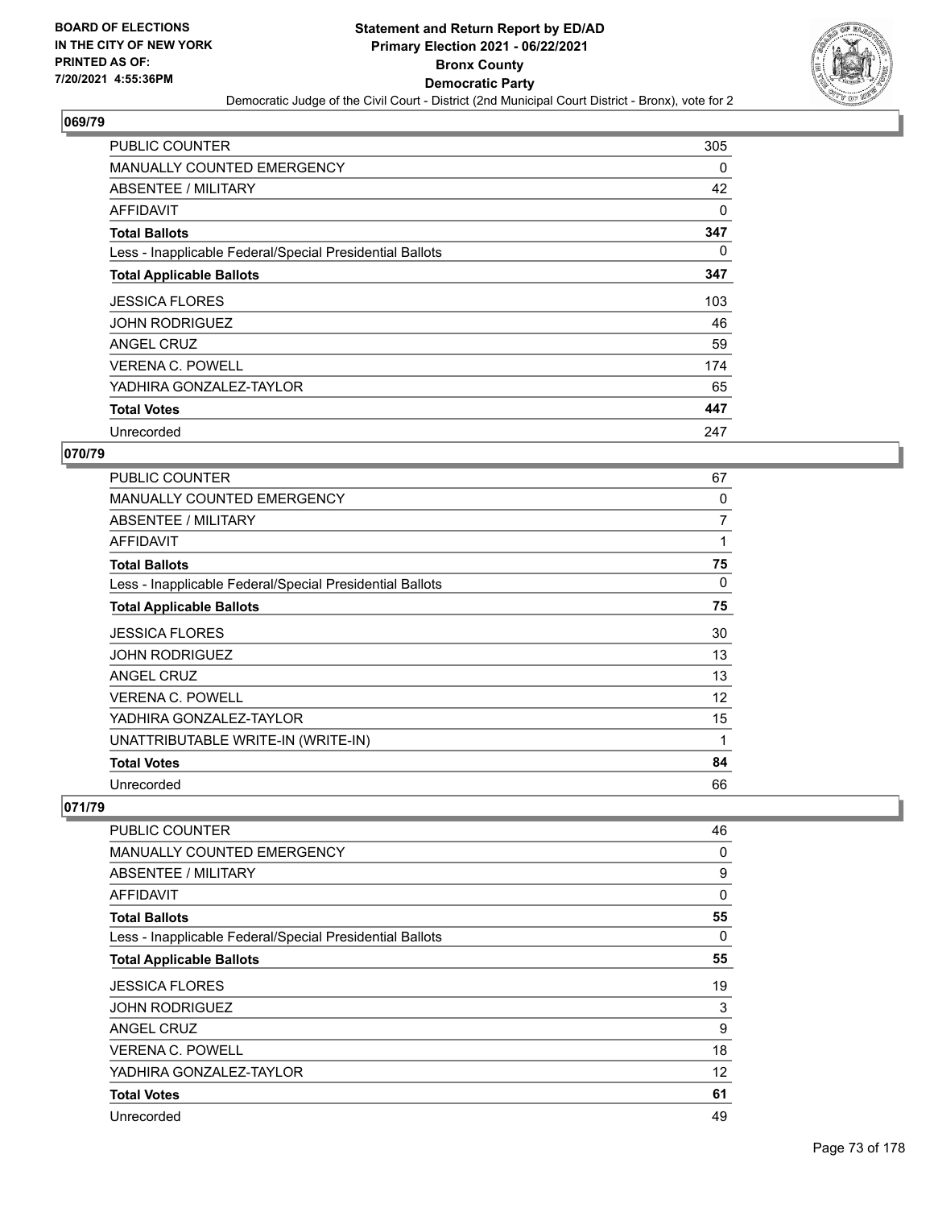## 069/79

| | |
|---|---|
| PUBLIC COUNTER | 305 |
| MANUALLY COUNTED EMERGENCY | 0 |
| ABSENTEE / MILITARY | 42 |
| AFFIDAVIT | 0 |
| **Total Ballots** | **347** |
| Less - Inapplicable Federal/Special Presidential Ballots | 0 |
| **Total Applicable Ballots** | **347** |
| JESSICA FLORES | 103 |
| JOHN RODRIGUEZ | 46 |
| ANGEL CRUZ | 59 |
| VERENA C. POWELL | 174 |
| YADHIRA GONZALEZ-TAYLOR | 65 |
| **Total Votes** | **447** |
| Unrecorded | 247 |

## 070/79

| | |
|---|---|
| PUBLIC COUNTER | 67 |
| MANUALLY COUNTED EMERGENCY | 0 |
| ABSENTEE / MILITARY | 7 |
| AFFIDAVIT | 1 |
| **Total Ballots** | **75** |
| Less - Inapplicable Federal/Special Presidential Ballots | 0 |
| **Total Applicable Ballots** | **75** |
| JESSICA FLORES | 30 |
| JOHN RODRIGUEZ | 13 |
| ANGEL CRUZ | 13 |
| VERENA C. POWELL | 12 |
| YADHIRA GONZALEZ-TAYLOR | 15 |
| UNATTRIBUTABLE WRITE-IN (WRITE-IN) | 1 |
| **Total Votes** | **84** |
| Unrecorded | 66 |

## 071/79

| | |
|---|---|
| PUBLIC COUNTER | 46 |
| MANUALLY COUNTED EMERGENCY | 0 |
| ABSENTEE / MILITARY | 9 |
| AFFIDAVIT | 0 |
| **Total Ballots** | **55** |
| Less - Inapplicable Federal/Special Presidential Ballots | 0 |
| **Total Applicable Ballots** | **55** |
| JESSICA FLORES | 19 |
| JOHN RODRIGUEZ | 3 |
| ANGEL CRUZ | 9 |
| VERENA C. POWELL | 18 |
| YADHIRA GONZALEZ-TAYLOR | 12 |
| **Total Votes** | **61** |
| Unrecorded | 49 |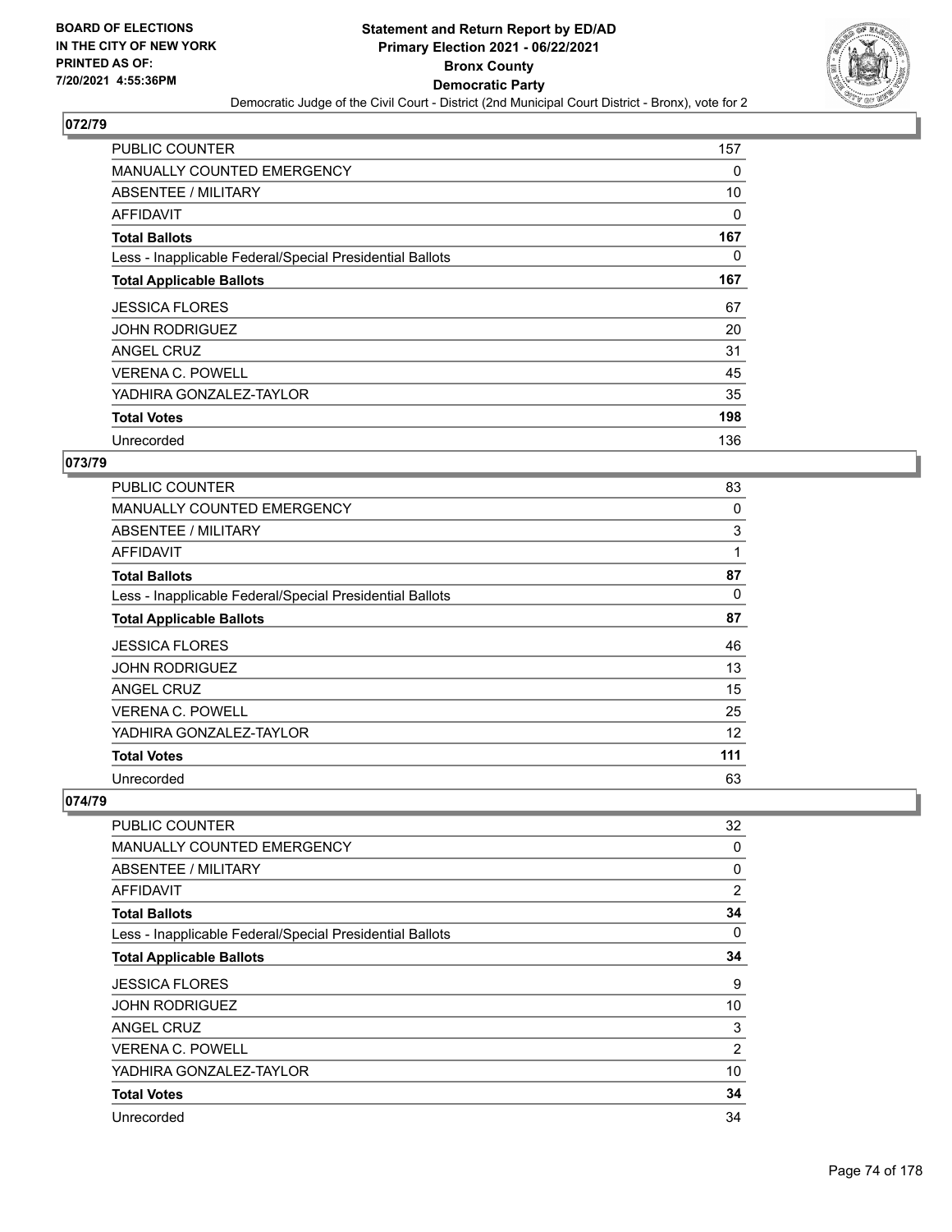## 072/79

| | |
|---|---|
| PUBLIC COUNTER | 157 |
| MANUALLY COUNTED EMERGENCY | 0 |
| ABSENTEE / MILITARY | 10 |
| AFFIDAVIT | 0 |
| **Total Ballots** | **167** |
| Less - Inapplicable Federal/Special Presidential Ballots | 0 |
| **Total Applicable Ballots** | **167** |
| JESSICA FLORES | 67 |
| JOHN RODRIGUEZ | 20 |
| ANGEL CRUZ | 31 |
| VERENA C. POWELL | 45 |
| YADHIRA GONZALEZ-TAYLOR | 35 |
| **Total Votes** | **198** |
| Unrecorded | 136 |

## 073/79

| | |
|---|---|
| PUBLIC COUNTER | 83 |
| MANUALLY COUNTED EMERGENCY | 0 |
| ABSENTEE / MILITARY | 3 |
| AFFIDAVIT | 1 |
| **Total Ballots** | **87** |
| Less - Inapplicable Federal/Special Presidential Ballots | 0 |
| **Total Applicable Ballots** | **87** |
| JESSICA FLORES | 46 |
| JOHN RODRIGUEZ | 13 |
| ANGEL CRUZ | 15 |
| VERENA C. POWELL | 25 |
| YADHIRA GONZALEZ-TAYLOR | 12 |
| **Total Votes** | **111** |
| Unrecorded | 63 |

## 074/79

| | |
|---|---|
| PUBLIC COUNTER | 32 |
| MANUALLY COUNTED EMERGENCY | 0 |
| ABSENTEE / MILITARY | 0 |
| AFFIDAVIT | 2 |
| **Total Ballots** | **34** |
| Less - Inapplicable Federal/Special Presidential Ballots | 0 |
| **Total Applicable Ballots** | **34** |
| JESSICA FLORES | 9 |
| JOHN RODRIGUEZ | 10 |
| ANGEL CRUZ | 3 |
| VERENA C. POWELL | 2 |
| YADHIRA GONZALEZ-TAYLOR | 10 |
| **Total Votes** | **34** |
| Unrecorded | 34 |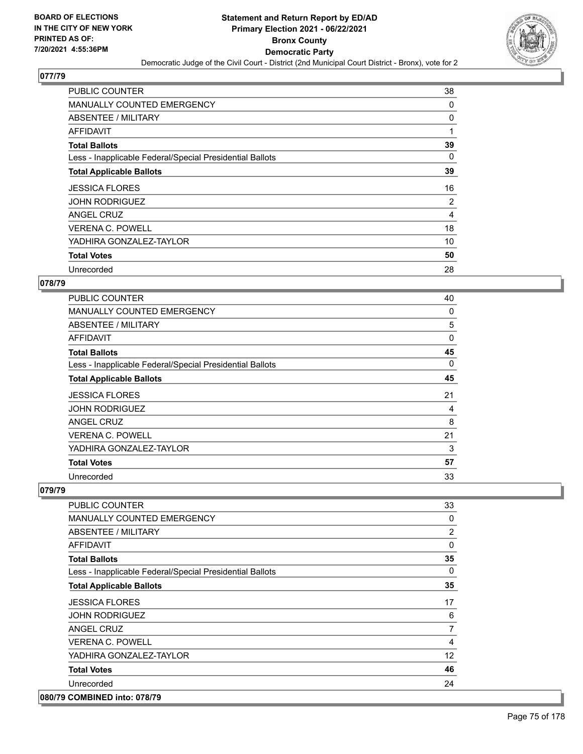## 077/79

| | |
|---|---|
| PUBLIC COUNTER | 38 |
| MANUALLY COUNTED EMERGENCY | 0 |
| ABSENTEE / MILITARY | 0 |
| AFFIDAVIT | 1 |
| **Total Ballots** | **39** |
| Less - Inapplicable Federal/Special Presidential Ballots | 0 |
| **Total Applicable Ballots** | **39** |
| JESSICA FLORES | 16 |
| JOHN RODRIGUEZ | 2 |
| ANGEL CRUZ | 4 |
| VERENA C. POWELL | 18 |
| YADHIRA GONZALEZ-TAYLOR | 10 |
| **Total Votes** | **50** |
| Unrecorded | 28 |

## 078/79

| | |
|---|---|
| PUBLIC COUNTER | 40 |
| MANUALLY COUNTED EMERGENCY | 0 |
| ABSENTEE / MILITARY | 5 |
| AFFIDAVIT | 0 |
| **Total Ballots** | **45** |
| Less - Inapplicable Federal/Special Presidential Ballots | 0 |
| **Total Applicable Ballots** | **45** |
| JESSICA FLORES | 21 |
| JOHN RODRIGUEZ | 4 |
| ANGEL CRUZ | 8 |
| VERENA C. POWELL | 21 |
| YADHIRA GONZALEZ-TAYLOR | 3 |
| **Total Votes** | **57** |
| Unrecorded | 33 |

## 079/79

| | |
|---|---|
| PUBLIC COUNTER | 33 |
| MANUALLY COUNTED EMERGENCY | 0 |
| ABSENTEE / MILITARY | 2 |
| AFFIDAVIT | 0 |
| **Total Ballots** | **35** |
| Less - Inapplicable Federal/Special Presidential Ballots | 0 |
| **Total Applicable Ballots** | **35** |
| JESSICA FLORES | 17 |
| JOHN RODRIGUEZ | 6 |
| ANGEL CRUZ | 7 |
| VERENA C. POWELL | 4 |
| YADHIRA GONZALEZ-TAYLOR | 12 |
| **Total Votes** | **46** |
| Unrecorded | 24 |

## 080/79 COMBINED into: 078/79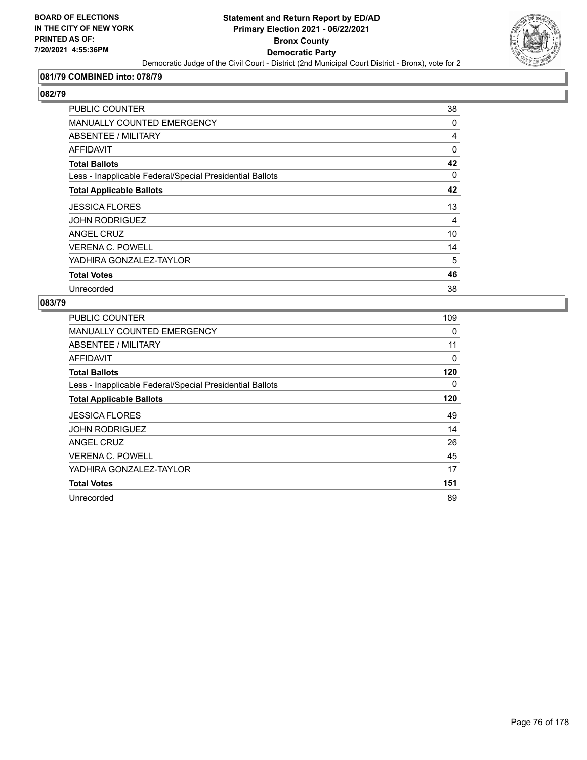**BOARD OF ELECTIONS IN THE CITY OF NEW YORK PRINTED AS OF: 7/20/2021 4:55:36PM**

# Statement and Return Report by ED/AD
## Primary Election 2021 - 06/22/2021
## Bronx County
## Democratic Party

Democratic Judge of the Civil Court - District (2nd Municipal Court District - Bronx), vote for 2

### 081/79 COMBINED into: 078/79

### 082/79

| | |
|---|---|
| PUBLIC COUNTER | 38 |
| MANUALLY COUNTED EMERGENCY | 0 |
| ABSENTEE / MILITARY | 4 |
| AFFIDAVIT | 0 |
| **Total Ballots** | **42** |
| Less - Inapplicable Federal/Special Presidential Ballots | 0 |
| **Total Applicable Ballots** | **42** |
| JESSICA FLORES | 13 |
| JOHN RODRIGUEZ | 4 |
| ANGEL CRUZ | 10 |
| VERENA C. POWELL | 14 |
| YADHIRA GONZALEZ-TAYLOR | 5 |
| **Total Votes** | **46** |
| Unrecorded | 38 |

### 083/79

| | |
|---|---|
| PUBLIC COUNTER | 109 |
| MANUALLY COUNTED EMERGENCY | 0 |
| ABSENTEE / MILITARY | 11 |
| AFFIDAVIT | 0 |
| **Total Ballots** | **120** |
| Less - Inapplicable Federal/Special Presidential Ballots | 0 |
| **Total Applicable Ballots** | **120** |
| JESSICA FLORES | 49 |
| JOHN RODRIGUEZ | 14 |
| ANGEL CRUZ | 26 |
| VERENA C. POWELL | 45 |
| YADHIRA GONZALEZ-TAYLOR | 17 |
| **Total Votes** | **151** |
| Unrecorded | 89 |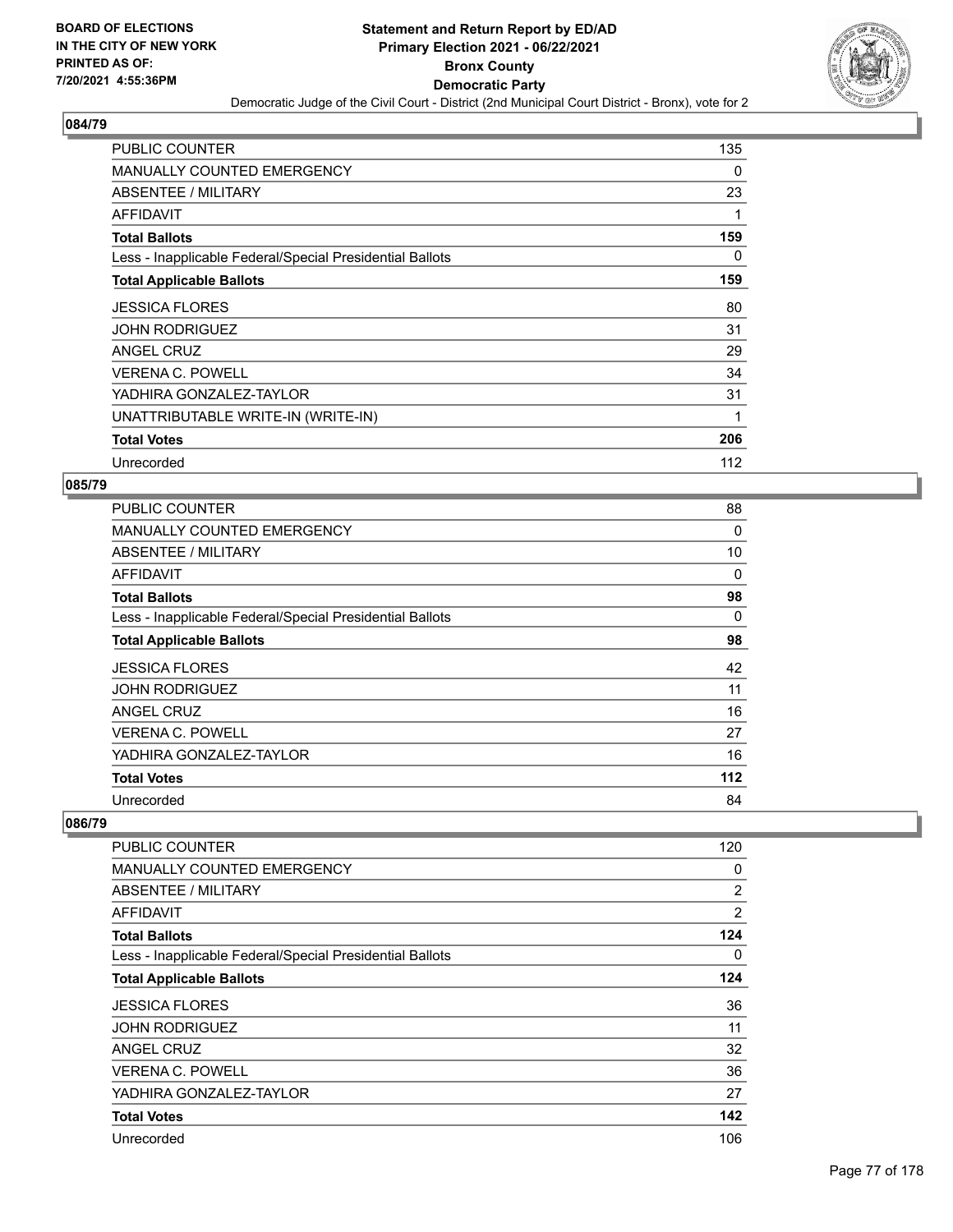## 084/79

| | |
|---|---|
| PUBLIC COUNTER | 135 |
| MANUALLY COUNTED EMERGENCY | 0 |
| ABSENTEE / MILITARY | 23 |
| AFFIDAVIT | 1 |
| **Total Ballots** | **159** |
| Less - Inapplicable Federal/Special Presidential Ballots | 0 |
| **Total Applicable Ballots** | **159** |
| JESSICA FLORES | 80 |
| JOHN RODRIGUEZ | 31 |
| ANGEL CRUZ | 29 |
| VERENA C. POWELL | 34 |
| YADHIRA GONZALEZ-TAYLOR | 31 |
| UNATTRIBUTABLE WRITE-IN (WRITE-IN) | 1 |
| **Total Votes** | **206** |
| Unrecorded | 112 |

## 085/79

| | |
|---|---|
| PUBLIC COUNTER | 88 |
| MANUALLY COUNTED EMERGENCY | 0 |
| ABSENTEE / MILITARY | 10 |
| AFFIDAVIT | 0 |
| **Total Ballots** | **98** |
| Less - Inapplicable Federal/Special Presidential Ballots | 0 |
| **Total Applicable Ballots** | **98** |
| JESSICA FLORES | 42 |
| JOHN RODRIGUEZ | 11 |
| ANGEL CRUZ | 16 |
| VERENA C. POWELL | 27 |
| YADHIRA GONZALEZ-TAYLOR | 16 |
| **Total Votes** | **112** |
| Unrecorded | 84 |

## 086/79

| | |
|---|---|
| PUBLIC COUNTER | 120 |
| MANUALLY COUNTED EMERGENCY | 0 |
| ABSENTEE / MILITARY | 2 |
| AFFIDAVIT | 2 |
| **Total Ballots** | **124** |
| Less - Inapplicable Federal/Special Presidential Ballots | 0 |
| **Total Applicable Ballots** | **124** |
| JESSICA FLORES | 36 |
| JOHN RODRIGUEZ | 11 |
| ANGEL CRUZ | 32 |
| VERENA C. POWELL | 36 |
| YADHIRA GONZALEZ-TAYLOR | 27 |
| **Total Votes** | **142** |
| Unrecorded | 106 |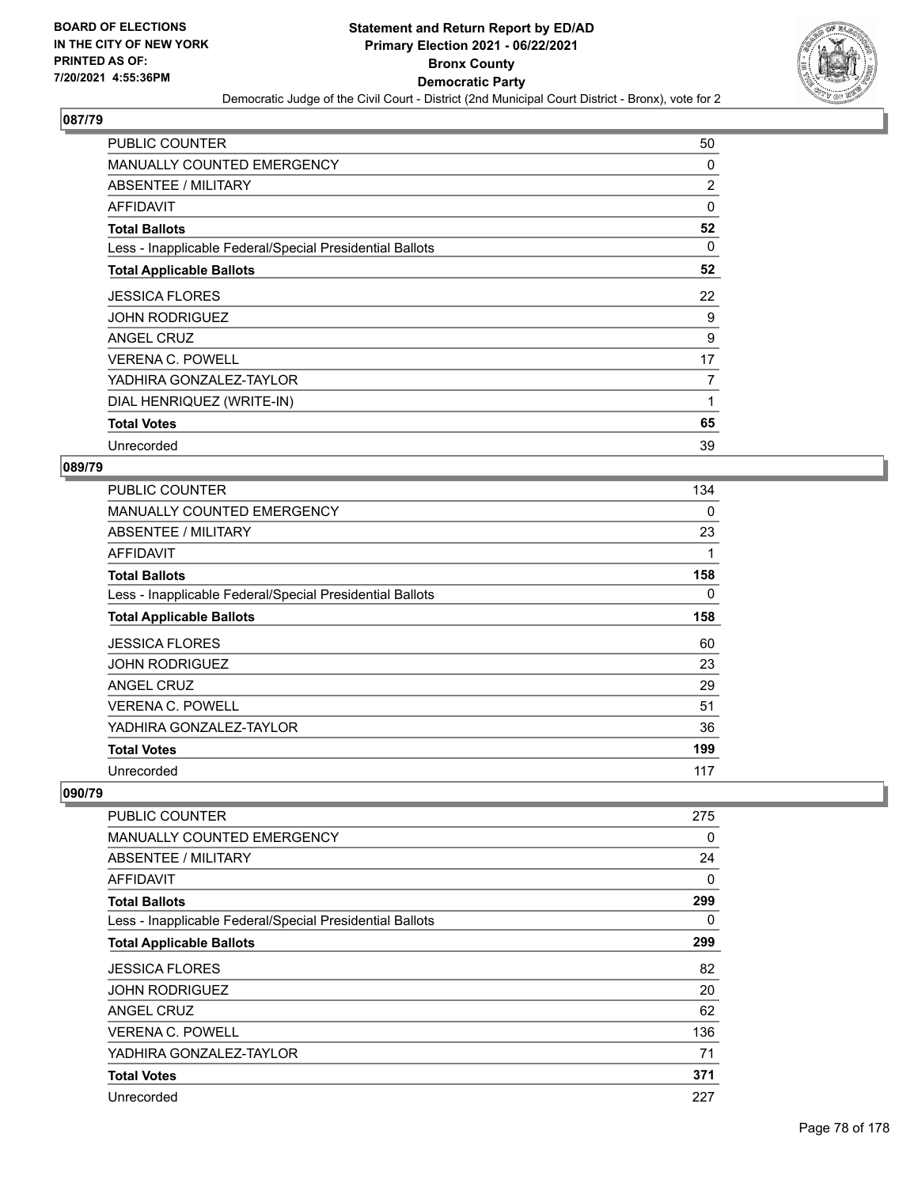**BOARD OF ELECTIONS IN THE CITY OF NEW YORK PRINTED AS OF: 7/20/2021 4:55:36PM**

# Statement and Return Report by ED/AD
## Primary Election 2021 - 06/22/2021
## Bronx County
## Democratic Party
### Democratic Judge of the Civil Court - District (2nd Municipal Court District - Bronx), vote for 2

### 087/79

| | |
|---|---|
| PUBLIC COUNTER | 50 |
| MANUALLY COUNTED EMERGENCY | 0 |
| ABSENTEE / MILITARY | 2 |
| AFFIDAVIT | 0 |
| **Total Ballots** | **52** |
| Less - Inapplicable Federal/Special Presidential Ballots | 0 |
| **Total Applicable Ballots** | **52** |
| JESSICA FLORES | 22 |
| JOHN RODRIGUEZ | 9 |
| ANGEL CRUZ | 9 |
| VERENA C. POWELL | 17 |
| YADHIRA GONZALEZ-TAYLOR | 7 |
| DIAL HENRIQUEZ (WRITE-IN) | 1 |
| **Total Votes** | **65** |
| Unrecorded | 39 |

### 089/79

| | |
|---|---|
| PUBLIC COUNTER | 134 |
| MANUALLY COUNTED EMERGENCY | 0 |
| ABSENTEE / MILITARY | 23 |
| AFFIDAVIT | 1 |
| **Total Ballots** | **158** |
| Less - Inapplicable Federal/Special Presidential Ballots | 0 |
| **Total Applicable Ballots** | **158** |
| JESSICA FLORES | 60 |
| JOHN RODRIGUEZ | 23 |
| ANGEL CRUZ | 29 |
| VERENA C. POWELL | 51 |
| YADHIRA GONZALEZ-TAYLOR | 36 |
| **Total Votes** | **199** |
| Unrecorded | 117 |

### 090/79

| | |
|---|---|
| PUBLIC COUNTER | 275 |
| MANUALLY COUNTED EMERGENCY | 0 |
| ABSENTEE / MILITARY | 24 |
| AFFIDAVIT | 0 |
| **Total Ballots** | **299** |
| Less - Inapplicable Federal/Special Presidential Ballots | 0 |
| **Total Applicable Ballots** | **299** |
| JESSICA FLORES | 82 |
| JOHN RODRIGUEZ | 20 |
| ANGEL CRUZ | 62 |
| VERENA C. POWELL | 136 |
| YADHIRA GONZALEZ-TAYLOR | 71 |
| **Total Votes** | **371** |
| Unrecorded | 227 |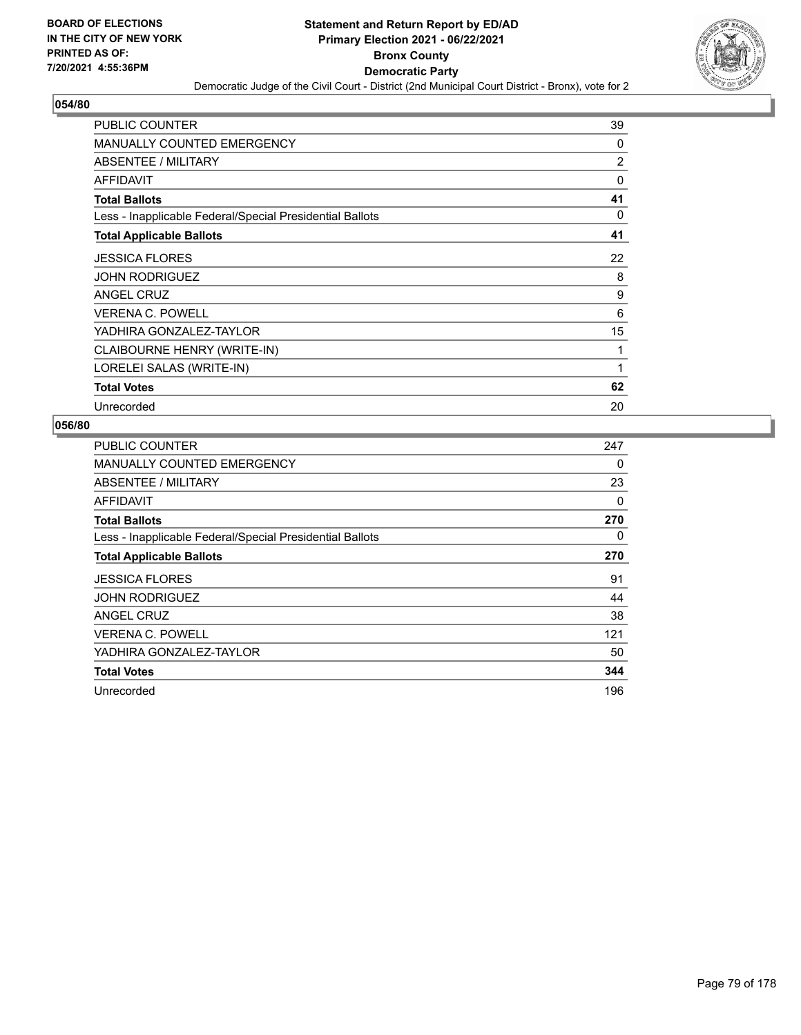**BOARD OF ELECTIONS IN THE CITY OF NEW YORK PRINTED AS OF: 7/20/2021 4:55:36PM**

# Statement and Return Report by ED/AD
## Primary Election 2021 - 06/22/2021
## Bronx County
## Democratic Party

Democratic Judge of the Civil Court - District (2nd Municipal Court District - Bronx), vote for 2

### 054/80

| | |
|---|---|
| PUBLIC COUNTER | 39 |
| MANUALLY COUNTED EMERGENCY | 0 |
| ABSENTEE / MILITARY | 2 |
| AFFIDAVIT | 0 |
| **Total Ballots** | **41** |
| Less - Inapplicable Federal/Special Presidential Ballots | 0 |
| **Total Applicable Ballots** | **41** |
| JESSICA FLORES | 22 |
| JOHN RODRIGUEZ | 8 |
| ANGEL CRUZ | 9 |
| VERENA C. POWELL | 6 |
| YADHIRA GONZALEZ-TAYLOR | 15 |
| CLAIBOURNE HENRY (WRITE-IN) | 1 |
| LORELEI SALAS (WRITE-IN) | 1 |
| **Total Votes** | **62** |
| Unrecorded | 20 |

### 056/80

| | |
|---|---|
| PUBLIC COUNTER | 247 |
| MANUALLY COUNTED EMERGENCY | 0 |
| ABSENTEE / MILITARY | 23 |
| AFFIDAVIT | 0 |
| **Total Ballots** | **270** |
| Less - Inapplicable Federal/Special Presidential Ballots | 0 |
| **Total Applicable Ballots** | **270** |
| JESSICA FLORES | 91 |
| JOHN RODRIGUEZ | 44 |
| ANGEL CRUZ | 38 |
| VERENA C. POWELL | 121 |
| YADHIRA GONZALEZ-TAYLOR | 50 |
| **Total Votes** | **344** |
| Unrecorded | 196 |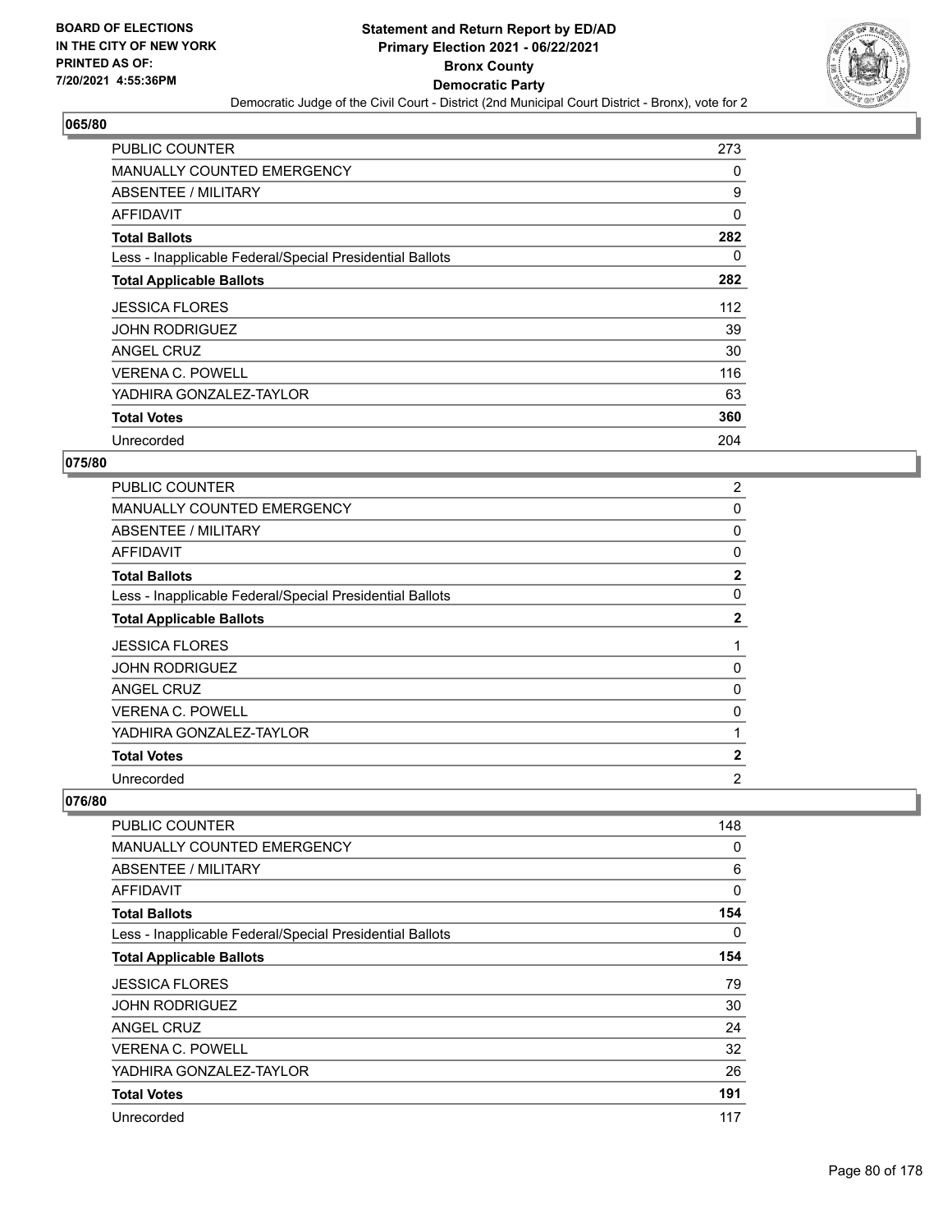**BOARD OF ELECTIONS IN THE CITY OF NEW YORK PRINTED AS OF: 7/20/2021 4:55:36PM**

# Statement and Return Report by ED/AD
## Primary Election 2021 - 06/22/2021
## Bronx County
## Democratic Party
### Democratic Judge of the Civil Court - District (2nd Municipal Court District - Bronx), vote for 2

**065/80**

| | |
|---|---|
| PUBLIC COUNTER | 273 |
| MANUALLY COUNTED EMERGENCY | 0 |
| ABSENTEE / MILITARY | 9 |
| AFFIDAVIT | 0 |
| **Total Ballots** | **282** |
| Less - Inapplicable Federal/Special Presidential Ballots | 0 |
| **Total Applicable Ballots** | **282** |
| JESSICA FLORES | 112 |
| JOHN RODRIGUEZ | 39 |
| ANGEL CRUZ | 30 |
| VERENA C. POWELL | 116 |
| YADHIRA GONZALEZ-TAYLOR | 63 |
| **Total Votes** | **360** |
| Unrecorded | 204 |

**075/80**

| | |
|---|---|
| PUBLIC COUNTER | 2 |
| MANUALLY COUNTED EMERGENCY | 0 |
| ABSENTEE / MILITARY | 0 |
| AFFIDAVIT | 0 |
| **Total Ballots** | **2** |
| Less - Inapplicable Federal/Special Presidential Ballots | 0 |
| **Total Applicable Ballots** | **2** |
| JESSICA FLORES | 1 |
| JOHN RODRIGUEZ | 0 |
| ANGEL CRUZ | 0 |
| VERENA C. POWELL | 0 |
| YADHIRA GONZALEZ-TAYLOR | 1 |
| **Total Votes** | **2** |
| Unrecorded | 2 |

**076/80**

| | |
|---|---|
| PUBLIC COUNTER | 148 |
| MANUALLY COUNTED EMERGENCY | 0 |
| ABSENTEE / MILITARY | 6 |
| AFFIDAVIT | 0 |
| **Total Ballots** | **154** |
| Less - Inapplicable Federal/Special Presidential Ballots | 0 |
| **Total Applicable Ballots** | **154** |
| JESSICA FLORES | 79 |
| JOHN RODRIGUEZ | 30 |
| ANGEL CRUZ | 24 |
| VERENA C. POWELL | 32 |
| YADHIRA GONZALEZ-TAYLOR | 26 |
| **Total Votes** | **191** |
| Unrecorded | 117 |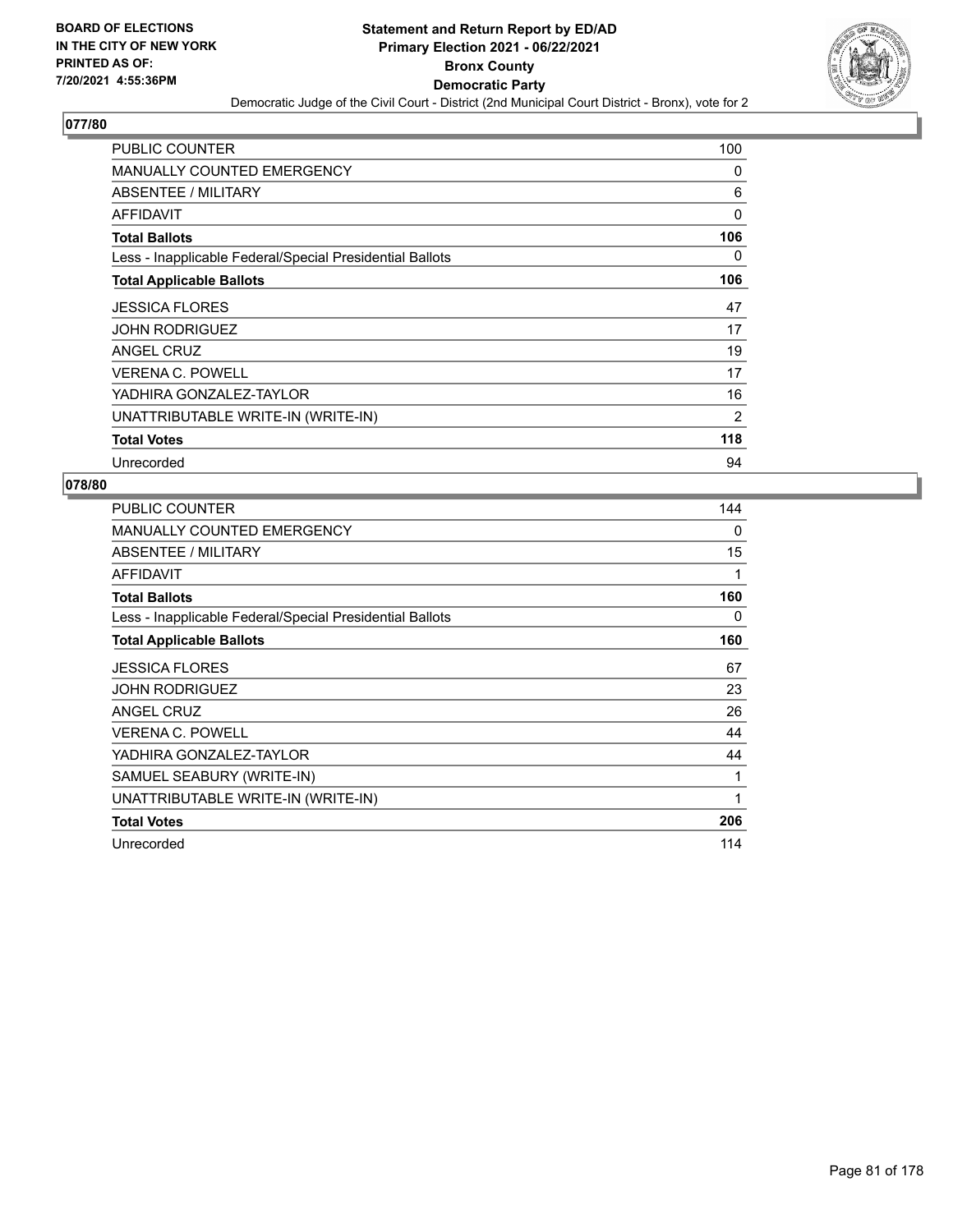**BOARD OF ELECTIONS IN THE CITY OF NEW YORK PRINTED AS OF: 7/20/2021 4:55:36PM**

# Statement and Return Report by ED/AD
## Primary Election 2021 - 06/22/2021
## Bronx County
## Democratic Party
### Democratic Judge of the Civil Court - District (2nd Municipal Court District - Bronx), vote for 2

**077/80**

| | |
|---|---|
| PUBLIC COUNTER | 100 |
| MANUALLY COUNTED EMERGENCY | 0 |
| ABSENTEE / MILITARY | 6 |
| AFFIDAVIT | 0 |
| **Total Ballots** | **106** |
| Less - Inapplicable Federal/Special Presidential Ballots | 0 |
| **Total Applicable Ballots** | **106** |
| JESSICA FLORES | 47 |
| JOHN RODRIGUEZ | 17 |
| ANGEL CRUZ | 19 |
| VERENA C. POWELL | 17 |
| YADHIRA GONZALEZ-TAYLOR | 16 |
| UNATTRIBUTABLE WRITE-IN (WRITE-IN) | 2 |
| **Total Votes** | **118** |
| Unrecorded | 94 |

**078/80**

| | |
|---|---|
| PUBLIC COUNTER | 144 |
| MANUALLY COUNTED EMERGENCY | 0 |
| ABSENTEE / MILITARY | 15 |
| AFFIDAVIT | 1 |
| **Total Ballots** | **160** |
| Less - Inapplicable Federal/Special Presidential Ballots | 0 |
| **Total Applicable Ballots** | **160** |
| JESSICA FLORES | 67 |
| JOHN RODRIGUEZ | 23 |
| ANGEL CRUZ | 26 |
| VERENA C. POWELL | 44 |
| YADHIRA GONZALEZ-TAYLOR | 44 |
| SAMUEL SEABURY (WRITE-IN) | 1 |
| UNATTRIBUTABLE WRITE-IN (WRITE-IN) | 1 |
| **Total Votes** | **206** |
| Unrecorded | 114 |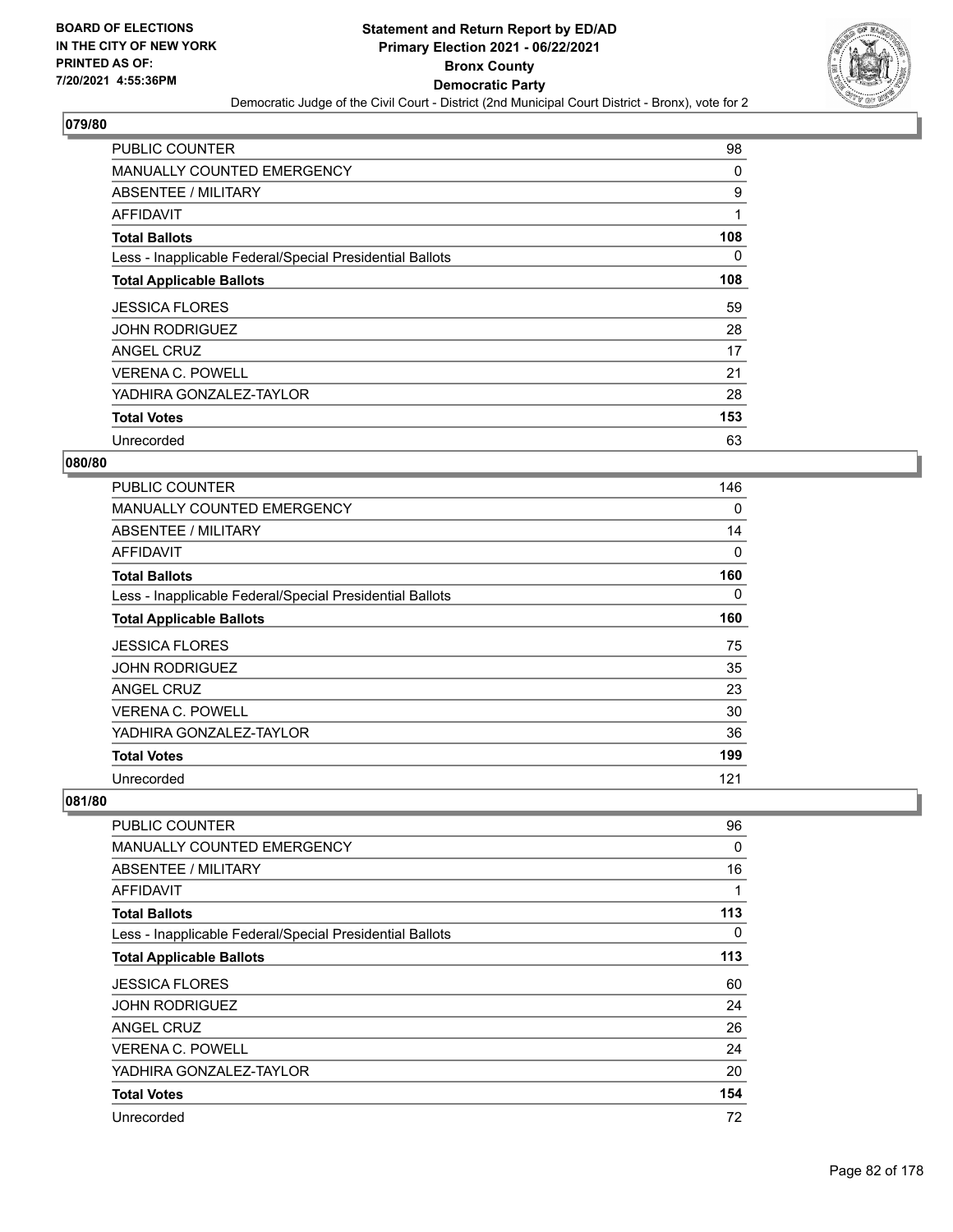BOARD OF ELECTIONS
IN THE CITY OF NEW YORK
PRINTED AS OF:
7/20/2021 4:55:36PM

# Statement and Return Report by ED/AD
## Primary Election 2021 - 06/22/2021
## Bronx County
## Democratic Party
### Democratic Judge of the Civil Court - District (2nd Municipal Court District - Bronx), vote for 2

### 079/80

| | |
|---|---|
| PUBLIC COUNTER | 98 |
| MANUALLY COUNTED EMERGENCY | 0 |
| ABSENTEE / MILITARY | 9 |
| AFFIDAVIT | 1 |
| **Total Ballots** | **108** |
| Less - Inapplicable Federal/Special Presidential Ballots | 0 |
| **Total Applicable Ballots** | **108** |
| JESSICA FLORES | 59 |
| JOHN RODRIGUEZ | 28 |
| ANGEL CRUZ | 17 |
| VERENA C. POWELL | 21 |
| YADHIRA GONZALEZ-TAYLOR | 28 |
| **Total Votes** | **153** |
| Unrecorded | 63 |

### 080/80

| | |
|---|---|
| PUBLIC COUNTER | 146 |
| MANUALLY COUNTED EMERGENCY | 0 |
| ABSENTEE / MILITARY | 14 |
| AFFIDAVIT | 0 |
| **Total Ballots** | **160** |
| Less - Inapplicable Federal/Special Presidential Ballots | 0 |
| **Total Applicable Ballots** | **160** |
| JESSICA FLORES | 75 |
| JOHN RODRIGUEZ | 35 |
| ANGEL CRUZ | 23 |
| VERENA C. POWELL | 30 |
| YADHIRA GONZALEZ-TAYLOR | 36 |
| **Total Votes** | **199** |
| Unrecorded | 121 |

### 081/80

| | |
|---|---|
| PUBLIC COUNTER | 96 |
| MANUALLY COUNTED EMERGENCY | 0 |
| ABSENTEE / MILITARY | 16 |
| AFFIDAVIT | 1 |
| **Total Ballots** | **113** |
| Less - Inapplicable Federal/Special Presidential Ballots | 0 |
| **Total Applicable Ballots** | **113** |
| JESSICA FLORES | 60 |
| JOHN RODRIGUEZ | 24 |
| ANGEL CRUZ | 26 |
| VERENA C. POWELL | 24 |
| YADHIRA GONZALEZ-TAYLOR | 20 |
| **Total Votes** | **154** |
| Unrecorded | 72 |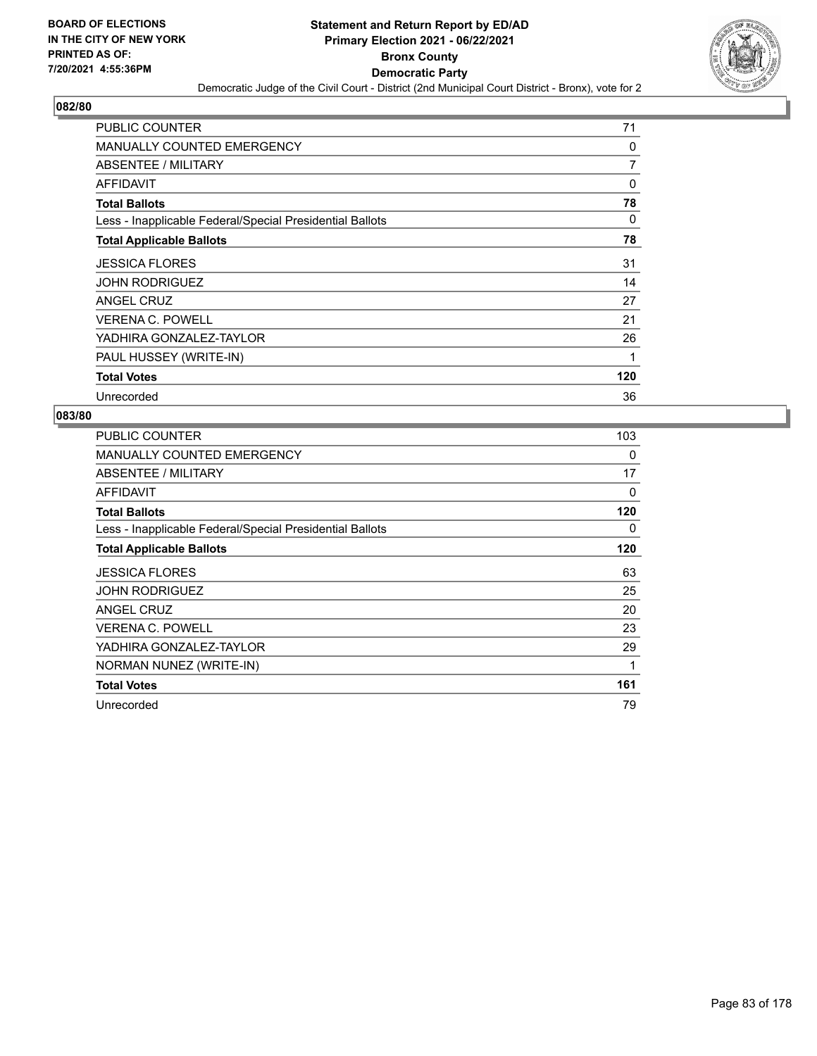## 082/80

| | |
|---|---|
| PUBLIC COUNTER | 71 |
| MANUALLY COUNTED EMERGENCY | 0 |
| ABSENTEE / MILITARY | 7 |
| AFFIDAVIT | 0 |
| **Total Ballots** | **78** |
| Less - Inapplicable Federal/Special Presidential Ballots | 0 |
| **Total Applicable Ballots** | **78** |
| JESSICA FLORES | 31 |
| JOHN RODRIGUEZ | 14 |
| ANGEL CRUZ | 27 |
| VERENA C. POWELL | 21 |
| YADHIRA GONZALEZ-TAYLOR | 26 |
| PAUL HUSSEY (WRITE-IN) | 1 |
| **Total Votes** | **120** |
| Unrecorded | 36 |

## 083/80

| | |
|---|---|
| PUBLIC COUNTER | 103 |
| MANUALLY COUNTED EMERGENCY | 0 |
| ABSENTEE / MILITARY | 17 |
| AFFIDAVIT | 0 |
| **Total Ballots** | **120** |
| Less - Inapplicable Federal/Special Presidential Ballots | 0 |
| **Total Applicable Ballots** | **120** |
| JESSICA FLORES | 63 |
| JOHN RODRIGUEZ | 25 |
| ANGEL CRUZ | 20 |
| VERENA C. POWELL | 23 |
| YADHIRA GONZALEZ-TAYLOR | 29 |
| NORMAN NUNEZ (WRITE-IN) | 1 |
| **Total Votes** | **161** |
| Unrecorded | 79 |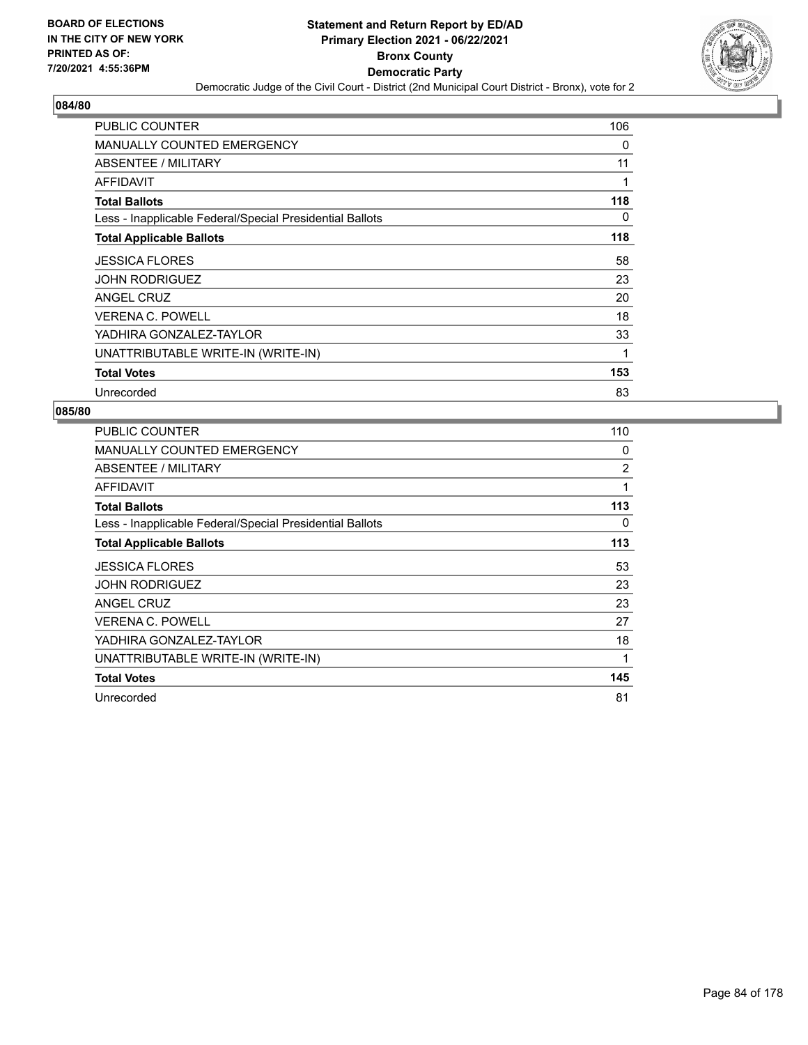BOARD OF ELECTIONS
IN THE CITY OF NEW YORK
PRINTED AS OF:
7/20/2021 4:55:36PM

# Statement and Return Report by ED/AD
## Primary Election 2021 - 06/22/2021
## Bronx County
## Democratic Party
### Democratic Judge of the Civil Court - District (2nd Municipal Court District - Bronx), vote for 2

### 084/80

| | |
|---|---|
| PUBLIC COUNTER | 106 |
| MANUALLY COUNTED EMERGENCY | 0 |
| ABSENTEE / MILITARY | 11 |
| AFFIDAVIT | 1 |
| **Total Ballots** | **118** |
| Less - Inapplicable Federal/Special Presidential Ballots | 0 |
| **Total Applicable Ballots** | **118** |
| JESSICA FLORES | 58 |
| JOHN RODRIGUEZ | 23 |
| ANGEL CRUZ | 20 |
| VERENA C. POWELL | 18 |
| YADHIRA GONZALEZ-TAYLOR | 33 |
| UNATTRIBUTABLE WRITE-IN (WRITE-IN) | 1 |
| **Total Votes** | **153** |
| Unrecorded | 83 |

### 085/80

| | |
|---|---|
| PUBLIC COUNTER | 110 |
| MANUALLY COUNTED EMERGENCY | 0 |
| ABSENTEE / MILITARY | 2 |
| AFFIDAVIT | 1 |
| **Total Ballots** | **113** |
| Less - Inapplicable Federal/Special Presidential Ballots | 0 |
| **Total Applicable Ballots** | **113** |
| JESSICA FLORES | 53 |
| JOHN RODRIGUEZ | 23 |
| ANGEL CRUZ | 23 |
| VERENA C. POWELL | 27 |
| YADHIRA GONZALEZ-TAYLOR | 18 |
| UNATTRIBUTABLE WRITE-IN (WRITE-IN) | 1 |
| **Total Votes** | **145** |
| Unrecorded | 81 |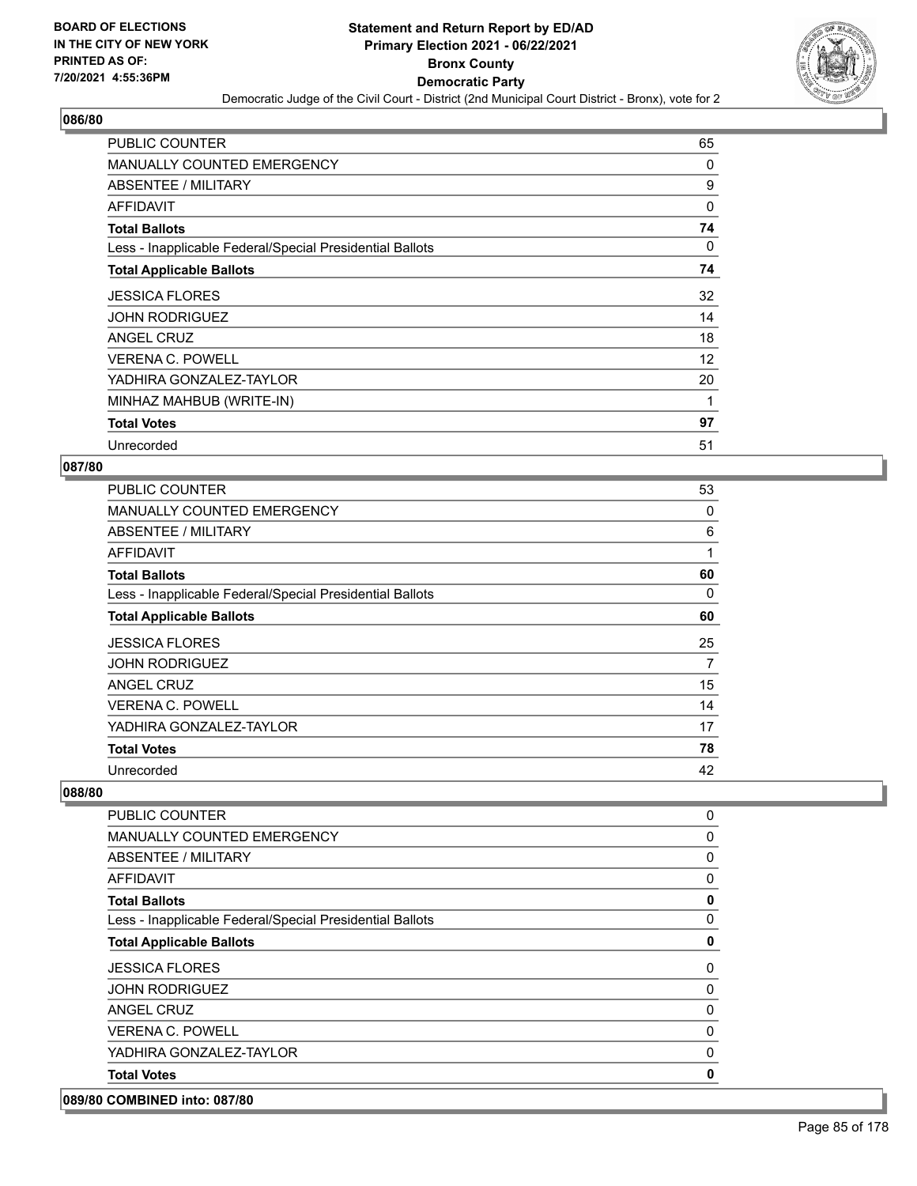# Statement and Return Report by ED/AD
## Primary Election 2021 - 06/22/2021
## Bronx County
## Democratic Party
### Democratic Judge of the Civil Court - District (2nd Municipal Court District - Bronx), vote for 2

**BOARD OF ELECTIONS IN THE CITY OF NEW YORK PRINTED AS OF: 7/20/2021 4:55:36PM**

### 086/80

| | |
|---|---|
| PUBLIC COUNTER | 65 |
| MANUALLY COUNTED EMERGENCY | 0 |
| ABSENTEE / MILITARY | 9 |
| AFFIDAVIT | 0 |
| **Total Ballots** | **74** |
| Less - Inapplicable Federal/Special Presidential Ballots | 0 |
| **Total Applicable Ballots** | **74** |
| JESSICA FLORES | 32 |
| JOHN RODRIGUEZ | 14 |
| ANGEL CRUZ | 18 |
| VERENA C. POWELL | 12 |
| YADHIRA GONZALEZ-TAYLOR | 20 |
| MINHAZ MAHBUB (WRITE-IN) | 1 |
| **Total Votes** | **97** |
| Unrecorded | 51 |

### 087/80

| | |
|---|---|
| PUBLIC COUNTER | 53 |
| MANUALLY COUNTED EMERGENCY | 0 |
| ABSENTEE / MILITARY | 6 |
| AFFIDAVIT | 1 |
| **Total Ballots** | **60** |
| Less - Inapplicable Federal/Special Presidential Ballots | 0 |
| **Total Applicable Ballots** | **60** |
| JESSICA FLORES | 25 |
| JOHN RODRIGUEZ | 7 |
| ANGEL CRUZ | 15 |
| VERENA C. POWELL | 14 |
| YADHIRA GONZALEZ-TAYLOR | 17 |
| **Total Votes** | **78** |
| Unrecorded | 42 |

### 088/80

| | |
|---|---|
| PUBLIC COUNTER | 0 |
| MANUALLY COUNTED EMERGENCY | 0 |
| ABSENTEE / MILITARY | 0 |
| AFFIDAVIT | 0 |
| **Total Ballots** | **0** |
| Less - Inapplicable Federal/Special Presidential Ballots | 0 |
| **Total Applicable Ballots** | **0** |
| JESSICA FLORES | 0 |
| JOHN RODRIGUEZ | 0 |
| ANGEL CRUZ | 0 |
| VERENA C. POWELL | 0 |
| YADHIRA GONZALEZ-TAYLOR | 0 |
| **Total Votes** | **0** |

### 089/80 COMBINED into: 087/80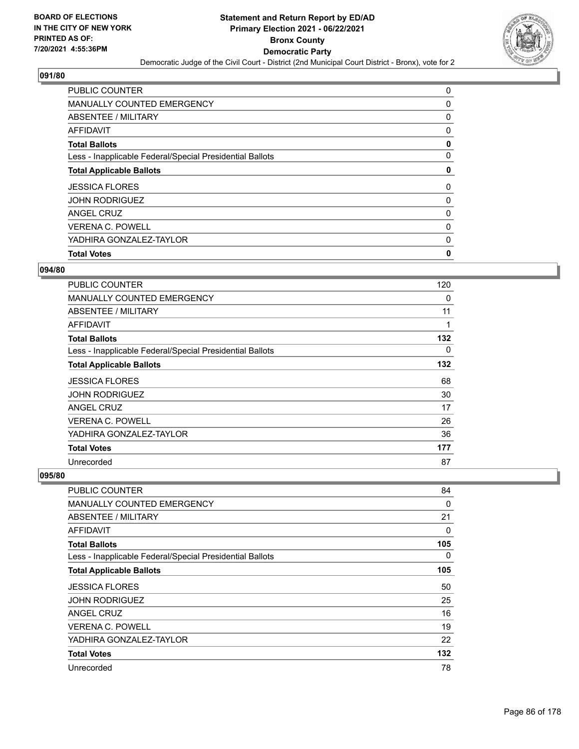**Statement and Return Report by ED/AD**
**Primary Election 2021 - 06/22/2021**
**Bronx County**
**Democratic Party**
Democratic Judge of the Civil Court - District (2nd Municipal Court District - Bronx), vote for 2

BOARD OF ELECTIONS IN THE CITY OF NEW YORK PRINTED AS OF: 7/20/2021 4:55:36PM

## 091/80

| | |
|---|---|
| PUBLIC COUNTER | 0 |
| MANUALLY COUNTED EMERGENCY | 0 |
| ABSENTEE / MILITARY | 0 |
| AFFIDAVIT | 0 |
| **Total Ballots** | **0** |
| Less - Inapplicable Federal/Special Presidential Ballots | 0 |
| **Total Applicable Ballots** | **0** |
| JESSICA FLORES | 0 |
| JOHN RODRIGUEZ | 0 |
| ANGEL CRUZ | 0 |
| VERENA C. POWELL | 0 |
| YADHIRA GONZALEZ-TAYLOR | 0 |
| **Total Votes** | **0** |

## 094/80

| | |
|---|---|
| PUBLIC COUNTER | 120 |
| MANUALLY COUNTED EMERGENCY | 0 |
| ABSENTEE / MILITARY | 11 |
| AFFIDAVIT | 1 |
| **Total Ballots** | **132** |
| Less - Inapplicable Federal/Special Presidential Ballots | 0 |
| **Total Applicable Ballots** | **132** |
| JESSICA FLORES | 68 |
| JOHN RODRIGUEZ | 30 |
| ANGEL CRUZ | 17 |
| VERENA C. POWELL | 26 |
| YADHIRA GONZALEZ-TAYLOR | 36 |
| **Total Votes** | **177** |
| Unrecorded | 87 |

## 095/80

| | |
|---|---|
| PUBLIC COUNTER | 84 |
| MANUALLY COUNTED EMERGENCY | 0 |
| ABSENTEE / MILITARY | 21 |
| AFFIDAVIT | 0 |
| **Total Ballots** | **105** |
| Less - Inapplicable Federal/Special Presidential Ballots | 0 |
| **Total Applicable Ballots** | **105** |
| JESSICA FLORES | 50 |
| JOHN RODRIGUEZ | 25 |
| ANGEL CRUZ | 16 |
| VERENA C. POWELL | 19 |
| YADHIRA GONZALEZ-TAYLOR | 22 |
| **Total Votes** | **132** |
| Unrecorded | 78 |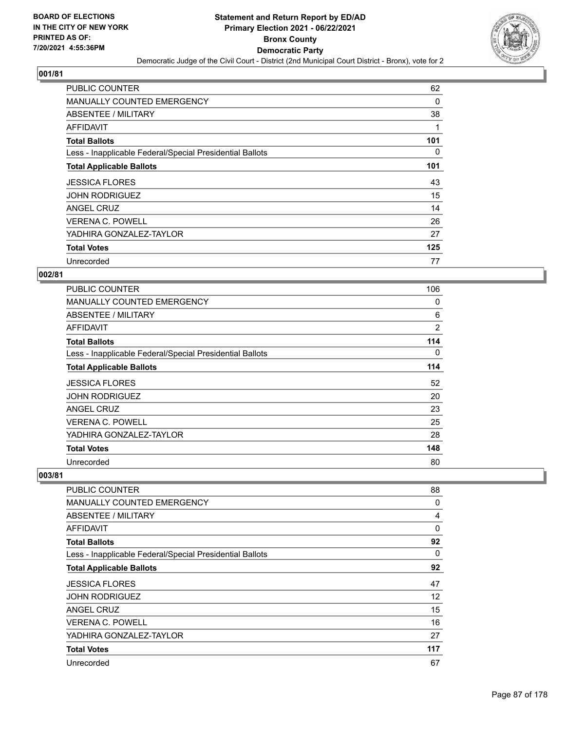## 001/81

| | |
|---|---|
| PUBLIC COUNTER | 62 |
| MANUALLY COUNTED EMERGENCY | 0 |
| ABSENTEE / MILITARY | 38 |
| AFFIDAVIT | 1 |
| **Total Ballots** | **101** |
| Less - Inapplicable Federal/Special Presidential Ballots | 0 |
| **Total Applicable Ballots** | **101** |
| JESSICA FLORES | 43 |
| JOHN RODRIGUEZ | 15 |
| ANGEL CRUZ | 14 |
| VERENA C. POWELL | 26 |
| YADHIRA GONZALEZ-TAYLOR | 27 |
| **Total Votes** | **125** |
| Unrecorded | 77 |

## 002/81

| | |
|---|---|
| PUBLIC COUNTER | 106 |
| MANUALLY COUNTED EMERGENCY | 0 |
| ABSENTEE / MILITARY | 6 |
| AFFIDAVIT | 2 |
| **Total Ballots** | **114** |
| Less - Inapplicable Federal/Special Presidential Ballots | 0 |
| **Total Applicable Ballots** | **114** |
| JESSICA FLORES | 52 |
| JOHN RODRIGUEZ | 20 |
| ANGEL CRUZ | 23 |
| VERENA C. POWELL | 25 |
| YADHIRA GONZALEZ-TAYLOR | 28 |
| **Total Votes** | **148** |
| Unrecorded | 80 |

## 003/81

| | |
|---|---|
| PUBLIC COUNTER | 88 |
| MANUALLY COUNTED EMERGENCY | 0 |
| ABSENTEE / MILITARY | 4 |
| AFFIDAVIT | 0 |
| **Total Ballots** | **92** |
| Less - Inapplicable Federal/Special Presidential Ballots | 0 |
| **Total Applicable Ballots** | **92** |
| JESSICA FLORES | 47 |
| JOHN RODRIGUEZ | 12 |
| ANGEL CRUZ | 15 |
| VERENA C. POWELL | 16 |
| YADHIRA GONZALEZ-TAYLOR | 27 |
| **Total Votes** | **117** |
| Unrecorded | 67 |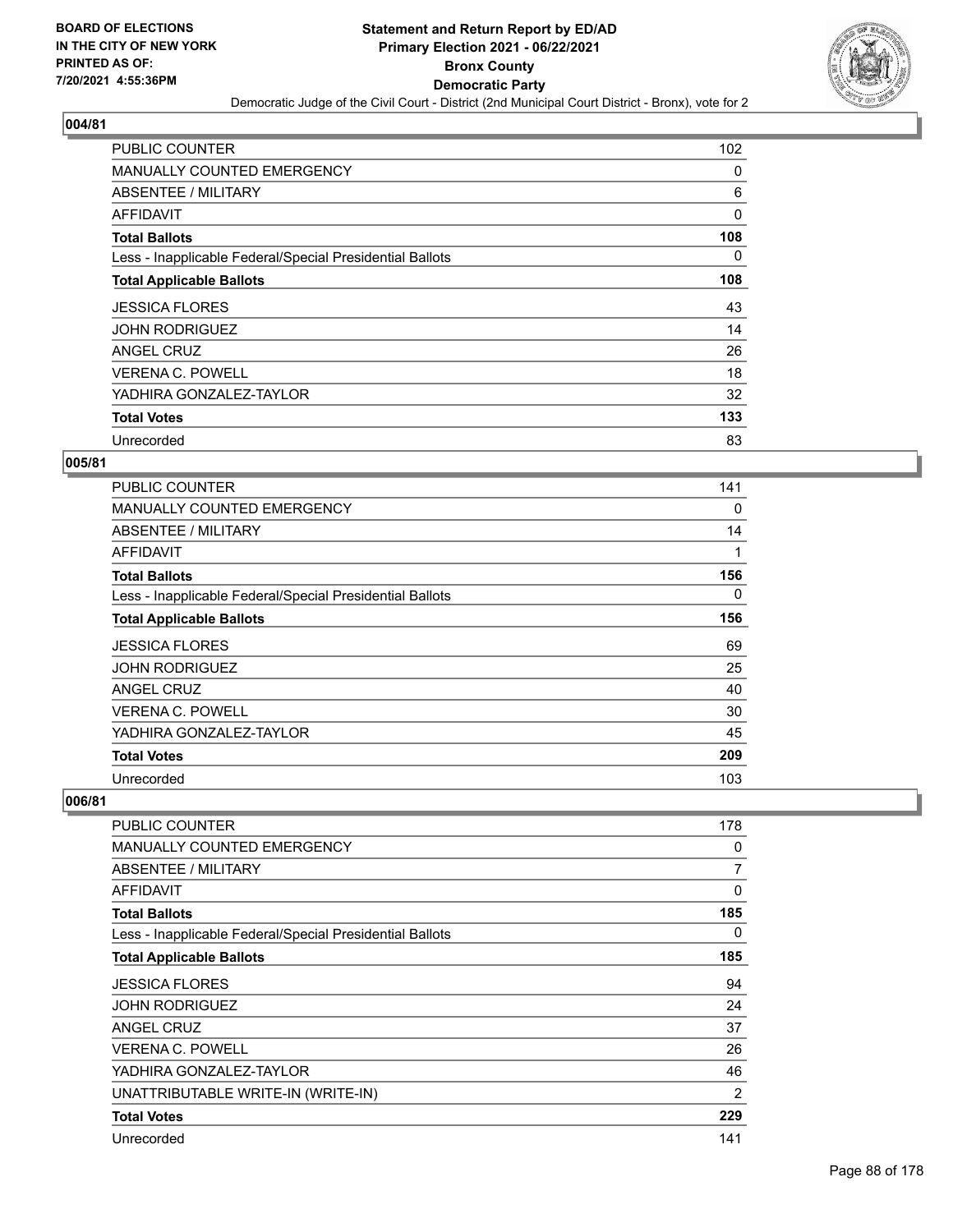## 004/81

| | |
|---|---|
| PUBLIC COUNTER | 102 |
| MANUALLY COUNTED EMERGENCY | 0 |
| ABSENTEE / MILITARY | 6 |
| AFFIDAVIT | 0 |
| **Total Ballots** | **108** |
| Less - Inapplicable Federal/Special Presidential Ballots | 0 |
| **Total Applicable Ballots** | **108** |
| JESSICA FLORES | 43 |
| JOHN RODRIGUEZ | 14 |
| ANGEL CRUZ | 26 |
| VERENA C. POWELL | 18 |
| YADHIRA GONZALEZ-TAYLOR | 32 |
| **Total Votes** | **133** |
| Unrecorded | 83 |

## 005/81

| | |
|---|---|
| PUBLIC COUNTER | 141 |
| MANUALLY COUNTED EMERGENCY | 0 |
| ABSENTEE / MILITARY | 14 |
| AFFIDAVIT | 1 |
| **Total Ballots** | **156** |
| Less - Inapplicable Federal/Special Presidential Ballots | 0 |
| **Total Applicable Ballots** | **156** |
| JESSICA FLORES | 69 |
| JOHN RODRIGUEZ | 25 |
| ANGEL CRUZ | 40 |
| VERENA C. POWELL | 30 |
| YADHIRA GONZALEZ-TAYLOR | 45 |
| **Total Votes** | **209** |
| Unrecorded | 103 |

## 006/81

| | |
|---|---|
| PUBLIC COUNTER | 178 |
| MANUALLY COUNTED EMERGENCY | 0 |
| ABSENTEE / MILITARY | 7 |
| AFFIDAVIT | 0 |
| **Total Ballots** | **185** |
| Less - Inapplicable Federal/Special Presidential Ballots | 0 |
| **Total Applicable Ballots** | **185** |
| JESSICA FLORES | 94 |
| JOHN RODRIGUEZ | 24 |
| ANGEL CRUZ | 37 |
| VERENA C. POWELL | 26 |
| YADHIRA GONZALEZ-TAYLOR | 46 |
| UNATTRIBUTABLE WRITE-IN (WRITE-IN) | 2 |
| **Total Votes** | **229** |
| Unrecorded | 141 |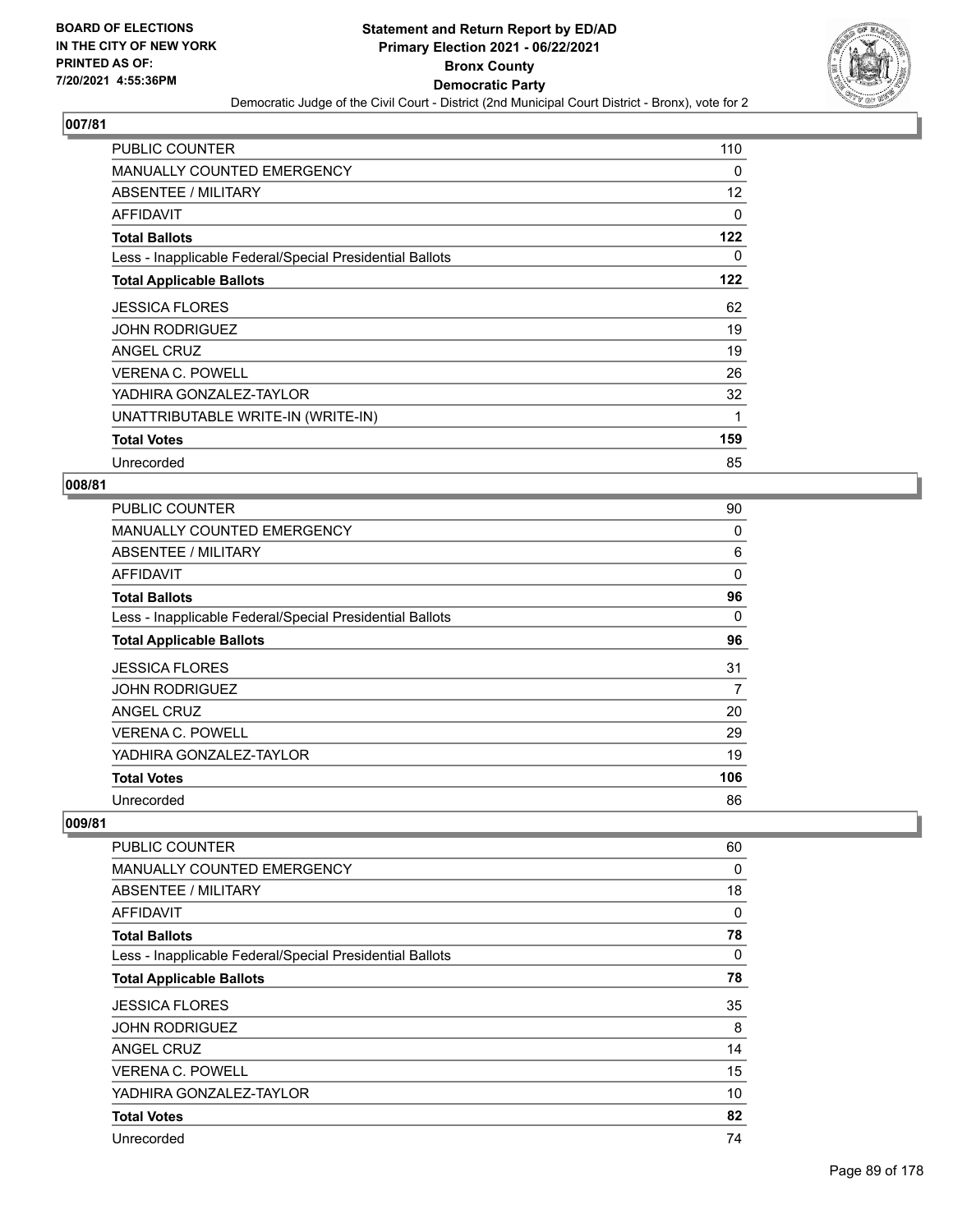## 007/81

| | |
|---|---|
| PUBLIC COUNTER | 110 |
| MANUALLY COUNTED EMERGENCY | 0 |
| ABSENTEE / MILITARY | 12 |
| AFFIDAVIT | 0 |
| **Total Ballots** | **122** |
| Less - Inapplicable Federal/Special Presidential Ballots | 0 |
| **Total Applicable Ballots** | **122** |
| JESSICA FLORES | 62 |
| JOHN RODRIGUEZ | 19 |
| ANGEL CRUZ | 19 |
| VERENA C. POWELL | 26 |
| YADHIRA GONZALEZ-TAYLOR | 32 |
| UNATTRIBUTABLE WRITE-IN (WRITE-IN) | 1 |
| **Total Votes** | **159** |
| Unrecorded | 85 |

## 008/81

| | |
|---|---|
| PUBLIC COUNTER | 90 |
| MANUALLY COUNTED EMERGENCY | 0 |
| ABSENTEE / MILITARY | 6 |
| AFFIDAVIT | 0 |
| **Total Ballots** | **96** |
| Less - Inapplicable Federal/Special Presidential Ballots | 0 |
| **Total Applicable Ballots** | **96** |
| JESSICA FLORES | 31 |
| JOHN RODRIGUEZ | 7 |
| ANGEL CRUZ | 20 |
| VERENA C. POWELL | 29 |
| YADHIRA GONZALEZ-TAYLOR | 19 |
| **Total Votes** | **106** |
| Unrecorded | 86 |

## 009/81

| | |
|---|---|
| PUBLIC COUNTER | 60 |
| MANUALLY COUNTED EMERGENCY | 0 |
| ABSENTEE / MILITARY | 18 |
| AFFIDAVIT | 0 |
| **Total Ballots** | **78** |
| Less - Inapplicable Federal/Special Presidential Ballots | 0 |
| **Total Applicable Ballots** | **78** |
| JESSICA FLORES | 35 |
| JOHN RODRIGUEZ | 8 |
| ANGEL CRUZ | 14 |
| VERENA C. POWELL | 15 |
| YADHIRA GONZALEZ-TAYLOR | 10 |
| **Total Votes** | **82** |
| Unrecorded | 74 |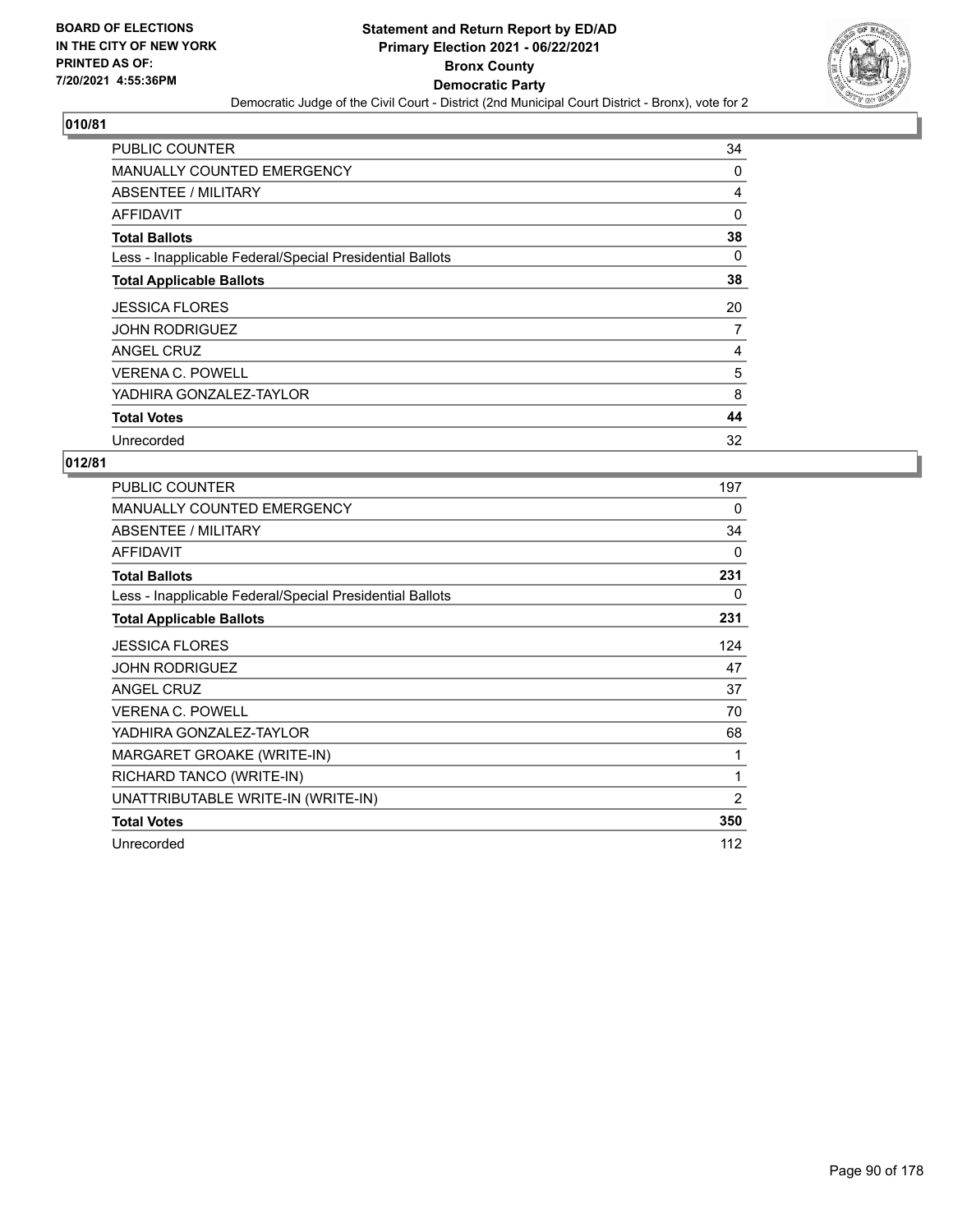**BOARD OF ELECTIONS IN THE CITY OF NEW YORK PRINTED AS OF: 7/20/2021 4:55:36PM**

# Statement and Return Report by ED/AD
## Primary Election 2021 - 06/22/2021
## Bronx County
## Democratic Party
### Democratic Judge of the Civil Court - District (2nd Municipal Court District - Bronx), vote for 2

**010/81**

| | |
|---|---|
| PUBLIC COUNTER | 34 |
| MANUALLY COUNTED EMERGENCY | 0 |
| ABSENTEE / MILITARY | 4 |
| AFFIDAVIT | 0 |
| **Total Ballots** | **38** |
| Less - Inapplicable Federal/Special Presidential Ballots | 0 |
| **Total Applicable Ballots** | **38** |
| JESSICA FLORES | 20 |
| JOHN RODRIGUEZ | 7 |
| ANGEL CRUZ | 4 |
| VERENA C. POWELL | 5 |
| YADHIRA GONZALEZ-TAYLOR | 8 |
| **Total Votes** | **44** |
| Unrecorded | 32 |

**012/81**

| | |
|---|---|
| PUBLIC COUNTER | 197 |
| MANUALLY COUNTED EMERGENCY | 0 |
| ABSENTEE / MILITARY | 34 |
| AFFIDAVIT | 0 |
| **Total Ballots** | **231** |
| Less - Inapplicable Federal/Special Presidential Ballots | 0 |
| **Total Applicable Ballots** | **231** |
| JESSICA FLORES | 124 |
| JOHN RODRIGUEZ | 47 |
| ANGEL CRUZ | 37 |
| VERENA C. POWELL | 70 |
| YADHIRA GONZALEZ-TAYLOR | 68 |
| MARGARET GROAKE (WRITE-IN) | 1 |
| RICHARD TANCO (WRITE-IN) | 1 |
| UNATTRIBUTABLE WRITE-IN (WRITE-IN) | 2 |
| **Total Votes** | **350** |
| Unrecorded | 112 |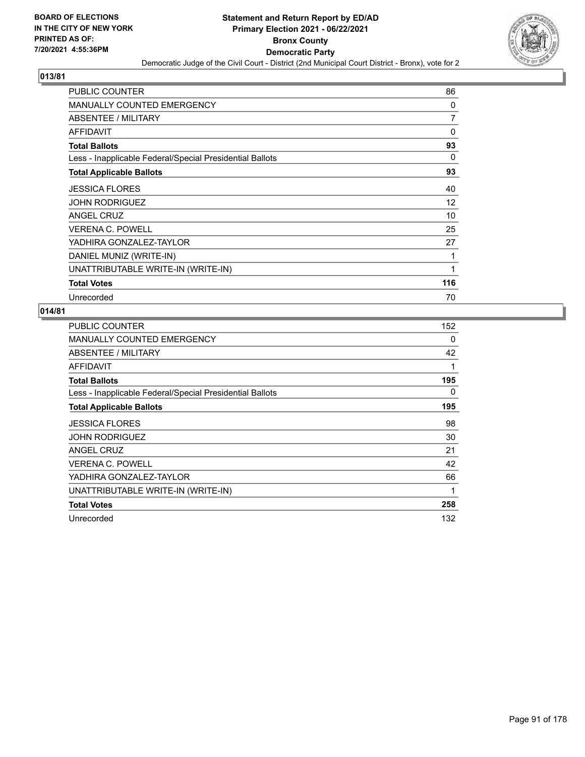BOARD OF ELECTIONS
IN THE CITY OF NEW YORK
PRINTED AS OF:
7/20/2021 4:55:36PM

**Statement and Return Report by ED/AD**
**Primary Election 2021 - 06/22/2021**
**Bronx County**
**Democratic Party**
Democratic Judge of the Civil Court - District (2nd Municipal Court District - Bronx), vote for 2

## 013/81

| | |
|---|---|
| PUBLIC COUNTER | 86 |
| MANUALLY COUNTED EMERGENCY | 0 |
| ABSENTEE / MILITARY | 7 |
| AFFIDAVIT | 0 |
| **Total Ballots** | **93** |
| Less - Inapplicable Federal/Special Presidential Ballots | 0 |
| **Total Applicable Ballots** | **93** |
| JESSICA FLORES | 40 |
| JOHN RODRIGUEZ | 12 |
| ANGEL CRUZ | 10 |
| VERENA C. POWELL | 25 |
| YADHIRA GONZALEZ-TAYLOR | 27 |
| DANIEL MUNIZ (WRITE-IN) | 1 |
| UNATTRIBUTABLE WRITE-IN (WRITE-IN) | 1 |
| **Total Votes** | **116** |
| Unrecorded | 70 |

## 014/81

| | |
|---|---|
| PUBLIC COUNTER | 152 |
| MANUALLY COUNTED EMERGENCY | 0 |
| ABSENTEE / MILITARY | 42 |
| AFFIDAVIT | 1 |
| **Total Ballots** | **195** |
| Less - Inapplicable Federal/Special Presidential Ballots | 0 |
| **Total Applicable Ballots** | **195** |
| JESSICA FLORES | 98 |
| JOHN RODRIGUEZ | 30 |
| ANGEL CRUZ | 21 |
| VERENA C. POWELL | 42 |
| YADHIRA GONZALEZ-TAYLOR | 66 |
| UNATTRIBUTABLE WRITE-IN (WRITE-IN) | 1 |
| **Total Votes** | **258** |
| Unrecorded | 132 |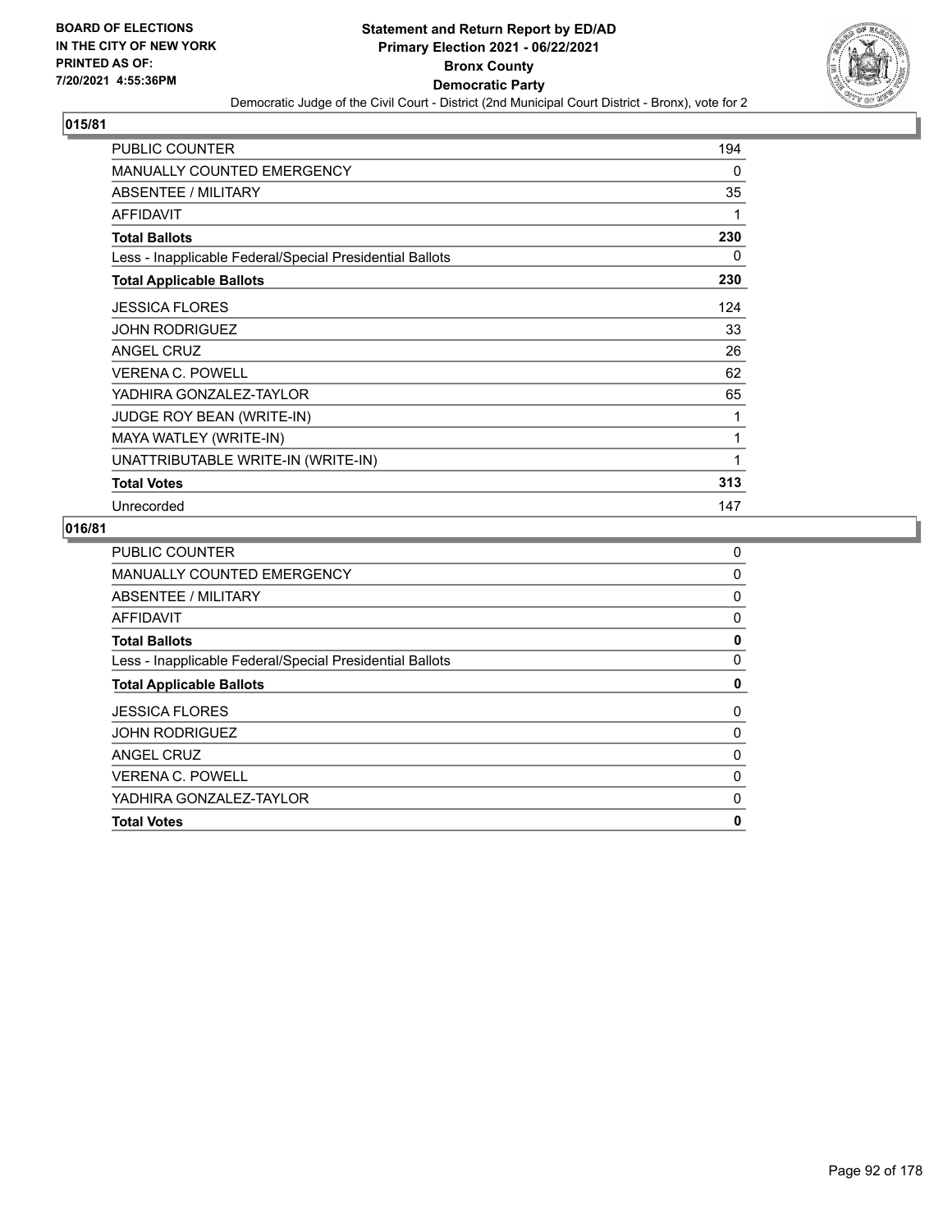# Statement and Return Report by ED/AD
## Primary Election 2021 - 06/22/2021
## Bronx County
## Democratic Party
### Democratic Judge of the Civil Court - District (2nd Municipal Court District - Bronx), vote for 2

BOARD OF ELECTIONS IN THE CITY OF NEW YORK PRINTED AS OF: 7/20/2021 4:55:36PM

**015/81**

| | |
|---|---|
| PUBLIC COUNTER | 194 |
| MANUALLY COUNTED EMERGENCY | 0 |
| ABSENTEE / MILITARY | 35 |
| AFFIDAVIT | 1 |
| **Total Ballots** | **230** |
| Less - Inapplicable Federal/Special Presidential Ballots | 0 |
| **Total Applicable Ballots** | **230** |
| JESSICA FLORES | 124 |
| JOHN RODRIGUEZ | 33 |
| ANGEL CRUZ | 26 |
| VERENA C. POWELL | 62 |
| YADHIRA GONZALEZ-TAYLOR | 65 |
| JUDGE ROY BEAN (WRITE-IN) | 1 |
| MAYA WATLEY (WRITE-IN) | 1 |
| UNATTRIBUTABLE WRITE-IN (WRITE-IN) | 1 |
| **Total Votes** | **313** |
| Unrecorded | 147 |

**016/81**

| | |
|---|---|
| PUBLIC COUNTER | 0 |
| MANUALLY COUNTED EMERGENCY | 0 |
| ABSENTEE / MILITARY | 0 |
| AFFIDAVIT | 0 |
| **Total Ballots** | **0** |
| Less - Inapplicable Federal/Special Presidential Ballots | 0 |
| **Total Applicable Ballots** | **0** |
| JESSICA FLORES | 0 |
| JOHN RODRIGUEZ | 0 |
| ANGEL CRUZ | 0 |
| VERENA C. POWELL | 0 |
| YADHIRA GONZALEZ-TAYLOR | 0 |
| **Total Votes** | **0** |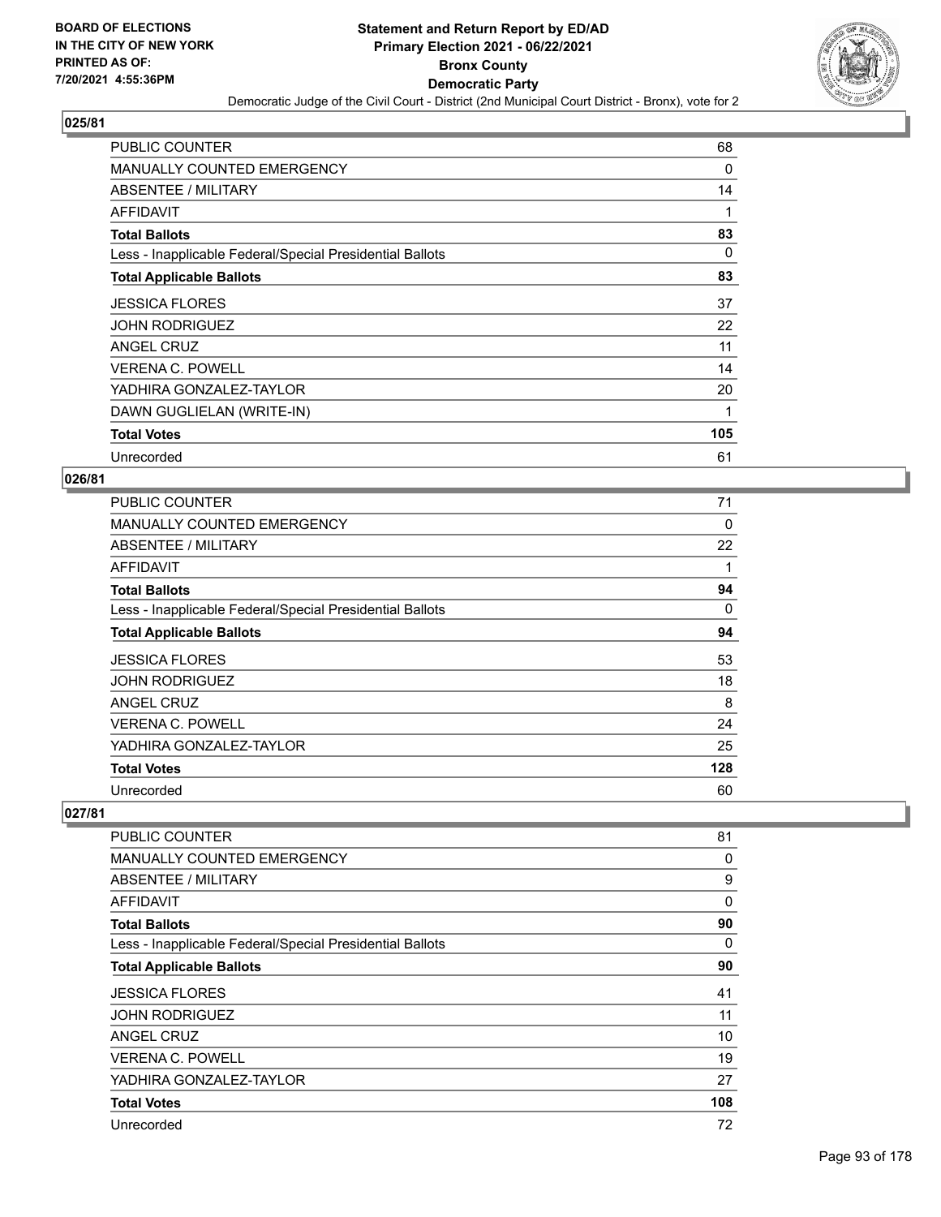**BOARD OF ELECTIONS IN THE CITY OF NEW YORK PRINTED AS OF: 7/20/2021 4:55:36PM**

# Statement and Return Report by ED/AD
## Primary Election 2021 - 06/22/2021
## Bronx County
## Democratic Party
### Democratic Judge of the Civil Court - District (2nd Municipal Court District - Bronx), vote for 2

**025/81**

| | |
|---|---|
| PUBLIC COUNTER | 68 |
| MANUALLY COUNTED EMERGENCY | 0 |
| ABSENTEE / MILITARY | 14 |
| AFFIDAVIT | 1 |
| **Total Ballots** | **83** |
| Less - Inapplicable Federal/Special Presidential Ballots | 0 |
| **Total Applicable Ballots** | **83** |
| JESSICA FLORES | 37 |
| JOHN RODRIGUEZ | 22 |
| ANGEL CRUZ | 11 |
| VERENA C. POWELL | 14 |
| YADHIRA GONZALEZ-TAYLOR | 20 |
| DAWN GUGLIELAN (WRITE-IN) | 1 |
| **Total Votes** | **105** |
| Unrecorded | 61 |

**026/81**

| | |
|---|---|
| PUBLIC COUNTER | 71 |
| MANUALLY COUNTED EMERGENCY | 0 |
| ABSENTEE / MILITARY | 22 |
| AFFIDAVIT | 1 |
| **Total Ballots** | **94** |
| Less - Inapplicable Federal/Special Presidential Ballots | 0 |
| **Total Applicable Ballots** | **94** |
| JESSICA FLORES | 53 |
| JOHN RODRIGUEZ | 18 |
| ANGEL CRUZ | 8 |
| VERENA C. POWELL | 24 |
| YADHIRA GONZALEZ-TAYLOR | 25 |
| **Total Votes** | **128** |
| Unrecorded | 60 |

**027/81**

| | |
|---|---|
| PUBLIC COUNTER | 81 |
| MANUALLY COUNTED EMERGENCY | 0 |
| ABSENTEE / MILITARY | 9 |
| AFFIDAVIT | 0 |
| **Total Ballots** | **90** |
| Less - Inapplicable Federal/Special Presidential Ballots | 0 |
| **Total Applicable Ballots** | **90** |
| JESSICA FLORES | 41 |
| JOHN RODRIGUEZ | 11 |
| ANGEL CRUZ | 10 |
| VERENA C. POWELL | 19 |
| YADHIRA GONZALEZ-TAYLOR | 27 |
| **Total Votes** | **108** |
| Unrecorded | 72 |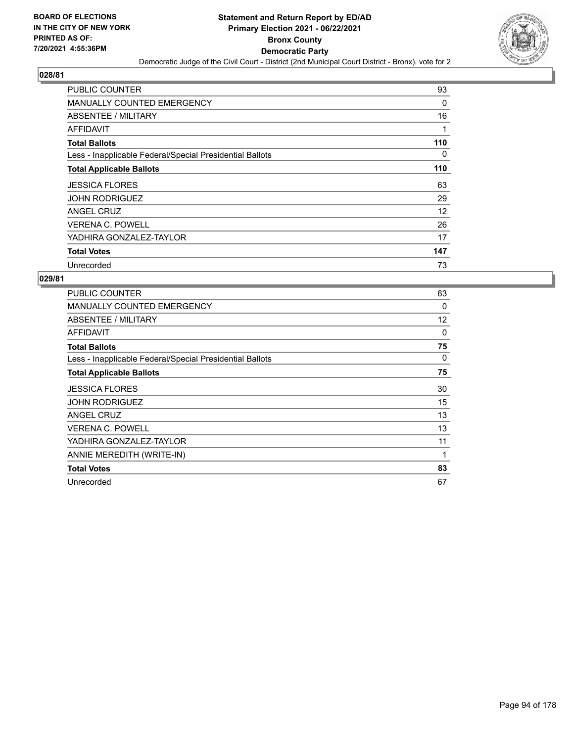BOARD OF ELECTIONS
IN THE CITY OF NEW YORK
PRINTED AS OF:
7/20/2021 4:55:36PM

# Statement and Return Report by ED/AD
## Primary Election 2021 - 06/22/2021
## Bronx County
## Democratic Party

Democratic Judge of the Civil Court - District (2nd Municipal Court District - Bronx), vote for 2

### 028/81

| | |
|---|---|
| PUBLIC COUNTER | 93 |
| MANUALLY COUNTED EMERGENCY | 0 |
| ABSENTEE / MILITARY | 16 |
| AFFIDAVIT | 1 |
| **Total Ballots** | **110** |
| Less - Inapplicable Federal/Special Presidential Ballots | 0 |
| **Total Applicable Ballots** | **110** |
| JESSICA FLORES | 63 |
| JOHN RODRIGUEZ | 29 |
| ANGEL CRUZ | 12 |
| VERENA C. POWELL | 26 |
| YADHIRA GONZALEZ-TAYLOR | 17 |
| **Total Votes** | **147** |
| Unrecorded | 73 |

### 029/81

| | |
|---|---|
| PUBLIC COUNTER | 63 |
| MANUALLY COUNTED EMERGENCY | 0 |
| ABSENTEE / MILITARY | 12 |
| AFFIDAVIT | 0 |
| **Total Ballots** | **75** |
| Less - Inapplicable Federal/Special Presidential Ballots | 0 |
| **Total Applicable Ballots** | **75** |
| JESSICA FLORES | 30 |
| JOHN RODRIGUEZ | 15 |
| ANGEL CRUZ | 13 |
| VERENA C. POWELL | 13 |
| YADHIRA GONZALEZ-TAYLOR | 11 |
| ANNIE MEREDITH (WRITE-IN) | 1 |
| **Total Votes** | **83** |
| Unrecorded | 67 |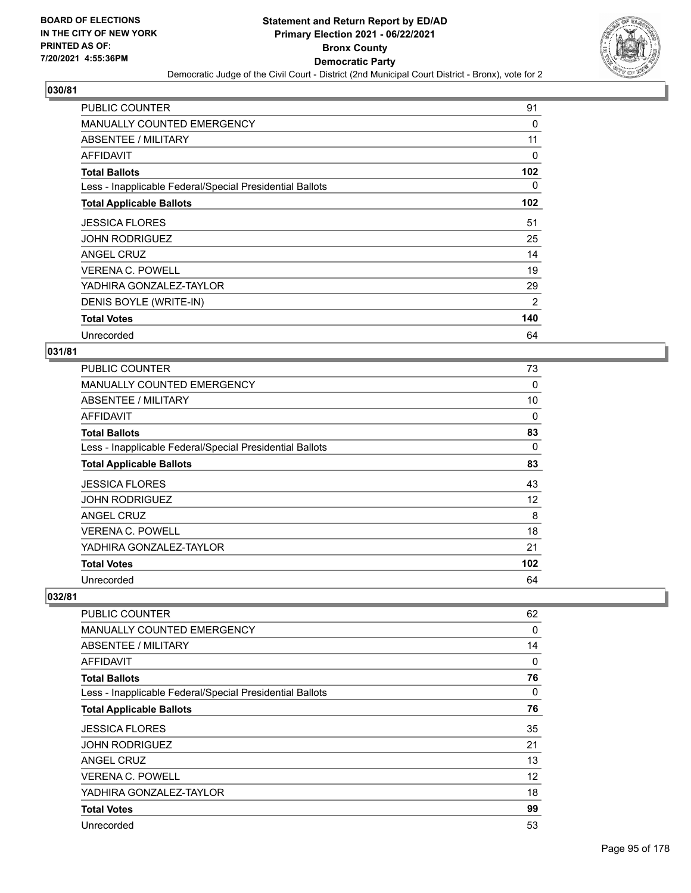**BOARD OF ELECTIONS IN THE CITY OF NEW YORK PRINTED AS OF: 7/20/2021 4:55:36PM**

# Statement and Return Report by ED/AD
## Primary Election 2021 - 06/22/2021
## Bronx County
## Democratic Party
### Democratic Judge of the Civil Court - District (2nd Municipal Court District - Bronx), vote for 2

**030/81**

| | |
|---|---|
| PUBLIC COUNTER | 91 |
| MANUALLY COUNTED EMERGENCY | 0 |
| ABSENTEE / MILITARY | 11 |
| AFFIDAVIT | 0 |
| **Total Ballots** | **102** |
| Less - Inapplicable Federal/Special Presidential Ballots | 0 |
| **Total Applicable Ballots** | **102** |
| JESSICA FLORES | 51 |
| JOHN RODRIGUEZ | 25 |
| ANGEL CRUZ | 14 |
| VERENA C. POWELL | 19 |
| YADHIRA GONZALEZ-TAYLOR | 29 |
| DENIS BOYLE (WRITE-IN) | 2 |
| **Total Votes** | **140** |
| Unrecorded | 64 |

**031/81**

| | |
|---|---|
| PUBLIC COUNTER | 73 |
| MANUALLY COUNTED EMERGENCY | 0 |
| ABSENTEE / MILITARY | 10 |
| AFFIDAVIT | 0 |
| **Total Ballots** | **83** |
| Less - Inapplicable Federal/Special Presidential Ballots | 0 |
| **Total Applicable Ballots** | **83** |
| JESSICA FLORES | 43 |
| JOHN RODRIGUEZ | 12 |
| ANGEL CRUZ | 8 |
| VERENA C. POWELL | 18 |
| YADHIRA GONZALEZ-TAYLOR | 21 |
| **Total Votes** | **102** |
| Unrecorded | 64 |

**032/81**

| | |
|---|---|
| PUBLIC COUNTER | 62 |
| MANUALLY COUNTED EMERGENCY | 0 |
| ABSENTEE / MILITARY | 14 |
| AFFIDAVIT | 0 |
| **Total Ballots** | **76** |
| Less - Inapplicable Federal/Special Presidential Ballots | 0 |
| **Total Applicable Ballots** | **76** |
| JESSICA FLORES | 35 |
| JOHN RODRIGUEZ | 21 |
| ANGEL CRUZ | 13 |
| VERENA C. POWELL | 12 |
| YADHIRA GONZALEZ-TAYLOR | 18 |
| **Total Votes** | **99** |
| Unrecorded | 53 |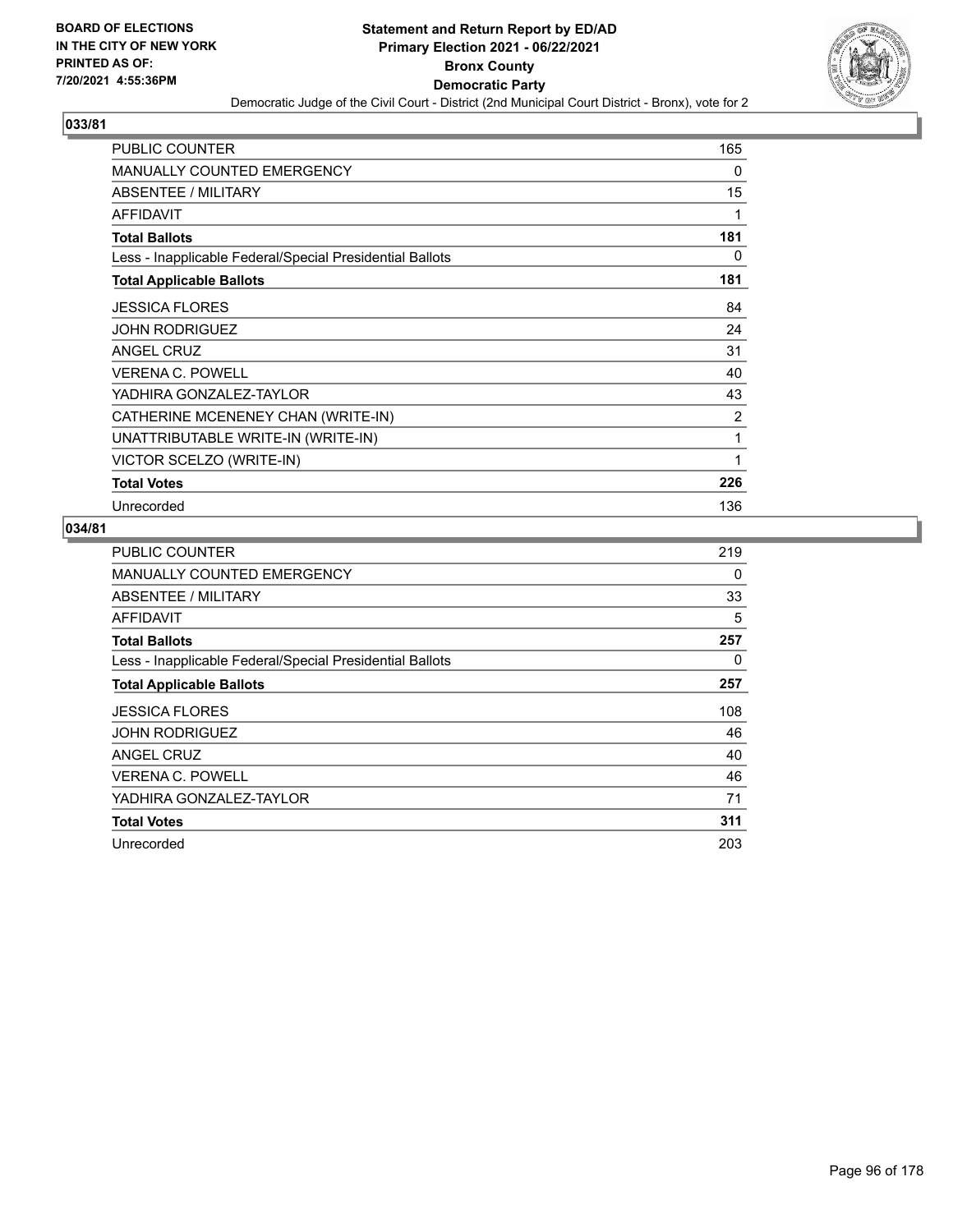BOARD OF ELECTIONS
IN THE CITY OF NEW YORK
PRINTED AS OF:
7/20/2021 4:55:36PM

# Statement and Return Report by ED/AD
## Primary Election 2021 - 06/22/2021
## Bronx County
## Democratic Party
### Democratic Judge of the Civil Court - District (2nd Municipal Court District - Bronx), vote for 2

**033/81**

| | |
|---|---|
| PUBLIC COUNTER | 165 |
| MANUALLY COUNTED EMERGENCY | 0 |
| ABSENTEE / MILITARY | 15 |
| AFFIDAVIT | 1 |
| **Total Ballots** | **181** |
| Less - Inapplicable Federal/Special Presidential Ballots | 0 |
| **Total Applicable Ballots** | **181** |
| JESSICA FLORES | 84 |
| JOHN RODRIGUEZ | 24 |
| ANGEL CRUZ | 31 |
| VERENA C. POWELL | 40 |
| YADHIRA GONZALEZ-TAYLOR | 43 |
| CATHERINE MCENENEY CHAN (WRITE-IN) | 2 |
| UNATTRIBUTABLE WRITE-IN (WRITE-IN) | 1 |
| VICTOR SCELZO (WRITE-IN) | 1 |
| **Total Votes** | **226** |
| Unrecorded | 136 |

**034/81**

| | |
|---|---|
| PUBLIC COUNTER | 219 |
| MANUALLY COUNTED EMERGENCY | 0 |
| ABSENTEE / MILITARY | 33 |
| AFFIDAVIT | 5 |
| **Total Ballots** | **257** |
| Less - Inapplicable Federal/Special Presidential Ballots | 0 |
| **Total Applicable Ballots** | **257** |
| JESSICA FLORES | 108 |
| JOHN RODRIGUEZ | 46 |
| ANGEL CRUZ | 40 |
| VERENA C. POWELL | 46 |
| YADHIRA GONZALEZ-TAYLOR | 71 |
| **Total Votes** | **311** |
| Unrecorded | 203 |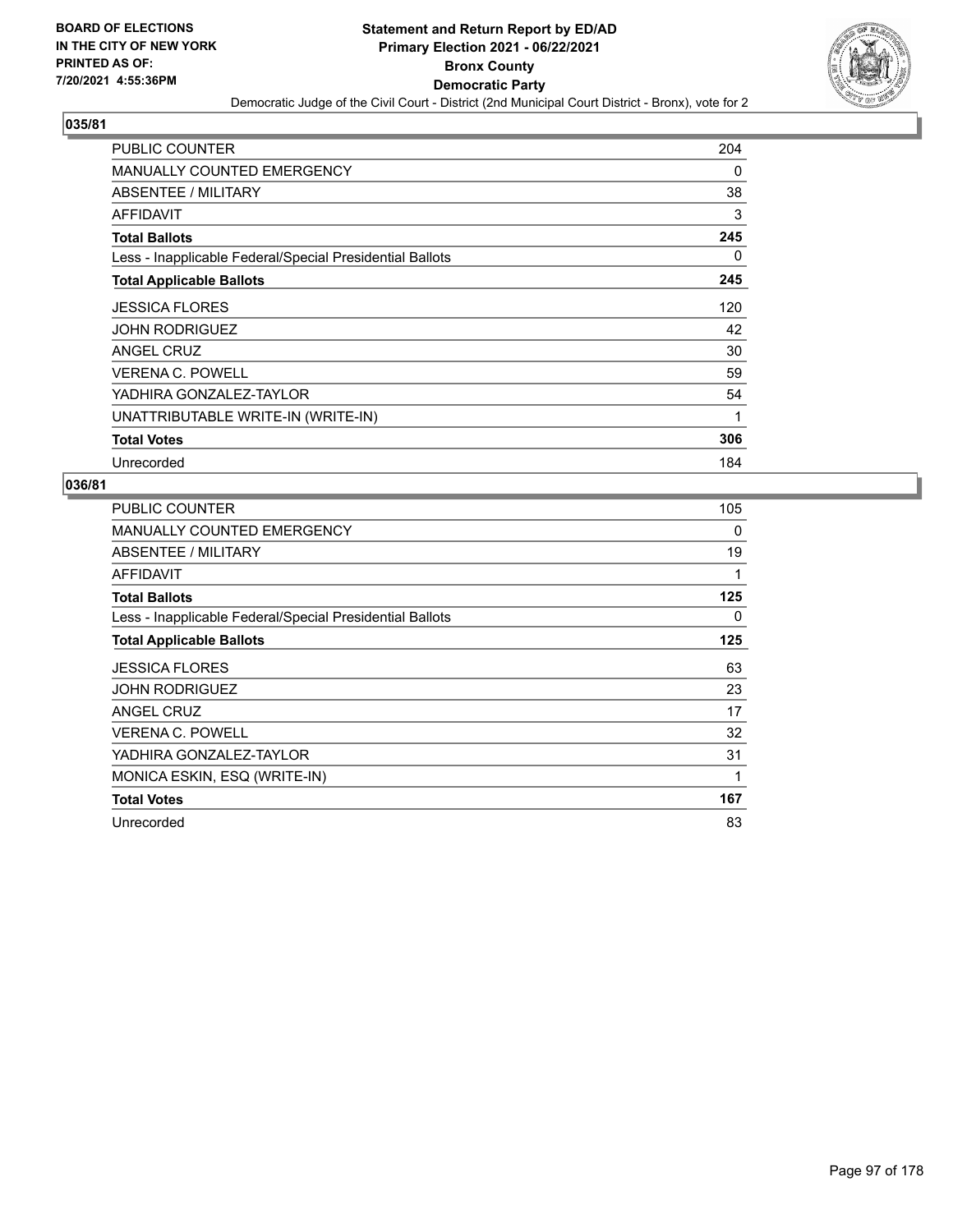**BOARD OF ELECTIONS IN THE CITY OF NEW YORK PRINTED AS OF: 7/20/2021 4:55:36PM**

**Statement and Return Report by ED/AD**
**Primary Election 2021 - 06/22/2021**
**Bronx County**
**Democratic Party**
Democratic Judge of the Civil Court - District (2nd Municipal Court District - Bronx), vote for 2

### 035/81

| | |
|---|---|
| PUBLIC COUNTER | 204 |
| MANUALLY COUNTED EMERGENCY | 0 |
| ABSENTEE / MILITARY | 38 |
| AFFIDAVIT | 3 |
| **Total Ballots** | **245** |
| Less - Inapplicable Federal/Special Presidential Ballots | 0 |
| **Total Applicable Ballots** | **245** |
| JESSICA FLORES | 120 |
| JOHN RODRIGUEZ | 42 |
| ANGEL CRUZ | 30 |
| VERENA C. POWELL | 59 |
| YADHIRA GONZALEZ-TAYLOR | 54 |
| UNATTRIBUTABLE WRITE-IN (WRITE-IN) | 1 |
| **Total Votes** | **306** |
| Unrecorded | 184 |

### 036/81

| | |
|---|---|
| PUBLIC COUNTER | 105 |
| MANUALLY COUNTED EMERGENCY | 0 |
| ABSENTEE / MILITARY | 19 |
| AFFIDAVIT | 1 |
| **Total Ballots** | **125** |
| Less - Inapplicable Federal/Special Presidential Ballots | 0 |
| **Total Applicable Ballots** | **125** |
| JESSICA FLORES | 63 |
| JOHN RODRIGUEZ | 23 |
| ANGEL CRUZ | 17 |
| VERENA C. POWELL | 32 |
| YADHIRA GONZALEZ-TAYLOR | 31 |
| MONICA ESKIN, ESQ (WRITE-IN) | 1 |
| **Total Votes** | **167** |
| Unrecorded | 83 |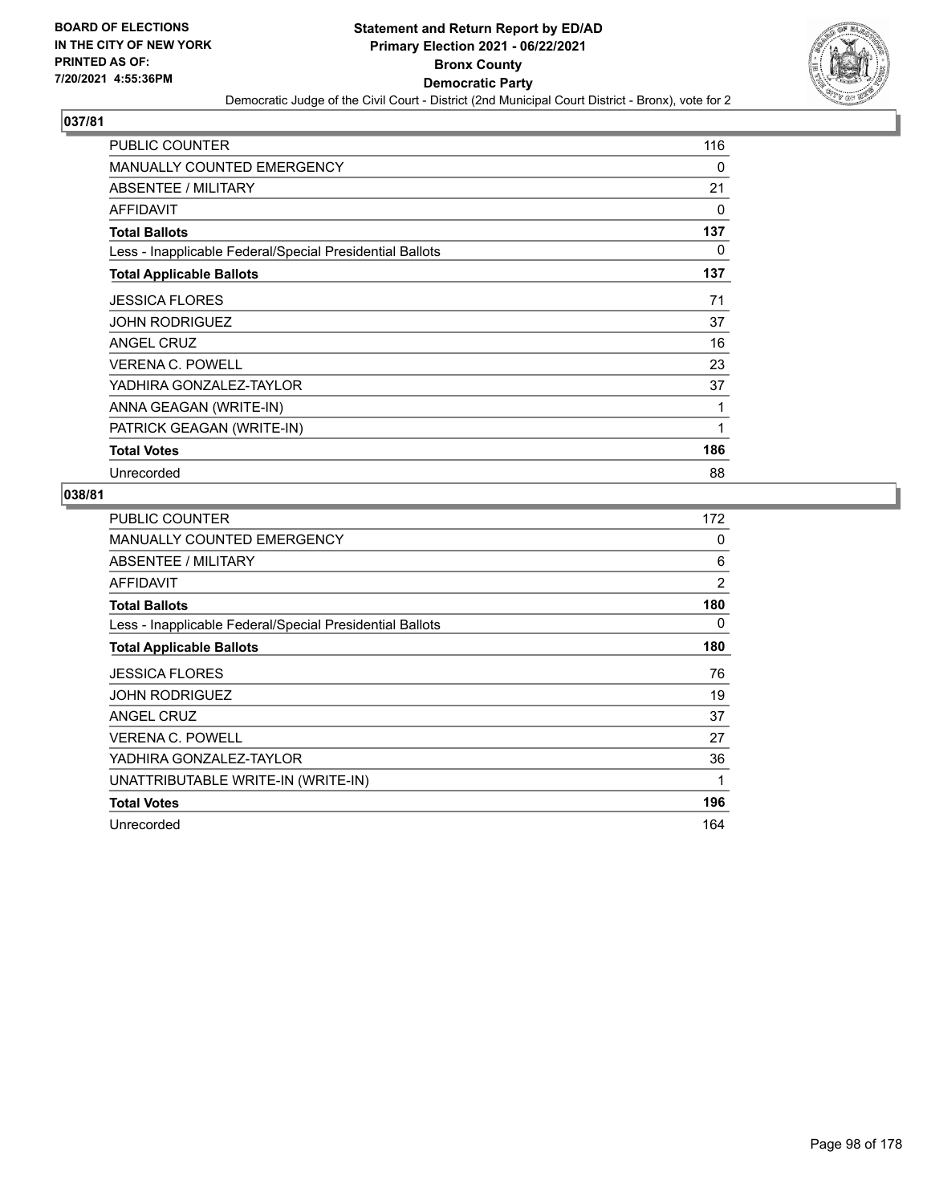BOARD OF ELECTIONS
IN THE CITY OF NEW YORK
PRINTED AS OF:
7/20/2021 4:55:36PM

# Statement and Return Report by ED/AD
## Primary Election 2021 - 06/22/2021
## Bronx County
## Democratic Party

Democratic Judge of the Civil Court - District (2nd Municipal Court District - Bronx), vote for 2

### 037/81

| | |
|---|---|
| PUBLIC COUNTER | 116 |
| MANUALLY COUNTED EMERGENCY | 0 |
| ABSENTEE / MILITARY | 21 |
| AFFIDAVIT | 0 |
| **Total Ballots** | **137** |
| Less - Inapplicable Federal/Special Presidential Ballots | 0 |
| **Total Applicable Ballots** | **137** |
| JESSICA FLORES | 71 |
| JOHN RODRIGUEZ | 37 |
| ANGEL CRUZ | 16 |
| VERENA C. POWELL | 23 |
| YADHIRA GONZALEZ-TAYLOR | 37 |
| ANNA GEAGAN (WRITE-IN) | 1 |
| PATRICK GEAGAN (WRITE-IN) | 1 |
| **Total Votes** | **186** |
| Unrecorded | 88 |

### 038/81

| | |
|---|---|
| PUBLIC COUNTER | 172 |
| MANUALLY COUNTED EMERGENCY | 0 |
| ABSENTEE / MILITARY | 6 |
| AFFIDAVIT | 2 |
| **Total Ballots** | **180** |
| Less - Inapplicable Federal/Special Presidential Ballots | 0 |
| **Total Applicable Ballots** | **180** |
| JESSICA FLORES | 76 |
| JOHN RODRIGUEZ | 19 |
| ANGEL CRUZ | 37 |
| VERENA C. POWELL | 27 |
| YADHIRA GONZALEZ-TAYLOR | 36 |
| UNATTRIBUTABLE WRITE-IN (WRITE-IN) | 1 |
| **Total Votes** | **196** |
| Unrecorded | 164 |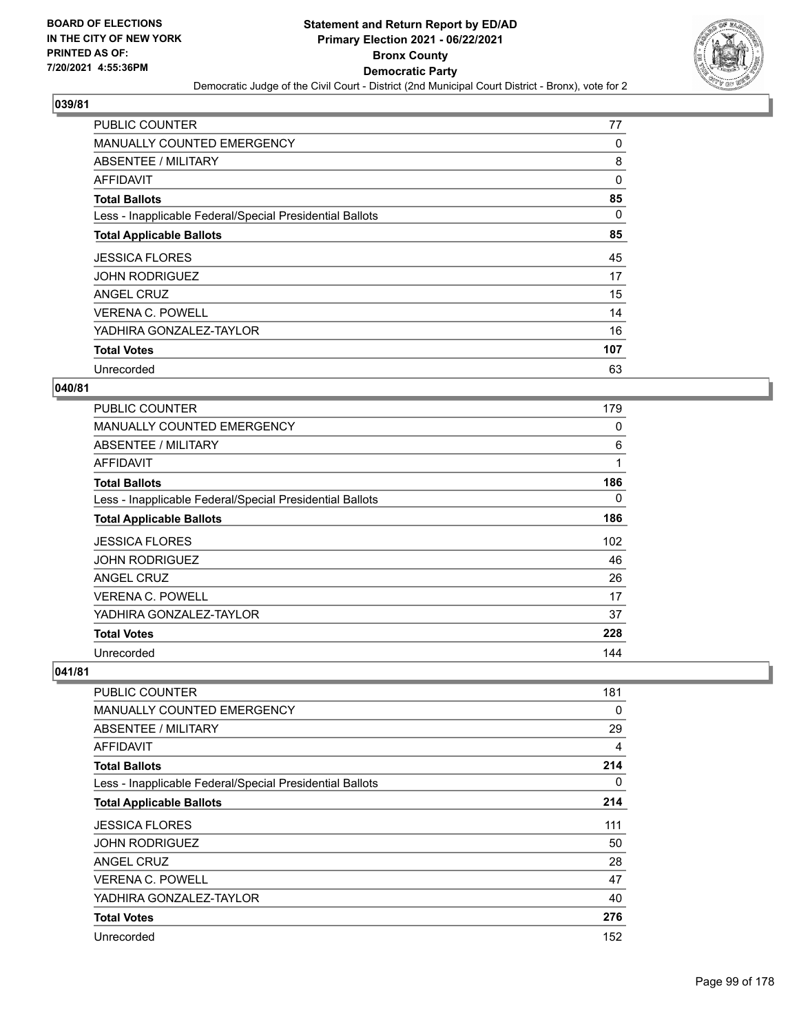BOARD OF ELECTIONS
IN THE CITY OF NEW YORK
PRINTED AS OF:
7/20/2021 4:55:36PM

# Statement and Return Report by ED/AD
## Primary Election 2021 - 06/22/2021
## Bronx County
## Democratic Party
### Democratic Judge of the Civil Court - District (2nd Municipal Court District - Bronx), vote for 2

**039/81**

| | |
|---|---|
| PUBLIC COUNTER | 77 |
| MANUALLY COUNTED EMERGENCY | 0 |
| ABSENTEE / MILITARY | 8 |
| AFFIDAVIT | 0 |
| **Total Ballots** | **85** |
| Less - Inapplicable Federal/Special Presidential Ballots | 0 |
| **Total Applicable Ballots** | **85** |
| JESSICA FLORES | 45 |
| JOHN RODRIGUEZ | 17 |
| ANGEL CRUZ | 15 |
| VERENA C. POWELL | 14 |
| YADHIRA GONZALEZ-TAYLOR | 16 |
| **Total Votes** | **107** |
| Unrecorded | 63 |

**040/81**

| | |
|---|---|
| PUBLIC COUNTER | 179 |
| MANUALLY COUNTED EMERGENCY | 0 |
| ABSENTEE / MILITARY | 6 |
| AFFIDAVIT | 1 |
| **Total Ballots** | **186** |
| Less - Inapplicable Federal/Special Presidential Ballots | 0 |
| **Total Applicable Ballots** | **186** |
| JESSICA FLORES | 102 |
| JOHN RODRIGUEZ | 46 |
| ANGEL CRUZ | 26 |
| VERENA C. POWELL | 17 |
| YADHIRA GONZALEZ-TAYLOR | 37 |
| **Total Votes** | **228** |
| Unrecorded | 144 |

**041/81**

| | |
|---|---|
| PUBLIC COUNTER | 181 |
| MANUALLY COUNTED EMERGENCY | 0 |
| ABSENTEE / MILITARY | 29 |
| AFFIDAVIT | 4 |
| **Total Ballots** | **214** |
| Less - Inapplicable Federal/Special Presidential Ballots | 0 |
| **Total Applicable Ballots** | **214** |
| JESSICA FLORES | 111 |
| JOHN RODRIGUEZ | 50 |
| ANGEL CRUZ | 28 |
| VERENA C. POWELL | 47 |
| YADHIRA GONZALEZ-TAYLOR | 40 |
| **Total Votes** | **276** |
| Unrecorded | 152 |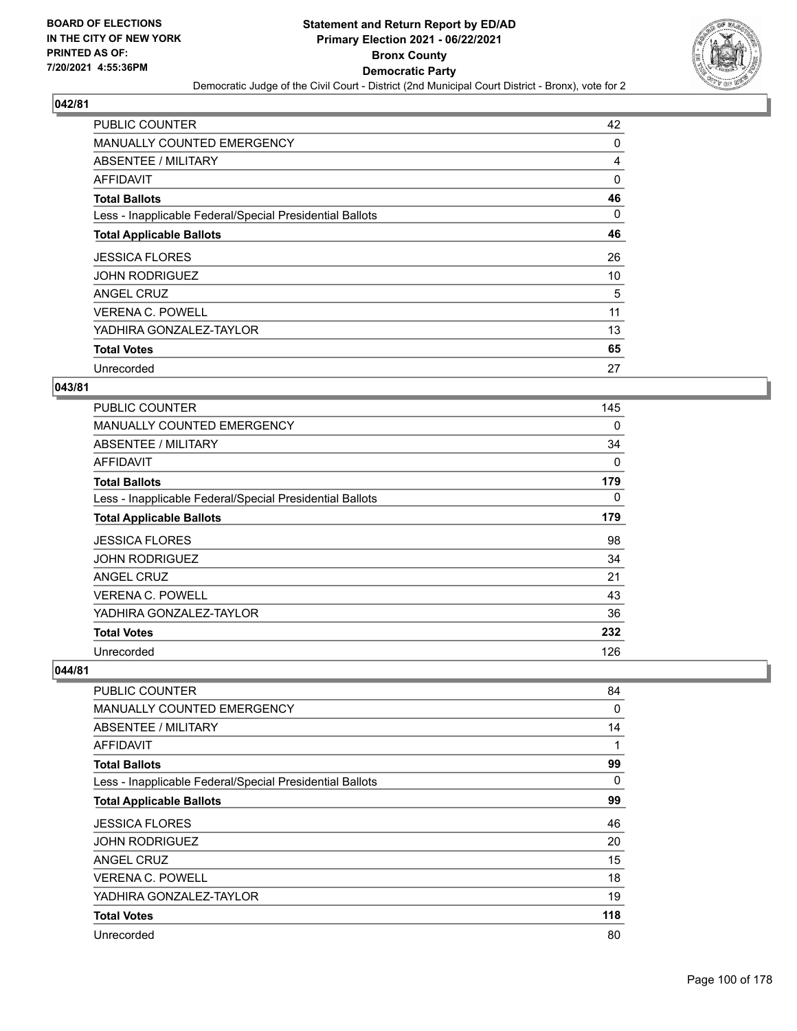# Statement and Return Report by ED/AD
## Primary Election 2021 - 06/22/2021
## Bronx County
## Democratic Party
### Democratic Judge of the Civil Court - District (2nd Municipal Court District - Bronx), vote for 2

BOARD OF ELECTIONS IN THE CITY OF NEW YORK PRINTED AS OF: 7/20/2021 4:55:36PM

**042/81**

| | |
|---|---|
| PUBLIC COUNTER | 42 |
| MANUALLY COUNTED EMERGENCY | 0 |
| ABSENTEE / MILITARY | 4 |
| AFFIDAVIT | 0 |
| **Total Ballots** | **46** |
| Less - Inapplicable Federal/Special Presidential Ballots | 0 |
| **Total Applicable Ballots** | **46** |
| JESSICA FLORES | 26 |
| JOHN RODRIGUEZ | 10 |
| ANGEL CRUZ | 5 |
| VERENA C. POWELL | 11 |
| YADHIRA GONZALEZ-TAYLOR | 13 |
| **Total Votes** | **65** |
| Unrecorded | 27 |

**043/81**

| | |
|---|---|
| PUBLIC COUNTER | 145 |
| MANUALLY COUNTED EMERGENCY | 0 |
| ABSENTEE / MILITARY | 34 |
| AFFIDAVIT | 0 |
| **Total Ballots** | **179** |
| Less - Inapplicable Federal/Special Presidential Ballots | 0 |
| **Total Applicable Ballots** | **179** |
| JESSICA FLORES | 98 |
| JOHN RODRIGUEZ | 34 |
| ANGEL CRUZ | 21 |
| VERENA C. POWELL | 43 |
| YADHIRA GONZALEZ-TAYLOR | 36 |
| **Total Votes** | **232** |
| Unrecorded | 126 |

**044/81**

| | |
|---|---|
| PUBLIC COUNTER | 84 |
| MANUALLY COUNTED EMERGENCY | 0 |
| ABSENTEE / MILITARY | 14 |
| AFFIDAVIT | 1 |
| **Total Ballots** | **99** |
| Less - Inapplicable Federal/Special Presidential Ballots | 0 |
| **Total Applicable Ballots** | **99** |
| JESSICA FLORES | 46 |
| JOHN RODRIGUEZ | 20 |
| ANGEL CRUZ | 15 |
| VERENA C. POWELL | 18 |
| YADHIRA GONZALEZ-TAYLOR | 19 |
| **Total Votes** | **118** |
| Unrecorded | 80 |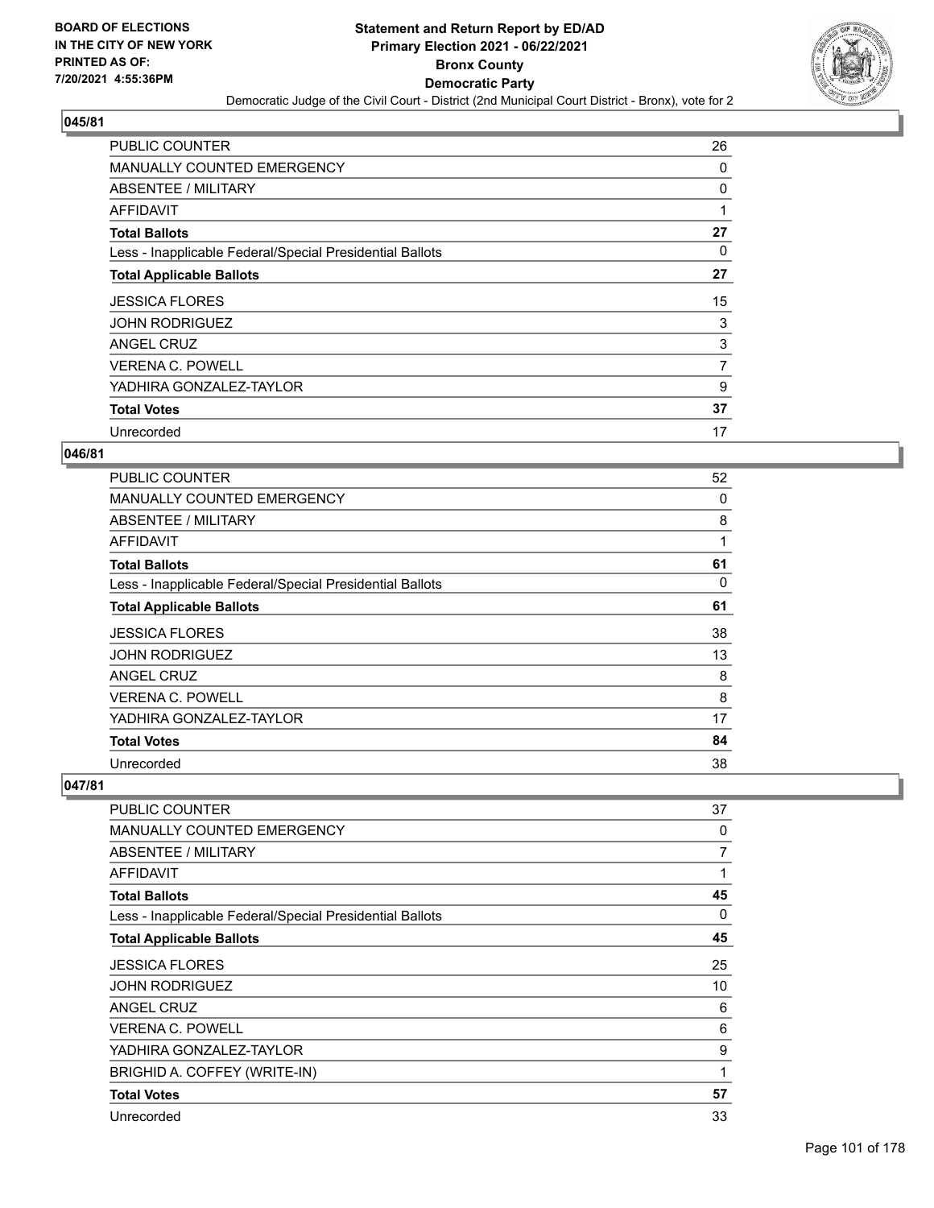## 045/81

| | |
|---|---|
| PUBLIC COUNTER | 26 |
| MANUALLY COUNTED EMERGENCY | 0 |
| ABSENTEE / MILITARY | 0 |
| AFFIDAVIT | 1 |
| **Total Ballots** | **27** |
| Less - Inapplicable Federal/Special Presidential Ballots | 0 |
| **Total Applicable Ballots** | **27** |
| JESSICA FLORES | 15 |
| JOHN RODRIGUEZ | 3 |
| ANGEL CRUZ | 3 |
| VERENA C. POWELL | 7 |
| YADHIRA GONZALEZ-TAYLOR | 9 |
| **Total Votes** | **37** |
| Unrecorded | 17 |

## 046/81

| | |
|---|---|
| PUBLIC COUNTER | 52 |
| MANUALLY COUNTED EMERGENCY | 0 |
| ABSENTEE / MILITARY | 8 |
| AFFIDAVIT | 1 |
| **Total Ballots** | **61** |
| Less - Inapplicable Federal/Special Presidential Ballots | 0 |
| **Total Applicable Ballots** | **61** |
| JESSICA FLORES | 38 |
| JOHN RODRIGUEZ | 13 |
| ANGEL CRUZ | 8 |
| VERENA C. POWELL | 8 |
| YADHIRA GONZALEZ-TAYLOR | 17 |
| **Total Votes** | **84** |
| Unrecorded | 38 |

## 047/81

| | |
|---|---|
| PUBLIC COUNTER | 37 |
| MANUALLY COUNTED EMERGENCY | 0 |
| ABSENTEE / MILITARY | 7 |
| AFFIDAVIT | 1 |
| **Total Ballots** | **45** |
| Less - Inapplicable Federal/Special Presidential Ballots | 0 |
| **Total Applicable Ballots** | **45** |
| JESSICA FLORES | 25 |
| JOHN RODRIGUEZ | 10 |
| ANGEL CRUZ | 6 |
| VERENA C. POWELL | 6 |
| YADHIRA GONZALEZ-TAYLOR | 9 |
| BRIGHID A. COFFEY (WRITE-IN) | 1 |
| **Total Votes** | **57** |
| Unrecorded | 33 |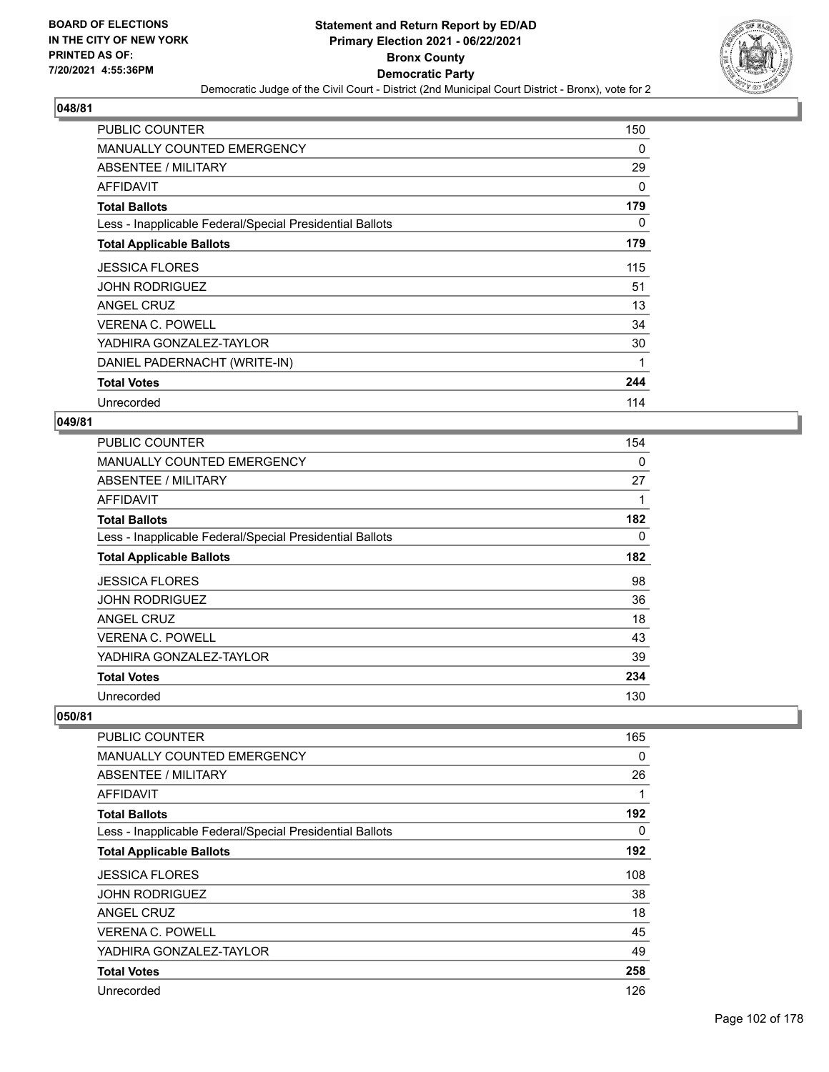## 048/81

| | |
|---|---|
| PUBLIC COUNTER | 150 |
| MANUALLY COUNTED EMERGENCY | 0 |
| ABSENTEE / MILITARY | 29 |
| AFFIDAVIT | 0 |
| **Total Ballots** | **179** |
| Less - Inapplicable Federal/Special Presidential Ballots | 0 |
| **Total Applicable Ballots** | **179** |
| JESSICA FLORES | 115 |
| JOHN RODRIGUEZ | 51 |
| ANGEL CRUZ | 13 |
| VERENA C. POWELL | 34 |
| YADHIRA GONZALEZ-TAYLOR | 30 |
| DANIEL PADERNACHT (WRITE-IN) | 1 |
| **Total Votes** | **244** |
| Unrecorded | 114 |

## 049/81

| | |
|---|---|
| PUBLIC COUNTER | 154 |
| MANUALLY COUNTED EMERGENCY | 0 |
| ABSENTEE / MILITARY | 27 |
| AFFIDAVIT | 1 |
| **Total Ballots** | **182** |
| Less - Inapplicable Federal/Special Presidential Ballots | 0 |
| **Total Applicable Ballots** | **182** |
| JESSICA FLORES | 98 |
| JOHN RODRIGUEZ | 36 |
| ANGEL CRUZ | 18 |
| VERENA C. POWELL | 43 |
| YADHIRA GONZALEZ-TAYLOR | 39 |
| **Total Votes** | **234** |
| Unrecorded | 130 |

## 050/81

| | |
|---|---|
| PUBLIC COUNTER | 165 |
| MANUALLY COUNTED EMERGENCY | 0 |
| ABSENTEE / MILITARY | 26 |
| AFFIDAVIT | 1 |
| **Total Ballots** | **192** |
| Less - Inapplicable Federal/Special Presidential Ballots | 0 |
| **Total Applicable Ballots** | **192** |
| JESSICA FLORES | 108 |
| JOHN RODRIGUEZ | 38 |
| ANGEL CRUZ | 18 |
| VERENA C. POWELL | 45 |
| YADHIRA GONZALEZ-TAYLOR | 49 |
| **Total Votes** | **258** |
| Unrecorded | 126 |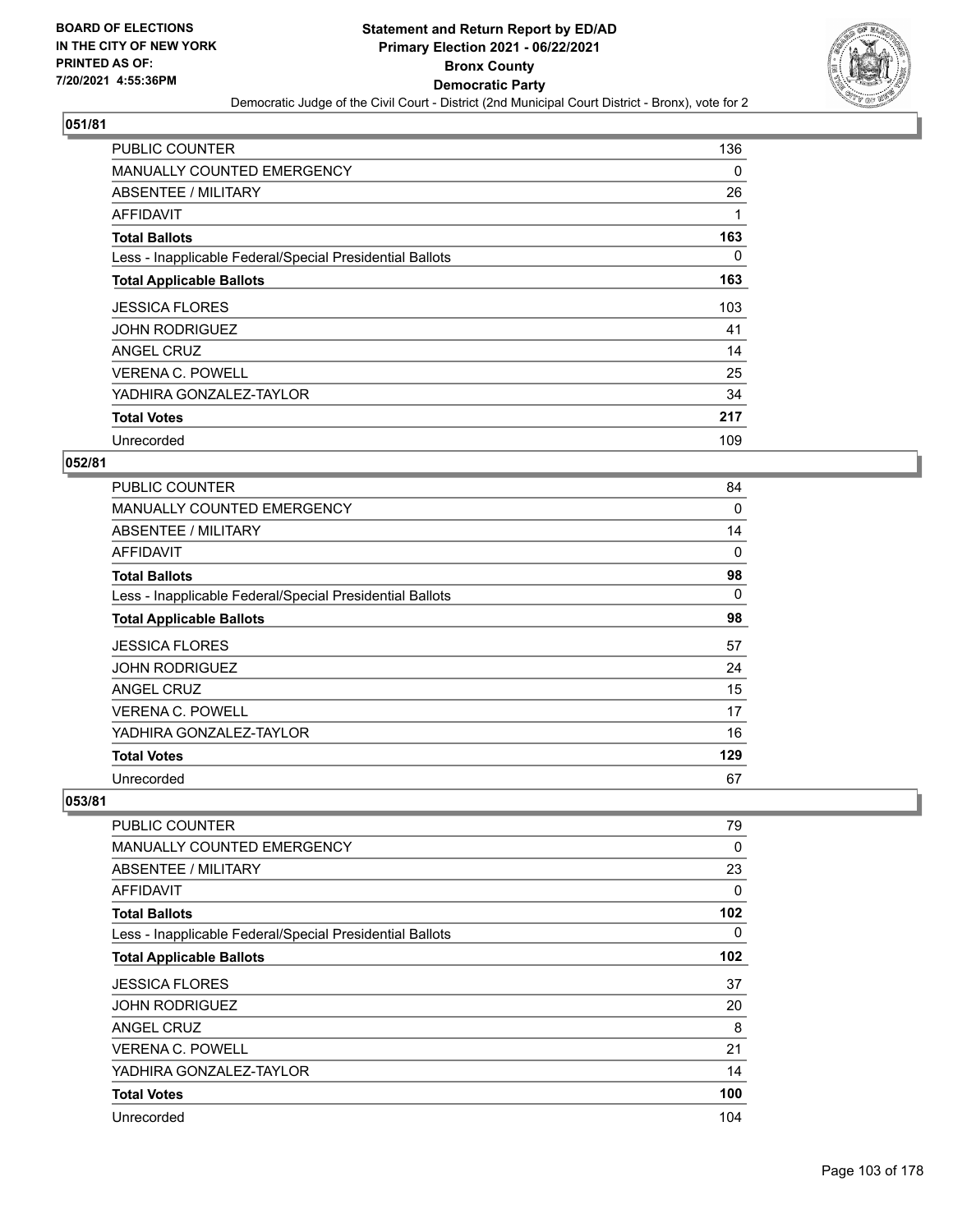**BOARD OF ELECTIONS IN THE CITY OF NEW YORK PRINTED AS OF: 7/20/2021 4:55:36PM**

# Statement and Return Report by ED/AD
## Primary Election 2021 - 06/22/2021
## Bronx County
## Democratic Party
### Democratic Judge of the Civil Court - District (2nd Municipal Court District - Bronx), vote for 2

### 051/81

| | |
|---|---|
| PUBLIC COUNTER | 136 |
| MANUALLY COUNTED EMERGENCY | 0 |
| ABSENTEE / MILITARY | 26 |
| AFFIDAVIT | 1 |
| **Total Ballots** | **163** |
| Less - Inapplicable Federal/Special Presidential Ballots | 0 |
| **Total Applicable Ballots** | **163** |
| JESSICA FLORES | 103 |
| JOHN RODRIGUEZ | 41 |
| ANGEL CRUZ | 14 |
| VERENA C. POWELL | 25 |
| YADHIRA GONZALEZ-TAYLOR | 34 |
| **Total Votes** | **217** |
| Unrecorded | 109 |

### 052/81

| | |
|---|---|
| PUBLIC COUNTER | 84 |
| MANUALLY COUNTED EMERGENCY | 0 |
| ABSENTEE / MILITARY | 14 |
| AFFIDAVIT | 0 |
| **Total Ballots** | **98** |
| Less - Inapplicable Federal/Special Presidential Ballots | 0 |
| **Total Applicable Ballots** | **98** |
| JESSICA FLORES | 57 |
| JOHN RODRIGUEZ | 24 |
| ANGEL CRUZ | 15 |
| VERENA C. POWELL | 17 |
| YADHIRA GONZALEZ-TAYLOR | 16 |
| **Total Votes** | **129** |
| Unrecorded | 67 |

### 053/81

| | |
|---|---|
| PUBLIC COUNTER | 79 |
| MANUALLY COUNTED EMERGENCY | 0 |
| ABSENTEE / MILITARY | 23 |
| AFFIDAVIT | 0 |
| **Total Ballots** | **102** |
| Less - Inapplicable Federal/Special Presidential Ballots | 0 |
| **Total Applicable Ballots** | **102** |
| JESSICA FLORES | 37 |
| JOHN RODRIGUEZ | 20 |
| ANGEL CRUZ | 8 |
| VERENA C. POWELL | 21 |
| YADHIRA GONZALEZ-TAYLOR | 14 |
| **Total Votes** | **100** |
| Unrecorded | 104 |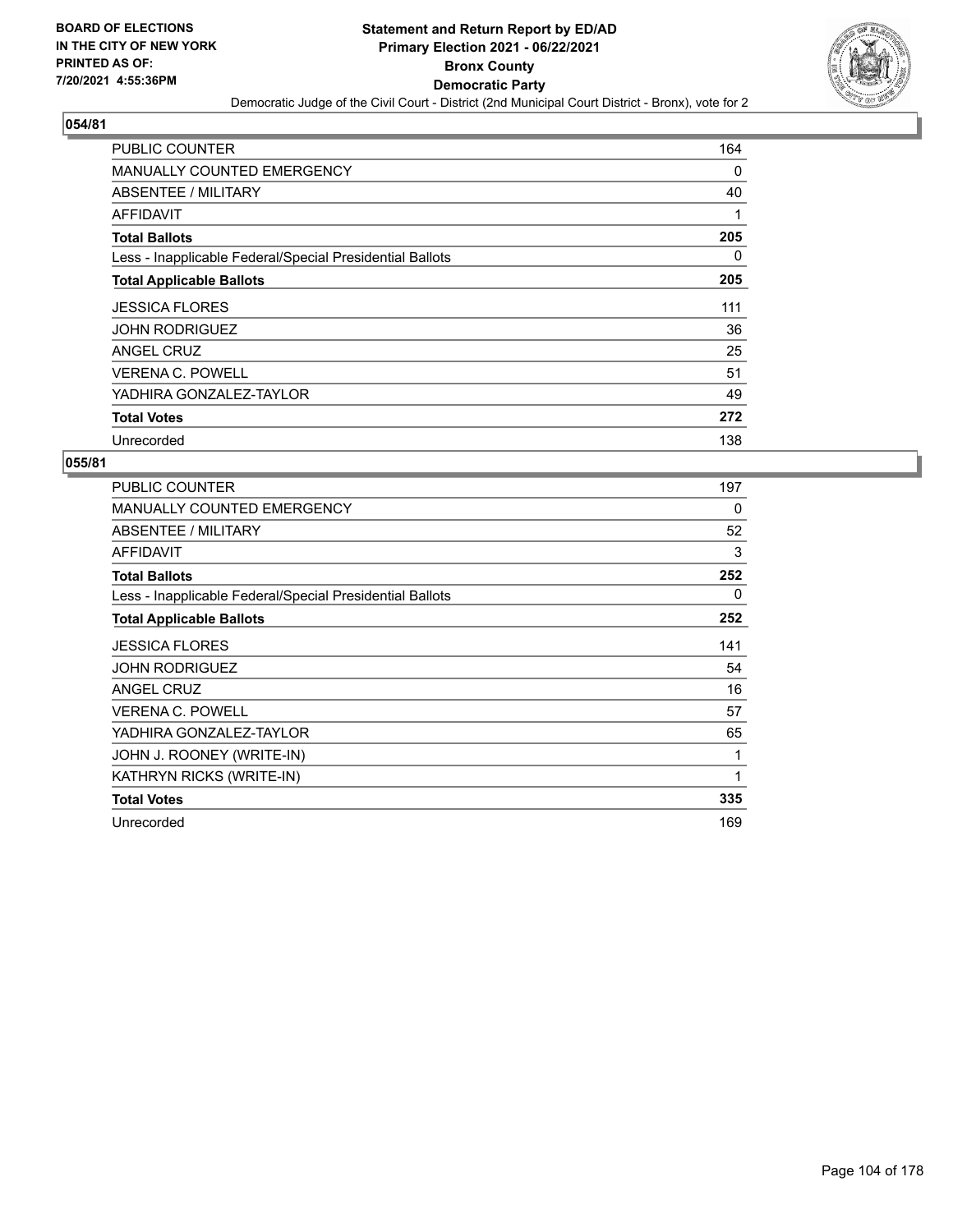BOARD OF ELECTIONS
IN THE CITY OF NEW YORK
PRINTED AS OF:
7/20/2021 4:55:36PM

# Statement and Return Report by ED/AD
## Primary Election 2021 - 06/22/2021
## Bronx County
## Democratic Party
### Democratic Judge of the Civil Court - District (2nd Municipal Court District - Bronx), vote for 2

**054/81**

| | |
|---|---|
| PUBLIC COUNTER | 164 |
| MANUALLY COUNTED EMERGENCY | 0 |
| ABSENTEE / MILITARY | 40 |
| AFFIDAVIT | 1 |
| **Total Ballots** | **205** |
| Less - Inapplicable Federal/Special Presidential Ballots | 0 |
| **Total Applicable Ballots** | **205** |
| JESSICA FLORES | 111 |
| JOHN RODRIGUEZ | 36 |
| ANGEL CRUZ | 25 |
| VERENA C. POWELL | 51 |
| YADHIRA GONZALEZ-TAYLOR | 49 |
| **Total Votes** | **272** |
| Unrecorded | 138 |

**055/81**

| | |
|---|---|
| PUBLIC COUNTER | 197 |
| MANUALLY COUNTED EMERGENCY | 0 |
| ABSENTEE / MILITARY | 52 |
| AFFIDAVIT | 3 |
| **Total Ballots** | **252** |
| Less - Inapplicable Federal/Special Presidential Ballots | 0 |
| **Total Applicable Ballots** | **252** |
| JESSICA FLORES | 141 |
| JOHN RODRIGUEZ | 54 |
| ANGEL CRUZ | 16 |
| VERENA C. POWELL | 57 |
| YADHIRA GONZALEZ-TAYLOR | 65 |
| JOHN J. ROONEY (WRITE-IN) | 1 |
| KATHRYN RICKS (WRITE-IN) | 1 |
| **Total Votes** | **335** |
| Unrecorded | 169 |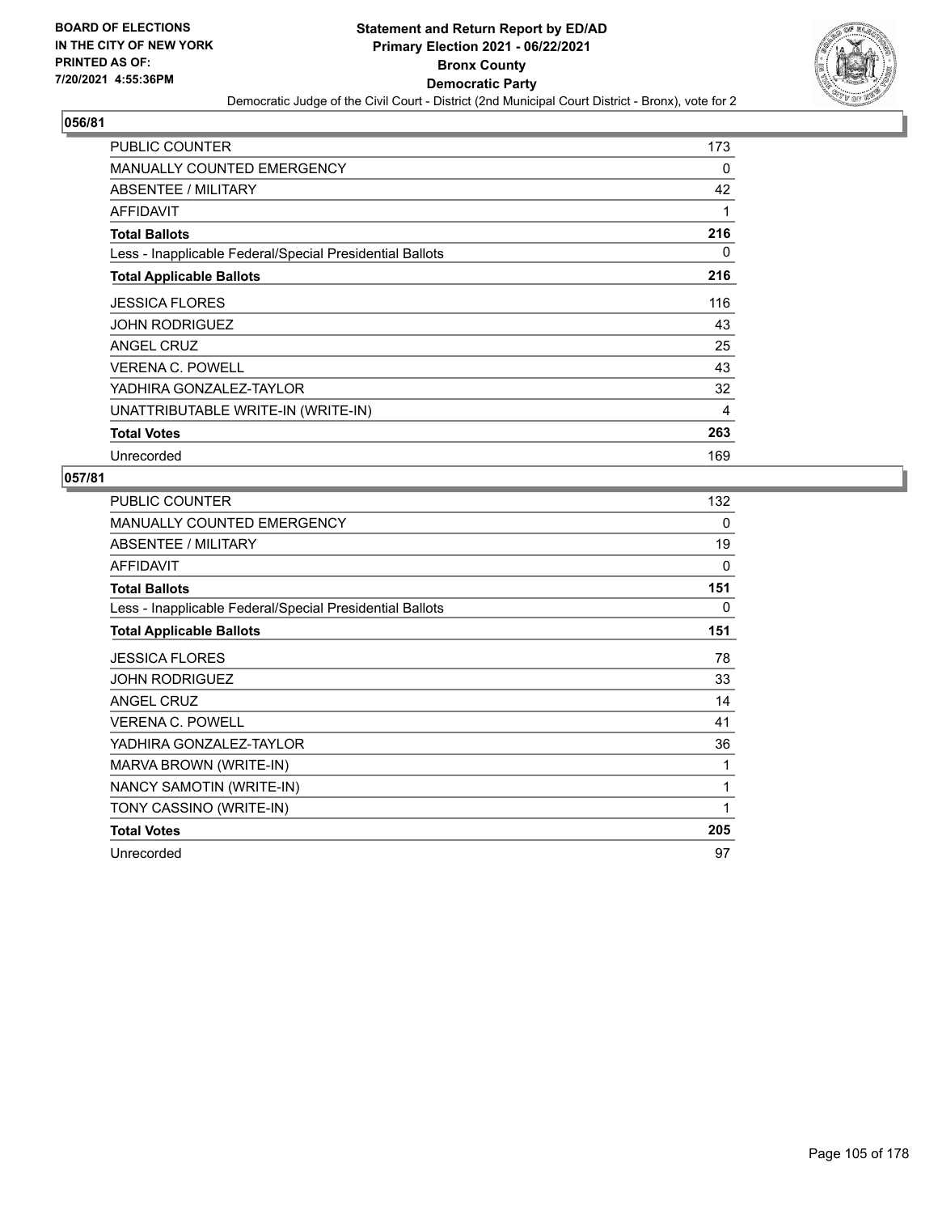**BOARD OF ELECTIONS IN THE CITY OF NEW YORK PRINTED AS OF: 7/20/2021 4:55:36PM**

# Statement and Return Report by ED/AD
## Primary Election 2021 - 06/22/2021
## Bronx County
## Democratic Party
### Democratic Judge of the Civil Court - District (2nd Municipal Court District - Bronx), vote for 2

**056/81**

| | |
|---|---|
| PUBLIC COUNTER | 173 |
| MANUALLY COUNTED EMERGENCY | 0 |
| ABSENTEE / MILITARY | 42 |
| AFFIDAVIT | 1 |
| **Total Ballots** | **216** |
| Less - Inapplicable Federal/Special Presidential Ballots | 0 |
| **Total Applicable Ballots** | **216** |
| JESSICA FLORES | 116 |
| JOHN RODRIGUEZ | 43 |
| ANGEL CRUZ | 25 |
| VERENA C. POWELL | 43 |
| YADHIRA GONZALEZ-TAYLOR | 32 |
| UNATTRIBUTABLE WRITE-IN (WRITE-IN) | 4 |
| **Total Votes** | **263** |
| Unrecorded | 169 |

**057/81**

| | |
|---|---|
| PUBLIC COUNTER | 132 |
| MANUALLY COUNTED EMERGENCY | 0 |
| ABSENTEE / MILITARY | 19 |
| AFFIDAVIT | 0 |
| **Total Ballots** | **151** |
| Less - Inapplicable Federal/Special Presidential Ballots | 0 |
| **Total Applicable Ballots** | **151** |
| JESSICA FLORES | 78 |
| JOHN RODRIGUEZ | 33 |
| ANGEL CRUZ | 14 |
| VERENA C. POWELL | 41 |
| YADHIRA GONZALEZ-TAYLOR | 36 |
| MARVA BROWN (WRITE-IN) | 1 |
| NANCY SAMOTIN (WRITE-IN) | 1 |
| TONY CASSINO (WRITE-IN) | 1 |
| **Total Votes** | **205** |
| Unrecorded | 97 |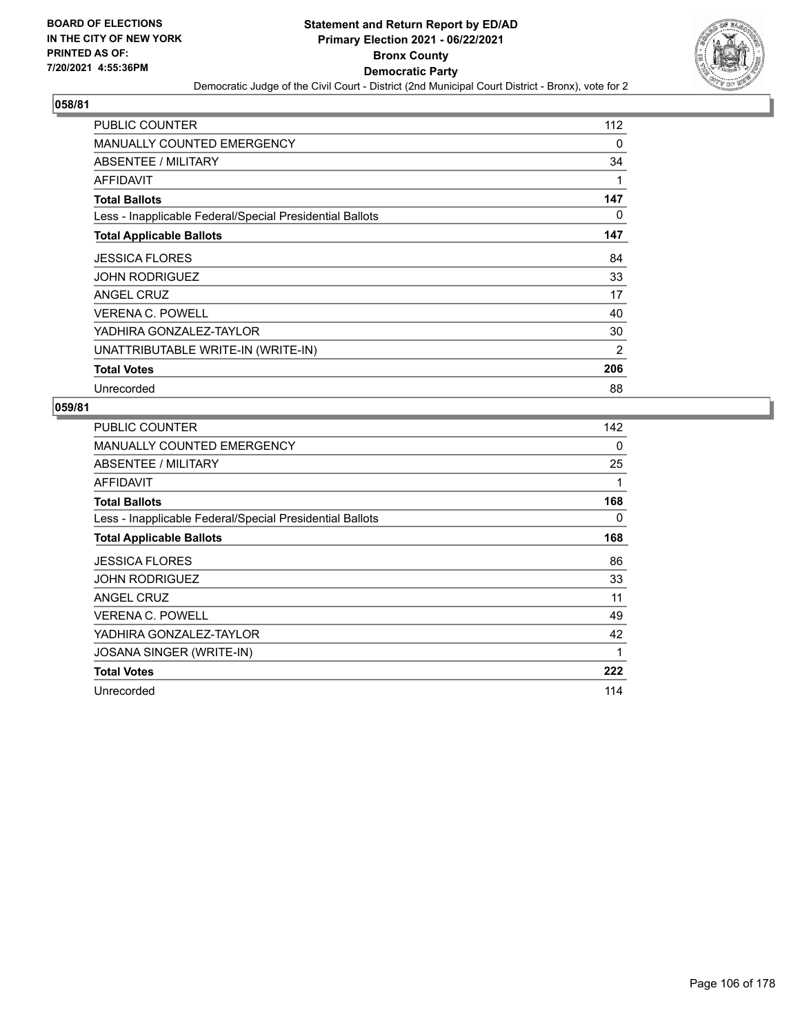BOARD OF ELECTIONS
IN THE CITY OF NEW YORK
PRINTED AS OF:
7/20/2021 4:55:36PM

# Statement and Return Report by ED/AD
## Primary Election 2021 - 06/22/2021
## Bronx County
## Democratic Party
### Democratic Judge of the Civil Court - District (2nd Municipal Court District - Bronx), vote for 2

### 058/81

| | |
|---|---|
| PUBLIC COUNTER | 112 |
| MANUALLY COUNTED EMERGENCY | 0 |
| ABSENTEE / MILITARY | 34 |
| AFFIDAVIT | 1 |
| **Total Ballots** | **147** |
| Less - Inapplicable Federal/Special Presidential Ballots | 0 |
| **Total Applicable Ballots** | **147** |
| JESSICA FLORES | 84 |
| JOHN RODRIGUEZ | 33 |
| ANGEL CRUZ | 17 |
| VERENA C. POWELL | 40 |
| YADHIRA GONZALEZ-TAYLOR | 30 |
| UNATTRIBUTABLE WRITE-IN (WRITE-IN) | 2 |
| **Total Votes** | **206** |
| Unrecorded | 88 |

### 059/81

| | |
|---|---|
| PUBLIC COUNTER | 142 |
| MANUALLY COUNTED EMERGENCY | 0 |
| ABSENTEE / MILITARY | 25 |
| AFFIDAVIT | 1 |
| **Total Ballots** | **168** |
| Less - Inapplicable Federal/Special Presidential Ballots | 0 |
| **Total Applicable Ballots** | **168** |
| JESSICA FLORES | 86 |
| JOHN RODRIGUEZ | 33 |
| ANGEL CRUZ | 11 |
| VERENA C. POWELL | 49 |
| YADHIRA GONZALEZ-TAYLOR | 42 |
| JOSANA SINGER (WRITE-IN) | 1 |
| **Total Votes** | **222** |
| Unrecorded | 114 |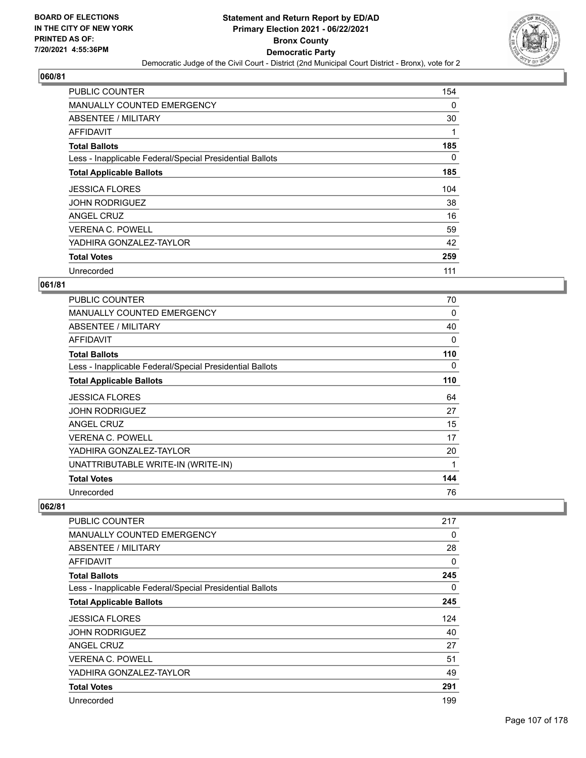# Statement and Return Report by ED/AD
## Primary Election 2021 - 06/22/2021
## Bronx County
## Democratic Party
### Democratic Judge of the Civil Court - District (2nd Municipal Court District - Bronx), vote for 2

BOARD OF ELECTIONS IN THE CITY OF NEW YORK PRINTED AS OF: 7/20/2021 4:55:36PM

### 060/81

| | |
|---|---|
| PUBLIC COUNTER | 154 |
| MANUALLY COUNTED EMERGENCY | 0 |
| ABSENTEE / MILITARY | 30 |
| AFFIDAVIT | 1 |
| **Total Ballots** | **185** |
| Less - Inapplicable Federal/Special Presidential Ballots | 0 |
| **Total Applicable Ballots** | **185** |
| JESSICA FLORES | 104 |
| JOHN RODRIGUEZ | 38 |
| ANGEL CRUZ | 16 |
| VERENA C. POWELL | 59 |
| YADHIRA GONZALEZ-TAYLOR | 42 |
| **Total Votes** | **259** |
| Unrecorded | 111 |

### 061/81

| | |
|---|---|
| PUBLIC COUNTER | 70 |
| MANUALLY COUNTED EMERGENCY | 0 |
| ABSENTEE / MILITARY | 40 |
| AFFIDAVIT | 0 |
| **Total Ballots** | **110** |
| Less - Inapplicable Federal/Special Presidential Ballots | 0 |
| **Total Applicable Ballots** | **110** |
| JESSICA FLORES | 64 |
| JOHN RODRIGUEZ | 27 |
| ANGEL CRUZ | 15 |
| VERENA C. POWELL | 17 |
| YADHIRA GONZALEZ-TAYLOR | 20 |
| UNATTRIBUTABLE WRITE-IN (WRITE-IN) | 1 |
| **Total Votes** | **144** |
| Unrecorded | 76 |

### 062/81

| | |
|---|---|
| PUBLIC COUNTER | 217 |
| MANUALLY COUNTED EMERGENCY | 0 |
| ABSENTEE / MILITARY | 28 |
| AFFIDAVIT | 0 |
| **Total Ballots** | **245** |
| Less - Inapplicable Federal/Special Presidential Ballots | 0 |
| **Total Applicable Ballots** | **245** |
| JESSICA FLORES | 124 |
| JOHN RODRIGUEZ | 40 |
| ANGEL CRUZ | 27 |
| VERENA C. POWELL | 51 |
| YADHIRA GONZALEZ-TAYLOR | 49 |
| **Total Votes** | **291** |
| Unrecorded | 199 |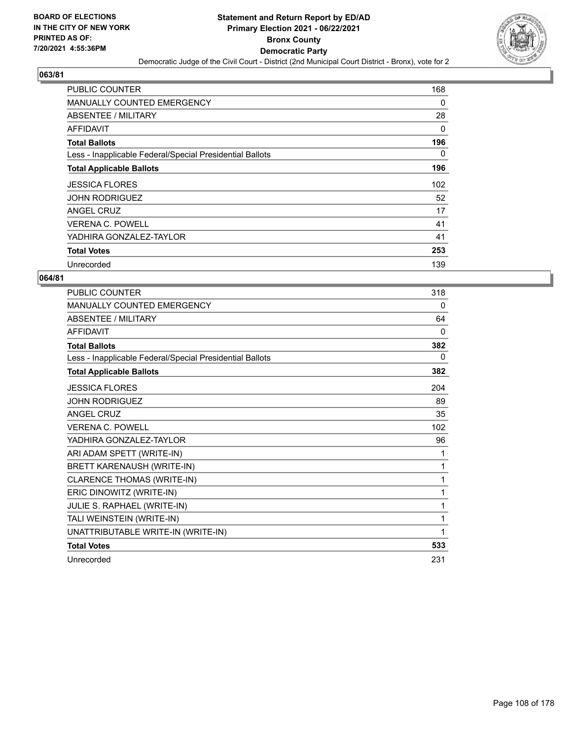BOARD OF ELECTIONS
IN THE CITY OF NEW YORK
PRINTED AS OF:
7/20/2021 4:55:36PM

**Statement and Return Report by ED/AD**
**Primary Election 2021 - 06/22/2021**
**Bronx County**
**Democratic Party**
Democratic Judge of the Civil Court - District (2nd Municipal Court District - Bronx), vote for 2

## 063/81

| | |
|---|---|
| PUBLIC COUNTER | 168 |
| MANUALLY COUNTED EMERGENCY | 0 |
| ABSENTEE / MILITARY | 28 |
| AFFIDAVIT | 0 |
| **Total Ballots** | **196** |
| Less - Inapplicable Federal/Special Presidential Ballots | 0 |
| **Total Applicable Ballots** | **196** |
| JESSICA FLORES | 102 |
| JOHN RODRIGUEZ | 52 |
| ANGEL CRUZ | 17 |
| VERENA C. POWELL | 41 |
| YADHIRA GONZALEZ-TAYLOR | 41 |
| **Total Votes** | **253** |
| Unrecorded | 139 |

## 064/81

| | |
|---|---|
| PUBLIC COUNTER | 318 |
| MANUALLY COUNTED EMERGENCY | 0 |
| ABSENTEE / MILITARY | 64 |
| AFFIDAVIT | 0 |
| **Total Ballots** | **382** |
| Less - Inapplicable Federal/Special Presidential Ballots | 0 |
| **Total Applicable Ballots** | **382** |
| JESSICA FLORES | 204 |
| JOHN RODRIGUEZ | 89 |
| ANGEL CRUZ | 35 |
| VERENA C. POWELL | 102 |
| YADHIRA GONZALEZ-TAYLOR | 96 |
| ARI ADAM SPETT (WRITE-IN) | 1 |
| BRETT KARENAUSH (WRITE-IN) | 1 |
| CLARENCE THOMAS (WRITE-IN) | 1 |
| ERIC DINOWITZ (WRITE-IN) | 1 |
| JULIE S. RAPHAEL (WRITE-IN) | 1 |
| TALI WEINSTEIN (WRITE-IN) | 1 |
| UNATTRIBUTABLE WRITE-IN (WRITE-IN) | 1 |
| **Total Votes** | **533** |
| Unrecorded | 231 |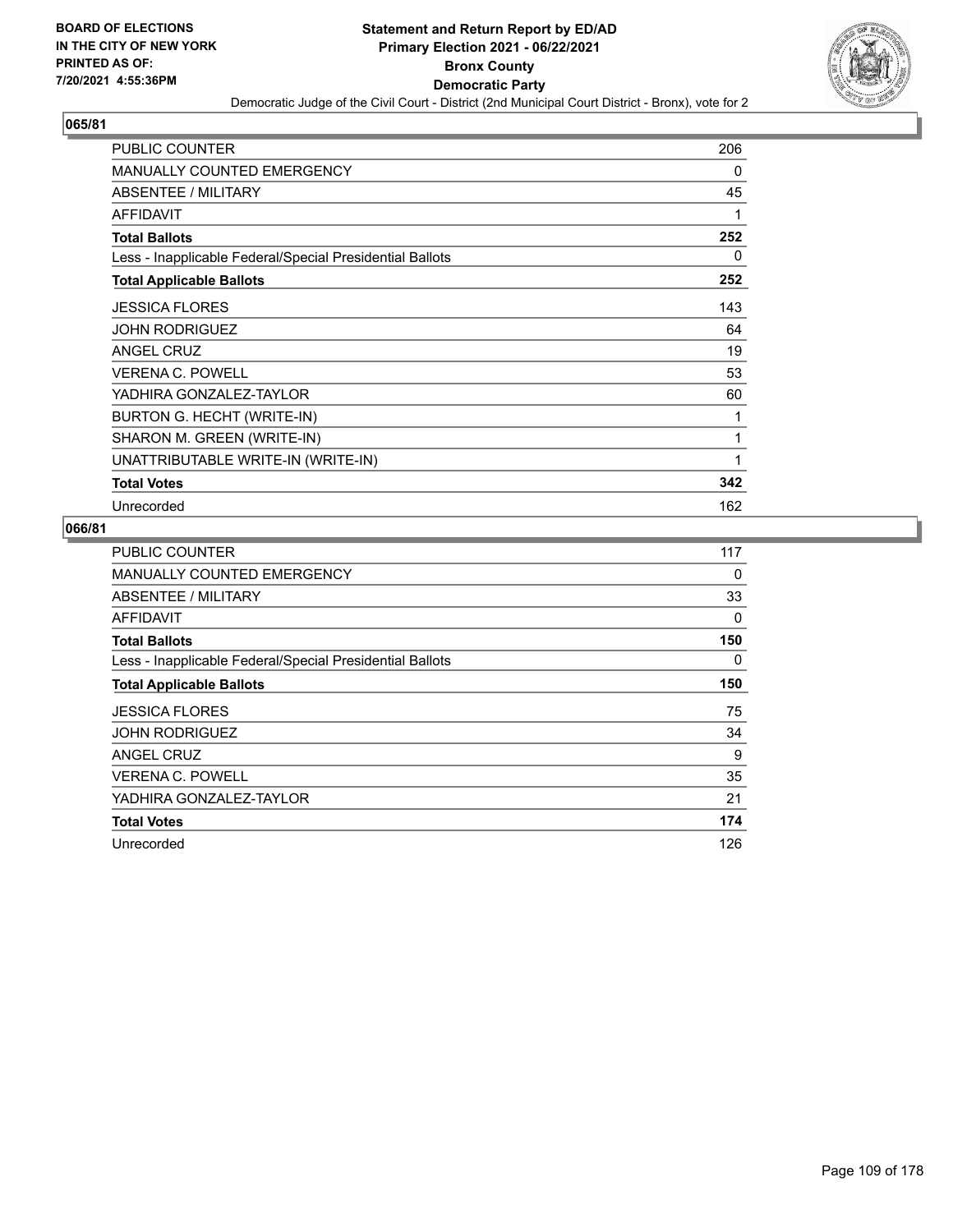BOARD OF ELECTIONS
IN THE CITY OF NEW YORK
PRINTED AS OF:
7/20/2021 4:55:36PM

# Statement and Return Report by ED/AD
## Primary Election 2021 - 06/22/2021
## Bronx County
## Democratic Party
Democratic Judge of the Civil Court - District (2nd Municipal Court District - Bronx), vote for 2

### 065/81

| | |
|---|---|
| PUBLIC COUNTER | 206 |
| MANUALLY COUNTED EMERGENCY | 0 |
| ABSENTEE / MILITARY | 45 |
| AFFIDAVIT | 1 |
| **Total Ballots** | **252** |
| Less - Inapplicable Federal/Special Presidential Ballots | 0 |
| **Total Applicable Ballots** | **252** |
| JESSICA FLORES | 143 |
| JOHN RODRIGUEZ | 64 |
| ANGEL CRUZ | 19 |
| VERENA C. POWELL | 53 |
| YADHIRA GONZALEZ-TAYLOR | 60 |
| BURTON G. HECHT (WRITE-IN) | 1 |
| SHARON M. GREEN (WRITE-IN) | 1 |
| UNATTRIBUTABLE WRITE-IN (WRITE-IN) | 1 |
| **Total Votes** | **342** |
| Unrecorded | 162 |

### 066/81

| | |
|---|---|
| PUBLIC COUNTER | 117 |
| MANUALLY COUNTED EMERGENCY | 0 |
| ABSENTEE / MILITARY | 33 |
| AFFIDAVIT | 0 |
| **Total Ballots** | **150** |
| Less - Inapplicable Federal/Special Presidential Ballots | 0 |
| **Total Applicable Ballots** | **150** |
| JESSICA FLORES | 75 |
| JOHN RODRIGUEZ | 34 |
| ANGEL CRUZ | 9 |
| VERENA C. POWELL | 35 |
| YADHIRA GONZALEZ-TAYLOR | 21 |
| **Total Votes** | **174** |
| Unrecorded | 126 |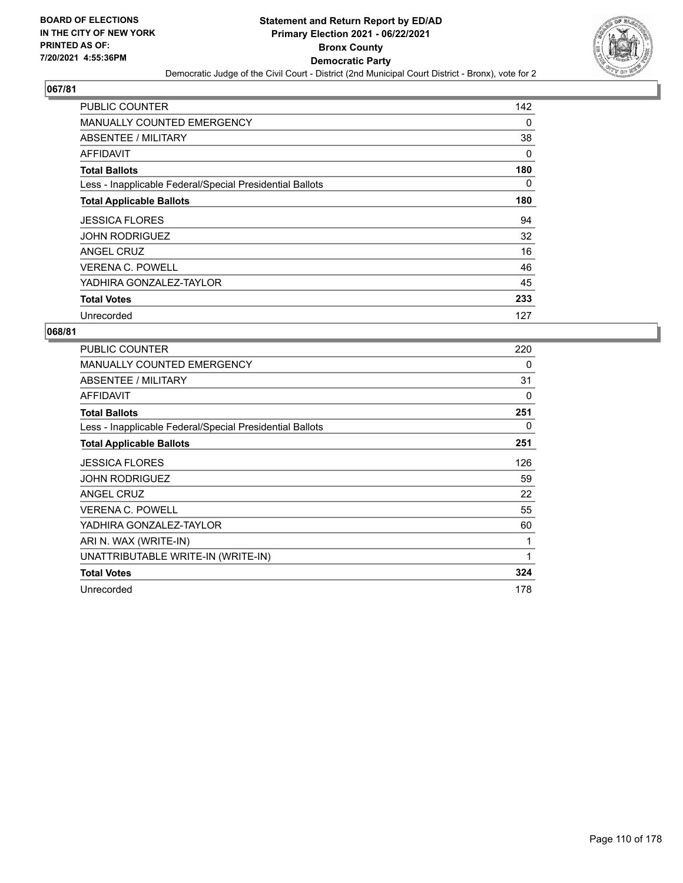BOARD OF ELECTIONS
IN THE CITY OF NEW YORK
PRINTED AS OF:
7/20/2021 4:55:36PM

**Statement and Return Report by ED/AD**
**Primary Election 2021 - 06/22/2021**
**Bronx County**
**Democratic Party**
Democratic Judge of the Civil Court - District (2nd Municipal Court District - Bronx), vote for 2

## 067/81

| | |
|---|---|
| PUBLIC COUNTER | 142 |
| MANUALLY COUNTED EMERGENCY | 0 |
| ABSENTEE / MILITARY | 38 |
| AFFIDAVIT | 0 |
| **Total Ballots** | **180** |
| Less - Inapplicable Federal/Special Presidential Ballots | 0 |
| **Total Applicable Ballots** | **180** |
| JESSICA FLORES | 94 |
| JOHN RODRIGUEZ | 32 |
| ANGEL CRUZ | 16 |
| VERENA C. POWELL | 46 |
| YADHIRA GONZALEZ-TAYLOR | 45 |
| **Total Votes** | **233** |
| Unrecorded | 127 |

## 068/81

| | |
|---|---|
| PUBLIC COUNTER | 220 |
| MANUALLY COUNTED EMERGENCY | 0 |
| ABSENTEE / MILITARY | 31 |
| AFFIDAVIT | 0 |
| **Total Ballots** | **251** |
| Less - Inapplicable Federal/Special Presidential Ballots | 0 |
| **Total Applicable Ballots** | **251** |
| JESSICA FLORES | 126 |
| JOHN RODRIGUEZ | 59 |
| ANGEL CRUZ | 22 |
| VERENA C. POWELL | 55 |
| YADHIRA GONZALEZ-TAYLOR | 60 |
| ARI N. WAX (WRITE-IN) | 1 |
| UNATTRIBUTABLE WRITE-IN (WRITE-IN) | 1 |
| **Total Votes** | **324** |
| Unrecorded | 178 |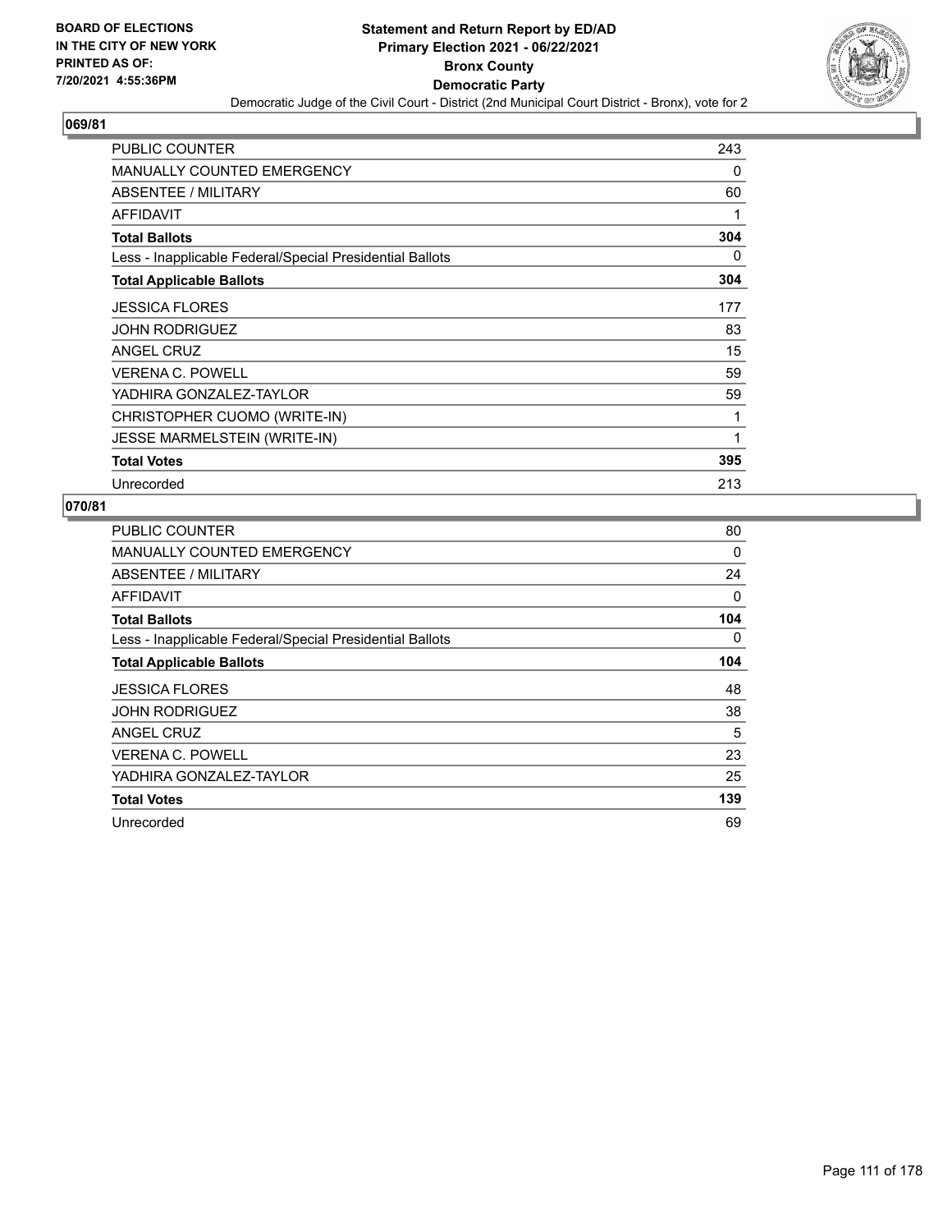## 069/81

| | |
|---|---|
| PUBLIC COUNTER | 243 |
| MANUALLY COUNTED EMERGENCY | 0 |
| ABSENTEE / MILITARY | 60 |
| AFFIDAVIT | 1 |
| **Total Ballots** | **304** |
| Less - Inapplicable Federal/Special Presidential Ballots | 0 |
| **Total Applicable Ballots** | **304** |
| JESSICA FLORES | 177 |
| JOHN RODRIGUEZ | 83 |
| ANGEL CRUZ | 15 |
| VERENA C. POWELL | 59 |
| YADHIRA GONZALEZ-TAYLOR | 59 |
| CHRISTOPHER CUOMO (WRITE-IN) | 1 |
| JESSE MARMELSTEIN (WRITE-IN) | 1 |
| **Total Votes** | **395** |
| Unrecorded | 213 |

## 070/81

| | |
|---|---|
| PUBLIC COUNTER | 80 |
| MANUALLY COUNTED EMERGENCY | 0 |
| ABSENTEE / MILITARY | 24 |
| AFFIDAVIT | 0 |
| **Total Ballots** | **104** |
| Less - Inapplicable Federal/Special Presidential Ballots | 0 |
| **Total Applicable Ballots** | **104** |
| JESSICA FLORES | 48 |
| JOHN RODRIGUEZ | 38 |
| ANGEL CRUZ | 5 |
| VERENA C. POWELL | 23 |
| YADHIRA GONZALEZ-TAYLOR | 25 |
| **Total Votes** | **139** |
| Unrecorded | 69 |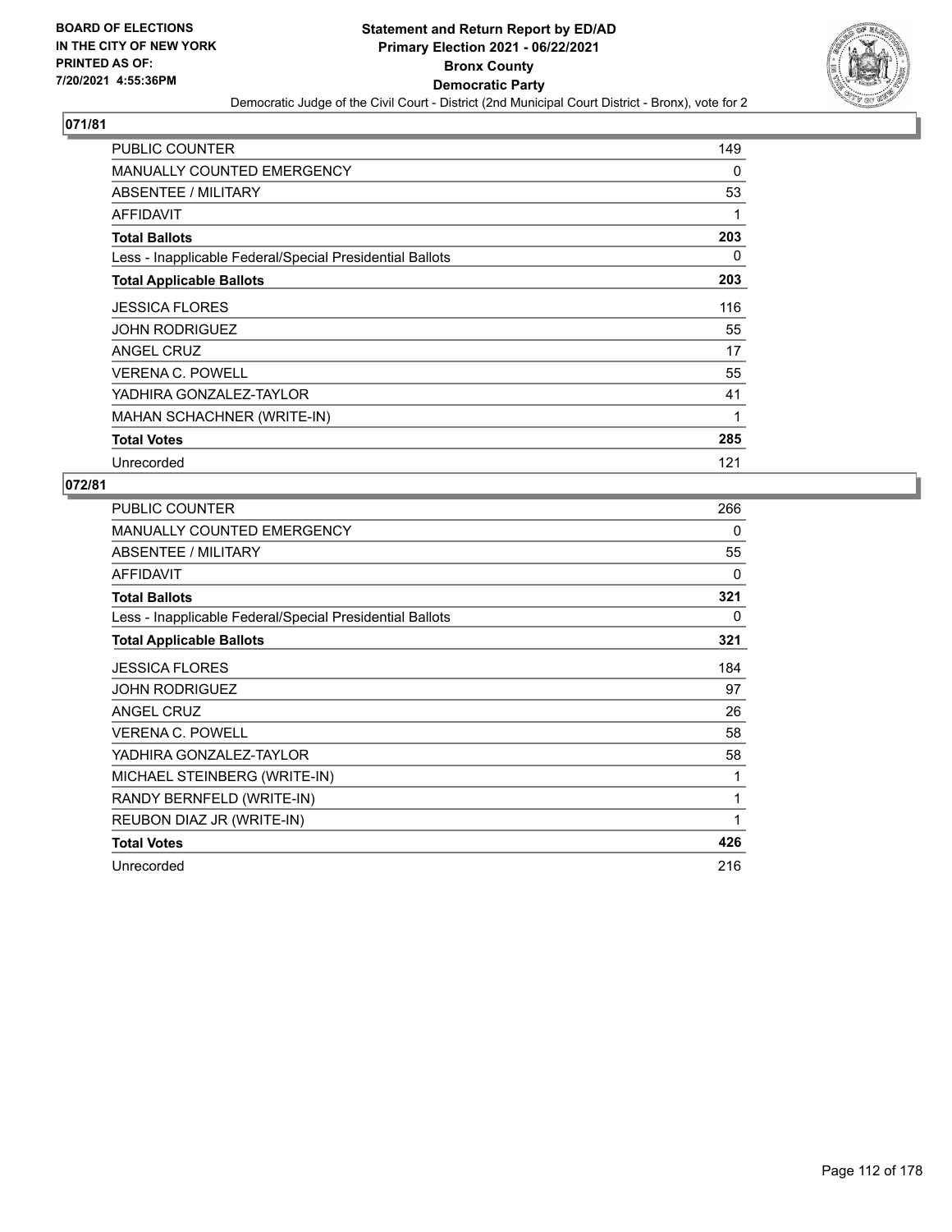**BOARD OF ELECTIONS IN THE CITY OF NEW YORK PRINTED AS OF: 7/20/2021 4:55:36PM**

# Statement and Return Report by ED/AD
## Primary Election 2021 - 06/22/2021
## Bronx County
## Democratic Party
### Democratic Judge of the Civil Court - District (2nd Municipal Court District - Bronx), vote for 2

## 071/81

| | |
|---|---|
| PUBLIC COUNTER | 149 |
| MANUALLY COUNTED EMERGENCY | 0 |
| ABSENTEE / MILITARY | 53 |
| AFFIDAVIT | 1 |
| **Total Ballots** | **203** |
| Less - Inapplicable Federal/Special Presidential Ballots | 0 |
| **Total Applicable Ballots** | **203** |
| JESSICA FLORES | 116 |
| JOHN RODRIGUEZ | 55 |
| ANGEL CRUZ | 17 |
| VERENA C. POWELL | 55 |
| YADHIRA GONZALEZ-TAYLOR | 41 |
| MAHAN SCHACHNER (WRITE-IN) | 1 |
| **Total Votes** | **285** |
| Unrecorded | 121 |

## 072/81

| | |
|---|---|
| PUBLIC COUNTER | 266 |
| MANUALLY COUNTED EMERGENCY | 0 |
| ABSENTEE / MILITARY | 55 |
| AFFIDAVIT | 0 |
| **Total Ballots** | **321** |
| Less - Inapplicable Federal/Special Presidential Ballots | 0 |
| **Total Applicable Ballots** | **321** |
| JESSICA FLORES | 184 |
| JOHN RODRIGUEZ | 97 |
| ANGEL CRUZ | 26 |
| VERENA C. POWELL | 58 |
| YADHIRA GONZALEZ-TAYLOR | 58 |
| MICHAEL STEINBERG (WRITE-IN) | 1 |
| RANDY BERNFELD (WRITE-IN) | 1 |
| REUBON DIAZ JR (WRITE-IN) | 1 |
| **Total Votes** | **426** |
| Unrecorded | 216 |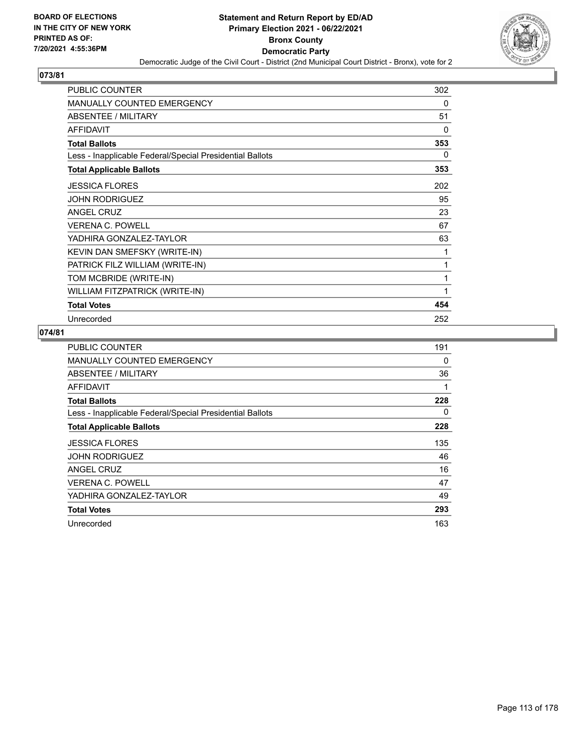**Statement and Return Report by ED/AD**
**Primary Election 2021 - 06/22/2021**
**Bronx County**
**Democratic Party**
Democratic Judge of the Civil Court - District (2nd Municipal Court District - Bronx), vote for 2

BOARD OF ELECTIONS
IN THE CITY OF NEW YORK
PRINTED AS OF:
7/20/2021 4:55:36PM

## 073/81

| | |
|---|---|
| PUBLIC COUNTER | 302 |
| MANUALLY COUNTED EMERGENCY | 0 |
| ABSENTEE / MILITARY | 51 |
| AFFIDAVIT | 0 |
| **Total Ballots** | **353** |
| Less - Inapplicable Federal/Special Presidential Ballots | 0 |
| **Total Applicable Ballots** | **353** |
| JESSICA FLORES | 202 |
| JOHN RODRIGUEZ | 95 |
| ANGEL CRUZ | 23 |
| VERENA C. POWELL | 67 |
| YADHIRA GONZALEZ-TAYLOR | 63 |
| KEVIN DAN SMEFSKY (WRITE-IN) | 1 |
| PATRICK FILZ WILLIAM (WRITE-IN) | 1 |
| TOM MCBRIDE (WRITE-IN) | 1 |
| WILLIAM FITZPATRICK (WRITE-IN) | 1 |
| **Total Votes** | **454** |
| Unrecorded | 252 |

## 074/81

| | |
|---|---|
| PUBLIC COUNTER | 191 |
| MANUALLY COUNTED EMERGENCY | 0 |
| ABSENTEE / MILITARY | 36 |
| AFFIDAVIT | 1 |
| **Total Ballots** | **228** |
| Less - Inapplicable Federal/Special Presidential Ballots | 0 |
| **Total Applicable Ballots** | **228** |
| JESSICA FLORES | 135 |
| JOHN RODRIGUEZ | 46 |
| ANGEL CRUZ | 16 |
| VERENA C. POWELL | 47 |
| YADHIRA GONZALEZ-TAYLOR | 49 |
| **Total Votes** | **293** |
| Unrecorded | 163 |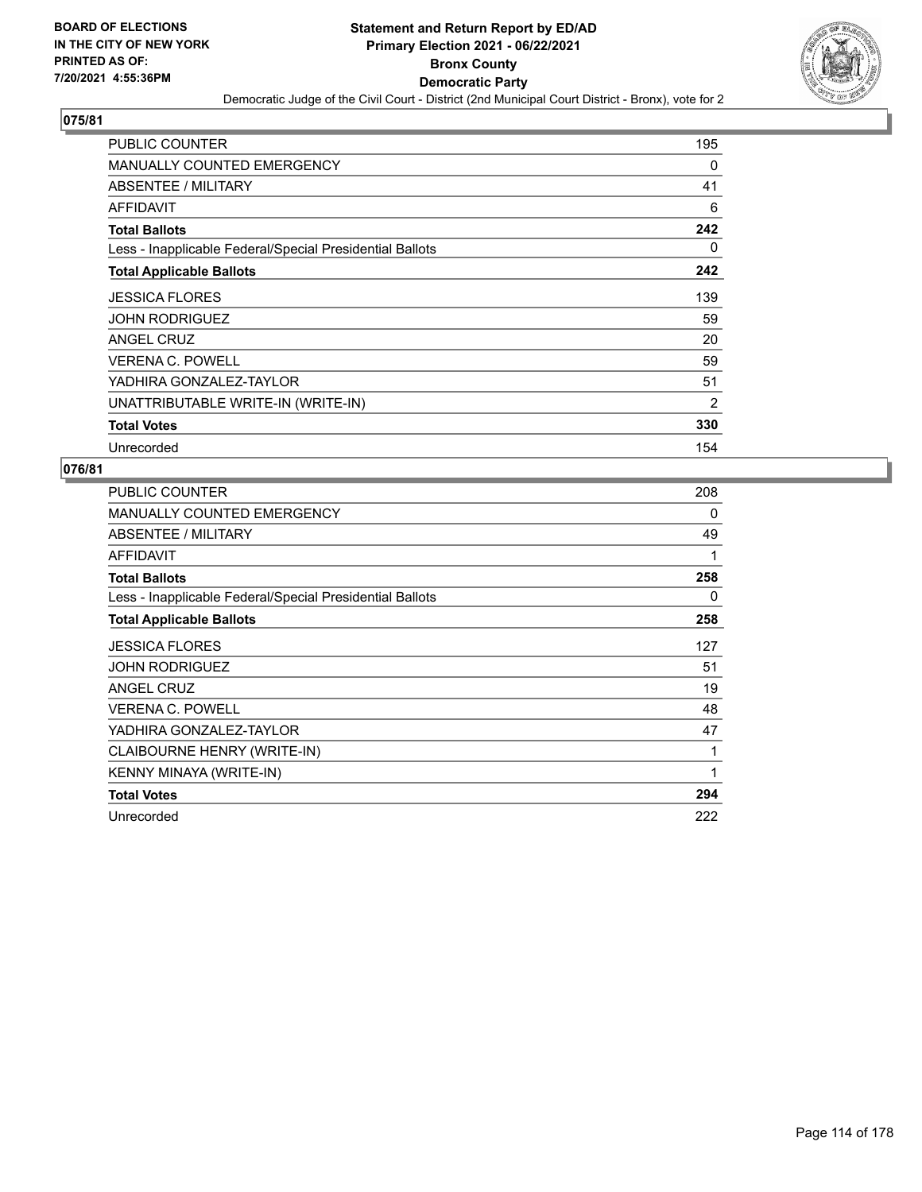**Statement and Return Report by ED/AD**
**Primary Election 2021 - 06/22/2021**
**Bronx County**
**Democratic Party**
Democratic Judge of the Civil Court - District (2nd Municipal Court District - Bronx), vote for 2

BOARD OF ELECTIONS IN THE CITY OF NEW YORK PRINTED AS OF: 7/20/2021 4:55:36PM

## 075/81

| | |
|---|---|
| PUBLIC COUNTER | 195 |
| MANUALLY COUNTED EMERGENCY | 0 |
| ABSENTEE / MILITARY | 41 |
| AFFIDAVIT | 6 |
| **Total Ballots** | **242** |
| Less - Inapplicable Federal/Special Presidential Ballots | 0 |
| **Total Applicable Ballots** | **242** |
| JESSICA FLORES | 139 |
| JOHN RODRIGUEZ | 59 |
| ANGEL CRUZ | 20 |
| VERENA C. POWELL | 59 |
| YADHIRA GONZALEZ-TAYLOR | 51 |
| UNATTRIBUTABLE WRITE-IN (WRITE-IN) | 2 |
| **Total Votes** | **330** |
| Unrecorded | 154 |

## 076/81

| | |
|---|---|
| PUBLIC COUNTER | 208 |
| MANUALLY COUNTED EMERGENCY | 0 |
| ABSENTEE / MILITARY | 49 |
| AFFIDAVIT | 1 |
| **Total Ballots** | **258** |
| Less - Inapplicable Federal/Special Presidential Ballots | 0 |
| **Total Applicable Ballots** | **258** |
| JESSICA FLORES | 127 |
| JOHN RODRIGUEZ | 51 |
| ANGEL CRUZ | 19 |
| VERENA C. POWELL | 48 |
| YADHIRA GONZALEZ-TAYLOR | 47 |
| CLAIBOURNE HENRY (WRITE-IN) | 1 |
| KENNY MINAYA (WRITE-IN) | 1 |
| **Total Votes** | **294** |
| Unrecorded | 222 |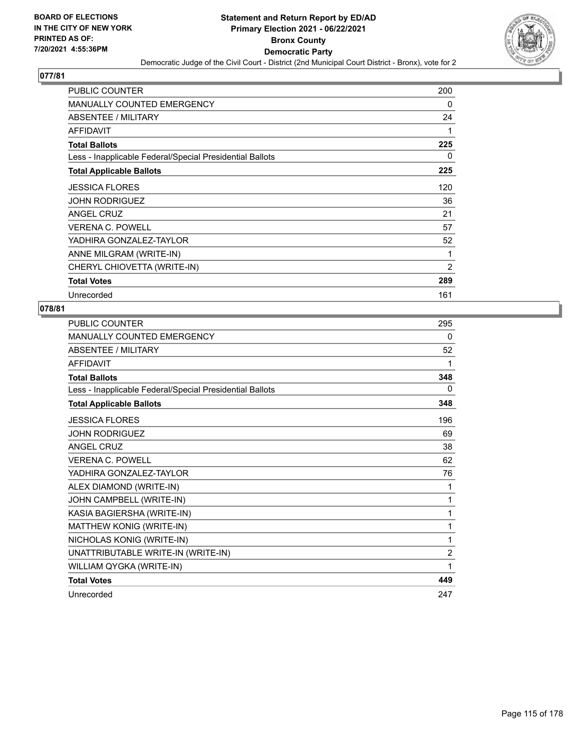**BOARD OF ELECTIONS IN THE CITY OF NEW YORK PRINTED AS OF: 7/20/2021 4:55:36PM**

# Statement and Return Report by ED/AD
## Primary Election 2021 - 06/22/2021
## Bronx County
## Democratic Party
### Democratic Judge of the Civil Court - District (2nd Municipal Court District - Bronx), vote for 2

**077/81**

| | |
|---|---|
| PUBLIC COUNTER | 200 |
| MANUALLY COUNTED EMERGENCY | 0 |
| ABSENTEE / MILITARY | 24 |
| AFFIDAVIT | 1 |
| **Total Ballots** | **225** |
| Less - Inapplicable Federal/Special Presidential Ballots | 0 |
| **Total Applicable Ballots** | **225** |
| JESSICA FLORES | 120 |
| JOHN RODRIGUEZ | 36 |
| ANGEL CRUZ | 21 |
| VERENA C. POWELL | 57 |
| YADHIRA GONZALEZ-TAYLOR | 52 |
| ANNE MILGRAM (WRITE-IN) | 1 |
| CHERYL CHIOVETTA (WRITE-IN) | 2 |
| **Total Votes** | **289** |
| Unrecorded | 161 |

**078/81**

| | |
|---|---|
| PUBLIC COUNTER | 295 |
| MANUALLY COUNTED EMERGENCY | 0 |
| ABSENTEE / MILITARY | 52 |
| AFFIDAVIT | 1 |
| **Total Ballots** | **348** |
| Less - Inapplicable Federal/Special Presidential Ballots | 0 |
| **Total Applicable Ballots** | **348** |
| JESSICA FLORES | 196 |
| JOHN RODRIGUEZ | 69 |
| ANGEL CRUZ | 38 |
| VERENA C. POWELL | 62 |
| YADHIRA GONZALEZ-TAYLOR | 76 |
| ALEX DIAMOND (WRITE-IN) | 1 |
| JOHN CAMPBELL (WRITE-IN) | 1 |
| KASIA BAGIERSHA (WRITE-IN) | 1 |
| MATTHEW KONIG (WRITE-IN) | 1 |
| NICHOLAS KONIG (WRITE-IN) | 1 |
| UNATTRIBUTABLE WRITE-IN (WRITE-IN) | 2 |
| WILLIAM QYGKA (WRITE-IN) | 1 |
| **Total Votes** | **449** |
| Unrecorded | 247 |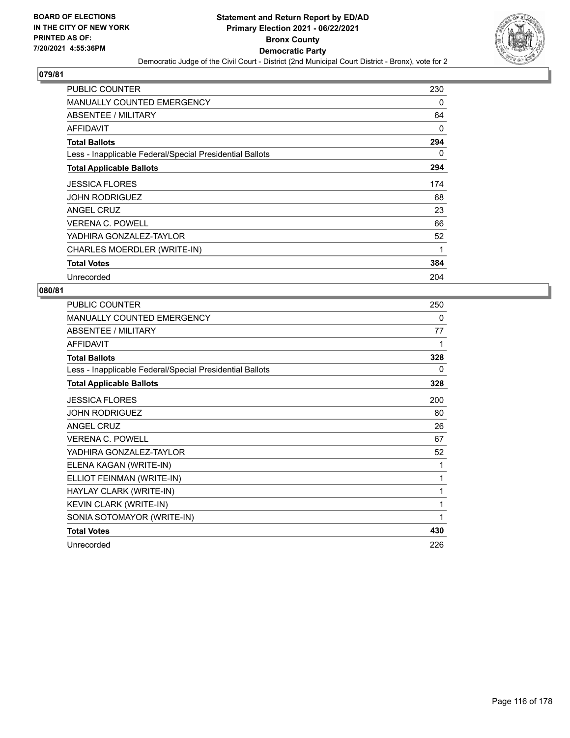BOARD OF ELECTIONS
IN THE CITY OF NEW YORK
PRINTED AS OF:
7/20/2021 4:55:36PM

# Statement and Return Report by ED/AD
## Primary Election 2021 - 06/22/2021
## Bronx County
## Democratic Party

Democratic Judge of the Civil Court - District (2nd Municipal Court District - Bronx), vote for 2

### 079/81

| | |
|---|---|
| PUBLIC COUNTER | 230 |
| MANUALLY COUNTED EMERGENCY | 0 |
| ABSENTEE / MILITARY | 64 |
| AFFIDAVIT | 0 |
| **Total Ballots** | **294** |
| Less - Inapplicable Federal/Special Presidential Ballots | 0 |
| **Total Applicable Ballots** | **294** |
| JESSICA FLORES | 174 |
| JOHN RODRIGUEZ | 68 |
| ANGEL CRUZ | 23 |
| VERENA C. POWELL | 66 |
| YADHIRA GONZALEZ-TAYLOR | 52 |
| CHARLES MOERDLER (WRITE-IN) | 1 |
| **Total Votes** | **384** |
| Unrecorded | 204 |

### 080/81

| | |
|---|---|
| PUBLIC COUNTER | 250 |
| MANUALLY COUNTED EMERGENCY | 0 |
| ABSENTEE / MILITARY | 77 |
| AFFIDAVIT | 1 |
| **Total Ballots** | **328** |
| Less - Inapplicable Federal/Special Presidential Ballots | 0 |
| **Total Applicable Ballots** | **328** |
| JESSICA FLORES | 200 |
| JOHN RODRIGUEZ | 80 |
| ANGEL CRUZ | 26 |
| VERENA C. POWELL | 67 |
| YADHIRA GONZALEZ-TAYLOR | 52 |
| ELENA KAGAN (WRITE-IN) | 1 |
| ELLIOT FEINMAN (WRITE-IN) | 1 |
| HAYLAY CLARK (WRITE-IN) | 1 |
| KEVIN CLARK (WRITE-IN) | 1 |
| SONIA SOTOMAYOR (WRITE-IN) | 1 |
| **Total Votes** | **430** |
| Unrecorded | 226 |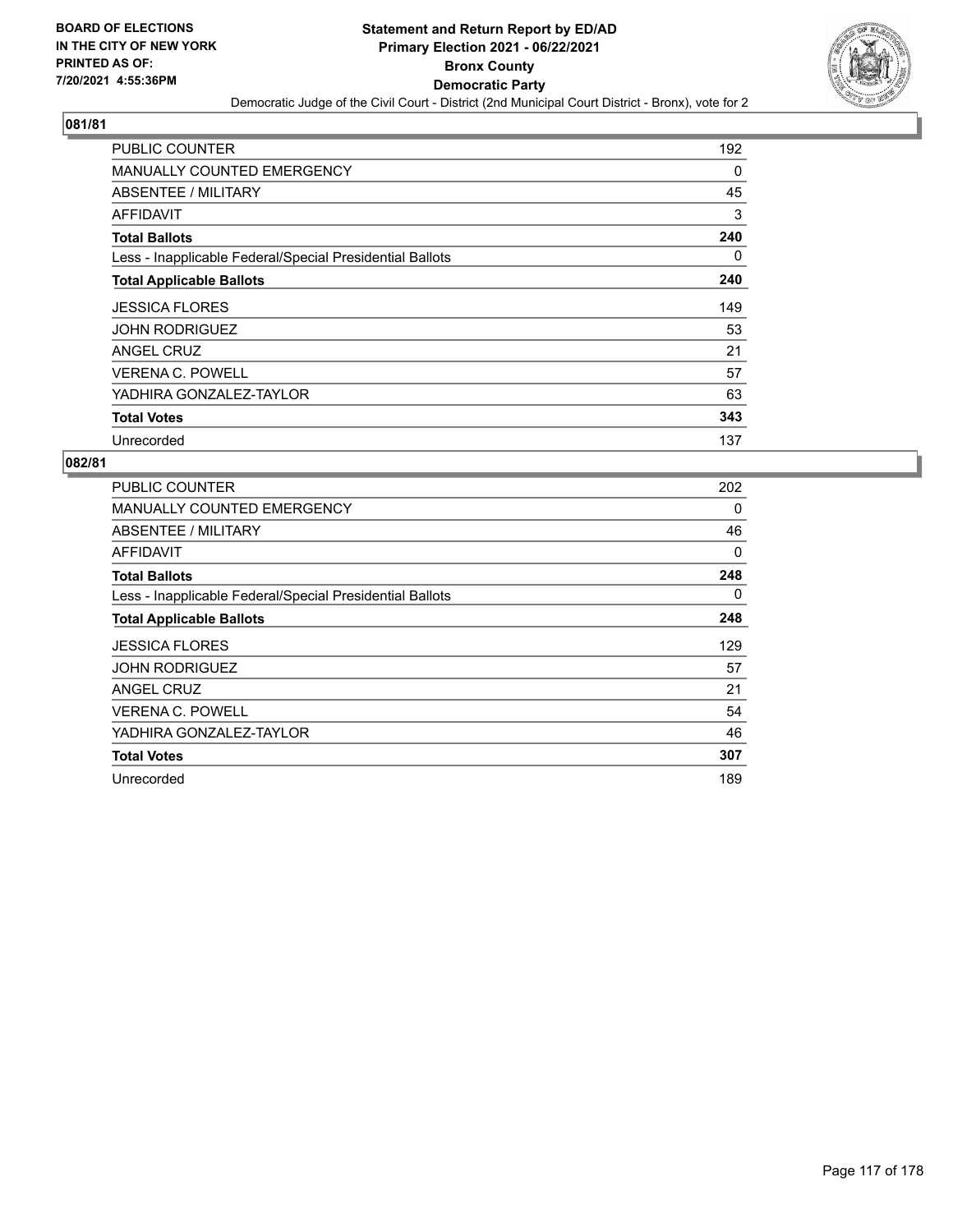BOARD OF ELECTIONS
IN THE CITY OF NEW YORK
PRINTED AS OF:
7/20/2021 4:55:36PM

# Statement and Return Report by ED/AD
## Primary Election 2021 - 06/22/2021
## Bronx County
## Democratic Party

Democratic Judge of the Civil Court - District (2nd Municipal Court District - Bronx), vote for 2

### 081/81

| | |
|---|---|
| PUBLIC COUNTER | 192 |
| MANUALLY COUNTED EMERGENCY | 0 |
| ABSENTEE / MILITARY | 45 |
| AFFIDAVIT | 3 |
| **Total Ballots** | **240** |
| Less - Inapplicable Federal/Special Presidential Ballots | 0 |
| **Total Applicable Ballots** | **240** |
| JESSICA FLORES | 149 |
| JOHN RODRIGUEZ | 53 |
| ANGEL CRUZ | 21 |
| VERENA C. POWELL | 57 |
| YADHIRA GONZALEZ-TAYLOR | 63 |
| **Total Votes** | **343** |
| Unrecorded | 137 |

### 082/81

| | |
|---|---|
| PUBLIC COUNTER | 202 |
| MANUALLY COUNTED EMERGENCY | 0 |
| ABSENTEE / MILITARY | 46 |
| AFFIDAVIT | 0 |
| **Total Ballots** | **248** |
| Less - Inapplicable Federal/Special Presidential Ballots | 0 |
| **Total Applicable Ballots** | **248** |
| JESSICA FLORES | 129 |
| JOHN RODRIGUEZ | 57 |
| ANGEL CRUZ | 21 |
| VERENA C. POWELL | 54 |
| YADHIRA GONZALEZ-TAYLOR | 46 |
| **Total Votes** | **307** |
| Unrecorded | 189 |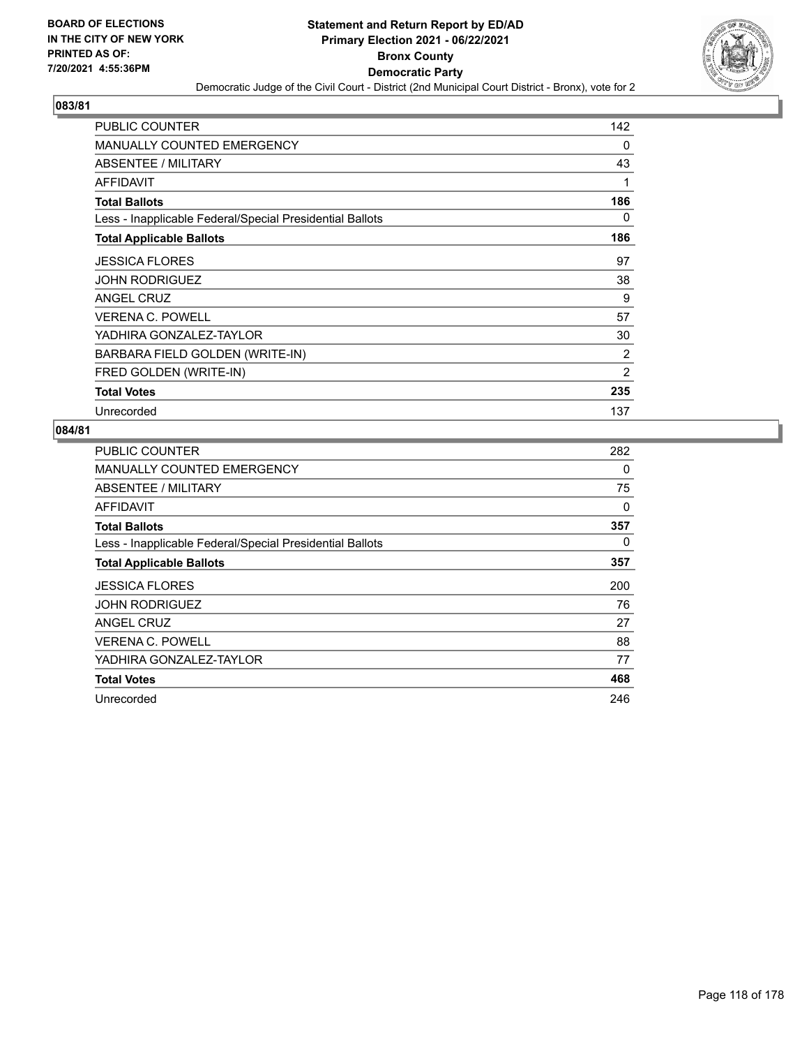BOARD OF ELECTIONS
IN THE CITY OF NEW YORK
PRINTED AS OF:
7/20/2021 4:55:36PM

# Statement and Return Report by ED/AD
## Primary Election 2021 - 06/22/2021
## Bronx County
## Democratic Party

Democratic Judge of the Civil Court - District (2nd Municipal Court District - Bronx), vote for 2

### 083/81

| | |
|---|---|
| PUBLIC COUNTER | 142 |
| MANUALLY COUNTED EMERGENCY | 0 |
| ABSENTEE / MILITARY | 43 |
| AFFIDAVIT | 1 |
| **Total Ballots** | **186** |
| Less - Inapplicable Federal/Special Presidential Ballots | 0 |
| **Total Applicable Ballots** | **186** |
| JESSICA FLORES | 97 |
| JOHN RODRIGUEZ | 38 |
| ANGEL CRUZ | 9 |
| VERENA C. POWELL | 57 |
| YADHIRA GONZALEZ-TAYLOR | 30 |
| BARBARA FIELD GOLDEN (WRITE-IN) | 2 |
| FRED GOLDEN (WRITE-IN) | 2 |
| **Total Votes** | **235** |
| Unrecorded | 137 |

### 084/81

| | |
|---|---|
| PUBLIC COUNTER | 282 |
| MANUALLY COUNTED EMERGENCY | 0 |
| ABSENTEE / MILITARY | 75 |
| AFFIDAVIT | 0 |
| **Total Ballots** | **357** |
| Less - Inapplicable Federal/Special Presidential Ballots | 0 |
| **Total Applicable Ballots** | **357** |
| JESSICA FLORES | 200 |
| JOHN RODRIGUEZ | 76 |
| ANGEL CRUZ | 27 |
| VERENA C. POWELL | 88 |
| YADHIRA GONZALEZ-TAYLOR | 77 |
| **Total Votes** | **468** |
| Unrecorded | 246 |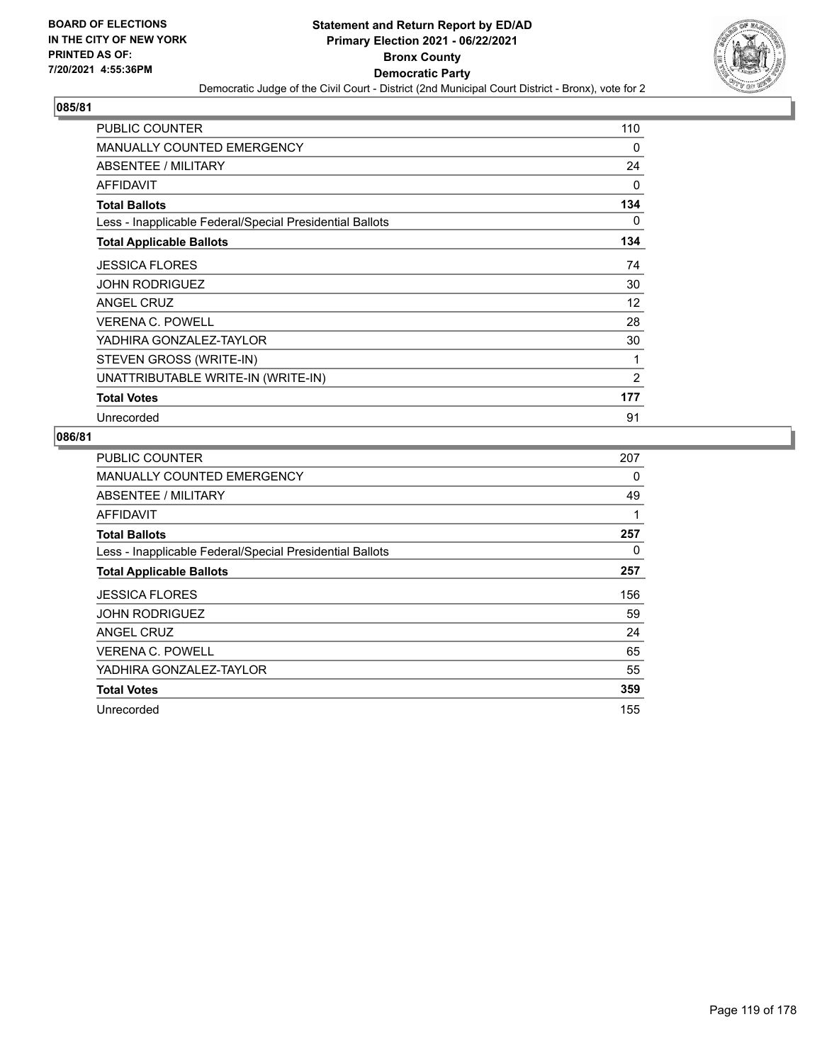BOARD OF ELECTIONS
IN THE CITY OF NEW YORK
PRINTED AS OF:
7/20/2021 4:55:36PM

**Statement and Return Report by ED/AD**
**Primary Election 2021 - 06/22/2021**
**Bronx County**
**Democratic Party**
Democratic Judge of the Civil Court - District (2nd Municipal Court District - Bronx), vote for 2

### 085/81

| | |
|---|---|
| PUBLIC COUNTER | 110 |
| MANUALLY COUNTED EMERGENCY | 0 |
| ABSENTEE / MILITARY | 24 |
| AFFIDAVIT | 0 |
| **Total Ballots** | **134** |
| Less - Inapplicable Federal/Special Presidential Ballots | 0 |
| **Total Applicable Ballots** | **134** |
| JESSICA FLORES | 74 |
| JOHN RODRIGUEZ | 30 |
| ANGEL CRUZ | 12 |
| VERENA C. POWELL | 28 |
| YADHIRA GONZALEZ-TAYLOR | 30 |
| STEVEN GROSS (WRITE-IN) | 1 |
| UNATTRIBUTABLE WRITE-IN (WRITE-IN) | 2 |
| **Total Votes** | **177** |
| Unrecorded | 91 |

### 086/81

| | |
|---|---|
| PUBLIC COUNTER | 207 |
| MANUALLY COUNTED EMERGENCY | 0 |
| ABSENTEE / MILITARY | 49 |
| AFFIDAVIT | 1 |
| **Total Ballots** | **257** |
| Less - Inapplicable Federal/Special Presidential Ballots | 0 |
| **Total Applicable Ballots** | **257** |
| JESSICA FLORES | 156 |
| JOHN RODRIGUEZ | 59 |
| ANGEL CRUZ | 24 |
| VERENA C. POWELL | 65 |
| YADHIRA GONZALEZ-TAYLOR | 55 |
| **Total Votes** | **359** |
| Unrecorded | 155 |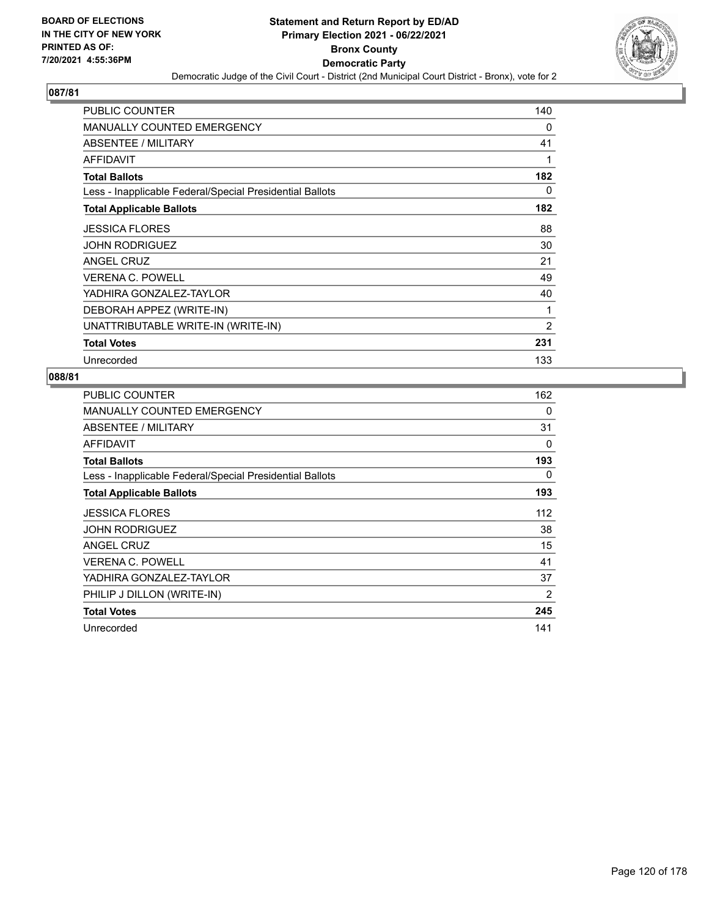BOARD OF ELECTIONS
IN THE CITY OF NEW YORK
PRINTED AS OF:
7/20/2021 4:55:36PM

# Statement and Return Report by ED/AD
## Primary Election 2021 - 06/22/2021
## Bronx County
## Democratic Party
### Democratic Judge of the Civil Court - District (2nd Municipal Court District - Bronx), vote for 2

**087/81**

| | |
|---|---|
| PUBLIC COUNTER | 140 |
| MANUALLY COUNTED EMERGENCY | 0 |
| ABSENTEE / MILITARY | 41 |
| AFFIDAVIT | 1 |
| **Total Ballots** | **182** |
| Less - Inapplicable Federal/Special Presidential Ballots | 0 |
| **Total Applicable Ballots** | **182** |
| JESSICA FLORES | 88 |
| JOHN RODRIGUEZ | 30 |
| ANGEL CRUZ | 21 |
| VERENA C. POWELL | 49 |
| YADHIRA GONZALEZ-TAYLOR | 40 |
| DEBORAH APPEZ (WRITE-IN) | 1 |
| UNATTRIBUTABLE WRITE-IN (WRITE-IN) | 2 |
| **Total Votes** | **231** |
| Unrecorded | 133 |

**088/81**

| | |
|---|---|
| PUBLIC COUNTER | 162 |
| MANUALLY COUNTED EMERGENCY | 0 |
| ABSENTEE / MILITARY | 31 |
| AFFIDAVIT | 0 |
| **Total Ballots** | **193** |
| Less - Inapplicable Federal/Special Presidential Ballots | 0 |
| **Total Applicable Ballots** | **193** |
| JESSICA FLORES | 112 |
| JOHN RODRIGUEZ | 38 |
| ANGEL CRUZ | 15 |
| VERENA C. POWELL | 41 |
| YADHIRA GONZALEZ-TAYLOR | 37 |
| PHILIP J DILLON (WRITE-IN) | 2 |
| **Total Votes** | **245** |
| Unrecorded | 141 |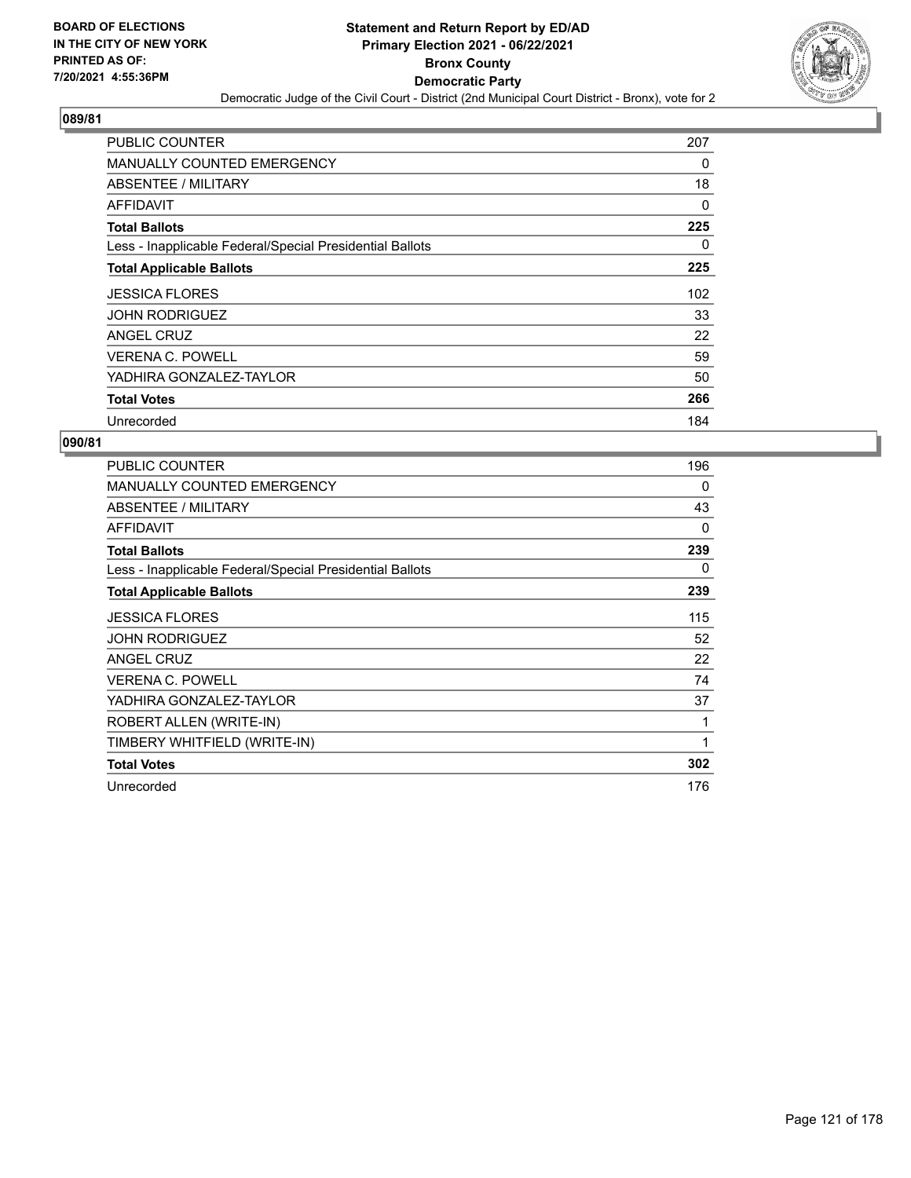**BOARD OF ELECTIONS IN THE CITY OF NEW YORK PRINTED AS OF: 7/20/2021 4:55:36PM**

# Statement and Return Report by ED/AD
## Primary Election 2021 - 06/22/2021
## Bronx County
## Democratic Party
### Democratic Judge of the Civil Court - District (2nd Municipal Court District - Bronx), vote for 2

**089/81**

| | |
|---|---|
| PUBLIC COUNTER | 207 |
| MANUALLY COUNTED EMERGENCY | 0 |
| ABSENTEE / MILITARY | 18 |
| AFFIDAVIT | 0 |
| **Total Ballots** | **225** |
| Less - Inapplicable Federal/Special Presidential Ballots | 0 |
| **Total Applicable Ballots** | **225** |
| JESSICA FLORES | 102 |
| JOHN RODRIGUEZ | 33 |
| ANGEL CRUZ | 22 |
| VERENA C. POWELL | 59 |
| YADHIRA GONZALEZ-TAYLOR | 50 |
| **Total Votes** | **266** |
| Unrecorded | 184 |

**090/81**

| | |
|---|---|
| PUBLIC COUNTER | 196 |
| MANUALLY COUNTED EMERGENCY | 0 |
| ABSENTEE / MILITARY | 43 |
| AFFIDAVIT | 0 |
| **Total Ballots** | **239** |
| Less - Inapplicable Federal/Special Presidential Ballots | 0 |
| **Total Applicable Ballots** | **239** |
| JESSICA FLORES | 115 |
| JOHN RODRIGUEZ | 52 |
| ANGEL CRUZ | 22 |
| VERENA C. POWELL | 74 |
| YADHIRA GONZALEZ-TAYLOR | 37 |
| ROBERT ALLEN (WRITE-IN) | 1 |
| TIMBERY WHITFIELD (WRITE-IN) | 1 |
| **Total Votes** | **302** |
| Unrecorded | 176 |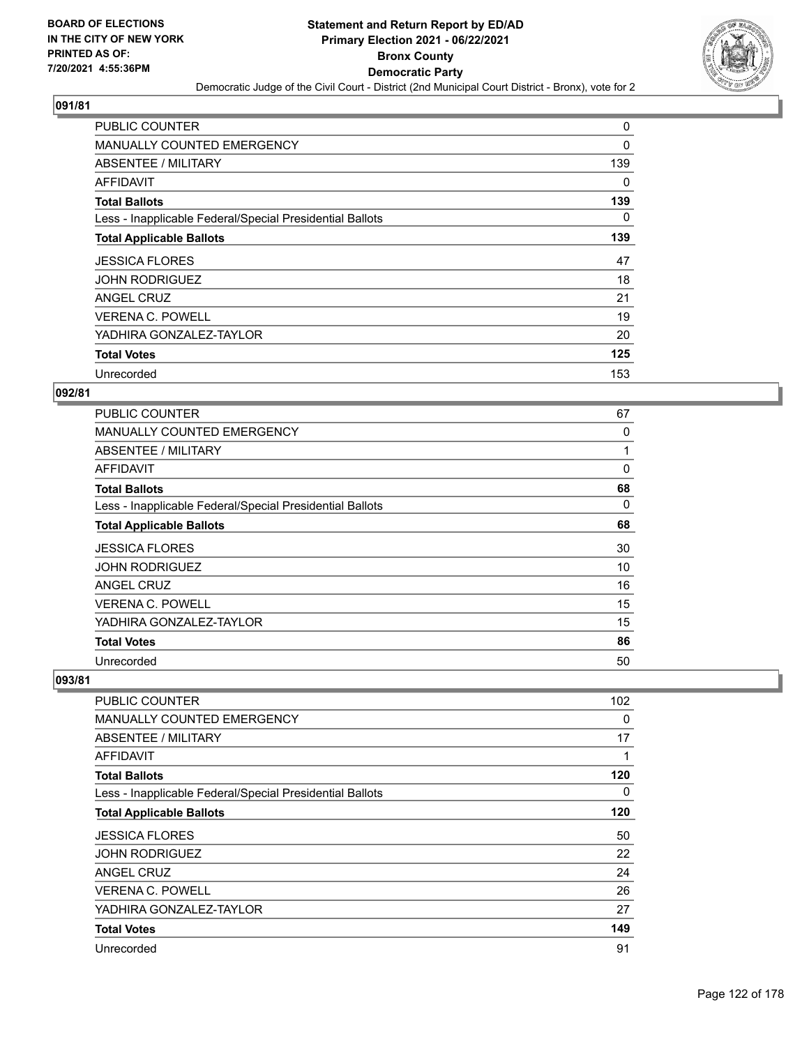BOARD OF ELECTIONS
IN THE CITY OF NEW YORK
PRINTED AS OF:
7/20/2021 4:55:36PM

# Statement and Return Report by ED/AD
## Primary Election 2021 - 06/22/2021
## Bronx County
## Democratic Party

Democratic Judge of the Civil Court - District (2nd Municipal Court District - Bronx), vote for 2

### 091/81

| | |
|---|---|
| PUBLIC COUNTER | 0 |
| MANUALLY COUNTED EMERGENCY | 0 |
| ABSENTEE / MILITARY | 139 |
| AFFIDAVIT | 0 |
| **Total Ballots** | **139** |
| Less - Inapplicable Federal/Special Presidential Ballots | 0 |
| **Total Applicable Ballots** | **139** |
| JESSICA FLORES | 47 |
| JOHN RODRIGUEZ | 18 |
| ANGEL CRUZ | 21 |
| VERENA C. POWELL | 19 |
| YADHIRA GONZALEZ-TAYLOR | 20 |
| **Total Votes** | **125** |
| Unrecorded | 153 |

### 092/81

| | |
|---|---|
| PUBLIC COUNTER | 67 |
| MANUALLY COUNTED EMERGENCY | 0 |
| ABSENTEE / MILITARY | 1 |
| AFFIDAVIT | 0 |
| **Total Ballots** | **68** |
| Less - Inapplicable Federal/Special Presidential Ballots | 0 |
| **Total Applicable Ballots** | **68** |
| JESSICA FLORES | 30 |
| JOHN RODRIGUEZ | 10 |
| ANGEL CRUZ | 16 |
| VERENA C. POWELL | 15 |
| YADHIRA GONZALEZ-TAYLOR | 15 |
| **Total Votes** | **86** |
| Unrecorded | 50 |

### 093/81

| | |
|---|---|
| PUBLIC COUNTER | 102 |
| MANUALLY COUNTED EMERGENCY | 0 |
| ABSENTEE / MILITARY | 17 |
| AFFIDAVIT | 1 |
| **Total Ballots** | **120** |
| Less - Inapplicable Federal/Special Presidential Ballots | 0 |
| **Total Applicable Ballots** | **120** |
| JESSICA FLORES | 50 |
| JOHN RODRIGUEZ | 22 |
| ANGEL CRUZ | 24 |
| VERENA C. POWELL | 26 |
| YADHIRA GONZALEZ-TAYLOR | 27 |
| **Total Votes** | **149** |
| Unrecorded | 91 |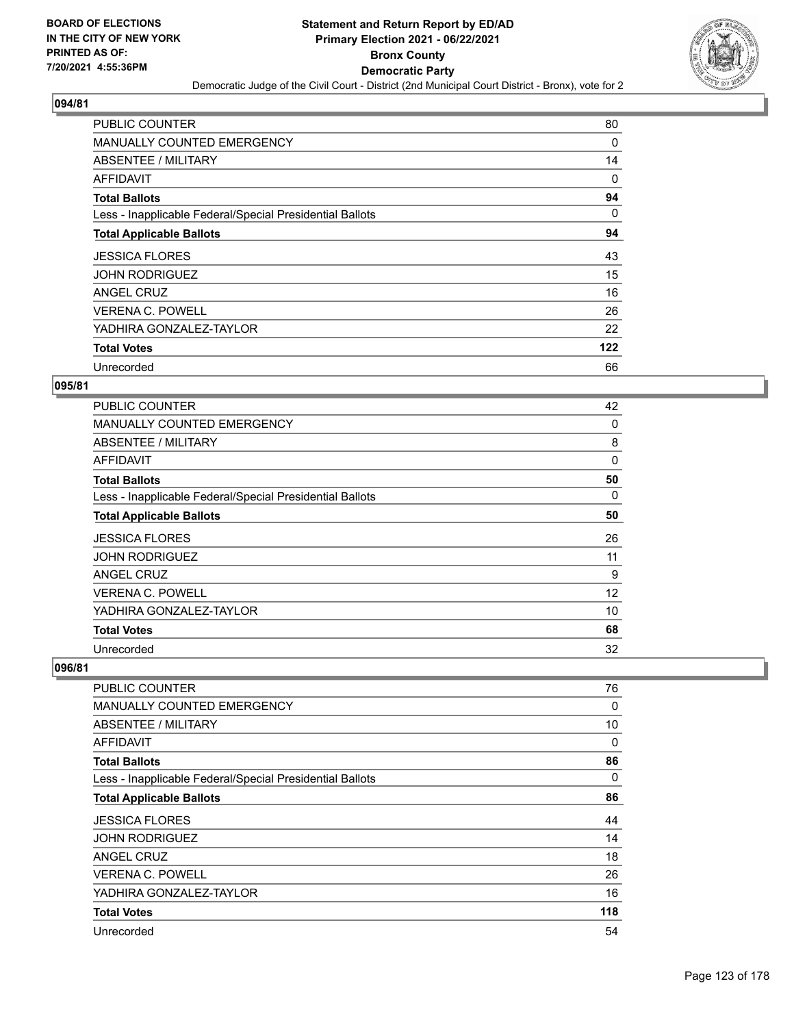BOARD OF ELECTIONS
IN THE CITY OF NEW YORK
PRINTED AS OF:
7/20/2021 4:55:36PM

# Statement and Return Report by ED/AD
## Primary Election 2021 - 06/22/2021
## Bronx County
## Democratic Party

Democratic Judge of the Civil Court - District (2nd Municipal Court District - Bronx), vote for 2

### 094/81

| | |
|---|---|
| PUBLIC COUNTER | 80 |
| MANUALLY COUNTED EMERGENCY | 0 |
| ABSENTEE / MILITARY | 14 |
| AFFIDAVIT | 0 |
| **Total Ballots** | **94** |
| Less - Inapplicable Federal/Special Presidential Ballots | 0 |
| **Total Applicable Ballots** | **94** |
| JESSICA FLORES | 43 |
| JOHN RODRIGUEZ | 15 |
| ANGEL CRUZ | 16 |
| VERENA C. POWELL | 26 |
| YADHIRA GONZALEZ-TAYLOR | 22 |
| **Total Votes** | **122** |
| Unrecorded | 66 |

### 095/81

| | |
|---|---|
| PUBLIC COUNTER | 42 |
| MANUALLY COUNTED EMERGENCY | 0 |
| ABSENTEE / MILITARY | 8 |
| AFFIDAVIT | 0 |
| **Total Ballots** | **50** |
| Less - Inapplicable Federal/Special Presidential Ballots | 0 |
| **Total Applicable Ballots** | **50** |
| JESSICA FLORES | 26 |
| JOHN RODRIGUEZ | 11 |
| ANGEL CRUZ | 9 |
| VERENA C. POWELL | 12 |
| YADHIRA GONZALEZ-TAYLOR | 10 |
| **Total Votes** | **68** |
| Unrecorded | 32 |

### 096/81

| | |
|---|---|
| PUBLIC COUNTER | 76 |
| MANUALLY COUNTED EMERGENCY | 0 |
| ABSENTEE / MILITARY | 10 |
| AFFIDAVIT | 0 |
| **Total Ballots** | **86** |
| Less - Inapplicable Federal/Special Presidential Ballots | 0 |
| **Total Applicable Ballots** | **86** |
| JESSICA FLORES | 44 |
| JOHN RODRIGUEZ | 14 |
| ANGEL CRUZ | 18 |
| VERENA C. POWELL | 26 |
| YADHIRA GONZALEZ-TAYLOR | 16 |
| **Total Votes** | **118** |
| Unrecorded | 54 |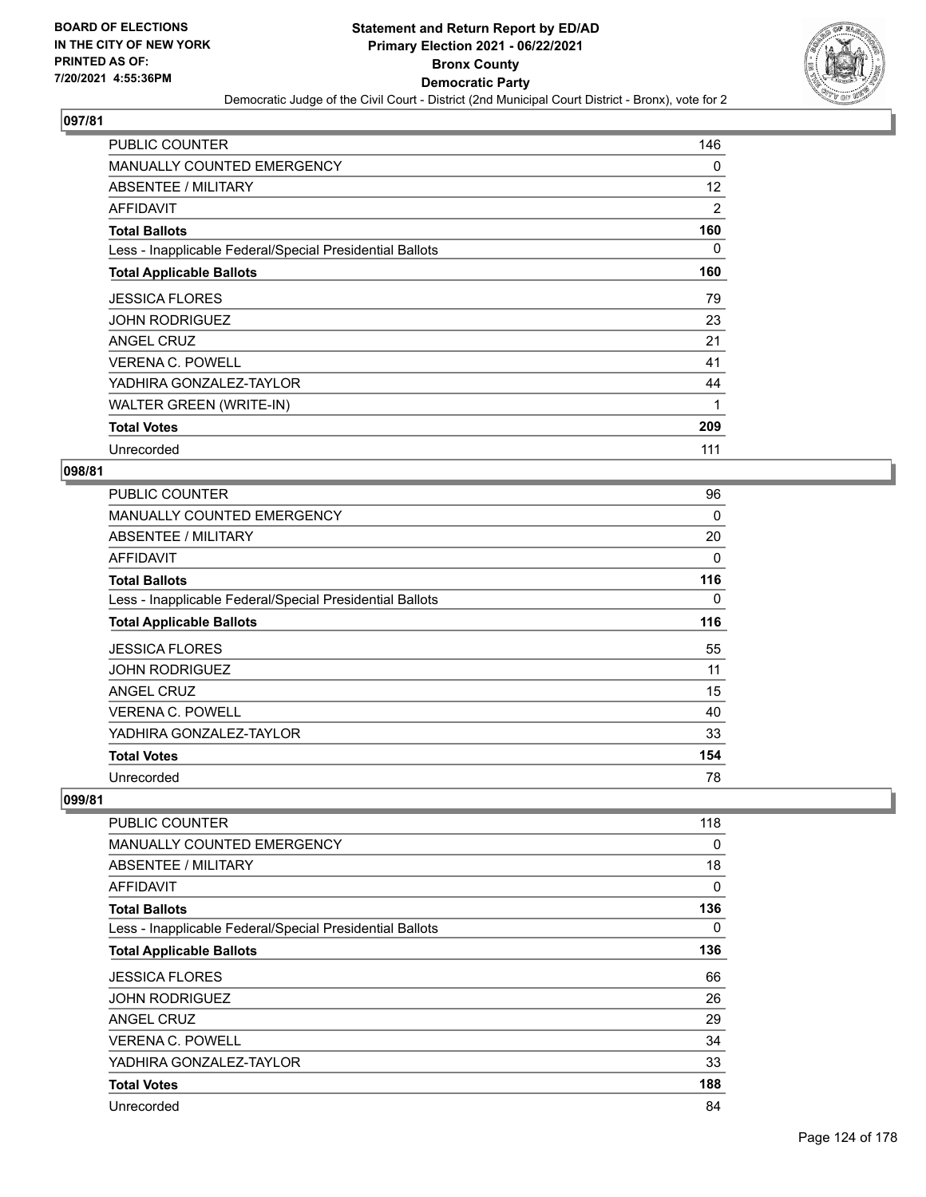**Statement and Return Report by ED/AD**
**Primary Election 2021 - 06/22/2021**
**Bronx County**
**Democratic Party**
Democratic Judge of the Civil Court - District (2nd Municipal Court District - Bronx), vote for 2

BOARD OF ELECTIONS
IN THE CITY OF NEW YORK
PRINTED AS OF:
7/20/2021 4:55:36PM

## 097/81

| | |
|---|---|
| PUBLIC COUNTER | 146 |
| MANUALLY COUNTED EMERGENCY | 0 |
| ABSENTEE / MILITARY | 12 |
| AFFIDAVIT | 2 |
| **Total Ballots** | **160** |
| Less - Inapplicable Federal/Special Presidential Ballots | 0 |
| **Total Applicable Ballots** | **160** |
| JESSICA FLORES | 79 |
| JOHN RODRIGUEZ | 23 |
| ANGEL CRUZ | 21 |
| VERENA C. POWELL | 41 |
| YADHIRA GONZALEZ-TAYLOR | 44 |
| WALTER GREEN (WRITE-IN) | 1 |
| **Total Votes** | **209** |
| Unrecorded | 111 |

## 098/81

| | |
|---|---|
| PUBLIC COUNTER | 96 |
| MANUALLY COUNTED EMERGENCY | 0 |
| ABSENTEE / MILITARY | 20 |
| AFFIDAVIT | 0 |
| **Total Ballots** | **116** |
| Less - Inapplicable Federal/Special Presidential Ballots | 0 |
| **Total Applicable Ballots** | **116** |
| JESSICA FLORES | 55 |
| JOHN RODRIGUEZ | 11 |
| ANGEL CRUZ | 15 |
| VERENA C. POWELL | 40 |
| YADHIRA GONZALEZ-TAYLOR | 33 |
| **Total Votes** | **154** |
| Unrecorded | 78 |

## 099/81

| | |
|---|---|
| PUBLIC COUNTER | 118 |
| MANUALLY COUNTED EMERGENCY | 0 |
| ABSENTEE / MILITARY | 18 |
| AFFIDAVIT | 0 |
| **Total Ballots** | **136** |
| Less - Inapplicable Federal/Special Presidential Ballots | 0 |
| **Total Applicable Ballots** | **136** |
| JESSICA FLORES | 66 |
| JOHN RODRIGUEZ | 26 |
| ANGEL CRUZ | 29 |
| VERENA C. POWELL | 34 |
| YADHIRA GONZALEZ-TAYLOR | 33 |
| **Total Votes** | **188** |
| Unrecorded | 84 |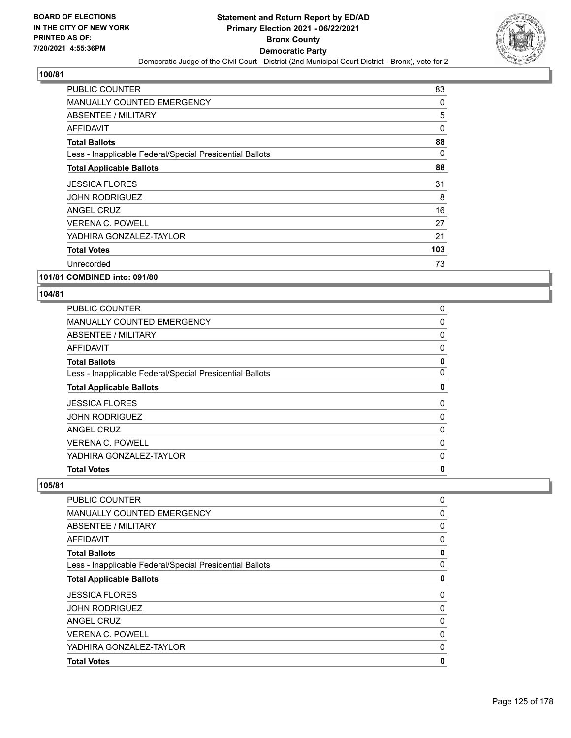## 100/81

| | |
|---|---|
| PUBLIC COUNTER | 83 |
| MANUALLY COUNTED EMERGENCY | 0 |
| ABSENTEE / MILITARY | 5 |
| AFFIDAVIT | 0 |
| **Total Ballots** | **88** |
| Less - Inapplicable Federal/Special Presidential Ballots | 0 |
| **Total Applicable Ballots** | **88** |
| JESSICA FLORES | 31 |
| JOHN RODRIGUEZ | 8 |
| ANGEL CRUZ | 16 |
| VERENA C. POWELL | 27 |
| YADHIRA GONZALEZ-TAYLOR | 21 |
| **Total Votes** | **103** |
| Unrecorded | 73 |

## 101/81 COMBINED into: 091/80

## 104/81

| | |
|---|---|
| PUBLIC COUNTER | 0 |
| MANUALLY COUNTED EMERGENCY | 0 |
| ABSENTEE / MILITARY | 0 |
| AFFIDAVIT | 0 |
| **Total Ballots** | **0** |
| Less - Inapplicable Federal/Special Presidential Ballots | 0 |
| **Total Applicable Ballots** | **0** |
| JESSICA FLORES | 0 |
| JOHN RODRIGUEZ | 0 |
| ANGEL CRUZ | 0 |
| VERENA C. POWELL | 0 |
| YADHIRA GONZALEZ-TAYLOR | 0 |
| **Total Votes** | **0** |

## 105/81

| | |
|---|---|
| PUBLIC COUNTER | 0 |
| MANUALLY COUNTED EMERGENCY | 0 |
| ABSENTEE / MILITARY | 0 |
| AFFIDAVIT | 0 |
| **Total Ballots** | **0** |
| Less - Inapplicable Federal/Special Presidential Ballots | 0 |
| **Total Applicable Ballots** | **0** |
| JESSICA FLORES | 0 |
| JOHN RODRIGUEZ | 0 |
| ANGEL CRUZ | 0 |
| VERENA C. POWELL | 0 |
| YADHIRA GONZALEZ-TAYLOR | 0 |
| **Total Votes** | **0** |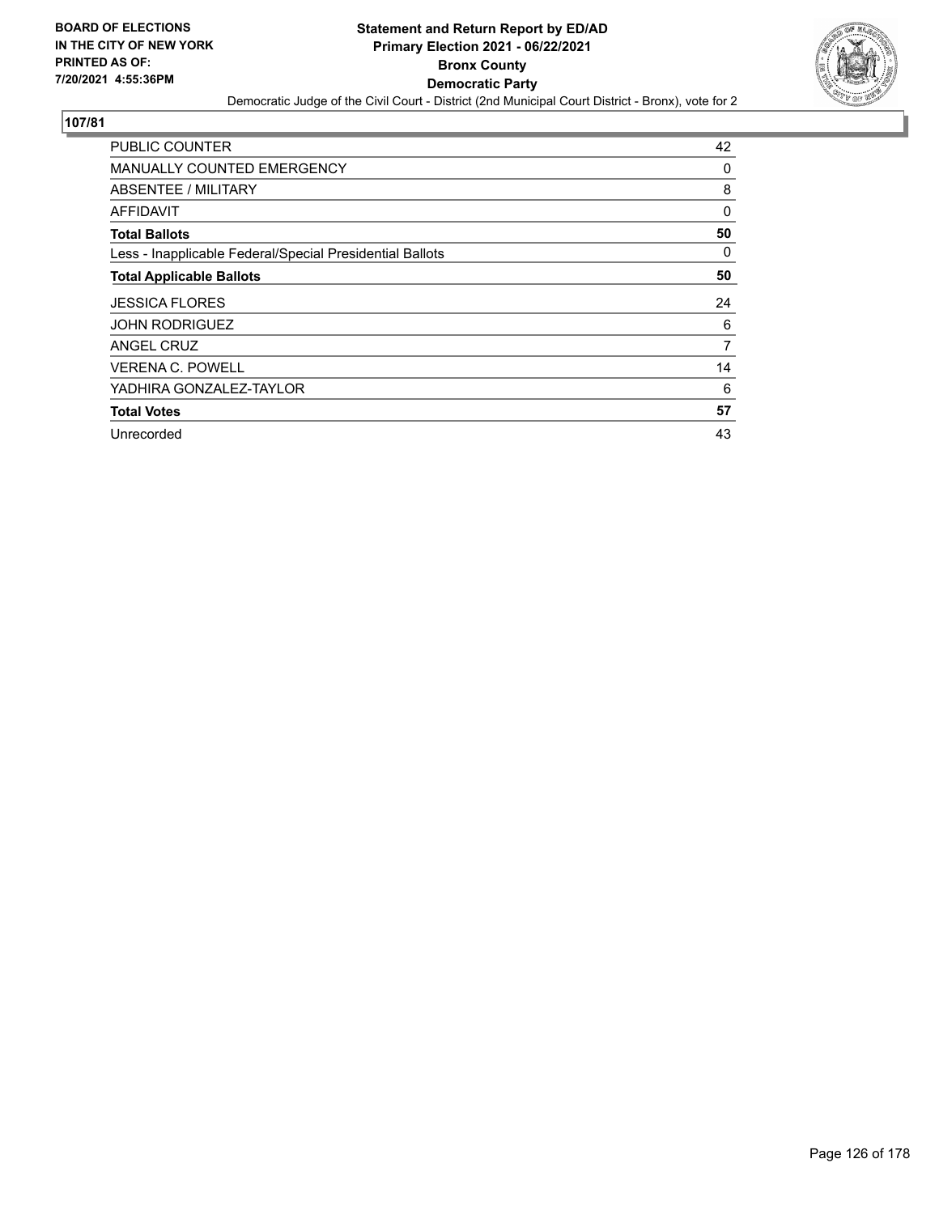BOARD OF ELECTIONS
IN THE CITY OF NEW YORK
PRINTED AS OF:
7/20/2021 4:55:36PM

**Statement and Return Report by ED/AD**
**Primary Election 2021 - 06/22/2021**
**Bronx County**
**Democratic Party**
Democratic Judge of the Civil Court - District (2nd Municipal Court District - Bronx), vote for 2

**107/81**

| | |
|---|---|
| PUBLIC COUNTER | 42 |
| MANUALLY COUNTED EMERGENCY | 0 |
| ABSENTEE / MILITARY | 8 |
| AFFIDAVIT | 0 |
| **Total Ballots** | **50** |
| Less - Inapplicable Federal/Special Presidential Ballots | 0 |
| **Total Applicable Ballots** | **50** |
| JESSICA FLORES | 24 |
| JOHN RODRIGUEZ | 6 |
| ANGEL CRUZ | 7 |
| VERENA C. POWELL | 14 |
| YADHIRA GONZALEZ-TAYLOR | 6 |
| **Total Votes** | **57** |
| Unrecorded | 43 |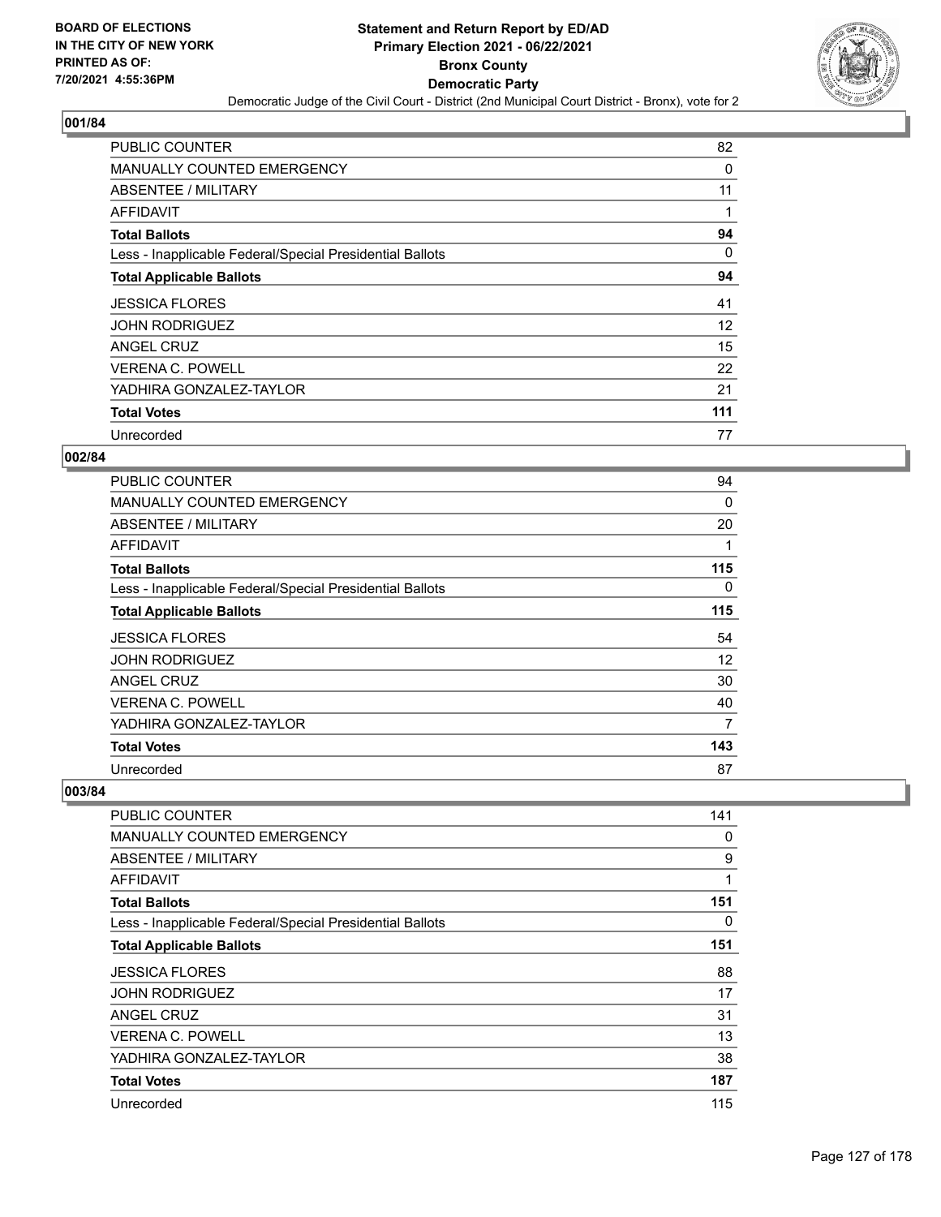**BOARD OF ELECTIONS IN THE CITY OF NEW YORK PRINTED AS OF: 7/20/2021 4:55:36PM**

# Statement and Return Report by ED/AD
## Primary Election 2021 - 06/22/2021
## Bronx County
## Democratic Party
### Democratic Judge of the Civil Court - District (2nd Municipal Court District - Bronx), vote for 2

**001/84**

| | |
|---|---|
| PUBLIC COUNTER | 82 |
| MANUALLY COUNTED EMERGENCY | 0 |
| ABSENTEE / MILITARY | 11 |
| AFFIDAVIT | 1 |
| **Total Ballots** | **94** |
| Less - Inapplicable Federal/Special Presidential Ballots | 0 |
| **Total Applicable Ballots** | **94** |
| JESSICA FLORES | 41 |
| JOHN RODRIGUEZ | 12 |
| ANGEL CRUZ | 15 |
| VERENA C. POWELL | 22 |
| YADHIRA GONZALEZ-TAYLOR | 21 |
| **Total Votes** | **111** |
| Unrecorded | 77 |

**002/84**

| | |
|---|---|
| PUBLIC COUNTER | 94 |
| MANUALLY COUNTED EMERGENCY | 0 |
| ABSENTEE / MILITARY | 20 |
| AFFIDAVIT | 1 |
| **Total Ballots** | **115** |
| Less - Inapplicable Federal/Special Presidential Ballots | 0 |
| **Total Applicable Ballots** | **115** |
| JESSICA FLORES | 54 |
| JOHN RODRIGUEZ | 12 |
| ANGEL CRUZ | 30 |
| VERENA C. POWELL | 40 |
| YADHIRA GONZALEZ-TAYLOR | 7 |
| **Total Votes** | **143** |
| Unrecorded | 87 |

**003/84**

| | |
|---|---|
| PUBLIC COUNTER | 141 |
| MANUALLY COUNTED EMERGENCY | 0 |
| ABSENTEE / MILITARY | 9 |
| AFFIDAVIT | 1 |
| **Total Ballots** | **151** |
| Less - Inapplicable Federal/Special Presidential Ballots | 0 |
| **Total Applicable Ballots** | **151** |
| JESSICA FLORES | 88 |
| JOHN RODRIGUEZ | 17 |
| ANGEL CRUZ | 31 |
| VERENA C. POWELL | 13 |
| YADHIRA GONZALEZ-TAYLOR | 38 |
| **Total Votes** | **187** |
| Unrecorded | 115 |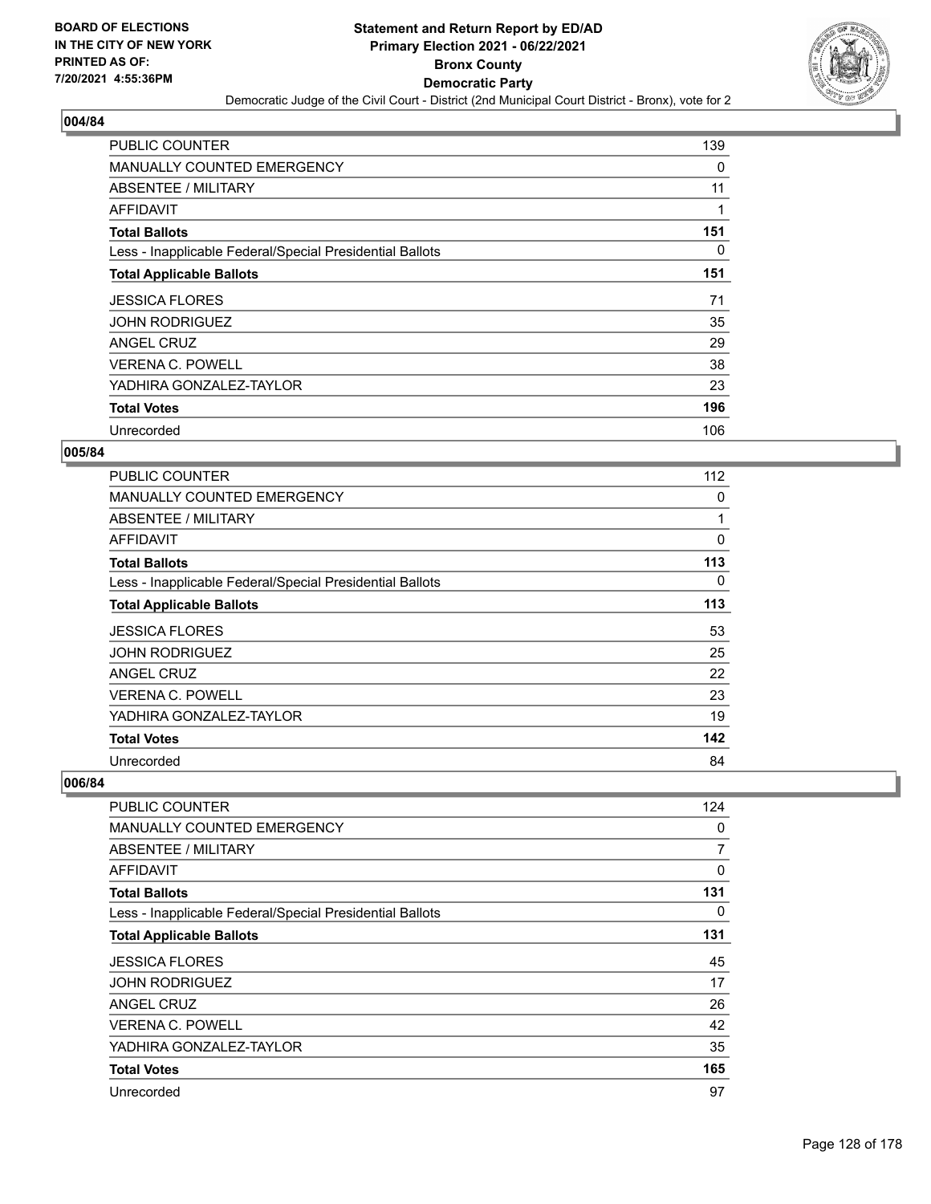BOARD OF ELECTIONS
IN THE CITY OF NEW YORK
PRINTED AS OF:
7/20/2021 4:55:36PM

# Statement and Return Report by ED/AD
## Primary Election 2021 - 06/22/2021
## Bronx County
## Democratic Party

Democratic Judge of the Civil Court - District (2nd Municipal Court District - Bronx), vote for 2

### 004/84

| | |
|---|---|
| PUBLIC COUNTER | 139 |
| MANUALLY COUNTED EMERGENCY | 0 |
| ABSENTEE / MILITARY | 11 |
| AFFIDAVIT | 1 |
| **Total Ballots** | **151** |
| Less - Inapplicable Federal/Special Presidential Ballots | 0 |
| **Total Applicable Ballots** | **151** |
| JESSICA FLORES | 71 |
| JOHN RODRIGUEZ | 35 |
| ANGEL CRUZ | 29 |
| VERENA C. POWELL | 38 |
| YADHIRA GONZALEZ-TAYLOR | 23 |
| **Total Votes** | **196** |
| Unrecorded | 106 |

### 005/84

| | |
|---|---|
| PUBLIC COUNTER | 112 |
| MANUALLY COUNTED EMERGENCY | 0 |
| ABSENTEE / MILITARY | 1 |
| AFFIDAVIT | 0 |
| **Total Ballots** | **113** |
| Less - Inapplicable Federal/Special Presidential Ballots | 0 |
| **Total Applicable Ballots** | **113** |
| JESSICA FLORES | 53 |
| JOHN RODRIGUEZ | 25 |
| ANGEL CRUZ | 22 |
| VERENA C. POWELL | 23 |
| YADHIRA GONZALEZ-TAYLOR | 19 |
| **Total Votes** | **142** |
| Unrecorded | 84 |

### 006/84

| | |
|---|---|
| PUBLIC COUNTER | 124 |
| MANUALLY COUNTED EMERGENCY | 0 |
| ABSENTEE / MILITARY | 7 |
| AFFIDAVIT | 0 |
| **Total Ballots** | **131** |
| Less - Inapplicable Federal/Special Presidential Ballots | 0 |
| **Total Applicable Ballots** | **131** |
| JESSICA FLORES | 45 |
| JOHN RODRIGUEZ | 17 |
| ANGEL CRUZ | 26 |
| VERENA C. POWELL | 42 |
| YADHIRA GONZALEZ-TAYLOR | 35 |
| **Total Votes** | **165** |
| Unrecorded | 97 |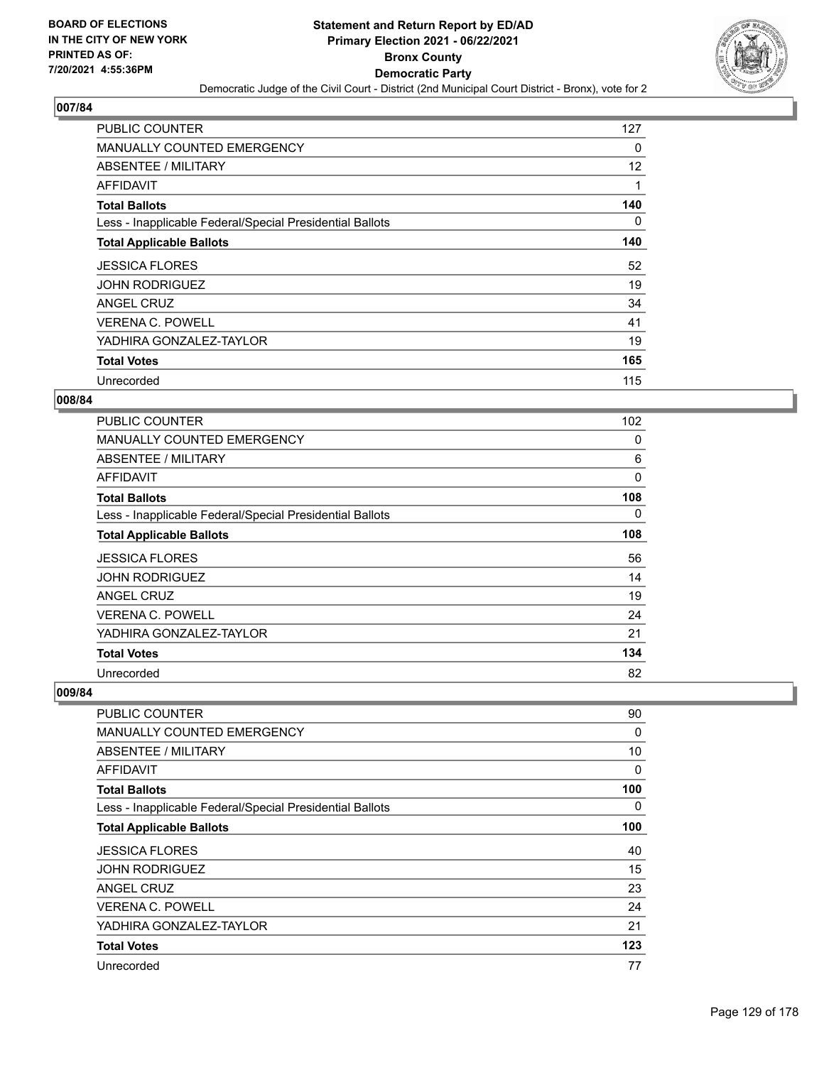# Statement and Return Report by ED/AD
## Primary Election 2021 - 06/22/2021
## Bronx County
## Democratic Party

Democratic Judge of the Civil Court - District (2nd Municipal Court District - Bronx), vote for 2

BOARD OF ELECTIONS IN THE CITY OF NEW YORK PRINTED AS OF: 7/20/2021 4:55:36PM

### 007/84

| | |
|---|---|
| PUBLIC COUNTER | 127 |
| MANUALLY COUNTED EMERGENCY | 0 |
| ABSENTEE / MILITARY | 12 |
| AFFIDAVIT | 1 |
| **Total Ballots** | **140** |
| Less - Inapplicable Federal/Special Presidential Ballots | 0 |
| **Total Applicable Ballots** | **140** |
| JESSICA FLORES | 52 |
| JOHN RODRIGUEZ | 19 |
| ANGEL CRUZ | 34 |
| VERENA C. POWELL | 41 |
| YADHIRA GONZALEZ-TAYLOR | 19 |
| **Total Votes** | **165** |
| Unrecorded | 115 |

### 008/84

| | |
|---|---|
| PUBLIC COUNTER | 102 |
| MANUALLY COUNTED EMERGENCY | 0 |
| ABSENTEE / MILITARY | 6 |
| AFFIDAVIT | 0 |
| **Total Ballots** | **108** |
| Less - Inapplicable Federal/Special Presidential Ballots | 0 |
| **Total Applicable Ballots** | **108** |
| JESSICA FLORES | 56 |
| JOHN RODRIGUEZ | 14 |
| ANGEL CRUZ | 19 |
| VERENA C. POWELL | 24 |
| YADHIRA GONZALEZ-TAYLOR | 21 |
| **Total Votes** | **134** |
| Unrecorded | 82 |

### 009/84

| | |
|---|---|
| PUBLIC COUNTER | 90 |
| MANUALLY COUNTED EMERGENCY | 0 |
| ABSENTEE / MILITARY | 10 |
| AFFIDAVIT | 0 |
| **Total Ballots** | **100** |
| Less - Inapplicable Federal/Special Presidential Ballots | 0 |
| **Total Applicable Ballots** | **100** |
| JESSICA FLORES | 40 |
| JOHN RODRIGUEZ | 15 |
| ANGEL CRUZ | 23 |
| VERENA C. POWELL | 24 |
| YADHIRA GONZALEZ-TAYLOR | 21 |
| **Total Votes** | **123** |
| Unrecorded | 77 |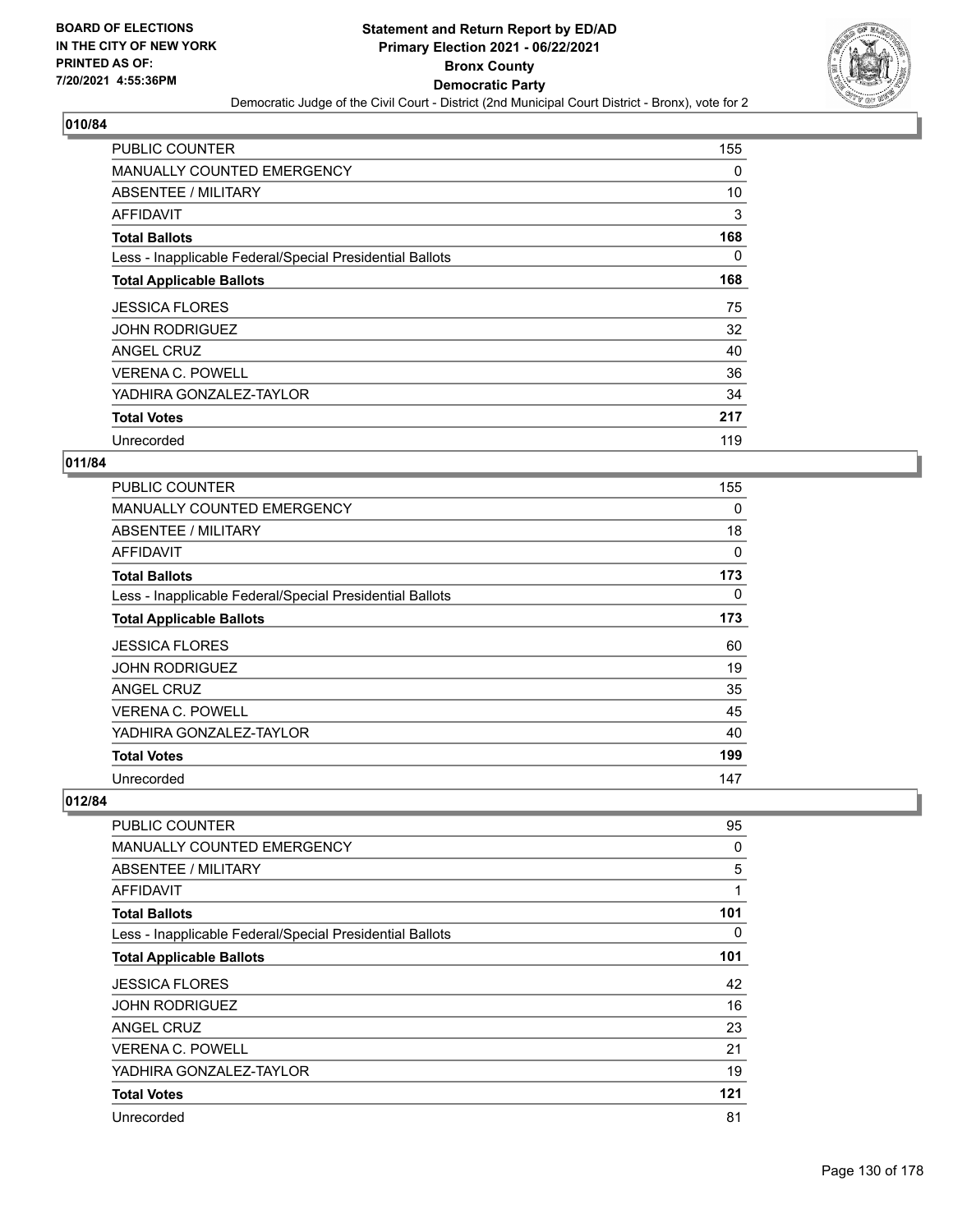**Statement and Return Report by ED/AD**
**Primary Election 2021 - 06/22/2021**
**Bronx County**
**Democratic Party**
Democratic Judge of the Civil Court - District (2nd Municipal Court District - Bronx), vote for 2

BOARD OF ELECTIONS IN THE CITY OF NEW YORK PRINTED AS OF: 7/20/2021 4:55:36PM

## 010/84

| | |
|---|---|
| PUBLIC COUNTER | 155 |
| MANUALLY COUNTED EMERGENCY | 0 |
| ABSENTEE / MILITARY | 10 |
| AFFIDAVIT | 3 |
| **Total Ballots** | **168** |
| Less - Inapplicable Federal/Special Presidential Ballots | 0 |
| **Total Applicable Ballots** | **168** |
| JESSICA FLORES | 75 |
| JOHN RODRIGUEZ | 32 |
| ANGEL CRUZ | 40 |
| VERENA C. POWELL | 36 |
| YADHIRA GONZALEZ-TAYLOR | 34 |
| **Total Votes** | **217** |
| Unrecorded | 119 |

## 011/84

| | |
|---|---|
| PUBLIC COUNTER | 155 |
| MANUALLY COUNTED EMERGENCY | 0 |
| ABSENTEE / MILITARY | 18 |
| AFFIDAVIT | 0 |
| **Total Ballots** | **173** |
| Less - Inapplicable Federal/Special Presidential Ballots | 0 |
| **Total Applicable Ballots** | **173** |
| JESSICA FLORES | 60 |
| JOHN RODRIGUEZ | 19 |
| ANGEL CRUZ | 35 |
| VERENA C. POWELL | 45 |
| YADHIRA GONZALEZ-TAYLOR | 40 |
| **Total Votes** | **199** |
| Unrecorded | 147 |

## 012/84

| | |
|---|---|
| PUBLIC COUNTER | 95 |
| MANUALLY COUNTED EMERGENCY | 0 |
| ABSENTEE / MILITARY | 5 |
| AFFIDAVIT | 1 |
| **Total Ballots** | **101** |
| Less - Inapplicable Federal/Special Presidential Ballots | 0 |
| **Total Applicable Ballots** | **101** |
| JESSICA FLORES | 42 |
| JOHN RODRIGUEZ | 16 |
| ANGEL CRUZ | 23 |
| VERENA C. POWELL | 21 |
| YADHIRA GONZALEZ-TAYLOR | 19 |
| **Total Votes** | **121** |
| Unrecorded | 81 |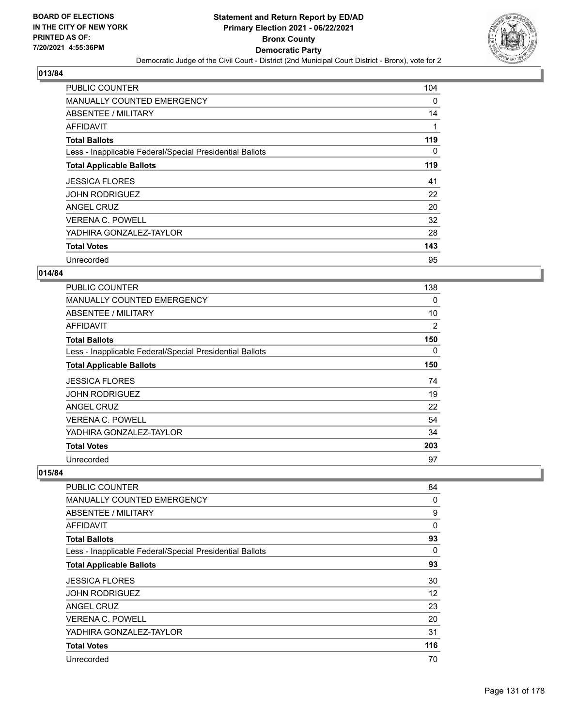BOARD OF ELECTIONS
IN THE CITY OF NEW YORK
PRINTED AS OF:
7/20/2021 4:55:36PM

# Statement and Return Report by ED/AD
## Primary Election 2021 - 06/22/2021
## Bronx County
## Democratic Party
### Democratic Judge of the Civil Court - District (2nd Municipal Court District - Bronx), vote for 2

## 013/84

| | |
|---|---|
| PUBLIC COUNTER | 104 |
| MANUALLY COUNTED EMERGENCY | 0 |
| ABSENTEE / MILITARY | 14 |
| AFFIDAVIT | 1 |
| **Total Ballots** | **119** |
| Less - Inapplicable Federal/Special Presidential Ballots | 0 |
| **Total Applicable Ballots** | **119** |
| JESSICA FLORES | 41 |
| JOHN RODRIGUEZ | 22 |
| ANGEL CRUZ | 20 |
| VERENA C. POWELL | 32 |
| YADHIRA GONZALEZ-TAYLOR | 28 |
| **Total Votes** | **143** |
| Unrecorded | 95 |

## 014/84

| | |
|---|---|
| PUBLIC COUNTER | 138 |
| MANUALLY COUNTED EMERGENCY | 0 |
| ABSENTEE / MILITARY | 10 |
| AFFIDAVIT | 2 |
| **Total Ballots** | **150** |
| Less - Inapplicable Federal/Special Presidential Ballots | 0 |
| **Total Applicable Ballots** | **150** |
| JESSICA FLORES | 74 |
| JOHN RODRIGUEZ | 19 |
| ANGEL CRUZ | 22 |
| VERENA C. POWELL | 54 |
| YADHIRA GONZALEZ-TAYLOR | 34 |
| **Total Votes** | **203** |
| Unrecorded | 97 |

## 015/84

| | |
|---|---|
| PUBLIC COUNTER | 84 |
| MANUALLY COUNTED EMERGENCY | 0 |
| ABSENTEE / MILITARY | 9 |
| AFFIDAVIT | 0 |
| **Total Ballots** | **93** |
| Less - Inapplicable Federal/Special Presidential Ballots | 0 |
| **Total Applicable Ballots** | **93** |
| JESSICA FLORES | 30 |
| JOHN RODRIGUEZ | 12 |
| ANGEL CRUZ | 23 |
| VERENA C. POWELL | 20 |
| YADHIRA GONZALEZ-TAYLOR | 31 |
| **Total Votes** | **116** |
| Unrecorded | 70 |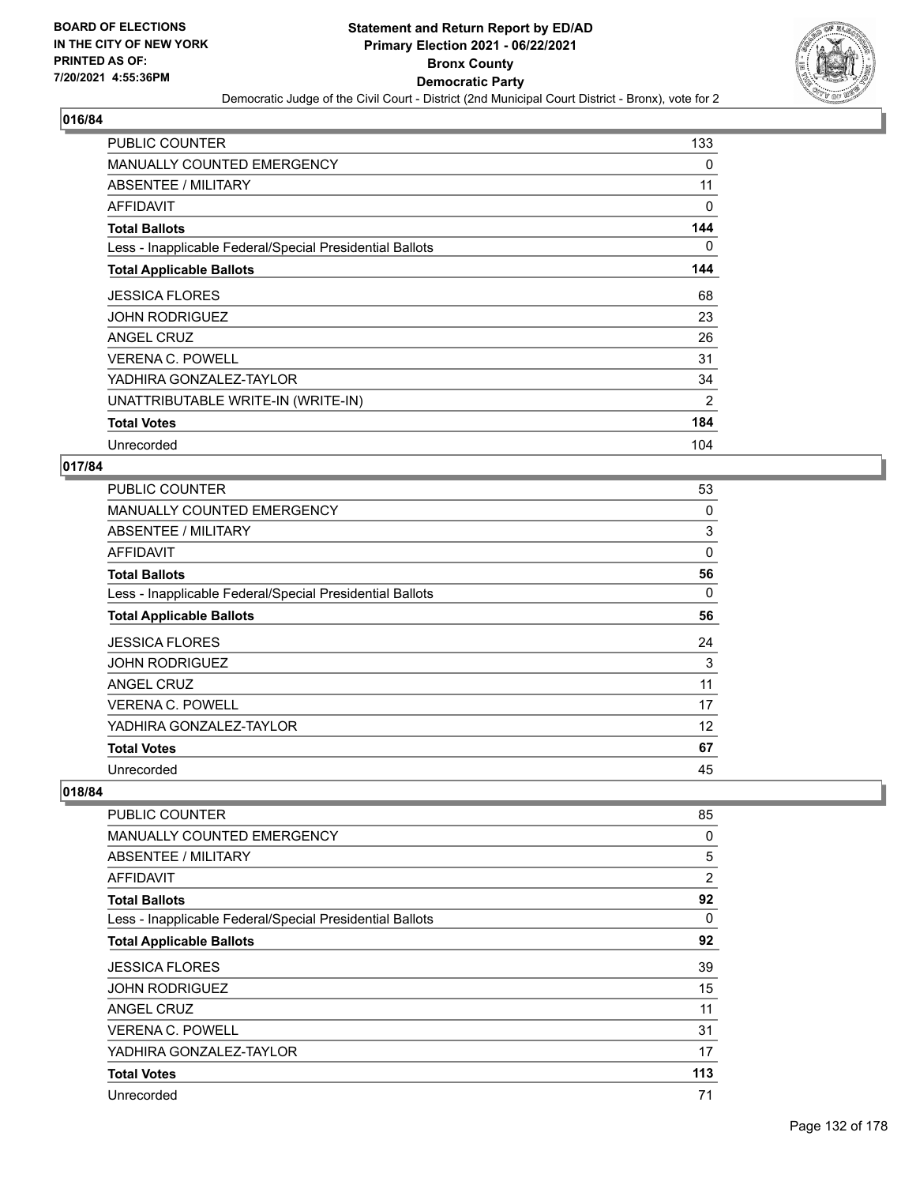## 016/84

| | |
|---|---|
| PUBLIC COUNTER | 133 |
| MANUALLY COUNTED EMERGENCY | 0 |
| ABSENTEE / MILITARY | 11 |
| AFFIDAVIT | 0 |
| **Total Ballots** | **144** |
| Less - Inapplicable Federal/Special Presidential Ballots | 0 |
| **Total Applicable Ballots** | **144** |
| JESSICA FLORES | 68 |
| JOHN RODRIGUEZ | 23 |
| ANGEL CRUZ | 26 |
| VERENA C. POWELL | 31 |
| YADHIRA GONZALEZ-TAYLOR | 34 |
| UNATTRIBUTABLE WRITE-IN (WRITE-IN) | 2 |
| **Total Votes** | **184** |
| Unrecorded | 104 |

## 017/84

| | |
|---|---|
| PUBLIC COUNTER | 53 |
| MANUALLY COUNTED EMERGENCY | 0 |
| ABSENTEE / MILITARY | 3 |
| AFFIDAVIT | 0 |
| **Total Ballots** | **56** |
| Less - Inapplicable Federal/Special Presidential Ballots | 0 |
| **Total Applicable Ballots** | **56** |
| JESSICA FLORES | 24 |
| JOHN RODRIGUEZ | 3 |
| ANGEL CRUZ | 11 |
| VERENA C. POWELL | 17 |
| YADHIRA GONZALEZ-TAYLOR | 12 |
| **Total Votes** | **67** |
| Unrecorded | 45 |

## 018/84

| | |
|---|---|
| PUBLIC COUNTER | 85 |
| MANUALLY COUNTED EMERGENCY | 0 |
| ABSENTEE / MILITARY | 5 |
| AFFIDAVIT | 2 |
| **Total Ballots** | **92** |
| Less - Inapplicable Federal/Special Presidential Ballots | 0 |
| **Total Applicable Ballots** | **92** |
| JESSICA FLORES | 39 |
| JOHN RODRIGUEZ | 15 |
| ANGEL CRUZ | 11 |
| VERENA C. POWELL | 31 |
| YADHIRA GONZALEZ-TAYLOR | 17 |
| **Total Votes** | **113** |
| Unrecorded | 71 |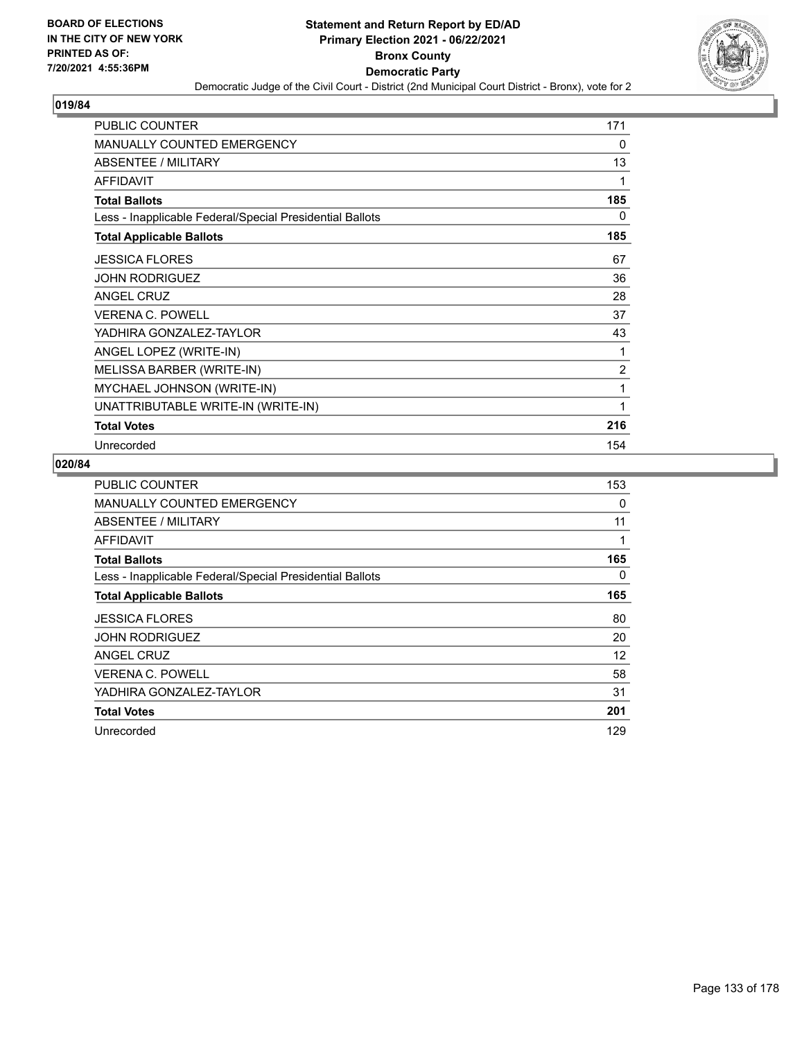BOARD OF ELECTIONS IN THE CITY OF NEW YORK PRINTED AS OF: 7/20/2021 4:55:36PM

# Statement and Return Report by ED/AD
## Primary Election 2021 - 06/22/2021
## Bronx County
## Democratic Party
### Democratic Judge of the Civil Court - District (2nd Municipal Court District - Bronx), vote for 2

**019/84**

| | |
|---|---|
| PUBLIC COUNTER | 171 |
| MANUALLY COUNTED EMERGENCY | 0 |
| ABSENTEE / MILITARY | 13 |
| AFFIDAVIT | 1 |
| **Total Ballots** | **185** |
| Less - Inapplicable Federal/Special Presidential Ballots | 0 |
| **Total Applicable Ballots** | **185** |
| JESSICA FLORES | 67 |
| JOHN RODRIGUEZ | 36 |
| ANGEL CRUZ | 28 |
| VERENA C. POWELL | 37 |
| YADHIRA GONZALEZ-TAYLOR | 43 |
| ANGEL LOPEZ (WRITE-IN) | 1 |
| MELISSA BARBER (WRITE-IN) | 2 |
| MYCHAEL JOHNSON (WRITE-IN) | 1 |
| UNATTRIBUTABLE WRITE-IN (WRITE-IN) | 1 |
| **Total Votes** | **216** |
| Unrecorded | 154 |

**020/84**

| | |
|---|---|
| PUBLIC COUNTER | 153 |
| MANUALLY COUNTED EMERGENCY | 0 |
| ABSENTEE / MILITARY | 11 |
| AFFIDAVIT | 1 |
| **Total Ballots** | **165** |
| Less - Inapplicable Federal/Special Presidential Ballots | 0 |
| **Total Applicable Ballots** | **165** |
| JESSICA FLORES | 80 |
| JOHN RODRIGUEZ | 20 |
| ANGEL CRUZ | 12 |
| VERENA C. POWELL | 58 |
| YADHIRA GONZALEZ-TAYLOR | 31 |
| **Total Votes** | **201** |
| Unrecorded | 129 |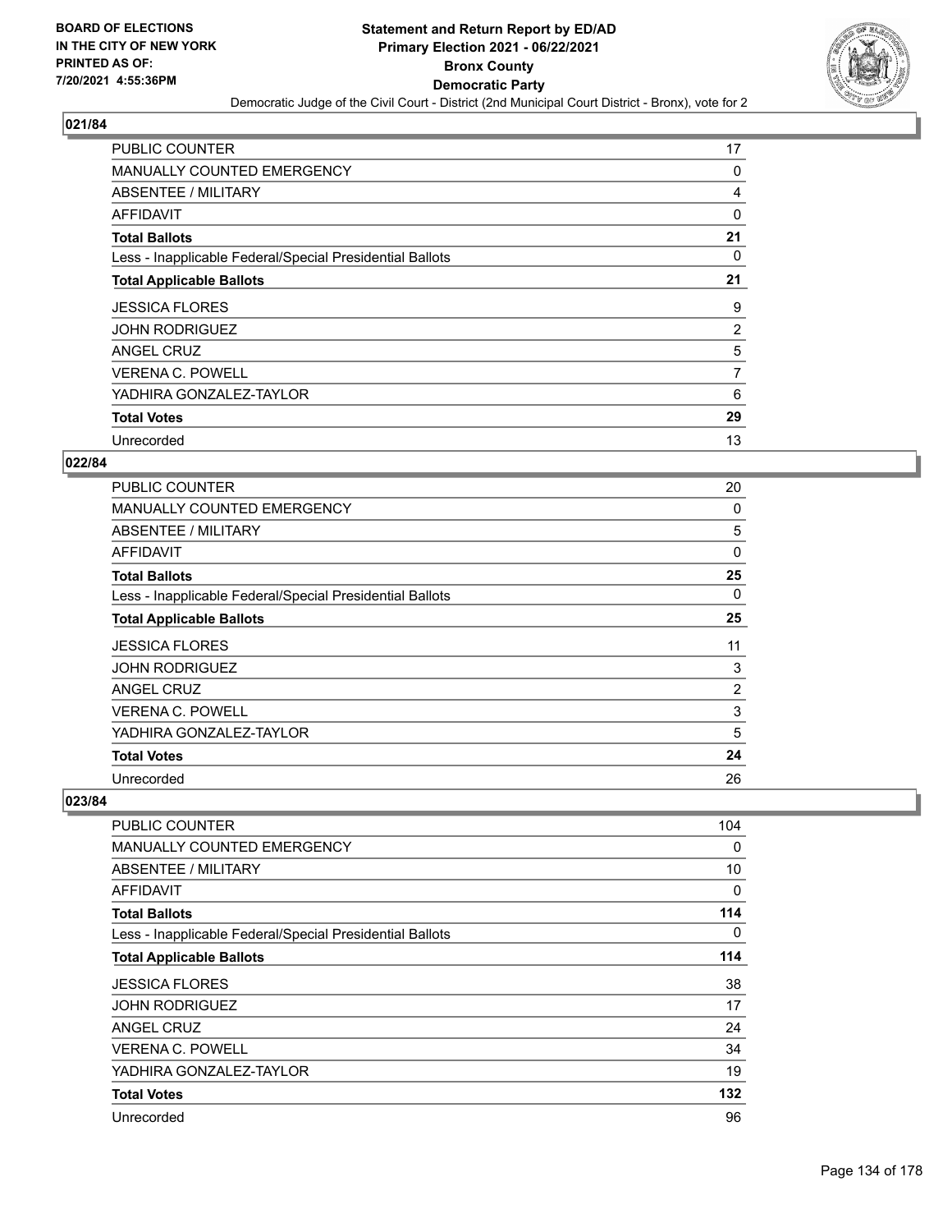## 021/84

| | |
|---|---|
| PUBLIC COUNTER | 17 |
| MANUALLY COUNTED EMERGENCY | 0 |
| ABSENTEE / MILITARY | 4 |
| AFFIDAVIT | 0 |
| **Total Ballots** | **21** |
| Less - Inapplicable Federal/Special Presidential Ballots | 0 |
| **Total Applicable Ballots** | **21** |
| JESSICA FLORES | 9 |
| JOHN RODRIGUEZ | 2 |
| ANGEL CRUZ | 5 |
| VERENA C. POWELL | 7 |
| YADHIRA GONZALEZ-TAYLOR | 6 |
| **Total Votes** | **29** |
| Unrecorded | 13 |

## 022/84

| | |
|---|---|
| PUBLIC COUNTER | 20 |
| MANUALLY COUNTED EMERGENCY | 0 |
| ABSENTEE / MILITARY | 5 |
| AFFIDAVIT | 0 |
| **Total Ballots** | **25** |
| Less - Inapplicable Federal/Special Presidential Ballots | 0 |
| **Total Applicable Ballots** | **25** |
| JESSICA FLORES | 11 |
| JOHN RODRIGUEZ | 3 |
| ANGEL CRUZ | 2 |
| VERENA C. POWELL | 3 |
| YADHIRA GONZALEZ-TAYLOR | 5 |
| **Total Votes** | **24** |
| Unrecorded | 26 |

## 023/84

| | |
|---|---|
| PUBLIC COUNTER | 104 |
| MANUALLY COUNTED EMERGENCY | 0 |
| ABSENTEE / MILITARY | 10 |
| AFFIDAVIT | 0 |
| **Total Ballots** | **114** |
| Less - Inapplicable Federal/Special Presidential Ballots | 0 |
| **Total Applicable Ballots** | **114** |
| JESSICA FLORES | 38 |
| JOHN RODRIGUEZ | 17 |
| ANGEL CRUZ | 24 |
| VERENA C. POWELL | 34 |
| YADHIRA GONZALEZ-TAYLOR | 19 |
| **Total Votes** | **132** |
| Unrecorded | 96 |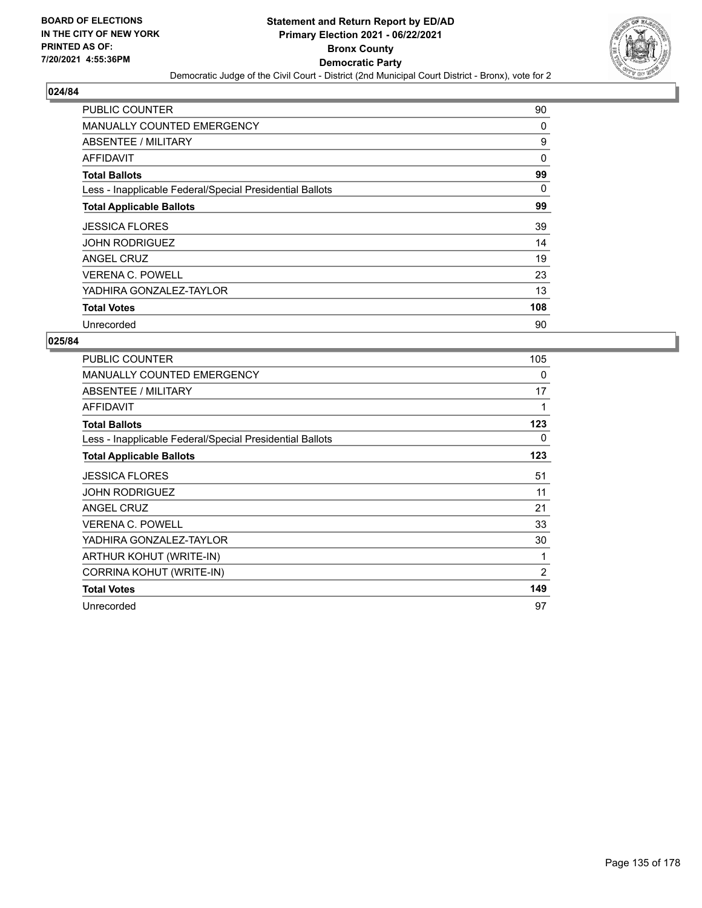**Statement and Return Report by ED/AD**
**Primary Election 2021 - 06/22/2021**
**Bronx County**
**Democratic Party**
Democratic Judge of the Civil Court - District (2nd Municipal Court District - Bronx), vote for 2

BOARD OF ELECTIONS IN THE CITY OF NEW YORK PRINTED AS OF: 7/20/2021 4:55:36PM

## 024/84

| | |
|---|---|
| PUBLIC COUNTER | 90 |
| MANUALLY COUNTED EMERGENCY | 0 |
| ABSENTEE / MILITARY | 9 |
| AFFIDAVIT | 0 |
| **Total Ballots** | **99** |
| Less - Inapplicable Federal/Special Presidential Ballots | 0 |
| **Total Applicable Ballots** | **99** |
| JESSICA FLORES | 39 |
| JOHN RODRIGUEZ | 14 |
| ANGEL CRUZ | 19 |
| VERENA C. POWELL | 23 |
| YADHIRA GONZALEZ-TAYLOR | 13 |
| **Total Votes** | **108** |
| Unrecorded | 90 |

## 025/84

| | |
|---|---|
| PUBLIC COUNTER | 105 |
| MANUALLY COUNTED EMERGENCY | 0 |
| ABSENTEE / MILITARY | 17 |
| AFFIDAVIT | 1 |
| **Total Ballots** | **123** |
| Less - Inapplicable Federal/Special Presidential Ballots | 0 |
| **Total Applicable Ballots** | **123** |
| JESSICA FLORES | 51 |
| JOHN RODRIGUEZ | 11 |
| ANGEL CRUZ | 21 |
| VERENA C. POWELL | 33 |
| YADHIRA GONZALEZ-TAYLOR | 30 |
| ARTHUR KOHUT (WRITE-IN) | 1 |
| CORRINA KOHUT (WRITE-IN) | 2 |
| **Total Votes** | **149** |
| Unrecorded | 97 |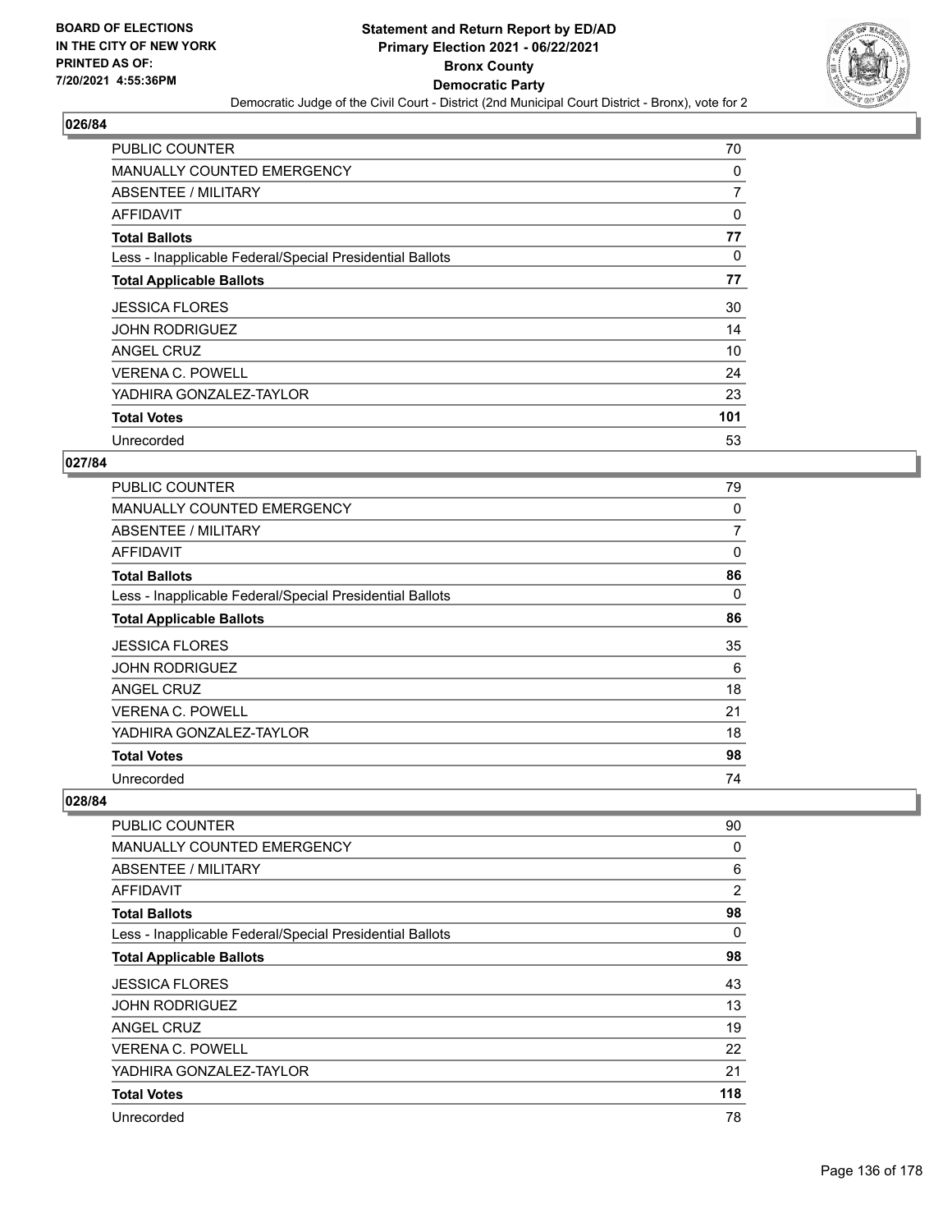**BOARD OF ELECTIONS IN THE CITY OF NEW YORK PRINTED AS OF: 7/20/2021 4:55:36PM**

# Statement and Return Report by ED/AD
## Primary Election 2021 - 06/22/2021
## Bronx County
## Democratic Party
### Democratic Judge of the Civil Court - District (2nd Municipal Court District - Bronx), vote for 2

### 026/84

| | |
|---|---|
| PUBLIC COUNTER | 70 |
| MANUALLY COUNTED EMERGENCY | 0 |
| ABSENTEE / MILITARY | 7 |
| AFFIDAVIT | 0 |
| **Total Ballots** | **77** |
| Less - Inapplicable Federal/Special Presidential Ballots | 0 |
| **Total Applicable Ballots** | **77** |
| JESSICA FLORES | 30 |
| JOHN RODRIGUEZ | 14 |
| ANGEL CRUZ | 10 |
| VERENA C. POWELL | 24 |
| YADHIRA GONZALEZ-TAYLOR | 23 |
| **Total Votes** | **101** |
| Unrecorded | 53 |

### 027/84

| | |
|---|---|
| PUBLIC COUNTER | 79 |
| MANUALLY COUNTED EMERGENCY | 0 |
| ABSENTEE / MILITARY | 7 |
| AFFIDAVIT | 0 |
| **Total Ballots** | **86** |
| Less - Inapplicable Federal/Special Presidential Ballots | 0 |
| **Total Applicable Ballots** | **86** |
| JESSICA FLORES | 35 |
| JOHN RODRIGUEZ | 6 |
| ANGEL CRUZ | 18 |
| VERENA C. POWELL | 21 |
| YADHIRA GONZALEZ-TAYLOR | 18 |
| **Total Votes** | **98** |
| Unrecorded | 74 |

### 028/84

| | |
|---|---|
| PUBLIC COUNTER | 90 |
| MANUALLY COUNTED EMERGENCY | 0 |
| ABSENTEE / MILITARY | 6 |
| AFFIDAVIT | 2 |
| **Total Ballots** | **98** |
| Less - Inapplicable Federal/Special Presidential Ballots | 0 |
| **Total Applicable Ballots** | **98** |
| JESSICA FLORES | 43 |
| JOHN RODRIGUEZ | 13 |
| ANGEL CRUZ | 19 |
| VERENA C. POWELL | 22 |
| YADHIRA GONZALEZ-TAYLOR | 21 |
| **Total Votes** | **118** |
| Unrecorded | 78 |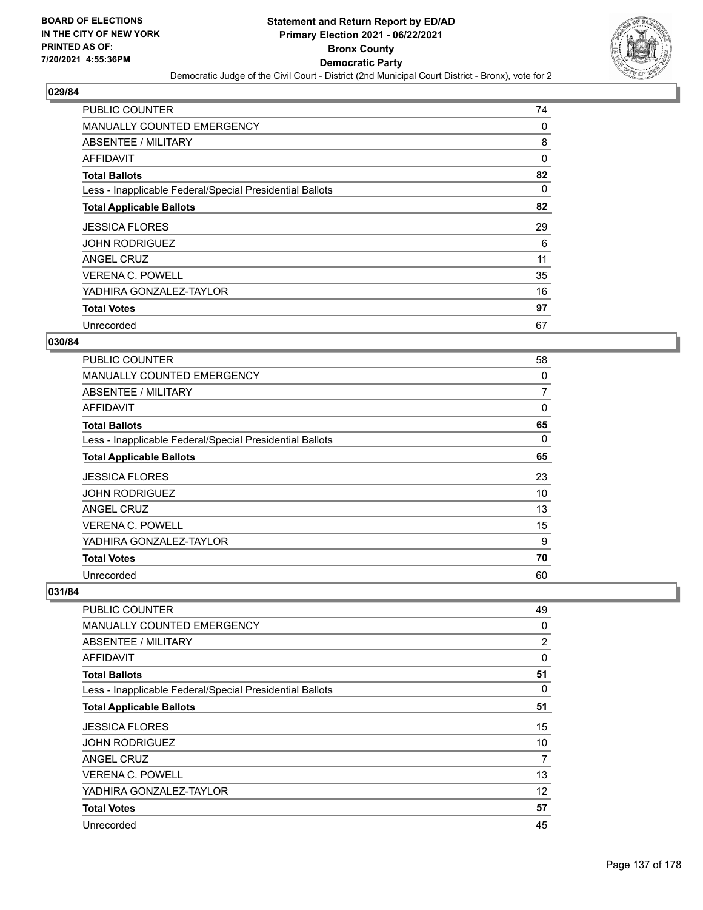**BOARD OF ELECTIONS IN THE CITY OF NEW YORK PRINTED AS OF: 7/20/2021 4:55:36PM**

# Statement and Return Report by ED/AD
## Primary Election 2021 - 06/22/2021
## Bronx County
## Democratic Party
### Democratic Judge of the Civil Court - District (2nd Municipal Court District - Bronx), vote for 2

**029/84**

| | |
|---|---|
| PUBLIC COUNTER | 74 |
| MANUALLY COUNTED EMERGENCY | 0 |
| ABSENTEE / MILITARY | 8 |
| AFFIDAVIT | 0 |
| **Total Ballots** | **82** |
| Less - Inapplicable Federal/Special Presidential Ballots | 0 |
| **Total Applicable Ballots** | **82** |
| JESSICA FLORES | 29 |
| JOHN RODRIGUEZ | 6 |
| ANGEL CRUZ | 11 |
| VERENA C. POWELL | 35 |
| YADHIRA GONZALEZ-TAYLOR | 16 |
| **Total Votes** | **97** |
| Unrecorded | 67 |

**030/84**

| | |
|---|---|
| PUBLIC COUNTER | 58 |
| MANUALLY COUNTED EMERGENCY | 0 |
| ABSENTEE / MILITARY | 7 |
| AFFIDAVIT | 0 |
| **Total Ballots** | **65** |
| Less - Inapplicable Federal/Special Presidential Ballots | 0 |
| **Total Applicable Ballots** | **65** |
| JESSICA FLORES | 23 |
| JOHN RODRIGUEZ | 10 |
| ANGEL CRUZ | 13 |
| VERENA C. POWELL | 15 |
| YADHIRA GONZALEZ-TAYLOR | 9 |
| **Total Votes** | **70** |
| Unrecorded | 60 |

**031/84**

| | |
|---|---|
| PUBLIC COUNTER | 49 |
| MANUALLY COUNTED EMERGENCY | 0 |
| ABSENTEE / MILITARY | 2 |
| AFFIDAVIT | 0 |
| **Total Ballots** | **51** |
| Less - Inapplicable Federal/Special Presidential Ballots | 0 |
| **Total Applicable Ballots** | **51** |
| JESSICA FLORES | 15 |
| JOHN RODRIGUEZ | 10 |
| ANGEL CRUZ | 7 |
| VERENA C. POWELL | 13 |
| YADHIRA GONZALEZ-TAYLOR | 12 |
| **Total Votes** | **57** |
| Unrecorded | 45 |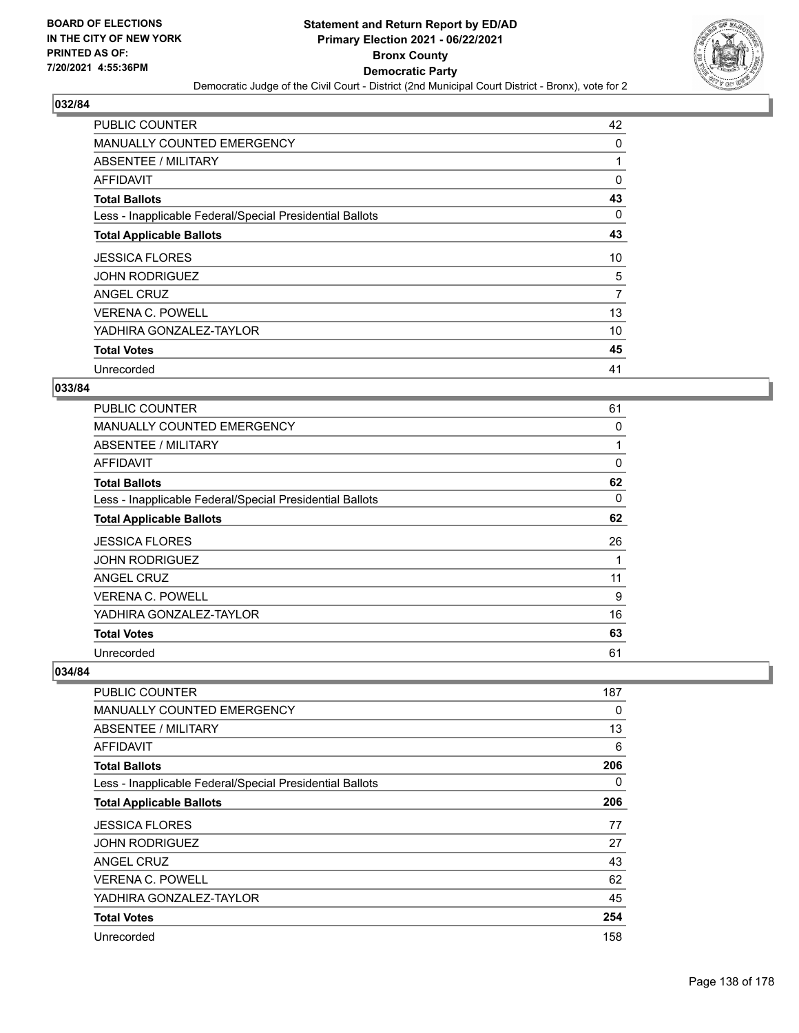BOARD OF ELECTIONS
IN THE CITY OF NEW YORK
PRINTED AS OF:
7/20/2021 4:55:36PM

# Statement and Return Report by ED/AD
## Primary Election 2021 - 06/22/2021
## Bronx County
## Democratic Party
### Democratic Judge of the Civil Court - District (2nd Municipal Court District - Bronx), vote for 2

**032/84**

| | |
|---|---|
| PUBLIC COUNTER | 42 |
| MANUALLY COUNTED EMERGENCY | 0 |
| ABSENTEE / MILITARY | 1 |
| AFFIDAVIT | 0 |
| **Total Ballots** | **43** |
| Less - Inapplicable Federal/Special Presidential Ballots | 0 |
| **Total Applicable Ballots** | **43** |
| JESSICA FLORES | 10 |
| JOHN RODRIGUEZ | 5 |
| ANGEL CRUZ | 7 |
| VERENA C. POWELL | 13 |
| YADHIRA GONZALEZ-TAYLOR | 10 |
| **Total Votes** | **45** |
| Unrecorded | 41 |

**033/84**

| | |
|---|---|
| PUBLIC COUNTER | 61 |
| MANUALLY COUNTED EMERGENCY | 0 |
| ABSENTEE / MILITARY | 1 |
| AFFIDAVIT | 0 |
| **Total Ballots** | **62** |
| Less - Inapplicable Federal/Special Presidential Ballots | 0 |
| **Total Applicable Ballots** | **62** |
| JESSICA FLORES | 26 |
| JOHN RODRIGUEZ | 1 |
| ANGEL CRUZ | 11 |
| VERENA C. POWELL | 9 |
| YADHIRA GONZALEZ-TAYLOR | 16 |
| **Total Votes** | **63** |
| Unrecorded | 61 |

**034/84**

| | |
|---|---|
| PUBLIC COUNTER | 187 |
| MANUALLY COUNTED EMERGENCY | 0 |
| ABSENTEE / MILITARY | 13 |
| AFFIDAVIT | 6 |
| **Total Ballots** | **206** |
| Less - Inapplicable Federal/Special Presidential Ballots | 0 |
| **Total Applicable Ballots** | **206** |
| JESSICA FLORES | 77 |
| JOHN RODRIGUEZ | 27 |
| ANGEL CRUZ | 43 |
| VERENA C. POWELL | 62 |
| YADHIRA GONZALEZ-TAYLOR | 45 |
| **Total Votes** | **254** |
| Unrecorded | 158 |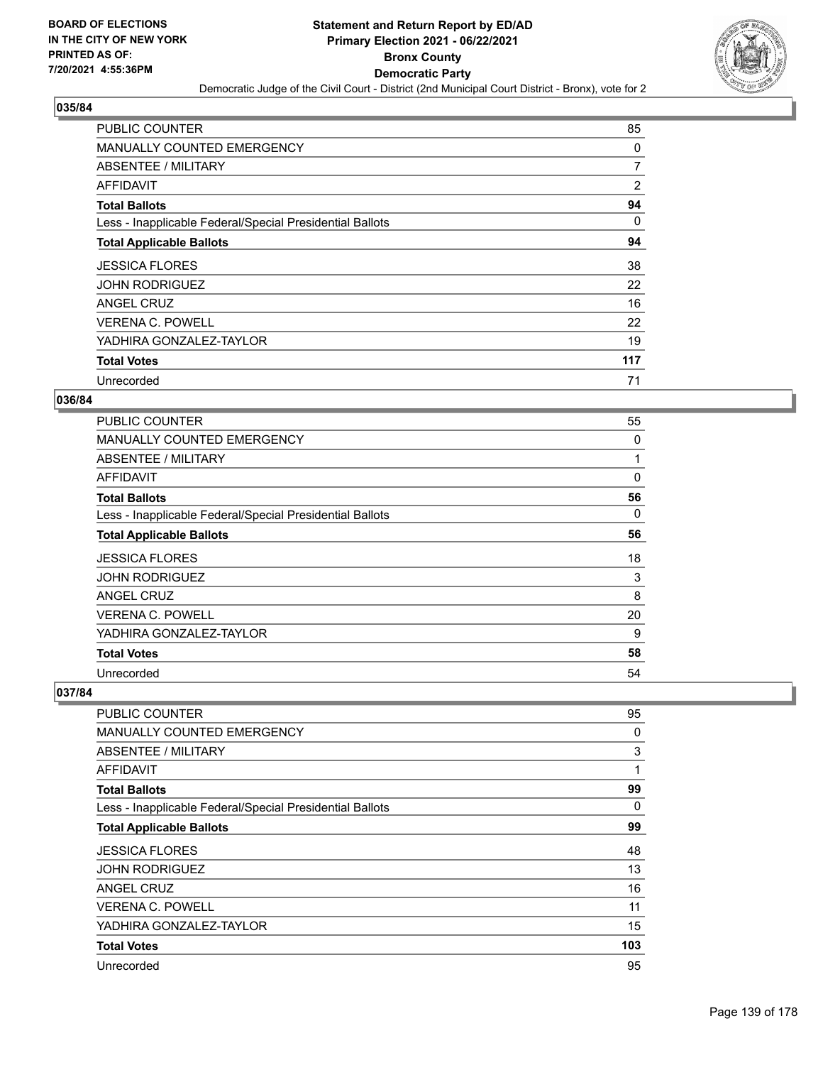# Statement and Return Report by ED/AD
## Primary Election 2021 - 06/22/2021
## Bronx County
## Democratic Party

Democratic Judge of the Civil Court - District (2nd Municipal Court District - Bronx), vote for 2

BOARD OF ELECTIONS IN THE CITY OF NEW YORK PRINTED AS OF: 7/20/2021 4:55:36PM

### 035/84

| | |
|---|---|
| PUBLIC COUNTER | 85 |
| MANUALLY COUNTED EMERGENCY | 0 |
| ABSENTEE / MILITARY | 7 |
| AFFIDAVIT | 2 |
| **Total Ballots** | **94** |
| Less - Inapplicable Federal/Special Presidential Ballots | 0 |
| **Total Applicable Ballots** | **94** |
| JESSICA FLORES | 38 |
| JOHN RODRIGUEZ | 22 |
| ANGEL CRUZ | 16 |
| VERENA C. POWELL | 22 |
| YADHIRA GONZALEZ-TAYLOR | 19 |
| **Total Votes** | **117** |
| Unrecorded | 71 |

### 036/84

| | |
|---|---|
| PUBLIC COUNTER | 55 |
| MANUALLY COUNTED EMERGENCY | 0 |
| ABSENTEE / MILITARY | 1 |
| AFFIDAVIT | 0 |
| **Total Ballots** | **56** |
| Less - Inapplicable Federal/Special Presidential Ballots | 0 |
| **Total Applicable Ballots** | **56** |
| JESSICA FLORES | 18 |
| JOHN RODRIGUEZ | 3 |
| ANGEL CRUZ | 8 |
| VERENA C. POWELL | 20 |
| YADHIRA GONZALEZ-TAYLOR | 9 |
| **Total Votes** | **58** |
| Unrecorded | 54 |

### 037/84

| | |
|---|---|
| PUBLIC COUNTER | 95 |
| MANUALLY COUNTED EMERGENCY | 0 |
| ABSENTEE / MILITARY | 3 |
| AFFIDAVIT | 1 |
| **Total Ballots** | **99** |
| Less - Inapplicable Federal/Special Presidential Ballots | 0 |
| **Total Applicable Ballots** | **99** |
| JESSICA FLORES | 48 |
| JOHN RODRIGUEZ | 13 |
| ANGEL CRUZ | 16 |
| VERENA C. POWELL | 11 |
| YADHIRA GONZALEZ-TAYLOR | 15 |
| **Total Votes** | **103** |
| Unrecorded | 95 |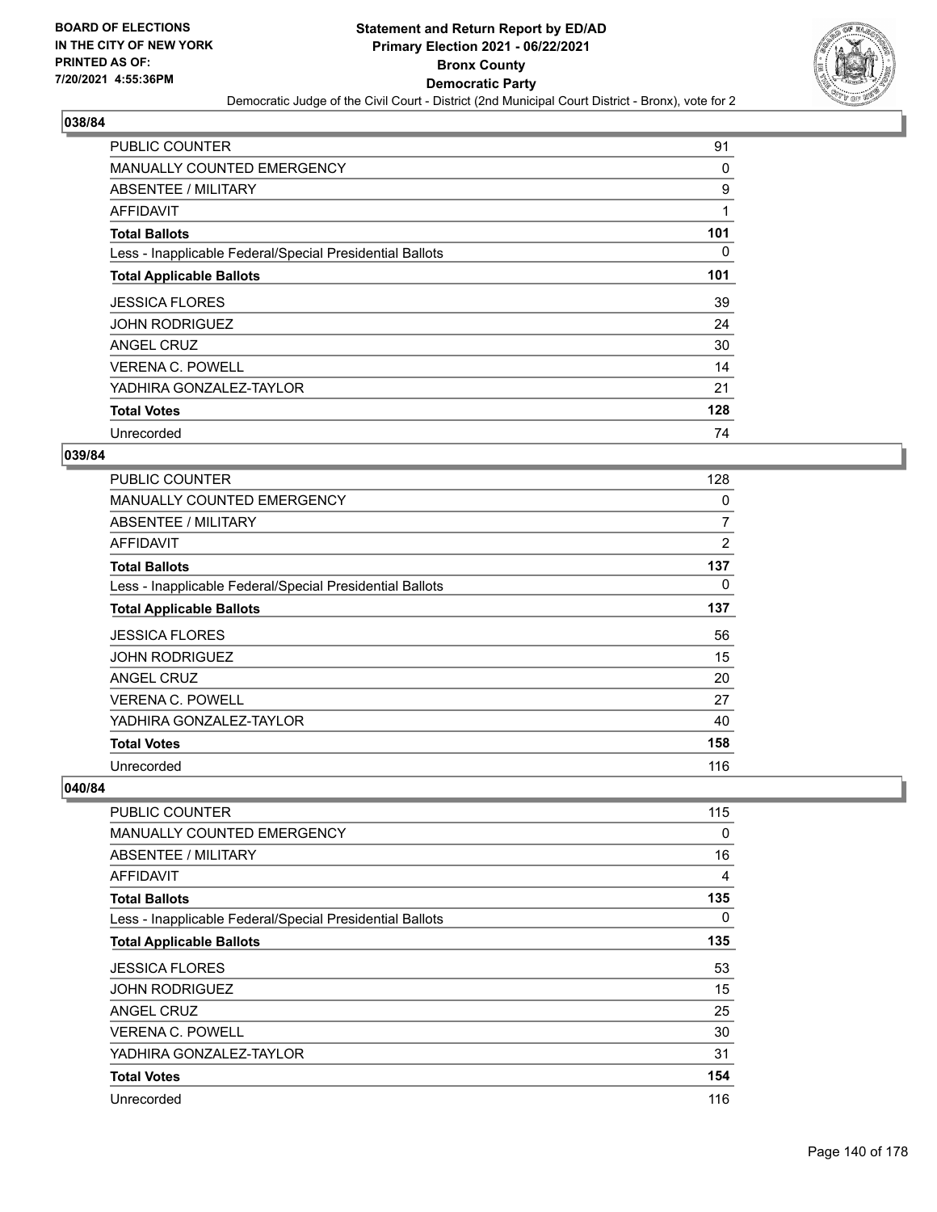BOARD OF ELECTIONS
IN THE CITY OF NEW YORK
PRINTED AS OF:
7/20/2021 4:55:36PM

# Statement and Return Report by ED/AD
## Primary Election 2021 - 06/22/2021
## Bronx County
## Democratic Party

Democratic Judge of the Civil Court - District (2nd Municipal Court District - Bronx), vote for 2

### 038/84

| | |
|---|---|
| PUBLIC COUNTER | 91 |
| MANUALLY COUNTED EMERGENCY | 0 |
| ABSENTEE / MILITARY | 9 |
| AFFIDAVIT | 1 |
| **Total Ballots** | **101** |
| Less - Inapplicable Federal/Special Presidential Ballots | 0 |
| **Total Applicable Ballots** | **101** |
| JESSICA FLORES | 39 |
| JOHN RODRIGUEZ | 24 |
| ANGEL CRUZ | 30 |
| VERENA C. POWELL | 14 |
| YADHIRA GONZALEZ-TAYLOR | 21 |
| **Total Votes** | **128** |
| Unrecorded | 74 |

### 039/84

| | |
|---|---|
| PUBLIC COUNTER | 128 |
| MANUALLY COUNTED EMERGENCY | 0 |
| ABSENTEE / MILITARY | 7 |
| AFFIDAVIT | 2 |
| **Total Ballots** | **137** |
| Less - Inapplicable Federal/Special Presidential Ballots | 0 |
| **Total Applicable Ballots** | **137** |
| JESSICA FLORES | 56 |
| JOHN RODRIGUEZ | 15 |
| ANGEL CRUZ | 20 |
| VERENA C. POWELL | 27 |
| YADHIRA GONZALEZ-TAYLOR | 40 |
| **Total Votes** | **158** |
| Unrecorded | 116 |

### 040/84

| | |
|---|---|
| PUBLIC COUNTER | 115 |
| MANUALLY COUNTED EMERGENCY | 0 |
| ABSENTEE / MILITARY | 16 |
| AFFIDAVIT | 4 |
| **Total Ballots** | **135** |
| Less - Inapplicable Federal/Special Presidential Ballots | 0 |
| **Total Applicable Ballots** | **135** |
| JESSICA FLORES | 53 |
| JOHN RODRIGUEZ | 15 |
| ANGEL CRUZ | 25 |
| VERENA C. POWELL | 30 |
| YADHIRA GONZALEZ-TAYLOR | 31 |
| **Total Votes** | **154** |
| Unrecorded | 116 |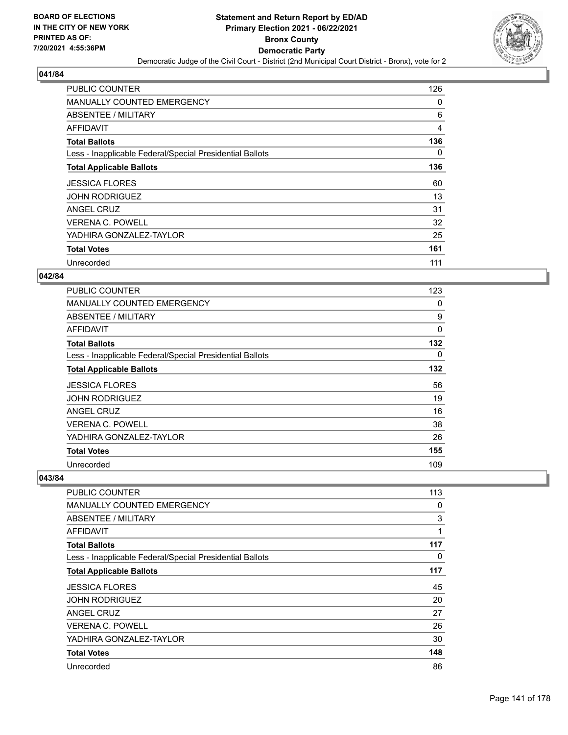# Statement and Return Report by ED/AD
## Primary Election 2021 - 06/22/2021
## Bronx County
## Democratic Party
### Democratic Judge of the Civil Court - District (2nd Municipal Court District - Bronx), vote for 2

BOARD OF ELECTIONS IN THE CITY OF NEW YORK PRINTED AS OF: 7/20/2021 4:55:36PM

### 041/84

| | |
|---|---|
| PUBLIC COUNTER | 126 |
| MANUALLY COUNTED EMERGENCY | 0 |
| ABSENTEE / MILITARY | 6 |
| AFFIDAVIT | 4 |
| **Total Ballots** | **136** |
| Less - Inapplicable Federal/Special Presidential Ballots | 0 |
| **Total Applicable Ballots** | **136** |
| JESSICA FLORES | 60 |
| JOHN RODRIGUEZ | 13 |
| ANGEL CRUZ | 31 |
| VERENA C. POWELL | 32 |
| YADHIRA GONZALEZ-TAYLOR | 25 |
| **Total Votes** | **161** |
| Unrecorded | 111 |

### 042/84

| | |
|---|---|
| PUBLIC COUNTER | 123 |
| MANUALLY COUNTED EMERGENCY | 0 |
| ABSENTEE / MILITARY | 9 |
| AFFIDAVIT | 0 |
| **Total Ballots** | **132** |
| Less - Inapplicable Federal/Special Presidential Ballots | 0 |
| **Total Applicable Ballots** | **132** |
| JESSICA FLORES | 56 |
| JOHN RODRIGUEZ | 19 |
| ANGEL CRUZ | 16 |
| VERENA C. POWELL | 38 |
| YADHIRA GONZALEZ-TAYLOR | 26 |
| **Total Votes** | **155** |
| Unrecorded | 109 |

### 043/84

| | |
|---|---|
| PUBLIC COUNTER | 113 |
| MANUALLY COUNTED EMERGENCY | 0 |
| ABSENTEE / MILITARY | 3 |
| AFFIDAVIT | 1 |
| **Total Ballots** | **117** |
| Less - Inapplicable Federal/Special Presidential Ballots | 0 |
| **Total Applicable Ballots** | **117** |
| JESSICA FLORES | 45 |
| JOHN RODRIGUEZ | 20 |
| ANGEL CRUZ | 27 |
| VERENA C. POWELL | 26 |
| YADHIRA GONZALEZ-TAYLOR | 30 |
| **Total Votes** | **148** |
| Unrecorded | 86 |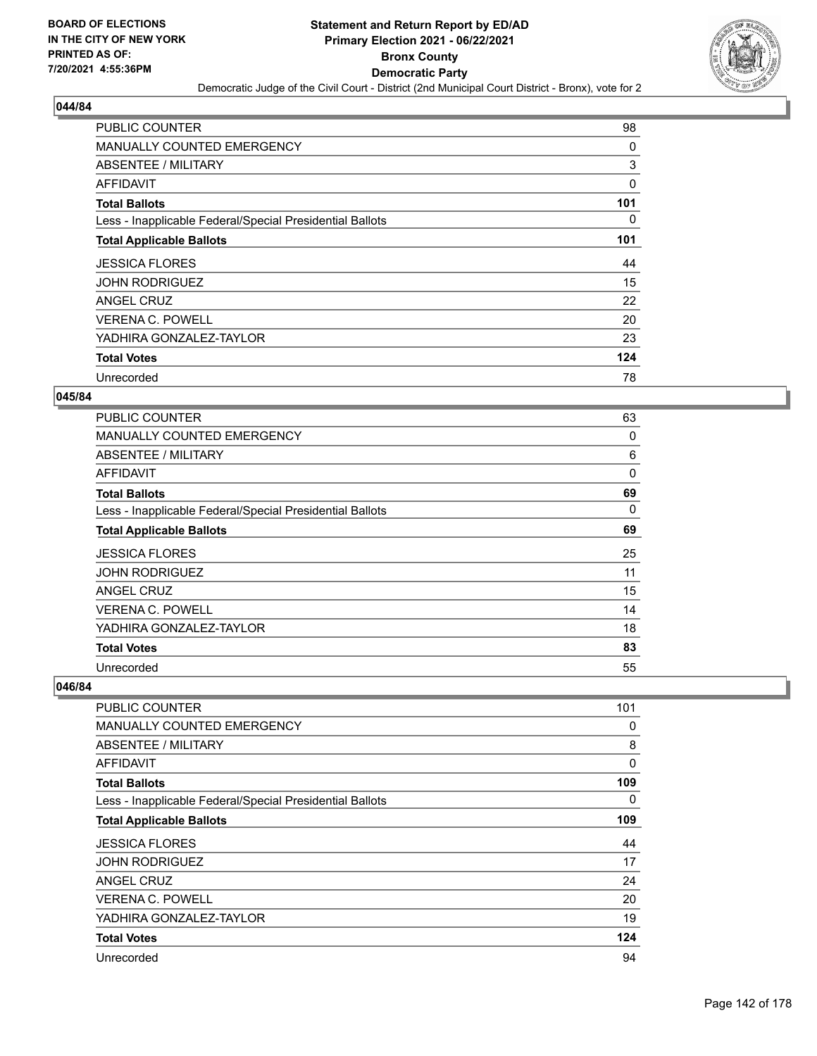BOARD OF ELECTIONS
IN THE CITY OF NEW YORK
PRINTED AS OF:
7/20/2021 4:55:36PM

# Statement and Return Report by ED/AD
## Primary Election 2021 - 06/22/2021
## Bronx County
## Democratic Party

Democratic Judge of the Civil Court - District (2nd Municipal Court District - Bronx), vote for 2

### 044/84

| | |
|---|---|
| PUBLIC COUNTER | 98 |
| MANUALLY COUNTED EMERGENCY | 0 |
| ABSENTEE / MILITARY | 3 |
| AFFIDAVIT | 0 |
| **Total Ballots** | **101** |
| Less - Inapplicable Federal/Special Presidential Ballots | 0 |
| **Total Applicable Ballots** | **101** |
| JESSICA FLORES | 44 |
| JOHN RODRIGUEZ | 15 |
| ANGEL CRUZ | 22 |
| VERENA C. POWELL | 20 |
| YADHIRA GONZALEZ-TAYLOR | 23 |
| **Total Votes** | **124** |
| Unrecorded | 78 |

### 045/84

| | |
|---|---|
| PUBLIC COUNTER | 63 |
| MANUALLY COUNTED EMERGENCY | 0 |
| ABSENTEE / MILITARY | 6 |
| AFFIDAVIT | 0 |
| **Total Ballots** | **69** |
| Less - Inapplicable Federal/Special Presidential Ballots | 0 |
| **Total Applicable Ballots** | **69** |
| JESSICA FLORES | 25 |
| JOHN RODRIGUEZ | 11 |
| ANGEL CRUZ | 15 |
| VERENA C. POWELL | 14 |
| YADHIRA GONZALEZ-TAYLOR | 18 |
| **Total Votes** | **83** |
| Unrecorded | 55 |

### 046/84

| | |
|---|---|
| PUBLIC COUNTER | 101 |
| MANUALLY COUNTED EMERGENCY | 0 |
| ABSENTEE / MILITARY | 8 |
| AFFIDAVIT | 0 |
| **Total Ballots** | **109** |
| Less - Inapplicable Federal/Special Presidential Ballots | 0 |
| **Total Applicable Ballots** | **109** |
| JESSICA FLORES | 44 |
| JOHN RODRIGUEZ | 17 |
| ANGEL CRUZ | 24 |
| VERENA C. POWELL | 20 |
| YADHIRA GONZALEZ-TAYLOR | 19 |
| **Total Votes** | **124** |
| Unrecorded | 94 |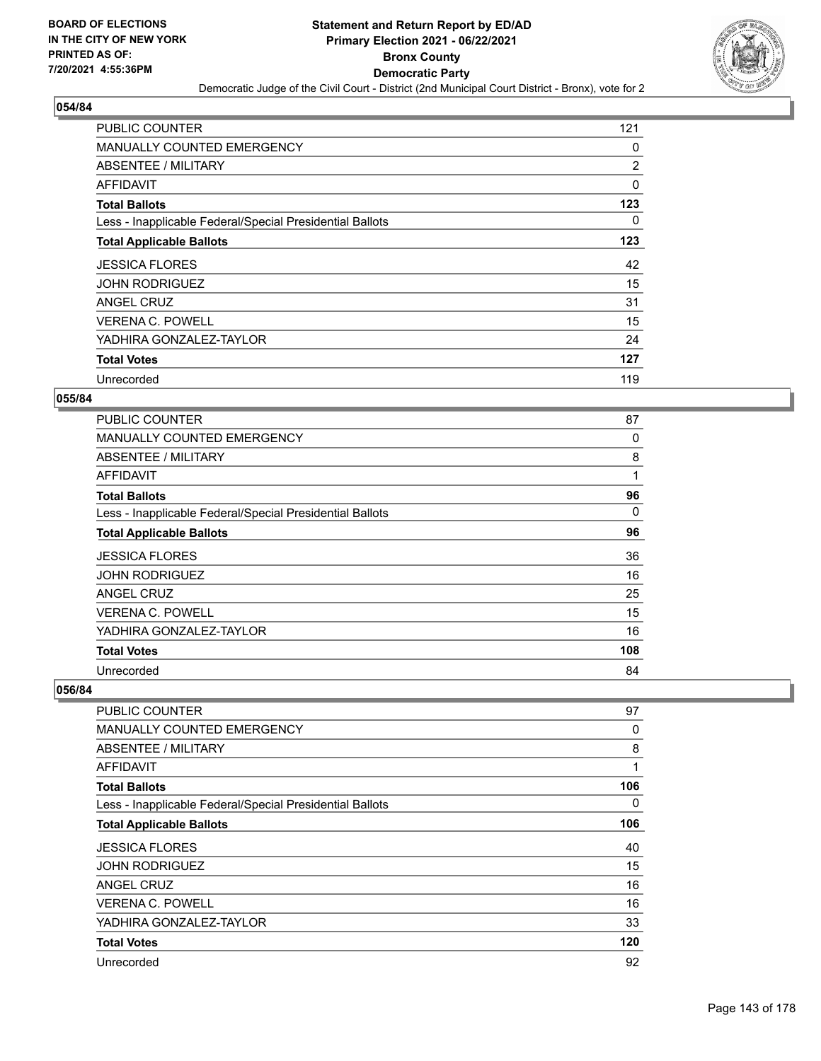BOARD OF ELECTIONS
IN THE CITY OF NEW YORK
PRINTED AS OF:
7/20/2021 4:55:36PM

# Statement and Return Report by ED/AD
## Primary Election 2021 - 06/22/2021
## Bronx County
## Democratic Party
### Democratic Judge of the Civil Court - District (2nd Municipal Court District - Bronx), vote for 2

### 054/84

| | |
|---|---|
| PUBLIC COUNTER | 121 |
| MANUALLY COUNTED EMERGENCY | 0 |
| ABSENTEE / MILITARY | 2 |
| AFFIDAVIT | 0 |
| **Total Ballots** | **123** |
| Less - Inapplicable Federal/Special Presidential Ballots | 0 |
| **Total Applicable Ballots** | **123** |
| JESSICA FLORES | 42 |
| JOHN RODRIGUEZ | 15 |
| ANGEL CRUZ | 31 |
| VERENA C. POWELL | 15 |
| YADHIRA GONZALEZ-TAYLOR | 24 |
| **Total Votes** | **127** |
| Unrecorded | 119 |

### 055/84

| | |
|---|---|
| PUBLIC COUNTER | 87 |
| MANUALLY COUNTED EMERGENCY | 0 |
| ABSENTEE / MILITARY | 8 |
| AFFIDAVIT | 1 |
| **Total Ballots** | **96** |
| Less - Inapplicable Federal/Special Presidential Ballots | 0 |
| **Total Applicable Ballots** | **96** |
| JESSICA FLORES | 36 |
| JOHN RODRIGUEZ | 16 |
| ANGEL CRUZ | 25 |
| VERENA C. POWELL | 15 |
| YADHIRA GONZALEZ-TAYLOR | 16 |
| **Total Votes** | **108** |
| Unrecorded | 84 |

### 056/84

| | |
|---|---|
| PUBLIC COUNTER | 97 |
| MANUALLY COUNTED EMERGENCY | 0 |
| ABSENTEE / MILITARY | 8 |
| AFFIDAVIT | 1 |
| **Total Ballots** | **106** |
| Less - Inapplicable Federal/Special Presidential Ballots | 0 |
| **Total Applicable Ballots** | **106** |
| JESSICA FLORES | 40 |
| JOHN RODRIGUEZ | 15 |
| ANGEL CRUZ | 16 |
| VERENA C. POWELL | 16 |
| YADHIRA GONZALEZ-TAYLOR | 33 |
| **Total Votes** | **120** |
| Unrecorded | 92 |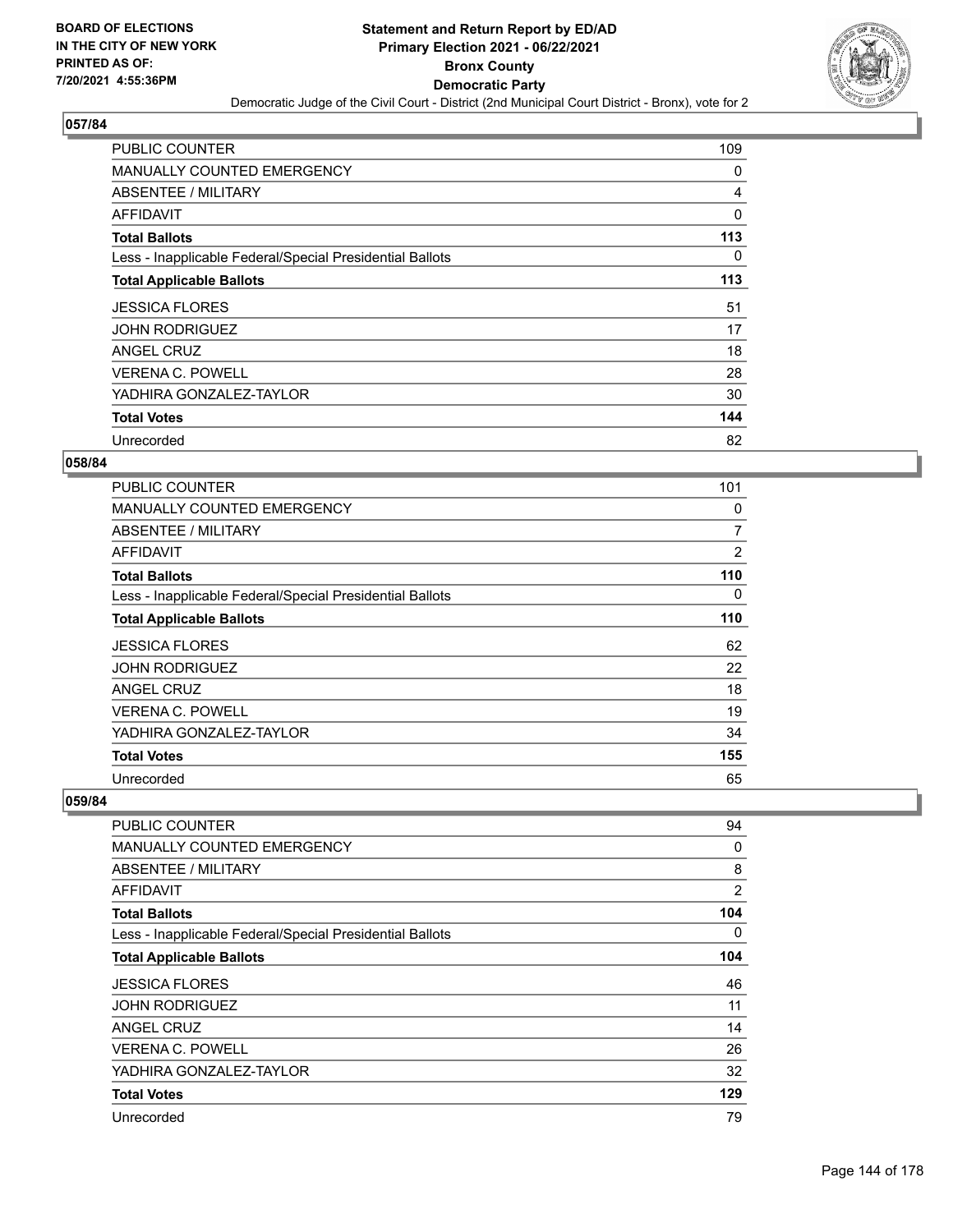## 057/84

| | |
|---|---|
| PUBLIC COUNTER | 109 |
| MANUALLY COUNTED EMERGENCY | 0 |
| ABSENTEE / MILITARY | 4 |
| AFFIDAVIT | 0 |
| **Total Ballots** | **113** |
| Less - Inapplicable Federal/Special Presidential Ballots | 0 |
| **Total Applicable Ballots** | **113** |
| JESSICA FLORES | 51 |
| JOHN RODRIGUEZ | 17 |
| ANGEL CRUZ | 18 |
| VERENA C. POWELL | 28 |
| YADHIRA GONZALEZ-TAYLOR | 30 |
| **Total Votes** | **144** |
| Unrecorded | 82 |

## 058/84

| | |
|---|---|
| PUBLIC COUNTER | 101 |
| MANUALLY COUNTED EMERGENCY | 0 |
| ABSENTEE / MILITARY | 7 |
| AFFIDAVIT | 2 |
| **Total Ballots** | **110** |
| Less - Inapplicable Federal/Special Presidential Ballots | 0 |
| **Total Applicable Ballots** | **110** |
| JESSICA FLORES | 62 |
| JOHN RODRIGUEZ | 22 |
| ANGEL CRUZ | 18 |
| VERENA C. POWELL | 19 |
| YADHIRA GONZALEZ-TAYLOR | 34 |
| **Total Votes** | **155** |
| Unrecorded | 65 |

## 059/84

| | |
|---|---|
| PUBLIC COUNTER | 94 |
| MANUALLY COUNTED EMERGENCY | 0 |
| ABSENTEE / MILITARY | 8 |
| AFFIDAVIT | 2 |
| **Total Ballots** | **104** |
| Less - Inapplicable Federal/Special Presidential Ballots | 0 |
| **Total Applicable Ballots** | **104** |
| JESSICA FLORES | 46 |
| JOHN RODRIGUEZ | 11 |
| ANGEL CRUZ | 14 |
| VERENA C. POWELL | 26 |
| YADHIRA GONZALEZ-TAYLOR | 32 |
| **Total Votes** | **129** |
| Unrecorded | 79 |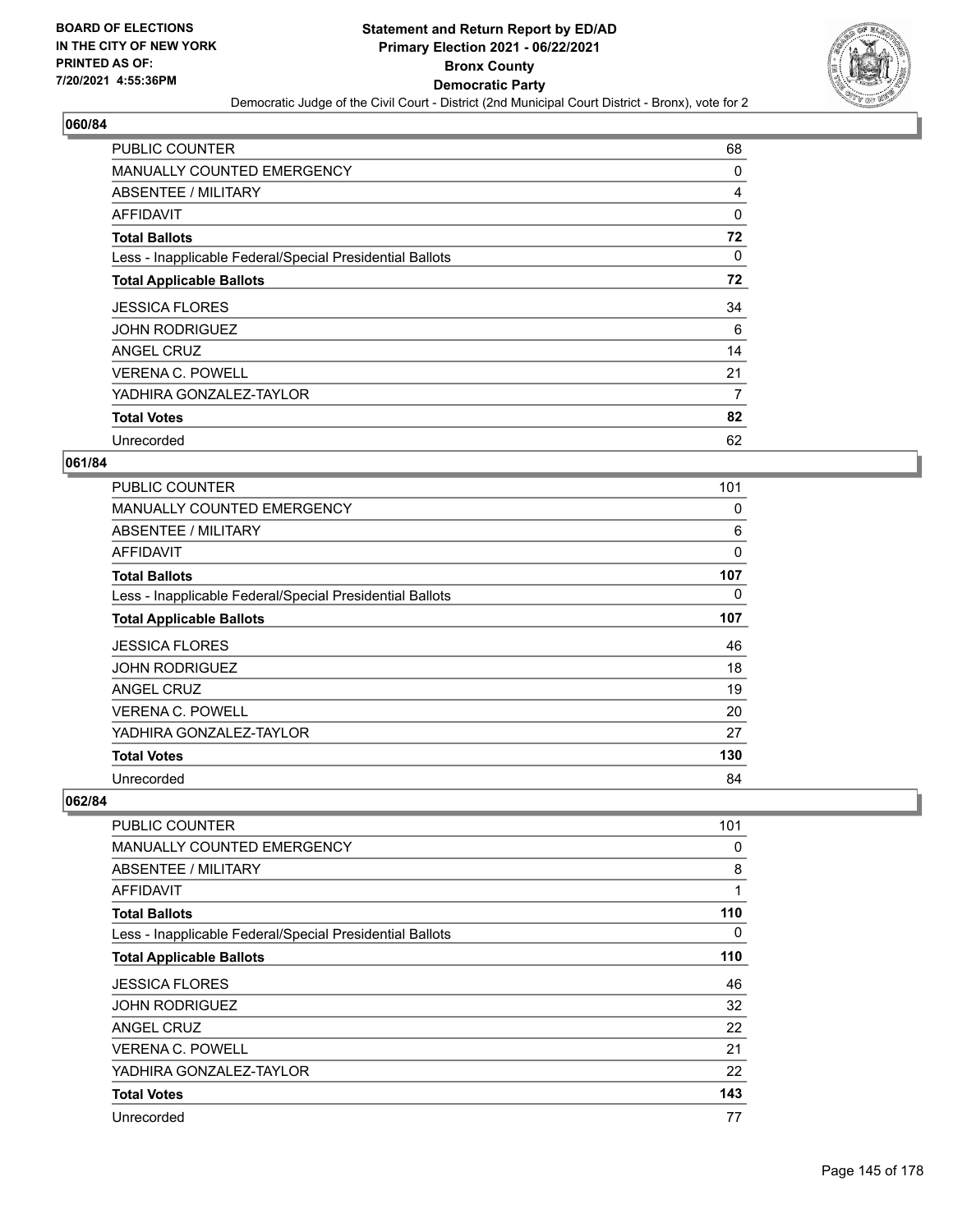# Statement and Return Report by ED/AD
## Primary Election 2021 - 06/22/2021
## Bronx County
## Democratic Party
### Democratic Judge of the Civil Court - District (2nd Municipal Court District - Bronx), vote for 2

**060/84**

| | |
|---|---|
| PUBLIC COUNTER | 68 |
| MANUALLY COUNTED EMERGENCY | 0 |
| ABSENTEE / MILITARY | 4 |
| AFFIDAVIT | 0 |
| **Total Ballots** | **72** |
| Less - Inapplicable Federal/Special Presidential Ballots | 0 |
| **Total Applicable Ballots** | **72** |
| JESSICA FLORES | 34 |
| JOHN RODRIGUEZ | 6 |
| ANGEL CRUZ | 14 |
| VERENA C. POWELL | 21 |
| YADHIRA GONZALEZ-TAYLOR | 7 |
| **Total Votes** | **82** |
| Unrecorded | 62 |

**061/84**

| | |
|---|---|
| PUBLIC COUNTER | 101 |
| MANUALLY COUNTED EMERGENCY | 0 |
| ABSENTEE / MILITARY | 6 |
| AFFIDAVIT | 0 |
| **Total Ballots** | **107** |
| Less - Inapplicable Federal/Special Presidential Ballots | 0 |
| **Total Applicable Ballots** | **107** |
| JESSICA FLORES | 46 |
| JOHN RODRIGUEZ | 18 |
| ANGEL CRUZ | 19 |
| VERENA C. POWELL | 20 |
| YADHIRA GONZALEZ-TAYLOR | 27 |
| **Total Votes** | **130** |
| Unrecorded | 84 |

**062/84**

| | |
|---|---|
| PUBLIC COUNTER | 101 |
| MANUALLY COUNTED EMERGENCY | 0 |
| ABSENTEE / MILITARY | 8 |
| AFFIDAVIT | 1 |
| **Total Ballots** | **110** |
| Less - Inapplicable Federal/Special Presidential Ballots | 0 |
| **Total Applicable Ballots** | **110** |
| JESSICA FLORES | 46 |
| JOHN RODRIGUEZ | 32 |
| ANGEL CRUZ | 22 |
| VERENA C. POWELL | 21 |
| YADHIRA GONZALEZ-TAYLOR | 22 |
| **Total Votes** | **143** |
| Unrecorded | 77 |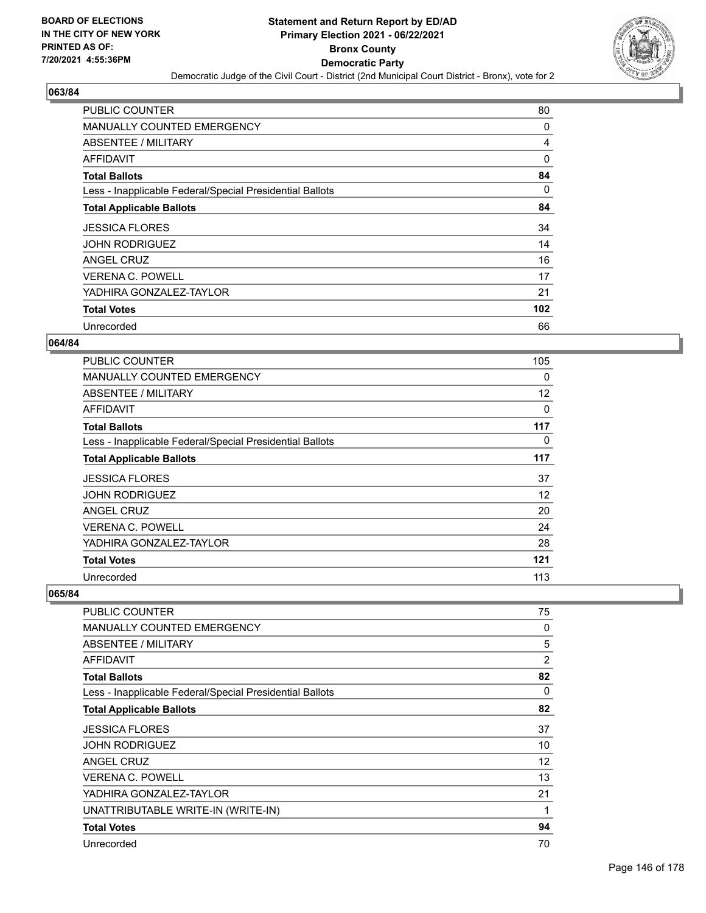BOARD OF ELECTIONS
IN THE CITY OF NEW YORK
PRINTED AS OF:
7/20/2021 4:55:36PM

# Statement and Return Report by ED/AD
## Primary Election 2021 - 06/22/2021
## Bronx County
## Democratic Party

Democratic Judge of the Civil Court - District (2nd Municipal Court District - Bronx), vote for 2

### 063/84

| | |
|---|---|
| PUBLIC COUNTER | 80 |
| MANUALLY COUNTED EMERGENCY | 0 |
| ABSENTEE / MILITARY | 4 |
| AFFIDAVIT | 0 |
| **Total Ballots** | **84** |
| Less - Inapplicable Federal/Special Presidential Ballots | 0 |
| **Total Applicable Ballots** | **84** |
| JESSICA FLORES | 34 |
| JOHN RODRIGUEZ | 14 |
| ANGEL CRUZ | 16 |
| VERENA C. POWELL | 17 |
| YADHIRA GONZALEZ-TAYLOR | 21 |
| **Total Votes** | **102** |
| Unrecorded | 66 |

### 064/84

| | |
|---|---|
| PUBLIC COUNTER | 105 |
| MANUALLY COUNTED EMERGENCY | 0 |
| ABSENTEE / MILITARY | 12 |
| AFFIDAVIT | 0 |
| **Total Ballots** | **117** |
| Less - Inapplicable Federal/Special Presidential Ballots | 0 |
| **Total Applicable Ballots** | **117** |
| JESSICA FLORES | 37 |
| JOHN RODRIGUEZ | 12 |
| ANGEL CRUZ | 20 |
| VERENA C. POWELL | 24 |
| YADHIRA GONZALEZ-TAYLOR | 28 |
| **Total Votes** | **121** |
| Unrecorded | 113 |

### 065/84

| | |
|---|---|
| PUBLIC COUNTER | 75 |
| MANUALLY COUNTED EMERGENCY | 0 |
| ABSENTEE / MILITARY | 5 |
| AFFIDAVIT | 2 |
| **Total Ballots** | **82** |
| Less - Inapplicable Federal/Special Presidential Ballots | 0 |
| **Total Applicable Ballots** | **82** |
| JESSICA FLORES | 37 |
| JOHN RODRIGUEZ | 10 |
| ANGEL CRUZ | 12 |
| VERENA C. POWELL | 13 |
| YADHIRA GONZALEZ-TAYLOR | 21 |
| UNATTRIBUTABLE WRITE-IN (WRITE-IN) | 1 |
| **Total Votes** | **94** |
| Unrecorded | 70 |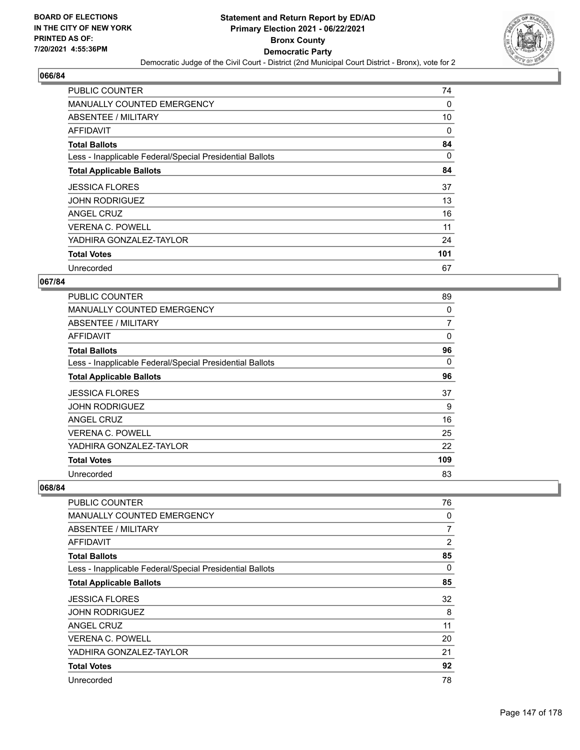## 066/84

| | |
|---|---|
| PUBLIC COUNTER | 74 |
| MANUALLY COUNTED EMERGENCY | 0 |
| ABSENTEE / MILITARY | 10 |
| AFFIDAVIT | 0 |
| **Total Ballots** | **84** |
| Less - Inapplicable Federal/Special Presidential Ballots | 0 |
| **Total Applicable Ballots** | **84** |
| JESSICA FLORES | 37 |
| JOHN RODRIGUEZ | 13 |
| ANGEL CRUZ | 16 |
| VERENA C. POWELL | 11 |
| YADHIRA GONZALEZ-TAYLOR | 24 |
| **Total Votes** | **101** |
| Unrecorded | 67 |

## 067/84

| | |
|---|---|
| PUBLIC COUNTER | 89 |
| MANUALLY COUNTED EMERGENCY | 0 |
| ABSENTEE / MILITARY | 7 |
| AFFIDAVIT | 0 |
| **Total Ballots** | **96** |
| Less - Inapplicable Federal/Special Presidential Ballots | 0 |
| **Total Applicable Ballots** | **96** |
| JESSICA FLORES | 37 |
| JOHN RODRIGUEZ | 9 |
| ANGEL CRUZ | 16 |
| VERENA C. POWELL | 25 |
| YADHIRA GONZALEZ-TAYLOR | 22 |
| **Total Votes** | **109** |
| Unrecorded | 83 |

## 068/84

| | |
|---|---|
| PUBLIC COUNTER | 76 |
| MANUALLY COUNTED EMERGENCY | 0 |
| ABSENTEE / MILITARY | 7 |
| AFFIDAVIT | 2 |
| **Total Ballots** | **85** |
| Less - Inapplicable Federal/Special Presidential Ballots | 0 |
| **Total Applicable Ballots** | **85** |
| JESSICA FLORES | 32 |
| JOHN RODRIGUEZ | 8 |
| ANGEL CRUZ | 11 |
| VERENA C. POWELL | 20 |
| YADHIRA GONZALEZ-TAYLOR | 21 |
| **Total Votes** | **92** |
| Unrecorded | 78 |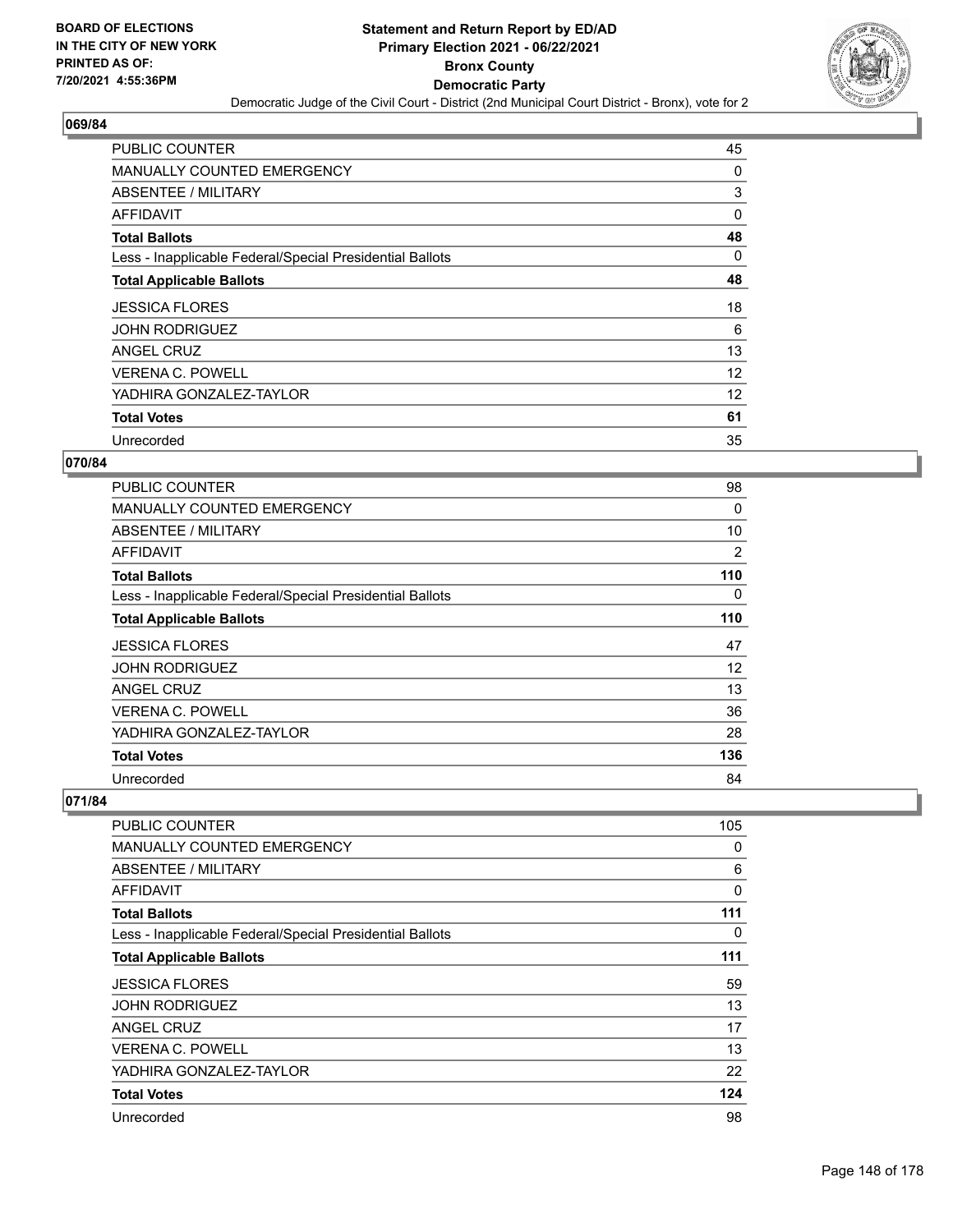BOARD OF ELECTIONS
IN THE CITY OF NEW YORK
PRINTED AS OF:
7/20/2021 4:55:36PM

# Statement and Return Report by ED/AD
## Primary Election 2021 - 06/22/2021
## Bronx County
## Democratic Party

Democratic Judge of the Civil Court - District (2nd Municipal Court District - Bronx), vote for 2

### 069/84

| | |
|---|---|
| PUBLIC COUNTER | 45 |
| MANUALLY COUNTED EMERGENCY | 0 |
| ABSENTEE / MILITARY | 3 |
| AFFIDAVIT | 0 |
| **Total Ballots** | **48** |
| Less - Inapplicable Federal/Special Presidential Ballots | 0 |
| **Total Applicable Ballots** | **48** |
| JESSICA FLORES | 18 |
| JOHN RODRIGUEZ | 6 |
| ANGEL CRUZ | 13 |
| VERENA C. POWELL | 12 |
| YADHIRA GONZALEZ-TAYLOR | 12 |
| **Total Votes** | **61** |
| Unrecorded | 35 |

### 070/84

| | |
|---|---|
| PUBLIC COUNTER | 98 |
| MANUALLY COUNTED EMERGENCY | 0 |
| ABSENTEE / MILITARY | 10 |
| AFFIDAVIT | 2 |
| **Total Ballots** | **110** |
| Less - Inapplicable Federal/Special Presidential Ballots | 0 |
| **Total Applicable Ballots** | **110** |
| JESSICA FLORES | 47 |
| JOHN RODRIGUEZ | 12 |
| ANGEL CRUZ | 13 |
| VERENA C. POWELL | 36 |
| YADHIRA GONZALEZ-TAYLOR | 28 |
| **Total Votes** | **136** |
| Unrecorded | 84 |

### 071/84

| | |
|---|---|
| PUBLIC COUNTER | 105 |
| MANUALLY COUNTED EMERGENCY | 0 |
| ABSENTEE / MILITARY | 6 |
| AFFIDAVIT | 0 |
| **Total Ballots** | **111** |
| Less - Inapplicable Federal/Special Presidential Ballots | 0 |
| **Total Applicable Ballots** | **111** |
| JESSICA FLORES | 59 |
| JOHN RODRIGUEZ | 13 |
| ANGEL CRUZ | 17 |
| VERENA C. POWELL | 13 |
| YADHIRA GONZALEZ-TAYLOR | 22 |
| **Total Votes** | **124** |
| Unrecorded | 98 |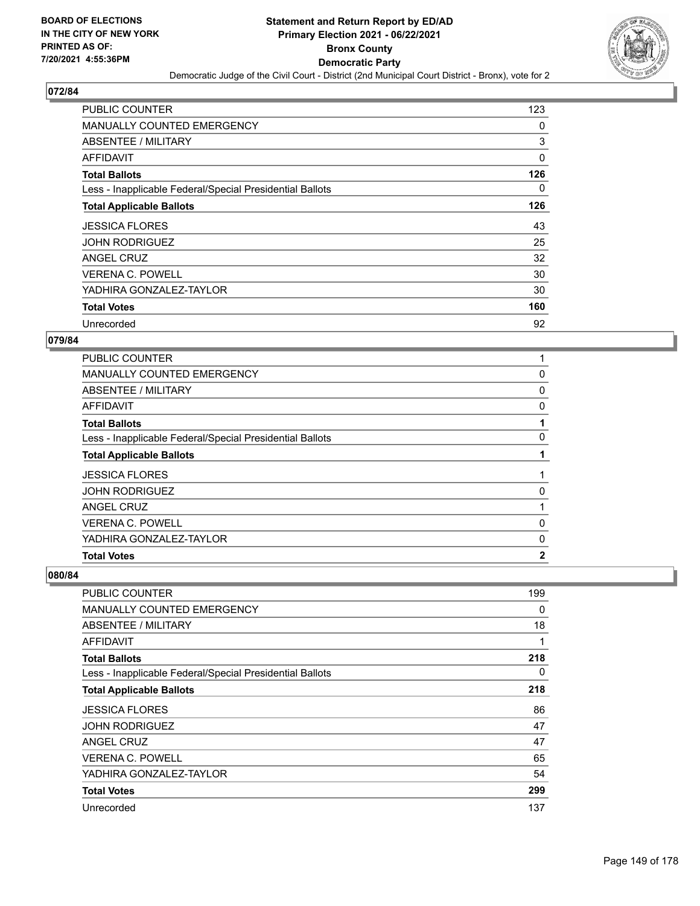BOARD OF ELECTIONS
IN THE CITY OF NEW YORK
PRINTED AS OF:
7/20/2021 4:55:36PM

# Statement and Return Report by ED/AD
## Primary Election 2021 - 06/22/2021
## Bronx County
## Democratic Party
Democratic Judge of the Civil Court - District (2nd Municipal Court District - Bronx), vote for 2

### 072/84

| | |
|---|---|
| PUBLIC COUNTER | 123 |
| MANUALLY COUNTED EMERGENCY | 0 |
| ABSENTEE / MILITARY | 3 |
| AFFIDAVIT | 0 |
| **Total Ballots** | **126** |
| Less - Inapplicable Federal/Special Presidential Ballots | 0 |
| **Total Applicable Ballots** | **126** |
| JESSICA FLORES | 43 |
| JOHN RODRIGUEZ | 25 |
| ANGEL CRUZ | 32 |
| VERENA C. POWELL | 30 |
| YADHIRA GONZALEZ-TAYLOR | 30 |
| **Total Votes** | **160** |
| Unrecorded | 92 |

### 079/84

| | |
|---|---|
| PUBLIC COUNTER | 1 |
| MANUALLY COUNTED EMERGENCY | 0 |
| ABSENTEE / MILITARY | 0 |
| AFFIDAVIT | 0 |
| **Total Ballots** | **1** |
| Less - Inapplicable Federal/Special Presidential Ballots | 0 |
| **Total Applicable Ballots** | **1** |
| JESSICA FLORES | 1 |
| JOHN RODRIGUEZ | 0 |
| ANGEL CRUZ | 1 |
| VERENA C. POWELL | 0 |
| YADHIRA GONZALEZ-TAYLOR | 0 |
| **Total Votes** | **2** |

### 080/84

| | |
|---|---|
| PUBLIC COUNTER | 199 |
| MANUALLY COUNTED EMERGENCY | 0 |
| ABSENTEE / MILITARY | 18 |
| AFFIDAVIT | 1 |
| **Total Ballots** | **218** |
| Less - Inapplicable Federal/Special Presidential Ballots | 0 |
| **Total Applicable Ballots** | **218** |
| JESSICA FLORES | 86 |
| JOHN RODRIGUEZ | 47 |
| ANGEL CRUZ | 47 |
| VERENA C. POWELL | 65 |
| YADHIRA GONZALEZ-TAYLOR | 54 |
| **Total Votes** | **299** |
| Unrecorded | 137 |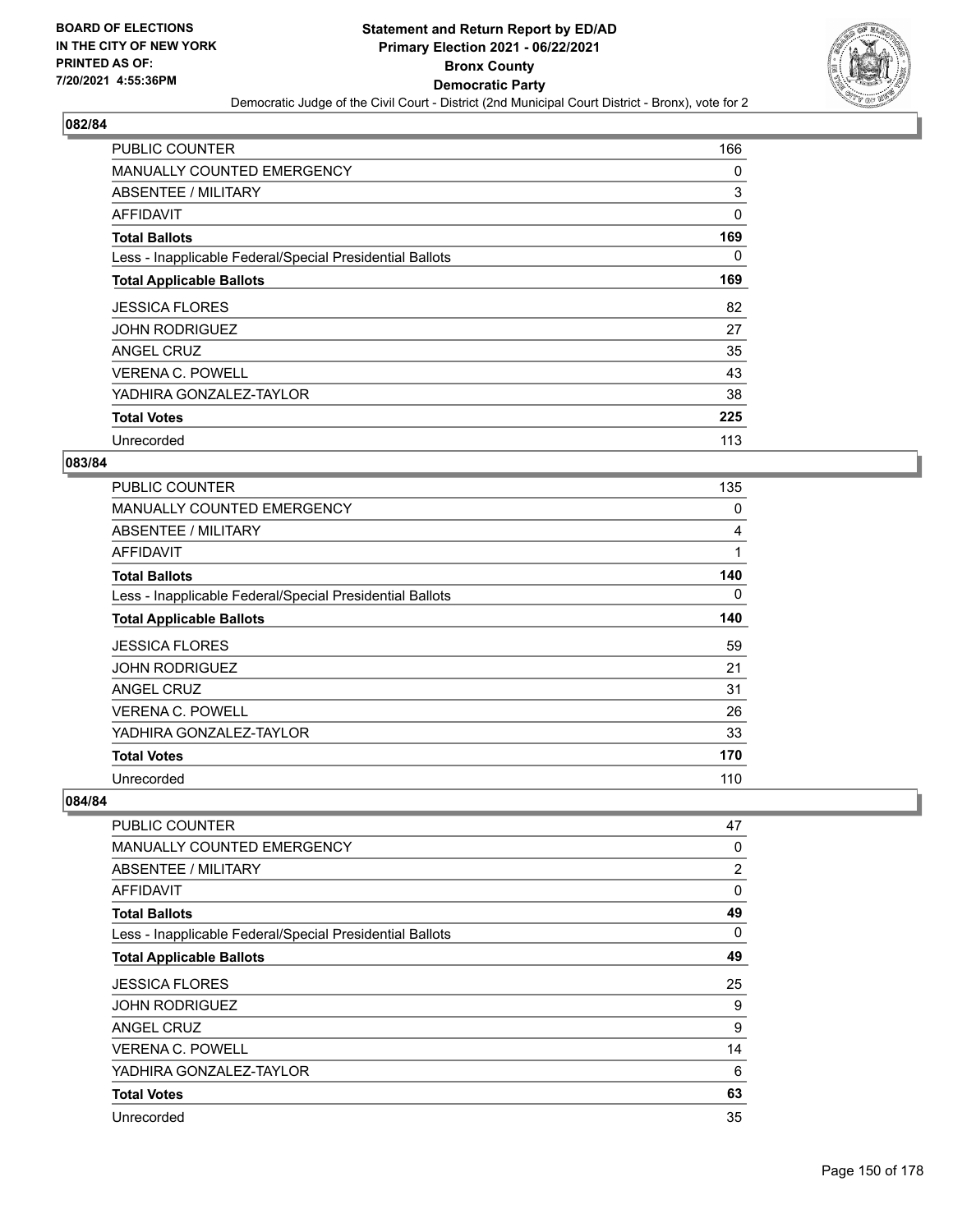Statement and Return Report by ED/AD
Primary Election 2021 - 06/22/2021
Bronx County
Democratic Party
Democratic Judge of the Civil Court - District (2nd Municipal Court District - Bronx), vote for 2

BOARD OF ELECTIONS IN THE CITY OF NEW YORK
PRINTED AS OF: 7/20/2021 4:55:36PM

## 082/84

| | |
|---|---|
| PUBLIC COUNTER | 166 |
| MANUALLY COUNTED EMERGENCY | 0 |
| ABSENTEE / MILITARY | 3 |
| AFFIDAVIT | 0 |
| **Total Ballots** | **169** |
| Less - Inapplicable Federal/Special Presidential Ballots | 0 |
| **Total Applicable Ballots** | **169** |
| JESSICA FLORES | 82 |
| JOHN RODRIGUEZ | 27 |
| ANGEL CRUZ | 35 |
| VERENA C. POWELL | 43 |
| YADHIRA GONZALEZ-TAYLOR | 38 |
| **Total Votes** | **225** |
| Unrecorded | 113 |

## 083/84

| | |
|---|---|
| PUBLIC COUNTER | 135 |
| MANUALLY COUNTED EMERGENCY | 0 |
| ABSENTEE / MILITARY | 4 |
| AFFIDAVIT | 1 |
| **Total Ballots** | **140** |
| Less - Inapplicable Federal/Special Presidential Ballots | 0 |
| **Total Applicable Ballots** | **140** |
| JESSICA FLORES | 59 |
| JOHN RODRIGUEZ | 21 |
| ANGEL CRUZ | 31 |
| VERENA C. POWELL | 26 |
| YADHIRA GONZALEZ-TAYLOR | 33 |
| **Total Votes** | **170** |
| Unrecorded | 110 |

## 084/84

| | |
|---|---|
| PUBLIC COUNTER | 47 |
| MANUALLY COUNTED EMERGENCY | 0 |
| ABSENTEE / MILITARY | 2 |
| AFFIDAVIT | 0 |
| **Total Ballots** | **49** |
| Less - Inapplicable Federal/Special Presidential Ballots | 0 |
| **Total Applicable Ballots** | **49** |
| JESSICA FLORES | 25 |
| JOHN RODRIGUEZ | 9 |
| ANGEL CRUZ | 9 |
| VERENA C. POWELL | 14 |
| YADHIRA GONZALEZ-TAYLOR | 6 |
| **Total Votes** | **63** |
| Unrecorded | 35 |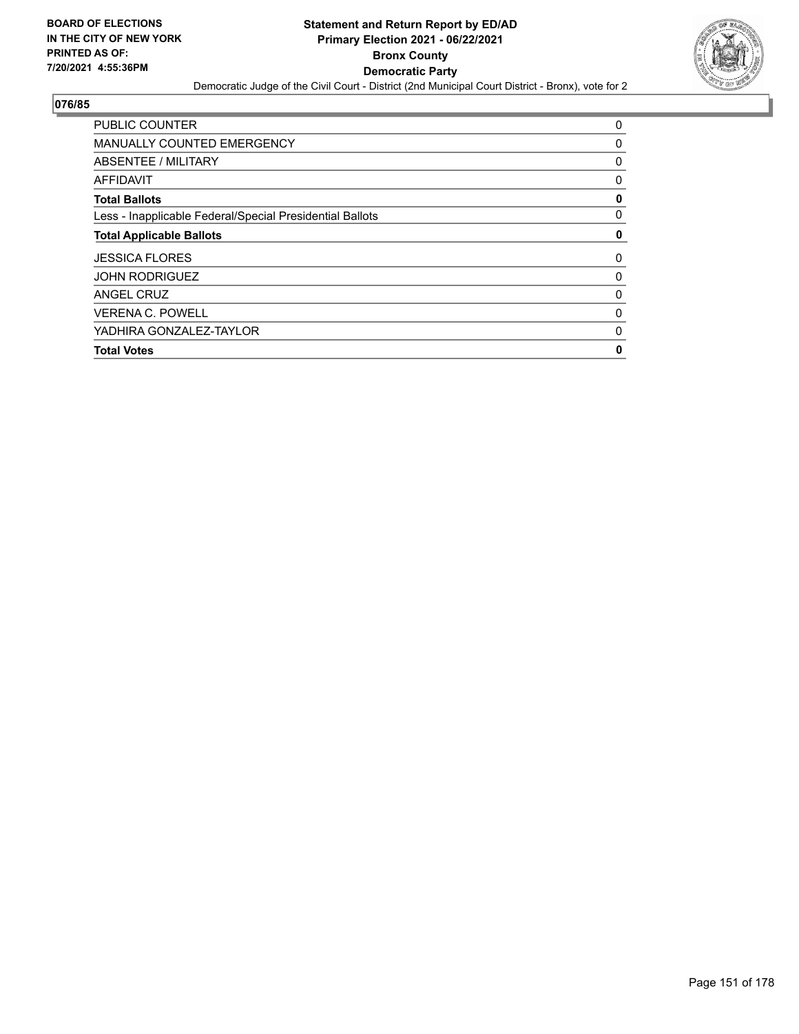**BOARD OF ELECTIONS IN THE CITY OF NEW YORK PRINTED AS OF: 7/20/2021 4:55:36PM**

**Statement and Return Report by ED/AD**
**Primary Election 2021 - 06/22/2021**
**Bronx County**
**Democratic Party**
Democratic Judge of the Civil Court - District (2nd Municipal Court District - Bronx), vote for 2

**076/85**

| | |
|---|---|
| PUBLIC COUNTER | 0 |
| MANUALLY COUNTED EMERGENCY | 0 |
| ABSENTEE / MILITARY | 0 |
| AFFIDAVIT | 0 |
| **Total Ballots** | **0** |
| Less - Inapplicable Federal/Special Presidential Ballots | 0 |
| **Total Applicable Ballots** | **0** |
| JESSICA FLORES | 0 |
| JOHN RODRIGUEZ | 0 |
| ANGEL CRUZ | 0 |
| VERENA C. POWELL | 0 |
| YADHIRA GONZALEZ-TAYLOR | 0 |
| **Total Votes** | **0** |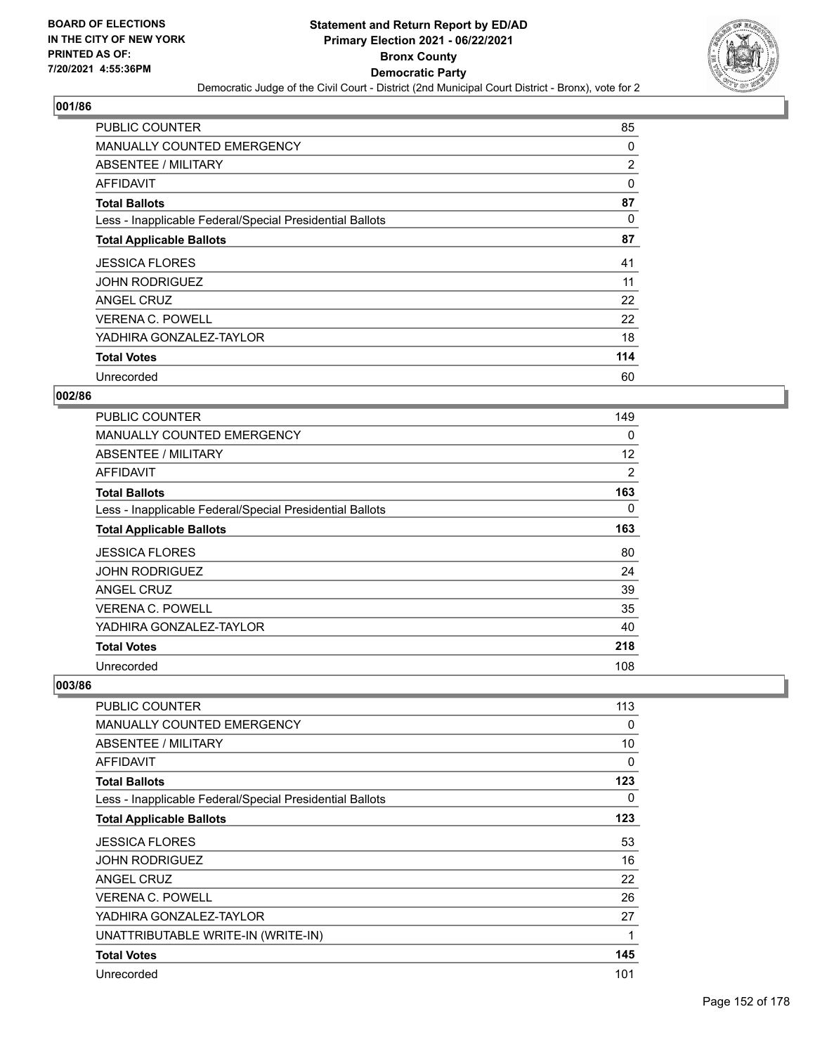**BOARD OF ELECTIONS IN THE CITY OF NEW YORK PRINTED AS OF: 7/20/2021 4:55:36PM**

# Statement and Return Report by ED/AD
## Primary Election 2021 - 06/22/2021
## Bronx County
## Democratic Party
### Democratic Judge of the Civil Court - District (2nd Municipal Court District - Bronx), vote for 2

### 001/86

| | |
|---|---|
| PUBLIC COUNTER | 85 |
| MANUALLY COUNTED EMERGENCY | 0 |
| ABSENTEE / MILITARY | 2 |
| AFFIDAVIT | 0 |
| **Total Ballots** | **87** |
| Less - Inapplicable Federal/Special Presidential Ballots | 0 |
| **Total Applicable Ballots** | **87** |
| JESSICA FLORES | 41 |
| JOHN RODRIGUEZ | 11 |
| ANGEL CRUZ | 22 |
| VERENA C. POWELL | 22 |
| YADHIRA GONZALEZ-TAYLOR | 18 |
| **Total Votes** | **114** |
| Unrecorded | 60 |

### 002/86

| | |
|---|---|
| PUBLIC COUNTER | 149 |
| MANUALLY COUNTED EMERGENCY | 0 |
| ABSENTEE / MILITARY | 12 |
| AFFIDAVIT | 2 |
| **Total Ballots** | **163** |
| Less - Inapplicable Federal/Special Presidential Ballots | 0 |
| **Total Applicable Ballots** | **163** |
| JESSICA FLORES | 80 |
| JOHN RODRIGUEZ | 24 |
| ANGEL CRUZ | 39 |
| VERENA C. POWELL | 35 |
| YADHIRA GONZALEZ-TAYLOR | 40 |
| **Total Votes** | **218** |
| Unrecorded | 108 |

### 003/86

| | |
|---|---|
| PUBLIC COUNTER | 113 |
| MANUALLY COUNTED EMERGENCY | 0 |
| ABSENTEE / MILITARY | 10 |
| AFFIDAVIT | 0 |
| **Total Ballots** | **123** |
| Less - Inapplicable Federal/Special Presidential Ballots | 0 |
| **Total Applicable Ballots** | **123** |
| JESSICA FLORES | 53 |
| JOHN RODRIGUEZ | 16 |
| ANGEL CRUZ | 22 |
| VERENA C. POWELL | 26 |
| YADHIRA GONZALEZ-TAYLOR | 27 |
| UNATTRIBUTABLE WRITE-IN (WRITE-IN) | 1 |
| **Total Votes** | **145** |
| Unrecorded | 101 |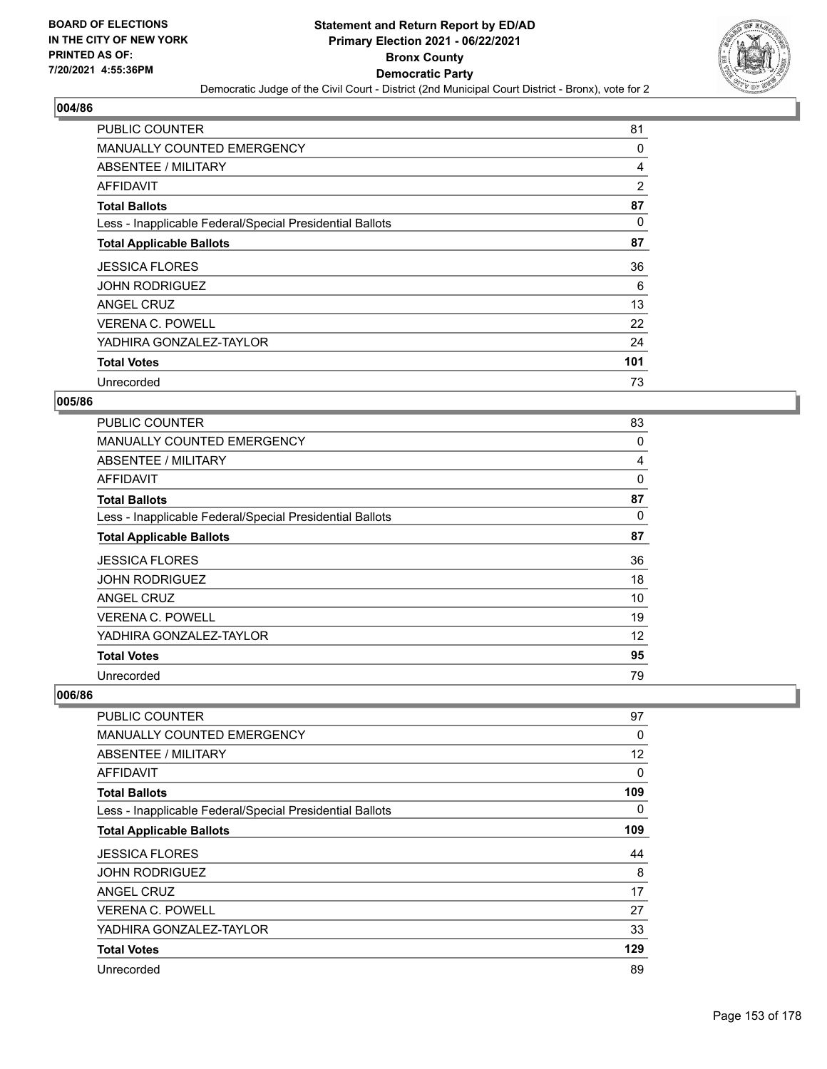**BOARD OF ELECTIONS IN THE CITY OF NEW YORK PRINTED AS OF: 7/20/2021 4:55:36PM**

# Statement and Return Report by ED/AD
## Primary Election 2021 - 06/22/2021
## Bronx County
## Democratic Party
### Democratic Judge of the Civil Court - District (2nd Municipal Court District - Bronx), vote for 2

### 004/86

| | |
|---|---|
| PUBLIC COUNTER | 81 |
| MANUALLY COUNTED EMERGENCY | 0 |
| ABSENTEE / MILITARY | 4 |
| AFFIDAVIT | 2 |
| **Total Ballots** | **87** |
| Less - Inapplicable Federal/Special Presidential Ballots | 0 |
| **Total Applicable Ballots** | **87** |
| JESSICA FLORES | 36 |
| JOHN RODRIGUEZ | 6 |
| ANGEL CRUZ | 13 |
| VERENA C. POWELL | 22 |
| YADHIRA GONZALEZ-TAYLOR | 24 |
| **Total Votes** | **101** |
| Unrecorded | 73 |

### 005/86

| | |
|---|---|
| PUBLIC COUNTER | 83 |
| MANUALLY COUNTED EMERGENCY | 0 |
| ABSENTEE / MILITARY | 4 |
| AFFIDAVIT | 0 |
| **Total Ballots** | **87** |
| Less - Inapplicable Federal/Special Presidential Ballots | 0 |
| **Total Applicable Ballots** | **87** |
| JESSICA FLORES | 36 |
| JOHN RODRIGUEZ | 18 |
| ANGEL CRUZ | 10 |
| VERENA C. POWELL | 19 |
| YADHIRA GONZALEZ-TAYLOR | 12 |
| **Total Votes** | **95** |
| Unrecorded | 79 |

### 006/86

| | |
|---|---|
| PUBLIC COUNTER | 97 |
| MANUALLY COUNTED EMERGENCY | 0 |
| ABSENTEE / MILITARY | 12 |
| AFFIDAVIT | 0 |
| **Total Ballots** | **109** |
| Less - Inapplicable Federal/Special Presidential Ballots | 0 |
| **Total Applicable Ballots** | **109** |
| JESSICA FLORES | 44 |
| JOHN RODRIGUEZ | 8 |
| ANGEL CRUZ | 17 |
| VERENA C. POWELL | 27 |
| YADHIRA GONZALEZ-TAYLOR | 33 |
| **Total Votes** | **129** |
| Unrecorded | 89 |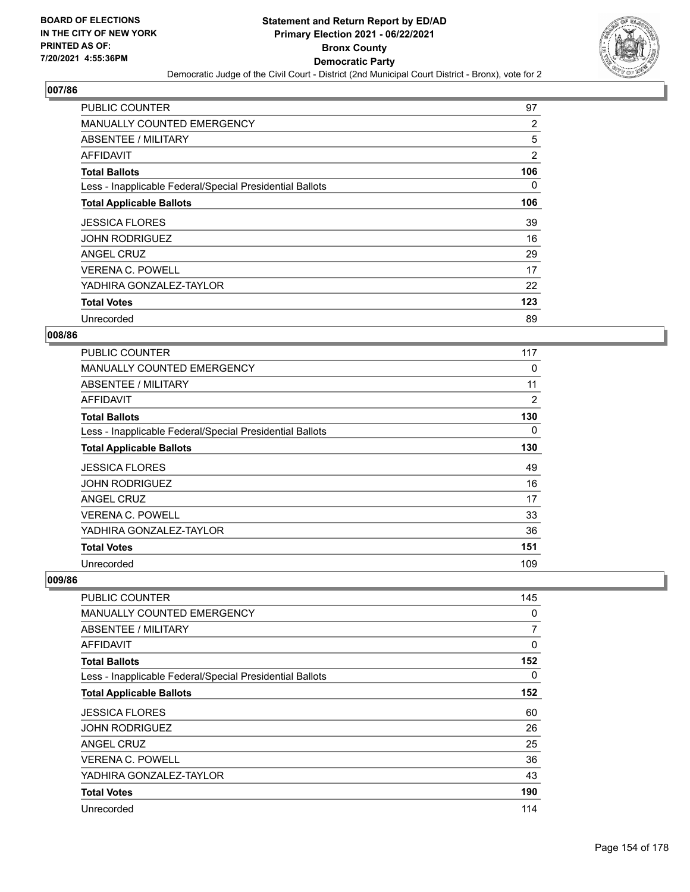## 007/86

| | |
|---|---|
| PUBLIC COUNTER | 97 |
| MANUALLY COUNTED EMERGENCY | 2 |
| ABSENTEE / MILITARY | 5 |
| AFFIDAVIT | 2 |
| **Total Ballots** | **106** |
| Less - Inapplicable Federal/Special Presidential Ballots | 0 |
| **Total Applicable Ballots** | **106** |
| JESSICA FLORES | 39 |
| JOHN RODRIGUEZ | 16 |
| ANGEL CRUZ | 29 |
| VERENA C. POWELL | 17 |
| YADHIRA GONZALEZ-TAYLOR | 22 |
| **Total Votes** | **123** |
| Unrecorded | 89 |

## 008/86

| | |
|---|---|
| PUBLIC COUNTER | 117 |
| MANUALLY COUNTED EMERGENCY | 0 |
| ABSENTEE / MILITARY | 11 |
| AFFIDAVIT | 2 |
| **Total Ballots** | **130** |
| Less - Inapplicable Federal/Special Presidential Ballots | 0 |
| **Total Applicable Ballots** | **130** |
| JESSICA FLORES | 49 |
| JOHN RODRIGUEZ | 16 |
| ANGEL CRUZ | 17 |
| VERENA C. POWELL | 33 |
| YADHIRA GONZALEZ-TAYLOR | 36 |
| **Total Votes** | **151** |
| Unrecorded | 109 |

## 009/86

| | |
|---|---|
| PUBLIC COUNTER | 145 |
| MANUALLY COUNTED EMERGENCY | 0 |
| ABSENTEE / MILITARY | 7 |
| AFFIDAVIT | 0 |
| **Total Ballots** | **152** |
| Less - Inapplicable Federal/Special Presidential Ballots | 0 |
| **Total Applicable Ballots** | **152** |
| JESSICA FLORES | 60 |
| JOHN RODRIGUEZ | 26 |
| ANGEL CRUZ | 25 |
| VERENA C. POWELL | 36 |
| YADHIRA GONZALEZ-TAYLOR | 43 |
| **Total Votes** | **190** |
| Unrecorded | 114 |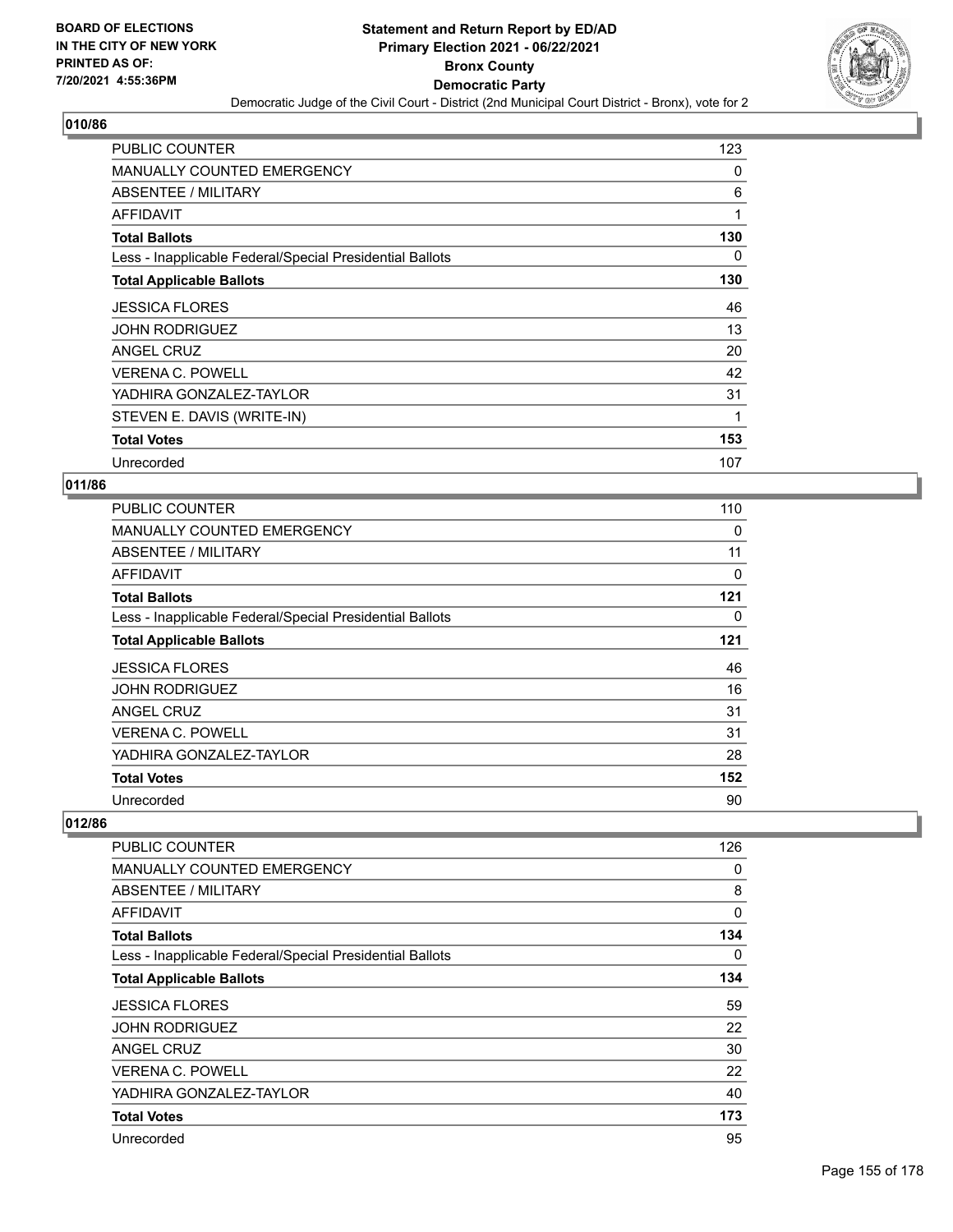## 010/86

| | |
|---|---|
| PUBLIC COUNTER | 123 |
| MANUALLY COUNTED EMERGENCY | 0 |
| ABSENTEE / MILITARY | 6 |
| AFFIDAVIT | 1 |
| **Total Ballots** | **130** |
| Less - Inapplicable Federal/Special Presidential Ballots | 0 |
| **Total Applicable Ballots** | **130** |
| JESSICA FLORES | 46 |
| JOHN RODRIGUEZ | 13 |
| ANGEL CRUZ | 20 |
| VERENA C. POWELL | 42 |
| YADHIRA GONZALEZ-TAYLOR | 31 |
| STEVEN E. DAVIS (WRITE-IN) | 1 |
| **Total Votes** | **153** |
| Unrecorded | 107 |

## 011/86

| | |
|---|---|
| PUBLIC COUNTER | 110 |
| MANUALLY COUNTED EMERGENCY | 0 |
| ABSENTEE / MILITARY | 11 |
| AFFIDAVIT | 0 |
| **Total Ballots** | **121** |
| Less - Inapplicable Federal/Special Presidential Ballots | 0 |
| **Total Applicable Ballots** | **121** |
| JESSICA FLORES | 46 |
| JOHN RODRIGUEZ | 16 |
| ANGEL CRUZ | 31 |
| VERENA C. POWELL | 31 |
| YADHIRA GONZALEZ-TAYLOR | 28 |
| **Total Votes** | **152** |
| Unrecorded | 90 |

## 012/86

| | |
|---|---|
| PUBLIC COUNTER | 126 |
| MANUALLY COUNTED EMERGENCY | 0 |
| ABSENTEE / MILITARY | 8 |
| AFFIDAVIT | 0 |
| **Total Ballots** | **134** |
| Less - Inapplicable Federal/Special Presidential Ballots | 0 |
| **Total Applicable Ballots** | **134** |
| JESSICA FLORES | 59 |
| JOHN RODRIGUEZ | 22 |
| ANGEL CRUZ | 30 |
| VERENA C. POWELL | 22 |
| YADHIRA GONZALEZ-TAYLOR | 40 |
| **Total Votes** | **173** |
| Unrecorded | 95 |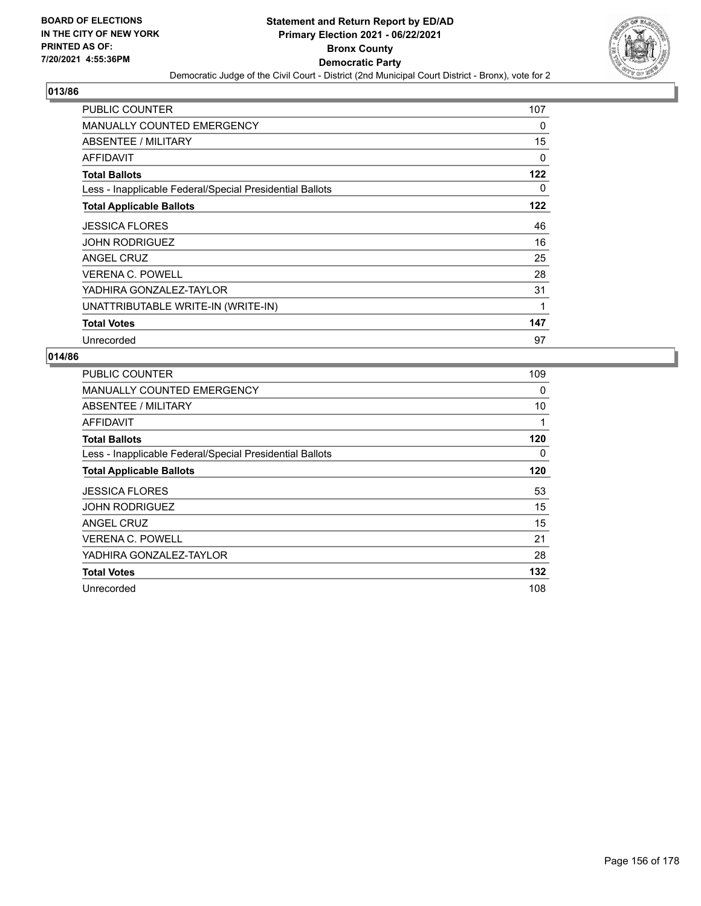## 013/86

| | |
|---|---|
| PUBLIC COUNTER | 107 |
| MANUALLY COUNTED EMERGENCY | 0 |
| ABSENTEE / MILITARY | 15 |
| AFFIDAVIT | 0 |
| **Total Ballots** | **122** |
| Less - Inapplicable Federal/Special Presidential Ballots | 0 |
| **Total Applicable Ballots** | **122** |
| JESSICA FLORES | 46 |
| JOHN RODRIGUEZ | 16 |
| ANGEL CRUZ | 25 |
| VERENA C. POWELL | 28 |
| YADHIRA GONZALEZ-TAYLOR | 31 |
| UNATTRIBUTABLE WRITE-IN (WRITE-IN) | 1 |
| **Total Votes** | **147** |
| Unrecorded | 97 |

## 014/86

| | |
|---|---|
| PUBLIC COUNTER | 109 |
| MANUALLY COUNTED EMERGENCY | 0 |
| ABSENTEE / MILITARY | 10 |
| AFFIDAVIT | 1 |
| **Total Ballots** | **120** |
| Less - Inapplicable Federal/Special Presidential Ballots | 0 |
| **Total Applicable Ballots** | **120** |
| JESSICA FLORES | 53 |
| JOHN RODRIGUEZ | 15 |
| ANGEL CRUZ | 15 |
| VERENA C. POWELL | 21 |
| YADHIRA GONZALEZ-TAYLOR | 28 |
| **Total Votes** | **132** |
| Unrecorded | 108 |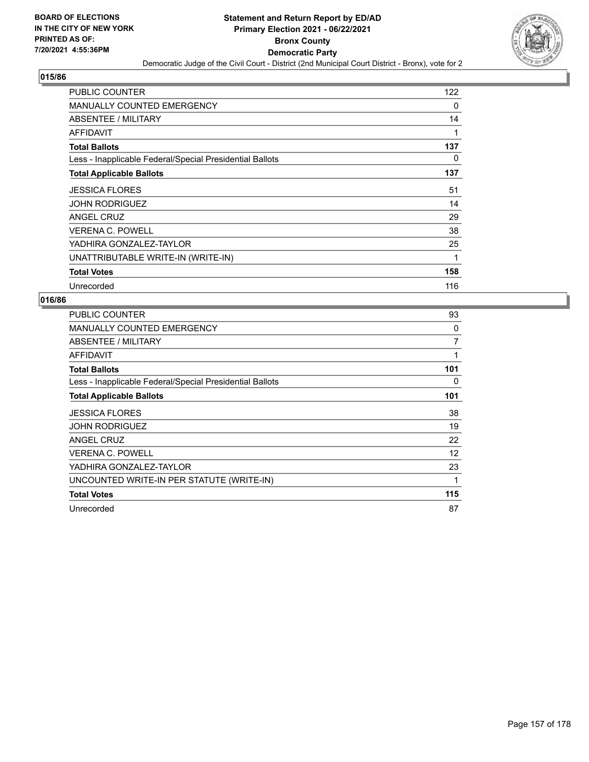**BOARD OF ELECTIONS IN THE CITY OF NEW YORK PRINTED AS OF: 7/20/2021 4:55:36PM**

# Statement and Return Report by ED/AD
## Primary Election 2021 - 06/22/2021
## Bronx County
## Democratic Party
### Democratic Judge of the Civil Court - District (2nd Municipal Court District - Bronx), vote for 2

**015/86**

| | |
|---|---|
| PUBLIC COUNTER | 122 |
| MANUALLY COUNTED EMERGENCY | 0 |
| ABSENTEE / MILITARY | 14 |
| AFFIDAVIT | 1 |
| **Total Ballots** | **137** |
| Less - Inapplicable Federal/Special Presidential Ballots | 0 |
| **Total Applicable Ballots** | **137** |
| JESSICA FLORES | 51 |
| JOHN RODRIGUEZ | 14 |
| ANGEL CRUZ | 29 |
| VERENA C. POWELL | 38 |
| YADHIRA GONZALEZ-TAYLOR | 25 |
| UNATTRIBUTABLE WRITE-IN (WRITE-IN) | 1 |
| **Total Votes** | **158** |
| Unrecorded | 116 |

**016/86**

| | |
|---|---|
| PUBLIC COUNTER | 93 |
| MANUALLY COUNTED EMERGENCY | 0 |
| ABSENTEE / MILITARY | 7 |
| AFFIDAVIT | 1 |
| **Total Ballots** | **101** |
| Less - Inapplicable Federal/Special Presidential Ballots | 0 |
| **Total Applicable Ballots** | **101** |
| JESSICA FLORES | 38 |
| JOHN RODRIGUEZ | 19 |
| ANGEL CRUZ | 22 |
| VERENA C. POWELL | 12 |
| YADHIRA GONZALEZ-TAYLOR | 23 |
| UNCOUNTED WRITE-IN PER STATUTE (WRITE-IN) | 1 |
| **Total Votes** | **115** |
| Unrecorded | 87 |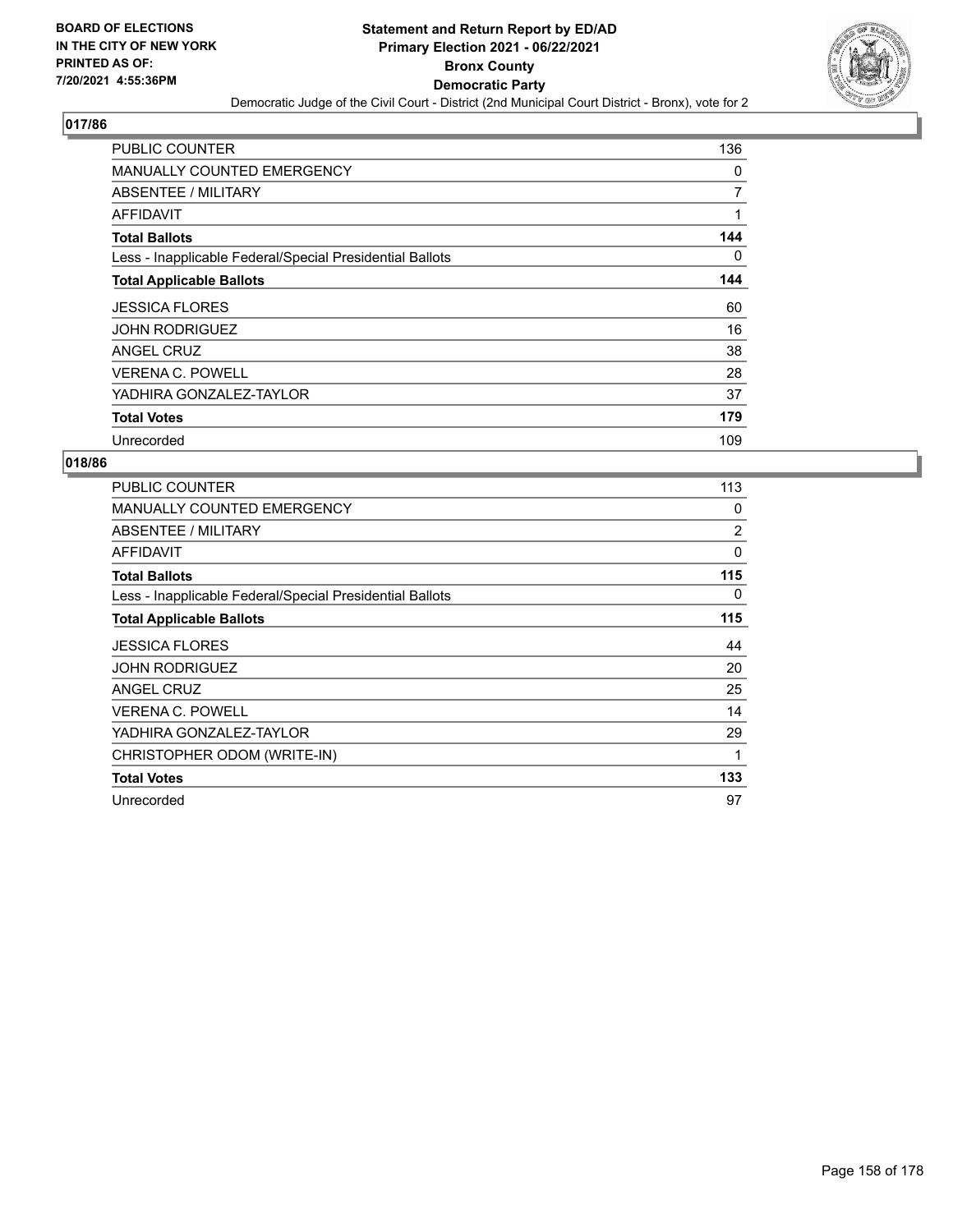**BOARD OF ELECTIONS IN THE CITY OF NEW YORK PRINTED AS OF: 7/20/2021 4:55:36PM**

# Statement and Return Report by ED/AD
## Primary Election 2021 - 06/22/2021
## Bronx County
## Democratic Party
### Democratic Judge of the Civil Court - District (2nd Municipal Court District - Bronx), vote for 2

**017/86**

| | |
|---|---|
| PUBLIC COUNTER | 136 |
| MANUALLY COUNTED EMERGENCY | 0 |
| ABSENTEE / MILITARY | 7 |
| AFFIDAVIT | 1 |
| **Total Ballots** | **144** |
| Less - Inapplicable Federal/Special Presidential Ballots | 0 |
| **Total Applicable Ballots** | **144** |
| JESSICA FLORES | 60 |
| JOHN RODRIGUEZ | 16 |
| ANGEL CRUZ | 38 |
| VERENA C. POWELL | 28 |
| YADHIRA GONZALEZ-TAYLOR | 37 |
| **Total Votes** | **179** |
| Unrecorded | 109 |

**018/86**

| | |
|---|---|
| PUBLIC COUNTER | 113 |
| MANUALLY COUNTED EMERGENCY | 0 |
| ABSENTEE / MILITARY | 2 |
| AFFIDAVIT | 0 |
| **Total Ballots** | **115** |
| Less - Inapplicable Federal/Special Presidential Ballots | 0 |
| **Total Applicable Ballots** | **115** |
| JESSICA FLORES | 44 |
| JOHN RODRIGUEZ | 20 |
| ANGEL CRUZ | 25 |
| VERENA C. POWELL | 14 |
| YADHIRA GONZALEZ-TAYLOR | 29 |
| CHRISTOPHER ODOM (WRITE-IN) | 1 |
| **Total Votes** | **133** |
| Unrecorded | 97 |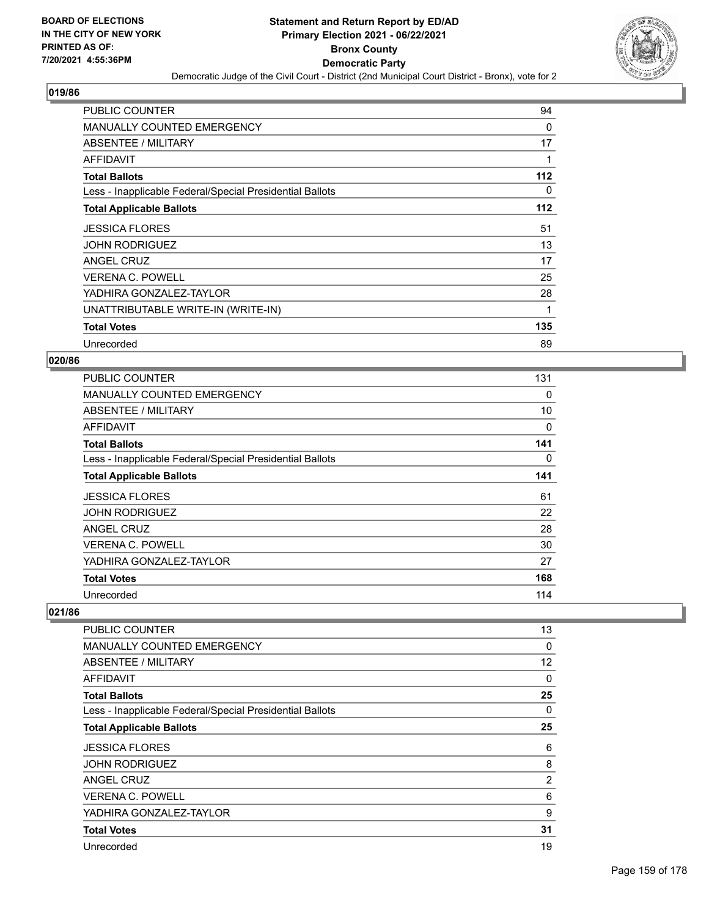## 019/86

| | |
|---|---|
| PUBLIC COUNTER | 94 |
| MANUALLY COUNTED EMERGENCY | 0 |
| ABSENTEE / MILITARY | 17 |
| AFFIDAVIT | 1 |
| **Total Ballots** | **112** |
| Less - Inapplicable Federal/Special Presidential Ballots | 0 |
| **Total Applicable Ballots** | **112** |
| JESSICA FLORES | 51 |
| JOHN RODRIGUEZ | 13 |
| ANGEL CRUZ | 17 |
| VERENA C. POWELL | 25 |
| YADHIRA GONZALEZ-TAYLOR | 28 |
| UNATTRIBUTABLE WRITE-IN (WRITE-IN) | 1 |
| **Total Votes** | **135** |
| Unrecorded | 89 |

## 020/86

| | |
|---|---|
| PUBLIC COUNTER | 131 |
| MANUALLY COUNTED EMERGENCY | 0 |
| ABSENTEE / MILITARY | 10 |
| AFFIDAVIT | 0 |
| **Total Ballots** | **141** |
| Less - Inapplicable Federal/Special Presidential Ballots | 0 |
| **Total Applicable Ballots** | **141** |
| JESSICA FLORES | 61 |
| JOHN RODRIGUEZ | 22 |
| ANGEL CRUZ | 28 |
| VERENA C. POWELL | 30 |
| YADHIRA GONZALEZ-TAYLOR | 27 |
| **Total Votes** | **168** |
| Unrecorded | 114 |

## 021/86

| | |
|---|---|
| PUBLIC COUNTER | 13 |
| MANUALLY COUNTED EMERGENCY | 0 |
| ABSENTEE / MILITARY | 12 |
| AFFIDAVIT | 0 |
| **Total Ballots** | **25** |
| Less - Inapplicable Federal/Special Presidential Ballots | 0 |
| **Total Applicable Ballots** | **25** |
| JESSICA FLORES | 6 |
| JOHN RODRIGUEZ | 8 |
| ANGEL CRUZ | 2 |
| VERENA C. POWELL | 6 |
| YADHIRA GONZALEZ-TAYLOR | 9 |
| **Total Votes** | **31** |
| Unrecorded | 19 |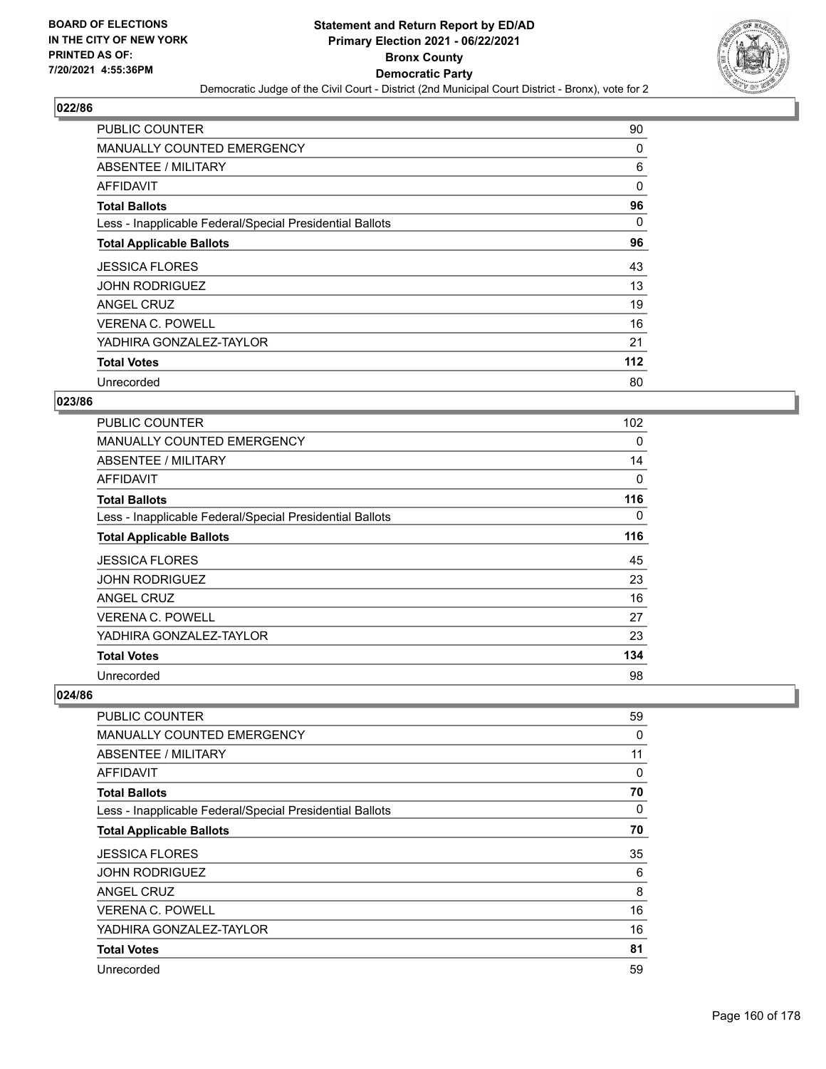BOARD OF ELECTIONS
IN THE CITY OF NEW YORK
PRINTED AS OF:
7/20/2021 4:55:36PM

# Statement and Return Report by ED/AD
## Primary Election 2021 - 06/22/2021
## Bronx County
## Democratic Party
Democratic Judge of the Civil Court - District (2nd Municipal Court District - Bronx), vote for 2

### 022/86

| | |
|---|---|
| PUBLIC COUNTER | 90 |
| MANUALLY COUNTED EMERGENCY | 0 |
| ABSENTEE / MILITARY | 6 |
| AFFIDAVIT | 0 |
| **Total Ballots** | **96** |
| Less - Inapplicable Federal/Special Presidential Ballots | 0 |
| **Total Applicable Ballots** | **96** |
| JESSICA FLORES | 43 |
| JOHN RODRIGUEZ | 13 |
| ANGEL CRUZ | 19 |
| VERENA C. POWELL | 16 |
| YADHIRA GONZALEZ-TAYLOR | 21 |
| **Total Votes** | **112** |
| Unrecorded | 80 |

### 023/86

| | |
|---|---|
| PUBLIC COUNTER | 102 |
| MANUALLY COUNTED EMERGENCY | 0 |
| ABSENTEE / MILITARY | 14 |
| AFFIDAVIT | 0 |
| **Total Ballots** | **116** |
| Less - Inapplicable Federal/Special Presidential Ballots | 0 |
| **Total Applicable Ballots** | **116** |
| JESSICA FLORES | 45 |
| JOHN RODRIGUEZ | 23 |
| ANGEL CRUZ | 16 |
| VERENA C. POWELL | 27 |
| YADHIRA GONZALEZ-TAYLOR | 23 |
| **Total Votes** | **134** |
| Unrecorded | 98 |

### 024/86

| | |
|---|---|
| PUBLIC COUNTER | 59 |
| MANUALLY COUNTED EMERGENCY | 0 |
| ABSENTEE / MILITARY | 11 |
| AFFIDAVIT | 0 |
| **Total Ballots** | **70** |
| Less - Inapplicable Federal/Special Presidential Ballots | 0 |
| **Total Applicable Ballots** | **70** |
| JESSICA FLORES | 35 |
| JOHN RODRIGUEZ | 6 |
| ANGEL CRUZ | 8 |
| VERENA C. POWELL | 16 |
| YADHIRA GONZALEZ-TAYLOR | 16 |
| **Total Votes** | **81** |
| Unrecorded | 59 |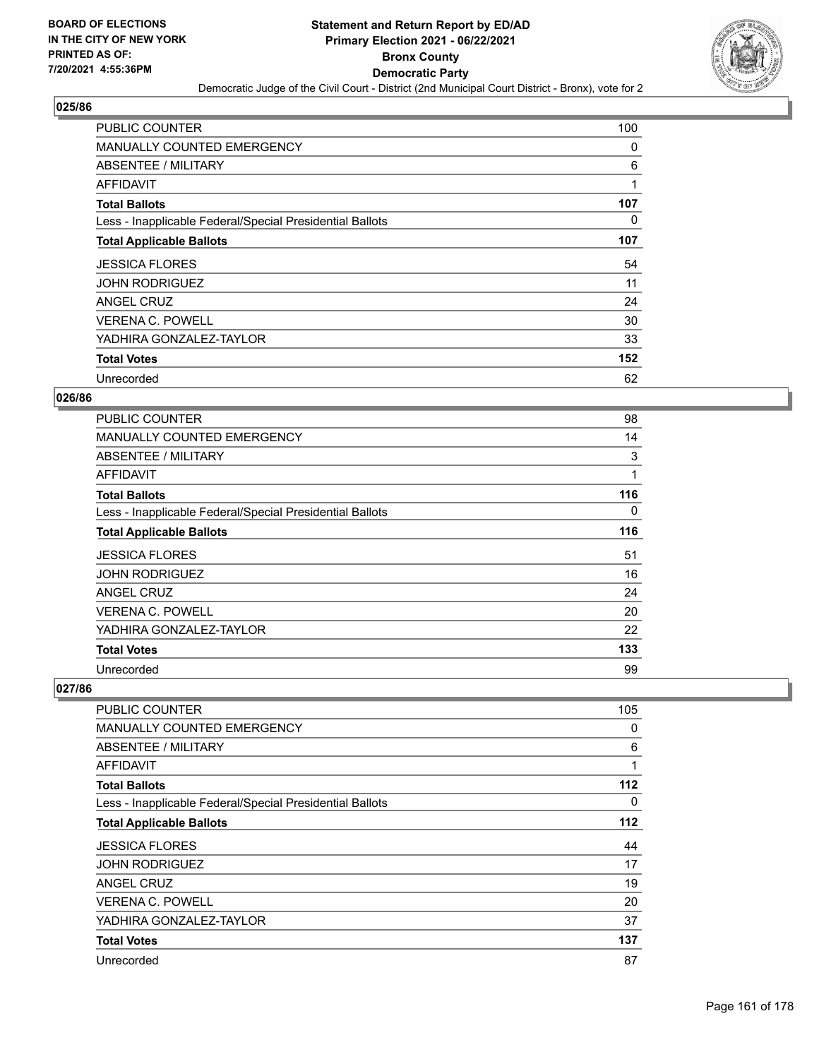# Statement and Return Report by ED/AD
## Primary Election 2021 - 06/22/2021
## Bronx County
## Democratic Party

Democratic Judge of the Civil Court - District (2nd Municipal Court District - Bronx), vote for 2

BOARD OF ELECTIONS IN THE CITY OF NEW YORK PRINTED AS OF: 7/20/2021 4:55:36PM

### 025/86

| | |
|---|---|
| PUBLIC COUNTER | 100 |
| MANUALLY COUNTED EMERGENCY | 0 |
| ABSENTEE / MILITARY | 6 |
| AFFIDAVIT | 1 |
| **Total Ballots** | **107** |
| Less - Inapplicable Federal/Special Presidential Ballots | 0 |
| **Total Applicable Ballots** | **107** |
| JESSICA FLORES | 54 |
| JOHN RODRIGUEZ | 11 |
| ANGEL CRUZ | 24 |
| VERENA C. POWELL | 30 |
| YADHIRA GONZALEZ-TAYLOR | 33 |
| **Total Votes** | **152** |
| Unrecorded | 62 |

### 026/86

| | |
|---|---|
| PUBLIC COUNTER | 98 |
| MANUALLY COUNTED EMERGENCY | 14 |
| ABSENTEE / MILITARY | 3 |
| AFFIDAVIT | 1 |
| **Total Ballots** | **116** |
| Less - Inapplicable Federal/Special Presidential Ballots | 0 |
| **Total Applicable Ballots** | **116** |
| JESSICA FLORES | 51 |
| JOHN RODRIGUEZ | 16 |
| ANGEL CRUZ | 24 |
| VERENA C. POWELL | 20 |
| YADHIRA GONZALEZ-TAYLOR | 22 |
| **Total Votes** | **133** |
| Unrecorded | 99 |

### 027/86

| | |
|---|---|
| PUBLIC COUNTER | 105 |
| MANUALLY COUNTED EMERGENCY | 0 |
| ABSENTEE / MILITARY | 6 |
| AFFIDAVIT | 1 |
| **Total Ballots** | **112** |
| Less - Inapplicable Federal/Special Presidential Ballots | 0 |
| **Total Applicable Ballots** | **112** |
| JESSICA FLORES | 44 |
| JOHN RODRIGUEZ | 17 |
| ANGEL CRUZ | 19 |
| VERENA C. POWELL | 20 |
| YADHIRA GONZALEZ-TAYLOR | 37 |
| **Total Votes** | **137** |
| Unrecorded | 87 |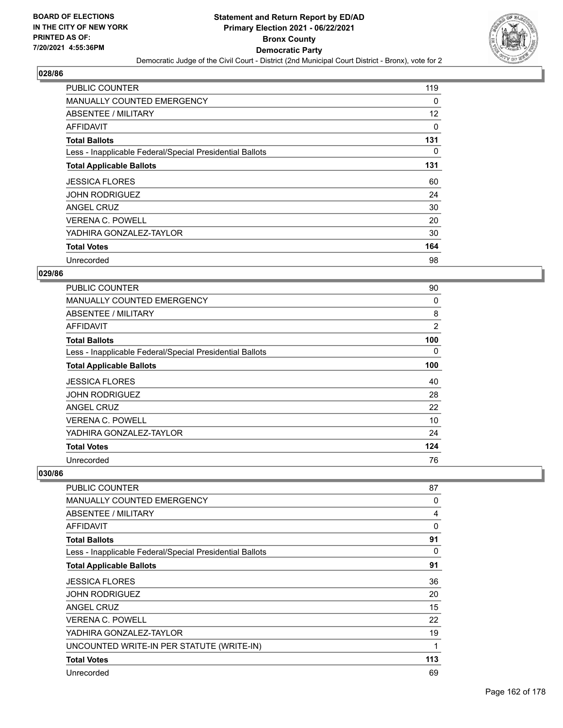BOARD OF ELECTIONS
IN THE CITY OF NEW YORK
PRINTED AS OF:
7/20/2021 4:55:36PM

# Statement and Return Report by ED/AD
## Primary Election 2021 - 06/22/2021
## Bronx County
## Democratic Party

Democratic Judge of the Civil Court - District (2nd Municipal Court District - Bronx), vote for 2

### 028/86

| | |
|---|---|
| PUBLIC COUNTER | 119 |
| MANUALLY COUNTED EMERGENCY | 0 |
| ABSENTEE / MILITARY | 12 |
| AFFIDAVIT | 0 |
| **Total Ballots** | **131** |
| Less - Inapplicable Federal/Special Presidential Ballots | 0 |
| **Total Applicable Ballots** | **131** |
| JESSICA FLORES | 60 |
| JOHN RODRIGUEZ | 24 |
| ANGEL CRUZ | 30 |
| VERENA C. POWELL | 20 |
| YADHIRA GONZALEZ-TAYLOR | 30 |
| **Total Votes** | **164** |
| Unrecorded | 98 |

### 029/86

| | |
|---|---|
| PUBLIC COUNTER | 90 |
| MANUALLY COUNTED EMERGENCY | 0 |
| ABSENTEE / MILITARY | 8 |
| AFFIDAVIT | 2 |
| **Total Ballots** | **100** |
| Less - Inapplicable Federal/Special Presidential Ballots | 0 |
| **Total Applicable Ballots** | **100** |
| JESSICA FLORES | 40 |
| JOHN RODRIGUEZ | 28 |
| ANGEL CRUZ | 22 |
| VERENA C. POWELL | 10 |
| YADHIRA GONZALEZ-TAYLOR | 24 |
| **Total Votes** | **124** |
| Unrecorded | 76 |

### 030/86

| | |
|---|---|
| PUBLIC COUNTER | 87 |
| MANUALLY COUNTED EMERGENCY | 0 |
| ABSENTEE / MILITARY | 4 |
| AFFIDAVIT | 0 |
| **Total Ballots** | **91** |
| Less - Inapplicable Federal/Special Presidential Ballots | 0 |
| **Total Applicable Ballots** | **91** |
| JESSICA FLORES | 36 |
| JOHN RODRIGUEZ | 20 |
| ANGEL CRUZ | 15 |
| VERENA C. POWELL | 22 |
| YADHIRA GONZALEZ-TAYLOR | 19 |
| UNCOUNTED WRITE-IN PER STATUTE (WRITE-IN) | 1 |
| **Total Votes** | **113** |
| Unrecorded | 69 |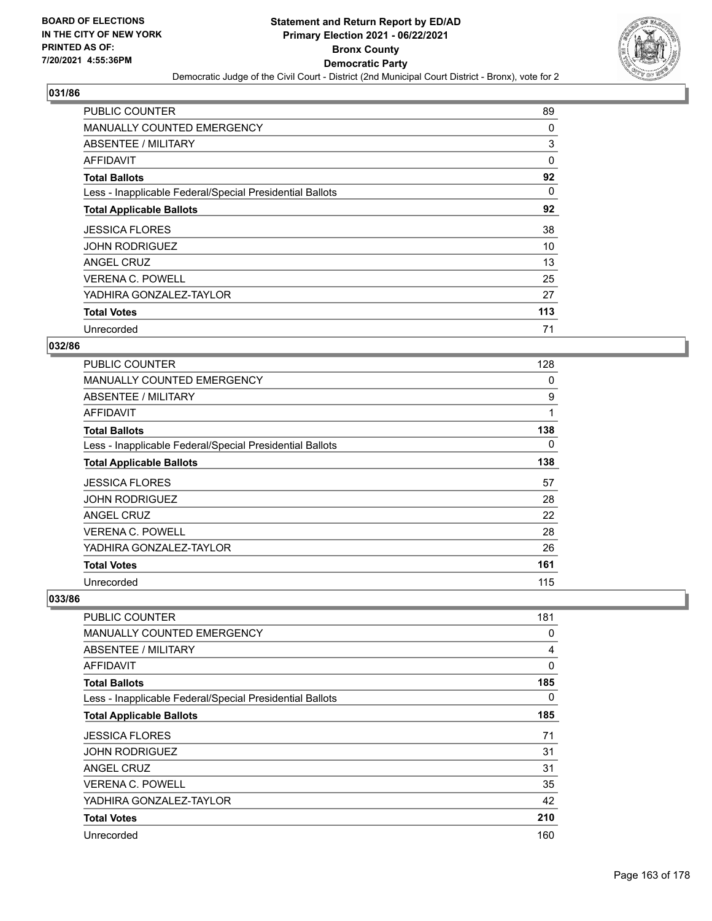**BOARD OF ELECTIONS IN THE CITY OF NEW YORK PRINTED AS OF: 7/20/2021 4:55:36PM**

# Statement and Return Report by ED/AD
## Primary Election 2021 - 06/22/2021
## Bronx County
## Democratic Party
### Democratic Judge of the Civil Court - District (2nd Municipal Court District - Bronx), vote for 2

### 031/86

| | |
|---|---|
| PUBLIC COUNTER | 89 |
| MANUALLY COUNTED EMERGENCY | 0 |
| ABSENTEE / MILITARY | 3 |
| AFFIDAVIT | 0 |
| **Total Ballots** | **92** |
| Less - Inapplicable Federal/Special Presidential Ballots | 0 |
| **Total Applicable Ballots** | **92** |
| JESSICA FLORES | 38 |
| JOHN RODRIGUEZ | 10 |
| ANGEL CRUZ | 13 |
| VERENA C. POWELL | 25 |
| YADHIRA GONZALEZ-TAYLOR | 27 |
| **Total Votes** | **113** |
| Unrecorded | 71 |

### 032/86

| | |
|---|---|
| PUBLIC COUNTER | 128 |
| MANUALLY COUNTED EMERGENCY | 0 |
| ABSENTEE / MILITARY | 9 |
| AFFIDAVIT | 1 |
| **Total Ballots** | **138** |
| Less - Inapplicable Federal/Special Presidential Ballots | 0 |
| **Total Applicable Ballots** | **138** |
| JESSICA FLORES | 57 |
| JOHN RODRIGUEZ | 28 |
| ANGEL CRUZ | 22 |
| VERENA C. POWELL | 28 |
| YADHIRA GONZALEZ-TAYLOR | 26 |
| **Total Votes** | **161** |
| Unrecorded | 115 |

### 033/86

| | |
|---|---|
| PUBLIC COUNTER | 181 |
| MANUALLY COUNTED EMERGENCY | 0 |
| ABSENTEE / MILITARY | 4 |
| AFFIDAVIT | 0 |
| **Total Ballots** | **185** |
| Less - Inapplicable Federal/Special Presidential Ballots | 0 |
| **Total Applicable Ballots** | **185** |
| JESSICA FLORES | 71 |
| JOHN RODRIGUEZ | 31 |
| ANGEL CRUZ | 31 |
| VERENA C. POWELL | 35 |
| YADHIRA GONZALEZ-TAYLOR | 42 |
| **Total Votes** | **210** |
| Unrecorded | 160 |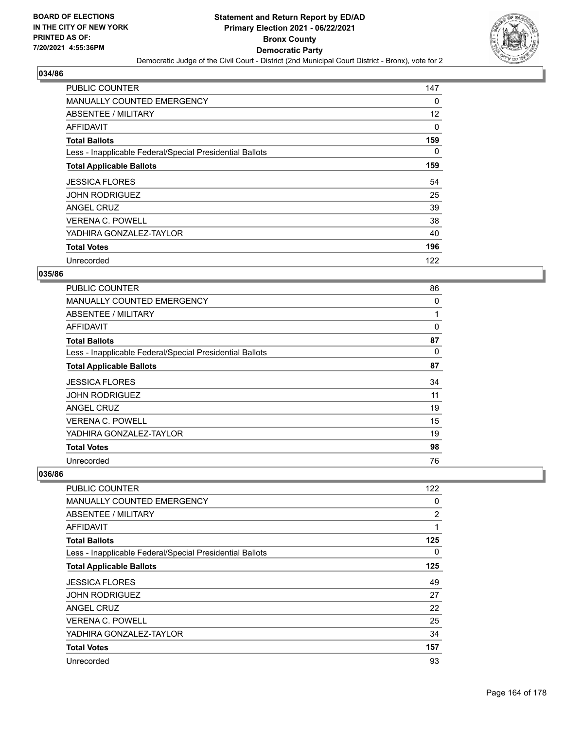### 034/86

| | |
|---|---|
| PUBLIC COUNTER | 147 |
| MANUALLY COUNTED EMERGENCY | 0 |
| ABSENTEE / MILITARY | 12 |
| AFFIDAVIT | 0 |
| **Total Ballots** | **159** |
| Less - Inapplicable Federal/Special Presidential Ballots | 0 |
| **Total Applicable Ballots** | **159** |
| JESSICA FLORES | 54 |
| JOHN RODRIGUEZ | 25 |
| ANGEL CRUZ | 39 |
| VERENA C. POWELL | 38 |
| YADHIRA GONZALEZ-TAYLOR | 40 |
| **Total Votes** | **196** |
| Unrecorded | 122 |

### 035/86

| | |
|---|---|
| PUBLIC COUNTER | 86 |
| MANUALLY COUNTED EMERGENCY | 0 |
| ABSENTEE / MILITARY | 1 |
| AFFIDAVIT | 0 |
| **Total Ballots** | **87** |
| Less - Inapplicable Federal/Special Presidential Ballots | 0 |
| **Total Applicable Ballots** | **87** |
| JESSICA FLORES | 34 |
| JOHN RODRIGUEZ | 11 |
| ANGEL CRUZ | 19 |
| VERENA C. POWELL | 15 |
| YADHIRA GONZALEZ-TAYLOR | 19 |
| **Total Votes** | **98** |
| Unrecorded | 76 |

### 036/86

| | |
|---|---|
| PUBLIC COUNTER | 122 |
| MANUALLY COUNTED EMERGENCY | 0 |
| ABSENTEE / MILITARY | 2 |
| AFFIDAVIT | 1 |
| **Total Ballots** | **125** |
| Less - Inapplicable Federal/Special Presidential Ballots | 0 |
| **Total Applicable Ballots** | **125** |
| JESSICA FLORES | 49 |
| JOHN RODRIGUEZ | 27 |
| ANGEL CRUZ | 22 |
| VERENA C. POWELL | 25 |
| YADHIRA GONZALEZ-TAYLOR | 34 |
| **Total Votes** | **157** |
| Unrecorded | 93 |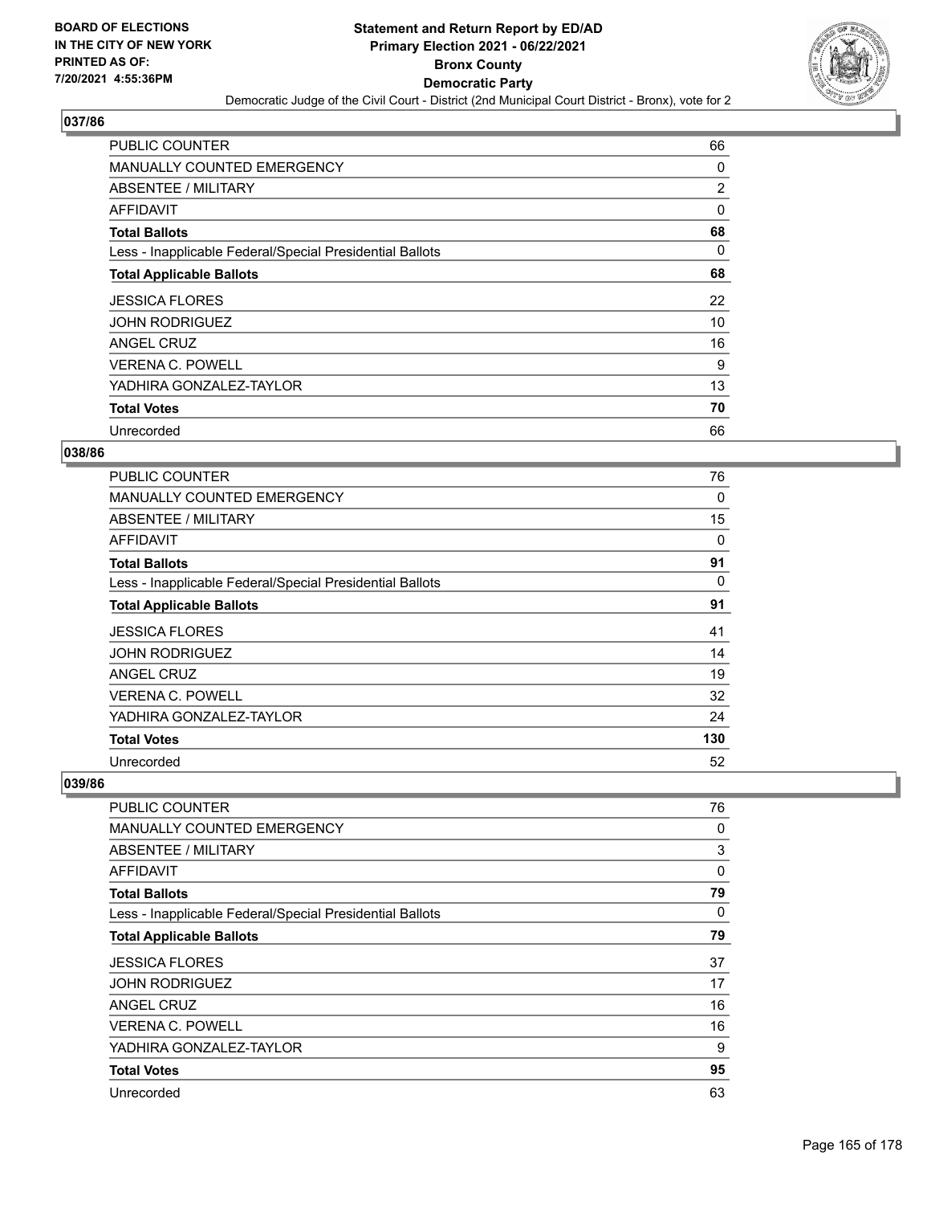**Statement and Return Report by ED/AD**
**Primary Election 2021 - 06/22/2021**
**Bronx County**
**Democratic Party**
Democratic Judge of the Civil Court - District (2nd Municipal Court District - Bronx), vote for 2

BOARD OF ELECTIONS
IN THE CITY OF NEW YORK
PRINTED AS OF:
7/20/2021 4:55:36PM

## 037/86

| | |
|---|---|
| PUBLIC COUNTER | 66 |
| MANUALLY COUNTED EMERGENCY | 0 |
| ABSENTEE / MILITARY | 2 |
| AFFIDAVIT | 0 |
| **Total Ballots** | **68** |
| Less - Inapplicable Federal/Special Presidential Ballots | 0 |
| **Total Applicable Ballots** | **68** |
| JESSICA FLORES | 22 |
| JOHN RODRIGUEZ | 10 |
| ANGEL CRUZ | 16 |
| VERENA C. POWELL | 9 |
| YADHIRA GONZALEZ-TAYLOR | 13 |
| **Total Votes** | **70** |
| Unrecorded | 66 |

## 038/86

| | |
|---|---|
| PUBLIC COUNTER | 76 |
| MANUALLY COUNTED EMERGENCY | 0 |
| ABSENTEE / MILITARY | 15 |
| AFFIDAVIT | 0 |
| **Total Ballots** | **91** |
| Less - Inapplicable Federal/Special Presidential Ballots | 0 |
| **Total Applicable Ballots** | **91** |
| JESSICA FLORES | 41 |
| JOHN RODRIGUEZ | 14 |
| ANGEL CRUZ | 19 |
| VERENA C. POWELL | 32 |
| YADHIRA GONZALEZ-TAYLOR | 24 |
| **Total Votes** | **130** |
| Unrecorded | 52 |

## 039/86

| | |
|---|---|
| PUBLIC COUNTER | 76 |
| MANUALLY COUNTED EMERGENCY | 0 |
| ABSENTEE / MILITARY | 3 |
| AFFIDAVIT | 0 |
| **Total Ballots** | **79** |
| Less - Inapplicable Federal/Special Presidential Ballots | 0 |
| **Total Applicable Ballots** | **79** |
| JESSICA FLORES | 37 |
| JOHN RODRIGUEZ | 17 |
| ANGEL CRUZ | 16 |
| VERENA C. POWELL | 16 |
| YADHIRA GONZALEZ-TAYLOR | 9 |
| **Total Votes** | **95** |
| Unrecorded | 63 |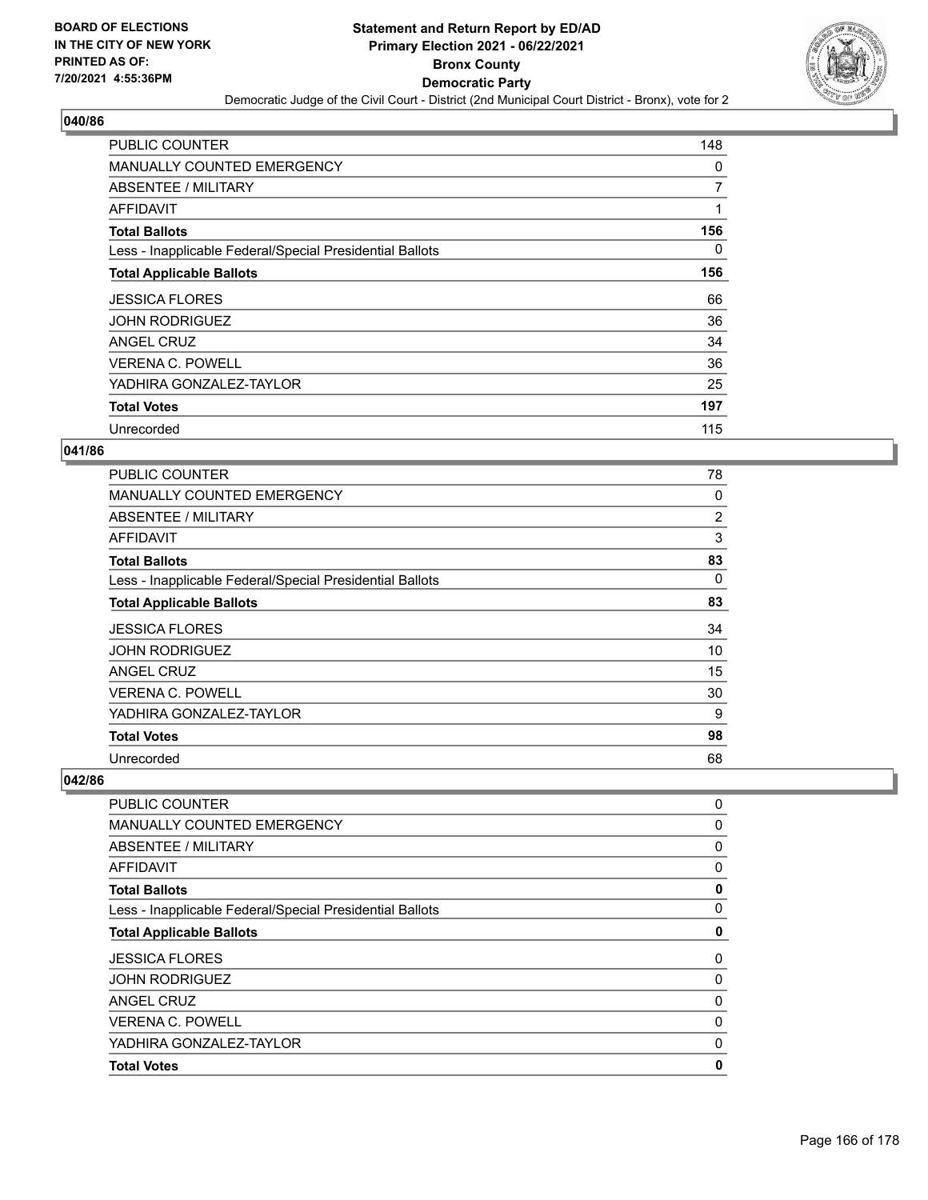## 040/86

| | |
|---|---|
| PUBLIC COUNTER | 148 |
| MANUALLY COUNTED EMERGENCY | 0 |
| ABSENTEE / MILITARY | 7 |
| AFFIDAVIT | 1 |
| **Total Ballots** | **156** |
| Less - Inapplicable Federal/Special Presidential Ballots | 0 |
| **Total Applicable Ballots** | **156** |
| JESSICA FLORES | 66 |
| JOHN RODRIGUEZ | 36 |
| ANGEL CRUZ | 34 |
| VERENA C. POWELL | 36 |
| YADHIRA GONZALEZ-TAYLOR | 25 |
| **Total Votes** | **197** |
| Unrecorded | 115 |

## 041/86

| | |
|---|---|
| PUBLIC COUNTER | 78 |
| MANUALLY COUNTED EMERGENCY | 0 |
| ABSENTEE / MILITARY | 2 |
| AFFIDAVIT | 3 |
| **Total Ballots** | **83** |
| Less - Inapplicable Federal/Special Presidential Ballots | 0 |
| **Total Applicable Ballots** | **83** |
| JESSICA FLORES | 34 |
| JOHN RODRIGUEZ | 10 |
| ANGEL CRUZ | 15 |
| VERENA C. POWELL | 30 |
| YADHIRA GONZALEZ-TAYLOR | 9 |
| **Total Votes** | **98** |
| Unrecorded | 68 |

## 042/86

| | |
|---|---|
| PUBLIC COUNTER | 0 |
| MANUALLY COUNTED EMERGENCY | 0 |
| ABSENTEE / MILITARY | 0 |
| AFFIDAVIT | 0 |
| **Total Ballots** | **0** |
| Less - Inapplicable Federal/Special Presidential Ballots | 0 |
| **Total Applicable Ballots** | **0** |
| JESSICA FLORES | 0 |
| JOHN RODRIGUEZ | 0 |
| ANGEL CRUZ | 0 |
| VERENA C. POWELL | 0 |
| YADHIRA GONZALEZ-TAYLOR | 0 |
| **Total Votes** | **0** |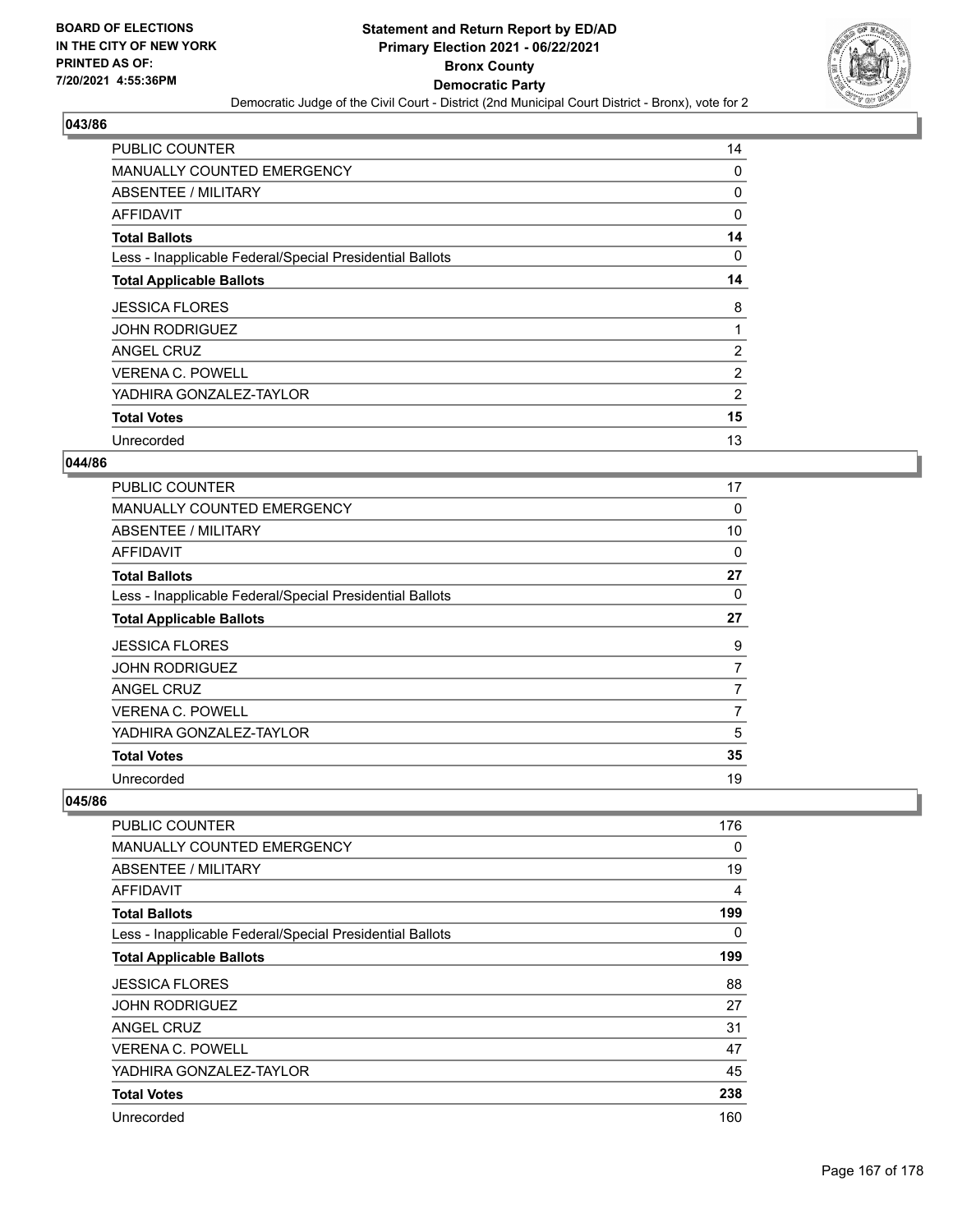**BOARD OF ELECTIONS IN THE CITY OF NEW YORK PRINTED AS OF: 7/20/2021 4:55:36PM**

# Statement and Return Report by ED/AD
## Primary Election 2021 - 06/22/2021
## Bronx County
## Democratic Party
### Democratic Judge of the Civil Court - District (2nd Municipal Court District - Bronx), vote for 2

### 043/86

| | |
|---|---|
| PUBLIC COUNTER | 14 |
| MANUALLY COUNTED EMERGENCY | 0 |
| ABSENTEE / MILITARY | 0 |
| AFFIDAVIT | 0 |
| **Total Ballots** | **14** |
| Less - Inapplicable Federal/Special Presidential Ballots | 0 |
| **Total Applicable Ballots** | **14** |
| JESSICA FLORES | 8 |
| JOHN RODRIGUEZ | 1 |
| ANGEL CRUZ | 2 |
| VERENA C. POWELL | 2 |
| YADHIRA GONZALEZ-TAYLOR | 2 |
| **Total Votes** | **15** |
| Unrecorded | 13 |

### 044/86

| | |
|---|---|
| PUBLIC COUNTER | 17 |
| MANUALLY COUNTED EMERGENCY | 0 |
| ABSENTEE / MILITARY | 10 |
| AFFIDAVIT | 0 |
| **Total Ballots** | **27** |
| Less - Inapplicable Federal/Special Presidential Ballots | 0 |
| **Total Applicable Ballots** | **27** |
| JESSICA FLORES | 9 |
| JOHN RODRIGUEZ | 7 |
| ANGEL CRUZ | 7 |
| VERENA C. POWELL | 7 |
| YADHIRA GONZALEZ-TAYLOR | 5 |
| **Total Votes** | **35** |
| Unrecorded | 19 |

### 045/86

| | |
|---|---|
| PUBLIC COUNTER | 176 |
| MANUALLY COUNTED EMERGENCY | 0 |
| ABSENTEE / MILITARY | 19 |
| AFFIDAVIT | 4 |
| **Total Ballots** | **199** |
| Less - Inapplicable Federal/Special Presidential Ballots | 0 |
| **Total Applicable Ballots** | **199** |
| JESSICA FLORES | 88 |
| JOHN RODRIGUEZ | 27 |
| ANGEL CRUZ | 31 |
| VERENA C. POWELL | 47 |
| YADHIRA GONZALEZ-TAYLOR | 45 |
| **Total Votes** | **238** |
| Unrecorded | 160 |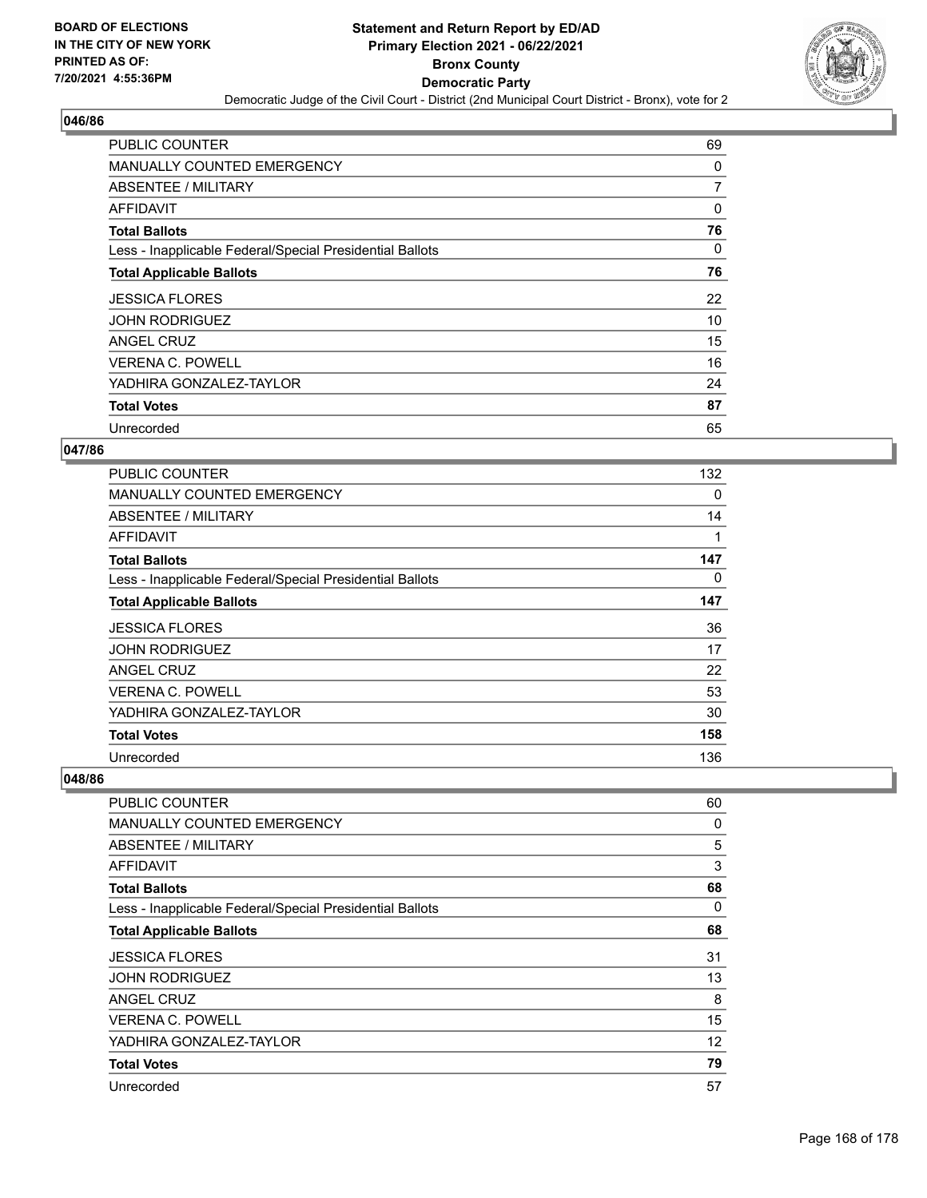## 046/86

| | |
|---|---|
| PUBLIC COUNTER | 69 |
| MANUALLY COUNTED EMERGENCY | 0 |
| ABSENTEE / MILITARY | 7 |
| AFFIDAVIT | 0 |
| **Total Ballots** | **76** |
| Less - Inapplicable Federal/Special Presidential Ballots | 0 |
| **Total Applicable Ballots** | **76** |
| JESSICA FLORES | 22 |
| JOHN RODRIGUEZ | 10 |
| ANGEL CRUZ | 15 |
| VERENA C. POWELL | 16 |
| YADHIRA GONZALEZ-TAYLOR | 24 |
| **Total Votes** | **87** |
| Unrecorded | 65 |

## 047/86

| | |
|---|---|
| PUBLIC COUNTER | 132 |
| MANUALLY COUNTED EMERGENCY | 0 |
| ABSENTEE / MILITARY | 14 |
| AFFIDAVIT | 1 |
| **Total Ballots** | **147** |
| Less - Inapplicable Federal/Special Presidential Ballots | 0 |
| **Total Applicable Ballots** | **147** |
| JESSICA FLORES | 36 |
| JOHN RODRIGUEZ | 17 |
| ANGEL CRUZ | 22 |
| VERENA C. POWELL | 53 |
| YADHIRA GONZALEZ-TAYLOR | 30 |
| **Total Votes** | **158** |
| Unrecorded | 136 |

## 048/86

| | |
|---|---|
| PUBLIC COUNTER | 60 |
| MANUALLY COUNTED EMERGENCY | 0 |
| ABSENTEE / MILITARY | 5 |
| AFFIDAVIT | 3 |
| **Total Ballots** | **68** |
| Less - Inapplicable Federal/Special Presidential Ballots | 0 |
| **Total Applicable Ballots** | **68** |
| JESSICA FLORES | 31 |
| JOHN RODRIGUEZ | 13 |
| ANGEL CRUZ | 8 |
| VERENA C. POWELL | 15 |
| YADHIRA GONZALEZ-TAYLOR | 12 |
| **Total Votes** | **79** |
| Unrecorded | 57 |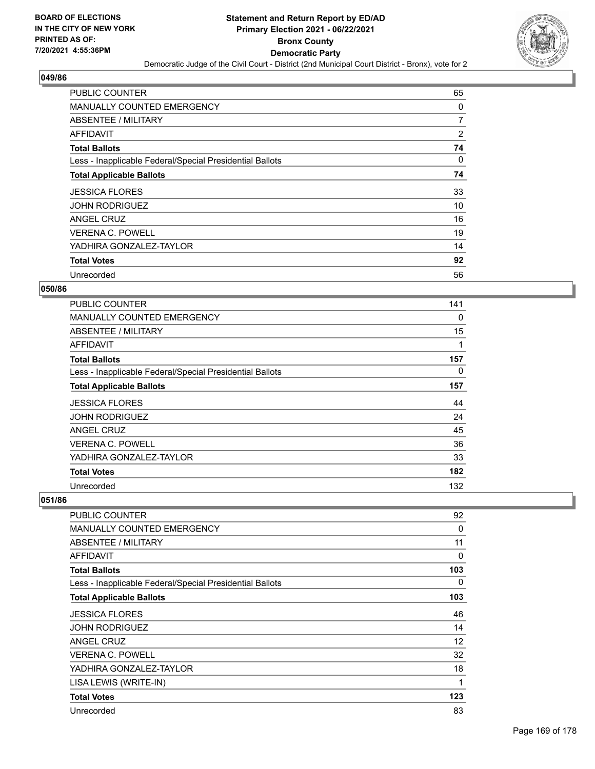## 049/86

| | |
|---|---|
| PUBLIC COUNTER | 65 |
| MANUALLY COUNTED EMERGENCY | 0 |
| ABSENTEE / MILITARY | 7 |
| AFFIDAVIT | 2 |
| **Total Ballots** | **74** |
| Less - Inapplicable Federal/Special Presidential Ballots | 0 |
| **Total Applicable Ballots** | **74** |
| JESSICA FLORES | 33 |
| JOHN RODRIGUEZ | 10 |
| ANGEL CRUZ | 16 |
| VERENA C. POWELL | 19 |
| YADHIRA GONZALEZ-TAYLOR | 14 |
| **Total Votes** | **92** |
| Unrecorded | 56 |

## 050/86

| | |
|---|---|
| PUBLIC COUNTER | 141 |
| MANUALLY COUNTED EMERGENCY | 0 |
| ABSENTEE / MILITARY | 15 |
| AFFIDAVIT | 1 |
| **Total Ballots** | **157** |
| Less - Inapplicable Federal/Special Presidential Ballots | 0 |
| **Total Applicable Ballots** | **157** |
| JESSICA FLORES | 44 |
| JOHN RODRIGUEZ | 24 |
| ANGEL CRUZ | 45 |
| VERENA C. POWELL | 36 |
| YADHIRA GONZALEZ-TAYLOR | 33 |
| **Total Votes** | **182** |
| Unrecorded | 132 |

## 051/86

| | |
|---|---|
| PUBLIC COUNTER | 92 |
| MANUALLY COUNTED EMERGENCY | 0 |
| ABSENTEE / MILITARY | 11 |
| AFFIDAVIT | 0 |
| **Total Ballots** | **103** |
| Less - Inapplicable Federal/Special Presidential Ballots | 0 |
| **Total Applicable Ballots** | **103** |
| JESSICA FLORES | 46 |
| JOHN RODRIGUEZ | 14 |
| ANGEL CRUZ | 12 |
| VERENA C. POWELL | 32 |
| YADHIRA GONZALEZ-TAYLOR | 18 |
| LISA LEWIS (WRITE-IN) | 1 |
| **Total Votes** | **123** |
| Unrecorded | 83 |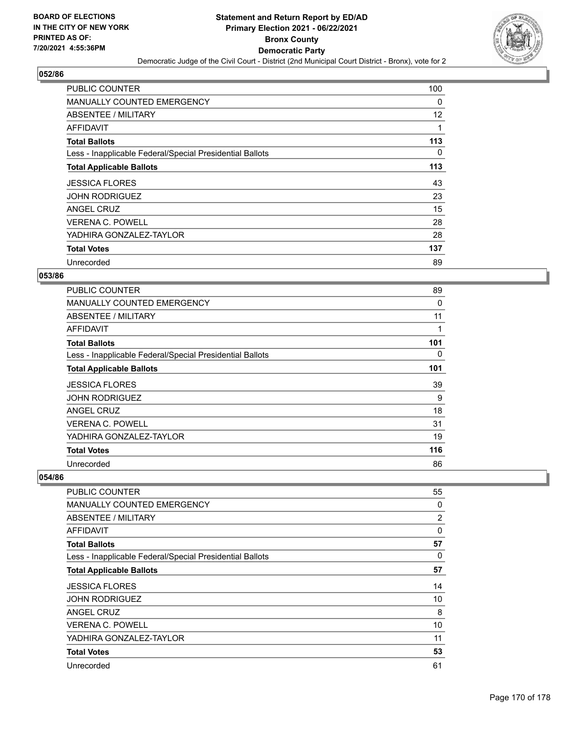**BOARD OF ELECTIONS IN THE CITY OF NEW YORK PRINTED AS OF: 7/20/2021 4:55:36PM**

# Statement and Return Report by ED/AD
## Primary Election 2021 - 06/22/2021
## Bronx County
## Democratic Party
### Democratic Judge of the Civil Court - District (2nd Municipal Court District - Bronx), vote for 2

### 052/86

| | |
|---|---|
| PUBLIC COUNTER | 100 |
| MANUALLY COUNTED EMERGENCY | 0 |
| ABSENTEE / MILITARY | 12 |
| AFFIDAVIT | 1 |
| **Total Ballots** | **113** |
| Less - Inapplicable Federal/Special Presidential Ballots | 0 |
| **Total Applicable Ballots** | **113** |
| JESSICA FLORES | 43 |
| JOHN RODRIGUEZ | 23 |
| ANGEL CRUZ | 15 |
| VERENA C. POWELL | 28 |
| YADHIRA GONZALEZ-TAYLOR | 28 |
| **Total Votes** | **137** |
| Unrecorded | 89 |

### 053/86

| | |
|---|---|
| PUBLIC COUNTER | 89 |
| MANUALLY COUNTED EMERGENCY | 0 |
| ABSENTEE / MILITARY | 11 |
| AFFIDAVIT | 1 |
| **Total Ballots** | **101** |
| Less - Inapplicable Federal/Special Presidential Ballots | 0 |
| **Total Applicable Ballots** | **101** |
| JESSICA FLORES | 39 |
| JOHN RODRIGUEZ | 9 |
| ANGEL CRUZ | 18 |
| VERENA C. POWELL | 31 |
| YADHIRA GONZALEZ-TAYLOR | 19 |
| **Total Votes** | **116** |
| Unrecorded | 86 |

### 054/86

| | |
|---|---|
| PUBLIC COUNTER | 55 |
| MANUALLY COUNTED EMERGENCY | 0 |
| ABSENTEE / MILITARY | 2 |
| AFFIDAVIT | 0 |
| **Total Ballots** | **57** |
| Less - Inapplicable Federal/Special Presidential Ballots | 0 |
| **Total Applicable Ballots** | **57** |
| JESSICA FLORES | 14 |
| JOHN RODRIGUEZ | 10 |
| ANGEL CRUZ | 8 |
| VERENA C. POWELL | 10 |
| YADHIRA GONZALEZ-TAYLOR | 11 |
| **Total Votes** | **53** |
| Unrecorded | 61 |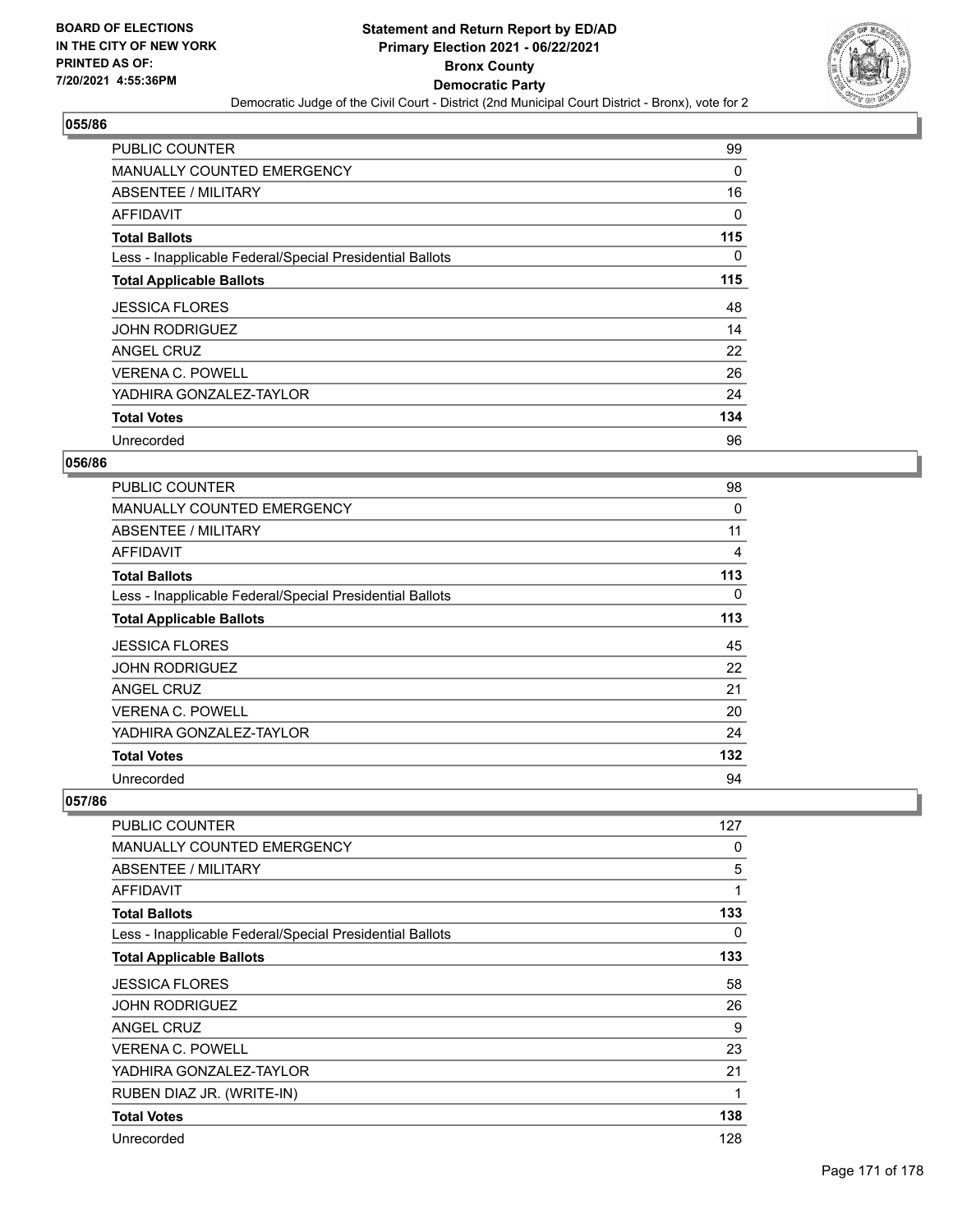**BOARD OF ELECTIONS IN THE CITY OF NEW YORK PRINTED AS OF: 7/20/2021 4:55:36PM**

# Statement and Return Report by ED/AD
## Primary Election 2021 - 06/22/2021
## Bronx County
## Democratic Party
### Democratic Judge of the Civil Court - District (2nd Municipal Court District - Bronx), vote for 2

### 055/86

| | |
|---|---|
| PUBLIC COUNTER | 99 |
| MANUALLY COUNTED EMERGENCY | 0 |
| ABSENTEE / MILITARY | 16 |
| AFFIDAVIT | 0 |
| **Total Ballots** | **115** |
| Less - Inapplicable Federal/Special Presidential Ballots | 0 |
| **Total Applicable Ballots** | **115** |
| JESSICA FLORES | 48 |
| JOHN RODRIGUEZ | 14 |
| ANGEL CRUZ | 22 |
| VERENA C. POWELL | 26 |
| YADHIRA GONZALEZ-TAYLOR | 24 |
| **Total Votes** | **134** |
| Unrecorded | 96 |

### 056/86

| | |
|---|---|
| PUBLIC COUNTER | 98 |
| MANUALLY COUNTED EMERGENCY | 0 |
| ABSENTEE / MILITARY | 11 |
| AFFIDAVIT | 4 |
| **Total Ballots** | **113** |
| Less - Inapplicable Federal/Special Presidential Ballots | 0 |
| **Total Applicable Ballots** | **113** |
| JESSICA FLORES | 45 |
| JOHN RODRIGUEZ | 22 |
| ANGEL CRUZ | 21 |
| VERENA C. POWELL | 20 |
| YADHIRA GONZALEZ-TAYLOR | 24 |
| **Total Votes** | **132** |
| Unrecorded | 94 |

### 057/86

| | |
|---|---|
| PUBLIC COUNTER | 127 |
| MANUALLY COUNTED EMERGENCY | 0 |
| ABSENTEE / MILITARY | 5 |
| AFFIDAVIT | 1 |
| **Total Ballots** | **133** |
| Less - Inapplicable Federal/Special Presidential Ballots | 0 |
| **Total Applicable Ballots** | **133** |
| JESSICA FLORES | 58 |
| JOHN RODRIGUEZ | 26 |
| ANGEL CRUZ | 9 |
| VERENA C. POWELL | 23 |
| YADHIRA GONZALEZ-TAYLOR | 21 |
| RUBEN DIAZ JR. (WRITE-IN) | 1 |
| **Total Votes** | **138** |
| Unrecorded | 128 |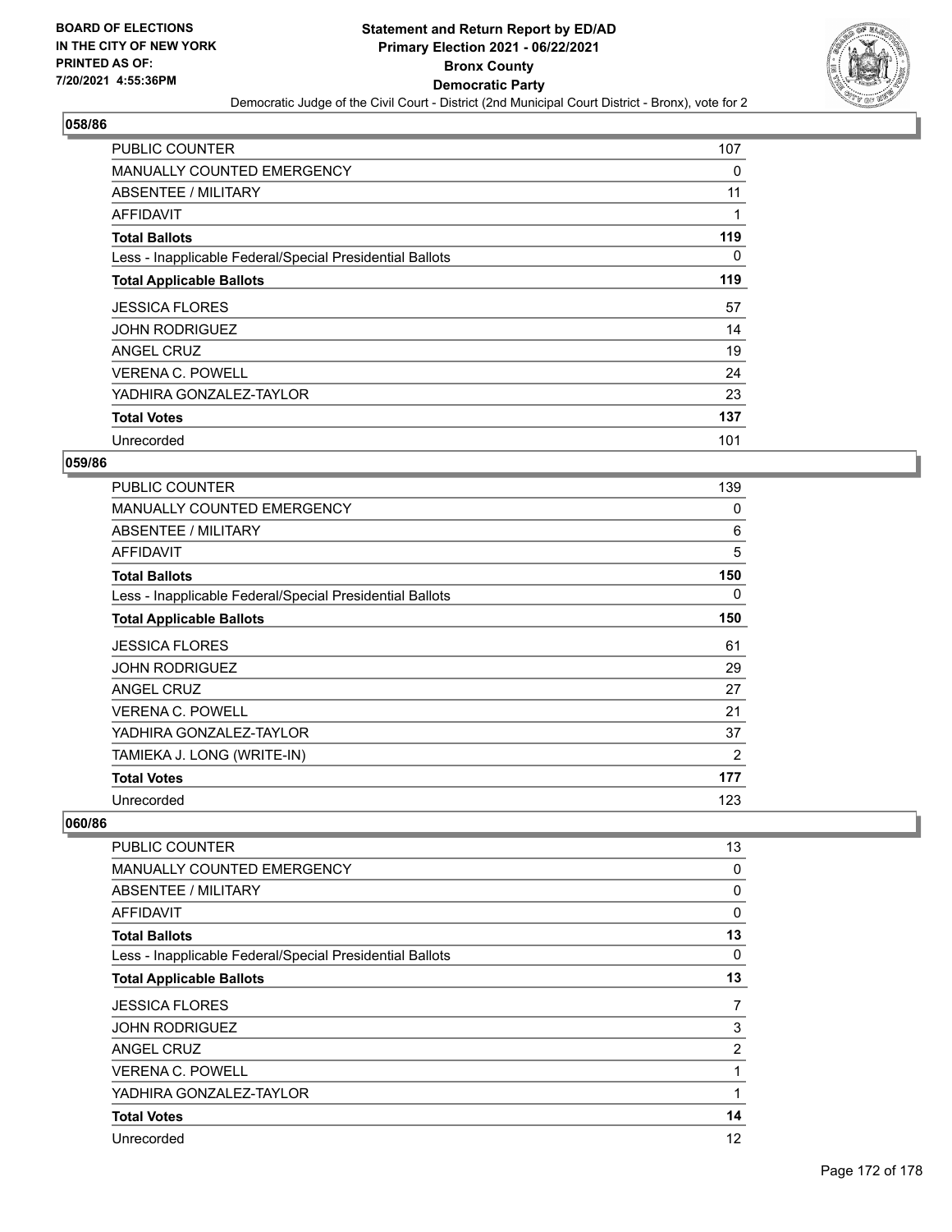# Statement and Return Report by ED/AD
## Primary Election 2021 - 06/22/2021
## Bronx County
## Democratic Party
### Democratic Judge of the Civil Court - District (2nd Municipal Court District - Bronx), vote for 2

BOARD OF ELECTIONS IN THE CITY OF NEW YORK PRINTED AS OF: 7/20/2021 4:55:36PM

### 058/86

| | |
|---|---|
| PUBLIC COUNTER | 107 |
| MANUALLY COUNTED EMERGENCY | 0 |
| ABSENTEE / MILITARY | 11 |
| AFFIDAVIT | 1 |
| **Total Ballots** | **119** |
| Less - Inapplicable Federal/Special Presidential Ballots | 0 |
| **Total Applicable Ballots** | **119** |
| JESSICA FLORES | 57 |
| JOHN RODRIGUEZ | 14 |
| ANGEL CRUZ | 19 |
| VERENA C. POWELL | 24 |
| YADHIRA GONZALEZ-TAYLOR | 23 |
| **Total Votes** | **137** |
| Unrecorded | 101 |

### 059/86

| | |
|---|---|
| PUBLIC COUNTER | 139 |
| MANUALLY COUNTED EMERGENCY | 0 |
| ABSENTEE / MILITARY | 6 |
| AFFIDAVIT | 5 |
| **Total Ballots** | **150** |
| Less - Inapplicable Federal/Special Presidential Ballots | 0 |
| **Total Applicable Ballots** | **150** |
| JESSICA FLORES | 61 |
| JOHN RODRIGUEZ | 29 |
| ANGEL CRUZ | 27 |
| VERENA C. POWELL | 21 |
| YADHIRA GONZALEZ-TAYLOR | 37 |
| TAMIEKA J. LONG (WRITE-IN) | 2 |
| **Total Votes** | **177** |
| Unrecorded | 123 |

### 060/86

| | |
|---|---|
| PUBLIC COUNTER | 13 |
| MANUALLY COUNTED EMERGENCY | 0 |
| ABSENTEE / MILITARY | 0 |
| AFFIDAVIT | 0 |
| **Total Ballots** | **13** |
| Less - Inapplicable Federal/Special Presidential Ballots | 0 |
| **Total Applicable Ballots** | **13** |
| JESSICA FLORES | 7 |
| JOHN RODRIGUEZ | 3 |
| ANGEL CRUZ | 2 |
| VERENA C. POWELL | 1 |
| YADHIRA GONZALEZ-TAYLOR | 1 |
| **Total Votes** | **14** |
| Unrecorded | 12 |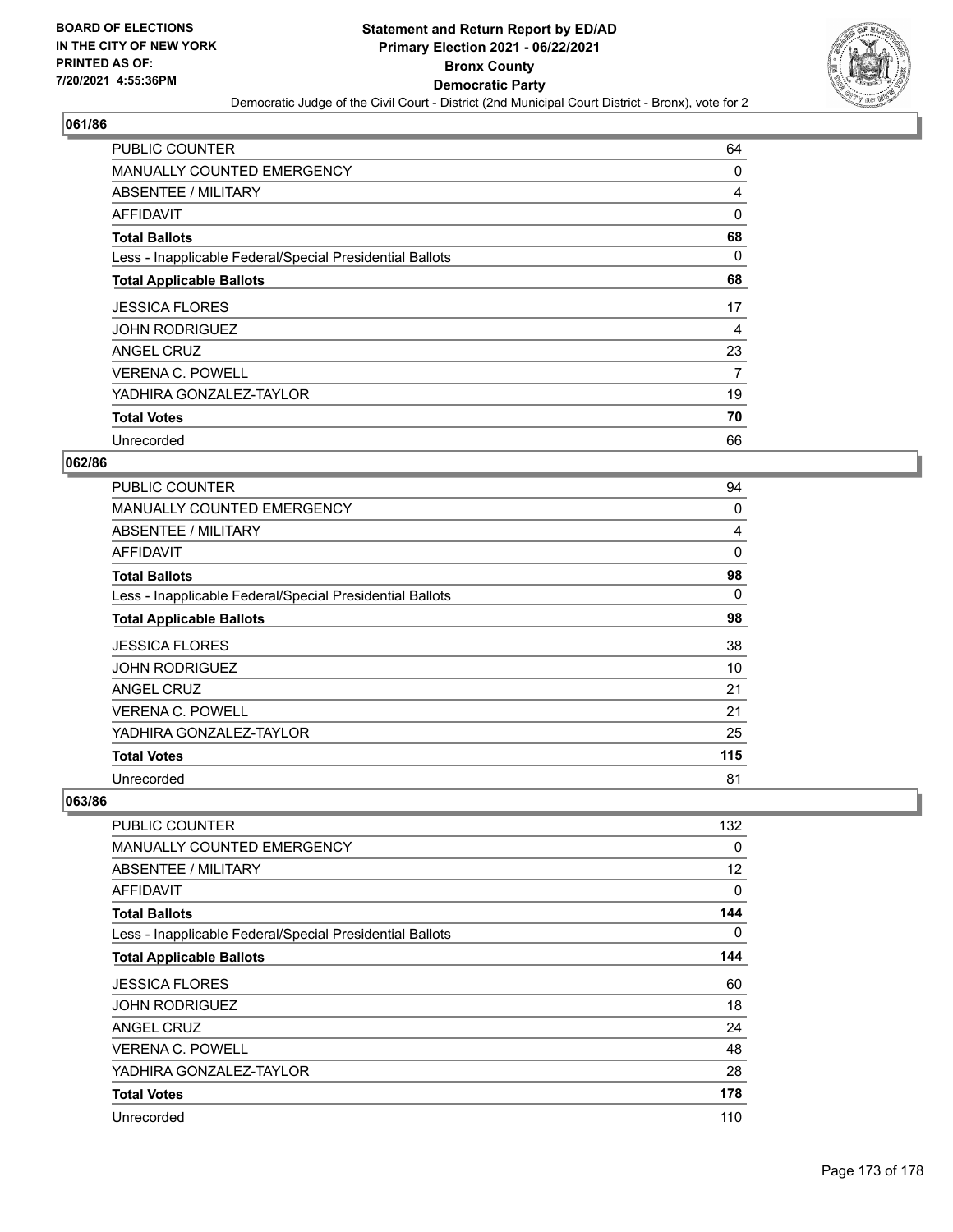**BOARD OF ELECTIONS IN THE CITY OF NEW YORK PRINTED AS OF: 7/20/2021 4:55:36PM**

# Statement and Return Report by ED/AD
## Primary Election 2021 - 06/22/2021
## Bronx County
## Democratic Party
### Democratic Judge of the Civil Court - District (2nd Municipal Court District - Bronx), vote for 2

**061/86**

| | |
|---|---|
| PUBLIC COUNTER | 64 |
| MANUALLY COUNTED EMERGENCY | 0 |
| ABSENTEE / MILITARY | 4 |
| AFFIDAVIT | 0 |
| **Total Ballots** | **68** |
| Less - Inapplicable Federal/Special Presidential Ballots | 0 |
| **Total Applicable Ballots** | **68** |
| JESSICA FLORES | 17 |
| JOHN RODRIGUEZ | 4 |
| ANGEL CRUZ | 23 |
| VERENA C. POWELL | 7 |
| YADHIRA GONZALEZ-TAYLOR | 19 |
| **Total Votes** | **70** |
| Unrecorded | 66 |

**062/86**

| | |
|---|---|
| PUBLIC COUNTER | 94 |
| MANUALLY COUNTED EMERGENCY | 0 |
| ABSENTEE / MILITARY | 4 |
| AFFIDAVIT | 0 |
| **Total Ballots** | **98** |
| Less - Inapplicable Federal/Special Presidential Ballots | 0 |
| **Total Applicable Ballots** | **98** |
| JESSICA FLORES | 38 |
| JOHN RODRIGUEZ | 10 |
| ANGEL CRUZ | 21 |
| VERENA C. POWELL | 21 |
| YADHIRA GONZALEZ-TAYLOR | 25 |
| **Total Votes** | **115** |
| Unrecorded | 81 |

**063/86**

| | |
|---|---|
| PUBLIC COUNTER | 132 |
| MANUALLY COUNTED EMERGENCY | 0 |
| ABSENTEE / MILITARY | 12 |
| AFFIDAVIT | 0 |
| **Total Ballots** | **144** |
| Less - Inapplicable Federal/Special Presidential Ballots | 0 |
| **Total Applicable Ballots** | **144** |
| JESSICA FLORES | 60 |
| JOHN RODRIGUEZ | 18 |
| ANGEL CRUZ | 24 |
| VERENA C. POWELL | 48 |
| YADHIRA GONZALEZ-TAYLOR | 28 |
| **Total Votes** | **178** |
| Unrecorded | 110 |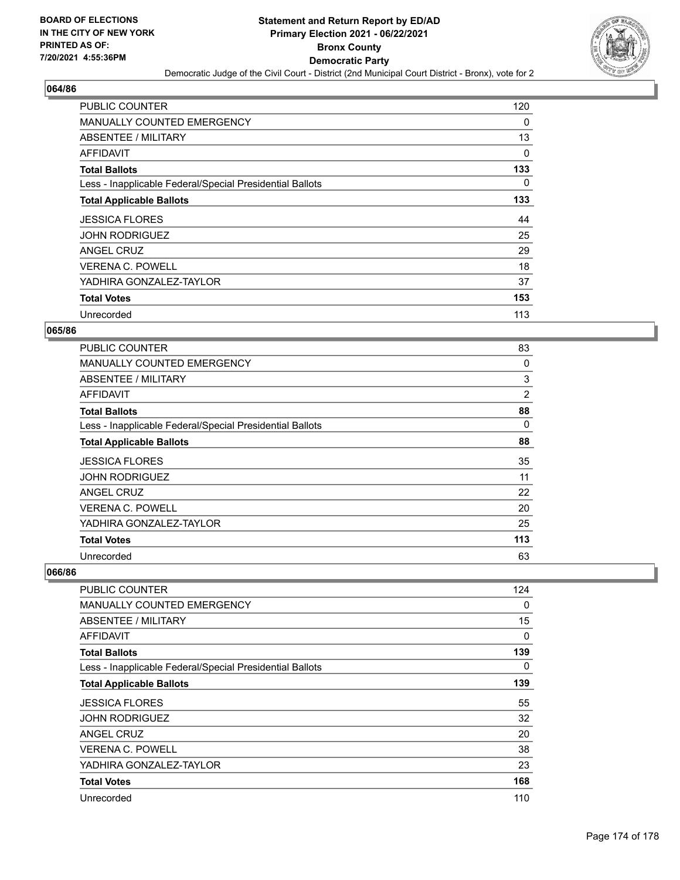## 064/86

| | |
|---|---|
| PUBLIC COUNTER | 120 |
| MANUALLY COUNTED EMERGENCY | 0 |
| ABSENTEE / MILITARY | 13 |
| AFFIDAVIT | 0 |
| **Total Ballots** | **133** |
| Less - Inapplicable Federal/Special Presidential Ballots | 0 |
| **Total Applicable Ballots** | **133** |
| JESSICA FLORES | 44 |
| JOHN RODRIGUEZ | 25 |
| ANGEL CRUZ | 29 |
| VERENA C. POWELL | 18 |
| YADHIRA GONZALEZ-TAYLOR | 37 |
| **Total Votes** | **153** |
| Unrecorded | 113 |

## 065/86

| | |
|---|---|
| PUBLIC COUNTER | 83 |
| MANUALLY COUNTED EMERGENCY | 0 |
| ABSENTEE / MILITARY | 3 |
| AFFIDAVIT | 2 |
| **Total Ballots** | **88** |
| Less - Inapplicable Federal/Special Presidential Ballots | 0 |
| **Total Applicable Ballots** | **88** |
| JESSICA FLORES | 35 |
| JOHN RODRIGUEZ | 11 |
| ANGEL CRUZ | 22 |
| VERENA C. POWELL | 20 |
| YADHIRA GONZALEZ-TAYLOR | 25 |
| **Total Votes** | **113** |
| Unrecorded | 63 |

## 066/86

| | |
|---|---|
| PUBLIC COUNTER | 124 |
| MANUALLY COUNTED EMERGENCY | 0 |
| ABSENTEE / MILITARY | 15 |
| AFFIDAVIT | 0 |
| **Total Ballots** | **139** |
| Less - Inapplicable Federal/Special Presidential Ballots | 0 |
| **Total Applicable Ballots** | **139** |
| JESSICA FLORES | 55 |
| JOHN RODRIGUEZ | 32 |
| ANGEL CRUZ | 20 |
| VERENA C. POWELL | 38 |
| YADHIRA GONZALEZ-TAYLOR | 23 |
| **Total Votes** | **168** |
| Unrecorded | 110 |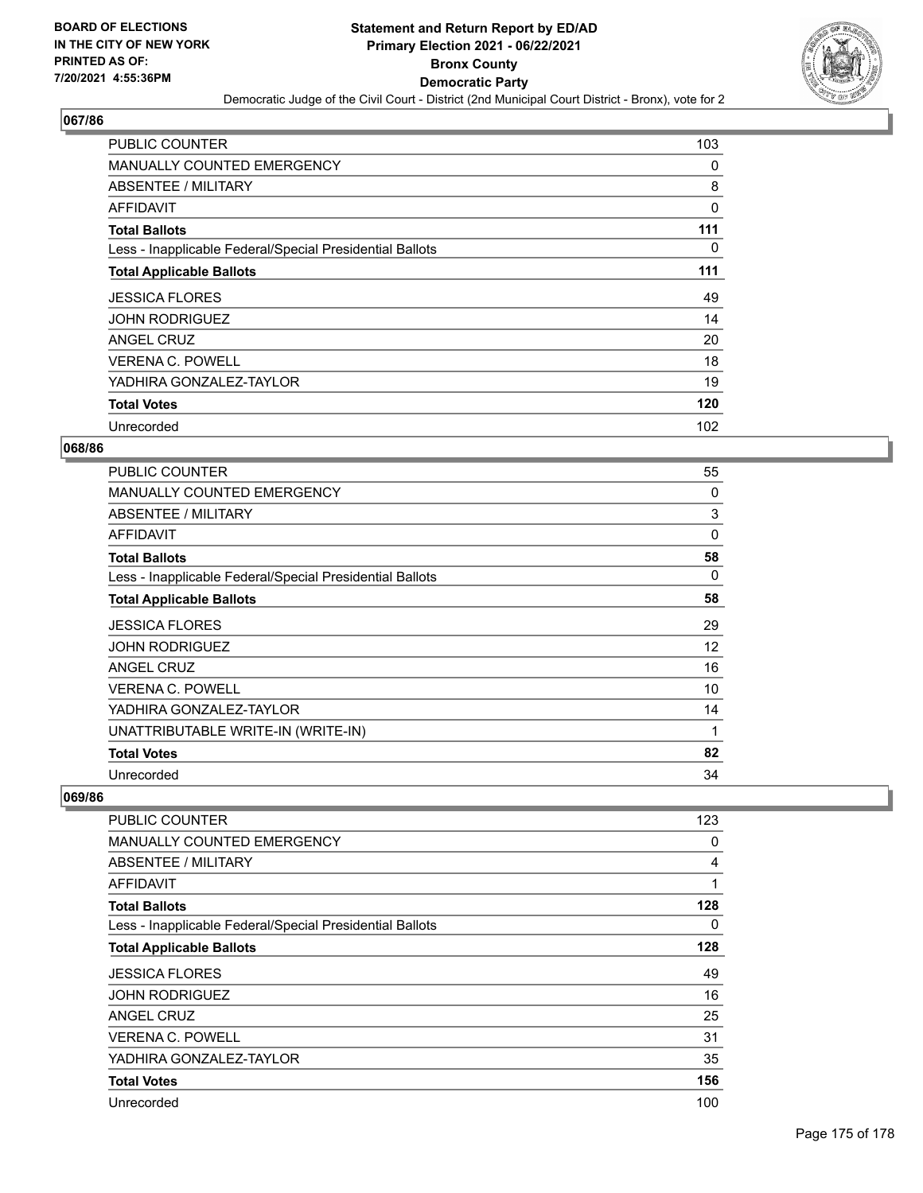**BOARD OF ELECTIONS IN THE CITY OF NEW YORK PRINTED AS OF: 7/20/2021 4:55:36PM**

# Statement and Return Report by ED/AD
## Primary Election 2021 - 06/22/2021
## Bronx County
## Democratic Party
### Democratic Judge of the Civil Court - District (2nd Municipal Court District - Bronx), vote for 2

### 067/86

| | |
|---|---|
| PUBLIC COUNTER | 103 |
| MANUALLY COUNTED EMERGENCY | 0 |
| ABSENTEE / MILITARY | 8 |
| AFFIDAVIT | 0 |
| **Total Ballots** | **111** |
| Less - Inapplicable Federal/Special Presidential Ballots | 0 |
| **Total Applicable Ballots** | **111** |
| JESSICA FLORES | 49 |
| JOHN RODRIGUEZ | 14 |
| ANGEL CRUZ | 20 |
| VERENA C. POWELL | 18 |
| YADHIRA GONZALEZ-TAYLOR | 19 |
| **Total Votes** | **120** |
| Unrecorded | 102 |

### 068/86

| | |
|---|---|
| PUBLIC COUNTER | 55 |
| MANUALLY COUNTED EMERGENCY | 0 |
| ABSENTEE / MILITARY | 3 |
| AFFIDAVIT | 0 |
| **Total Ballots** | **58** |
| Less - Inapplicable Federal/Special Presidential Ballots | 0 |
| **Total Applicable Ballots** | **58** |
| JESSICA FLORES | 29 |
| JOHN RODRIGUEZ | 12 |
| ANGEL CRUZ | 16 |
| VERENA C. POWELL | 10 |
| YADHIRA GONZALEZ-TAYLOR | 14 |
| UNATTRIBUTABLE WRITE-IN (WRITE-IN) | 1 |
| **Total Votes** | **82** |
| Unrecorded | 34 |

### 069/86

| | |
|---|---|
| PUBLIC COUNTER | 123 |
| MANUALLY COUNTED EMERGENCY | 0 |
| ABSENTEE / MILITARY | 4 |
| AFFIDAVIT | 1 |
| **Total Ballots** | **128** |
| Less - Inapplicable Federal/Special Presidential Ballots | 0 |
| **Total Applicable Ballots** | **128** |
| JESSICA FLORES | 49 |
| JOHN RODRIGUEZ | 16 |
| ANGEL CRUZ | 25 |
| VERENA C. POWELL | 31 |
| YADHIRA GONZALEZ-TAYLOR | 35 |
| **Total Votes** | **156** |
| Unrecorded | 100 |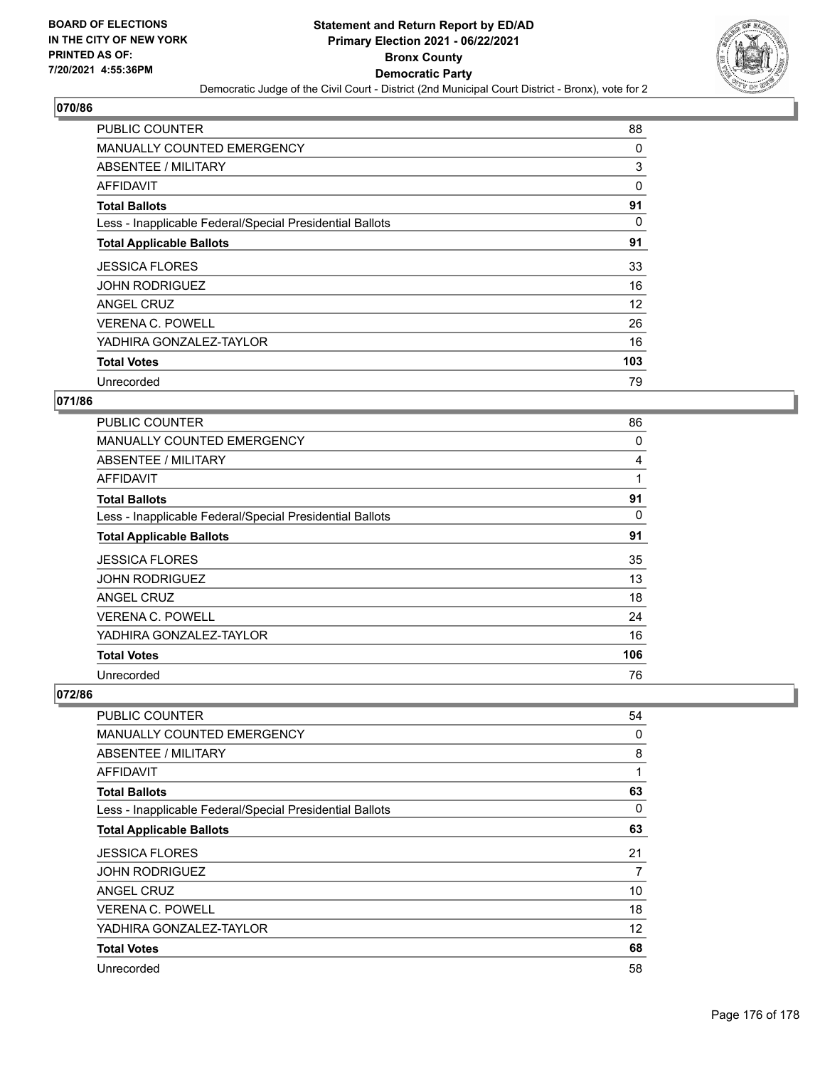**BOARD OF ELECTIONS IN THE CITY OF NEW YORK PRINTED AS OF: 7/20/2021 4:55:36PM**

# Statement and Return Report by ED/AD
## Primary Election 2021 - 06/22/2021
## Bronx County
## Democratic Party
### Democratic Judge of the Civil Court - District (2nd Municipal Court District - Bronx), vote for 2

**070/86**

| | |
|---|---|
| PUBLIC COUNTER | 88 |
| MANUALLY COUNTED EMERGENCY | 0 |
| ABSENTEE / MILITARY | 3 |
| AFFIDAVIT | 0 |
| **Total Ballots** | **91** |
| Less - Inapplicable Federal/Special Presidential Ballots | 0 |
| **Total Applicable Ballots** | **91** |
| JESSICA FLORES | 33 |
| JOHN RODRIGUEZ | 16 |
| ANGEL CRUZ | 12 |
| VERENA C. POWELL | 26 |
| YADHIRA GONZALEZ-TAYLOR | 16 |
| **Total Votes** | **103** |
| Unrecorded | 79 |

**071/86**

| | |
|---|---|
| PUBLIC COUNTER | 86 |
| MANUALLY COUNTED EMERGENCY | 0 |
| ABSENTEE / MILITARY | 4 |
| AFFIDAVIT | 1 |
| **Total Ballots** | **91** |
| Less - Inapplicable Federal/Special Presidential Ballots | 0 |
| **Total Applicable Ballots** | **91** |
| JESSICA FLORES | 35 |
| JOHN RODRIGUEZ | 13 |
| ANGEL CRUZ | 18 |
| VERENA C. POWELL | 24 |
| YADHIRA GONZALEZ-TAYLOR | 16 |
| **Total Votes** | **106** |
| Unrecorded | 76 |

**072/86**

| | |
|---|---|
| PUBLIC COUNTER | 54 |
| MANUALLY COUNTED EMERGENCY | 0 |
| ABSENTEE / MILITARY | 8 |
| AFFIDAVIT | 1 |
| **Total Ballots** | **63** |
| Less - Inapplicable Federal/Special Presidential Ballots | 0 |
| **Total Applicable Ballots** | **63** |
| JESSICA FLORES | 21 |
| JOHN RODRIGUEZ | 7 |
| ANGEL CRUZ | 10 |
| VERENA C. POWELL | 18 |
| YADHIRA GONZALEZ-TAYLOR | 12 |
| **Total Votes** | **68** |
| Unrecorded | 58 |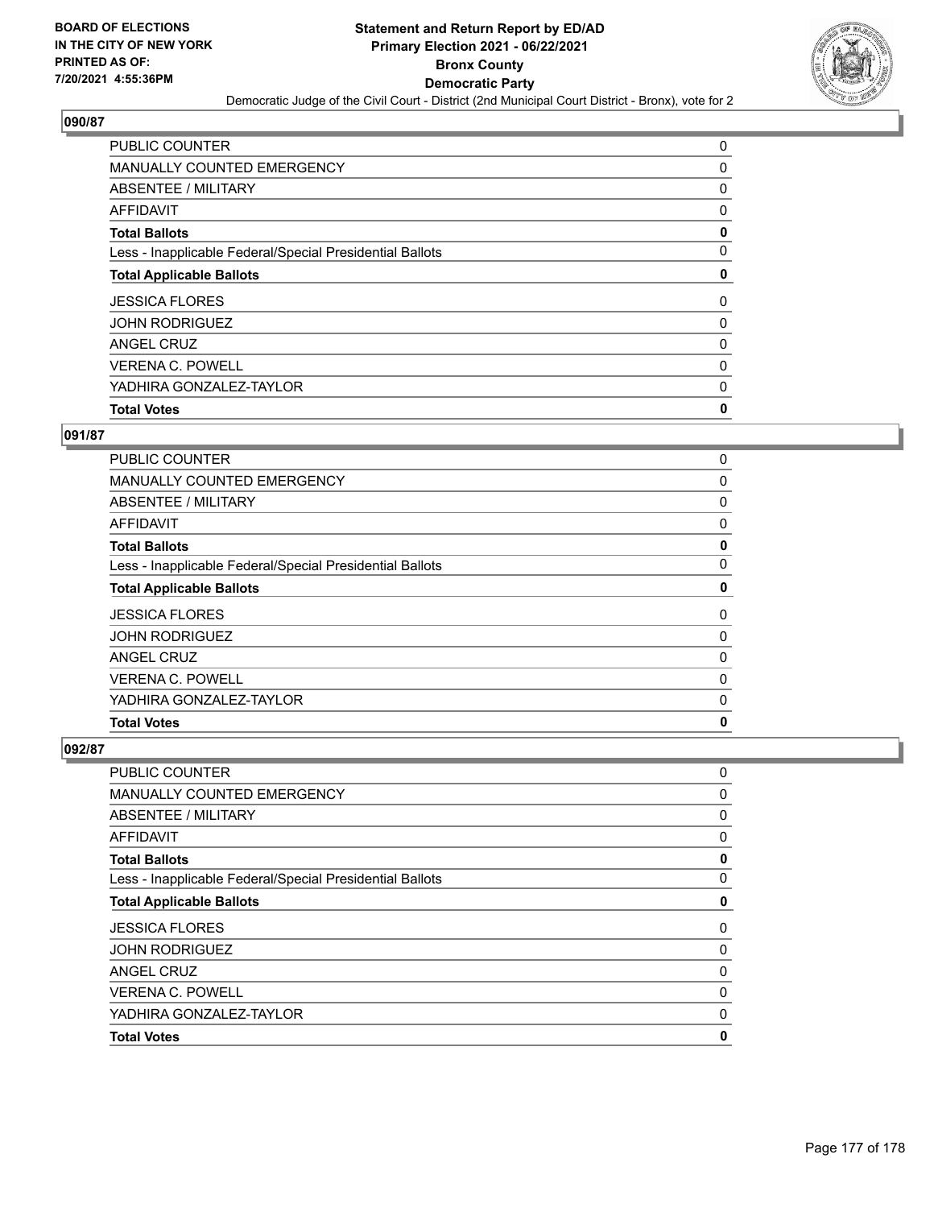## 090/87

| | |
|---|---|
| PUBLIC COUNTER | 0 |
| MANUALLY COUNTED EMERGENCY | 0 |
| ABSENTEE / MILITARY | 0 |
| AFFIDAVIT | 0 |
| **Total Ballots** | **0** |
| Less - Inapplicable Federal/Special Presidential Ballots | 0 |
| **Total Applicable Ballots** | **0** |
| JESSICA FLORES | 0 |
| JOHN RODRIGUEZ | 0 |
| ANGEL CRUZ | 0 |
| VERENA C. POWELL | 0 |
| YADHIRA GONZALEZ-TAYLOR | 0 |
| **Total Votes** | **0** |

## 091/87

| | |
|---|---|
| PUBLIC COUNTER | 0 |
| MANUALLY COUNTED EMERGENCY | 0 |
| ABSENTEE / MILITARY | 0 |
| AFFIDAVIT | 0 |
| **Total Ballots** | **0** |
| Less - Inapplicable Federal/Special Presidential Ballots | 0 |
| **Total Applicable Ballots** | **0** |
| JESSICA FLORES | 0 |
| JOHN RODRIGUEZ | 0 |
| ANGEL CRUZ | 0 |
| VERENA C. POWELL | 0 |
| YADHIRA GONZALEZ-TAYLOR | 0 |
| **Total Votes** | **0** |

## 092/87

| | |
|---|---|
| PUBLIC COUNTER | 0 |
| MANUALLY COUNTED EMERGENCY | 0 |
| ABSENTEE / MILITARY | 0 |
| AFFIDAVIT | 0 |
| **Total Ballots** | **0** |
| Less - Inapplicable Federal/Special Presidential Ballots | 0 |
| **Total Applicable Ballots** | **0** |
| JESSICA FLORES | 0 |
| JOHN RODRIGUEZ | 0 |
| ANGEL CRUZ | 0 |
| VERENA C. POWELL | 0 |
| YADHIRA GONZALEZ-TAYLOR | 0 |
| **Total Votes** | **0** |